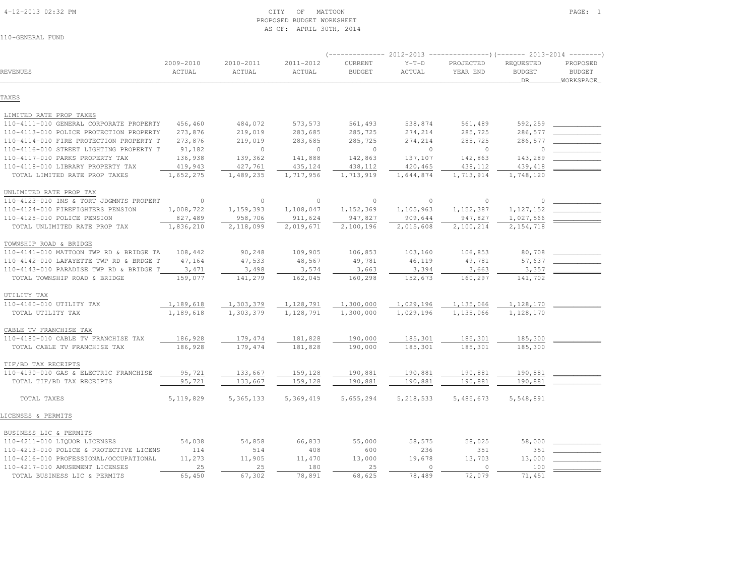CITY OF MATTOON
PROPOSED BUDGET WORKSHEET
AS OF: APRIL 30TH, 2014

110-GENERAL FUND

| REVENUES | 2009-2010 ACTUAL | 2010-2011 ACTUAL | 2011-2012 ACTUAL | 2012-2013 CURRENT BUDGET | 2012-2013 Y-T-D ACTUAL | 2012-2013 PROJECTED YEAR END | 2013-2014 REQUESTED BUDGET DR | 2013-2014 PROPOSED BUDGET WORKSPACE |
|---|---|---|---|---|---|---|---|---|
| **TAXES** | | | | | | | | |
| LIMITED RATE PROP TAXES | | | | | | | | |
| 110-4111-010 GENERAL CORPORATE PROPERTY | 456,460 | 484,072 | 573,573 | 561,493 | 538,874 | 561,489 | 592,259 | |
| 110-4113-010 POLICE PROTECTION PROPERTY | 273,876 | 219,019 | 283,685 | 285,725 | 274,214 | 285,725 | 286,577 | |
| 110-4114-010 FIRE PROTECTION PROPERTY T | 273,876 | 219,019 | 283,685 | 285,725 | 274,214 | 285,725 | 286,577 | |
| 110-4116-010 STREET LIGHTING PROPERTY T | 91,182 | 0 | 0 | 0 | 0 | 0 | 0 | |
| 110-4117-010 PARKS PROPERTY TAX | 136,938 | 139,362 | 141,888 | 142,863 | 137,107 | 142,863 | 143,289 | |
| 110-4118-010 LIBRARY PROPERTY TAX | 419,943 | 427,761 | 435,124 | 438,112 | 420,465 | 438,112 | 439,418 | |
| TOTAL LIMITED RATE PROP TAXES | 1,652,275 | 1,489,235 | 1,717,956 | 1,713,919 | 1,644,874 | 1,713,914 | 1,748,120 | |
| UNLIMITED RATE PROP TAX | | | | | | | | |
| 110-4123-010 INS & TORT JDGMNTS PROPERT | 0 | 0 | 0 | 0 | 0 | 0 | 0 | |
| 110-4124-010 FIREFIGHTERS PENSION | 1,008,722 | 1,159,393 | 1,108,047 | 1,152,369 | 1,105,963 | 1,152,387 | 1,127,152 | |
| 110-4125-010 POLICE PENSION | 827,489 | 958,706 | 911,624 | 947,827 | 909,644 | 947,827 | 1,027,566 | |
| TOTAL UNLIMITED RATE PROP TAX | 1,836,210 | 2,118,099 | 2,019,671 | 2,100,196 | 2,015,608 | 2,100,214 | 2,154,718 | |
| TOWNSHIP ROAD & BRIDGE | | | | | | | | |
| 110-4141-010 MATTOON TWP RD & BRIDGE TA | 108,442 | 90,248 | 109,905 | 106,853 | 103,160 | 106,853 | 80,708 | |
| 110-4142-010 LAFAYETTE TWP RD & BRDGE T | 47,164 | 47,533 | 48,567 | 49,781 | 46,119 | 49,781 | 57,637 | |
| 110-4143-010 PARADISE TWP RD & BRIDGE T | 3,471 | 3,498 | 3,574 | 3,663 | 3,394 | 3,663 | 3,357 | |
| TOTAL TOWNSHIP ROAD & BRIDGE | 159,077 | 141,279 | 162,045 | 160,298 | 152,673 | 160,297 | 141,702 | |
| UTILITY TAX | | | | | | | | |
| 110-4160-010 UTILITY TAX | 1,189,618 | 1,303,379 | 1,128,791 | 1,300,000 | 1,029,196 | 1,135,066 | 1,128,170 | |
| TOTAL UTILITY TAX | 1,189,618 | 1,303,379 | 1,128,791 | 1,300,000 | 1,029,196 | 1,135,066 | 1,128,170 | |
| CABLE TV FRANCHISE TAX | | | | | | | | |
| 110-4180-010 CABLE TV FRANCHISE TAX | 186,928 | 179,474 | 181,828 | 190,000 | 185,301 | 185,301 | 185,300 | |
| TOTAL CABLE TV FRANCHISE TAX | 186,928 | 179,474 | 181,828 | 190,000 | 185,301 | 185,301 | 185,300 | |
| TIF/BD TAX RECEIPTS | | | | | | | | |
| 110-4190-010 GAS & ELECTRIC FRANCHISE | 95,721 | 133,667 | 159,128 | 190,881 | 190,881 | 190,881 | 190,881 | |
| TOTAL TIF/BD TAX RECEIPTS | 95,721 | 133,667 | 159,128 | 190,881 | 190,881 | 190,881 | 190,881 | |
| TOTAL TAXES | 5,119,829 | 5,365,133 | 5,369,419 | 5,655,294 | 5,218,533 | 5,485,673 | 5,548,891 | |
| **LICENSES & PERMITS** | | | | | | | | |
| BUSINESS LIC & PERMITS | | | | | | | | |
| 110-4211-010 LIQUOR LICENSES | 54,038 | 54,858 | 66,833 | 55,000 | 58,575 | 58,025 | 58,000 | |
| 110-4213-010 POLICE & PROTECTIVE LICENS | 114 | 514 | 408 | 600 | 236 | 351 | 351 | |
| 110-4216-010 PROFESSIONAL/OCCUPATIONAL | 11,273 | 11,905 | 11,470 | 13,000 | 19,678 | 13,703 | 13,000 | |
| 110-4217-010 AMUSEMENT LICENSES | 25 | 25 | 180 | 25 | 0 | 0 | 100 | |
| TOTAL BUSINESS LIC & PERMITS | 65,450 | 67,302 | 78,891 | 68,625 | 78,489 | 72,079 | 71,451 | |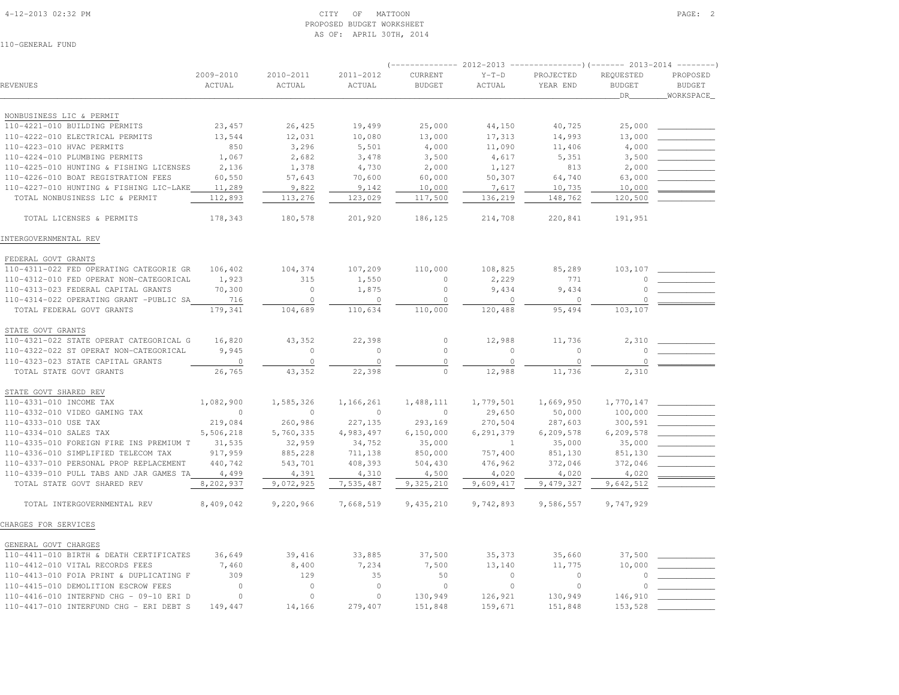CITY OF MATTOON
PROPOSED BUDGET WORKSHEET
AS OF: APRIL 30TH, 2014

110-GENERAL FUND

| REVENUES | 2009-2010 ACTUAL | 2010-2011 ACTUAL | 2011-2012 ACTUAL | 2012-2013 CURRENT BUDGET | 2012-2013 Y-T-D ACTUAL | 2012-2013 PROJECTED YEAR END | 2013-2014 REQUESTED BUDGET DR | 2013-2014 PROPOSED BUDGET WORKSPACE |
|---|---|---|---|---|---|---|---|---|
| NONBUSINESS LIC & PERMIT | | | | | | | | |
| 110-4221-010 BUILDING PERMITS | 23,457 | 26,425 | 19,499 | 25,000 | 44,150 | 40,725 | 25,000 | |
| 110-4222-010 ELECTRICAL PERMITS | 13,544 | 12,031 | 10,080 | 13,000 | 17,313 | 14,993 | 13,000 | |
| 110-4223-010 HVAC PERMITS | 850 | 3,296 | 5,501 | 4,000 | 11,090 | 11,406 | 4,000 | |
| 110-4224-010 PLUMBING PERMITS | 1,067 | 2,682 | 3,478 | 3,500 | 4,617 | 5,351 | 3,500 | |
| 110-4225-010 HUNTING & FISHING LICENSES | 2,136 | 1,378 | 4,730 | 2,000 | 1,127 | 813 | 2,000 | |
| 110-4226-010 BOAT REGISTRATION FEES | 60,550 | 57,643 | 70,600 | 60,000 | 50,307 | 64,740 | 63,000 | |
| 110-4227-010 HUNTING & FISHING LIC-LAKE | 11,289 | 9,822 | 9,142 | 10,000 | 7,617 | 10,735 | 10,000 | |
| TOTAL NONBUSINESS LIC & PERMIT | 112,893 | 113,276 | 123,029 | 117,500 | 136,219 | 148,762 | 120,500 | |
| TOTAL LICENSES & PERMITS | 178,343 | 180,578 | 201,920 | 186,125 | 214,708 | 220,841 | 191,951 | |
| INTERGOVERNMENTAL REV | | | | | | | | |
| FEDERAL GOVT GRANTS | | | | | | | | |
| 110-4311-022 FED OPERATING CATEGORIE GR | 106,402 | 104,374 | 107,209 | 110,000 | 108,825 | 85,289 | 103,107 | |
| 110-4312-010 FED OPERAT NON-CATEGORICAL | 1,923 | 315 | 1,550 | 0 | 2,229 | 771 | 0 | |
| 110-4313-023 FEDERAL CAPITAL GRANTS | 70,300 | 0 | 1,875 | 0 | 9,434 | 9,434 | 0 | |
| 110-4314-022 OPERATING GRANT -PUBLIC SA | 716 | 0 | 0 | 0 | 0 | 0 | 0 | |
| TOTAL FEDERAL GOVT GRANTS | 179,341 | 104,689 | 110,634 | 110,000 | 120,488 | 95,494 | 103,107 | |
| STATE GOVT GRANTS | | | | | | | | |
| 110-4321-022 STATE OPERAT CATEGORICAL G | 16,820 | 43,352 | 22,398 | 0 | 12,988 | 11,736 | 2,310 | |
| 110-4322-022 ST OPERAT NON-CATEGORICAL | 9,945 | 0 | 0 | 0 | 0 | 0 | 0 | |
| 110-4323-023 STATE CAPITAL GRANTS | 0 | 0 | 0 | 0 | 0 | 0 | 0 | |
| TOTAL STATE GOVT GRANTS | 26,765 | 43,352 | 22,398 | 0 | 12,988 | 11,736 | 2,310 | |
| STATE GOVT SHARED REV | | | | | | | | |
| 110-4331-010 INCOME TAX | 1,082,900 | 1,585,326 | 1,166,261 | 1,488,111 | 1,779,501 | 1,669,950 | 1,770,147 | |
| 110-4332-010 VIDEO GAMING TAX | 0 | 0 | 0 | 0 | 29,650 | 50,000 | 100,000 | |
| 110-4333-010 USE TAX | 219,084 | 260,986 | 227,135 | 293,169 | 270,504 | 287,603 | 300,591 | |
| 110-4334-010 SALES TAX | 5,506,218 | 5,760,335 | 4,983,497 | 6,150,000 | 6,291,379 | 6,209,578 | 6,209,578 | |
| 110-4335-010 FOREIGN FIRE INS PREMIUM T | 31,535 | 32,959 | 34,752 | 35,000 | 1 | 35,000 | 35,000 | |
| 110-4336-010 SIMPLIFIED TELECOM TAX | 917,959 | 885,228 | 711,138 | 850,000 | 757,400 | 851,130 | 851,130 | |
| 110-4337-010 PERSONAL PROP REPLACEMENT | 440,742 | 543,701 | 408,393 | 504,430 | 476,962 | 372,046 | 372,046 | |
| 110-4339-010 PULL TABS AND JAR GAMES TA | 4,499 | 4,391 | 4,310 | 4,500 | 4,020 | 4,020 | 4,020 | |
| TOTAL STATE GOVT SHARED REV | 8,202,937 | 9,072,925 | 7,535,487 | 9,325,210 | 9,609,417 | 9,479,327 | 9,642,512 | |
| TOTAL INTERGOVERNMENTAL REV | 8,409,042 | 9,220,966 | 7,668,519 | 9,435,210 | 9,742,893 | 9,586,557 | 9,747,929 | |
| CHARGES FOR SERVICES | | | | | | | | |
| GENERAL GOVT CHARGES | | | | | | | | |
| 110-4411-010 BIRTH & DEATH CERTIFICATES | 36,649 | 39,416 | 33,885 | 37,500 | 35,373 | 35,660 | 37,500 | |
| 110-4412-010 VITAL RECORDS FEES | 7,460 | 8,400 | 7,234 | 7,500 | 13,140 | 11,775 | 10,000 | |
| 110-4413-010 FOIA PRINT & DUPLICATING F | 309 | 129 | 35 | 50 | 0 | 0 | 0 | |
| 110-4415-010 DEMOLITION ESCROW FEES | 0 | 0 | 0 | 0 | 0 | 0 | 0 | |
| 110-4416-010 INTERFND CHG - 09-10 ERI D | 0 | 0 | 0 | 130,949 | 126,921 | 130,949 | 146,910 | |
| 110-4417-010 INTERFUND CHG - ERI DEBT S | 149,447 | 14,166 | 279,407 | 151,848 | 159,671 | 151,848 | 153,528 | |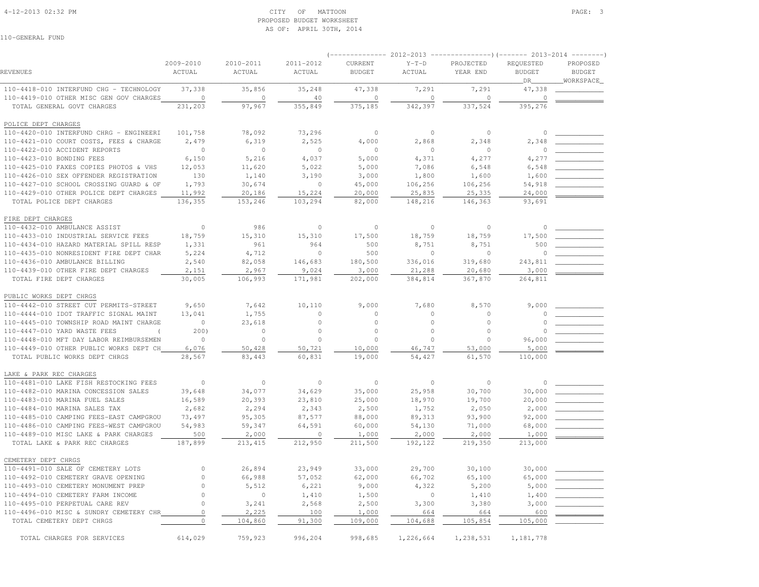CITY OF MATTOON
PROPOSED BUDGET WORKSHEET
AS OF: APRIL 30TH, 2014

110-GENERAL FUND

| REVENUES | 2009-2010 ACTUAL | 2010-2011 ACTUAL | 2011-2012 ACTUAL | 2012-2013 CURRENT BUDGET | 2012-2013 Y-T-D ACTUAL | 2012-2013 PROJECTED YEAR END | 2013-2014 REQUESTED BUDGET DR | 2013-2014 PROPOSED BUDGET WORKSPACE |
|---|---|---|---|---|---|---|---|---|
| 110-4418-010 INTERFUND CHG - TECHNOLOGY | 37,338 | 35,856 | 35,248 | 47,338 | 7,291 | 7,291 | 47,338 | |
| 110-4419-010 OTHER MISC GEN GOV CHARGES | 0 | 0 | 40 | 0 | 0 | 0 | 0 | |
| TOTAL GENERAL GOVT CHARGES | 231,203 | 97,967 | 355,849 | 375,185 | 342,397 | 337,524 | 395,276 | |
| **POLICE DEPT CHARGES** | | | | | | | | |
| 110-4420-010 INTERFUND CHRG - ENGINEERI | 101,758 | 78,092 | 73,296 | 0 | 0 | 0 | 0 | |
| 110-4421-010 COURT COSTS, FEES & CHARGE | 2,479 | 6,319 | 2,525 | 4,000 | 2,868 | 2,348 | 2,348 | |
| 110-4422-010 ACCIDENT REPORTS | 0 | 0 | 0 | 0 | 0 | 0 | 0 | |
| 110-4423-010 BONDING FEES | 6,150 | 5,216 | 4,037 | 5,000 | 4,371 | 4,277 | 4,277 | |
| 110-4425-010 FAXES COPIES PHOTOS & VHS | 12,053 | 11,620 | 5,022 | 5,000 | 7,086 | 6,548 | 6,548 | |
| 110-4426-010 SEX OFFENDER REGISTRATION | 130 | 1,140 | 3,190 | 3,000 | 1,800 | 1,600 | 1,600 | |
| 110-4427-010 SCHOOL CROSSING GUARD & OF | 1,793 | 30,674 | 0 | 45,000 | 106,256 | 106,256 | 54,918 | |
| 110-4429-010 OTHER POLICE DEPT CHARGES | 11,992 | 20,186 | 15,224 | 20,000 | 25,835 | 25,335 | 24,000 | |
| TOTAL POLICE DEPT CHARGES | 136,355 | 153,246 | 103,294 | 82,000 | 148,216 | 146,363 | 93,691 | |
| **FIRE DEPT CHARGES** | | | | | | | | |
| 110-4432-010 AMBULANCE ASSIST | 0 | 986 | 0 | 0 | 0 | 0 | 0 | |
| 110-4433-010 INDUSTRIAL SERVICE FEES | 18,759 | 15,310 | 15,310 | 17,500 | 18,759 | 18,759 | 17,500 | |
| 110-4434-010 HAZARD MATERIAL SPILL RESP | 1,331 | 961 | 964 | 500 | 8,751 | 8,751 | 500 | |
| 110-4435-010 NONRESIDENT FIRE DEPT CHAR | 5,224 | 4,712 | 0 | 500 | 0 | 0 | 0 | |
| 110-4436-010 AMBULANCE BILLING | 2,540 | 82,058 | 146,683 | 180,500 | 336,016 | 319,680 | 243,811 | |
| 110-4439-010 OTHER FIRE DEPT CHARGES | 2,151 | 2,967 | 9,024 | 3,000 | 21,288 | 20,680 | 3,000 | |
| TOTAL FIRE DEPT CHARGES | 30,005 | 106,993 | 171,981 | 202,000 | 384,814 | 367,870 | 264,811 | |
| **PUBLIC WORKS DEPT CHRGS** | | | | | | | | |
| 110-4442-010 STREET CUT PERMITS-STREET | 9,650 | 7,642 | 10,110 | 9,000 | 7,680 | 8,570 | 9,000 | |
| 110-4444-010 IDOT TRAFFIC SIGNAL MAINT | 13,041 | 1,755 | 0 | 0 | 0 | 0 | 0 | |
| 110-4445-010 TOWNSHIP ROAD MAINT CHARGE | 0 | 23,618 | 0 | 0 | 0 | 0 | 0 | |
| 110-4447-010 YARD WASTE FEES | ( 200) | 0 | 0 | 0 | 0 | 0 | 0 | |
| 110-4448-010 MFT DAY LABOR REIMBURSEMEN | 0 | 0 | 0 | 0 | 0 | 0 | 96,000 | |
| 110-4449-010 OTHER PUBLIC WORKS DEPT CH | 6,076 | 50,428 | 50,721 | 10,000 | 46,747 | 53,000 | 5,000 | |
| TOTAL PUBLIC WORKS DEPT CHRGS | 28,567 | 83,443 | 60,831 | 19,000 | 54,427 | 61,570 | 110,000 | |
| **LAKE & PARK REC CHARGES** | | | | | | | | |
| 110-4481-010 LAKE FISH RESTOCKING FEES | 0 | 0 | 0 | 0 | 0 | 0 | 0 | |
| 110-4482-010 MARINA CONCESSION SALES | 39,648 | 34,077 | 34,629 | 35,000 | 25,958 | 30,700 | 30,000 | |
| 110-4483-010 MARINA FUEL SALES | 16,589 | 20,393 | 23,810 | 25,000 | 18,970 | 19,700 | 20,000 | |
| 110-4484-010 MARINA SALES TAX | 2,682 | 2,294 | 2,343 | 2,500 | 1,752 | 2,050 | 2,000 | |
| 110-4485-010 CAMPING FEES-EAST CAMPGROU | 73,497 | 95,305 | 87,577 | 88,000 | 89,313 | 93,900 | 92,000 | |
| 110-4486-010 CAMPING FEES-WEST CAMPGROU | 54,983 | 59,347 | 64,591 | 60,000 | 54,130 | 71,000 | 68,000 | |
| 110-4489-010 MISC LAKE & PARK CHARGES | 500 | 2,000 | 0 | 1,000 | 2,000 | 2,000 | 1,000 | |
| TOTAL LAKE & PARK REC CHARGES | 187,899 | 213,415 | 212,950 | 211,500 | 192,122 | 219,350 | 213,000 | |
| **CEMETERY DEPT CHRGS** | | | | | | | | |
| 110-4491-010 SALE OF CEMETERY LOTS | 0 | 26,894 | 23,949 | 33,000 | 29,700 | 30,100 | 30,000 | |
| 110-4492-010 CEMETERY GRAVE OPENING | 0 | 66,988 | 57,052 | 62,000 | 66,702 | 65,100 | 65,000 | |
| 110-4493-010 CEMETERY MONUMENT PREP | 0 | 5,512 | 6,221 | 9,000 | 4,322 | 5,200 | 5,000 | |
| 110-4494-010 CEMETERY FARM INCOME | 0 | 0 | 1,410 | 1,500 | 0 | 1,410 | 1,400 | |
| 110-4495-010 PERPETUAL CARE REV | 0 | 3,241 | 2,568 | 2,500 | 3,300 | 3,380 | 3,000 | |
| 110-4496-010 MISC & SUNDRY CEMETERY CHR | 0 | 2,225 | 100 | 1,000 | 664 | 664 | 600 | |
| TOTAL CEMETERY DEPT CHRGS | 0 | 104,860 | 91,300 | 109,000 | 104,688 | 105,854 | 105,000 | |
| TOTAL CHARGES FOR SERVICES | 614,029 | 759,923 | 996,204 | 998,685 | 1,226,664 | 1,238,531 | 1,181,778 | |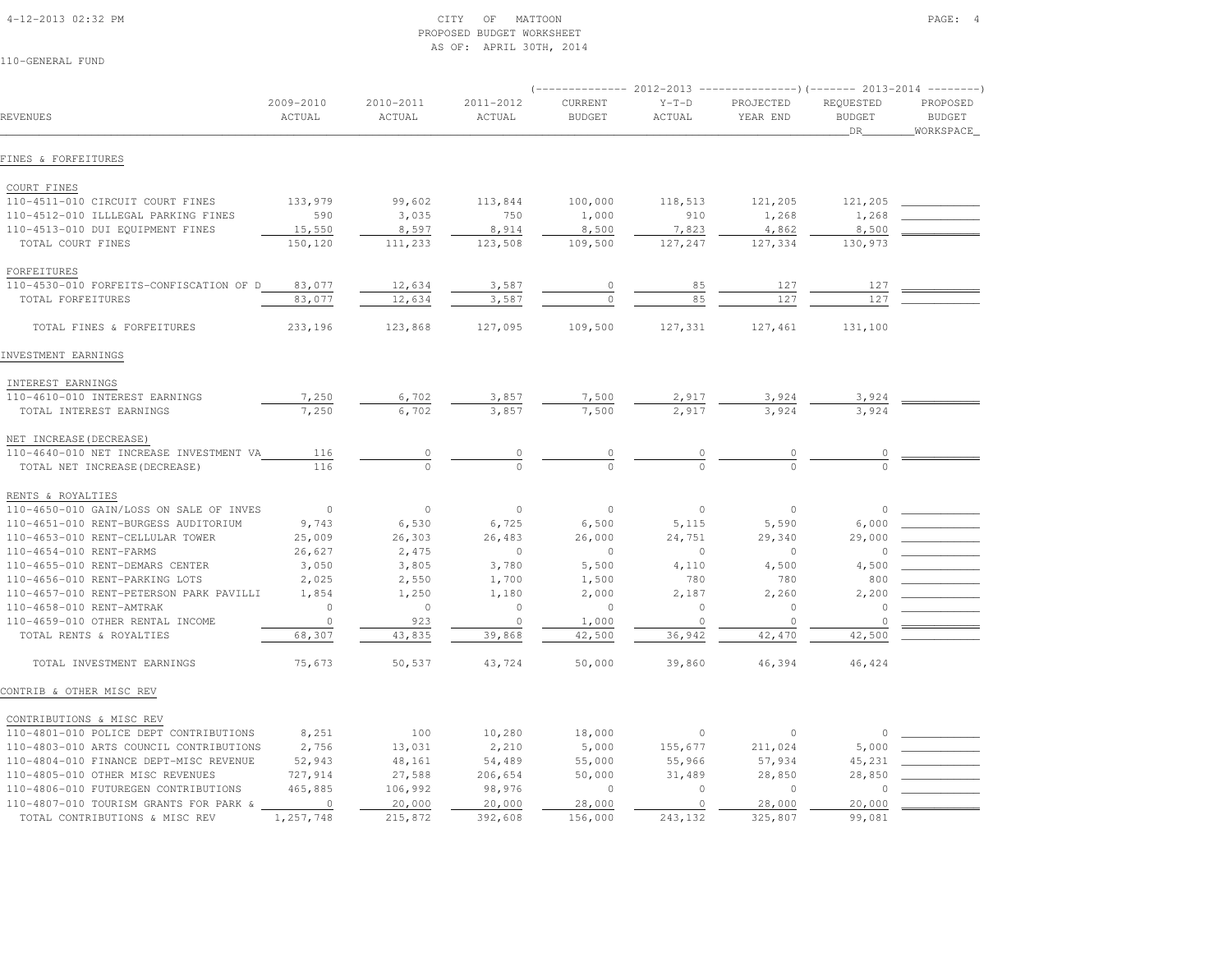CITY OF MATTOON
PROPOSED BUDGET WORKSHEET
AS OF: APRIL 30TH, 2014

110-GENERAL FUND

| REVENUES | 2009-2010 ACTUAL | 2010-2011 ACTUAL | 2011-2012 ACTUAL | 2012-2013 CURRENT BUDGET | 2012-2013 Y-T-D ACTUAL | 2012-2013 PROJECTED YEAR END | 2013-2014 REQUESTED BUDGET DR | 2013-2014 PROPOSED BUDGET WORKSPACE |
|---|---|---|---|---|---|---|---|---|
| **FINES & FORFEITURES** | | | | | | | | |
| COURT FINES | | | | | | | | |
| 110-4511-010 CIRCUIT COURT FINES | 133,979 | 99,602 | 113,844 | 100,000 | 118,513 | 121,205 | 121,205 | |
| 110-4512-010 ILLLEGAL PARKING FINES | 590 | 3,035 | 750 | 1,000 | 910 | 1,268 | 1,268 | |
| 110-4513-010 DUI EQUIPMENT FINES | 15,550 | 8,597 | 8,914 | 8,500 | 7,823 | 4,862 | 8,500 | |
| TOTAL COURT FINES | 150,120 | 111,233 | 123,508 | 109,500 | 127,247 | 127,334 | 130,973 | |
| FORFEITURES | | | | | | | | |
| 110-4530-010 FORFEITS-CONFISCATION OF D | 83,077 | 12,634 | 3,587 | 0 | 85 | 127 | 127 | |
| TOTAL FORFEITURES | 83,077 | 12,634 | 3,587 | 0 | 85 | 127 | 127 | |
| TOTAL FINES & FORFEITURES | 233,196 | 123,868 | 127,095 | 109,500 | 127,331 | 127,461 | 131,100 | |
| **INVESTMENT EARNINGS** | | | | | | | | |
| INTEREST EARNINGS | | | | | | | | |
| 110-4610-010 INTEREST EARNINGS | 7,250 | 6,702 | 3,857 | 7,500 | 2,917 | 3,924 | 3,924 | |
| TOTAL INTEREST EARNINGS | 7,250 | 6,702 | 3,857 | 7,500 | 2,917 | 3,924 | 3,924 | |
| NET INCREASE(DECREASE) | | | | | | | | |
| 110-4640-010 NET INCREASE INVESTMENT VA | 116 | 0 | 0 | 0 | 0 | 0 | 0 | |
| TOTAL NET INCREASE(DECREASE) | 116 | 0 | 0 | 0 | 0 | 0 | 0 | |
| RENTS & ROYALTIES | | | | | | | | |
| 110-4650-010 GAIN/LOSS ON SALE OF INVES | 0 | 0 | 0 | 0 | 0 | 0 | 0 | |
| 110-4651-010 RENT-BURGESS AUDITORIUM | 9,743 | 6,530 | 6,725 | 6,500 | 5,115 | 5,590 | 6,000 | |
| 110-4653-010 RENT-CELLULAR TOWER | 25,009 | 26,303 | 26,483 | 26,000 | 24,751 | 29,340 | 29,000 | |
| 110-4654-010 RENT-FARMS | 26,627 | 2,475 | 0 | 0 | 0 | 0 | 0 | |
| 110-4655-010 RENT-DEMARS CENTER | 3,050 | 3,805 | 3,780 | 5,500 | 4,110 | 4,500 | 4,500 | |
| 110-4656-010 RENT-PARKING LOTS | 2,025 | 2,550 | 1,700 | 1,500 | 780 | 780 | 800 | |
| 110-4657-010 RENT-PETERSON PARK PAVILLI | 1,854 | 1,250 | 1,180 | 2,000 | 2,187 | 2,260 | 2,200 | |
| 110-4658-010 RENT-AMTRAK | 0 | 0 | 0 | 0 | 0 | 0 | 0 | |
| 110-4659-010 OTHER RENTAL INCOME | 0 | 923 | 0 | 1,000 | 0 | 0 | 0 | |
| TOTAL RENTS & ROYALTIES | 68,307 | 43,835 | 39,868 | 42,500 | 36,942 | 42,470 | 42,500 | |
| TOTAL INVESTMENT EARNINGS | 75,673 | 50,537 | 43,724 | 50,000 | 39,860 | 46,394 | 46,424 | |
| **CONTRIB & OTHER MISC REV** | | | | | | | | |
| CONTRIBUTIONS & MISC REV | | | | | | | | |
| 110-4801-010 POLICE DEPT CONTRIBUTIONS | 8,251 | 100 | 10,280 | 18,000 | 0 | 0 | 0 | |
| 110-4803-010 ARTS COUNCIL CONTRIBUTIONS | 2,756 | 13,031 | 2,210 | 5,000 | 155,677 | 211,024 | 5,000 | |
| 110-4804-010 FINANCE DEPT-MISC REVENUE | 52,943 | 48,161 | 54,489 | 55,000 | 55,966 | 57,934 | 45,231 | |
| 110-4805-010 OTHER MISC REVENUES | 727,914 | 27,588 | 206,654 | 50,000 | 31,489 | 28,850 | 28,850 | |
| 110-4806-010 FUTUREGEN CONTRIBUTIONS | 465,885 | 106,992 | 98,976 | 0 | 0 | 0 | 0 | |
| 110-4807-010 TOURISM GRANTS FOR PARK & | 0 | 20,000 | 20,000 | 28,000 | 0 | 28,000 | 20,000 | |
| TOTAL CONTRIBUTIONS & MISC REV | 1,257,748 | 215,872 | 392,608 | 156,000 | 243,132 | 325,807 | 99,081 | |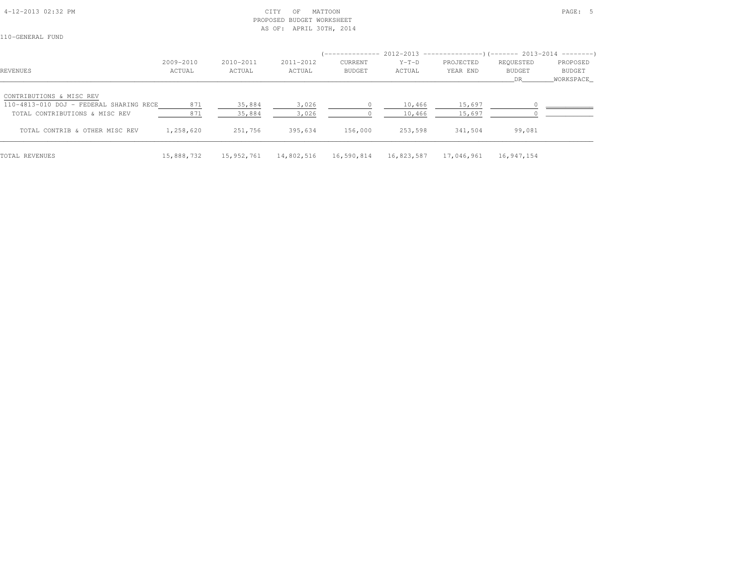CITY OF MATTOON
PROPOSED BUDGET WORKSHEET
AS OF: APRIL 30TH, 2014

110-GENERAL FUND

| REVENUES | 2009-2010 ACTUAL | 2010-2011 ACTUAL | 2011-2012 ACTUAL | 2012-2013 CURRENT BUDGET | 2012-2013 Y-T-D ACTUAL | 2012-2013 PROJECTED YEAR END | 2013-2014 REQUESTED BUDGET DR | 2013-2014 PROPOSED BUDGET WORKSPACE |
|---|---|---|---|---|---|---|---|---|
| CONTRIBUTIONS & MISC REV | | | | | | | | |
| 110-4813-010 DOJ - FEDERAL SHARING RECE | 871 | 35,884 | 3,026 | 0 | 10,466 | 15,697 | 0 | |
| TOTAL CONTRIBUTIONS & MISC REV | 871 | 35,884 | 3,026 | 0 | 10,466 | 15,697 | 0 | |
| TOTAL CONTRIB & OTHER MISC REV | 1,258,620 | 251,756 | 395,634 | 156,000 | 253,598 | 341,504 | 99,081 | |
| TOTAL REVENUES | 15,888,732 | 15,952,761 | 14,802,516 | 16,590,814 | 16,823,587 | 17,046,961 | 16,947,154 | |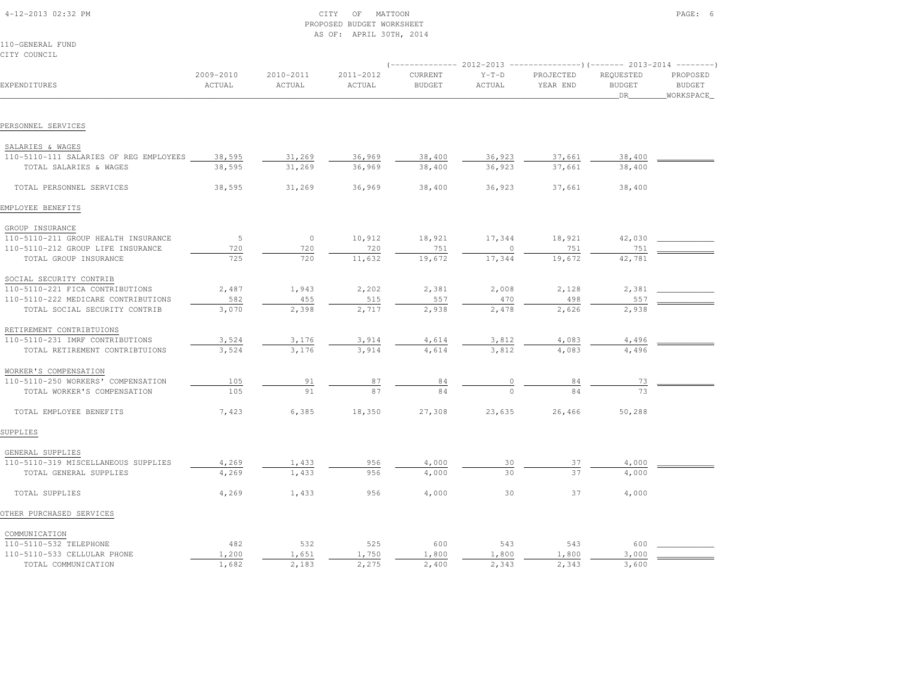CITY OF MATTOON
PROPOSED BUDGET WORKSHEET
AS OF: APRIL 30TH, 2014

110-GENERAL FUND
CITY COUNCIL

| EXPENDITURES | 2009-2010 ACTUAL | 2010-2011 ACTUAL | 2011-2012 ACTUAL | 2012-2013 CURRENT BUDGET | 2012-2013 Y-T-D ACTUAL | 2012-2013 PROJECTED YEAR END | 2013-2014 REQUESTED BUDGET DR | 2013-2014 PROPOSED BUDGET WORKSPACE |
|---|---|---|---|---|---|---|---|---|
| PERSONNEL SERVICES | | | | | | | | |
| SALARIES & WAGES | | | | | | | | |
| 110-5110-111 SALARIES OF REG EMPLOYEES | 38,595 | 31,269 | 36,969 | 38,400 | 36,923 | 37,661 | 38,400 | |
| TOTAL SALARIES & WAGES | 38,595 | 31,269 | 36,969 | 38,400 | 36,923 | 37,661 | 38,400 | |
| TOTAL PERSONNEL SERVICES | 38,595 | 31,269 | 36,969 | 38,400 | 36,923 | 37,661 | 38,400 | |
| EMPLOYEE BENEFITS | | | | | | | | |
| GROUP INSURANCE | | | | | | | | |
| 110-5110-211 GROUP HEALTH INSURANCE | 5 | 0 | 10,912 | 18,921 | 17,344 | 18,921 | 42,030 | |
| 110-5110-212 GROUP LIFE INSURANCE | 720 | 720 | 720 | 751 | 0 | 751 | 751 | |
| TOTAL GROUP INSURANCE | 725 | 720 | 11,632 | 19,672 | 17,344 | 19,672 | 42,781 | |
| SOCIAL SECURITY CONTRIB | | | | | | | | |
| 110-5110-221 FICA CONTRIBUTIONS | 2,487 | 1,943 | 2,202 | 2,381 | 2,008 | 2,128 | 2,381 | |
| 110-5110-222 MEDICARE CONTRIBUTIONS | 582 | 455 | 515 | 557 | 470 | 498 | 557 | |
| TOTAL SOCIAL SECURITY CONTRIB | 3,070 | 2,398 | 2,717 | 2,938 | 2,478 | 2,626 | 2,938 | |
| RETIREMENT CONTRIBTUIONS | | | | | | | | |
| 110-5110-231 IMRF CONTRIBUTIONS | 3,524 | 3,176 | 3,914 | 4,614 | 3,812 | 4,083 | 4,496 | |
| TOTAL RETIREMENT CONTRIBTUIONS | 3,524 | 3,176 | 3,914 | 4,614 | 3,812 | 4,083 | 4,496 | |
| WORKER'S COMPENSATION | | | | | | | | |
| 110-5110-250 WORKERS' COMPENSATION | 105 | 91 | 87 | 84 | 0 | 84 | 73 | |
| TOTAL WORKER'S COMPENSATION | 105 | 91 | 87 | 84 | 0 | 84 | 73 | |
| TOTAL EMPLOYEE BENEFITS | 7,423 | 6,385 | 18,350 | 27,308 | 23,635 | 26,466 | 50,288 | |
| SUPPLIES | | | | | | | | |
| GENERAL SUPPLIES | | | | | | | | |
| 110-5110-319 MISCELLANEOUS SUPPLIES | 4,269 | 1,433 | 956 | 4,000 | 30 | 37 | 4,000 | |
| TOTAL GENERAL SUPPLIES | 4,269 | 1,433 | 956 | 4,000 | 30 | 37 | 4,000 | |
| TOTAL SUPPLIES | 4,269 | 1,433 | 956 | 4,000 | 30 | 37 | 4,000 | |
| OTHER PURCHASED SERVICES | | | | | | | | |
| COMMUNICATION | | | | | | | | |
| 110-5110-532 TELEPHONE | 482 | 532 | 525 | 600 | 543 | 543 | 600 | |
| 110-5110-533 CELLULAR PHONE | 1,200 | 1,651 | 1,750 | 1,800 | 1,800 | 1,800 | 3,000 | |
| TOTAL COMMUNICATION | 1,682 | 2,183 | 2,275 | 2,400 | 2,343 | 2,343 | 3,600 | |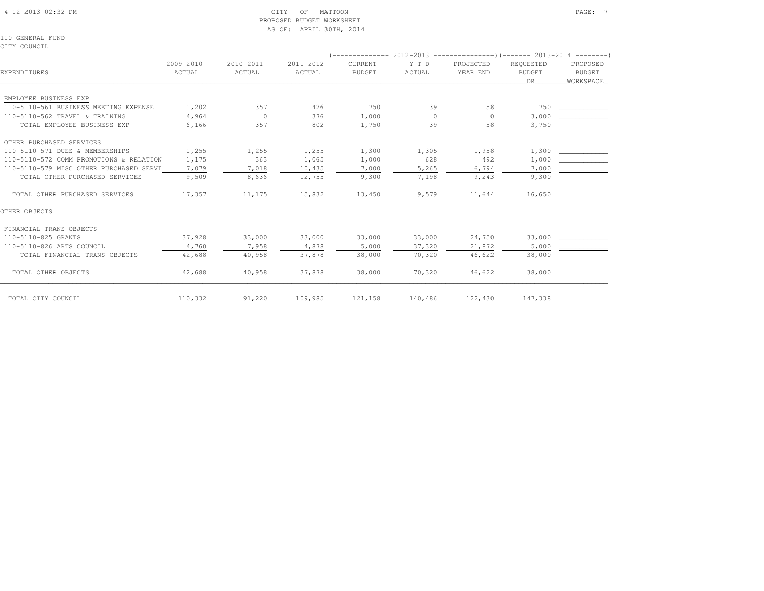CITY OF MATTOON
PROPOSED BUDGET WORKSHEET
AS OF: APRIL 30TH, 2014

110-GENERAL FUND
CITY COUNCIL

| EXPENDITURES | 2009-2010 ACTUAL | 2010-2011 ACTUAL | 2011-2012 ACTUAL | 2012-2013 CURRENT BUDGET | 2012-2013 Y-T-D ACTUAL | 2012-2013 PROJECTED YEAR END | 2013-2014 REQUESTED BUDGET DR | 2013-2014 PROPOSED BUDGET WORKSPACE |
|---|---|---|---|---|---|---|---|---|
| EMPLOYEE BUSINESS EXP | | | | | | | | |
| 110-5110-561 BUSINESS MEETING EXPENSE | 1,202 | 357 | 426 | 750 | 39 | 58 | 750 | |
| 110-5110-562 TRAVEL & TRAINING | 4,964 | 0 | 376 | 1,000 | 0 | 0 | 3,000 | |
| TOTAL EMPLOYEE BUSINESS EXP | 6,166 | 357 | 802 | 1,750 | 39 | 58 | 3,750 | |
| OTHER PURCHASED SERVICES | | | | | | | | |
| 110-5110-571 DUES & MEMBERSHIPS | 1,255 | 1,255 | 1,255 | 1,300 | 1,305 | 1,958 | 1,300 | |
| 110-5110-572 COMM PROMOTIONS & RELATION | 1,175 | 363 | 1,065 | 1,000 | 628 | 492 | 1,000 | |
| 110-5110-579 MISC OTHER PURCHASED SERVI | 7,079 | 7,018 | 10,435 | 7,000 | 5,265 | 6,794 | 7,000 | |
| TOTAL OTHER PURCHASED SERVICES | 9,509 | 8,636 | 12,755 | 9,300 | 7,198 | 9,243 | 9,300 | |
| TOTAL OTHER PURCHASED SERVICES | 17,357 | 11,175 | 15,832 | 13,450 | 9,579 | 11,644 | 16,650 | |
| OTHER OBJECTS | | | | | | | | |
| FINANCIAL TRANS OBJECTS | | | | | | | | |
| 110-5110-825 GRANTS | 37,928 | 33,000 | 33,000 | 33,000 | 33,000 | 24,750 | 33,000 | |
| 110-5110-826 ARTS COUNCIL | 4,760 | 7,958 | 4,878 | 5,000 | 37,320 | 21,872 | 5,000 | |
| TOTAL FINANCIAL TRANS OBJECTS | 42,688 | 40,958 | 37,878 | 38,000 | 70,320 | 46,622 | 38,000 | |
| TOTAL OTHER OBJECTS | 42,688 | 40,958 | 37,878 | 38,000 | 70,320 | 46,622 | 38,000 | |
| TOTAL CITY COUNCIL | 110,332 | 91,220 | 109,985 | 121,158 | 140,486 | 122,430 | 147,338 | |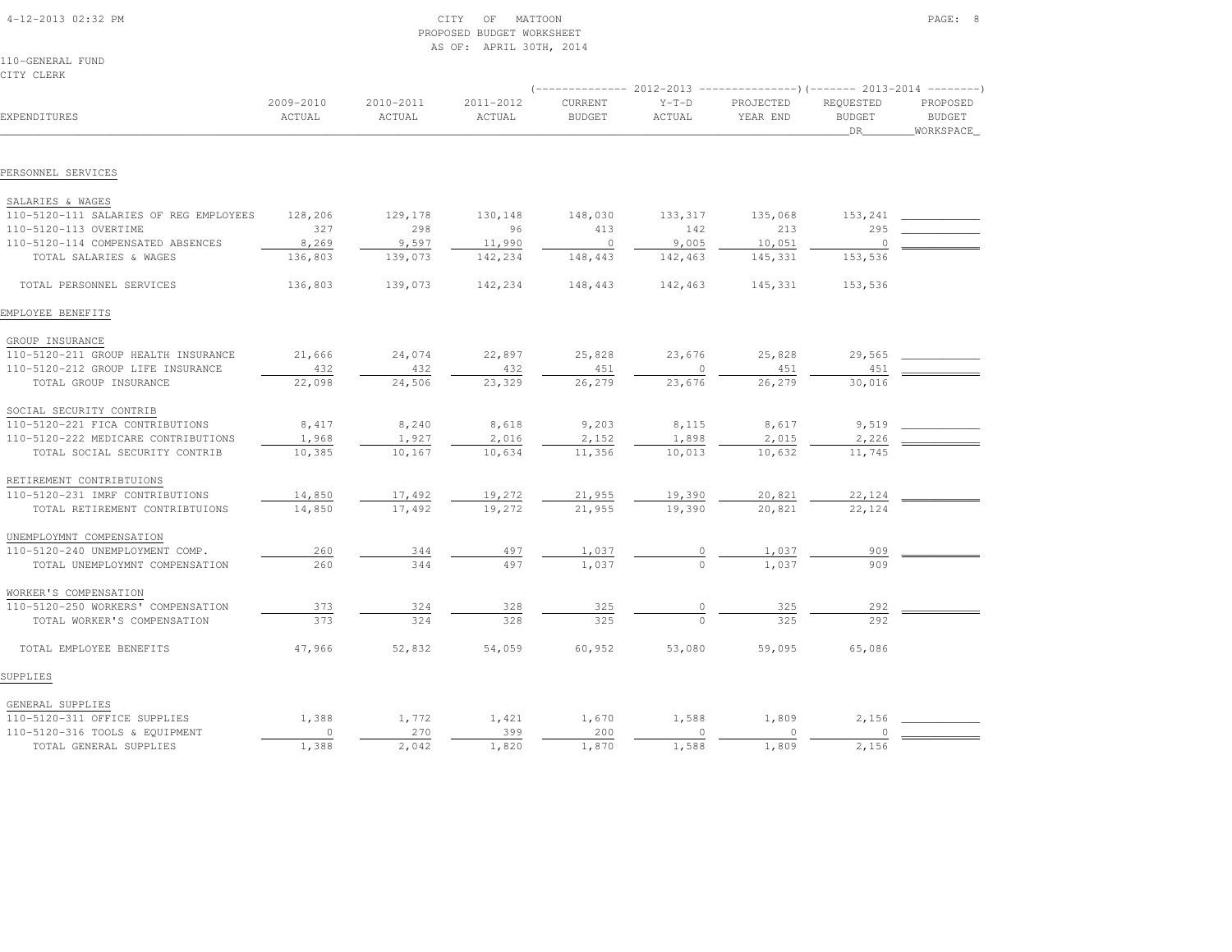CITY OF MATTOON
PROPOSED BUDGET WORKSHEET
AS OF: APRIL 30TH, 2014

110-GENERAL FUND
CITY CLERK

| EXPENDITURES | 2009-2010 ACTUAL | 2010-2011 ACTUAL | 2011-2012 ACTUAL | 2012-2013 CURRENT BUDGET | 2012-2013 Y-T-D ACTUAL | 2012-2013 PROJECTED YEAR END | 2013-2014 REQUESTED BUDGET DR | 2013-2014 PROPOSED BUDGET WORKSPACE |
|---|---|---|---|---|---|---|---|---|
| **PERSONNEL SERVICES** | | | | | | | | |
| SALARIES & WAGES | | | | | | | | |
| 110-5120-111 SALARIES OF REG EMPLOYEES | 128,206 | 129,178 | 130,148 | 148,030 | 133,317 | 135,068 | 153,241 | |
| 110-5120-113 OVERTIME | 327 | 298 | 96 | 413 | 142 | 213 | 295 | |
| 110-5120-114 COMPENSATED ABSENCES | 8,269 | 9,597 | 11,990 | 0 | 9,005 | 10,051 | 0 | |
| TOTAL SALARIES & WAGES | 136,803 | 139,073 | 142,234 | 148,443 | 142,463 | 145,331 | 153,536 | |
| TOTAL PERSONNEL SERVICES | 136,803 | 139,073 | 142,234 | 148,443 | 142,463 | 145,331 | 153,536 | |
| **EMPLOYEE BENEFITS** | | | | | | | | |
| GROUP INSURANCE | | | | | | | | |
| 110-5120-211 GROUP HEALTH INSURANCE | 21,666 | 24,074 | 22,897 | 25,828 | 23,676 | 25,828 | 29,565 | |
| 110-5120-212 GROUP LIFE INSURANCE | 432 | 432 | 432 | 451 | 0 | 451 | 451 | |
| TOTAL GROUP INSURANCE | 22,098 | 24,506 | 23,329 | 26,279 | 23,676 | 26,279 | 30,016 | |
| SOCIAL SECURITY CONTRIB | | | | | | | | |
| 110-5120-221 FICA CONTRIBUTIONS | 8,417 | 8,240 | 8,618 | 9,203 | 8,115 | 8,617 | 9,519 | |
| 110-5120-222 MEDICARE CONTRIBUTIONS | 1,968 | 1,927 | 2,016 | 2,152 | 1,898 | 2,015 | 2,226 | |
| TOTAL SOCIAL SECURITY CONTRIB | 10,385 | 10,167 | 10,634 | 11,356 | 10,013 | 10,632 | 11,745 | |
| RETIREMENT CONTRIBTUIONS | | | | | | | | |
| 110-5120-231 IMRF CONTRIBUTIONS | 14,850 | 17,492 | 19,272 | 21,955 | 19,390 | 20,821 | 22,124 | |
| TOTAL RETIREMENT CONTRIBTUIONS | 14,850 | 17,492 | 19,272 | 21,955 | 19,390 | 20,821 | 22,124 | |
| UNEMPLOYMNT COMPENSATION | | | | | | | | |
| 110-5120-240 UNEMPLOYMENT COMP. | 260 | 344 | 497 | 1,037 | 0 | 1,037 | 909 | |
| TOTAL UNEMPLOYMNT COMPENSATION | 260 | 344 | 497 | 1,037 | 0 | 1,037 | 909 | |
| WORKER'S COMPENSATION | | | | | | | | |
| 110-5120-250 WORKERS' COMPENSATION | 373 | 324 | 328 | 325 | 0 | 325 | 292 | |
| TOTAL WORKER'S COMPENSATION | 373 | 324 | 328 | 325 | 0 | 325 | 292 | |
| TOTAL EMPLOYEE BENEFITS | 47,966 | 52,832 | 54,059 | 60,952 | 53,080 | 59,095 | 65,086 | |
| **SUPPLIES** | | | | | | | | |
| GENERAL SUPPLIES | | | | | | | | |
| 110-5120-311 OFFICE SUPPLIES | 1,388 | 1,772 | 1,421 | 1,670 | 1,588 | 1,809 | 2,156 | |
| 110-5120-316 TOOLS & EQUIPMENT | 0 | 270 | 399 | 200 | 0 | 0 | 0 | |
| TOTAL GENERAL SUPPLIES | 1,388 | 2,042 | 1,820 | 1,870 | 1,588 | 1,809 | 2,156 | |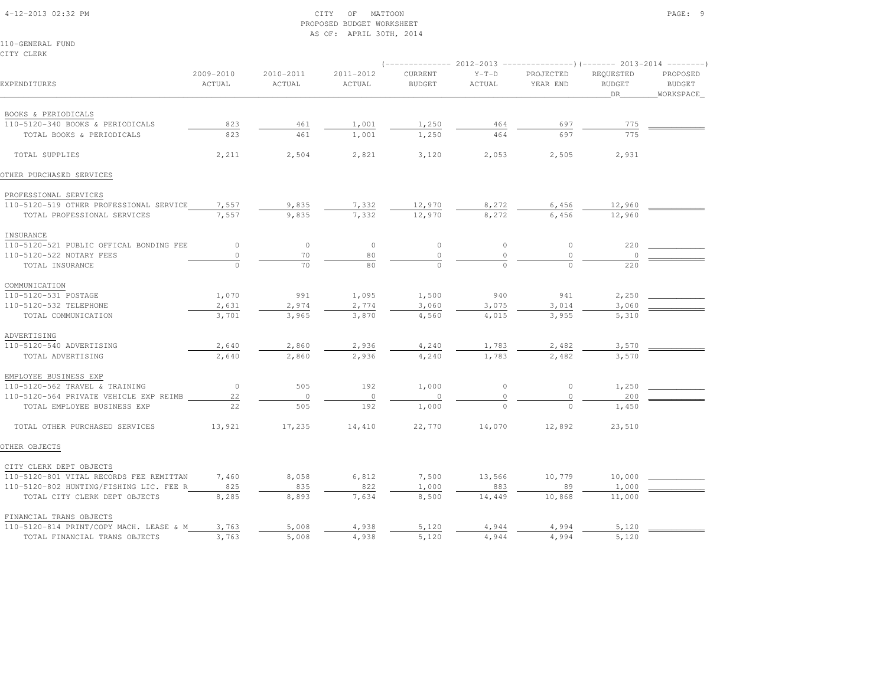CITY OF MATTOON
PROPOSED BUDGET WORKSHEET
AS OF: APRIL 30TH, 2014

110-GENERAL FUND
CITY CLERK

| EXPENDITURES | 2009-2010 ACTUAL | 2010-2011 ACTUAL | 2011-2012 ACTUAL | 2012-2013 CURRENT BUDGET | 2012-2013 Y-T-D ACTUAL | 2012-2013 PROJECTED YEAR END | 2013-2014 REQUESTED BUDGET DR | 2013-2014 PROPOSED BUDGET WORKSPACE |
|---|---|---|---|---|---|---|---|---|
| BOOKS & PERIODICALS | | | | | | | | |
| 110-5120-340 BOOKS & PERIODICALS | 823 | 461 | 1,001 | 1,250 | 464 | 697 | 775 | |
| TOTAL BOOKS & PERIODICALS | 823 | 461 | 1,001 | 1,250 | 464 | 697 | 775 | |
| TOTAL SUPPLIES | 2,211 | 2,504 | 2,821 | 3,120 | 2,053 | 2,505 | 2,931 | |
| OTHER PURCHASED SERVICES | | | | | | | | |
| PROFESSIONAL SERVICES | | | | | | | | |
| 110-5120-519 OTHER PROFESSIONAL SERVICE | 7,557 | 9,835 | 7,332 | 12,970 | 8,272 | 6,456 | 12,960 | |
| TOTAL PROFESSIONAL SERVICES | 7,557 | 9,835 | 7,332 | 12,970 | 8,272 | 6,456 | 12,960 | |
| INSURANCE | | | | | | | | |
| 110-5120-521 PUBLIC OFFICAL BONDING FEE | 0 | 0 | 0 | 0 | 0 | 0 | 220 | |
| 110-5120-522 NOTARY FEES | 0 | 70 | 80 | 0 | 0 | 0 | 0 | |
| TOTAL INSURANCE | 0 | 70 | 80 | 0 | 0 | 0 | 220 | |
| COMMUNICATION | | | | | | | | |
| 110-5120-531 POSTAGE | 1,070 | 991 | 1,095 | 1,500 | 940 | 941 | 2,250 | |
| 110-5120-532 TELEPHONE | 2,631 | 2,974 | 2,774 | 3,060 | 3,075 | 3,014 | 3,060 | |
| TOTAL COMMUNICATION | 3,701 | 3,965 | 3,870 | 4,560 | 4,015 | 3,955 | 5,310 | |
| ADVERTISING | | | | | | | | |
| 110-5120-540 ADVERTISING | 2,640 | 2,860 | 2,936 | 4,240 | 1,783 | 2,482 | 3,570 | |
| TOTAL ADVERTISING | 2,640 | 2,860 | 2,936 | 4,240 | 1,783 | 2,482 | 3,570 | |
| EMPLOYEE BUSINESS EXP | | | | | | | | |
| 110-5120-562 TRAVEL & TRAINING | 0 | 505 | 192 | 1,000 | 0 | 0 | 1,250 | |
| 110-5120-564 PRIVATE VEHICLE EXP REIMB | 22 | 0 | 0 | 0 | 0 | 0 | 200 | |
| TOTAL EMPLOYEE BUSINESS EXP | 22 | 505 | 192 | 1,000 | 0 | 0 | 1,450 | |
| TOTAL OTHER PURCHASED SERVICES | 13,921 | 17,235 | 14,410 | 22,770 | 14,070 | 12,892 | 23,510 | |
| OTHER OBJECTS | | | | | | | | |
| CITY CLERK DEPT OBJECTS | | | | | | | | |
| 110-5120-801 VITAL RECORDS FEE REMITTAN | 7,460 | 8,058 | 6,812 | 7,500 | 13,566 | 10,779 | 10,000 | |
| 110-5120-802 HUNTING/FISHING LIC. FEE R | 825 | 835 | 822 | 1,000 | 883 | 89 | 1,000 | |
| TOTAL CITY CLERK DEPT OBJECTS | 8,285 | 8,893 | 7,634 | 8,500 | 14,449 | 10,868 | 11,000 | |
| FINANCIAL TRANS OBJECTS | | | | | | | | |
| 110-5120-814 PRINT/COPY MACH. LEASE & M | 3,763 | 5,008 | 4,938 | 5,120 | 4,944 | 4,994 | 5,120 | |
| TOTAL FINANCIAL TRANS OBJECTS | 3,763 | 5,008 | 4,938 | 5,120 | 4,944 | 4,994 | 5,120 | |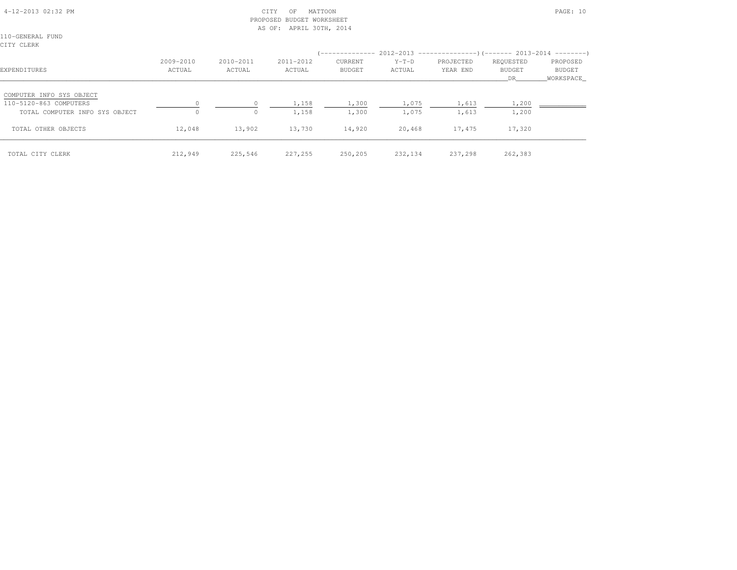CITY OF MATTOON
PROPOSED BUDGET WORKSHEET
AS OF: APRIL 30TH, 2014

110-GENERAL FUND
CITY CLERK

| EXPENDITURES | 2009-2010 ACTUAL | 2010-2011 ACTUAL | 2011-2012 ACTUAL | 2012-2013 CURRENT BUDGET | 2012-2013 Y-T-D ACTUAL | 2012-2013 PROJECTED YEAR END | 2013-2014 REQUESTED BUDGET DR | 2013-2014 PROPOSED BUDGET WORKSPACE |
|---|---|---|---|---|---|---|---|---|
| COMPUTER INFO SYS OBJECT | | | | | | | | |
| 110-5120-863 COMPUTERS | 0 | 0 | 1,158 | 1,300 | 1,075 | 1,613 | 1,200 | |
| TOTAL COMPUTER INFO SYS OBJECT | 0 | 0 | 1,158 | 1,300 | 1,075 | 1,613 | 1,200 | |
| TOTAL OTHER OBJECTS | 12,048 | 13,902 | 13,730 | 14,920 | 20,468 | 17,475 | 17,320 | |
| TOTAL CITY CLERK | 212,949 | 225,546 | 227,255 | 250,205 | 232,134 | 237,298 | 262,383 | |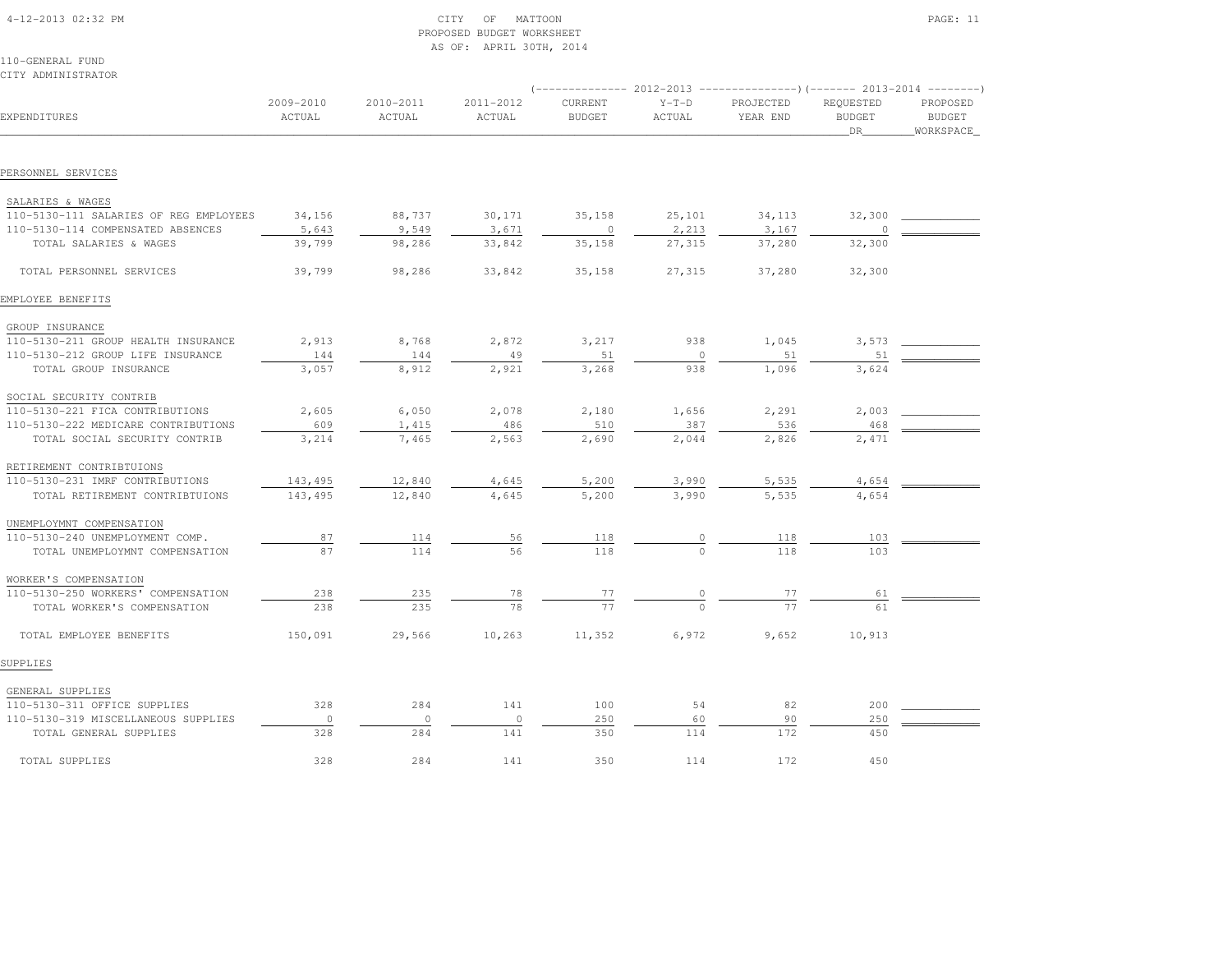CITY OF MATTOON
PROPOSED BUDGET WORKSHEET
AS OF: APRIL 30TH, 2014

110-GENERAL FUND
CITY ADMINISTRATOR

| EXPENDITURES | 2009-2010 ACTUAL | 2010-2011 ACTUAL | 2011-2012 ACTUAL | 2012-2013 CURRENT BUDGET | 2012-2013 Y-T-D ACTUAL | 2012-2013 PROJECTED YEAR END | 2013-2014 REQUESTED BUDGET DR | 2013-2014 PROPOSED BUDGET WORKSPACE |
|---|---|---|---|---|---|---|---|---|
| **PERSONNEL SERVICES** | | | | | | | | |
| SALARIES & WAGES | | | | | | | | |
| 110-5130-111 SALARIES OF REG EMPLOYEES | 34,156 | 88,737 | 30,171 | 35,158 | 25,101 | 34,113 | 32,300 | |
| 110-5130-114 COMPENSATED ABSENCES | 5,643 | 9,549 | 3,671 | 0 | 2,213 | 3,167 | 0 | |
| TOTAL SALARIES & WAGES | 39,799 | 98,286 | 33,842 | 35,158 | 27,315 | 37,280 | 32,300 | |
| TOTAL PERSONNEL SERVICES | 39,799 | 98,286 | 33,842 | 35,158 | 27,315 | 37,280 | 32,300 | |
| **EMPLOYEE BENEFITS** | | | | | | | | |
| GROUP INSURANCE | | | | | | | | |
| 110-5130-211 GROUP HEALTH INSURANCE | 2,913 | 8,768 | 2,872 | 3,217 | 938 | 1,045 | 3,573 | |
| 110-5130-212 GROUP LIFE INSURANCE | 144 | 144 | 49 | 51 | 0 | 51 | 51 | |
| TOTAL GROUP INSURANCE | 3,057 | 8,912 | 2,921 | 3,268 | 938 | 1,096 | 3,624 | |
| SOCIAL SECURITY CONTRIB | | | | | | | | |
| 110-5130-221 FICA CONTRIBUTIONS | 2,605 | 6,050 | 2,078 | 2,180 | 1,656 | 2,291 | 2,003 | |
| 110-5130-222 MEDICARE CONTRIBUTIONS | 609 | 1,415 | 486 | 510 | 387 | 536 | 468 | |
| TOTAL SOCIAL SECURITY CONTRIB | 3,214 | 7,465 | 2,563 | 2,690 | 2,044 | 2,826 | 2,471 | |
| RETIREMENT CONTRIBTUIONS | | | | | | | | |
| 110-5130-231 IMRF CONTRIBUTIONS | 143,495 | 12,840 | 4,645 | 5,200 | 3,990 | 5,535 | 4,654 | |
| TOTAL RETIREMENT CONTRIBTUIONS | 143,495 | 12,840 | 4,645 | 5,200 | 3,990 | 5,535 | 4,654 | |
| UNEMPLOYMNT COMPENSATION | | | | | | | | |
| 110-5130-240 UNEMPLOYMENT COMP. | 87 | 114 | 56 | 118 | 0 | 118 | 103 | |
| TOTAL UNEMPLOYMNT COMPENSATION | 87 | 114 | 56 | 118 | 0 | 118 | 103 | |
| WORKER'S COMPENSATION | | | | | | | | |
| 110-5130-250 WORKERS' COMPENSATION | 238 | 235 | 78 | 77 | 0 | 77 | 61 | |
| TOTAL WORKER'S COMPENSATION | 238 | 235 | 78 | 77 | 0 | 77 | 61 | |
| TOTAL EMPLOYEE BENEFITS | 150,091 | 29,566 | 10,263 | 11,352 | 6,972 | 9,652 | 10,913 | |
| **SUPPLIES** | | | | | | | | |
| GENERAL SUPPLIES | | | | | | | | |
| 110-5130-311 OFFICE SUPPLIES | 328 | 284 | 141 | 100 | 54 | 82 | 200 | |
| 110-5130-319 MISCELLANEOUS SUPPLIES | 0 | 0 | 0 | 250 | 60 | 90 | 250 | |
| TOTAL GENERAL SUPPLIES | 328 | 284 | 141 | 350 | 114 | 172 | 450 | |
| TOTAL SUPPLIES | 328 | 284 | 141 | 350 | 114 | 172 | 450 | |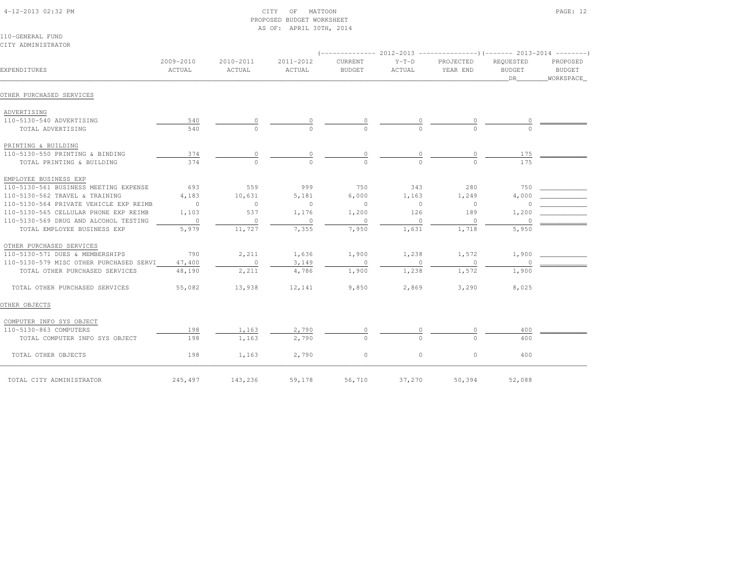CITY OF MATTOON
PROPOSED BUDGET WORKSHEET
AS OF: APRIL 30TH, 2014

110-GENERAL FUND
CITY ADMINISTRATOR

| EXPENDITURES | 2009-2010 ACTUAL | 2010-2011 ACTUAL | 2011-2012 ACTUAL | 2012-2013 CURRENT BUDGET | 2012-2013 Y-T-D ACTUAL | 2012-2013 PROJECTED YEAR END | 2013-2014 REQUESTED BUDGET DR | 2013-2014 PROPOSED BUDGET WORKSPACE |
|---|---|---|---|---|---|---|---|---|
| **OTHER PURCHASED SERVICES** | | | | | | | | |
| ADVERTISING | | | | | | | | |
| 110-5130-540 ADVERTISING | 540 | 0 | 0 | 0 | 0 | 0 | 0 | |
| TOTAL ADVERTISING | 540 | 0 | 0 | 0 | 0 | 0 | 0 | |
| PRINTING & BUILDING | | | | | | | | |
| 110-5130-550 PRINTING & BINDING | 374 | 0 | 0 | 0 | 0 | 0 | 175 | |
| TOTAL PRINTING & BUILDING | 374 | 0 | 0 | 0 | 0 | 0 | 175 | |
| EMPLOYEE BUSINESS EXP | | | | | | | | |
| 110-5130-561 BUSINESS MEETING EXPENSE | 693 | 559 | 999 | 750 | 343 | 280 | 750 | |
| 110-5130-562 TRAVEL & TRAINING | 4,183 | 10,631 | 5,181 | 6,000 | 1,163 | 1,249 | 4,000 | |
| 110-5130-564 PRIVATE VEHICLE EXP REIMB | 0 | 0 | 0 | 0 | 0 | 0 | 0 | |
| 110-5130-565 CELLULAR PHONE EXP REIMB | 1,103 | 537 | 1,176 | 1,200 | 126 | 189 | 1,200 | |
| 110-5130-569 DRUG AND ALCOHOL TESTING | 0 | 0 | 0 | 0 | 0 | 0 | 0 | |
| TOTAL EMPLOYEE BUSINESS EXP | 5,979 | 11,727 | 7,355 | 7,950 | 1,631 | 1,718 | 5,950 | |
| OTHER PURCHASED SERVICES | | | | | | | | |
| 110-5130-571 DUES & MEMBERSHIPS | 790 | 2,211 | 1,636 | 1,900 | 1,238 | 1,572 | 1,900 | |
| 110-5130-579 MISC OTHER PURCHASED SERVI | 47,400 | 0 | 3,149 | 0 | 0 | 0 | 0 | |
| TOTAL OTHER PURCHASED SERVICES | 48,190 | 2,211 | 4,786 | 1,900 | 1,238 | 1,572 | 1,900 | |
| TOTAL OTHER PURCHASED SERVICES | 55,082 | 13,938 | 12,141 | 9,850 | 2,869 | 3,290 | 8,025 | |
| **OTHER OBJECTS** | | | | | | | | |
| COMPUTER INFO SYS OBJECT | | | | | | | | |
| 110-5130-863 COMPUTERS | 198 | 1,163 | 2,790 | 0 | 0 | 0 | 400 | |
| TOTAL COMPUTER INFO SYS OBJECT | 198 | 1,163 | 2,790 | 0 | 0 | 0 | 400 | |
| TOTAL OTHER OBJECTS | 198 | 1,163 | 2,790 | 0 | 0 | 0 | 400 | |
| TOTAL CITY ADMINISTRATOR | 245,497 | 143,236 | 59,178 | 56,710 | 37,270 | 50,394 | 52,088 | |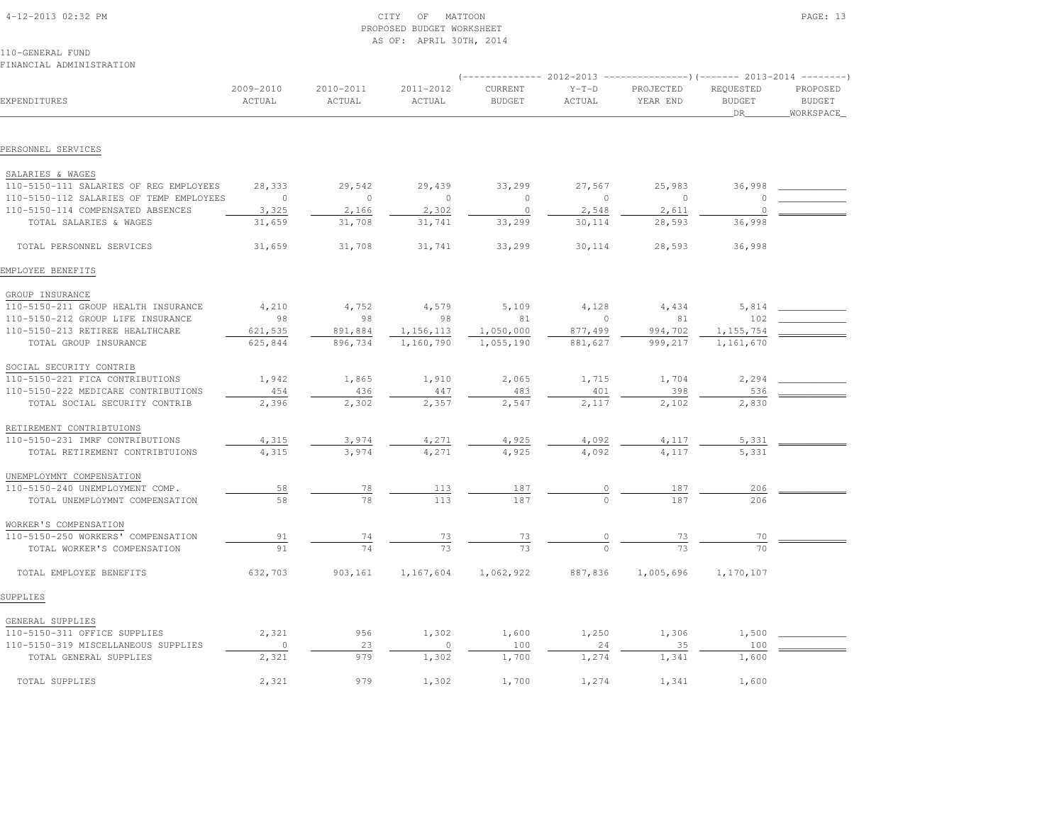CITY OF MATTOON
PROPOSED BUDGET WORKSHEET
AS OF: APRIL 30TH, 2014

110-GENERAL FUND
FINANCIAL ADMINISTRATION

| EXPENDITURES | 2009-2010 ACTUAL | 2010-2011 ACTUAL | 2011-2012 ACTUAL | 2012-2013 CURRENT BUDGET | 2012-2013 Y-T-D ACTUAL | 2012-2013 PROJECTED YEAR END | 2013-2014 REQUESTED BUDGET DR | 2013-2014 PROPOSED BUDGET WORKSPACE |
|---|---|---|---|---|---|---|---|---|
| **PERSONNEL SERVICES** | | | | | | | | |
| SALARIES & WAGES | | | | | | | | |
| 110-5150-111 SALARIES OF REG EMPLOYEES | 28,333 | 29,542 | 29,439 | 33,299 | 27,567 | 25,983 | 36,998 | |
| 110-5150-112 SALARIES OF TEMP EMPLOYEES | 0 | 0 | 0 | 0 | 0 | 0 | 0 | |
| 110-5150-114 COMPENSATED ABSENCES | 3,325 | 2,166 | 2,302 | 0 | 2,548 | 2,611 | 0 | |
| TOTAL SALARIES & WAGES | 31,659 | 31,708 | 31,741 | 33,299 | 30,114 | 28,593 | 36,998 | |
| TOTAL PERSONNEL SERVICES | 31,659 | 31,708 | 31,741 | 33,299 | 30,114 | 28,593 | 36,998 | |
| **EMPLOYEE BENEFITS** | | | | | | | | |
| GROUP INSURANCE | | | | | | | | |
| 110-5150-211 GROUP HEALTH INSURANCE | 4,210 | 4,752 | 4,579 | 5,109 | 4,128 | 4,434 | 5,814 | |
| 110-5150-212 GROUP LIFE INSURANCE | 98 | 98 | 98 | 81 | 0 | 81 | 102 | |
| 110-5150-213 RETIREE HEALTHCARE | 621,535 | 891,884 | 1,156,113 | 1,050,000 | 877,499 | 994,702 | 1,155,754 | |
| TOTAL GROUP INSURANCE | 625,844 | 896,734 | 1,160,790 | 1,055,190 | 881,627 | 999,217 | 1,161,670 | |
| SOCIAL SECURITY CONTRIB | | | | | | | | |
| 110-5150-221 FICA CONTRIBUTIONS | 1,942 | 1,865 | 1,910 | 2,065 | 1,715 | 1,704 | 2,294 | |
| 110-5150-222 MEDICARE CONTRIBUTIONS | 454 | 436 | 447 | 483 | 401 | 398 | 536 | |
| TOTAL SOCIAL SECURITY CONTRIB | 2,396 | 2,302 | 2,357 | 2,547 | 2,117 | 2,102 | 2,830 | |
| RETIREMENT CONTRIBTUIONS | | | | | | | | |
| 110-5150-231 IMRF CONTRIBUTIONS | 4,315 | 3,974 | 4,271 | 4,925 | 4,092 | 4,117 | 5,331 | |
| TOTAL RETIREMENT CONTRIBTUIONS | 4,315 | 3,974 | 4,271 | 4,925 | 4,092 | 4,117 | 5,331 | |
| UNEMPLOYMNT COMPENSATION | | | | | | | | |
| 110-5150-240 UNEMPLOYMENT COMP. | 58 | 78 | 113 | 187 | 0 | 187 | 206 | |
| TOTAL UNEMPLOYMNT COMPENSATION | 58 | 78 | 113 | 187 | 0 | 187 | 206 | |
| WORKER'S COMPENSATION | | | | | | | | |
| 110-5150-250 WORKERS' COMPENSATION | 91 | 74 | 73 | 73 | 0 | 73 | 70 | |
| TOTAL WORKER'S COMPENSATION | 91 | 74 | 73 | 73 | 0 | 73 | 70 | |
| TOTAL EMPLOYEE BENEFITS | 632,703 | 903,161 | 1,167,604 | 1,062,922 | 887,836 | 1,005,696 | 1,170,107 | |
| **SUPPLIES** | | | | | | | | |
| GENERAL SUPPLIES | | | | | | | | |
| 110-5150-311 OFFICE SUPPLIES | 2,321 | 956 | 1,302 | 1,600 | 1,250 | 1,306 | 1,500 | |
| 110-5150-319 MISCELLANEOUS SUPPLIES | 0 | 23 | 0 | 100 | 24 | 35 | 100 | |
| TOTAL GENERAL SUPPLIES | 2,321 | 979 | 1,302 | 1,700 | 1,274 | 1,341 | 1,600 | |
| TOTAL SUPPLIES | 2,321 | 979 | 1,302 | 1,700 | 1,274 | 1,341 | 1,600 | |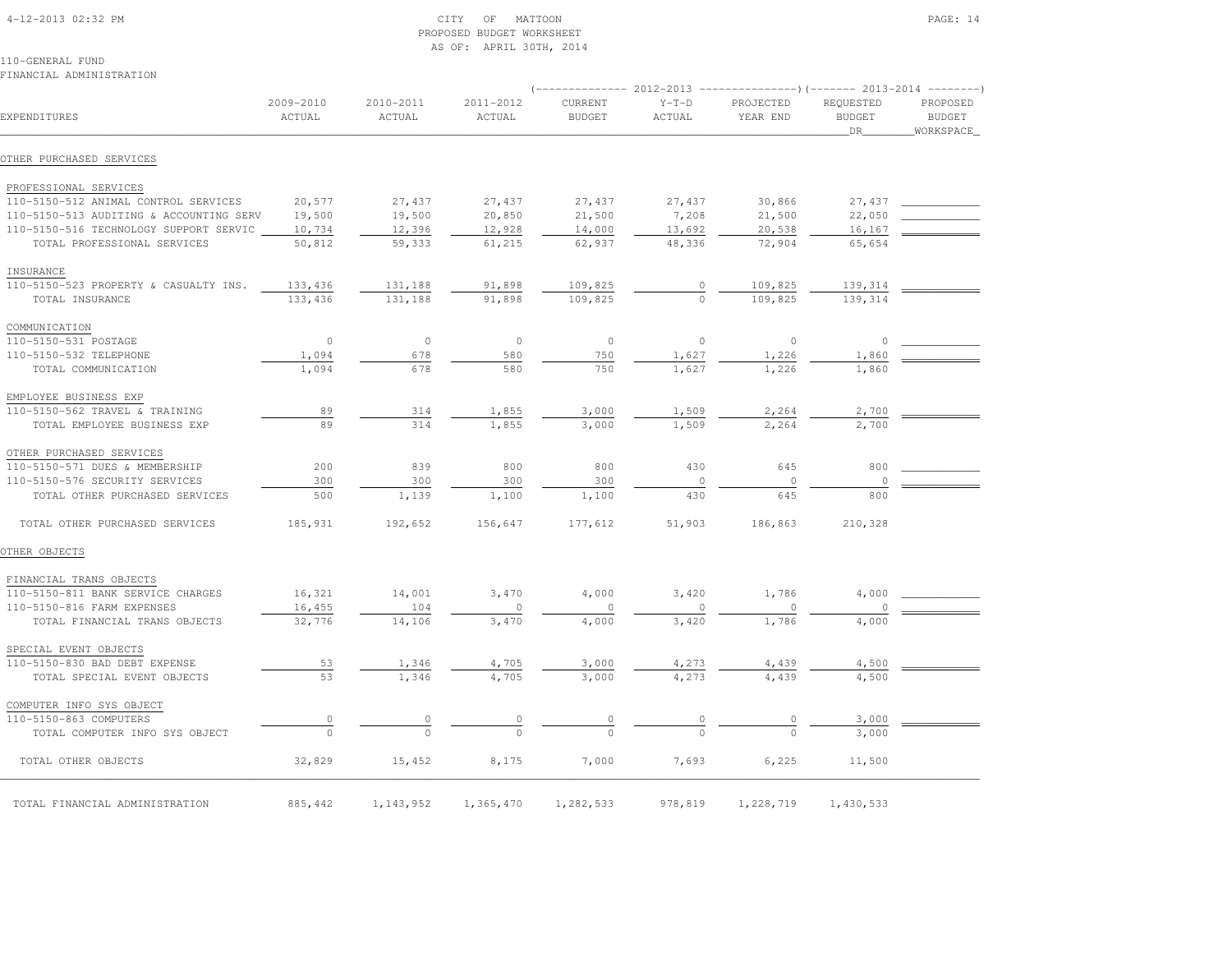CITY OF MATTOON
PROPOSED BUDGET WORKSHEET
AS OF: APRIL 30TH, 2014

110-GENERAL FUND
FINANCIAL ADMINISTRATION

| EXPENDITURES | 2009-2010 ACTUAL | 2010-2011 ACTUAL | 2011-2012 ACTUAL | 2012-2013 CURRENT BUDGET | 2012-2013 Y-T-D ACTUAL | 2012-2013 PROJECTED YEAR END | 2013-2014 REQUESTED BUDGET DR | 2013-2014 PROPOSED BUDGET WORKSPACE |
|---|---|---|---|---|---|---|---|---|
| OTHER PURCHASED SERVICES | | | | | | | | |
| PROFESSIONAL SERVICES | | | | | | | | |
| 110-5150-512 ANIMAL CONTROL SERVICES | 20,577 | 27,437 | 27,437 | 27,437 | 27,437 | 30,866 | 27,437 | |
| 110-5150-513 AUDITING & ACCOUNTING SERV | 19,500 | 19,500 | 20,850 | 21,500 | 7,208 | 21,500 | 22,050 | |
| 110-5150-516 TECHNOLOGY SUPPORT SERVIC | 10,734 | 12,396 | 12,928 | 14,000 | 13,692 | 20,538 | 16,167 | |
| TOTAL PROFESSIONAL SERVICES | 50,812 | 59,333 | 61,215 | 62,937 | 48,336 | 72,904 | 65,654 | |
| INSURANCE | | | | | | | | |
| 110-5150-523 PROPERTY & CASUALTY INS. | 133,436 | 131,188 | 91,898 | 109,825 | 0 | 109,825 | 139,314 | |
| TOTAL INSURANCE | 133,436 | 131,188 | 91,898 | 109,825 | 0 | 109,825 | 139,314 | |
| COMMUNICATION | | | | | | | | |
| 110-5150-531 POSTAGE | 0 | 0 | 0 | 0 | 0 | 0 | 0 | |
| 110-5150-532 TELEPHONE | 1,094 | 678 | 580 | 750 | 1,627 | 1,226 | 1,860 | |
| TOTAL COMMUNICATION | 1,094 | 678 | 580 | 750 | 1,627 | 1,226 | 1,860 | |
| EMPLOYEE BUSINESS EXP | | | | | | | | |
| 110-5150-562 TRAVEL & TRAINING | 89 | 314 | 1,855 | 3,000 | 1,509 | 2,264 | 2,700 | |
| TOTAL EMPLOYEE BUSINESS EXP | 89 | 314 | 1,855 | 3,000 | 1,509 | 2,264 | 2,700 | |
| OTHER PURCHASED SERVICES | | | | | | | | |
| 110-5150-571 DUES & MEMBERSHIP | 200 | 839 | 800 | 800 | 430 | 645 | 800 | |
| 110-5150-576 SECURITY SERVICES | 300 | 300 | 300 | 300 | 0 | 0 | 0 | |
| TOTAL OTHER PURCHASED SERVICES | 500 | 1,139 | 1,100 | 1,100 | 430 | 645 | 800 | |
| TOTAL OTHER PURCHASED SERVICES | 185,931 | 192,652 | 156,647 | 177,612 | 51,903 | 186,863 | 210,328 | |
| OTHER OBJECTS | | | | | | | | |
| FINANCIAL TRANS OBJECTS | | | | | | | | |
| 110-5150-811 BANK SERVICE CHARGES | 16,321 | 14,001 | 3,470 | 4,000 | 3,420 | 1,786 | 4,000 | |
| 110-5150-816 FARM EXPENSES | 16,455 | 104 | 0 | 0 | 0 | 0 | 0 | |
| TOTAL FINANCIAL TRANS OBJECTS | 32,776 | 14,106 | 3,470 | 4,000 | 3,420 | 1,786 | 4,000 | |
| SPECIAL EVENT OBJECTS | | | | | | | | |
| 110-5150-830 BAD DEBT EXPENSE | 53 | 1,346 | 4,705 | 3,000 | 4,273 | 4,439 | 4,500 | |
| TOTAL SPECIAL EVENT OBJECTS | 53 | 1,346 | 4,705 | 3,000 | 4,273 | 4,439 | 4,500 | |
| COMPUTER INFO SYS OBJECT | | | | | | | | |
| 110-5150-863 COMPUTERS | 0 | 0 | 0 | 0 | 0 | 0 | 3,000 | |
| TOTAL COMPUTER INFO SYS OBJECT | 0 | 0 | 0 | 0 | 0 | 0 | 3,000 | |
| TOTAL OTHER OBJECTS | 32,829 | 15,452 | 8,175 | 7,000 | 7,693 | 6,225 | 11,500 | |
| TOTAL FINANCIAL ADMINISTRATION | 885,442 | 1,143,952 | 1,365,470 | 1,282,533 | 978,819 | 1,228,719 | 1,430,533 | |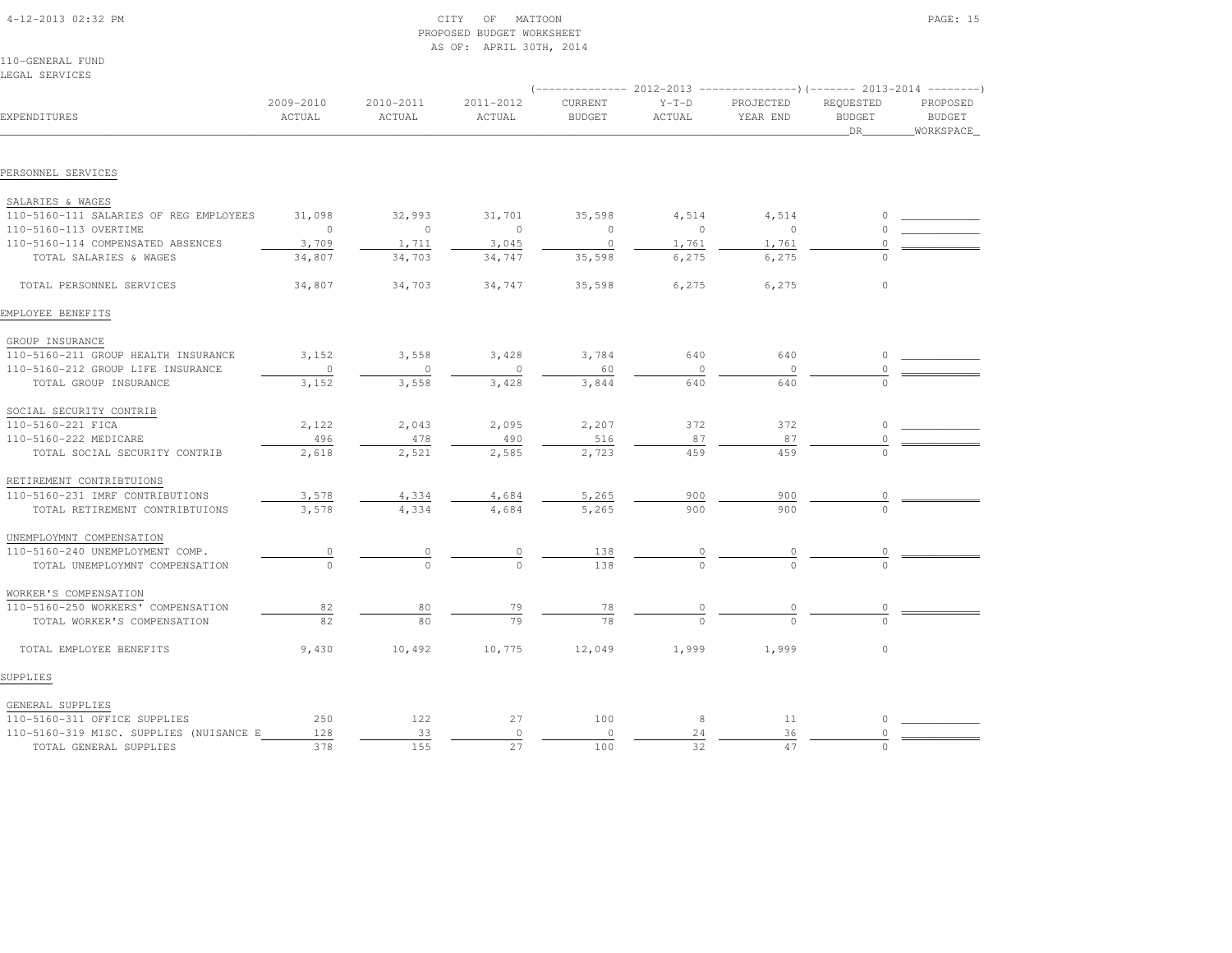CITY OF MATTOON
PROPOSED BUDGET WORKSHEET
AS OF: APRIL 30TH, 2014

110-GENERAL FUND
LEGAL SERVICES

| EXPENDITURES | 2009-2010 ACTUAL | 2010-2011 ACTUAL | 2011-2012 ACTUAL | 2012-2013 CURRENT BUDGET | 2012-2013 Y-T-D ACTUAL | 2012-2013 PROJECTED YEAR END | 2013-2014 REQUESTED BUDGET DR | 2013-2014 PROPOSED BUDGET WORKSPACE |
|---|---|---|---|---|---|---|---|---|
| PERSONNEL SERVICES | | | | | | | | |
| SALARIES & WAGES | | | | | | | | |
| 110-5160-111 SALARIES OF REG EMPLOYEES | 31,098 | 32,993 | 31,701 | 35,598 | 4,514 | 4,514 | 0 | |
| 110-5160-113 OVERTIME | 0 | 0 | 0 | 0 | 0 | 0 | 0 | |
| 110-5160-114 COMPENSATED ABSENCES | 3,709 | 1,711 | 3,045 | 0 | 1,761 | 1,761 | 0 | |
| TOTAL SALARIES & WAGES | 34,807 | 34,703 | 34,747 | 35,598 | 6,275 | 6,275 | 0 | |
| TOTAL PERSONNEL SERVICES | 34,807 | 34,703 | 34,747 | 35,598 | 6,275 | 6,275 | 0 | |
| EMPLOYEE BENEFITS | | | | | | | | |
| GROUP INSURANCE | | | | | | | | |
| 110-5160-211 GROUP HEALTH INSURANCE | 3,152 | 3,558 | 3,428 | 3,784 | 640 | 640 | 0 | |
| 110-5160-212 GROUP LIFE INSURANCE | 0 | 0 | 0 | 60 | 0 | 0 | 0 | |
| TOTAL GROUP INSURANCE | 3,152 | 3,558 | 3,428 | 3,844 | 640 | 640 | 0 | |
| SOCIAL SECURITY CONTRIB | | | | | | | | |
| 110-5160-221 FICA | 2,122 | 2,043 | 2,095 | 2,207 | 372 | 372 | 0 | |
| 110-5160-222 MEDICARE | 496 | 478 | 490 | 516 | 87 | 87 | 0 | |
| TOTAL SOCIAL SECURITY CONTRIB | 2,618 | 2,521 | 2,585 | 2,723 | 459 | 459 | 0 | |
| RETIREMENT CONTRIBTUIONS | | | | | | | | |
| 110-5160-231 IMRF CONTRIBUTIONS | 3,578 | 4,334 | 4,684 | 5,265 | 900 | 900 | 0 | |
| TOTAL RETIREMENT CONTRIBTUIONS | 3,578 | 4,334 | 4,684 | 5,265 | 900 | 900 | 0 | |
| UNEMPLOYMNT COMPENSATION | | | | | | | | |
| 110-5160-240 UNEMPLOYMENT COMP. | 0 | 0 | 0 | 138 | 0 | 0 | 0 | |
| TOTAL UNEMPLOYMNT COMPENSATION | 0 | 0 | 0 | 138 | 0 | 0 | 0 | |
| WORKER'S COMPENSATION | | | | | | | | |
| 110-5160-250 WORKERS' COMPENSATION | 82 | 80 | 79 | 78 | 0 | 0 | 0 | |
| TOTAL WORKER'S COMPENSATION | 82 | 80 | 79 | 78 | 0 | 0 | 0 | |
| TOTAL EMPLOYEE BENEFITS | 9,430 | 10,492 | 10,775 | 12,049 | 1,999 | 1,999 | 0 | |
| SUPPLIES | | | | | | | | |
| GENERAL SUPPLIES | | | | | | | | |
| 110-5160-311 OFFICE SUPPLIES | 250 | 122 | 27 | 100 | 8 | 11 | 0 | |
| 110-5160-319 MISC. SUPPLIES (NUISANCE E | 128 | 33 | 0 | 0 | 24 | 36 | 0 | |
| TOTAL GENERAL SUPPLIES | 378 | 155 | 27 | 100 | 32 | 47 | 0 | |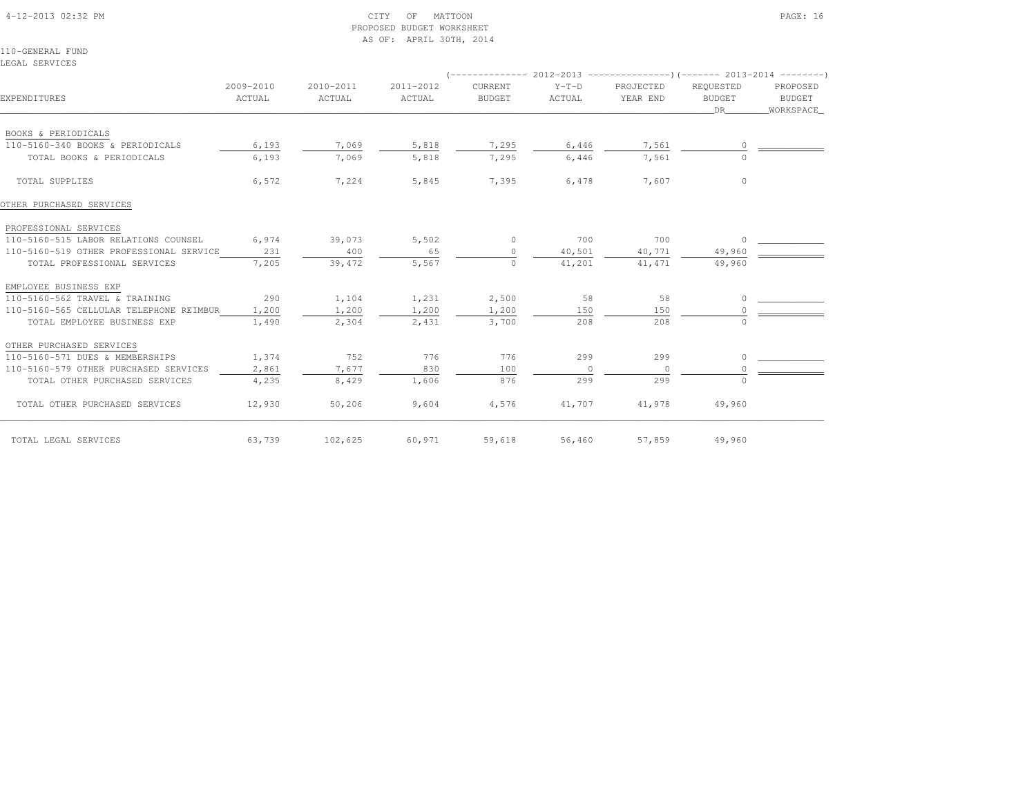CITY OF MATTOON
PROPOSED BUDGET WORKSHEET
AS OF: APRIL 30TH, 2014

110-GENERAL FUND
LEGAL SERVICES

| EXPENDITURES | 2009-2010 ACTUAL | 2010-2011 ACTUAL | 2011-2012 ACTUAL | 2012-2013 CURRENT BUDGET | 2012-2013 Y-T-D ACTUAL | 2012-2013 PROJECTED YEAR END | 2013-2014 REQUESTED BUDGET DR | 2013-2014 PROPOSED BUDGET WORKSPACE |
|---|---|---|---|---|---|---|---|---|
| BOOKS & PERIODICALS | | | | | | | | |
| 110-5160-340 BOOKS & PERIODICALS | 6,193 | 7,069 | 5,818 | 7,295 | 6,446 | 7,561 | 0 | |
| TOTAL BOOKS & PERIODICALS | 6,193 | 7,069 | 5,818 | 7,295 | 6,446 | 7,561 | 0 | |
| TOTAL SUPPLIES | 6,572 | 7,224 | 5,845 | 7,395 | 6,478 | 7,607 | 0 | |
| OTHER PURCHASED SERVICES | | | | | | | | |
| PROFESSIONAL SERVICES | | | | | | | | |
| 110-5160-515 LABOR RELATIONS COUNSEL | 6,974 | 39,073 | 5,502 | 0 | 700 | 700 | 0 | |
| 110-5160-519 OTHER PROFESSIONAL SERVICE | 231 | 400 | 65 | 0 | 40,501 | 40,771 | 49,960 | |
| TOTAL PROFESSIONAL SERVICES | 7,205 | 39,472 | 5,567 | 0 | 41,201 | 41,471 | 49,960 | |
| EMPLOYEE BUSINESS EXP | | | | | | | | |
| 110-5160-562 TRAVEL & TRAINING | 290 | 1,104 | 1,231 | 2,500 | 58 | 58 | 0 | |
| 110-5160-565 CELLULAR TELEPHONE REIMBUR | 1,200 | 1,200 | 1,200 | 1,200 | 150 | 150 | 0 | |
| TOTAL EMPLOYEE BUSINESS EXP | 1,490 | 2,304 | 2,431 | 3,700 | 208 | 208 | 0 | |
| OTHER PURCHASED SERVICES | | | | | | | | |
| 110-5160-571 DUES & MEMBERSHIPS | 1,374 | 752 | 776 | 776 | 299 | 299 | 0 | |
| 110-5160-579 OTHER PURCHASED SERVICES | 2,861 | 7,677 | 830 | 100 | 0 | 0 | 0 | |
| TOTAL OTHER PURCHASED SERVICES | 4,235 | 8,429 | 1,606 | 876 | 299 | 299 | 0 | |
| TOTAL OTHER PURCHASED SERVICES | 12,930 | 50,206 | 9,604 | 4,576 | 41,707 | 41,978 | 49,960 | |
| TOTAL LEGAL SERVICES | 63,739 | 102,625 | 60,971 | 59,618 | 56,460 | 57,859 | 49,960 | |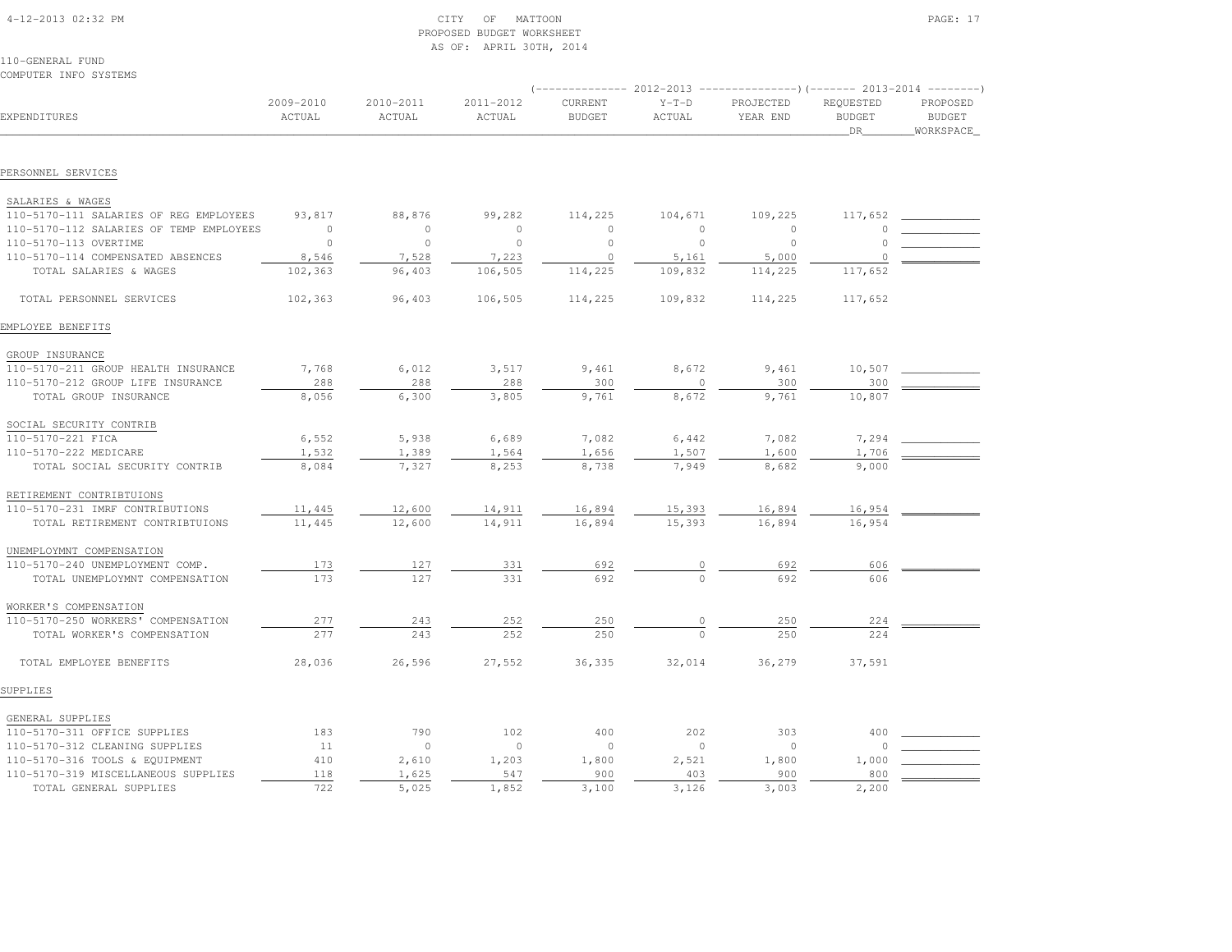CITY OF MATTOON
PROPOSED BUDGET WORKSHEET
AS OF: APRIL 30TH, 2014

110-GENERAL FUND
COMPUTER INFO SYSTEMS

| EXPENDITURES | 2009-2010 ACTUAL | 2010-2011 ACTUAL | 2011-2012 ACTUAL | 2012-2013 CURRENT BUDGET | 2012-2013 Y-T-D ACTUAL | 2012-2013 PROJECTED YEAR END | 2013-2014 REQUESTED BUDGET DR | 2013-2014 PROPOSED BUDGET WORKSPACE |
|---|---|---|---|---|---|---|---|---|
| **PERSONNEL SERVICES** | | | | | | | | |
| SALARIES & WAGES | | | | | | | | |
| 110-5170-111 SALARIES OF REG EMPLOYEES | 93,817 | 88,876 | 99,282 | 114,225 | 104,671 | 109,225 | 117,652 | |
| 110-5170-112 SALARIES OF TEMP EMPLOYEES | 0 | 0 | 0 | 0 | 0 | 0 | 0 | |
| 110-5170-113 OVERTIME | 0 | 0 | 0 | 0 | 0 | 0 | 0 | |
| 110-5170-114 COMPENSATED ABSENCES | 8,546 | 7,528 | 7,223 | 0 | 5,161 | 5,000 | 0 | |
| TOTAL SALARIES & WAGES | 102,363 | 96,403 | 106,505 | 114,225 | 109,832 | 114,225 | 117,652 | |
| TOTAL PERSONNEL SERVICES | 102,363 | 96,403 | 106,505 | 114,225 | 109,832 | 114,225 | 117,652 | |
| **EMPLOYEE BENEFITS** | | | | | | | | |
| GROUP INSURANCE | | | | | | | | |
| 110-5170-211 GROUP HEALTH INSURANCE | 7,768 | 6,012 | 3,517 | 9,461 | 8,672 | 9,461 | 10,507 | |
| 110-5170-212 GROUP LIFE INSURANCE | 288 | 288 | 288 | 300 | 0 | 300 | 300 | |
| TOTAL GROUP INSURANCE | 8,056 | 6,300 | 3,805 | 9,761 | 8,672 | 9,761 | 10,807 | |
| SOCIAL SECURITY CONTRIB | | | | | | | | |
| 110-5170-221 FICA | 6,552 | 5,938 | 6,689 | 7,082 | 6,442 | 7,082 | 7,294 | |
| 110-5170-222 MEDICARE | 1,532 | 1,389 | 1,564 | 1,656 | 1,507 | 1,600 | 1,706 | |
| TOTAL SOCIAL SECURITY CONTRIB | 8,084 | 7,327 | 8,253 | 8,738 | 7,949 | 8,682 | 9,000 | |
| RETIREMENT CONTRIBTUIONS | | | | | | | | |
| 110-5170-231 IMRF CONTRIBUTIONS | 11,445 | 12,600 | 14,911 | 16,894 | 15,393 | 16,894 | 16,954 | |
| TOTAL RETIREMENT CONTRIBTUIONS | 11,445 | 12,600 | 14,911 | 16,894 | 15,393 | 16,894 | 16,954 | |
| UNEMPLOYMNT COMPENSATION | | | | | | | | |
| 110-5170-240 UNEMPLOYMENT COMP. | 173 | 127 | 331 | 692 | 0 | 692 | 606 | |
| TOTAL UNEMPLOYMNT COMPENSATION | 173 | 127 | 331 | 692 | 0 | 692 | 606 | |
| WORKER'S COMPENSATION | | | | | | | | |
| 110-5170-250 WORKERS' COMPENSATION | 277 | 243 | 252 | 250 | 0 | 250 | 224 | |
| TOTAL WORKER'S COMPENSATION | 277 | 243 | 252 | 250 | 0 | 250 | 224 | |
| TOTAL EMPLOYEE BENEFITS | 28,036 | 26,596 | 27,552 | 36,335 | 32,014 | 36,279 | 37,591 | |
| **SUPPLIES** | | | | | | | | |
| GENERAL SUPPLIES | | | | | | | | |
| 110-5170-311 OFFICE SUPPLIES | 183 | 790 | 102 | 400 | 202 | 303 | 400 | |
| 110-5170-312 CLEANING SUPPLIES | 11 | 0 | 0 | 0 | 0 | 0 | 0 | |
| 110-5170-316 TOOLS & EQUIPMENT | 410 | 2,610 | 1,203 | 1,800 | 2,521 | 1,800 | 1,000 | |
| 110-5170-319 MISCELLANEOUS SUPPLIES | 118 | 1,625 | 547 | 900 | 403 | 900 | 800 | |
| TOTAL GENERAL SUPPLIES | 722 | 5,025 | 1,852 | 3,100 | 3,126 | 3,003 | 2,200 | |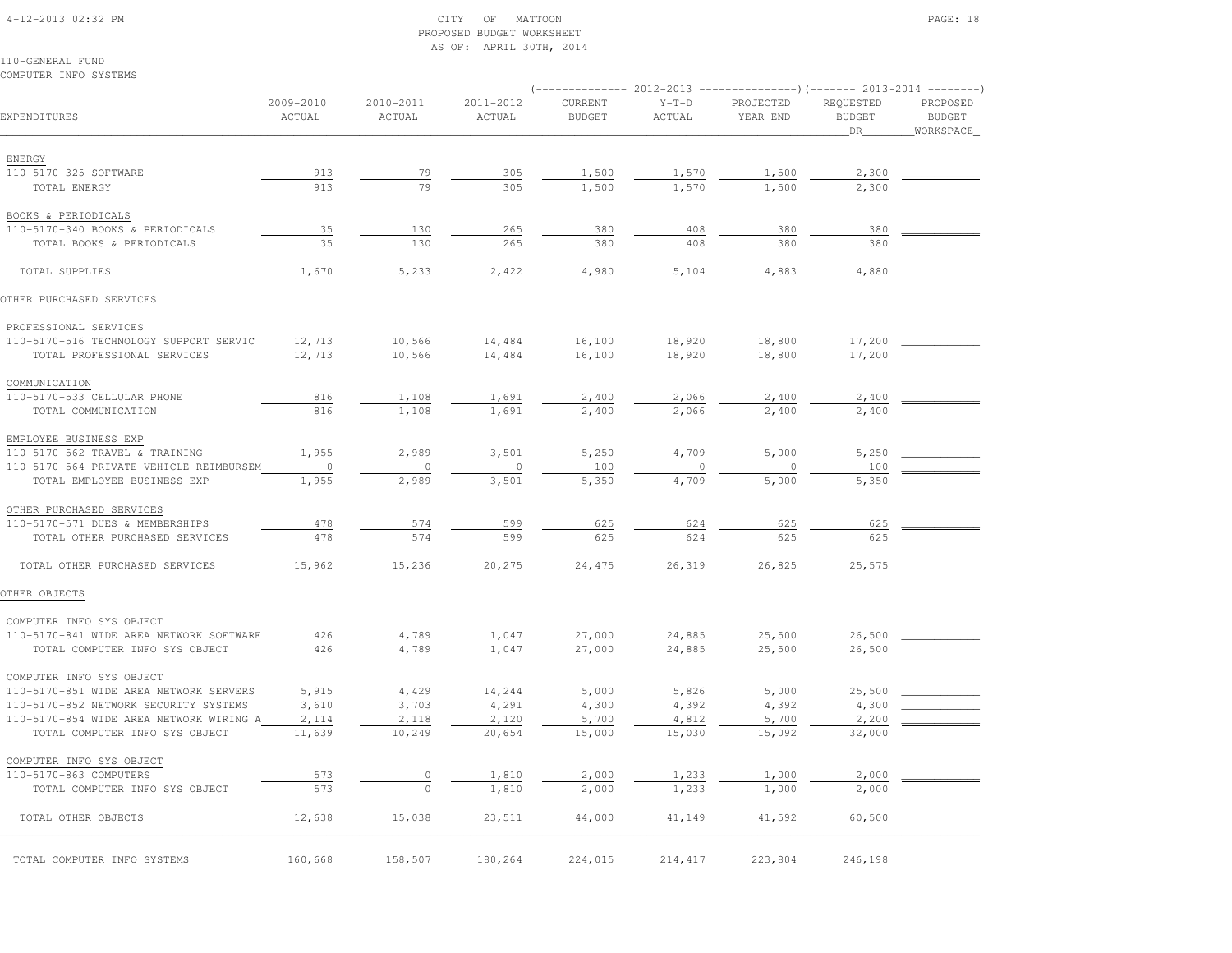CITY OF MATTOON
PROPOSED BUDGET WORKSHEET
AS OF: APRIL 30TH, 2014

110-GENERAL FUND
COMPUTER INFO SYSTEMS

| EXPENDITURES | 2009-2010 ACTUAL | 2010-2011 ACTUAL | 2011-2012 ACTUAL | 2012-2013 CURRENT BUDGET | 2012-2013 Y-T-D ACTUAL | 2012-2013 PROJECTED YEAR END | 2013-2014 REQUESTED BUDGET DR | 2013-2014 PROPOSED BUDGET WORKSPACE |
|---|---|---|---|---|---|---|---|---|
| ENERGY | | | | | | | | |
| 110-5170-325 SOFTWARE | 913 | 79 | 305 | 1,500 | 1,570 | 1,500 | 2,300 | |
| TOTAL ENERGY | 913 | 79 | 305 | 1,500 | 1,570 | 1,500 | 2,300 | |
| BOOKS & PERIODICALS | | | | | | | | |
| 110-5170-340 BOOKS & PERIODICALS | 35 | 130 | 265 | 380 | 408 | 380 | 380 | |
| TOTAL BOOKS & PERIODICALS | 35 | 130 | 265 | 380 | 408 | 380 | 380 | |
| TOTAL SUPPLIES | 1,670 | 5,233 | 2,422 | 4,980 | 5,104 | 4,883 | 4,880 | |
| OTHER PURCHASED SERVICES | | | | | | | | |
| PROFESSIONAL SERVICES | | | | | | | | |
| 110-5170-516 TECHNOLOGY SUPPORT SERVIC | 12,713 | 10,566 | 14,484 | 16,100 | 18,920 | 18,800 | 17,200 | |
| TOTAL PROFESSIONAL SERVICES | 12,713 | 10,566 | 14,484 | 16,100 | 18,920 | 18,800 | 17,200 | |
| COMMUNICATION | | | | | | | | |
| 110-5170-533 CELLULAR PHONE | 816 | 1,108 | 1,691 | 2,400 | 2,066 | 2,400 | 2,400 | |
| TOTAL COMMUNICATION | 816 | 1,108 | 1,691 | 2,400 | 2,066 | 2,400 | 2,400 | |
| EMPLOYEE BUSINESS EXP | | | | | | | | |
| 110-5170-562 TRAVEL & TRAINING | 1,955 | 2,989 | 3,501 | 5,250 | 4,709 | 5,000 | 5,250 | |
| 110-5170-564 PRIVATE VEHICLE REIMBURSEM | 0 | 0 | 0 | 100 | 0 | 0 | 100 | |
| TOTAL EMPLOYEE BUSINESS EXP | 1,955 | 2,989 | 3,501 | 5,350 | 4,709 | 5,000 | 5,350 | |
| OTHER PURCHASED SERVICES | | | | | | | | |
| 110-5170-571 DUES & MEMBERSHIPS | 478 | 574 | 599 | 625 | 624 | 625 | 625 | |
| TOTAL OTHER PURCHASED SERVICES | 478 | 574 | 599 | 625 | 624 | 625 | 625 | |
| TOTAL OTHER PURCHASED SERVICES | 15,962 | 15,236 | 20,275 | 24,475 | 26,319 | 26,825 | 25,575 | |
| OTHER OBJECTS | | | | | | | | |
| COMPUTER INFO SYS OBJECT | | | | | | | | |
| 110-5170-841 WIDE AREA NETWORK SOFTWARE | 426 | 4,789 | 1,047 | 27,000 | 24,885 | 25,500 | 26,500 | |
| TOTAL COMPUTER INFO SYS OBJECT | 426 | 4,789 | 1,047 | 27,000 | 24,885 | 25,500 | 26,500 | |
| COMPUTER INFO SYS OBJECT | | | | | | | | |
| 110-5170-851 WIDE AREA NETWORK SERVERS | 5,915 | 4,429 | 14,244 | 5,000 | 5,826 | 5,000 | 25,500 | |
| 110-5170-852 NETWORK SECURITY SYSTEMS | 3,610 | 3,703 | 4,291 | 4,300 | 4,392 | 4,392 | 4,300 | |
| 110-5170-854 WIDE AREA NETWORK WIRING A | 2,114 | 2,118 | 2,120 | 5,700 | 4,812 | 5,700 | 2,200 | |
| TOTAL COMPUTER INFO SYS OBJECT | 11,639 | 10,249 | 20,654 | 15,000 | 15,030 | 15,092 | 32,000 | |
| COMPUTER INFO SYS OBJECT | | | | | | | | |
| 110-5170-863 COMPUTERS | 573 | 0 | 1,810 | 2,000 | 1,233 | 1,000 | 2,000 | |
| TOTAL COMPUTER INFO SYS OBJECT | 573 | 0 | 1,810 | 2,000 | 1,233 | 1,000 | 2,000 | |
| TOTAL OTHER OBJECTS | 12,638 | 15,038 | 23,511 | 44,000 | 41,149 | 41,592 | 60,500 | |
| TOTAL COMPUTER INFO SYSTEMS | 160,668 | 158,507 | 180,264 | 224,015 | 214,417 | 223,804 | 246,198 | |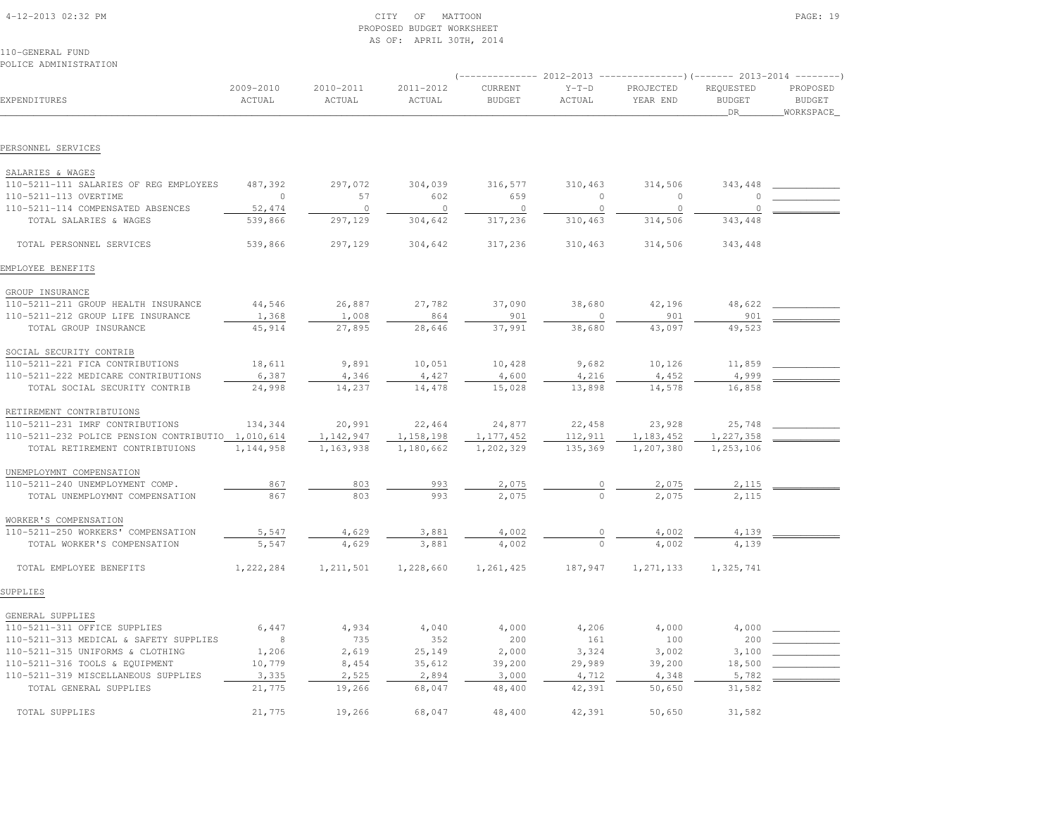CITY OF MATTOON
PROPOSED BUDGET WORKSHEET
AS OF: APRIL 30TH, 2014

110-GENERAL FUND
POLICE ADMINISTRATION

| EXPENDITURES | 2009-2010 ACTUAL | 2010-2011 ACTUAL | 2011-2012 ACTUAL | 2012-2013 CURRENT BUDGET | 2012-2013 Y-T-D ACTUAL | 2012-2013 PROJECTED YEAR END | 2013-2014 REQUESTED BUDGET DR | 2013-2014 PROPOSED BUDGET WORKSPACE |
|---|---|---|---|---|---|---|---|---|
| **PERSONNEL SERVICES** | | | | | | | | |
| SALARIES & WAGES | | | | | | | | |
| 110-5211-111 SALARIES OF REG EMPLOYEES | 487,392 | 297,072 | 304,039 | 316,577 | 310,463 | 314,506 | 343,448 | |
| 110-5211-113 OVERTIME | 0 | 57 | 602 | 659 | 0 | 0 | 0 | |
| 110-5211-114 COMPENSATED ABSENCES | 52,474 | 0 | 0 | 0 | 0 | 0 | 0 | |
| TOTAL SALARIES & WAGES | 539,866 | 297,129 | 304,642 | 317,236 | 310,463 | 314,506 | 343,448 | |
| TOTAL PERSONNEL SERVICES | 539,866 | 297,129 | 304,642 | 317,236 | 310,463 | 314,506 | 343,448 | |
| **EMPLOYEE BENEFITS** | | | | | | | | |
| GROUP INSURANCE | | | | | | | | |
| 110-5211-211 GROUP HEALTH INSURANCE | 44,546 | 26,887 | 27,782 | 37,090 | 38,680 | 42,196 | 48,622 | |
| 110-5211-212 GROUP LIFE INSURANCE | 1,368 | 1,008 | 864 | 901 | 0 | 901 | 901 | |
| TOTAL GROUP INSURANCE | 45,914 | 27,895 | 28,646 | 37,991 | 38,680 | 43,097 | 49,523 | |
| SOCIAL SECURITY CONTRIB | | | | | | | | |
| 110-5211-221 FICA CONTRIBUTIONS | 18,611 | 9,891 | 10,051 | 10,428 | 9,682 | 10,126 | 11,859 | |
| 110-5211-222 MEDICARE CONTRIBUTIONS | 6,387 | 4,346 | 4,427 | 4,600 | 4,216 | 4,452 | 4,999 | |
| TOTAL SOCIAL SECURITY CONTRIB | 24,998 | 14,237 | 14,478 | 15,028 | 13,898 | 14,578 | 16,858 | |
| RETIREMENT CONTRIBTUIONS | | | | | | | | |
| 110-5211-231 IMRF CONTRIBUTIONS | 134,344 | 20,991 | 22,464 | 24,877 | 22,458 | 23,928 | 25,748 | |
| 110-5211-232 POLICE PENSION CONTRIBUTIO | 1,010,614 | 1,142,947 | 1,158,198 | 1,177,452 | 112,911 | 1,183,452 | 1,227,358 | |
| TOTAL RETIREMENT CONTRIBTUIONS | 1,144,958 | 1,163,938 | 1,180,662 | 1,202,329 | 135,369 | 1,207,380 | 1,253,106 | |
| UNEMPLOYMNT COMPENSATION | | | | | | | | |
| 110-5211-240 UNEMPLOYMENT COMP. | 867 | 803 | 993 | 2,075 | 0 | 2,075 | 2,115 | |
| TOTAL UNEMPLOYMNT COMPENSATION | 867 | 803 | 993 | 2,075 | 0 | 2,075 | 2,115 | |
| WORKER'S COMPENSATION | | | | | | | | |
| 110-5211-250 WORKERS' COMPENSATION | 5,547 | 4,629 | 3,881 | 4,002 | 0 | 4,002 | 4,139 | |
| TOTAL WORKER'S COMPENSATION | 5,547 | 4,629 | 3,881 | 4,002 | 0 | 4,002 | 4,139 | |
| TOTAL EMPLOYEE BENEFITS | 1,222,284 | 1,211,501 | 1,228,660 | 1,261,425 | 187,947 | 1,271,133 | 1,325,741 | |
| **SUPPLIES** | | | | | | | | |
| GENERAL SUPPLIES | | | | | | | | |
| 110-5211-311 OFFICE SUPPLIES | 6,447 | 4,934 | 4,040 | 4,000 | 4,206 | 4,000 | 4,000 | |
| 110-5211-313 MEDICAL & SAFETY SUPPLIES | 8 | 735 | 352 | 200 | 161 | 100 | 200 | |
| 110-5211-315 UNIFORMS & CLOTHING | 1,206 | 2,619 | 25,149 | 2,000 | 3,324 | 3,002 | 3,100 | |
| 110-5211-316 TOOLS & EQUIPMENT | 10,779 | 8,454 | 35,612 | 39,200 | 29,989 | 39,200 | 18,500 | |
| 110-5211-319 MISCELLANEOUS SUPPLIES | 3,335 | 2,525 | 2,894 | 3,000 | 4,712 | 4,348 | 5,782 | |
| TOTAL GENERAL SUPPLIES | 21,775 | 19,266 | 68,047 | 48,400 | 42,391 | 50,650 | 31,582 | |
| TOTAL SUPPLIES | 21,775 | 19,266 | 68,047 | 48,400 | 42,391 | 50,650 | 31,582 | |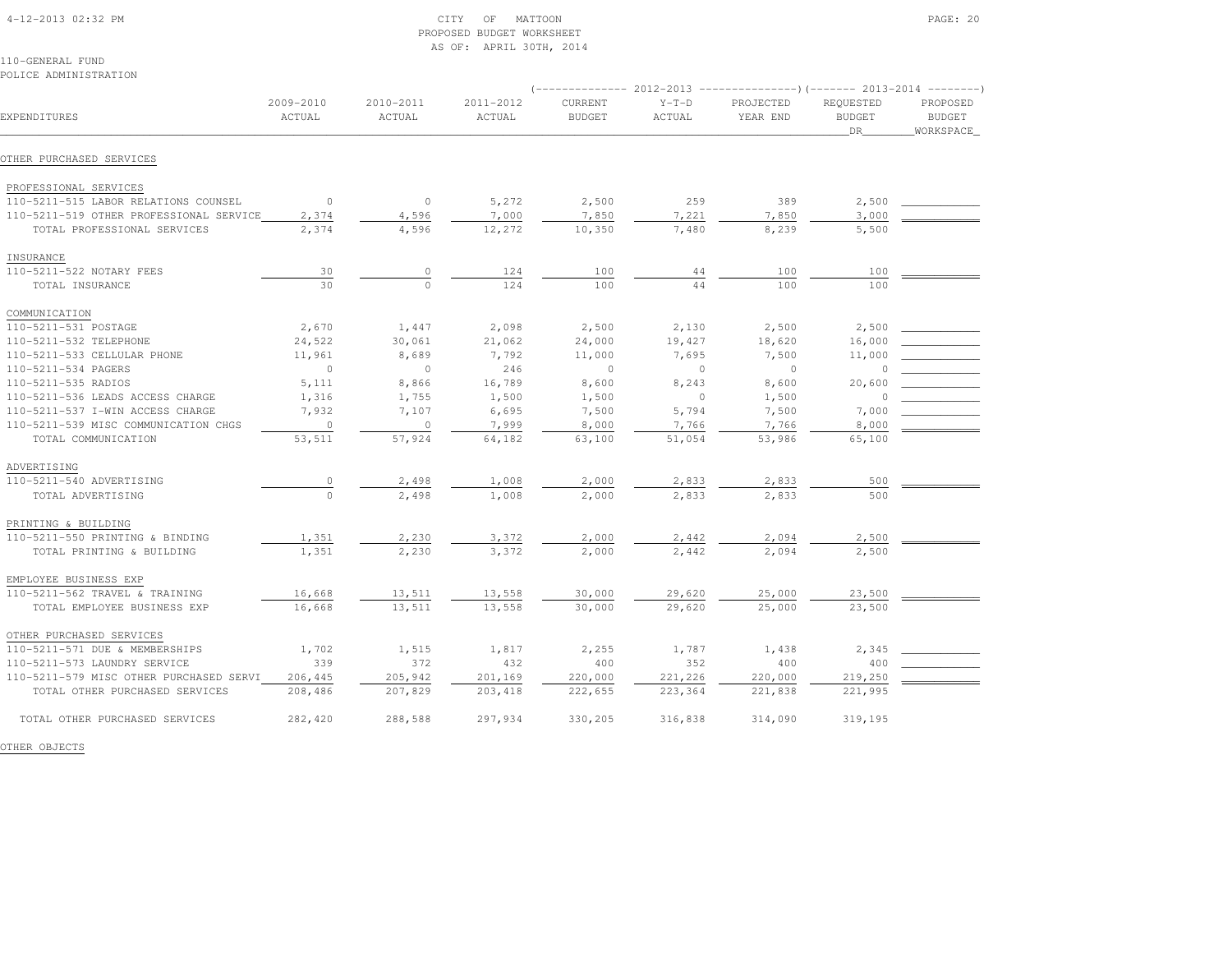CITY OF MATTOON
PROPOSED BUDGET WORKSHEET
AS OF: APRIL 30TH, 2014

110-GENERAL FUND
POLICE ADMINISTRATION

| EXPENDITURES | 2009-2010 ACTUAL | 2010-2011 ACTUAL | 2011-2012 ACTUAL | 2012-2013 CURRENT BUDGET | 2012-2013 Y-T-D ACTUAL | 2012-2013 PROJECTED YEAR END | 2013-2014 REQUESTED BUDGET DR | 2013-2014 PROPOSED BUDGET WORKSPACE |
|---|---|---|---|---|---|---|---|---|
| **OTHER PURCHASED SERVICES** | | | | | | | | |
| PROFESSIONAL SERVICES | | | | | | | | |
| 110-5211-515 LABOR RELATIONS COUNSEL | 0 | 0 | 5,272 | 2,500 | 259 | 389 | 2,500 | |
| 110-5211-519 OTHER PROFESSIONAL SERVICE | 2,374 | 4,596 | 7,000 | 7,850 | 7,221 | 7,850 | 3,000 | |
| TOTAL PROFESSIONAL SERVICES | 2,374 | 4,596 | 12,272 | 10,350 | 7,480 | 8,239 | 5,500 | |
| INSURANCE | | | | | | | | |
| 110-5211-522 NOTARY FEES | 30 | 0 | 124 | 100 | 44 | 100 | 100 | |
| TOTAL INSURANCE | 30 | 0 | 124 | 100 | 44 | 100 | 100 | |
| COMMUNICATION | | | | | | | | |
| 110-5211-531 POSTAGE | 2,670 | 1,447 | 2,098 | 2,500 | 2,130 | 2,500 | 2,500 | |
| 110-5211-532 TELEPHONE | 24,522 | 30,061 | 21,062 | 24,000 | 19,427 | 18,620 | 16,000 | |
| 110-5211-533 CELLULAR PHONE | 11,961 | 8,689 | 7,792 | 11,000 | 7,695 | 7,500 | 11,000 | |
| 110-5211-534 PAGERS | 0 | 0 | 246 | 0 | 0 | 0 | 0 | |
| 110-5211-535 RADIOS | 5,111 | 8,866 | 16,789 | 8,600 | 8,243 | 8,600 | 20,600 | |
| 110-5211-536 LEADS ACCESS CHARGE | 1,316 | 1,755 | 1,500 | 1,500 | 0 | 1,500 | 0 | |
| 110-5211-537 I-WIN ACCESS CHARGE | 7,932 | 7,107 | 6,695 | 7,500 | 5,794 | 7,500 | 7,000 | |
| 110-5211-539 MISC COMMUNICATION CHGS | 0 | 0 | 7,999 | 8,000 | 7,766 | 7,766 | 8,000 | |
| TOTAL COMMUNICATION | 53,511 | 57,924 | 64,182 | 63,100 | 51,054 | 53,986 | 65,100 | |
| ADVERTISING | | | | | | | | |
| 110-5211-540 ADVERTISING | 0 | 2,498 | 1,008 | 2,000 | 2,833 | 2,833 | 500 | |
| TOTAL ADVERTISING | 0 | 2,498 | 1,008 | 2,000 | 2,833 | 2,833 | 500 | |
| PRINTING & BUILDING | | | | | | | | |
| 110-5211-550 PRINTING & BINDING | 1,351 | 2,230 | 3,372 | 2,000 | 2,442 | 2,094 | 2,500 | |
| TOTAL PRINTING & BUILDING | 1,351 | 2,230 | 3,372 | 2,000 | 2,442 | 2,094 | 2,500 | |
| EMPLOYEE BUSINESS EXP | | | | | | | | |
| 110-5211-562 TRAVEL & TRAINING | 16,668 | 13,511 | 13,558 | 30,000 | 29,620 | 25,000 | 23,500 | |
| TOTAL EMPLOYEE BUSINESS EXP | 16,668 | 13,511 | 13,558 | 30,000 | 29,620 | 25,000 | 23,500 | |
| OTHER PURCHASED SERVICES | | | | | | | | |
| 110-5211-571 DUE & MEMBERSHIPS | 1,702 | 1,515 | 1,817 | 2,255 | 1,787 | 1,438 | 2,345 | |
| 110-5211-573 LAUNDRY SERVICE | 339 | 372 | 432 | 400 | 352 | 400 | 400 | |
| 110-5211-579 MISC OTHER PURCHASED SERVI | 206,445 | 205,942 | 201,169 | 220,000 | 221,226 | 220,000 | 219,250 | |
| TOTAL OTHER PURCHASED SERVICES | 208,486 | 207,829 | 203,418 | 222,655 | 223,364 | 221,838 | 221,995 | |
| TOTAL OTHER PURCHASED SERVICES | 282,420 | 288,588 | 297,934 | 330,205 | 316,838 | 314,090 | 319,195 | |

OTHER OBJECTS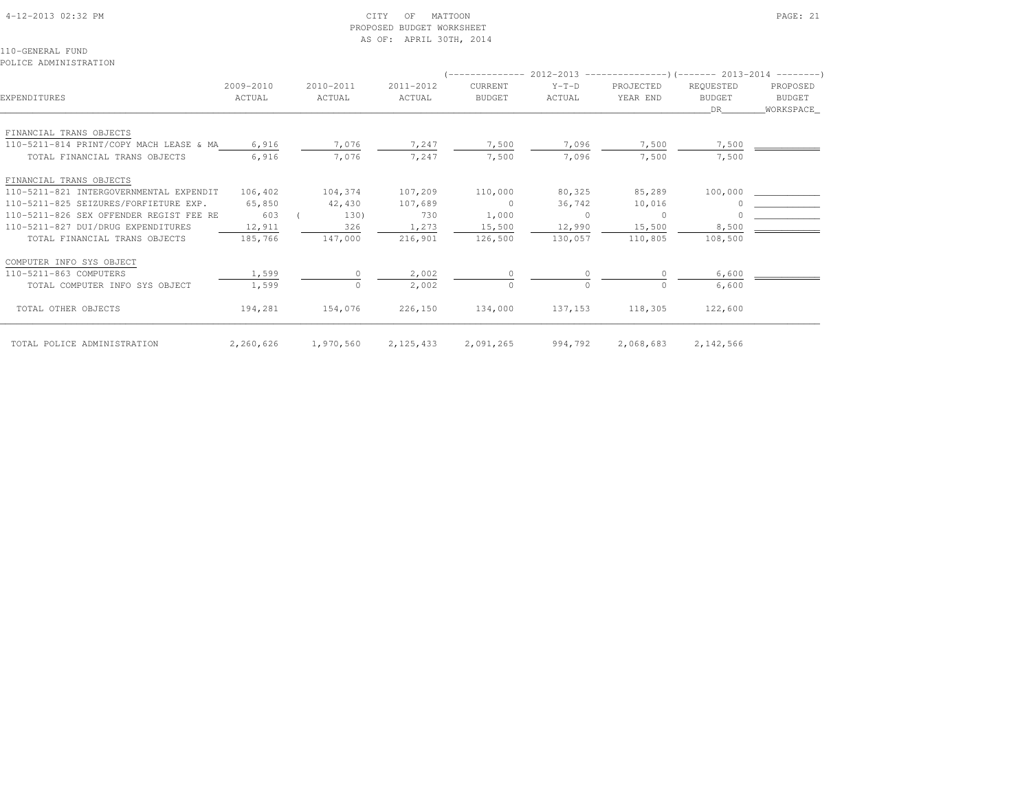CITY OF MATTOON
PROPOSED BUDGET WORKSHEET
AS OF: APRIL 30TH, 2014

110-GENERAL FUND
POLICE ADMINISTRATION

| EXPENDITURES | 2009-2010 ACTUAL | 2010-2011 ACTUAL | 2011-2012 ACTUAL | 2012-2013 CURRENT BUDGET | 2012-2013 Y-T-D ACTUAL | 2012-2013 PROJECTED YEAR END | 2013-2014 REQUESTED BUDGET DR | 2013-2014 PROPOSED BUDGET WORKSPACE |
|---|---|---|---|---|---|---|---|---|
| FINANCIAL TRANS OBJECTS | | | | | | | | |
| 110-5211-814 PRINT/COPY MACH LEASE & MA | 6,916 | 7,076 | 7,247 | 7,500 | 7,096 | 7,500 | 7,500 | |
| TOTAL FINANCIAL TRANS OBJECTS | 6,916 | 7,076 | 7,247 | 7,500 | 7,096 | 7,500 | 7,500 | |
| FINANCIAL TRANS OBJECTS | | | | | | | | |
| 110-5211-821 INTERGOVERNMENTAL EXPENDIT | 106,402 | 104,374 | 107,209 | 110,000 | 80,325 | 85,289 | 100,000 | |
| 110-5211-825 SEIZURES/FORFIETURE EXP. | 65,850 | 42,430 | 107,689 | 0 | 36,742 | 10,016 | 0 | |
| 110-5211-826 SEX OFFENDER REGIST FEE RE | 603 | ( 130) | 730 | 1,000 | 0 | 0 | 0 | |
| 110-5211-827 DUI/DRUG EXPENDITURES | 12,911 | 326 | 1,273 | 15,500 | 12,990 | 15,500 | 8,500 | |
| TOTAL FINANCIAL TRANS OBJECTS | 185,766 | 147,000 | 216,901 | 126,500 | 130,057 | 110,805 | 108,500 | |
| COMPUTER INFO SYS OBJECT | | | | | | | | |
| 110-5211-863 COMPUTERS | 1,599 | 0 | 2,002 | 0 | 0 | 0 | 6,600 | |
| TOTAL COMPUTER INFO SYS OBJECT | 1,599 | 0 | 2,002 | 0 | 0 | 0 | 6,600 | |
| TOTAL OTHER OBJECTS | 194,281 | 154,076 | 226,150 | 134,000 | 137,153 | 118,305 | 122,600 | |
| TOTAL POLICE ADMINISTRATION | 2,260,626 | 1,970,560 | 2,125,433 | 2,091,265 | 994,792 | 2,068,683 | 2,142,566 | |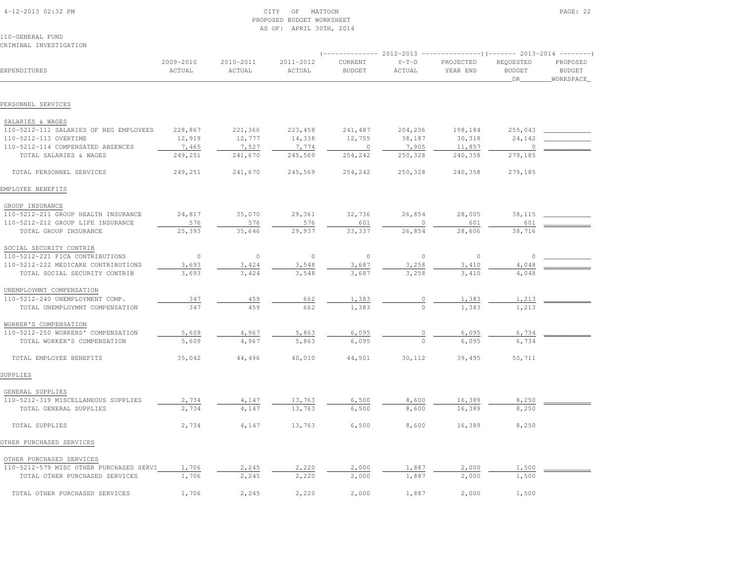CITY OF MATTOON
PROPOSED BUDGET WORKSHEET
AS OF: APRIL 30TH, 2014

110-GENERAL FUND
CRIMINAL INVESTIGATION

| EXPENDITURES | 2009-2010 ACTUAL | 2010-2011 ACTUAL | 2011-2012 ACTUAL | 2012-2013 CURRENT BUDGET | 2012-2013 Y-T-D ACTUAL | 2012-2013 PROJECTED YEAR END | 2013-2014 REQUESTED BUDGET DR | 2013-2014 PROPOSED BUDGET WORKSPACE |
|---|---|---|---|---|---|---|---|---|
| **PERSONNEL SERVICES** | | | | | | | | |
| SALARIES & WAGES | | | | | | | | |
| 110-5212-111 SALARIES OF REG EMPLOYEES | 228,867 | 221,366 | 223,458 | 241,487 | 204,236 | 198,184 | 255,043 | |
| 110-5212-113 OVERTIME | 12,919 | 12,777 | 14,338 | 12,755 | 38,187 | 30,318 | 24,142 | |
| 110-5212-114 COMPENSATED ABSENCES | 7,465 | 7,527 | 7,774 | 0 | 7,905 | 11,857 | 0 | |
| TOTAL SALARIES & WAGES | 249,251 | 241,670 | 245,569 | 254,242 | 250,328 | 240,358 | 279,185 | |
| TOTAL PERSONNEL SERVICES | 249,251 | 241,670 | 245,569 | 254,242 | 250,328 | 240,358 | 279,185 | |
| **EMPLOYEE BENEFITS** | | | | | | | | |
| GROUP INSURANCE | | | | | | | | |
| 110-5212-211 GROUP HEALTH INSURANCE | 24,817 | 35,070 | 29,361 | 32,736 | 26,854 | 28,005 | 38,115 | |
| 110-5212-212 GROUP LIFE INSURANCE | 576 | 576 | 576 | 601 | 0 | 601 | 601 | |
| TOTAL GROUP INSURANCE | 25,393 | 35,646 | 29,937 | 33,337 | 26,854 | 28,606 | 38,716 | |
| SOCIAL SECURITY CONTRIB | | | | | | | | |
| 110-5212-221 FICA CONTRIBUTIONS | 0 | 0 | 0 | 0 | 0 | 0 | 0 | |
| 110-5212-222 MEDICARE CONTRIBUTIONS | 3,693 | 3,424 | 3,548 | 3,687 | 3,258 | 3,410 | 4,048 | |
| TOTAL SOCIAL SECURITY CONTRIB | 3,693 | 3,424 | 3,548 | 3,687 | 3,258 | 3,410 | 4,048 | |
| UNEMPLOYMNT COMPENSATION | | | | | | | | |
| 110-5212-240 UNEMPLOYMENT COMP. | 347 | 459 | 662 | 1,383 | 0 | 1,383 | 1,213 | |
| TOTAL UNEMPLOYMNT COMPENSATION | 347 | 459 | 662 | 1,383 | 0 | 1,383 | 1,213 | |
| WORKER'S COMPENSATION | | | | | | | | |
| 110-5212-250 WORKERS' COMPENSATION | 5,609 | 4,967 | 5,863 | 6,095 | 0 | 6,095 | 6,734 | |
| TOTAL WORKER'S COMPENSATION | 5,609 | 4,967 | 5,863 | 6,095 | 0 | 6,095 | 6,734 | |
| TOTAL EMPLOYEE BENEFITS | 35,042 | 44,496 | 40,010 | 44,501 | 30,112 | 39,495 | 50,711 | |
| **SUPPLIES** | | | | | | | | |
| GENERAL SUPPLIES | | | | | | | | |
| 110-5212-319 MISCELLANEOUS SUPPLIES | 2,734 | 4,147 | 13,763 | 6,500 | 8,600 | 16,389 | 8,250 | |
| TOTAL GENERAL SUPPLIES | 2,734 | 4,147 | 13,763 | 6,500 | 8,600 | 16,389 | 8,250 | |
| TOTAL SUPPLIES | 2,734 | 4,147 | 13,763 | 6,500 | 8,600 | 16,389 | 8,250 | |
| **OTHER PURCHASED SERVICES** | | | | | | | | |
| OTHER PURCHASED SERVICES | | | | | | | | |
| 110-5212-579 MISC OTHER PURCHASED SERVI | 1,706 | 2,245 | 2,220 | 2,000 | 1,887 | 2,000 | 1,500 | |
| TOTAL OTHER PURCHASED SERVICES | 1,706 | 2,245 | 2,220 | 2,000 | 1,887 | 2,000 | 1,500 | |
| TOTAL OTHER PURCHASED SERVICES | 1,706 | 2,245 | 2,220 | 2,000 | 1,887 | 2,000 | 1,500 | |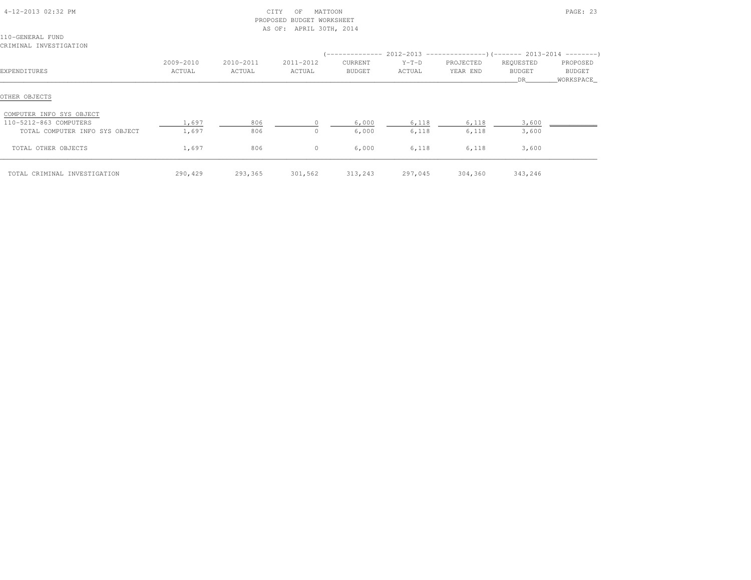CITY OF MATTOON
PROPOSED BUDGET WORKSHEET
AS OF: APRIL 30TH, 2014

110-GENERAL FUND
CRIMINAL INVESTIGATION

| EXPENDITURES | 2009-2010 ACTUAL | 2010-2011 ACTUAL | 2011-2012 ACTUAL | 2012-2013 CURRENT BUDGET | 2012-2013 Y-T-D ACTUAL | 2012-2013 PROJECTED YEAR END | 2013-2014 REQUESTED BUDGET DR | 2013-2014 PROPOSED BUDGET WORKSPACE |
|---|---|---|---|---|---|---|---|---|
| OTHER OBJECTS | | | | | | | | |
| COMPUTER INFO SYS OBJECT | | | | | | | | |
| 110-5212-863 COMPUTERS | 1,697 | 806 | 0 | 6,000 | 6,118 | 6,118 | 3,600 | |
| TOTAL COMPUTER INFO SYS OBJECT | 1,697 | 806 | 0 | 6,000 | 6,118 | 6,118 | 3,600 | |
| TOTAL OTHER OBJECTS | 1,697 | 806 | 0 | 6,000 | 6,118 | 6,118 | 3,600 | |
| TOTAL CRIMINAL INVESTIGATION | 290,429 | 293,365 | 301,562 | 313,243 | 297,045 | 304,360 | 343,246 | |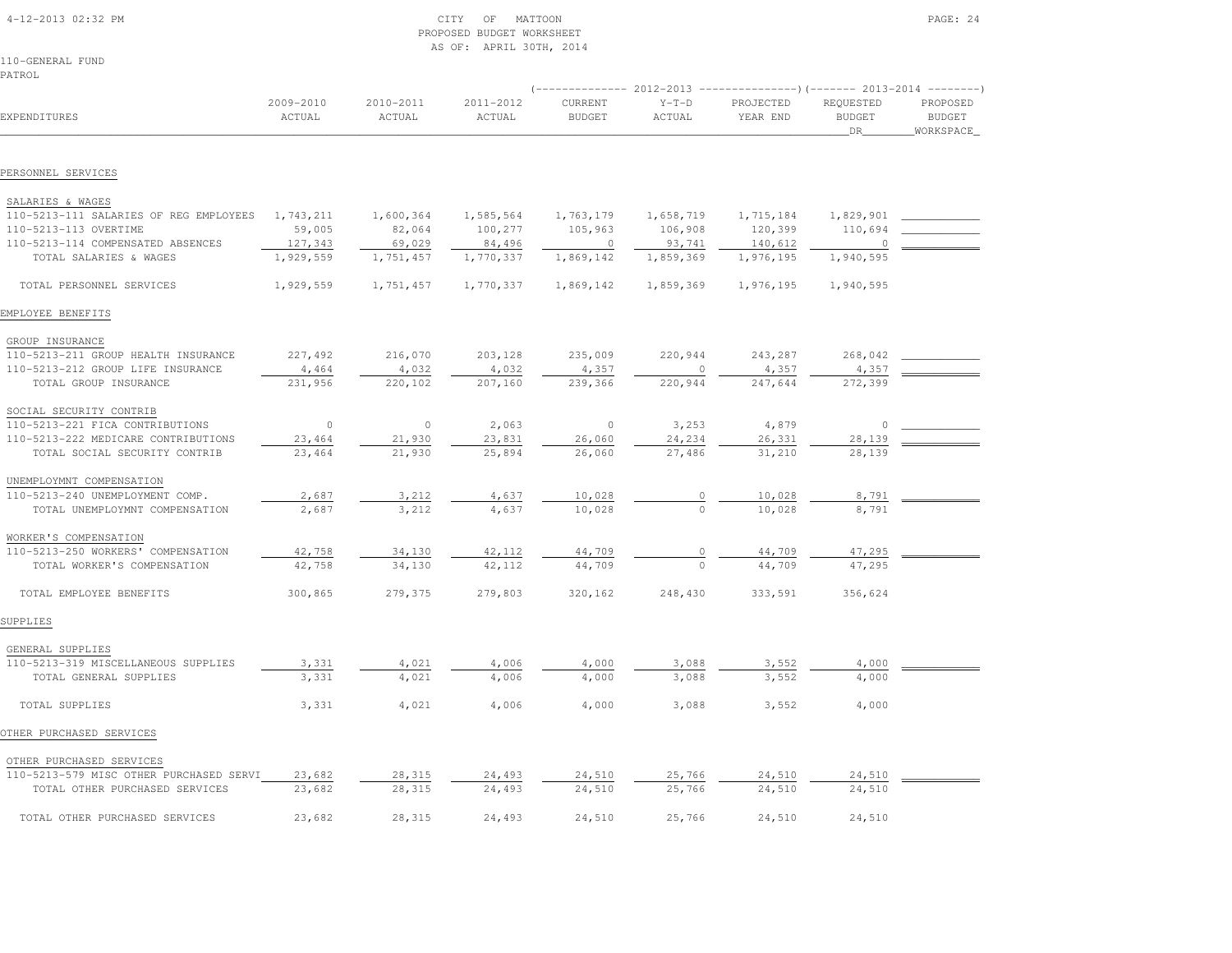CITY OF MATTOON
PROPOSED BUDGET WORKSHEET
AS OF: APRIL 30TH, 2014

110-GENERAL FUND
PATROL

| EXPENDITURES | 2009-2010 ACTUAL | 2010-2011 ACTUAL | 2011-2012 ACTUAL | 2012-2013 CURRENT BUDGET | 2012-2013 Y-T-D ACTUAL | 2012-2013 PROJECTED YEAR END | 2013-2014 REQUESTED BUDGET DR | 2013-2014 PROPOSED BUDGET WORKSPACE |
|---|---|---|---|---|---|---|---|---|
| **PERSONNEL SERVICES** | | | | | | | | |
| SALARIES & WAGES | | | | | | | | |
| 110-5213-111 SALARIES OF REG EMPLOYEES | 1,743,211 | 1,600,364 | 1,585,564 | 1,763,179 | 1,658,719 | 1,715,184 | 1,829,901 | |
| 110-5213-113 OVERTIME | 59,005 | 82,064 | 100,277 | 105,963 | 106,908 | 120,399 | 110,694 | |
| 110-5213-114 COMPENSATED ABSENCES | 127,343 | 69,029 | 84,496 | 0 | 93,741 | 140,612 | 0 | |
| TOTAL SALARIES & WAGES | 1,929,559 | 1,751,457 | 1,770,337 | 1,869,142 | 1,859,369 | 1,976,195 | 1,940,595 | |
| TOTAL PERSONNEL SERVICES | 1,929,559 | 1,751,457 | 1,770,337 | 1,869,142 | 1,859,369 | 1,976,195 | 1,940,595 | |
| **EMPLOYEE BENEFITS** | | | | | | | | |
| GROUP INSURANCE | | | | | | | | |
| 110-5213-211 GROUP HEALTH INSURANCE | 227,492 | 216,070 | 203,128 | 235,009 | 220,944 | 243,287 | 268,042 | |
| 110-5213-212 GROUP LIFE INSURANCE | 4,464 | 4,032 | 4,032 | 4,357 | 0 | 4,357 | 4,357 | |
| TOTAL GROUP INSURANCE | 231,956 | 220,102 | 207,160 | 239,366 | 220,944 | 247,644 | 272,399 | |
| SOCIAL SECURITY CONTRIB | | | | | | | | |
| 110-5213-221 FICA CONTRIBUTIONS | 0 | 0 | 2,063 | 0 | 3,253 | 4,879 | 0 | |
| 110-5213-222 MEDICARE CONTRIBUTIONS | 23,464 | 21,930 | 23,831 | 26,060 | 24,234 | 26,331 | 28,139 | |
| TOTAL SOCIAL SECURITY CONTRIB | 23,464 | 21,930 | 25,894 | 26,060 | 27,486 | 31,210 | 28,139 | |
| UNEMPLOYMNT COMPENSATION | | | | | | | | |
| 110-5213-240 UNEMPLOYMENT COMP. | 2,687 | 3,212 | 4,637 | 10,028 | 0 | 10,028 | 8,791 | |
| TOTAL UNEMPLOYMNT COMPENSATION | 2,687 | 3,212 | 4,637 | 10,028 | 0 | 10,028 | 8,791 | |
| WORKER'S COMPENSATION | | | | | | | | |
| 110-5213-250 WORKERS' COMPENSATION | 42,758 | 34,130 | 42,112 | 44,709 | 0 | 44,709 | 47,295 | |
| TOTAL WORKER'S COMPENSATION | 42,758 | 34,130 | 42,112 | 44,709 | 0 | 44,709 | 47,295 | |
| TOTAL EMPLOYEE BENEFITS | 300,865 | 279,375 | 279,803 | 320,162 | 248,430 | 333,591 | 356,624 | |
| **SUPPLIES** | | | | | | | | |
| GENERAL SUPPLIES | | | | | | | | |
| 110-5213-319 MISCELLANEOUS SUPPLIES | 3,331 | 4,021 | 4,006 | 4,000 | 3,088 | 3,552 | 4,000 | |
| TOTAL GENERAL SUPPLIES | 3,331 | 4,021 | 4,006 | 4,000 | 3,088 | 3,552 | 4,000 | |
| TOTAL SUPPLIES | 3,331 | 4,021 | 4,006 | 4,000 | 3,088 | 3,552 | 4,000 | |
| **OTHER PURCHASED SERVICES** | | | | | | | | |
| OTHER PURCHASED SERVICES | | | | | | | | |
| 110-5213-579 MISC OTHER PURCHASED SERVI | 23,682 | 28,315 | 24,493 | 24,510 | 25,766 | 24,510 | 24,510 | |
| TOTAL OTHER PURCHASED SERVICES | 23,682 | 28,315 | 24,493 | 24,510 | 25,766 | 24,510 | 24,510 | |
| TOTAL OTHER PURCHASED SERVICES | 23,682 | 28,315 | 24,493 | 24,510 | 25,766 | 24,510 | 24,510 | |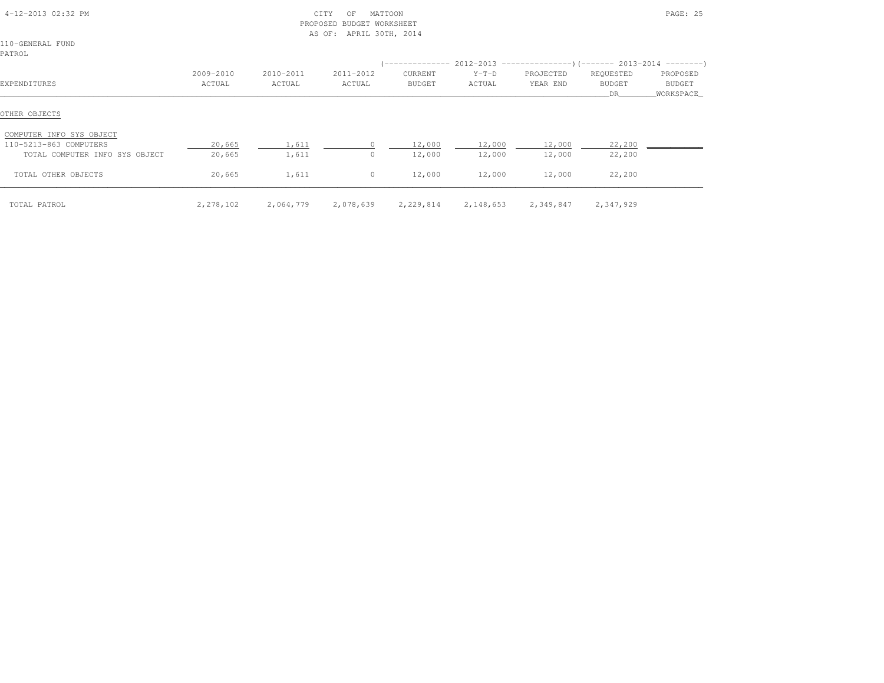CITY OF MATTOON
PROPOSED BUDGET WORKSHEET
AS OF: APRIL 30TH, 2014

110-GENERAL FUND
PATROL

| EXPENDITURES | 2009-2010 ACTUAL | 2010-2011 ACTUAL | 2011-2012 ACTUAL | 2012-2013 CURRENT BUDGET | 2012-2013 Y-T-D ACTUAL | 2012-2013 PROJECTED YEAR END | 2013-2014 REQUESTED BUDGET DR | 2013-2014 PROPOSED BUDGET WORKSPACE |
|---|---|---|---|---|---|---|---|---|
| **OTHER OBJECTS** | | | | | | | | |
| COMPUTER INFO SYS OBJECT | | | | | | | | |
| 110-5213-863 COMPUTERS | 20,665 | 1,611 | 0 | 12,000 | 12,000 | 12,000 | 22,200 | |
| TOTAL COMPUTER INFO SYS OBJECT | 20,665 | 1,611 | 0 | 12,000 | 12,000 | 12,000 | 22,200 | |
| TOTAL OTHER OBJECTS | 20,665 | 1,611 | 0 | 12,000 | 12,000 | 12,000 | 22,200 | |
| TOTAL PATROL | 2,278,102 | 2,064,779 | 2,078,639 | 2,229,814 | 2,148,653 | 2,349,847 | 2,347,929 | |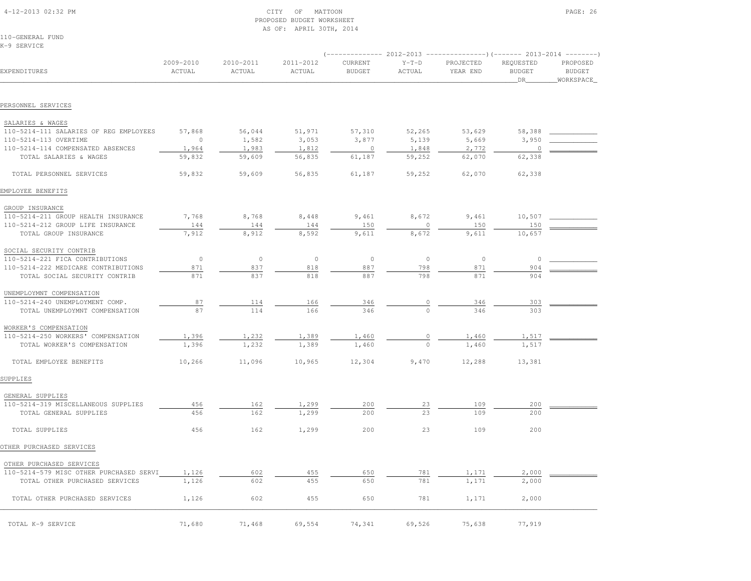4-12-2013 02:32 PM

CITY OF MATTOON
PROPOSED BUDGET WORKSHEET
AS OF: APRIL 30TH, 2014

110-GENERAL FUND
K-9 SERVICE

| EXPENDITURES | 2009-2010 ACTUAL | 2010-2011 ACTUAL | 2011-2012 ACTUAL | 2012-2013 CURRENT BUDGET | 2012-2013 Y-T-D ACTUAL | 2012-2013 PROJECTED YEAR END | 2013-2014 REQUESTED BUDGET DR | 2013-2014 PROPOSED BUDGET WORKSPACE |
|---|---|---|---|---|---|---|---|---|
| PERSONNEL SERVICES | | | | | | | | |
| SALARIES & WAGES | | | | | | | | |
| 110-5214-111 SALARIES OF REG EMPLOYEES | 57,868 | 56,044 | 51,971 | 57,310 | 52,265 | 53,629 | 58,388 | |
| 110-5214-113 OVERTIME | 0 | 1,582 | 3,053 | 3,877 | 5,139 | 5,669 | 3,950 | |
| 110-5214-114 COMPENSATED ABSENCES | 1,964 | 1,983 | 1,812 | 0 | 1,848 | 2,772 | 0 | |
| TOTAL SALARIES & WAGES | 59,832 | 59,609 | 56,835 | 61,187 | 59,252 | 62,070 | 62,338 | |
| TOTAL PERSONNEL SERVICES | 59,832 | 59,609 | 56,835 | 61,187 | 59,252 | 62,070 | 62,338 | |
| EMPLOYEE BENEFITS | | | | | | | | |
| GROUP INSURANCE | | | | | | | | |
| 110-5214-211 GROUP HEALTH INSURANCE | 7,768 | 8,768 | 8,448 | 9,461 | 8,672 | 9,461 | 10,507 | |
| 110-5214-212 GROUP LIFE INSURANCE | 144 | 144 | 144 | 150 | 0 | 150 | 150 | |
| TOTAL GROUP INSURANCE | 7,912 | 8,912 | 8,592 | 9,611 | 8,672 | 9,611 | 10,657 | |
| SOCIAL SECURITY CONTRIB | | | | | | | | |
| 110-5214-221 FICA CONTRIBUTIONS | 0 | 0 | 0 | 0 | 0 | 0 | 0 | |
| 110-5214-222 MEDICARE CONTRIBUTIONS | 871 | 837 | 818 | 887 | 798 | 871 | 904 | |
| TOTAL SOCIAL SECURITY CONTRIB | 871 | 837 | 818 | 887 | 798 | 871 | 904 | |
| UNEMPLOYMNT COMPENSATION | | | | | | | | |
| 110-5214-240 UNEMPLOYMENT COMP. | 87 | 114 | 166 | 346 | 0 | 346 | 303 | |
| TOTAL UNEMPLOYMNT COMPENSATION | 87 | 114 | 166 | 346 | 0 | 346 | 303 | |
| WORKER'S COMPENSATION | | | | | | | | |
| 110-5214-250 WORKERS' COMPENSATION | 1,396 | 1,232 | 1,389 | 1,460 | 0 | 1,460 | 1,517 | |
| TOTAL WORKER'S COMPENSATION | 1,396 | 1,232 | 1,389 | 1,460 | 0 | 1,460 | 1,517 | |
| TOTAL EMPLOYEE BENEFITS | 10,266 | 11,096 | 10,965 | 12,304 | 9,470 | 12,288 | 13,381 | |
| SUPPLIES | | | | | | | | |
| GENERAL SUPPLIES | | | | | | | | |
| 110-5214-319 MISCELLANEOUS SUPPLIES | 456 | 162 | 1,299 | 200 | 23 | 109 | 200 | |
| TOTAL GENERAL SUPPLIES | 456 | 162 | 1,299 | 200 | 23 | 109 | 200 | |
| TOTAL SUPPLIES | 456 | 162 | 1,299 | 200 | 23 | 109 | 200 | |
| OTHER PURCHASED SERVICES | | | | | | | | |
| OTHER PURCHASED SERVICES | | | | | | | | |
| 110-5214-579 MISC OTHER PURCHASED SERVI | 1,126 | 602 | 455 | 650 | 781 | 1,171 | 2,000 | |
| TOTAL OTHER PURCHASED SERVICES | 1,126 | 602 | 455 | 650 | 781 | 1,171 | 2,000 | |
| TOTAL OTHER PURCHASED SERVICES | 1,126 | 602 | 455 | 650 | 781 | 1,171 | 2,000 | |
| TOTAL K-9 SERVICE | 71,680 | 71,468 | 69,554 | 74,341 | 69,526 | 75,638 | 77,919 | |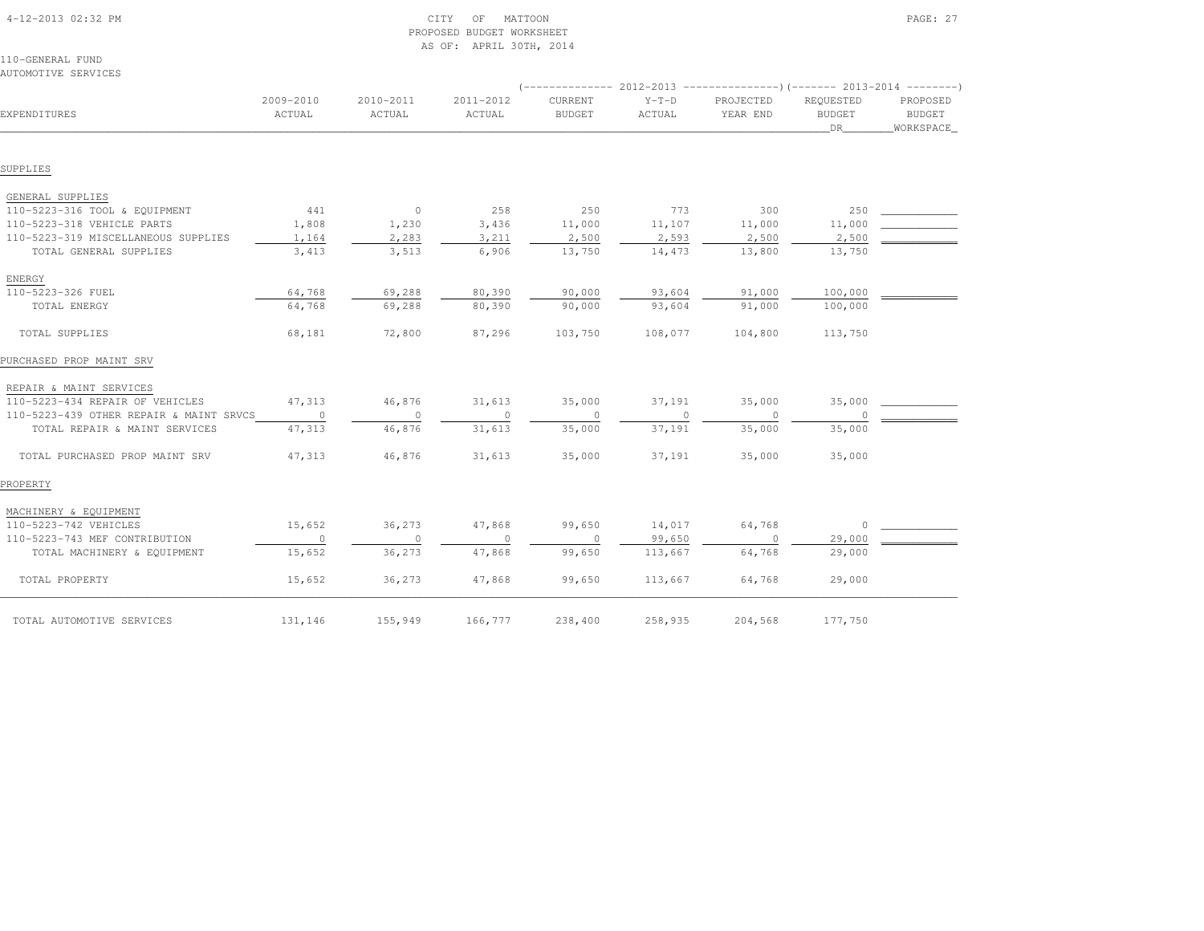CITY OF MATTOON
PROPOSED BUDGET WORKSHEET
AS OF: APRIL 30TH, 2014

110-GENERAL FUND
AUTOMOTIVE SERVICES

| EXPENDITURES | 2009-2010 ACTUAL | 2010-2011 ACTUAL | 2011-2012 ACTUAL | 2012-2013 CURRENT BUDGET | 2012-2013 Y-T-D ACTUAL | 2012-2013 PROJECTED YEAR END | 2013-2014 REQUESTED BUDGET DR | 2013-2014 PROPOSED BUDGET WORKSPACE |
|---|---|---|---|---|---|---|---|---|
| **SUPPLIES** | | | | | | | | |
| GENERAL SUPPLIES | | | | | | | | |
| 110-5223-316 TOOL & EQUIPMENT | 441 | 0 | 258 | 250 | 773 | 300 | 250 | |
| 110-5223-318 VEHICLE PARTS | 1,808 | 1,230 | 3,436 | 11,000 | 11,107 | 11,000 | 11,000 | |
| 110-5223-319 MISCELLANEOUS SUPPLIES | 1,164 | 2,283 | 3,211 | 2,500 | 2,593 | 2,500 | 2,500 | |
| TOTAL GENERAL SUPPLIES | 3,413 | 3,513 | 6,906 | 13,750 | 14,473 | 13,800 | 13,750 | |
| ENERGY | | | | | | | | |
| 110-5223-326 FUEL | 64,768 | 69,288 | 80,390 | 90,000 | 93,604 | 91,000 | 100,000 | |
| TOTAL ENERGY | 64,768 | 69,288 | 80,390 | 90,000 | 93,604 | 91,000 | 100,000 | |
| TOTAL SUPPLIES | 68,181 | 72,800 | 87,296 | 103,750 | 108,077 | 104,800 | 113,750 | |
| **PURCHASED PROP MAINT SRV** | | | | | | | | |
| REPAIR & MAINT SERVICES | | | | | | | | |
| 110-5223-434 REPAIR OF VEHICLES | 47,313 | 46,876 | 31,613 | 35,000 | 37,191 | 35,000 | 35,000 | |
| 110-5223-439 OTHER REPAIR & MAINT SRVCS | 0 | 0 | 0 | 0 | 0 | 0 | 0 | |
| TOTAL REPAIR & MAINT SERVICES | 47,313 | 46,876 | 31,613 | 35,000 | 37,191 | 35,000 | 35,000 | |
| TOTAL PURCHASED PROP MAINT SRV | 47,313 | 46,876 | 31,613 | 35,000 | 37,191 | 35,000 | 35,000 | |
| **PROPERTY** | | | | | | | | |
| MACHINERY & EQUIPMENT | | | | | | | | |
| 110-5223-742 VEHICLES | 15,652 | 36,273 | 47,868 | 99,650 | 14,017 | 64,768 | 0 | |
| 110-5223-743 MEF CONTRIBUTION | 0 | 0 | 0 | 0 | 99,650 | 0 | 29,000 | |
| TOTAL MACHINERY & EQUIPMENT | 15,652 | 36,273 | 47,868 | 99,650 | 113,667 | 64,768 | 29,000 | |
| TOTAL PROPERTY | 15,652 | 36,273 | 47,868 | 99,650 | 113,667 | 64,768 | 29,000 | |
| TOTAL AUTOMOTIVE SERVICES | 131,146 | 155,949 | 166,777 | 238,400 | 258,935 | 204,568 | 177,750 | |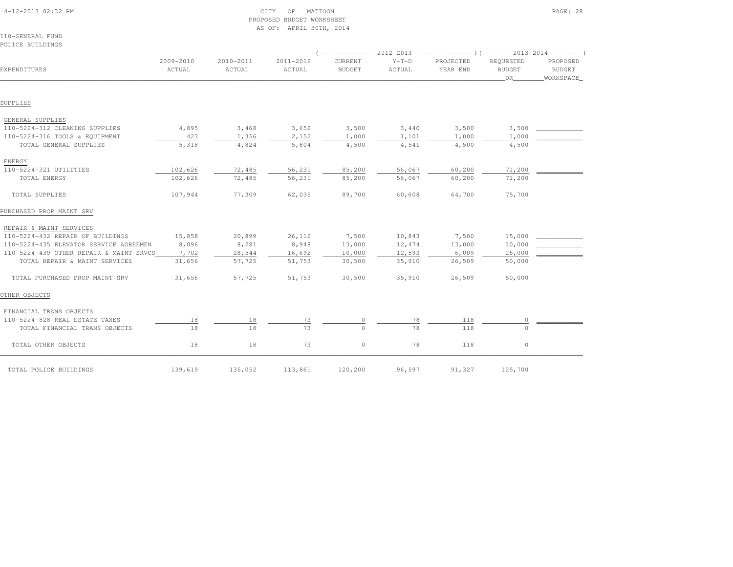CITY OF MATTOON
PROPOSED BUDGET WORKSHEET
AS OF: APRIL 30TH, 2014

4-12-2013 02:32 PM

110-GENERAL FUND
POLICE BUILDINGS

| EXPENDITURES | 2009-2010 ACTUAL | 2010-2011 ACTUAL | 2011-2012 ACTUAL | 2012-2013 CURRENT BUDGET | 2012-2013 Y-T-D ACTUAL | 2012-2013 PROJECTED YEAR END | 2013-2014 REQUESTED BUDGET DR | 2013-2014 PROPOSED BUDGET WORKSPACE |
|---|---|---|---|---|---|---|---|---|
| **SUPPLIES** | | | | | | | | |
| GENERAL SUPPLIES | | | | | | | | |
| 110-5224-312 CLEANING SUPPLIES | 4,895 | 3,468 | 3,652 | 3,500 | 3,440 | 3,500 | 3,500 | |
| 110-5224-316 TOOLS & EQUIPMENT | 423 | 1,356 | 2,152 | 1,000 | 1,101 | 1,000 | 1,000 | |
| TOTAL GENERAL SUPPLIES | 5,318 | 4,824 | 5,804 | 4,500 | 4,541 | 4,500 | 4,500 | |
| ENERGY | | | | | | | | |
| 110-5224-321 UTILITIES | 102,626 | 72,485 | 56,231 | 85,200 | 56,067 | 60,200 | 71,200 | |
| TOTAL ENERGY | 102,626 | 72,485 | 56,231 | 85,200 | 56,067 | 60,200 | 71,200 | |
| TOTAL SUPPLIES | 107,944 | 77,309 | 62,035 | 89,700 | 60,608 | 64,700 | 75,700 | |
| **PURCHASED PROP MAINT SRV** | | | | | | | | |
| REPAIR & MAINT SERVICES | | | | | | | | |
| 110-5224-432 REPAIR OF BUILDINGS | 15,858 | 20,899 | 26,112 | 7,500 | 10,843 | 7,500 | 15,000 | |
| 110-5224-435 ELEVATOR SERVICE AGREEMEN | 8,096 | 8,281 | 8,948 | 13,000 | 12,474 | 13,000 | 10,000 | |
| 110-5224-439 OTHER REPAIR & MAINT SRVCS | 7,702 | 28,544 | 16,692 | 10,000 | 12,593 | 6,009 | 25,000 | |
| TOTAL REPAIR & MAINT SERVICES | 31,656 | 57,725 | 51,753 | 30,500 | 35,910 | 26,509 | 50,000 | |
| TOTAL PURCHASED PROP MAINT SRV | 31,656 | 57,725 | 51,753 | 30,500 | 35,910 | 26,509 | 50,000 | |
| **OTHER OBJECTS** | | | | | | | | |
| FINANCIAL TRANS OBJECTS | | | | | | | | |
| 110-5224-828 REAL ESTATE TAXES | 18 | 18 | 73 | 0 | 78 | 118 | 0 | |
| TOTAL FINANCIAL TRANS OBJECTS | 18 | 18 | 73 | 0 | 78 | 118 | 0 | |
| TOTAL OTHER OBJECTS | 18 | 18 | 73 | 0 | 78 | 118 | 0 | |
| TOTAL POLICE BUILDINGS | 139,619 | 135,052 | 113,861 | 120,200 | 96,597 | 91,327 | 125,700 | |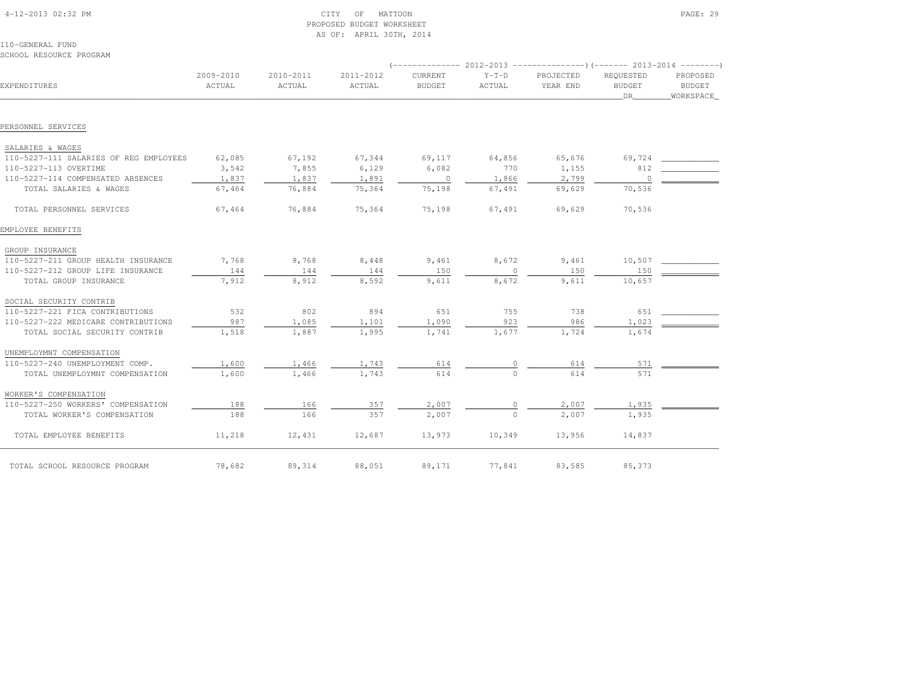CITY OF MATTOON
PROPOSED BUDGET WORKSHEET
AS OF: APRIL 30TH, 2014

110-GENERAL FUND
SCHOOL RESOURCE PROGRAM

| EXPENDITURES | 2009-2010 ACTUAL | 2010-2011 ACTUAL | 2011-2012 ACTUAL | 2012-2013 CURRENT BUDGET | 2012-2013 Y-T-D ACTUAL | 2012-2013 PROJECTED YEAR END | 2013-2014 REQUESTED BUDGET DR | 2013-2014 PROPOSED BUDGET WORKSPACE |
|---|---|---|---|---|---|---|---|---|
| **PERSONNEL SERVICES** | | | | | | | | |
| SALARIES & WAGES | | | | | | | | |
| 110-5227-111 SALARIES OF REG EMPLOYEES | 62,085 | 67,192 | 67,344 | 69,117 | 64,856 | 65,676 | 69,724 | |
| 110-5227-113 OVERTIME | 3,542 | 7,855 | 6,129 | 6,082 | 770 | 1,155 | 812 | |
| 110-5227-114 COMPENSATED ABSENCES | 1,837 | 1,837 | 1,891 | 0 | 1,866 | 2,799 | 0 | |
| TOTAL SALARIES & WAGES | 67,464 | 76,884 | 75,364 | 75,198 | 67,491 | 69,629 | 70,536 | |
| TOTAL PERSONNEL SERVICES | 67,464 | 76,884 | 75,364 | 75,198 | 67,491 | 69,629 | 70,536 | |
| **EMPLOYEE BENEFITS** | | | | | | | | |
| GROUP INSURANCE | | | | | | | | |
| 110-5227-211 GROUP HEALTH INSURANCE | 7,768 | 8,768 | 8,448 | 9,461 | 8,672 | 9,461 | 10,507 | |
| 110-5227-212 GROUP LIFE INSURANCE | 144 | 144 | 144 | 150 | 0 | 150 | 150 | |
| TOTAL GROUP INSURANCE | 7,912 | 8,912 | 8,592 | 9,611 | 8,672 | 9,611 | 10,657 | |
| SOCIAL SECURITY CONTRIB | | | | | | | | |
| 110-5227-221 FICA CONTRIBUTIONS | 532 | 802 | 894 | 651 | 755 | 738 | 651 | |
| 110-5227-222 MEDICARE CONTRIBUTIONS | 987 | 1,085 | 1,101 | 1,090 | 923 | 986 | 1,023 | |
| TOTAL SOCIAL SECURITY CONTRIB | 1,518 | 1,887 | 1,995 | 1,741 | 1,677 | 1,724 | 1,674 | |
| UNEMPLOYMNT COMPENSATION | | | | | | | | |
| 110-5227-240 UNEMPLOYMENT COMP. | 1,600 | 1,466 | 1,743 | 614 | 0 | 614 | 571 | |
| TOTAL UNEMPLOYMNT COMPENSATION | 1,600 | 1,466 | 1,743 | 614 | 0 | 614 | 571 | |
| WORKER'S COMPENSATION | | | | | | | | |
| 110-5227-250 WORKERS' COMPENSATION | 188 | 166 | 357 | 2,007 | 0 | 2,007 | 1,935 | |
| TOTAL WORKER'S COMPENSATION | 188 | 166 | 357 | 2,007 | 0 | 2,007 | 1,935 | |
| TOTAL EMPLOYEE BENEFITS | 11,218 | 12,431 | 12,687 | 13,973 | 10,349 | 13,956 | 14,837 | |
| TOTAL SCHOOL RESOURCE PROGRAM | 78,682 | 89,314 | 88,051 | 89,171 | 77,841 | 83,585 | 85,373 | |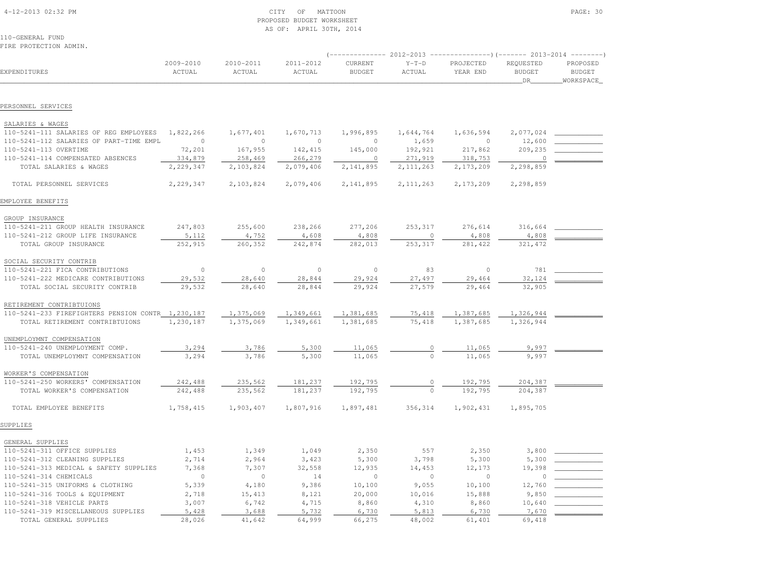CITY OF MATTOON
PROPOSED BUDGET WORKSHEET
AS OF: APRIL 30TH, 2014

110-GENERAL FUND
FIRE PROTECTION ADMIN.

| EXPENDITURES | 2009-2010 ACTUAL | 2010-2011 ACTUAL | 2011-2012 ACTUAL | 2012-2013 CURRENT BUDGET | 2012-2013 Y-T-D ACTUAL | 2012-2013 PROJECTED YEAR END | 2013-2014 REQUESTED BUDGET DR | 2013-2014 PROPOSED BUDGET WORKSPACE |
|---|---|---|---|---|---|---|---|---|
| **PERSONNEL SERVICES** | | | | | | | | |
| SALARIES & WAGES | | | | | | | | |
| 110-5241-111 SALARIES OF REG EMPLOYEES | 1,822,266 | 1,677,401 | 1,670,713 | 1,996,895 | 1,644,764 | 1,636,594 | 2,077,024 | |
| 110-5241-112 SALARIES OF PART-TIME EMPL | 0 | 0 | 0 | 0 | 1,659 | 0 | 12,600 | |
| 110-5241-113 OVERTIME | 72,201 | 167,955 | 142,415 | 145,000 | 192,921 | 217,862 | 209,235 | |
| 110-5241-114 COMPENSATED ABSENCES | 334,879 | 258,469 | 266,279 | 0 | 271,919 | 318,753 | 0 | |
| TOTAL SALARIES & WAGES | 2,229,347 | 2,103,824 | 2,079,406 | 2,141,895 | 2,111,263 | 2,173,209 | 2,298,859 | |
| TOTAL PERSONNEL SERVICES | 2,229,347 | 2,103,824 | 2,079,406 | 2,141,895 | 2,111,263 | 2,173,209 | 2,298,859 | |
| **EMPLOYEE BENEFITS** | | | | | | | | |
| GROUP INSURANCE | | | | | | | | |
| 110-5241-211 GROUP HEALTH INSURANCE | 247,803 | 255,600 | 238,266 | 277,206 | 253,317 | 276,614 | 316,664 | |
| 110-5241-212 GROUP LIFE INSURANCE | 5,112 | 4,752 | 4,608 | 4,808 | 0 | 4,808 | 4,808 | |
| TOTAL GROUP INSURANCE | 252,915 | 260,352 | 242,874 | 282,013 | 253,317 | 281,422 | 321,472 | |
| SOCIAL SECURITY CONTRIB | | | | | | | | |
| 110-5241-221 FICA CONTRIBUTIONS | 0 | 0 | 0 | 0 | 83 | 0 | 781 | |
| 110-5241-222 MEDICARE CONTRIBUTIONS | 29,532 | 28,640 | 28,844 | 29,924 | 27,497 | 29,464 | 32,124 | |
| TOTAL SOCIAL SECURITY CONTRIB | 29,532 | 28,640 | 28,844 | 29,924 | 27,579 | 29,464 | 32,905 | |
| RETIREMENT CONTRIBTUIONS | | | | | | | | |
| 110-5241-233 FIREFIGHTERS PENSION CONTR | 1,230,187 | 1,375,069 | 1,349,661 | 1,381,685 | 75,418 | 1,387,685 | 1,326,944 | |
| TOTAL RETIREMENT CONTRIBTUIONS | 1,230,187 | 1,375,069 | 1,349,661 | 1,381,685 | 75,418 | 1,387,685 | 1,326,944 | |
| UNEMPLOYMNT COMPENSATION | | | | | | | | |
| 110-5241-240 UNEMPLOYMENT COMP. | 3,294 | 3,786 | 5,300 | 11,065 | 0 | 11,065 | 9,997 | |
| TOTAL UNEMPLOYMNT COMPENSATION | 3,294 | 3,786 | 5,300 | 11,065 | 0 | 11,065 | 9,997 | |
| WORKER'S COMPENSATION | | | | | | | | |
| 110-5241-250 WORKERS' COMPENSATION | 242,488 | 235,562 | 181,237 | 192,795 | 0 | 192,795 | 204,387 | |
| TOTAL WORKER'S COMPENSATION | 242,488 | 235,562 | 181,237 | 192,795 | 0 | 192,795 | 204,387 | |
| TOTAL EMPLOYEE BENEFITS | 1,758,415 | 1,903,407 | 1,807,916 | 1,897,481 | 356,314 | 1,902,431 | 1,895,705 | |
| **SUPPLIES** | | | | | | | | |
| GENERAL SUPPLIES | | | | | | | | |
| 110-5241-311 OFFICE SUPPLIES | 1,453 | 1,349 | 1,049 | 2,350 | 557 | 2,350 | 3,800 | |
| 110-5241-312 CLEANING SUPPLIES | 2,714 | 2,964 | 3,423 | 5,300 | 3,798 | 5,300 | 5,300 | |
| 110-5241-313 MEDICAL & SAFETY SUPPLIES | 7,368 | 7,307 | 32,558 | 12,935 | 14,453 | 12,173 | 19,398 | |
| 110-5241-314 CHEMICALS | 0 | 0 | 14 | 0 | 0 | 0 | 0 | |
| 110-5241-315 UNIFORMS & CLOTHING | 5,339 | 4,180 | 9,386 | 10,100 | 9,055 | 10,100 | 12,760 | |
| 110-5241-316 TOOLS & EQUIPMENT | 2,718 | 15,413 | 8,121 | 20,000 | 10,016 | 15,888 | 9,850 | |
| 110-5241-318 VEHICLE PARTS | 3,007 | 6,742 | 4,715 | 8,860 | 4,310 | 8,860 | 10,640 | |
| 110-5241-319 MISCELLANEOUS SUPPLIES | 5,428 | 3,688 | 5,732 | 6,730 | 5,813 | 6,730 | 7,670 | |
| TOTAL GENERAL SUPPLIES | 28,026 | 41,642 | 64,999 | 66,275 | 48,002 | 61,401 | 69,418 | |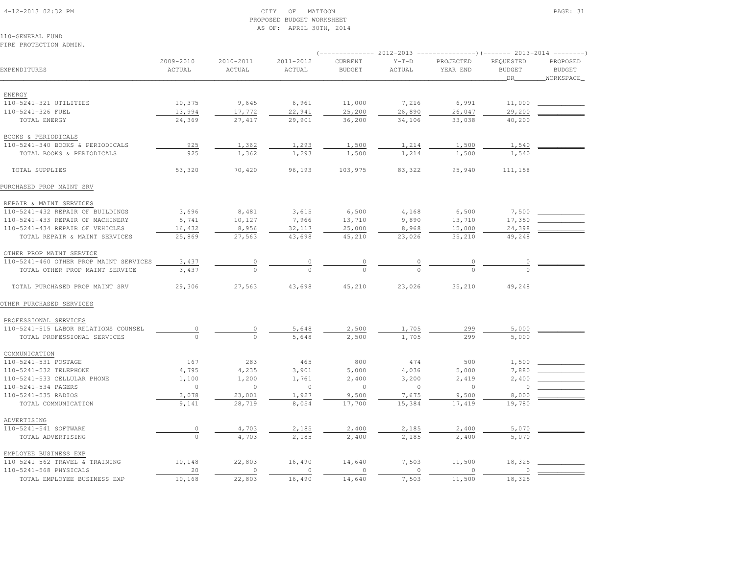CITY OF MATTOON
PROPOSED BUDGET WORKSHEET
AS OF: APRIL 30TH, 2014

110-GENERAL FUND
FIRE PROTECTION ADMIN.

| EXPENDITURES | 2009-2010 ACTUAL | 2010-2011 ACTUAL | 2011-2012 ACTUAL | 2012-2013 CURRENT BUDGET | 2012-2013 Y-T-D ACTUAL | 2012-2013 PROJECTED YEAR END | 2013-2014 REQUESTED BUDGET DR | 2013-2014 PROPOSED BUDGET WORKSPACE |
|---|---|---|---|---|---|---|---|---|
| **ENERGY** | | | | | | | | |
| 110-5241-321 UTILITIES | 10,375 | 9,645 | 6,961 | 11,000 | 7,216 | 6,991 | 11,000 | |
| 110-5241-326 FUEL | 13,994 | 17,772 | 22,941 | 25,200 | 26,890 | 26,047 | 29,200 | |
| TOTAL ENERGY | 24,369 | 27,417 | 29,901 | 36,200 | 34,106 | 33,038 | 40,200 | |
| **BOOKS & PERIODICALS** | | | | | | | | |
| 110-5241-340 BOOKS & PERIODICALS | 925 | 1,362 | 1,293 | 1,500 | 1,214 | 1,500 | 1,540 | |
| TOTAL BOOKS & PERIODICALS | 925 | 1,362 | 1,293 | 1,500 | 1,214 | 1,500 | 1,540 | |
| TOTAL SUPPLIES | 53,320 | 70,420 | 96,193 | 103,975 | 83,322 | 95,940 | 111,158 | |
| **PURCHASED PROP MAINT SRV** | | | | | | | | |
| **REPAIR & MAINT SERVICES** | | | | | | | | |
| 110-5241-432 REPAIR OF BUILDINGS | 3,696 | 8,481 | 3,615 | 6,500 | 4,168 | 6,500 | 7,500 | |
| 110-5241-433 REPAIR OF MACHINERY | 5,741 | 10,127 | 7,966 | 13,710 | 9,890 | 13,710 | 17,350 | |
| 110-5241-434 REPAIR OF VEHICLES | 16,432 | 8,956 | 32,117 | 25,000 | 8,968 | 15,000 | 24,398 | |
| TOTAL REPAIR & MAINT SERVICES | 25,869 | 27,563 | 43,698 | 45,210 | 23,026 | 35,210 | 49,248 | |
| **OTHER PROP MAINT SERVICE** | | | | | | | | |
| 110-5241-460 OTHER PROP MAINT SERVICES | 3,437 | 0 | 0 | 0 | 0 | 0 | 0 | |
| TOTAL OTHER PROP MAINT SERVICE | 3,437 | 0 | 0 | 0 | 0 | 0 | 0 | |
| TOTAL PURCHASED PROP MAINT SRV | 29,306 | 27,563 | 43,698 | 45,210 | 23,026 | 35,210 | 49,248 | |
| **OTHER PURCHASED SERVICES** | | | | | | | | |
| **PROFESSIONAL SERVICES** | | | | | | | | |
| 110-5241-515 LABOR RELATIONS COUNSEL | 0 | 0 | 5,648 | 2,500 | 1,705 | 299 | 5,000 | |
| TOTAL PROFESSIONAL SERVICES | 0 | 0 | 5,648 | 2,500 | 1,705 | 299 | 5,000 | |
| **COMMUNICATION** | | | | | | | | |
| 110-5241-531 POSTAGE | 167 | 283 | 465 | 800 | 474 | 500 | 1,500 | |
| 110-5241-532 TELEPHONE | 4,795 | 4,235 | 3,901 | 5,000 | 4,036 | 5,000 | 7,880 | |
| 110-5241-533 CELLULAR PHONE | 1,100 | 1,200 | 1,761 | 2,400 | 3,200 | 2,419 | 2,400 | |
| 110-5241-534 PAGERS | 0 | 0 | 0 | 0 | 0 | 0 | 0 | |
| 110-5241-535 RADIOS | 3,078 | 23,001 | 1,927 | 9,500 | 7,675 | 9,500 | 8,000 | |
| TOTAL COMMUNICATION | 9,141 | 28,719 | 8,054 | 17,700 | 15,384 | 17,419 | 19,780 | |
| **ADVERTISING** | | | | | | | | |
| 110-5241-541 SOFTWARE | 0 | 4,703 | 2,185 | 2,400 | 2,185 | 2,400 | 5,070 | |
| TOTAL ADVERTISING | 0 | 4,703 | 2,185 | 2,400 | 2,185 | 2,400 | 5,070 | |
| **EMPLOYEE BUSINESS EXP** | | | | | | | | |
| 110-5241-562 TRAVEL & TRAINING | 10,148 | 22,803 | 16,490 | 14,640 | 7,503 | 11,500 | 18,325 | |
| 110-5241-568 PHYSICALS | 20 | 0 | 0 | 0 | 0 | 0 | 0 | |
| TOTAL EMPLOYEE BUSINESS EXP | 10,168 | 22,803 | 16,490 | 14,640 | 7,503 | 11,500 | 18,325 | |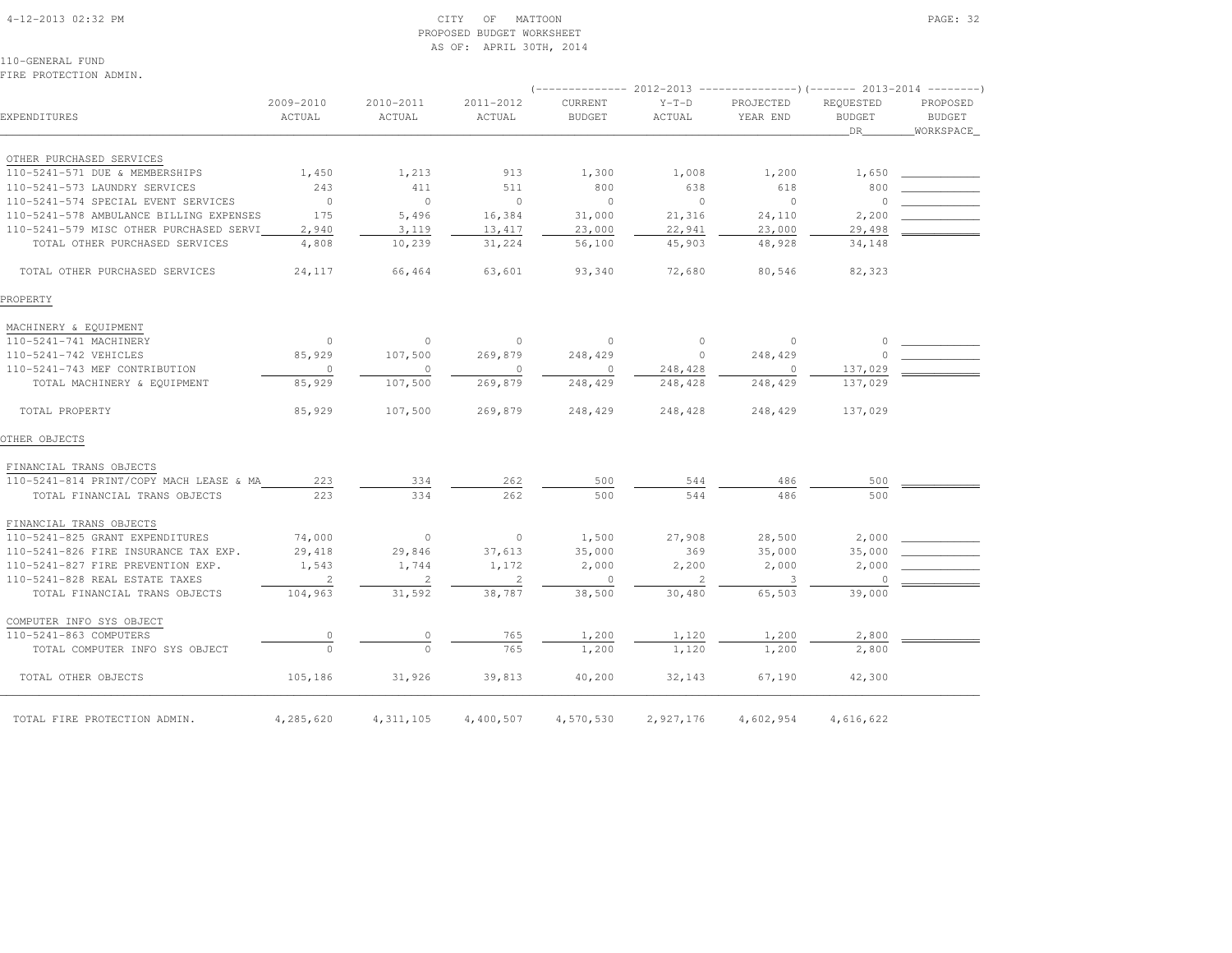CITY OF MATTOON
PROPOSED BUDGET WORKSHEET
AS OF: APRIL 30TH, 2014

110-GENERAL FUND
FIRE PROTECTION ADMIN.

| EXPENDITURES | 2009-2010 ACTUAL | 2010-2011 ACTUAL | 2011-2012 ACTUAL | 2012-2013 CURRENT BUDGET | 2012-2013 Y-T-D ACTUAL | 2012-2013 PROJECTED YEAR END | 2013-2014 REQUESTED BUDGET DR | 2013-2014 PROPOSED BUDGET WORKSPACE |
|---|---|---|---|---|---|---|---|---|
| OTHER PURCHASED SERVICES | | | | | | | | |
| 110-5241-571 DUE & MEMBERSHIPS | 1,450 | 1,213 | 913 | 1,300 | 1,008 | 1,200 | 1,650 | |
| 110-5241-573 LAUNDRY SERVICES | 243 | 411 | 511 | 800 | 638 | 618 | 800 | |
| 110-5241-574 SPECIAL EVENT SERVICES | 0 | 0 | 0 | 0 | 0 | 0 | 0 | |
| 110-5241-578 AMBULANCE BILLING EXPENSES | 175 | 5,496 | 16,384 | 31,000 | 21,316 | 24,110 | 2,200 | |
| 110-5241-579 MISC OTHER PURCHASED SERVI | 2,940 | 3,119 | 13,417 | 23,000 | 22,941 | 23,000 | 29,498 | |
| TOTAL OTHER PURCHASED SERVICES | 4,808 | 10,239 | 31,224 | 56,100 | 45,903 | 48,928 | 34,148 | |
| TOTAL OTHER PURCHASED SERVICES | 24,117 | 66,464 | 63,601 | 93,340 | 72,680 | 80,546 | 82,323 | |
| PROPERTY | | | | | | | | |
| MACHINERY & EQUIPMENT | | | | | | | | |
| 110-5241-741 MACHINERY | 0 | 0 | 0 | 0 | 0 | 0 | 0 | |
| 110-5241-742 VEHICLES | 85,929 | 107,500 | 269,879 | 248,429 | 0 | 248,429 | 0 | |
| 110-5241-743 MEF CONTRIBUTION | 0 | 0 | 0 | 0 | 248,428 | 0 | 137,029 | |
| TOTAL MACHINERY & EQUIPMENT | 85,929 | 107,500 | 269,879 | 248,429 | 248,428 | 248,429 | 137,029 | |
| TOTAL PROPERTY | 85,929 | 107,500 | 269,879 | 248,429 | 248,428 | 248,429 | 137,029 | |
| OTHER OBJECTS | | | | | | | | |
| FINANCIAL TRANS OBJECTS | | | | | | | | |
| 110-5241-814 PRINT/COPY MACH LEASE & MA | 223 | 334 | 262 | 500 | 544 | 486 | 500 | |
| TOTAL FINANCIAL TRANS OBJECTS | 223 | 334 | 262 | 500 | 544 | 486 | 500 | |
| FINANCIAL TRANS OBJECTS | | | | | | | | |
| 110-5241-825 GRANT EXPENDITURES | 74,000 | 0 | 0 | 1,500 | 27,908 | 28,500 | 2,000 | |
| 110-5241-826 FIRE INSURANCE TAX EXP. | 29,418 | 29,846 | 37,613 | 35,000 | 369 | 35,000 | 35,000 | |
| 110-5241-827 FIRE PREVENTION EXP. | 1,543 | 1,744 | 1,172 | 2,000 | 2,200 | 2,000 | 2,000 | |
| 110-5241-828 REAL ESTATE TAXES | 2 | 2 | 2 | 0 | 2 | 3 | 0 | |
| TOTAL FINANCIAL TRANS OBJECTS | 104,963 | 31,592 | 38,787 | 38,500 | 30,480 | 65,503 | 39,000 | |
| COMPUTER INFO SYS OBJECT | | | | | | | | |
| 110-5241-863 COMPUTERS | 0 | 0 | 765 | 1,200 | 1,120 | 1,200 | 2,800 | |
| TOTAL COMPUTER INFO SYS OBJECT | 0 | 0 | 765 | 1,200 | 1,120 | 1,200 | 2,800 | |
| TOTAL OTHER OBJECTS | 105,186 | 31,926 | 39,813 | 40,200 | 32,143 | 67,190 | 42,300 | |
| TOTAL FIRE PROTECTION ADMIN. | 4,285,620 | 4,311,105 | 4,400,507 | 4,570,530 | 2,927,176 | 4,602,954 | 4,616,622 | |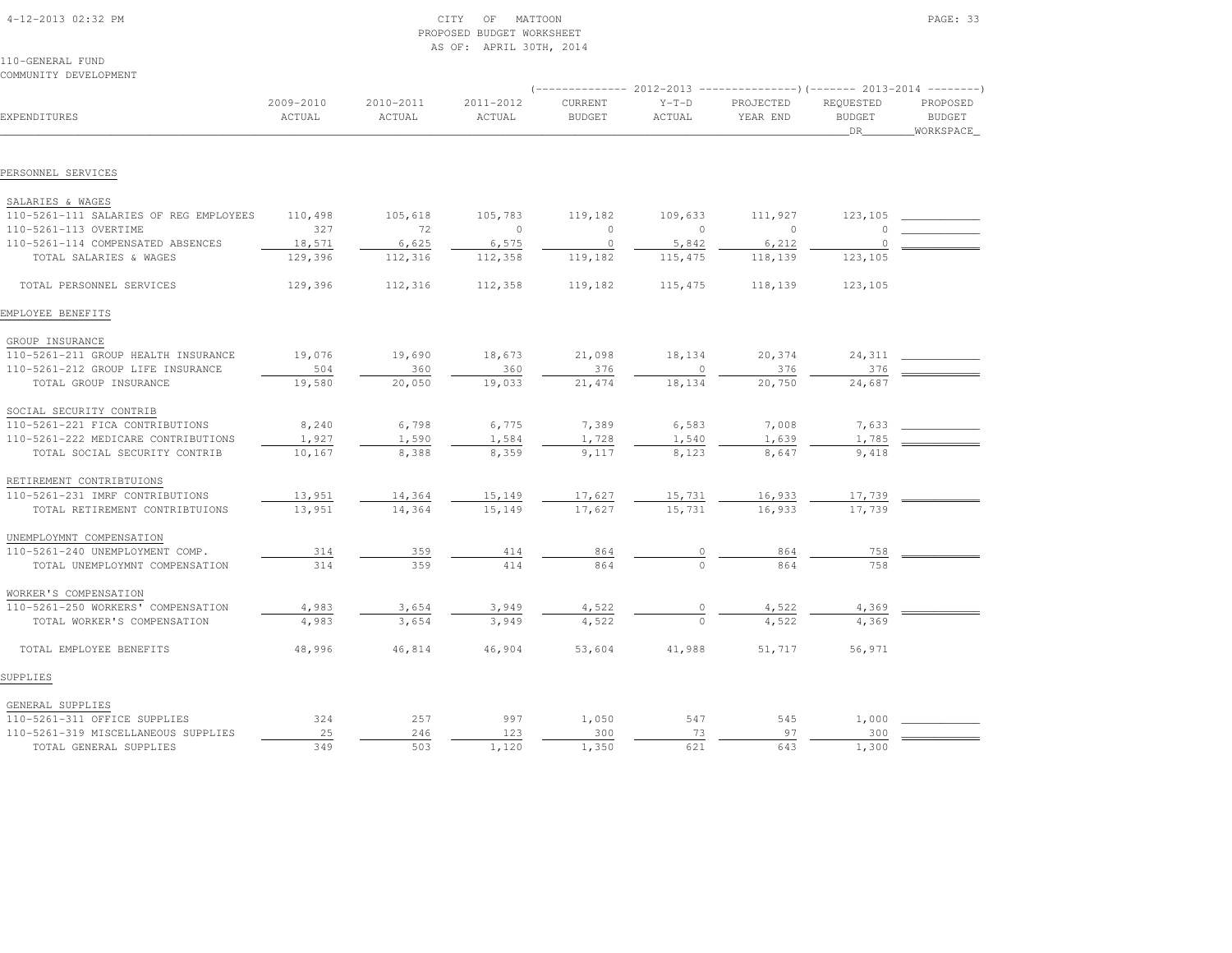CITY OF MATTOON
PROPOSED BUDGET WORKSHEET
AS OF: APRIL 30TH, 2014

110-GENERAL FUND
COMMUNITY DEVELOPMENT

| EXPENDITURES | 2009-2010 ACTUAL | 2010-2011 ACTUAL | 2011-2012 ACTUAL | 2012-2013 CURRENT BUDGET | 2012-2013 Y-T-D ACTUAL | 2012-2013 PROJECTED YEAR END | 2013-2014 REQUESTED BUDGET DR | 2013-2014 PROPOSED BUDGET WORKSPACE |
|---|---|---|---|---|---|---|---|---|
| PERSONNEL SERVICES | | | | | | | | |
| SALARIES & WAGES | | | | | | | | |
| 110-5261-111 SALARIES OF REG EMPLOYEES | 110,498 | 105,618 | 105,783 | 119,182 | 109,633 | 111,927 | 123,105 | |
| 110-5261-113 OVERTIME | 327 | 72 | 0 | 0 | 0 | 0 | 0 | |
| 110-5261-114 COMPENSATED ABSENCES | 18,571 | 6,625 | 6,575 | 0 | 5,842 | 6,212 | 0 | |
| TOTAL SALARIES & WAGES | 129,396 | 112,316 | 112,358 | 119,182 | 115,475 | 118,139 | 123,105 | |
| TOTAL PERSONNEL SERVICES | 129,396 | 112,316 | 112,358 | 119,182 | 115,475 | 118,139 | 123,105 | |
| EMPLOYEE BENEFITS | | | | | | | | |
| GROUP INSURANCE | | | | | | | | |
| 110-5261-211 GROUP HEALTH INSURANCE | 19,076 | 19,690 | 18,673 | 21,098 | 18,134 | 20,374 | 24,311 | |
| 110-5261-212 GROUP LIFE INSURANCE | 504 | 360 | 360 | 376 | 0 | 376 | 376 | |
| TOTAL GROUP INSURANCE | 19,580 | 20,050 | 19,033 | 21,474 | 18,134 | 20,750 | 24,687 | |
| SOCIAL SECURITY CONTRIB | | | | | | | | |
| 110-5261-221 FICA CONTRIBUTIONS | 8,240 | 6,798 | 6,775 | 7,389 | 6,583 | 7,008 | 7,633 | |
| 110-5261-222 MEDICARE CONTRIBUTIONS | 1,927 | 1,590 | 1,584 | 1,728 | 1,540 | 1,639 | 1,785 | |
| TOTAL SOCIAL SECURITY CONTRIB | 10,167 | 8,388 | 8,359 | 9,117 | 8,123 | 8,647 | 9,418 | |
| RETIREMENT CONTRIBTUIONS | | | | | | | | |
| 110-5261-231 IMRF CONTRIBUTIONS | 13,951 | 14,364 | 15,149 | 17,627 | 15,731 | 16,933 | 17,739 | |
| TOTAL RETIREMENT CONTRIBTUIONS | 13,951 | 14,364 | 15,149 | 17,627 | 15,731 | 16,933 | 17,739 | |
| UNEMPLOYMNT COMPENSATION | | | | | | | | |
| 110-5261-240 UNEMPLOYMENT COMP. | 314 | 359 | 414 | 864 | 0 | 864 | 758 | |
| TOTAL UNEMPLOYMNT COMPENSATION | 314 | 359 | 414 | 864 | 0 | 864 | 758 | |
| WORKER'S COMPENSATION | | | | | | | | |
| 110-5261-250 WORKERS' COMPENSATION | 4,983 | 3,654 | 3,949 | 4,522 | 0 | 4,522 | 4,369 | |
| TOTAL WORKER'S COMPENSATION | 4,983 | 3,654 | 3,949 | 4,522 | 0 | 4,522 | 4,369 | |
| TOTAL EMPLOYEE BENEFITS | 48,996 | 46,814 | 46,904 | 53,604 | 41,988 | 51,717 | 56,971 | |
| SUPPLIES | | | | | | | | |
| GENERAL SUPPLIES | | | | | | | | |
| 110-5261-311 OFFICE SUPPLIES | 324 | 257 | 997 | 1,050 | 547 | 545 | 1,000 | |
| 110-5261-319 MISCELLANEOUS SUPPLIES | 25 | 246 | 123 | 300 | 73 | 97 | 300 | |
| TOTAL GENERAL SUPPLIES | 349 | 503 | 1,120 | 1,350 | 621 | 643 | 1,300 | |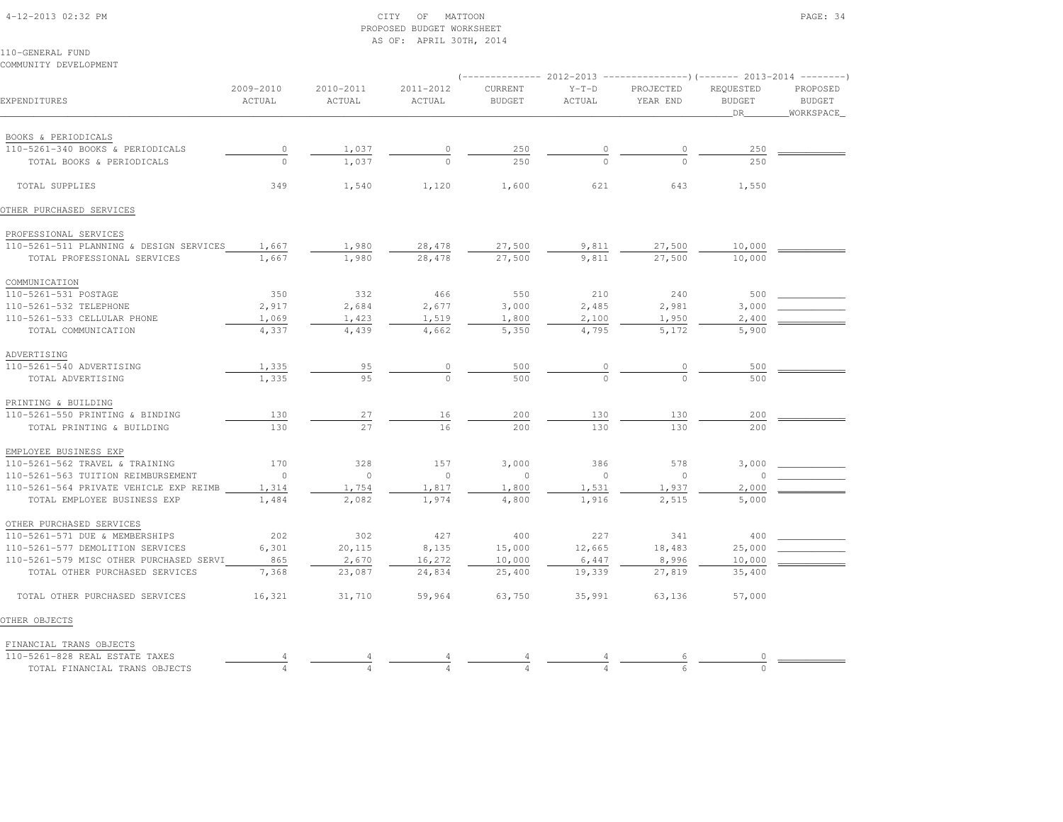CITY OF MATTOON
PROPOSED BUDGET WORKSHEET
AS OF: APRIL 30TH, 2014

110-GENERAL FUND
COMMUNITY DEVELOPMENT

| EXPENDITURES | 2009-2010 ACTUAL | 2010-2011 ACTUAL | 2011-2012 ACTUAL | 2012-2013 CURRENT BUDGET | 2012-2013 Y-T-D ACTUAL | 2012-2013 PROJECTED YEAR END | 2013-2014 REQUESTED BUDGET DR | 2013-2014 PROPOSED BUDGET WORKSPACE |
|---|---|---|---|---|---|---|---|---|
| BOOKS & PERIODICALS | | | | | | | | |
| 110-5261-340 BOOKS & PERIODICALS | 0 | 1,037 | 0 | 250 | 0 | 0 | 250 | |
| TOTAL BOOKS & PERIODICALS | 0 | 1,037 | 0 | 250 | 0 | 0 | 250 | |
| TOTAL SUPPLIES | 349 | 1,540 | 1,120 | 1,600 | 621 | 643 | 1,550 | |
| OTHER PURCHASED SERVICES | | | | | | | | |
| PROFESSIONAL SERVICES | | | | | | | | |
| 110-5261-511 PLANNING & DESIGN SERVICES | 1,667 | 1,980 | 28,478 | 27,500 | 9,811 | 27,500 | 10,000 | |
| TOTAL PROFESSIONAL SERVICES | 1,667 | 1,980 | 28,478 | 27,500 | 9,811 | 27,500 | 10,000 | |
| COMMUNICATION | | | | | | | | |
| 110-5261-531 POSTAGE | 350 | 332 | 466 | 550 | 210 | 240 | 500 | |
| 110-5261-532 TELEPHONE | 2,917 | 2,684 | 2,677 | 3,000 | 2,485 | 2,981 | 3,000 | |
| 110-5261-533 CELLULAR PHONE | 1,069 | 1,423 | 1,519 | 1,800 | 2,100 | 1,950 | 2,400 | |
| TOTAL COMMUNICATION | 4,337 | 4,439 | 4,662 | 5,350 | 4,795 | 5,172 | 5,900 | |
| ADVERTISING | | | | | | | | |
| 110-5261-540 ADVERTISING | 1,335 | 95 | 0 | 500 | 0 | 0 | 500 | |
| TOTAL ADVERTISING | 1,335 | 95 | 0 | 500 | 0 | 0 | 500 | |
| PRINTING & BUILDING | | | | | | | | |
| 110-5261-550 PRINTING & BINDING | 130 | 27 | 16 | 200 | 130 | 130 | 200 | |
| TOTAL PRINTING & BUILDING | 130 | 27 | 16 | 200 | 130 | 130 | 200 | |
| EMPLOYEE BUSINESS EXP | | | | | | | | |
| 110-5261-562 TRAVEL & TRAINING | 170 | 328 | 157 | 3,000 | 386 | 578 | 3,000 | |
| 110-5261-563 TUITION REIMBURSEMENT | 0 | 0 | 0 | 0 | 0 | 0 | 0 | |
| 110-5261-564 PRIVATE VEHICLE EXP REIMB | 1,314 | 1,754 | 1,817 | 1,800 | 1,531 | 1,937 | 2,000 | |
| TOTAL EMPLOYEE BUSINESS EXP | 1,484 | 2,082 | 1,974 | 4,800 | 1,916 | 2,515 | 5,000 | |
| OTHER PURCHASED SERVICES | | | | | | | | |
| 110-5261-571 DUE & MEMBERSHIPS | 202 | 302 | 427 | 400 | 227 | 341 | 400 | |
| 110-5261-577 DEMOLITION SERVICES | 6,301 | 20,115 | 8,135 | 15,000 | 12,665 | 18,483 | 25,000 | |
| 110-5261-579 MISC OTHER PURCHASED SERVI | 865 | 2,670 | 16,272 | 10,000 | 6,447 | 8,996 | 10,000 | |
| TOTAL OTHER PURCHASED SERVICES | 7,368 | 23,087 | 24,834 | 25,400 | 19,339 | 27,819 | 35,400 | |
| TOTAL OTHER PURCHASED SERVICES | 16,321 | 31,710 | 59,964 | 63,750 | 35,991 | 63,136 | 57,000 | |
| OTHER OBJECTS | | | | | | | | |
| FINANCIAL TRANS OBJECTS | | | | | | | | |
| 110-5261-828 REAL ESTATE TAXES | 4 | 4 | 4 | 4 | 4 | 6 | 0 | |
| TOTAL FINANCIAL TRANS OBJECTS | 4 | 4 | 4 | 4 | 4 | 6 | 0 | |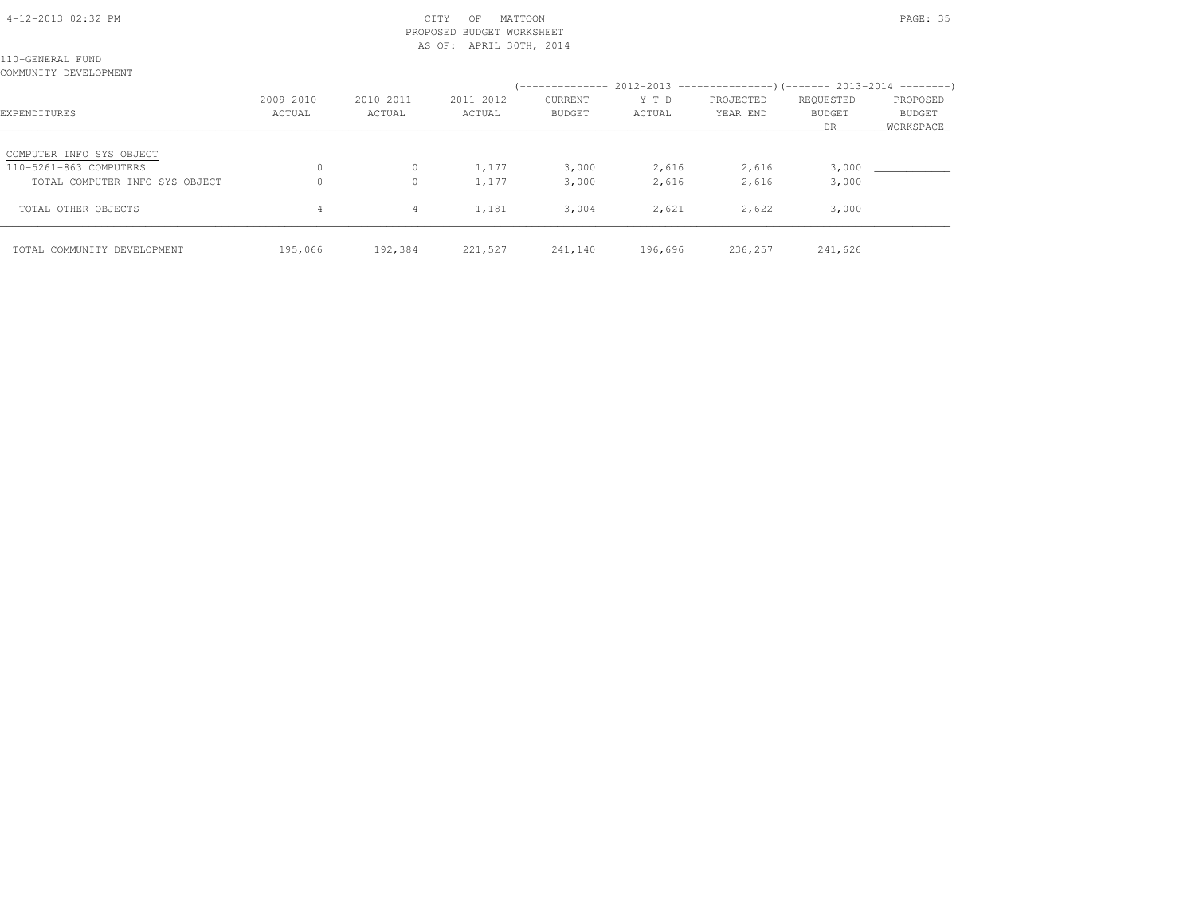CITY OF MATTOON
PROPOSED BUDGET WORKSHEET
AS OF: APRIL 30TH, 2014

110-GENERAL FUND
COMMUNITY DEVELOPMENT

| EXPENDITURES | 2009-2010 ACTUAL | 2010-2011 ACTUAL | 2011-2012 ACTUAL | 2012-2013 CURRENT BUDGET | 2012-2013 Y-T-D ACTUAL | 2012-2013 PROJECTED YEAR END | 2013-2014 REQUESTED BUDGET DR | 2013-2014 PROPOSED BUDGET WORKSPACE |
|---|---|---|---|---|---|---|---|---|
| COMPUTER INFO SYS OBJECT | | | | | | | | |
| 110-5261-863 COMPUTERS | 0 | 0 | 1,177 | 3,000 | 2,616 | 2,616 | 3,000 | |
| TOTAL COMPUTER INFO SYS OBJECT | 0 | 0 | 1,177 | 3,000 | 2,616 | 2,616 | 3,000 | |
| TOTAL OTHER OBJECTS | 4 | 4 | 1,181 | 3,004 | 2,621 | 2,622 | 3,000 | |
| TOTAL COMMUNITY DEVELOPMENT | 195,066 | 192,384 | 221,527 | 241,140 | 196,696 | 236,257 | 241,626 | |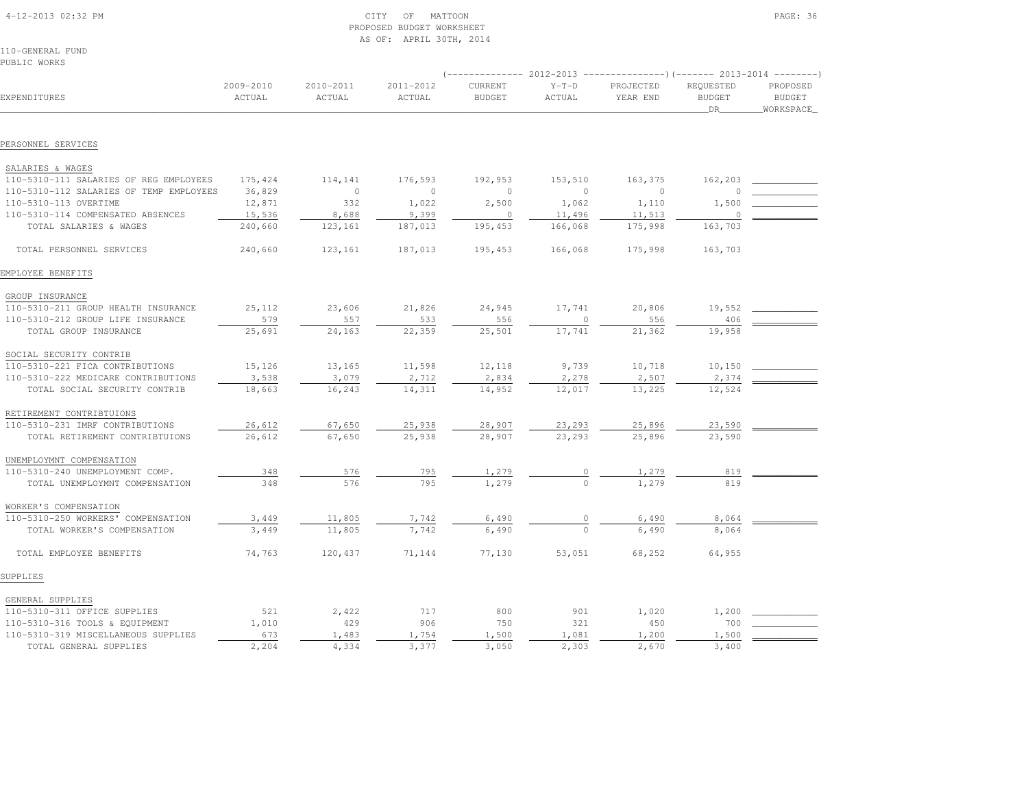CITY OF MATTOON
PROPOSED BUDGET WORKSHEET
AS OF: APRIL 30TH, 2014

110-GENERAL FUND
PUBLIC WORKS

| EXPENDITURES | 2009-2010 ACTUAL | 2010-2011 ACTUAL | 2011-2012 ACTUAL | 2012-2013 CURRENT BUDGET | 2012-2013 Y-T-D ACTUAL | 2012-2013 PROJECTED YEAR END | 2013-2014 REQUESTED BUDGET DR | 2013-2014 PROPOSED BUDGET WORKSPACE |
|---|---|---|---|---|---|---|---|---|
| **PERSONNEL SERVICES** | | | | | | | | |
| SALARIES & WAGES | | | | | | | | |
| 110-5310-111 SALARIES OF REG EMPLOYEES | 175,424 | 114,141 | 176,593 | 192,953 | 153,510 | 163,375 | 162,203 | |
| 110-5310-112 SALARIES OF TEMP EMPLOYEES | 36,829 | 0 | 0 | 0 | 0 | 0 | 0 | |
| 110-5310-113 OVERTIME | 12,871 | 332 | 1,022 | 2,500 | 1,062 | 1,110 | 1,500 | |
| 110-5310-114 COMPENSATED ABSENCES | 15,536 | 8,688 | 9,399 | 0 | 11,496 | 11,513 | 0 | |
| TOTAL SALARIES & WAGES | 240,660 | 123,161 | 187,013 | 195,453 | 166,068 | 175,998 | 163,703 | |
| TOTAL PERSONNEL SERVICES | 240,660 | 123,161 | 187,013 | 195,453 | 166,068 | 175,998 | 163,703 | |
| **EMPLOYEE BENEFITS** | | | | | | | | |
| GROUP INSURANCE | | | | | | | | |
| 110-5310-211 GROUP HEALTH INSURANCE | 25,112 | 23,606 | 21,826 | 24,945 | 17,741 | 20,806 | 19,552 | |
| 110-5310-212 GROUP LIFE INSURANCE | 579 | 557 | 533 | 556 | 0 | 556 | 406 | |
| TOTAL GROUP INSURANCE | 25,691 | 24,163 | 22,359 | 25,501 | 17,741 | 21,362 | 19,958 | |
| SOCIAL SECURITY CONTRIB | | | | | | | | |
| 110-5310-221 FICA CONTRIBUTIONS | 15,126 | 13,165 | 11,598 | 12,118 | 9,739 | 10,718 | 10,150 | |
| 110-5310-222 MEDICARE CONTRIBUTIONS | 3,538 | 3,079 | 2,712 | 2,834 | 2,278 | 2,507 | 2,374 | |
| TOTAL SOCIAL SECURITY CONTRIB | 18,663 | 16,243 | 14,311 | 14,952 | 12,017 | 13,225 | 12,524 | |
| RETIREMENT CONTRIBTUIONS | | | | | | | | |
| 110-5310-231 IMRF CONTRIBUTIONS | 26,612 | 67,650 | 25,938 | 28,907 | 23,293 | 25,896 | 23,590 | |
| TOTAL RETIREMENT CONTRIBTUIONS | 26,612 | 67,650 | 25,938 | 28,907 | 23,293 | 25,896 | 23,590 | |
| UNEMPLOYMNT COMPENSATION | | | | | | | | |
| 110-5310-240 UNEMPLOYMENT COMP. | 348 | 576 | 795 | 1,279 | 0 | 1,279 | 819 | |
| TOTAL UNEMPLOYMNT COMPENSATION | 348 | 576 | 795 | 1,279 | 0 | 1,279 | 819 | |
| WORKER'S COMPENSATION | | | | | | | | |
| 110-5310-250 WORKERS' COMPENSATION | 3,449 | 11,805 | 7,742 | 6,490 | 0 | 6,490 | 8,064 | |
| TOTAL WORKER'S COMPENSATION | 3,449 | 11,805 | 7,742 | 6,490 | 0 | 6,490 | 8,064 | |
| TOTAL EMPLOYEE BENEFITS | 74,763 | 120,437 | 71,144 | 77,130 | 53,051 | 68,252 | 64,955 | |
| **SUPPLIES** | | | | | | | | |
| GENERAL SUPPLIES | | | | | | | | |
| 110-5310-311 OFFICE SUPPLIES | 521 | 2,422 | 717 | 800 | 901 | 1,020 | 1,200 | |
| 110-5310-316 TOOLS & EQUIPMENT | 1,010 | 429 | 906 | 750 | 321 | 450 | 700 | |
| 110-5310-319 MISCELLANEOUS SUPPLIES | 673 | 1,483 | 1,754 | 1,500 | 1,081 | 1,200 | 1,500 | |
| TOTAL GENERAL SUPPLIES | 2,204 | 4,334 | 3,377 | 3,050 | 2,303 | 2,670 | 3,400 | |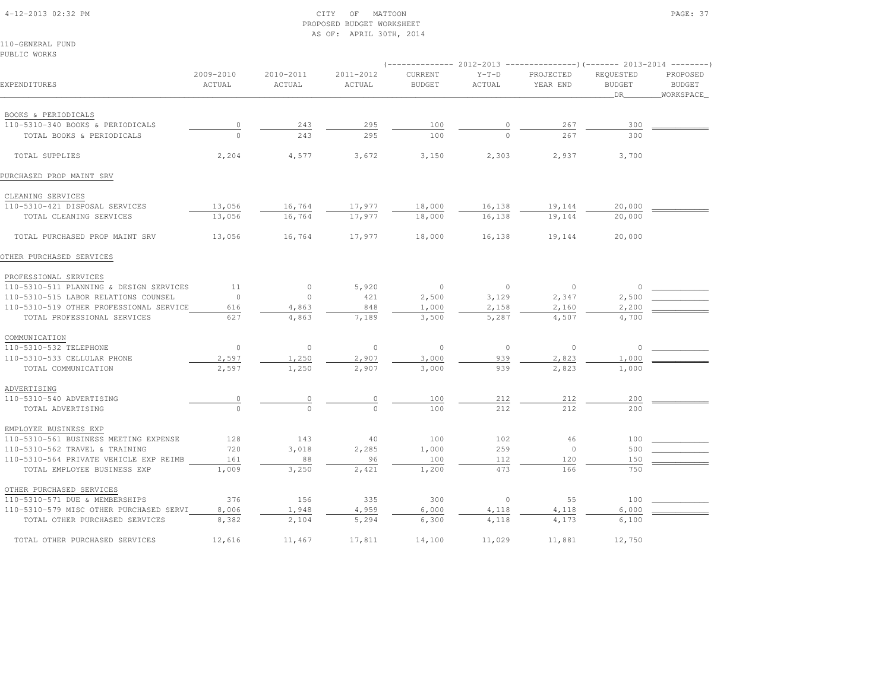CITY OF MATTOON
PROPOSED BUDGET WORKSHEET
AS OF: APRIL 30TH, 2014

4-12-2013 02:32 PM

110-GENERAL FUND
PUBLIC WORKS

| EXPENDITURES | 2009-2010 ACTUAL | 2010-2011 ACTUAL | 2011-2012 ACTUAL | 2012-2013 CURRENT BUDGET | 2012-2013 Y-T-D ACTUAL | 2012-2013 PROJECTED YEAR END | 2013-2014 REQUESTED BUDGET DR | 2013-2014 PROPOSED BUDGET WORKSPACE |
|---|---|---|---|---|---|---|---|---|
| BOOKS & PERIODICALS | | | | | | | | |
| 110-5310-340 BOOKS & PERIODICALS | 0 | 243 | 295 | 100 | 0 | 267 | 300 | |
| TOTAL BOOKS & PERIODICALS | 0 | 243 | 295 | 100 | 0 | 267 | 300 | |
| TOTAL SUPPLIES | 2,204 | 4,577 | 3,672 | 3,150 | 2,303 | 2,937 | 3,700 | |
| PURCHASED PROP MAINT SRV | | | | | | | | |
| CLEANING SERVICES | | | | | | | | |
| 110-5310-421 DISPOSAL SERVICES | 13,056 | 16,764 | 17,977 | 18,000 | 16,138 | 19,144 | 20,000 | |
| TOTAL CLEANING SERVICES | 13,056 | 16,764 | 17,977 | 18,000 | 16,138 | 19,144 | 20,000 | |
| TOTAL PURCHASED PROP MAINT SRV | 13,056 | 16,764 | 17,977 | 18,000 | 16,138 | 19,144 | 20,000 | |
| OTHER PURCHASED SERVICES | | | | | | | | |
| PROFESSIONAL SERVICES | | | | | | | | |
| 110-5310-511 PLANNING & DESIGN SERVICES | 11 | 0 | 5,920 | 0 | 0 | 0 | 0 | |
| 110-5310-515 LABOR RELATIONS COUNSEL | 0 | 0 | 421 | 2,500 | 3,129 | 2,347 | 2,500 | |
| 110-5310-519 OTHER PROFESSIONAL SERVICE | 616 | 4,863 | 848 | 1,000 | 2,158 | 2,160 | 2,200 | |
| TOTAL PROFESSIONAL SERVICES | 627 | 4,863 | 7,189 | 3,500 | 5,287 | 4,507 | 4,700 | |
| COMMUNICATION | | | | | | | | |
| 110-5310-532 TELEPHONE | 0 | 0 | 0 | 0 | 0 | 0 | 0 | |
| 110-5310-533 CELLULAR PHONE | 2,597 | 1,250 | 2,907 | 3,000 | 939 | 2,823 | 1,000 | |
| TOTAL COMMUNICATION | 2,597 | 1,250 | 2,907 | 3,000 | 939 | 2,823 | 1,000 | |
| ADVERTISING | | | | | | | | |
| 110-5310-540 ADVERTISING | 0 | 0 | 0 | 100 | 212 | 212 | 200 | |
| TOTAL ADVERTISING | 0 | 0 | 0 | 100 | 212 | 212 | 200 | |
| EMPLOYEE BUSINESS EXP | | | | | | | | |
| 110-5310-561 BUSINESS MEETING EXPENSE | 128 | 143 | 40 | 100 | 102 | 46 | 100 | |
| 110-5310-562 TRAVEL & TRAINING | 720 | 3,018 | 2,285 | 1,000 | 259 | 0 | 500 | |
| 110-5310-564 PRIVATE VEHICLE EXP REIMB | 161 | 88 | 96 | 100 | 112 | 120 | 150 | |
| TOTAL EMPLOYEE BUSINESS EXP | 1,009 | 3,250 | 2,421 | 1,200 | 473 | 166 | 750 | |
| OTHER PURCHASED SERVICES | | | | | | | | |
| 110-5310-571 DUE & MEMBERSHIPS | 376 | 156 | 335 | 300 | 0 | 55 | 100 | |
| 110-5310-579 MISC OTHER PURCHASED SERVI | 8,006 | 1,948 | 4,959 | 6,000 | 4,118 | 4,118 | 6,000 | |
| TOTAL OTHER PURCHASED SERVICES | 8,382 | 2,104 | 5,294 | 6,300 | 4,118 | 4,173 | 6,100 | |
| TOTAL OTHER PURCHASED SERVICES | 12,616 | 11,467 | 17,811 | 14,100 | 11,029 | 11,881 | 12,750 | |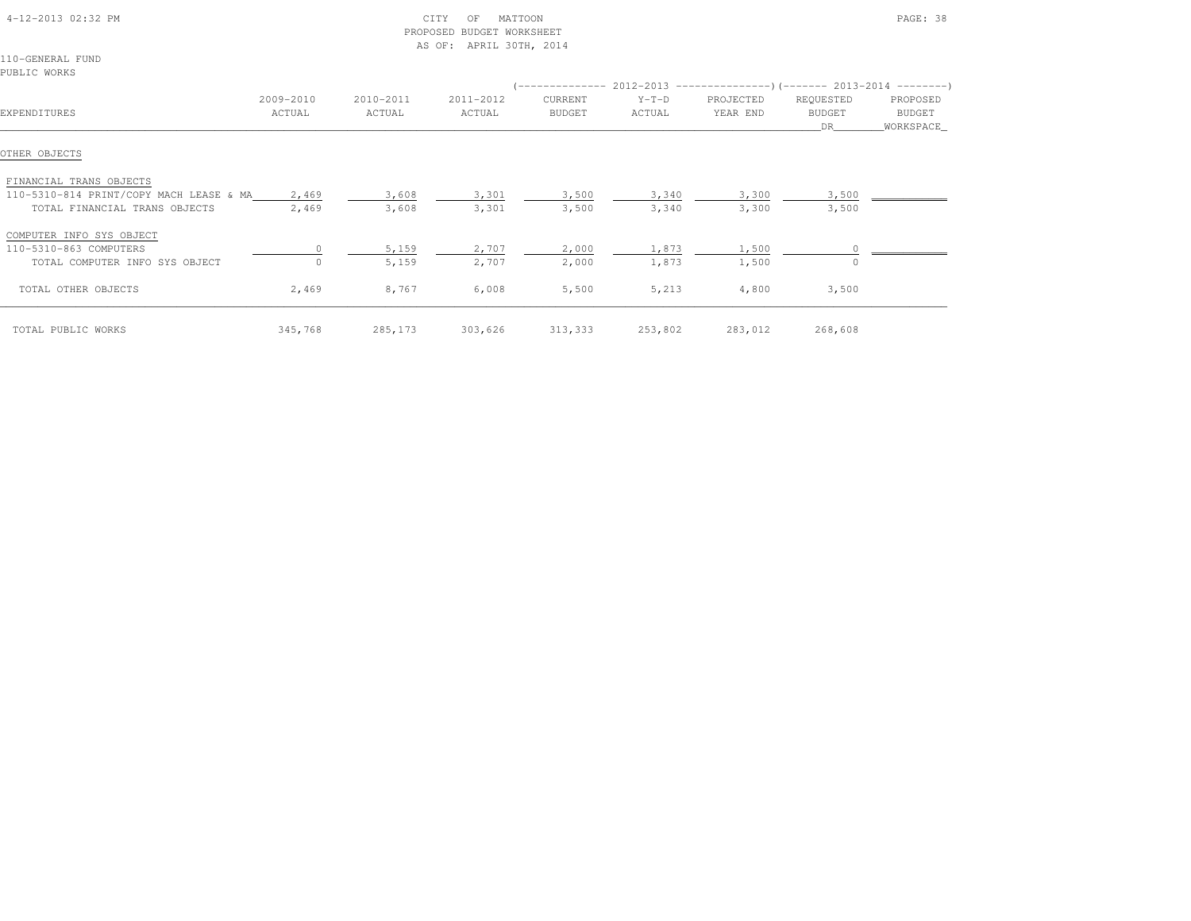CITY OF MATTOON
PROPOSED BUDGET WORKSHEET
AS OF: APRIL 30TH, 2014

4-12-2013 02:32 PM

110-GENERAL FUND
PUBLIC WORKS

| EXPENDITURES | 2009-2010 ACTUAL | 2010-2011 ACTUAL | 2011-2012 ACTUAL | 2012-2013 CURRENT BUDGET | 2012-2013 Y-T-D ACTUAL | 2012-2013 PROJECTED YEAR END | 2013-2014 REQUESTED BUDGET DR | 2013-2014 PROPOSED BUDGET WORKSPACE |
|---|---|---|---|---|---|---|---|---|
| OTHER OBJECTS | | | | | | | | |
| FINANCIAL TRANS OBJECTS | | | | | | | | |
| 110-5310-814 PRINT/COPY MACH LEASE & MA | 2,469 | 3,608 | 3,301 | 3,500 | 3,340 | 3,300 | 3,500 | |
| TOTAL FINANCIAL TRANS OBJECTS | 2,469 | 3,608 | 3,301 | 3,500 | 3,340 | 3,300 | 3,500 | |
| COMPUTER INFO SYS OBJECT | | | | | | | | |
| 110-5310-863 COMPUTERS | 0 | 5,159 | 2,707 | 2,000 | 1,873 | 1,500 | 0 | |
| TOTAL COMPUTER INFO SYS OBJECT | 0 | 5,159 | 2,707 | 2,000 | 1,873 | 1,500 | 0 | |
| TOTAL OTHER OBJECTS | 2,469 | 8,767 | 6,008 | 5,500 | 5,213 | 4,800 | 3,500 | |
| TOTAL PUBLIC WORKS | 345,768 | 285,173 | 303,626 | 313,333 | 253,802 | 283,012 | 268,608 | |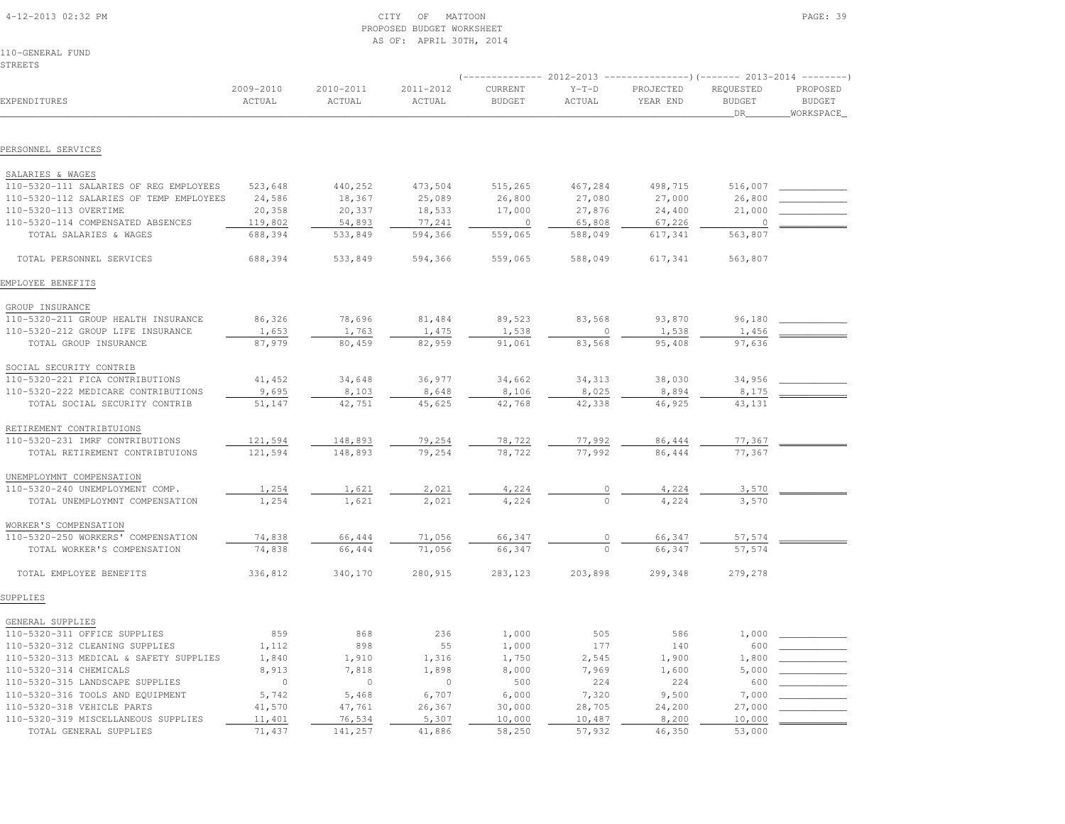CITY OF MATTOON
PROPOSED BUDGET WORKSHEET
AS OF: APRIL 30TH, 2014

110-GENERAL FUND
STREETS

| EXPENDITURES | 2009-2010 ACTUAL | 2010-2011 ACTUAL | 2011-2012 ACTUAL | 2012-2013 CURRENT BUDGET | 2012-2013 Y-T-D ACTUAL | 2012-2013 PROJECTED YEAR END | 2013-2014 REQUESTED BUDGET DR | 2013-2014 PROPOSED BUDGET WORKSPACE |
|---|---|---|---|---|---|---|---|---|
| **PERSONNEL SERVICES** | | | | | | | | |
| SALARIES & WAGES | | | | | | | | |
| 110-5320-111 SALARIES OF REG EMPLOYEES | 523,648 | 440,252 | 473,504 | 515,265 | 467,284 | 498,715 | 516,007 | |
| 110-5320-112 SALARIES OF TEMP EMPLOYEES | 24,586 | 18,367 | 25,089 | 26,800 | 27,080 | 27,000 | 26,800 | |
| 110-5320-113 OVERTIME | 20,358 | 20,337 | 18,533 | 17,000 | 27,876 | 24,400 | 21,000 | |
| 110-5320-114 COMPENSATED ABSENCES | 119,802 | 54,893 | 77,241 | 0 | 65,808 | 67,226 | 0 | |
| TOTAL SALARIES & WAGES | 688,394 | 533,849 | 594,366 | 559,065 | 588,049 | 617,341 | 563,807 | |
| TOTAL PERSONNEL SERVICES | 688,394 | 533,849 | 594,366 | 559,065 | 588,049 | 617,341 | 563,807 | |
| **EMPLOYEE BENEFITS** | | | | | | | | |
| GROUP INSURANCE | | | | | | | | |
| 110-5320-211 GROUP HEALTH INSURANCE | 86,326 | 78,696 | 81,484 | 89,523 | 83,568 | 93,870 | 96,180 | |
| 110-5320-212 GROUP LIFE INSURANCE | 1,653 | 1,763 | 1,475 | 1,538 | 0 | 1,538 | 1,456 | |
| TOTAL GROUP INSURANCE | 87,979 | 80,459 | 82,959 | 91,061 | 83,568 | 95,408 | 97,636 | |
| SOCIAL SECURITY CONTRIB | | | | | | | | |
| 110-5320-221 FICA CONTRIBUTIONS | 41,452 | 34,648 | 36,977 | 34,662 | 34,313 | 38,030 | 34,956 | |
| 110-5320-222 MEDICARE CONTRIBUTIONS | 9,695 | 8,103 | 8,648 | 8,106 | 8,025 | 8,894 | 8,175 | |
| TOTAL SOCIAL SECURITY CONTRIB | 51,147 | 42,751 | 45,625 | 42,768 | 42,338 | 46,925 | 43,131 | |
| RETIREMENT CONTRIBTUIONS | | | | | | | | |
| 110-5320-231 IMRF CONTRIBUTIONS | 121,594 | 148,893 | 79,254 | 78,722 | 77,992 | 86,444 | 77,367 | |
| TOTAL RETIREMENT CONTRIBTUIONS | 121,594 | 148,893 | 79,254 | 78,722 | 77,992 | 86,444 | 77,367 | |
| UNEMPLOYMNT COMPENSATION | | | | | | | | |
| 110-5320-240 UNEMPLOYMENT COMP. | 1,254 | 1,621 | 2,021 | 4,224 | 0 | 4,224 | 3,570 | |
| TOTAL UNEMPLOYMNT COMPENSATION | 1,254 | 1,621 | 2,021 | 4,224 | 0 | 4,224 | 3,570 | |
| WORKER'S COMPENSATION | | | | | | | | |
| 110-5320-250 WORKERS' COMPENSATION | 74,838 | 66,444 | 71,056 | 66,347 | 0 | 66,347 | 57,574 | |
| TOTAL WORKER'S COMPENSATION | 74,838 | 66,444 | 71,056 | 66,347 | 0 | 66,347 | 57,574 | |
| TOTAL EMPLOYEE BENEFITS | 336,812 | 340,170 | 280,915 | 283,123 | 203,898 | 299,348 | 279,278 | |
| **SUPPLIES** | | | | | | | | |
| GENERAL SUPPLIES | | | | | | | | |
| 110-5320-311 OFFICE SUPPLIES | 859 | 868 | 236 | 1,000 | 505 | 586 | 1,000 | |
| 110-5320-312 CLEANING SUPPLIES | 1,112 | 898 | 55 | 1,000 | 177 | 140 | 600 | |
| 110-5320-313 MEDICAL & SAFETY SUPPLIES | 1,840 | 1,910 | 1,316 | 1,750 | 2,545 | 1,900 | 1,800 | |
| 110-5320-314 CHEMICALS | 8,913 | 7,818 | 1,898 | 8,000 | 7,969 | 1,600 | 5,000 | |
| 110-5320-315 LANDSCAPE SUPPLIES | 0 | 0 | 0 | 500 | 224 | 224 | 600 | |
| 110-5320-316 TOOLS AND EQUIPMENT | 5,742 | 5,468 | 6,707 | 6,000 | 7,320 | 9,500 | 7,000 | |
| 110-5320-318 VEHICLE PARTS | 41,570 | 47,761 | 26,367 | 30,000 | 28,705 | 24,200 | 27,000 | |
| 110-5320-319 MISCELLANEOUS SUPPLIES | 11,401 | 76,534 | 5,307 | 10,000 | 10,487 | 8,200 | 10,000 | |
| TOTAL GENERAL SUPPLIES | 71,437 | 141,257 | 41,886 | 58,250 | 57,932 | 46,350 | 53,000 | |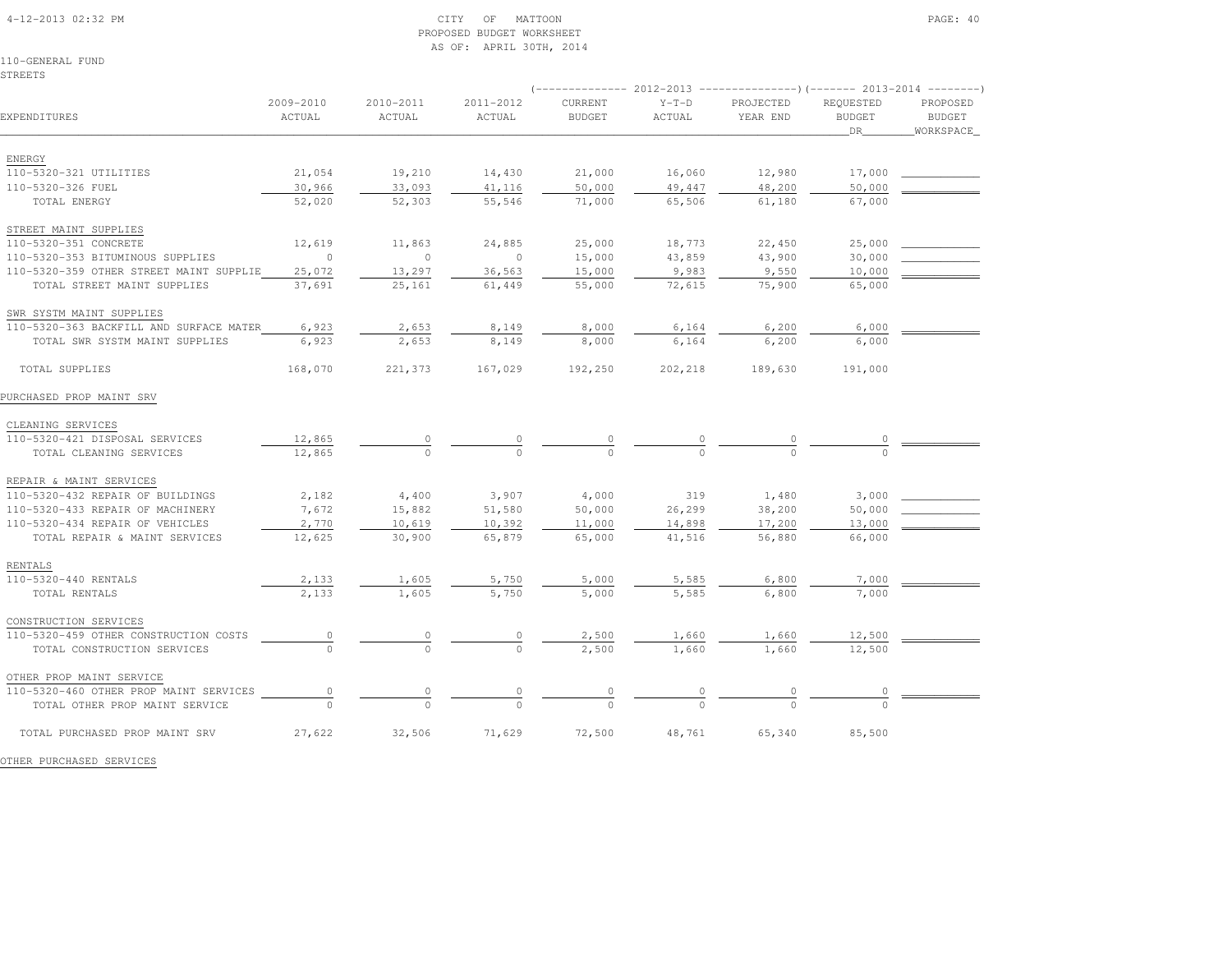CITY OF MATTOON
PROPOSED BUDGET WORKSHEET
AS OF: APRIL 30TH, 2014

4-12-2013 02:32 PM

110-GENERAL FUND
STREETS

| EXPENDITURES | 2009-2010 ACTUAL | 2010-2011 ACTUAL | 2011-2012 ACTUAL | 2012-2013 CURRENT BUDGET | 2012-2013 Y-T-D ACTUAL | 2012-2013 PROJECTED YEAR END | 2013-2014 REQUESTED BUDGET DR | 2013-2014 PROPOSED BUDGET WORKSPACE |
|---|---|---|---|---|---|---|---|---|
| ENERGY | | | | | | | | |
| 110-5320-321 UTILITIES | 21,054 | 19,210 | 14,430 | 21,000 | 16,060 | 12,980 | 17,000 | |
| 110-5320-326 FUEL | 30,966 | 33,093 | 41,116 | 50,000 | 49,447 | 48,200 | 50,000 | |
| TOTAL ENERGY | 52,020 | 52,303 | 55,546 | 71,000 | 65,506 | 61,180 | 67,000 | |
| STREET MAINT SUPPLIES | | | | | | | | |
| 110-5320-351 CONCRETE | 12,619 | 11,863 | 24,885 | 25,000 | 18,773 | 22,450 | 25,000 | |
| 110-5320-353 BITUMINOUS SUPPLIES | 0 | 0 | 0 | 15,000 | 43,859 | 43,900 | 30,000 | |
| 110-5320-359 OTHER STREET MAINT SUPPLIE | 25,072 | 13,297 | 36,563 | 15,000 | 9,983 | 9,550 | 10,000 | |
| TOTAL STREET MAINT SUPPLIES | 37,691 | 25,161 | 61,449 | 55,000 | 72,615 | 75,900 | 65,000 | |
| SWR SYSTM MAINT SUPPLIES | | | | | | | | |
| 110-5320-363 BACKFILL AND SURFACE MATER | 6,923 | 2,653 | 8,149 | 8,000 | 6,164 | 6,200 | 6,000 | |
| TOTAL SWR SYSTM MAINT SUPPLIES | 6,923 | 2,653 | 8,149 | 8,000 | 6,164 | 6,200 | 6,000 | |
| TOTAL SUPPLIES | 168,070 | 221,373 | 167,029 | 192,250 | 202,218 | 189,630 | 191,000 | |
| PURCHASED PROP MAINT SRV | | | | | | | | |
| CLEANING SERVICES | | | | | | | | |
| 110-5320-421 DISPOSAL SERVICES | 12,865 | 0 | 0 | 0 | 0 | 0 | 0 | |
| TOTAL CLEANING SERVICES | 12,865 | 0 | 0 | 0 | 0 | 0 | 0 | |
| REPAIR & MAINT SERVICES | | | | | | | | |
| 110-5320-432 REPAIR OF BUILDINGS | 2,182 | 4,400 | 3,907 | 4,000 | 319 | 1,480 | 3,000 | |
| 110-5320-433 REPAIR OF MACHINERY | 7,672 | 15,882 | 51,580 | 50,000 | 26,299 | 38,200 | 50,000 | |
| 110-5320-434 REPAIR OF VEHICLES | 2,770 | 10,619 | 10,392 | 11,000 | 14,898 | 17,200 | 13,000 | |
| TOTAL REPAIR & MAINT SERVICES | 12,625 | 30,900 | 65,879 | 65,000 | 41,516 | 56,880 | 66,000 | |
| RENTALS | | | | | | | | |
| 110-5320-440 RENTALS | 2,133 | 1,605 | 5,750 | 5,000 | 5,585 | 6,800 | 7,000 | |
| TOTAL RENTALS | 2,133 | 1,605 | 5,750 | 5,000 | 5,585 | 6,800 | 7,000 | |
| CONSTRUCTION SERVICES | | | | | | | | |
| 110-5320-459 OTHER CONSTRUCTION COSTS | 0 | 0 | 0 | 2,500 | 1,660 | 1,660 | 12,500 | |
| TOTAL CONSTRUCTION SERVICES | 0 | 0 | 0 | 2,500 | 1,660 | 1,660 | 12,500 | |
| OTHER PROP MAINT SERVICE | | | | | | | | |
| 110-5320-460 OTHER PROP MAINT SERVICES | 0 | 0 | 0 | 0 | 0 | 0 | 0 | |
| TOTAL OTHER PROP MAINT SERVICE | 0 | 0 | 0 | 0 | 0 | 0 | 0 | |
| TOTAL PURCHASED PROP MAINT SRV | 27,622 | 32,506 | 71,629 | 72,500 | 48,761 | 65,340 | 85,500 | |
| OTHER PURCHASED SERVICES | | | | | | | | |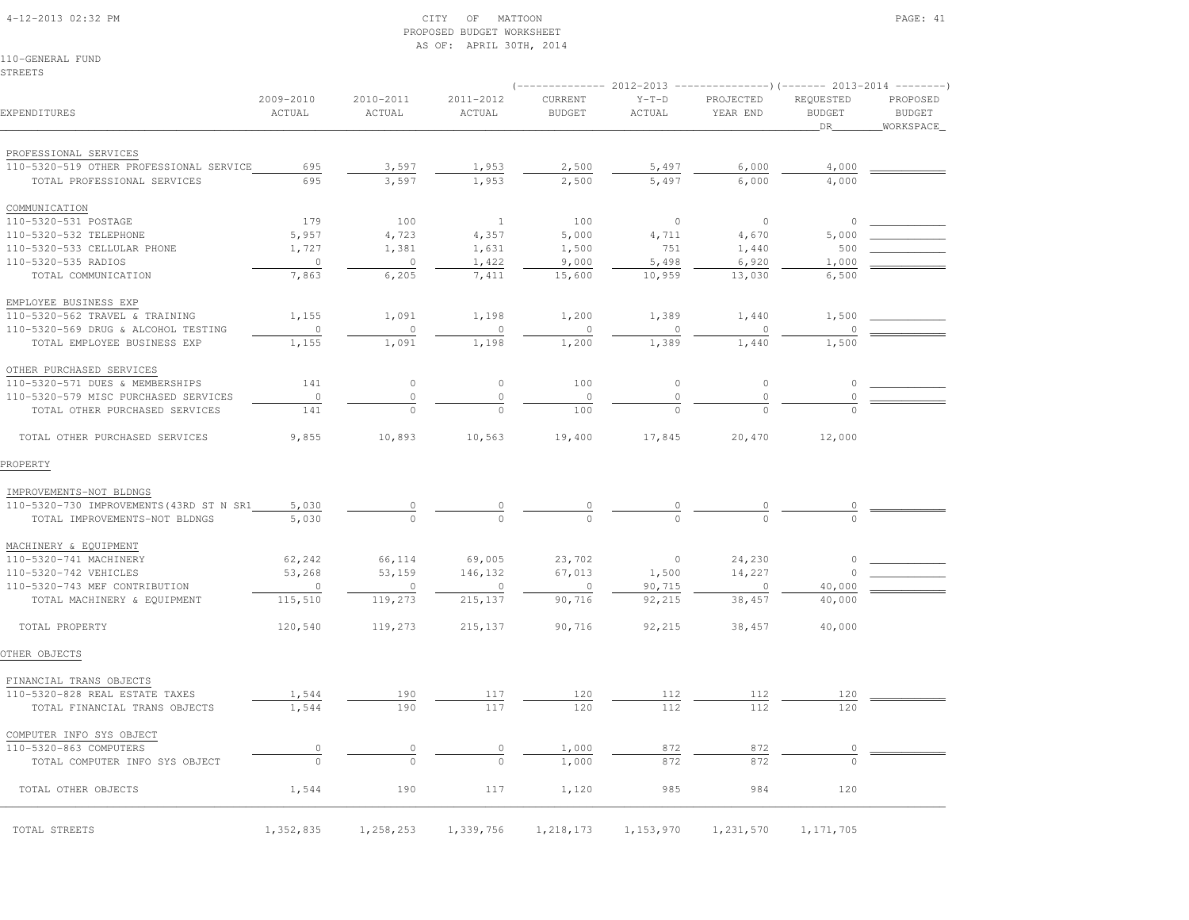CITY OF MATTOON
PROPOSED BUDGET WORKSHEET
AS OF: APRIL 30TH, 2014

110-GENERAL FUND
STREETS

| EXPENDITURES | 2009-2010 ACTUAL | 2010-2011 ACTUAL | 2011-2012 ACTUAL | 2012-2013 CURRENT BUDGET | 2012-2013 Y-T-D ACTUAL | 2012-2013 PROJECTED YEAR END | 2013-2014 REQUESTED BUDGET DR | 2013-2014 PROPOSED BUDGET WORKSPACE |
|---|---|---|---|---|---|---|---|---|
| PROFESSIONAL SERVICES | | | | | | | | |
| 110-5320-519 OTHER PROFESSIONAL SERVICE | 695 | 3,597 | 1,953 | 2,500 | 5,497 | 6,000 | 4,000 | |
| TOTAL PROFESSIONAL SERVICES | 695 | 3,597 | 1,953 | 2,500 | 5,497 | 6,000 | 4,000 | |
| COMMUNICATION | | | | | | | | |
| 110-5320-531 POSTAGE | 179 | 100 | 1 | 100 | 0 | 0 | 0 | |
| 110-5320-532 TELEPHONE | 5,957 | 4,723 | 4,357 | 5,000 | 4,711 | 4,670 | 5,000 | |
| 110-5320-533 CELLULAR PHONE | 1,727 | 1,381 | 1,631 | 1,500 | 751 | 1,440 | 500 | |
| 110-5320-535 RADIOS | 0 | 0 | 1,422 | 9,000 | 5,498 | 6,920 | 1,000 | |
| TOTAL COMMUNICATION | 7,863 | 6,205 | 7,411 | 15,600 | 10,959 | 13,030 | 6,500 | |
| EMPLOYEE BUSINESS EXP | | | | | | | | |
| 110-5320-562 TRAVEL & TRAINING | 1,155 | 1,091 | 1,198 | 1,200 | 1,389 | 1,440 | 1,500 | |
| 110-5320-569 DRUG & ALCOHOL TESTING | 0 | 0 | 0 | 0 | 0 | 0 | 0 | |
| TOTAL EMPLOYEE BUSINESS EXP | 1,155 | 1,091 | 1,198 | 1,200 | 1,389 | 1,440 | 1,500 | |
| OTHER PURCHASED SERVICES | | | | | | | | |
| 110-5320-571 DUES & MEMBERSHIPS | 141 | 0 | 0 | 100 | 0 | 0 | 0 | |
| 110-5320-579 MISC PURCHASED SERVICES | 0 | 0 | 0 | 0 | 0 | 0 | 0 | |
| TOTAL OTHER PURCHASED SERVICES | 141 | 0 | 0 | 100 | 0 | 0 | 0 | |
| TOTAL OTHER PURCHASED SERVICES | 9,855 | 10,893 | 10,563 | 19,400 | 17,845 | 20,470 | 12,000 | |
| PROPERTY | | | | | | | | |
| IMPROVEMENTS-NOT BLDNGS | | | | | | | | |
| 110-5320-730 IMPROVEMENTS(43RD ST N SR1 | 5,030 | 0 | 0 | 0 | 0 | 0 | 0 | |
| TOTAL IMPROVEMENTS-NOT BLDNGS | 5,030 | 0 | 0 | 0 | 0 | 0 | 0 | |
| MACHINERY & EQUIPMENT | | | | | | | | |
| 110-5320-741 MACHINERY | 62,242 | 66,114 | 69,005 | 23,702 | 0 | 24,230 | 0 | |
| 110-5320-742 VEHICLES | 53,268 | 53,159 | 146,132 | 67,013 | 1,500 | 14,227 | 0 | |
| 110-5320-743 MEF CONTRIBUTION | 0 | 0 | 0 | 0 | 90,715 | 0 | 40,000 | |
| TOTAL MACHINERY & EQUIPMENT | 115,510 | 119,273 | 215,137 | 90,716 | 92,215 | 38,457 | 40,000 | |
| TOTAL PROPERTY | 120,540 | 119,273 | 215,137 | 90,716 | 92,215 | 38,457 | 40,000 | |
| OTHER OBJECTS | | | | | | | | |
| FINANCIAL TRANS OBJECTS | | | | | | | | |
| 110-5320-828 REAL ESTATE TAXES | 1,544 | 190 | 117 | 120 | 112 | 112 | 120 | |
| TOTAL FINANCIAL TRANS OBJECTS | 1,544 | 190 | 117 | 120 | 112 | 112 | 120 | |
| COMPUTER INFO SYS OBJECT | | | | | | | | |
| 110-5320-863 COMPUTERS | 0 | 0 | 0 | 1,000 | 872 | 872 | 0 | |
| TOTAL COMPUTER INFO SYS OBJECT | 0 | 0 | 0 | 1,000 | 872 | 872 | 0 | |
| TOTAL OTHER OBJECTS | 1,544 | 190 | 117 | 1,120 | 985 | 984 | 120 | |
| TOTAL STREETS | 1,352,835 | 1,258,253 | 1,339,756 | 1,218,173 | 1,153,970 | 1,231,570 | 1,171,705 | |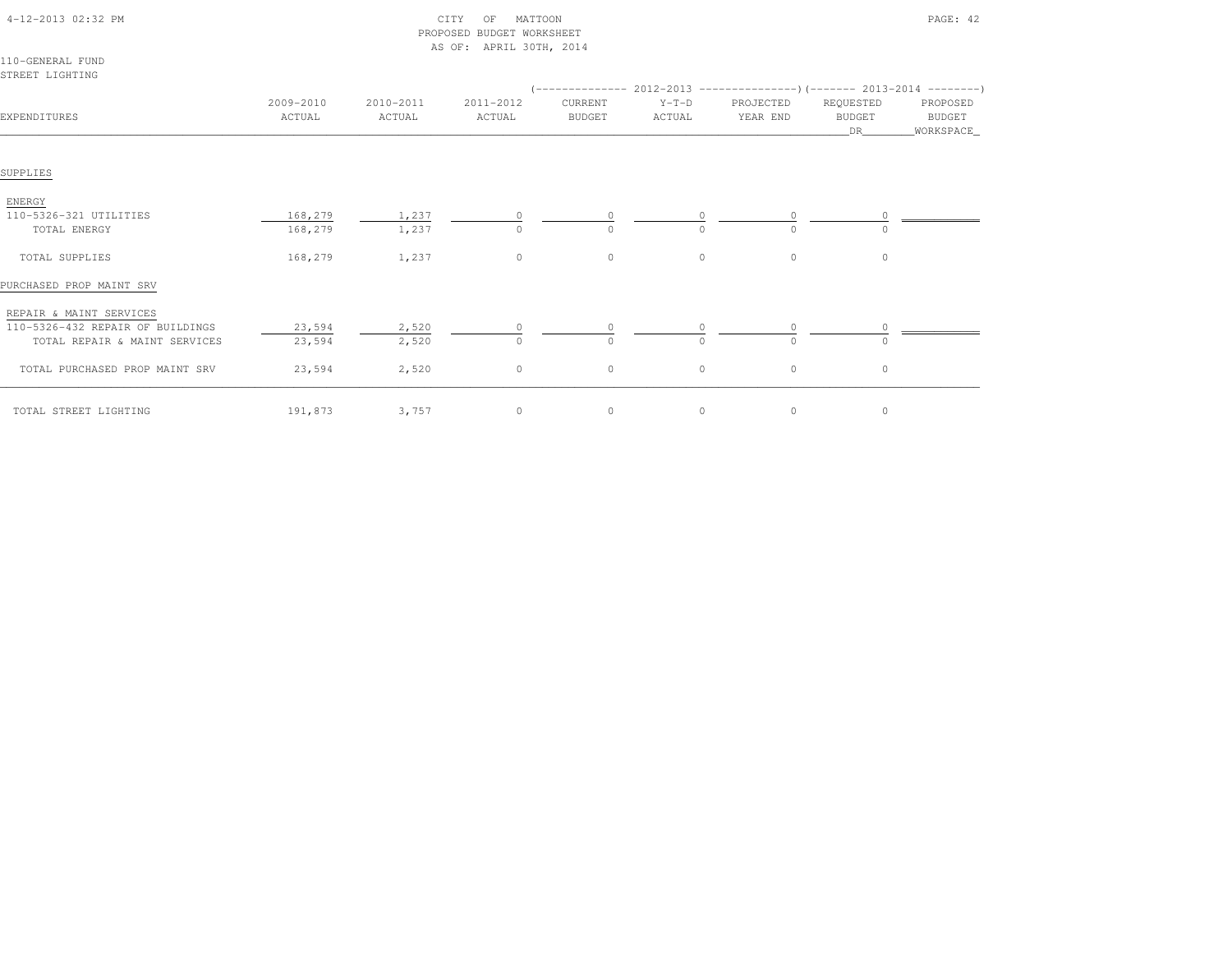CITY OF MATTOON
PROPOSED BUDGET WORKSHEET
AS OF: APRIL 30TH, 2014

110-GENERAL FUND
STREET LIGHTING

| EXPENDITURES | 2009-2010 ACTUAL | 2010-2011 ACTUAL | 2011-2012 ACTUAL | 2012-2013 CURRENT BUDGET | 2012-2013 Y-T-D ACTUAL | 2012-2013 PROJECTED YEAR END | 2013-2014 REQUESTED BUDGET DR | 2013-2014 PROPOSED BUDGET WORKSPACE |
|---|---|---|---|---|---|---|---|---|
| SUPPLIES | | | | | | | | |
| ENERGY | | | | | | | | |
| 110-5326-321 UTILITIES | 168,279 | 1,237 | 0 | 0 | 0 | 0 | 0 | |
| TOTAL ENERGY | 168,279 | 1,237 | 0 | 0 | 0 | 0 | 0 | |
| TOTAL SUPPLIES | 168,279 | 1,237 | 0 | 0 | 0 | 0 | 0 | |
| PURCHASED PROP MAINT SRV | | | | | | | | |
| REPAIR & MAINT SERVICES | | | | | | | | |
| 110-5326-432 REPAIR OF BUILDINGS | 23,594 | 2,520 | 0 | 0 | 0 | 0 | 0 | |
| TOTAL REPAIR & MAINT SERVICES | 23,594 | 2,520 | 0 | 0 | 0 | 0 | 0 | |
| TOTAL PURCHASED PROP MAINT SRV | 23,594 | 2,520 | 0 | 0 | 0 | 0 | 0 | |
| TOTAL STREET LIGHTING | 191,873 | 3,757 | 0 | 0 | 0 | 0 | 0 | |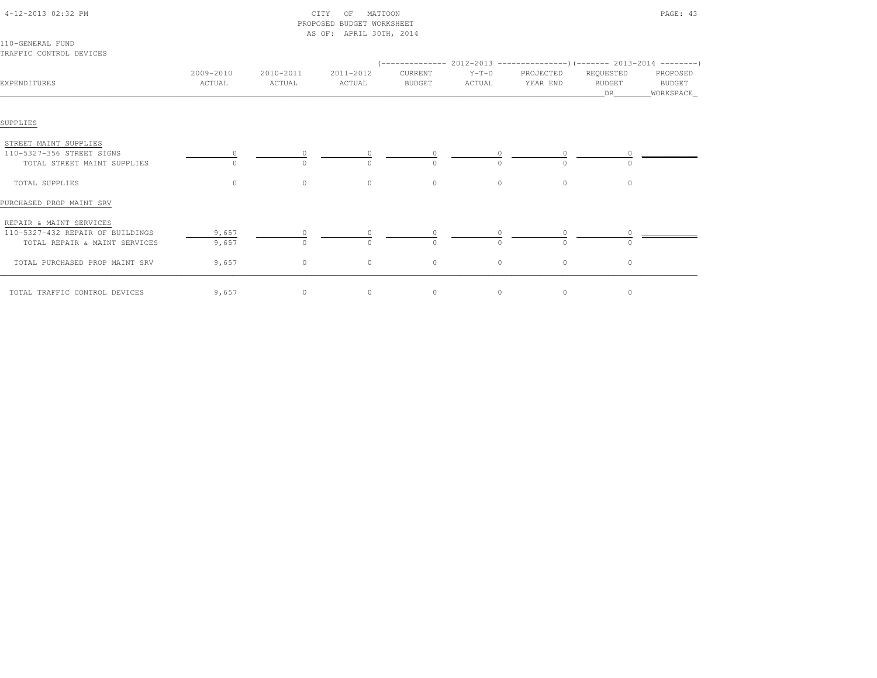CITY OF MATTOON
PROPOSED BUDGET WORKSHEET
AS OF: APRIL 30TH, 2014

110-GENERAL FUND
TRAFFIC CONTROL DEVICES

| EXPENDITURES | 2009-2010 ACTUAL | 2010-2011 ACTUAL | 2011-2012 ACTUAL | 2012-2013 CURRENT BUDGET | 2012-2013 Y-T-D ACTUAL | 2012-2013 PROJECTED YEAR END | 2013-2014 REQUESTED BUDGET DR | 2013-2014 PROPOSED BUDGET WORKSPACE |
|---|---|---|---|---|---|---|---|---|
| **SUPPLIES** | | | | | | | | |
| STREET MAINT SUPPLIES | | | | | | | | |
| 110-5327-356 STREET SIGNS | 0 | 0 | 0 | 0 | 0 | 0 | 0 | |
| TOTAL STREET MAINT SUPPLIES | 0 | 0 | 0 | 0 | 0 | 0 | 0 | |
| TOTAL SUPPLIES | 0 | 0 | 0 | 0 | 0 | 0 | 0 | |
| **PURCHASED PROP MAINT SRV** | | | | | | | | |
| REPAIR & MAINT SERVICES | | | | | | | | |
| 110-5327-432 REPAIR OF BUILDINGS | 9,657 | 0 | 0 | 0 | 0 | 0 | 0 | |
| TOTAL REPAIR & MAINT SERVICES | 9,657 | 0 | 0 | 0 | 0 | 0 | 0 | |
| TOTAL PURCHASED PROP MAINT SRV | 9,657 | 0 | 0 | 0 | 0 | 0 | 0 | |
| TOTAL TRAFFIC CONTROL DEVICES | 9,657 | 0 | 0 | 0 | 0 | 0 | 0 | |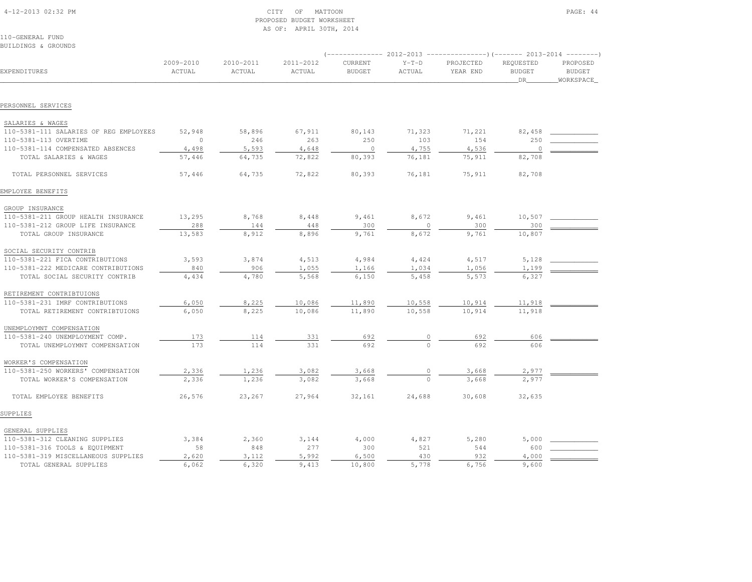CITY OF MATTOON
PROPOSED BUDGET WORKSHEET
AS OF: APRIL 30TH, 2014

110-GENERAL FUND
BUILDINGS & GROUNDS

| EXPENDITURES | 2009-2010 ACTUAL | 2010-2011 ACTUAL | 2011-2012 ACTUAL | 2012-2013 CURRENT BUDGET | 2012-2013 Y-T-D ACTUAL | 2012-2013 PROJECTED YEAR END | 2013-2014 REQUESTED BUDGET DR | 2013-2014 PROPOSED BUDGET WORKSPACE |
|---|---|---|---|---|---|---|---|---|
| **PERSONNEL SERVICES** | | | | | | | | |
| SALARIES & WAGES | | | | | | | | |
| 110-5381-111 SALARIES OF REG EMPLOYEES | 52,948 | 58,896 | 67,911 | 80,143 | 71,323 | 71,221 | 82,458 | |
| 110-5381-113 OVERTIME | 0 | 246 | 263 | 250 | 103 | 154 | 250 | |
| 110-5381-114 COMPENSATED ABSENCES | 4,498 | 5,593 | 4,648 | 0 | 4,755 | 4,536 | 0 | |
| TOTAL SALARIES & WAGES | 57,446 | 64,735 | 72,822 | 80,393 | 76,181 | 75,911 | 82,708 | |
| TOTAL PERSONNEL SERVICES | 57,446 | 64,735 | 72,822 | 80,393 | 76,181 | 75,911 | 82,708 | |
| **EMPLOYEE BENEFITS** | | | | | | | | |
| GROUP INSURANCE | | | | | | | | |
| 110-5381-211 GROUP HEALTH INSURANCE | 13,295 | 8,768 | 8,448 | 9,461 | 8,672 | 9,461 | 10,507 | |
| 110-5381-212 GROUP LIFE INSURANCE | 288 | 144 | 448 | 300 | 0 | 300 | 300 | |
| TOTAL GROUP INSURANCE | 13,583 | 8,912 | 8,896 | 9,761 | 8,672 | 9,761 | 10,807 | |
| SOCIAL SECURITY CONTRIB | | | | | | | | |
| 110-5381-221 FICA CONTRIBUTIONS | 3,593 | 3,874 | 4,513 | 4,984 | 4,424 | 4,517 | 5,128 | |
| 110-5381-222 MEDICARE CONTRIBUTIONS | 840 | 906 | 1,055 | 1,166 | 1,034 | 1,056 | 1,199 | |
| TOTAL SOCIAL SECURITY CONTRIB | 4,434 | 4,780 | 5,568 | 6,150 | 5,458 | 5,573 | 6,327 | |
| RETIREMENT CONTRIBTUIONS | | | | | | | | |
| 110-5381-231 IMRF CONTRIBUTIONS | 6,050 | 8,225 | 10,086 | 11,890 | 10,558 | 10,914 | 11,918 | |
| TOTAL RETIREMENT CONTRIBTUIONS | 6,050 | 8,225 | 10,086 | 11,890 | 10,558 | 10,914 | 11,918 | |
| UNEMPLOYMNT COMPENSATION | | | | | | | | |
| 110-5381-240 UNEMPLOYMENT COMP. | 173 | 114 | 331 | 692 | 0 | 692 | 606 | |
| TOTAL UNEMPLOYMNT COMPENSATION | 173 | 114 | 331 | 692 | 0 | 692 | 606 | |
| WORKER'S COMPENSATION | | | | | | | | |
| 110-5381-250 WORKERS' COMPENSATION | 2,336 | 1,236 | 3,082 | 3,668 | 0 | 3,668 | 2,977 | |
| TOTAL WORKER'S COMPENSATION | 2,336 | 1,236 | 3,082 | 3,668 | 0 | 3,668 | 2,977 | |
| TOTAL EMPLOYEE BENEFITS | 26,576 | 23,267 | 27,964 | 32,161 | 24,688 | 30,608 | 32,635 | |
| **SUPPLIES** | | | | | | | | |
| GENERAL SUPPLIES | | | | | | | | |
| 110-5381-312 CLEANING SUPPLIES | 3,384 | 2,360 | 3,144 | 4,000 | 4,827 | 5,280 | 5,000 | |
| 110-5381-316 TOOLS & EQUIPMENT | 58 | 848 | 277 | 300 | 521 | 544 | 600 | |
| 110-5381-319 MISCELLANEOUS SUPPLIES | 2,620 | 3,112 | 5,992 | 6,500 | 430 | 932 | 4,000 | |
| TOTAL GENERAL SUPPLIES | 6,062 | 6,320 | 9,413 | 10,800 | 5,778 | 6,756 | 9,600 | |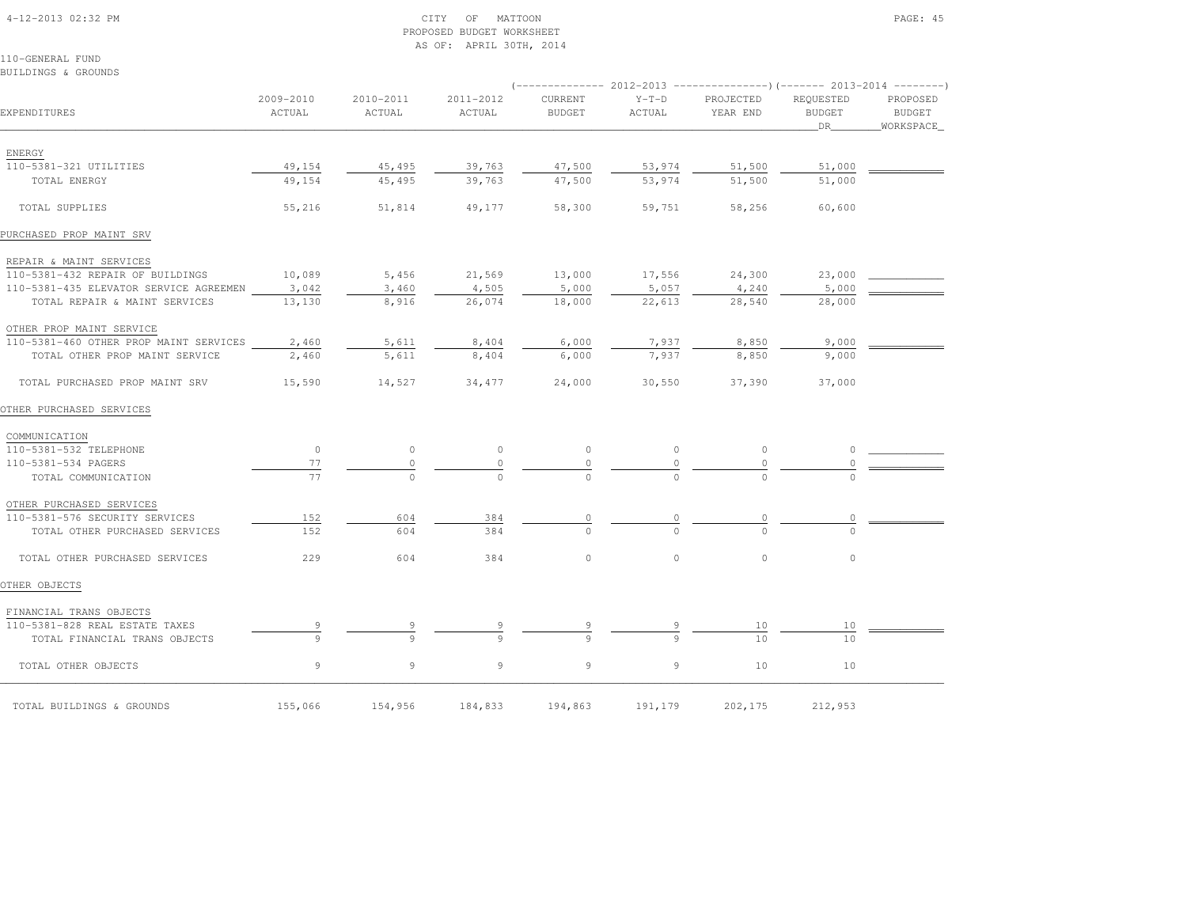CITY OF MATTOON
PROPOSED BUDGET WORKSHEET
AS OF: APRIL 30TH, 2014

110-GENERAL FUND
BUILDINGS & GROUNDS

| EXPENDITURES | 2009-2010 ACTUAL | 2010-2011 ACTUAL | 2011-2012 ACTUAL | 2012-2013 CURRENT BUDGET | 2012-2013 Y-T-D ACTUAL | 2012-2013 PROJECTED YEAR END | 2013-2014 REQUESTED BUDGET DR | 2013-2014 PROPOSED BUDGET WORKSPACE |
|---|---|---|---|---|---|---|---|---|
| ENERGY | | | | | | | | |
| 110-5381-321 UTILITIES | 49,154 | 45,495 | 39,763 | 47,500 | 53,974 | 51,500 | 51,000 | |
| TOTAL ENERGY | 49,154 | 45,495 | 39,763 | 47,500 | 53,974 | 51,500 | 51,000 | |
| TOTAL SUPPLIES | 55,216 | 51,814 | 49,177 | 58,300 | 59,751 | 58,256 | 60,600 | |
| PURCHASED PROP MAINT SRV | | | | | | | | |
| REPAIR & MAINT SERVICES | | | | | | | | |
| 110-5381-432 REPAIR OF BUILDINGS | 10,089 | 5,456 | 21,569 | 13,000 | 17,556 | 24,300 | 23,000 | |
| 110-5381-435 ELEVATOR SERVICE AGREEMEN | 3,042 | 3,460 | 4,505 | 5,000 | 5,057 | 4,240 | 5,000 | |
| TOTAL REPAIR & MAINT SERVICES | 13,130 | 8,916 | 26,074 | 18,000 | 22,613 | 28,540 | 28,000 | |
| OTHER PROP MAINT SERVICE | | | | | | | | |
| 110-5381-460 OTHER PROP MAINT SERVICES | 2,460 | 5,611 | 8,404 | 6,000 | 7,937 | 8,850 | 9,000 | |
| TOTAL OTHER PROP MAINT SERVICE | 2,460 | 5,611 | 8,404 | 6,000 | 7,937 | 8,850 | 9,000 | |
| TOTAL PURCHASED PROP MAINT SRV | 15,590 | 14,527 | 34,477 | 24,000 | 30,550 | 37,390 | 37,000 | |
| OTHER PURCHASED SERVICES | | | | | | | | |
| COMMUNICATION | | | | | | | | |
| 110-5381-532 TELEPHONE | 0 | 0 | 0 | 0 | 0 | 0 | 0 | |
| 110-5381-534 PAGERS | 77 | 0 | 0 | 0 | 0 | 0 | 0 | |
| TOTAL COMMUNICATION | 77 | 0 | 0 | 0 | 0 | 0 | 0 | |
| OTHER PURCHASED SERVICES | | | | | | | | |
| 110-5381-576 SECURITY SERVICES | 152 | 604 | 384 | 0 | 0 | 0 | 0 | |
| TOTAL OTHER PURCHASED SERVICES | 152 | 604 | 384 | 0 | 0 | 0 | 0 | |
| TOTAL OTHER PURCHASED SERVICES | 229 | 604 | 384 | 0 | 0 | 0 | 0 | |
| OTHER OBJECTS | | | | | | | | |
| FINANCIAL TRANS OBJECTS | | | | | | | | |
| 110-5381-828 REAL ESTATE TAXES | 9 | 9 | 9 | 9 | 9 | 10 | 10 | |
| TOTAL FINANCIAL TRANS OBJECTS | 9 | 9 | 9 | 9 | 9 | 10 | 10 | |
| TOTAL OTHER OBJECTS | 9 | 9 | 9 | 9 | 9 | 10 | 10 | |
| TOTAL BUILDINGS & GROUNDS | 155,066 | 154,956 | 184,833 | 194,863 | 191,179 | 202,175 | 212,953 | |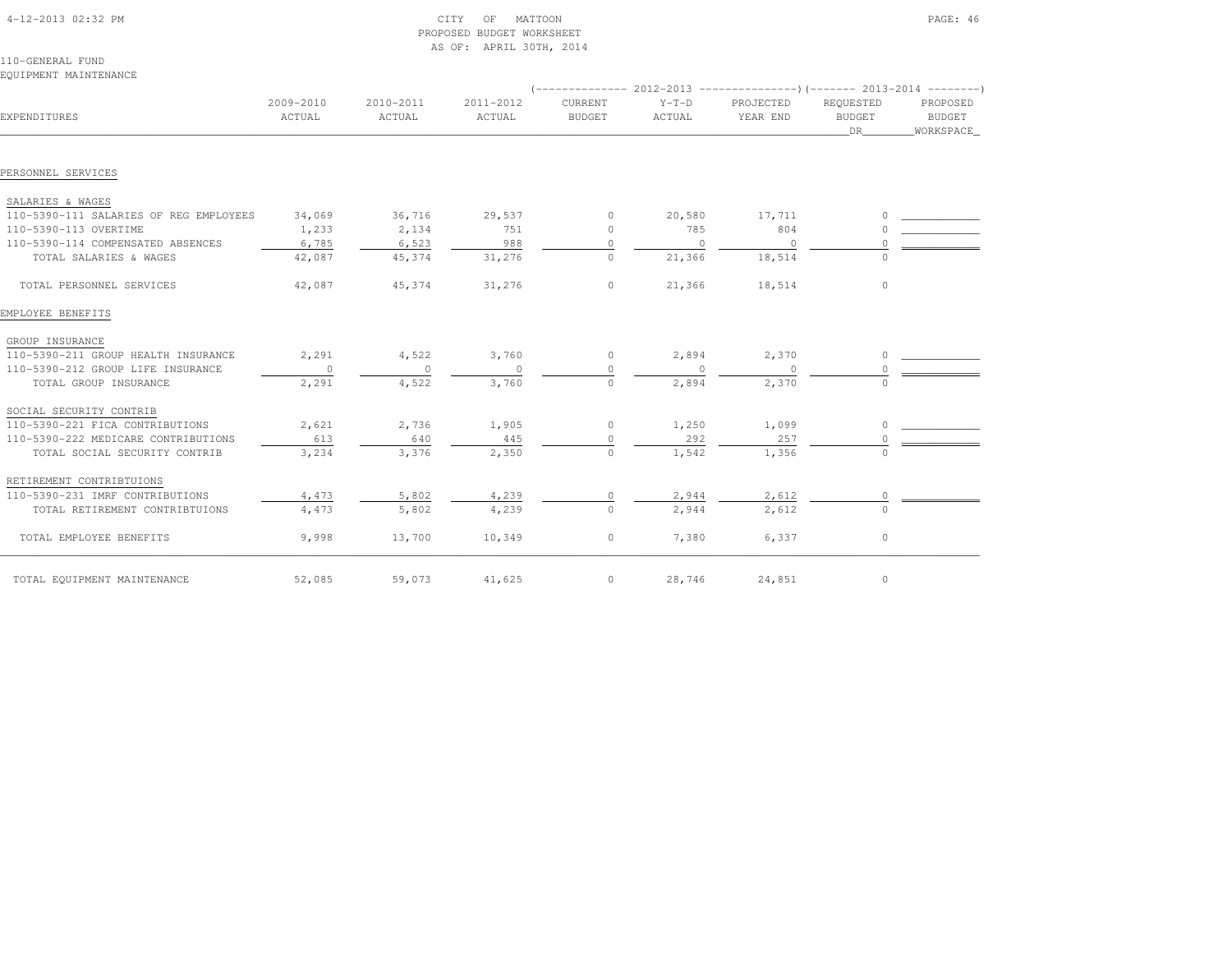CITY OF MATTOON
PROPOSED BUDGET WORKSHEET
AS OF: APRIL 30TH, 2014

110-GENERAL FUND
EQUIPMENT MAINTENANCE

| EXPENDITURES | 2009-2010 ACTUAL | 2010-2011 ACTUAL | 2011-2012 ACTUAL | 2012-2013 CURRENT BUDGET | 2012-2013 Y-T-D ACTUAL | 2012-2013 PROJECTED YEAR END | 2013-2014 REQUESTED BUDGET DR | 2013-2014 PROPOSED BUDGET WORKSPACE |
|---|---|---|---|---|---|---|---|---|
| **PERSONNEL SERVICES** | | | | | | | | |
| SALARIES & WAGES | | | | | | | | |
| 110-5390-111 SALARIES OF REG EMPLOYEES | 34,069 | 36,716 | 29,537 | 0 | 20,580 | 17,711 | 0 | |
| 110-5390-113 OVERTIME | 1,233 | 2,134 | 751 | 0 | 785 | 804 | 0 | |
| 110-5390-114 COMPENSATED ABSENCES | 6,785 | 6,523 | 988 | 0 | 0 | 0 | 0 | |
| TOTAL SALARIES & WAGES | 42,087 | 45,374 | 31,276 | 0 | 21,366 | 18,514 | 0 | |
| TOTAL PERSONNEL SERVICES | 42,087 | 45,374 | 31,276 | 0 | 21,366 | 18,514 | 0 | |
| **EMPLOYEE BENEFITS** | | | | | | | | |
| GROUP INSURANCE | | | | | | | | |
| 110-5390-211 GROUP HEALTH INSURANCE | 2,291 | 4,522 | 3,760 | 0 | 2,894 | 2,370 | 0 | |
| 110-5390-212 GROUP LIFE INSURANCE | 0 | 0 | 0 | 0 | 0 | 0 | 0 | |
| TOTAL GROUP INSURANCE | 2,291 | 4,522 | 3,760 | 0 | 2,894 | 2,370 | 0 | |
| SOCIAL SECURITY CONTRIB | | | | | | | | |
| 110-5390-221 FICA CONTRIBUTIONS | 2,621 | 2,736 | 1,905 | 0 | 1,250 | 1,099 | 0 | |
| 110-5390-222 MEDICARE CONTRIBUTIONS | 613 | 640 | 445 | 0 | 292 | 257 | 0 | |
| TOTAL SOCIAL SECURITY CONTRIB | 3,234 | 3,376 | 2,350 | 0 | 1,542 | 1,356 | 0 | |
| RETIREMENT CONTRIBTUIONS | | | | | | | | |
| 110-5390-231 IMRF CONTRIBUTIONS | 4,473 | 5,802 | 4,239 | 0 | 2,944 | 2,612 | 0 | |
| TOTAL RETIREMENT CONTRIBTUIONS | 4,473 | 5,802 | 4,239 | 0 | 2,944 | 2,612 | 0 | |
| TOTAL EMPLOYEE BENEFITS | 9,998 | 13,700 | 10,349 | 0 | 7,380 | 6,337 | 0 | |
| TOTAL EQUIPMENT MAINTENANCE | 52,085 | 59,073 | 41,625 | 0 | 28,746 | 24,851 | 0 | |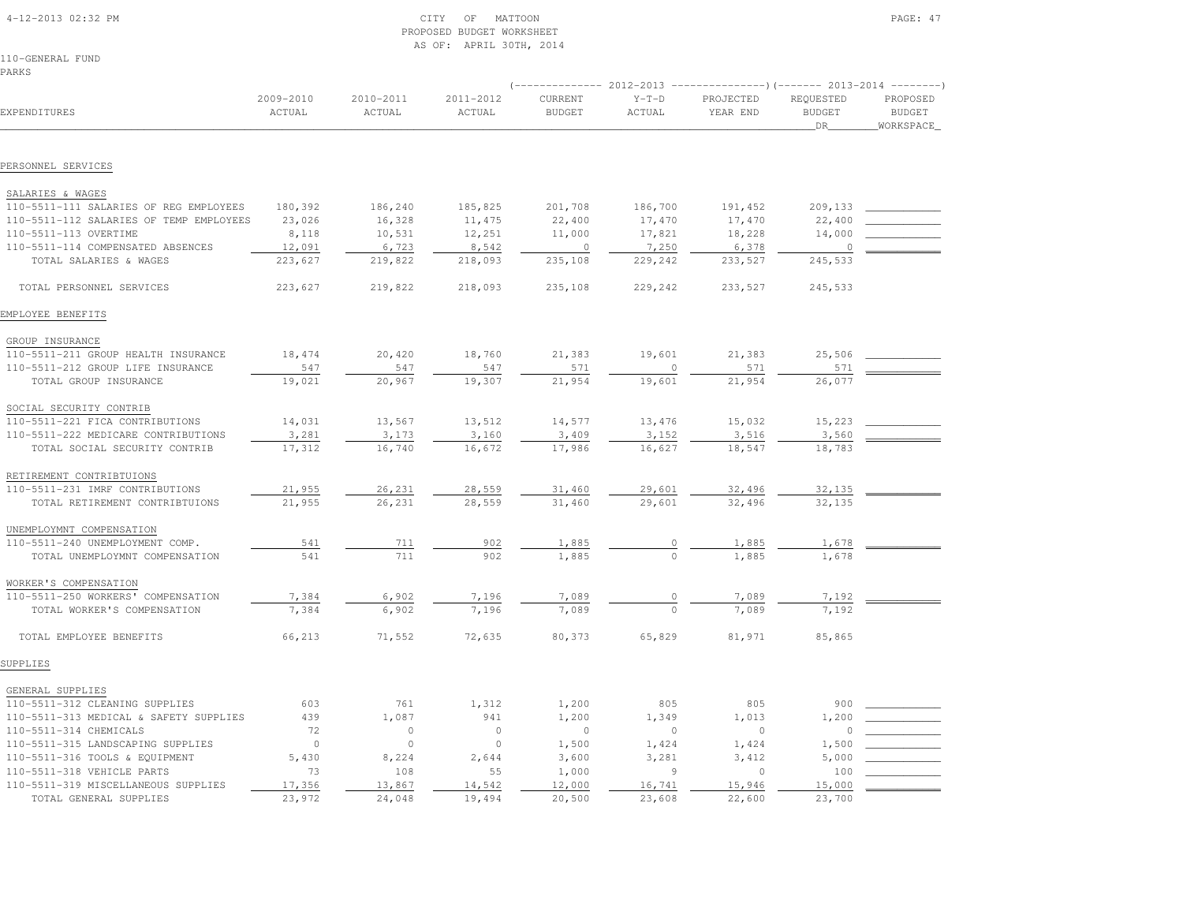CITY OF MATTOON
PROPOSED BUDGET WORKSHEET
AS OF: APRIL 30TH, 2014

110-GENERAL FUND
PARKS

| EXPENDITURES | 2009-2010 ACTUAL | 2010-2011 ACTUAL | 2011-2012 ACTUAL | 2012-2013 CURRENT BUDGET | 2012-2013 Y-T-D ACTUAL | 2012-2013 PROJECTED YEAR END | 2013-2014 REQUESTED BUDGET DR | 2013-2014 PROPOSED BUDGET WORKSPACE |
|---|---|---|---|---|---|---|---|---|
| **PERSONNEL SERVICES** | | | | | | | | |
| SALARIES & WAGES | | | | | | | | |
| 110-5511-111 SALARIES OF REG EMPLOYEES | 180,392 | 186,240 | 185,825 | 201,708 | 186,700 | 191,452 | 209,133 | ____________ |
| 110-5511-112 SALARIES OF TEMP EMPLOYEES | 23,026 | 16,328 | 11,475 | 22,400 | 17,470 | 17,470 | 22,400 | ____________ |
| 110-5511-113 OVERTIME | 8,118 | 10,531 | 12,251 | 11,000 | 17,821 | 18,228 | 14,000 | ____________ |
| 110-5511-114 COMPENSATED ABSENCES | 12,091 | 6,723 | 8,542 | 0 | 7,250 | 6,378 | 0 | ____________ |
| TOTAL SALARIES & WAGES | 223,627 | 219,822 | 218,093 | 235,108 | 229,242 | 233,527 | 245,533 | |
| TOTAL PERSONNEL SERVICES | 223,627 | 219,822 | 218,093 | 235,108 | 229,242 | 233,527 | 245,533 | |
| **EMPLOYEE BENEFITS** | | | | | | | | |
| GROUP INSURANCE | | | | | | | | |
| 110-5511-211 GROUP HEALTH INSURANCE | 18,474 | 20,420 | 18,760 | 21,383 | 19,601 | 21,383 | 25,506 | ____________ |
| 110-5511-212 GROUP LIFE INSURANCE | 547 | 547 | 547 | 571 | 0 | 571 | 571 | ____________ |
| TOTAL GROUP INSURANCE | 19,021 | 20,967 | 19,307 | 21,954 | 19,601 | 21,954 | 26,077 | |
| SOCIAL SECURITY CONTRIB | | | | | | | | |
| 110-5511-221 FICA CONTRIBUTIONS | 14,031 | 13,567 | 13,512 | 14,577 | 13,476 | 15,032 | 15,223 | ____________ |
| 110-5511-222 MEDICARE CONTRIBUTIONS | 3,281 | 3,173 | 3,160 | 3,409 | 3,152 | 3,516 | 3,560 | ____________ |
| TOTAL SOCIAL SECURITY CONTRIB | 17,312 | 16,740 | 16,672 | 17,986 | 16,627 | 18,547 | 18,783 | |
| RETIREMENT CONTRIBTUIONS | | | | | | | | |
| 110-5511-231 IMRF CONTRIBUTIONS | 21,955 | 26,231 | 28,559 | 31,460 | 29,601 | 32,496 | 32,135 | ____________ |
| TOTAL RETIREMENT CONTRIBTUIONS | 21,955 | 26,231 | 28,559 | 31,460 | 29,601 | 32,496 | 32,135 | |
| UNEMPLOYMNT COMPENSATION | | | | | | | | |
| 110-5511-240 UNEMPLOYMENT COMP. | 541 | 711 | 902 | 1,885 | 0 | 1,885 | 1,678 | ____________ |
| TOTAL UNEMPLOYMNT COMPENSATION | 541 | 711 | 902 | 1,885 | 0 | 1,885 | 1,678 | |
| WORKER'S COMPENSATION | | | | | | | | |
| 110-5511-250 WORKERS' COMPENSATION | 7,384 | 6,902 | 7,196 | 7,089 | 0 | 7,089 | 7,192 | ____________ |
| TOTAL WORKER'S COMPENSATION | 7,384 | 6,902 | 7,196 | 7,089 | 0 | 7,089 | 7,192 | |
| TOTAL EMPLOYEE BENEFITS | 66,213 | 71,552 | 72,635 | 80,373 | 65,829 | 81,971 | 85,865 | |
| **SUPPLIES** | | | | | | | | |
| GENERAL SUPPLIES | | | | | | | | |
| 110-5511-312 CLEANING SUPPLIES | 603 | 761 | 1,312 | 1,200 | 805 | 805 | 900 | ____________ |
| 110-5511-313 MEDICAL & SAFETY SUPPLIES | 439 | 1,087 | 941 | 1,200 | 1,349 | 1,013 | 1,200 | ____________ |
| 110-5511-314 CHEMICALS | 72 | 0 | 0 | 0 | 0 | 0 | 0 | ____________ |
| 110-5511-315 LANDSCAPING SUPPLIES | 0 | 0 | 0 | 1,500 | 1,424 | 1,424 | 1,500 | ____________ |
| 110-5511-316 TOOLS & EQUIPMENT | 5,430 | 8,224 | 2,644 | 3,600 | 3,281 | 3,412 | 5,000 | ____________ |
| 110-5511-318 VEHICLE PARTS | 73 | 108 | 55 | 1,000 | 9 | 0 | 100 | ____________ |
| 110-5511-319 MISCELLANEOUS SUPPLIES | 17,356 | 13,867 | 14,542 | 12,000 | 16,741 | 15,946 | 15,000 | ____________ |
| TOTAL GENERAL SUPPLIES | 23,972 | 24,048 | 19,494 | 20,500 | 23,608 | 22,600 | 23,700 | |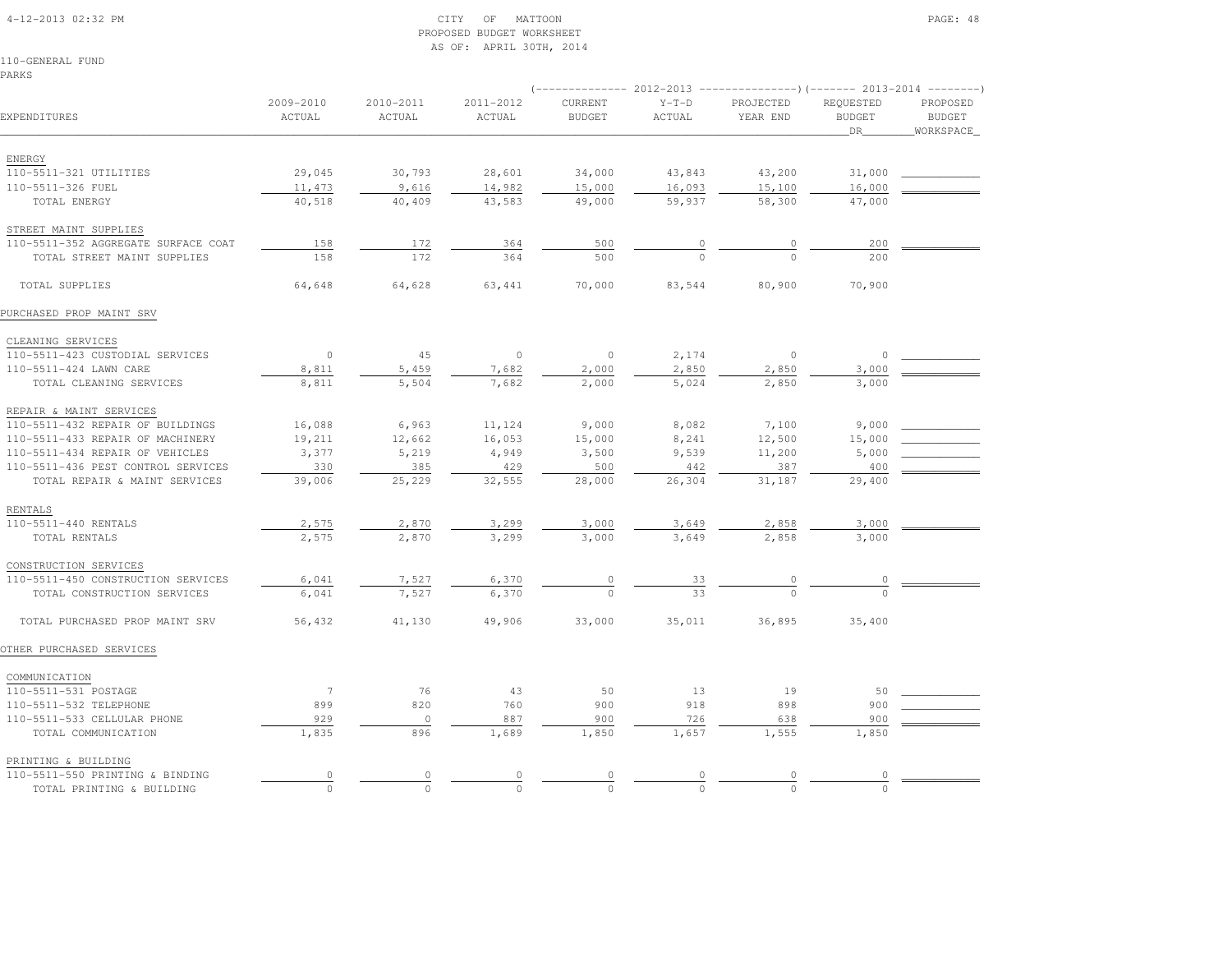CITY OF MATTOON
PROPOSED BUDGET WORKSHEET
AS OF: APRIL 30TH, 2014

110-GENERAL FUND
PARKS

| EXPENDITURES | 2009-2010 ACTUAL | 2010-2011 ACTUAL | 2011-2012 ACTUAL | 2012-2013 CURRENT BUDGET | 2012-2013 Y-T-D ACTUAL | 2012-2013 PROJECTED YEAR END | 2013-2014 REQUESTED BUDGET DR | 2013-2014 PROPOSED BUDGET WORKSPACE |
|---|---|---|---|---|---|---|---|---|
| ENERGY | | | | | | | | |
| 110-5511-321 UTILITIES | 29,045 | 30,793 | 28,601 | 34,000 | 43,843 | 43,200 | 31,000 | |
| 110-5511-326 FUEL | 11,473 | 9,616 | 14,982 | 15,000 | 16,093 | 15,100 | 16,000 | |
| TOTAL ENERGY | 40,518 | 40,409 | 43,583 | 49,000 | 59,937 | 58,300 | 47,000 | |
| STREET MAINT SUPPLIES | | | | | | | | |
| 110-5511-352 AGGREGATE SURFACE COAT | 158 | 172 | 364 | 500 | 0 | 0 | 200 | |
| TOTAL STREET MAINT SUPPLIES | 158 | 172 | 364 | 500 | 0 | 0 | 200 | |
| TOTAL SUPPLIES | 64,648 | 64,628 | 63,441 | 70,000 | 83,544 | 80,900 | 70,900 | |
| PURCHASED PROP MAINT SRV | | | | | | | | |
| CLEANING SERVICES | | | | | | | | |
| 110-5511-423 CUSTODIAL SERVICES | 0 | 45 | 0 | 0 | 2,174 | 0 | 0 | |
| 110-5511-424 LAWN CARE | 8,811 | 5,459 | 7,682 | 2,000 | 2,850 | 2,850 | 3,000 | |
| TOTAL CLEANING SERVICES | 8,811 | 5,504 | 7,682 | 2,000 | 5,024 | 2,850 | 3,000 | |
| REPAIR & MAINT SERVICES | | | | | | | | |
| 110-5511-432 REPAIR OF BUILDINGS | 16,088 | 6,963 | 11,124 | 9,000 | 8,082 | 7,100 | 9,000 | |
| 110-5511-433 REPAIR OF MACHINERY | 19,211 | 12,662 | 16,053 | 15,000 | 8,241 | 12,500 | 15,000 | |
| 110-5511-434 REPAIR OF VEHICLES | 3,377 | 5,219 | 4,949 | 3,500 | 9,539 | 11,200 | 5,000 | |
| 110-5511-436 PEST CONTROL SERVICES | 330 | 385 | 429 | 500 | 442 | 387 | 400 | |
| TOTAL REPAIR & MAINT SERVICES | 39,006 | 25,229 | 32,555 | 28,000 | 26,304 | 31,187 | 29,400 | |
| RENTALS | | | | | | | | |
| 110-5511-440 RENTALS | 2,575 | 2,870 | 3,299 | 3,000 | 3,649 | 2,858 | 3,000 | |
| TOTAL RENTALS | 2,575 | 2,870 | 3,299 | 3,000 | 3,649 | 2,858 | 3,000 | |
| CONSTRUCTION SERVICES | | | | | | | | |
| 110-5511-450 CONSTRUCTION SERVICES | 6,041 | 7,527 | 6,370 | 0 | 33 | 0 | 0 | |
| TOTAL CONSTRUCTION SERVICES | 6,041 | 7,527 | 6,370 | 0 | 33 | 0 | 0 | |
| TOTAL PURCHASED PROP MAINT SRV | 56,432 | 41,130 | 49,906 | 33,000 | 35,011 | 36,895 | 35,400 | |
| OTHER PURCHASED SERVICES | | | | | | | | |
| COMMUNICATION | | | | | | | | |
| 110-5511-531 POSTAGE | 7 | 76 | 43 | 50 | 13 | 19 | 50 | |
| 110-5511-532 TELEPHONE | 899 | 820 | 760 | 900 | 918 | 898 | 900 | |
| 110-5511-533 CELLULAR PHONE | 929 | 0 | 887 | 900 | 726 | 638 | 900 | |
| TOTAL COMMUNICATION | 1,835 | 896 | 1,689 | 1,850 | 1,657 | 1,555 | 1,850 | |
| PRINTING & BUILDING | | | | | | | | |
| 110-5511-550 PRINTING & BINDING | 0 | 0 | 0 | 0 | 0 | 0 | 0 | |
| TOTAL PRINTING & BUILDING | 0 | 0 | 0 | 0 | 0 | 0 | 0 | |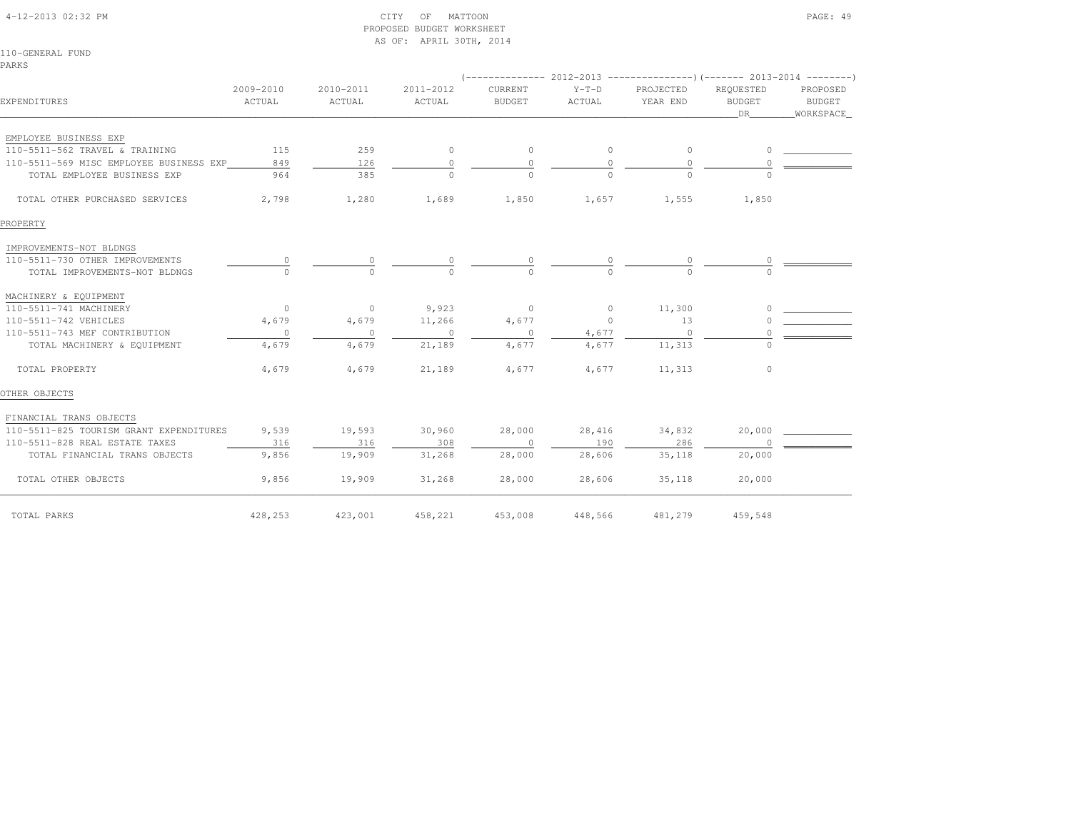CITY OF MATTOON
PROPOSED BUDGET WORKSHEET
AS OF: APRIL 30TH, 2014

110-GENERAL FUND
PARKS

| EXPENDITURES | 2009-2010 ACTUAL | 2010-2011 ACTUAL | 2011-2012 ACTUAL | 2012-2013 CURRENT BUDGET | 2012-2013 Y-T-D ACTUAL | 2012-2013 PROJECTED YEAR END | 2013-2014 REQUESTED BUDGET DR | 2013-2014 PROPOSED BUDGET WORKSPACE |
|---|---|---|---|---|---|---|---|---|
| EMPLOYEE BUSINESS EXP | | | | | | | | |
| 110-5511-562 TRAVEL & TRAINING | 115 | 259 | 0 | 0 | 0 | 0 | 0 | |
| 110-5511-569 MISC EMPLOYEE BUSINESS EXP | 849 | 126 | 0 | 0 | 0 | 0 | 0 | |
| TOTAL EMPLOYEE BUSINESS EXP | 964 | 385 | 0 | 0 | 0 | 0 | 0 | |
| TOTAL OTHER PURCHASED SERVICES | 2,798 | 1,280 | 1,689 | 1,850 | 1,657 | 1,555 | 1,850 | |
| PROPERTY | | | | | | | | |
| IMPROVEMENTS-NOT BLDNGS | | | | | | | | |
| 110-5511-730 OTHER IMPROVEMENTS | 0 | 0 | 0 | 0 | 0 | 0 | 0 | |
| TOTAL IMPROVEMENTS-NOT BLDNGS | 0 | 0 | 0 | 0 | 0 | 0 | 0 | |
| MACHINERY & EQUIPMENT | | | | | | | | |
| 110-5511-741 MACHINERY | 0 | 0 | 9,923 | 0 | 0 | 11,300 | 0 | |
| 110-5511-742 VEHICLES | 4,679 | 4,679 | 11,266 | 4,677 | 0 | 13 | 0 | |
| 110-5511-743 MEF CONTRIBUTION | 0 | 0 | 0 | 0 | 4,677 | 0 | 0 | |
| TOTAL MACHINERY & EQUIPMENT | 4,679 | 4,679 | 21,189 | 4,677 | 4,677 | 11,313 | 0 | |
| TOTAL PROPERTY | 4,679 | 4,679 | 21,189 | 4,677 | 4,677 | 11,313 | 0 | |
| OTHER OBJECTS | | | | | | | | |
| FINANCIAL TRANS OBJECTS | | | | | | | | |
| 110-5511-825 TOURISM GRANT EXPENDITURES | 9,539 | 19,593 | 30,960 | 28,000 | 28,416 | 34,832 | 20,000 | |
| 110-5511-828 REAL ESTATE TAXES | 316 | 316 | 308 | 0 | 190 | 286 | 0 | |
| TOTAL FINANCIAL TRANS OBJECTS | 9,856 | 19,909 | 31,268 | 28,000 | 28,606 | 35,118 | 20,000 | |
| TOTAL OTHER OBJECTS | 9,856 | 19,909 | 31,268 | 28,000 | 28,606 | 35,118 | 20,000 | |
| TOTAL PARKS | 428,253 | 423,001 | 458,221 | 453,008 | 448,566 | 481,279 | 459,548 | |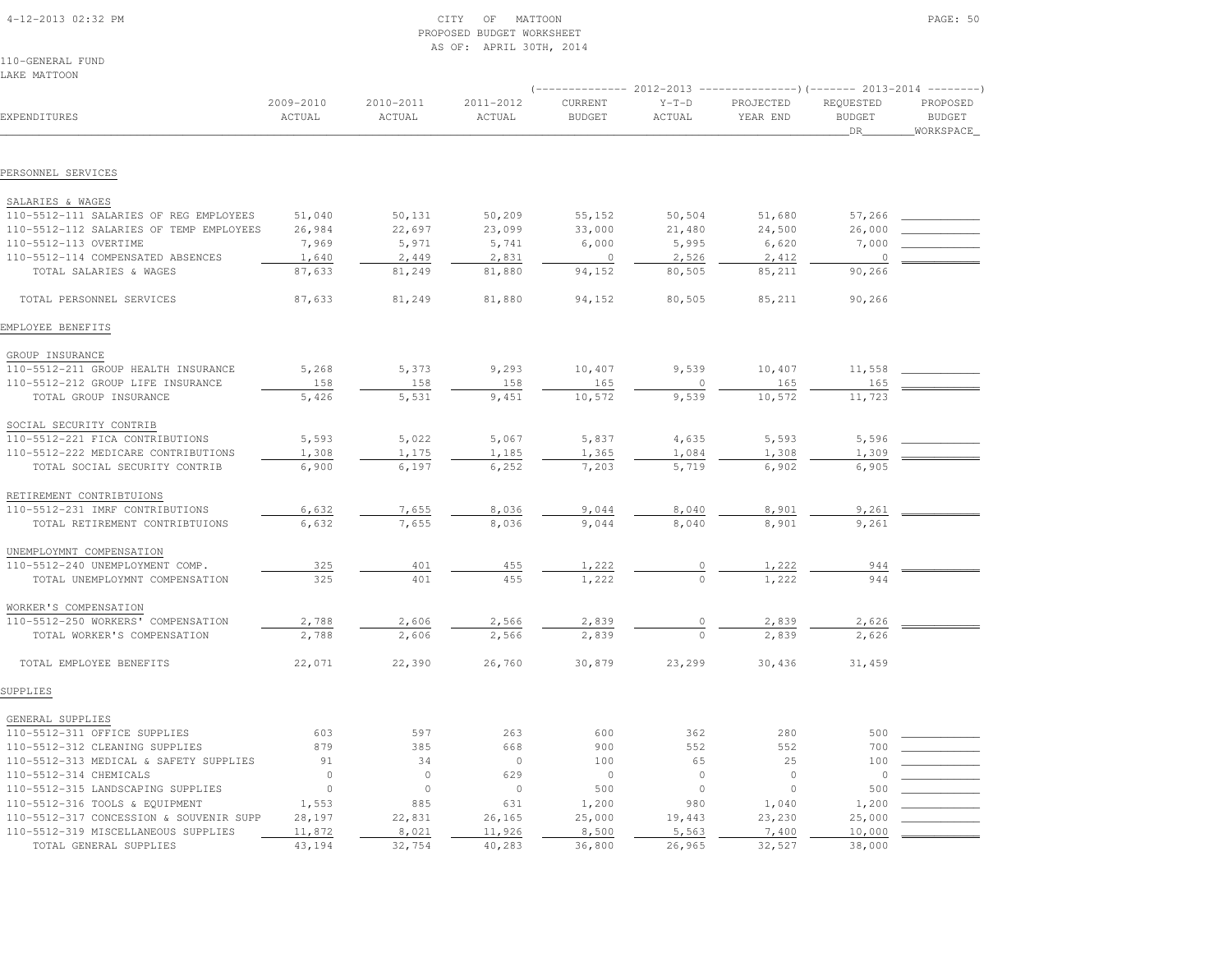CITY OF MATTOON
PROPOSED BUDGET WORKSHEET
AS OF: APRIL 30TH, 2014

110-GENERAL FUND
LAKE MATTOON

| EXPENDITURES | 2009-2010 ACTUAL | 2010-2011 ACTUAL | 2011-2012 ACTUAL | 2012-2013 CURRENT BUDGET | 2012-2013 Y-T-D ACTUAL | 2012-2013 PROJECTED YEAR END | 2013-2014 REQUESTED BUDGET DR | 2013-2014 PROPOSED BUDGET WORKSPACE |
|---|---|---|---|---|---|---|---|---|
| **PERSONNEL SERVICES** | | | | | | | | |
| SALARIES & WAGES | | | | | | | | |
| 110-5512-111 SALARIES OF REG EMPLOYEES | 51,040 | 50,131 | 50,209 | 55,152 | 50,504 | 51,680 | 57,266 | |
| 110-5512-112 SALARIES OF TEMP EMPLOYEES | 26,984 | 22,697 | 23,099 | 33,000 | 21,480 | 24,500 | 26,000 | |
| 110-5512-113 OVERTIME | 7,969 | 5,971 | 5,741 | 6,000 | 5,995 | 6,620 | 7,000 | |
| 110-5512-114 COMPENSATED ABSENCES | 1,640 | 2,449 | 2,831 | 0 | 2,526 | 2,412 | 0 | |
| TOTAL SALARIES & WAGES | 87,633 | 81,249 | 81,880 | 94,152 | 80,505 | 85,211 | 90,266 | |
| TOTAL PERSONNEL SERVICES | 87,633 | 81,249 | 81,880 | 94,152 | 80,505 | 85,211 | 90,266 | |
| **EMPLOYEE BENEFITS** | | | | | | | | |
| GROUP INSURANCE | | | | | | | | |
| 110-5512-211 GROUP HEALTH INSURANCE | 5,268 | 5,373 | 9,293 | 10,407 | 9,539 | 10,407 | 11,558 | |
| 110-5512-212 GROUP LIFE INSURANCE | 158 | 158 | 158 | 165 | 0 | 165 | 165 | |
| TOTAL GROUP INSURANCE | 5,426 | 5,531 | 9,451 | 10,572 | 9,539 | 10,572 | 11,723 | |
| SOCIAL SECURITY CONTRIB | | | | | | | | |
| 110-5512-221 FICA CONTRIBUTIONS | 5,593 | 5,022 | 5,067 | 5,837 | 4,635 | 5,593 | 5,596 | |
| 110-5512-222 MEDICARE CONTRIBUTIONS | 1,308 | 1,175 | 1,185 | 1,365 | 1,084 | 1,308 | 1,309 | |
| TOTAL SOCIAL SECURITY CONTRIB | 6,900 | 6,197 | 6,252 | 7,203 | 5,719 | 6,902 | 6,905 | |
| RETIREMENT CONTRIBTUIONS | | | | | | | | |
| 110-5512-231 IMRF CONTRIBUTIONS | 6,632 | 7,655 | 8,036 | 9,044 | 8,040 | 8,901 | 9,261 | |
| TOTAL RETIREMENT CONTRIBTUIONS | 6,632 | 7,655 | 8,036 | 9,044 | 8,040 | 8,901 | 9,261 | |
| UNEMPLOYMNT COMPENSATION | | | | | | | | |
| 110-5512-240 UNEMPLOYMENT COMP. | 325 | 401 | 455 | 1,222 | 0 | 1,222 | 944 | |
| TOTAL UNEMPLOYMNT COMPENSATION | 325 | 401 | 455 | 1,222 | 0 | 1,222 | 944 | |
| WORKER'S COMPENSATION | | | | | | | | |
| 110-5512-250 WORKERS' COMPENSATION | 2,788 | 2,606 | 2,566 | 2,839 | 0 | 2,839 | 2,626 | |
| TOTAL WORKER'S COMPENSATION | 2,788 | 2,606 | 2,566 | 2,839 | 0 | 2,839 | 2,626 | |
| TOTAL EMPLOYEE BENEFITS | 22,071 | 22,390 | 26,760 | 30,879 | 23,299 | 30,436 | 31,459 | |
| **SUPPLIES** | | | | | | | | |
| GENERAL SUPPLIES | | | | | | | | |
| 110-5512-311 OFFICE SUPPLIES | 603 | 597 | 263 | 600 | 362 | 280 | 500 | |
| 110-5512-312 CLEANING SUPPLIES | 879 | 385 | 668 | 900 | 552 | 552 | 700 | |
| 110-5512-313 MEDICAL & SAFETY SUPPLIES | 91 | 34 | 0 | 100 | 65 | 25 | 100 | |
| 110-5512-314 CHEMICALS | 0 | 0 | 629 | 0 | 0 | 0 | 0 | |
| 110-5512-315 LANDSCAPING SUPPLIES | 0 | 0 | 0 | 500 | 0 | 0 | 500 | |
| 110-5512-316 TOOLS & EQUIPMENT | 1,553 | 885 | 631 | 1,200 | 980 | 1,040 | 1,200 | |
| 110-5512-317 CONCESSION & SOUVENIR SUPP | 28,197 | 22,831 | 26,165 | 25,000 | 19,443 | 23,230 | 25,000 | |
| 110-5512-319 MISCELLANEOUS SUPPLIES | 11,872 | 8,021 | 11,926 | 8,500 | 5,563 | 7,400 | 10,000 | |
| TOTAL GENERAL SUPPLIES | 43,194 | 32,754 | 40,283 | 36,800 | 26,965 | 32,527 | 38,000 | |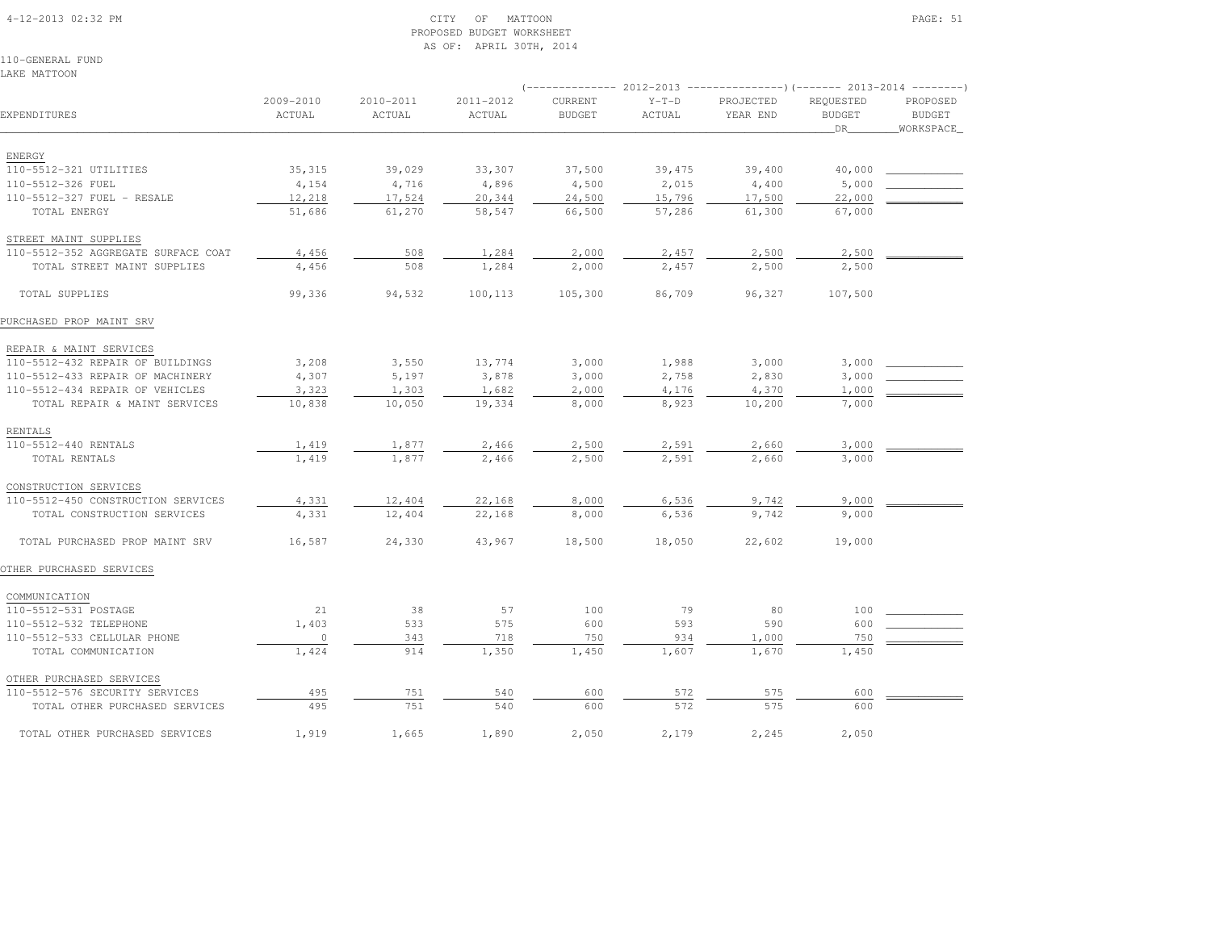CITY OF MATTOON
PROPOSED BUDGET WORKSHEET
AS OF: APRIL 30TH, 2014

110-GENERAL FUND
LAKE MATTOON

| EXPENDITURES | 2009-2010 ACTUAL | 2010-2011 ACTUAL | 2011-2012 ACTUAL | 2012-2013 CURRENT BUDGET | 2012-2013 Y-T-D ACTUAL | 2012-2013 PROJECTED YEAR END | 2013-2014 REQUESTED BUDGET DR | 2013-2014 PROPOSED BUDGET WORKSPACE |
|---|---|---|---|---|---|---|---|---|
| ENERGY | | | | | | | | |
| 110-5512-321 UTILITIES | 35,315 | 39,029 | 33,307 | 37,500 | 39,475 | 39,400 | 40,000 | |
| 110-5512-326 FUEL | 4,154 | 4,716 | 4,896 | 4,500 | 2,015 | 4,400 | 5,000 | |
| 110-5512-327 FUEL - RESALE | 12,218 | 17,524 | 20,344 | 24,500 | 15,796 | 17,500 | 22,000 | |
| TOTAL ENERGY | 51,686 | 61,270 | 58,547 | 66,500 | 57,286 | 61,300 | 67,000 | |
| STREET MAINT SUPPLIES | | | | | | | | |
| 110-5512-352 AGGREGATE SURFACE COAT | 4,456 | 508 | 1,284 | 2,000 | 2,457 | 2,500 | 2,500 | |
| TOTAL STREET MAINT SUPPLIES | 4,456 | 508 | 1,284 | 2,000 | 2,457 | 2,500 | 2,500 | |
| TOTAL SUPPLIES | 99,336 | 94,532 | 100,113 | 105,300 | 86,709 | 96,327 | 107,500 | |
| PURCHASED PROP MAINT SRV | | | | | | | | |
| REPAIR & MAINT SERVICES | | | | | | | | |
| 110-5512-432 REPAIR OF BUILDINGS | 3,208 | 3,550 | 13,774 | 3,000 | 1,988 | 3,000 | 3,000 | |
| 110-5512-433 REPAIR OF MACHINERY | 4,307 | 5,197 | 3,878 | 3,000 | 2,758 | 2,830 | 3,000 | |
| 110-5512-434 REPAIR OF VEHICLES | 3,323 | 1,303 | 1,682 | 2,000 | 4,176 | 4,370 | 1,000 | |
| TOTAL REPAIR & MAINT SERVICES | 10,838 | 10,050 | 19,334 | 8,000 | 8,923 | 10,200 | 7,000 | |
| RENTALS | | | | | | | | |
| 110-5512-440 RENTALS | 1,419 | 1,877 | 2,466 | 2,500 | 2,591 | 2,660 | 3,000 | |
| TOTAL RENTALS | 1,419 | 1,877 | 2,466 | 2,500 | 2,591 | 2,660 | 3,000 | |
| CONSTRUCTION SERVICES | | | | | | | | |
| 110-5512-450 CONSTRUCTION SERVICES | 4,331 | 12,404 | 22,168 | 8,000 | 6,536 | 9,742 | 9,000 | |
| TOTAL CONSTRUCTION SERVICES | 4,331 | 12,404 | 22,168 | 8,000 | 6,536 | 9,742 | 9,000 | |
| TOTAL PURCHASED PROP MAINT SRV | 16,587 | 24,330 | 43,967 | 18,500 | 18,050 | 22,602 | 19,000 | |
| OTHER PURCHASED SERVICES | | | | | | | | |
| COMMUNICATION | | | | | | | | |
| 110-5512-531 POSTAGE | 21 | 38 | 57 | 100 | 79 | 80 | 100 | |
| 110-5512-532 TELEPHONE | 1,403 | 533 | 575 | 600 | 593 | 590 | 600 | |
| 110-5512-533 CELLULAR PHONE | 0 | 343 | 718 | 750 | 934 | 1,000 | 750 | |
| TOTAL COMMUNICATION | 1,424 | 914 | 1,350 | 1,450 | 1,607 | 1,670 | 1,450 | |
| OTHER PURCHASED SERVICES | | | | | | | | |
| 110-5512-576 SECURITY SERVICES | 495 | 751 | 540 | 600 | 572 | 575 | 600 | |
| TOTAL OTHER PURCHASED SERVICES | 495 | 751 | 540 | 600 | 572 | 575 | 600 | |
| TOTAL OTHER PURCHASED SERVICES | 1,919 | 1,665 | 1,890 | 2,050 | 2,179 | 2,245 | 2,050 | |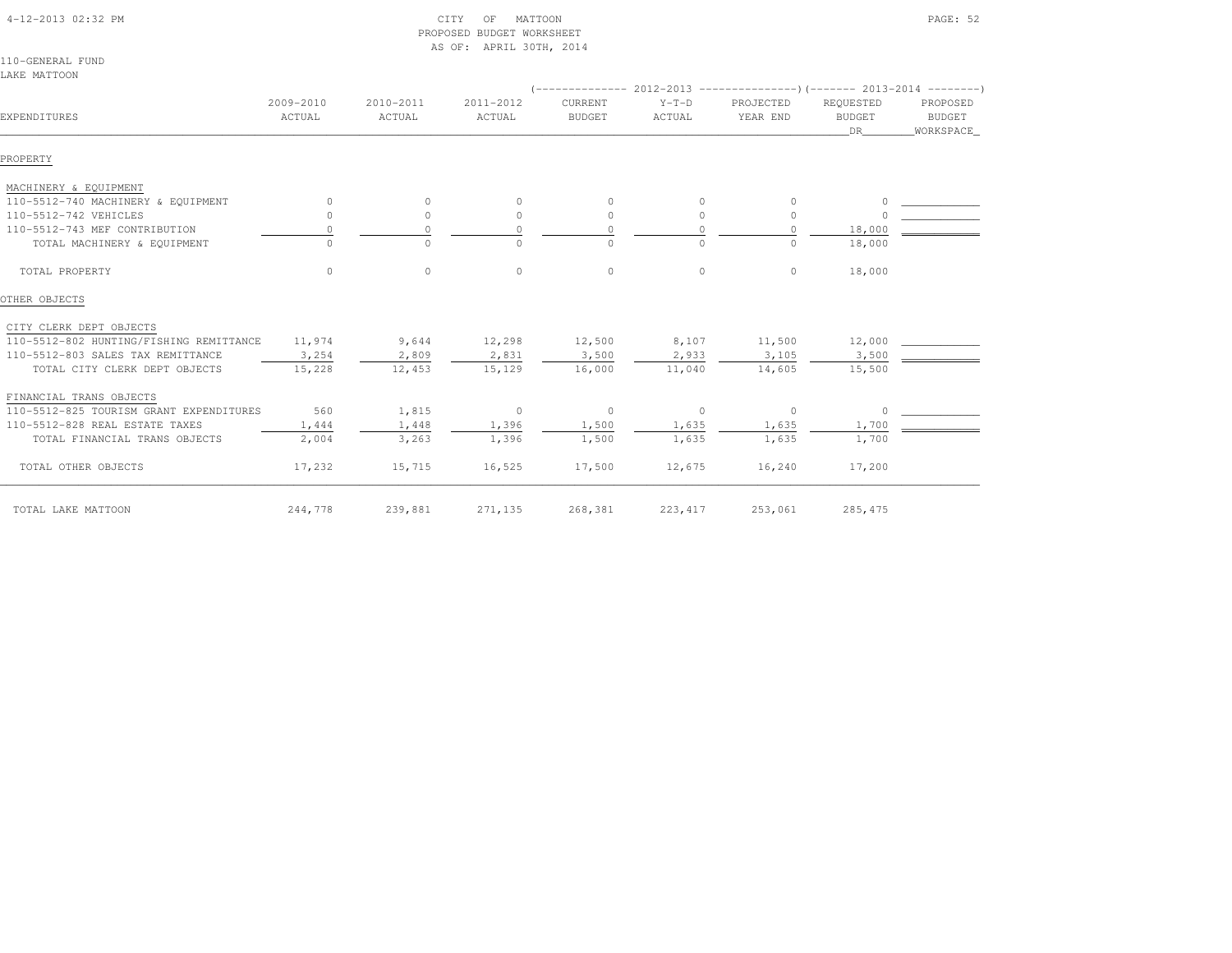CITY OF MATTOON
PROPOSED BUDGET WORKSHEET
AS OF: APRIL 30TH, 2014

110-GENERAL FUND
LAKE MATTOON

| EXPENDITURES | 2009-2010 ACTUAL | 2010-2011 ACTUAL | 2011-2012 ACTUAL | 2012-2013 CURRENT BUDGET | 2012-2013 Y-T-D ACTUAL | 2012-2013 PROJECTED YEAR END | 2013-2014 REQUESTED BUDGET DR | 2013-2014 PROPOSED BUDGET WORKSPACE |
|---|---|---|---|---|---|---|---|---|
| **PROPERTY** | | | | | | | | |
| MACHINERY & EQUIPMENT | | | | | | | | |
| 110-5512-740 MACHINERY & EQUIPMENT | 0 | 0 | 0 | 0 | 0 | 0 | 0 | |
| 110-5512-742 VEHICLES | 0 | 0 | 0 | 0 | 0 | 0 | 0 | |
| 110-5512-743 MEF CONTRIBUTION | 0 | 0 | 0 | 0 | 0 | 0 | 18,000 | |
| TOTAL MACHINERY & EQUIPMENT | 0 | 0 | 0 | 0 | 0 | 0 | 18,000 | |
| TOTAL PROPERTY | 0 | 0 | 0 | 0 | 0 | 0 | 18,000 | |
| **OTHER OBJECTS** | | | | | | | | |
| CITY CLERK DEPT OBJECTS | | | | | | | | |
| 110-5512-802 HUNTING/FISHING REMITTANCE | 11,974 | 9,644 | 12,298 | 12,500 | 8,107 | 11,500 | 12,000 | |
| 110-5512-803 SALES TAX REMITTANCE | 3,254 | 2,809 | 2,831 | 3,500 | 2,933 | 3,105 | 3,500 | |
| TOTAL CITY CLERK DEPT OBJECTS | 15,228 | 12,453 | 15,129 | 16,000 | 11,040 | 14,605 | 15,500 | |
| FINANCIAL TRANS OBJECTS | | | | | | | | |
| 110-5512-825 TOURISM GRANT EXPENDITURES | 560 | 1,815 | 0 | 0 | 0 | 0 | 0 | |
| 110-5512-828 REAL ESTATE TAXES | 1,444 | 1,448 | 1,396 | 1,500 | 1,635 | 1,635 | 1,700 | |
| TOTAL FINANCIAL TRANS OBJECTS | 2,004 | 3,263 | 1,396 | 1,500 | 1,635 | 1,635 | 1,700 | |
| TOTAL OTHER OBJECTS | 17,232 | 15,715 | 16,525 | 17,500 | 12,675 | 16,240 | 17,200 | |
| TOTAL LAKE MATTOON | 244,778 | 239,881 | 271,135 | 268,381 | 223,417 | 253,061 | 285,475 | |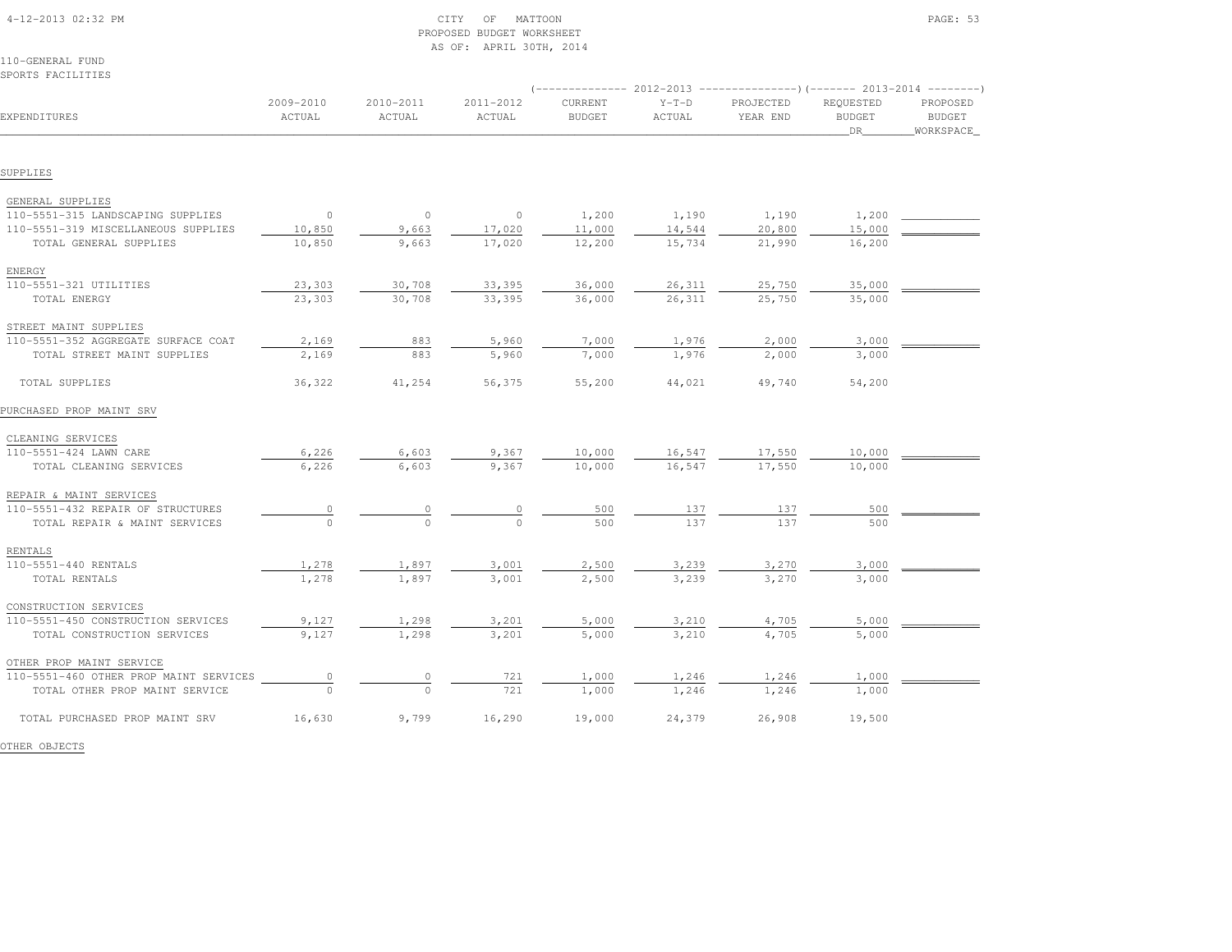CITY OF MATTOON
PROPOSED BUDGET WORKSHEET
AS OF: APRIL 30TH, 2014

110-GENERAL FUND
SPORTS FACILITIES

| EXPENDITURES | 2009-2010 ACTUAL | 2010-2011 ACTUAL | 2011-2012 ACTUAL | 2012-2013 CURRENT BUDGET | 2012-2013 Y-T-D ACTUAL | 2012-2013 PROJECTED YEAR END | 2013-2014 REQUESTED BUDGET DR | 2013-2014 PROPOSED BUDGET WORKSPACE |
|---|---|---|---|---|---|---|---|---|
| **SUPPLIES** | | | | | | | | |
| GENERAL SUPPLIES | | | | | | | | |
| 110-5551-315 LANDSCAPING SUPPLIES | 0 | 0 | 0 | 1,200 | 1,190 | 1,190 | 1,200 | |
| 110-5551-319 MISCELLANEOUS SUPPLIES | 10,850 | 9,663 | 17,020 | 11,000 | 14,544 | 20,800 | 15,000 | |
| TOTAL GENERAL SUPPLIES | 10,850 | 9,663 | 17,020 | 12,200 | 15,734 | 21,990 | 16,200 | |
| ENERGY | | | | | | | | |
| 110-5551-321 UTILITIES | 23,303 | 30,708 | 33,395 | 36,000 | 26,311 | 25,750 | 35,000 | |
| TOTAL ENERGY | 23,303 | 30,708 | 33,395 | 36,000 | 26,311 | 25,750 | 35,000 | |
| STREET MAINT SUPPLIES | | | | | | | | |
| 110-5551-352 AGGREGATE SURFACE COAT | 2,169 | 883 | 5,960 | 7,000 | 1,976 | 2,000 | 3,000 | |
| TOTAL STREET MAINT SUPPLIES | 2,169 | 883 | 5,960 | 7,000 | 1,976 | 2,000 | 3,000 | |
| TOTAL SUPPLIES | 36,322 | 41,254 | 56,375 | 55,200 | 44,021 | 49,740 | 54,200 | |
| **PURCHASED PROP MAINT SRV** | | | | | | | | |
| CLEANING SERVICES | | | | | | | | |
| 110-5551-424 LAWN CARE | 6,226 | 6,603 | 9,367 | 10,000 | 16,547 | 17,550 | 10,000 | |
| TOTAL CLEANING SERVICES | 6,226 | 6,603 | 9,367 | 10,000 | 16,547 | 17,550 | 10,000 | |
| REPAIR & MAINT SERVICES | | | | | | | | |
| 110-5551-432 REPAIR OF STRUCTURES | 0 | 0 | 0 | 500 | 137 | 137 | 500 | |
| TOTAL REPAIR & MAINT SERVICES | 0 | 0 | 0 | 500 | 137 | 137 | 500 | |
| RENTALS | | | | | | | | |
| 110-5551-440 RENTALS | 1,278 | 1,897 | 3,001 | 2,500 | 3,239 | 3,270 | 3,000 | |
| TOTAL RENTALS | 1,278 | 1,897 | 3,001 | 2,500 | 3,239 | 3,270 | 3,000 | |
| CONSTRUCTION SERVICES | | | | | | | | |
| 110-5551-450 CONSTRUCTION SERVICES | 9,127 | 1,298 | 3,201 | 5,000 | 3,210 | 4,705 | 5,000 | |
| TOTAL CONSTRUCTION SERVICES | 9,127 | 1,298 | 3,201 | 5,000 | 3,210 | 4,705 | 5,000 | |
| OTHER PROP MAINT SERVICE | | | | | | | | |
| 110-5551-460 OTHER PROP MAINT SERVICES | 0 | 0 | 721 | 1,000 | 1,246 | 1,246 | 1,000 | |
| TOTAL OTHER PROP MAINT SERVICE | 0 | 0 | 721 | 1,000 | 1,246 | 1,246 | 1,000 | |
| TOTAL PURCHASED PROP MAINT SRV | 16,630 | 9,799 | 16,290 | 19,000 | 24,379 | 26,908 | 19,500 | |

OTHER OBJECTS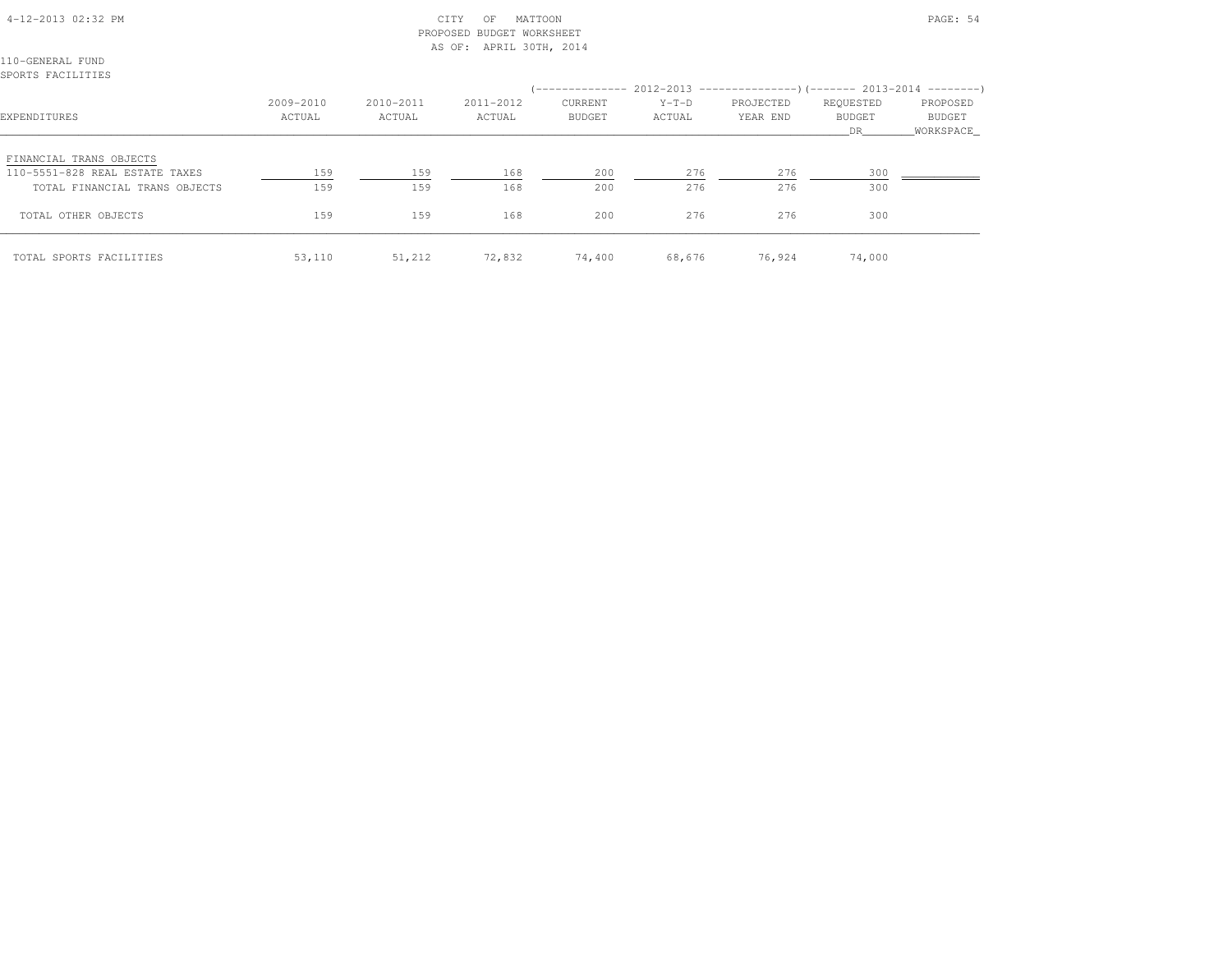CITY OF MATTOON
PROPOSED BUDGET WORKSHEET
AS OF: APRIL 30TH, 2014

110-GENERAL FUND
SPORTS FACILITIES

| EXPENDITURES | 2009-2010 ACTUAL | 2010-2011 ACTUAL | 2011-2012 ACTUAL | 2012-2013 CURRENT BUDGET | 2012-2013 Y-T-D ACTUAL | 2012-2013 PROJECTED YEAR END | 2013-2014 REQUESTED BUDGET DR | 2013-2014 PROPOSED BUDGET WORKSPACE |
|---|---|---|---|---|---|---|---|---|
| FINANCIAL TRANS OBJECTS | | | | | | | | |
| 110-5551-828 REAL ESTATE TAXES | 159 | 159 | 168 | 200 | 276 | 276 | 300 | |
| TOTAL FINANCIAL TRANS OBJECTS | 159 | 159 | 168 | 200 | 276 | 276 | 300 | |
| TOTAL OTHER OBJECTS | 159 | 159 | 168 | 200 | 276 | 276 | 300 | |
| TOTAL SPORTS FACILITIES | 53,110 | 51,212 | 72,832 | 74,400 | 68,676 | 76,924 | 74,000 | |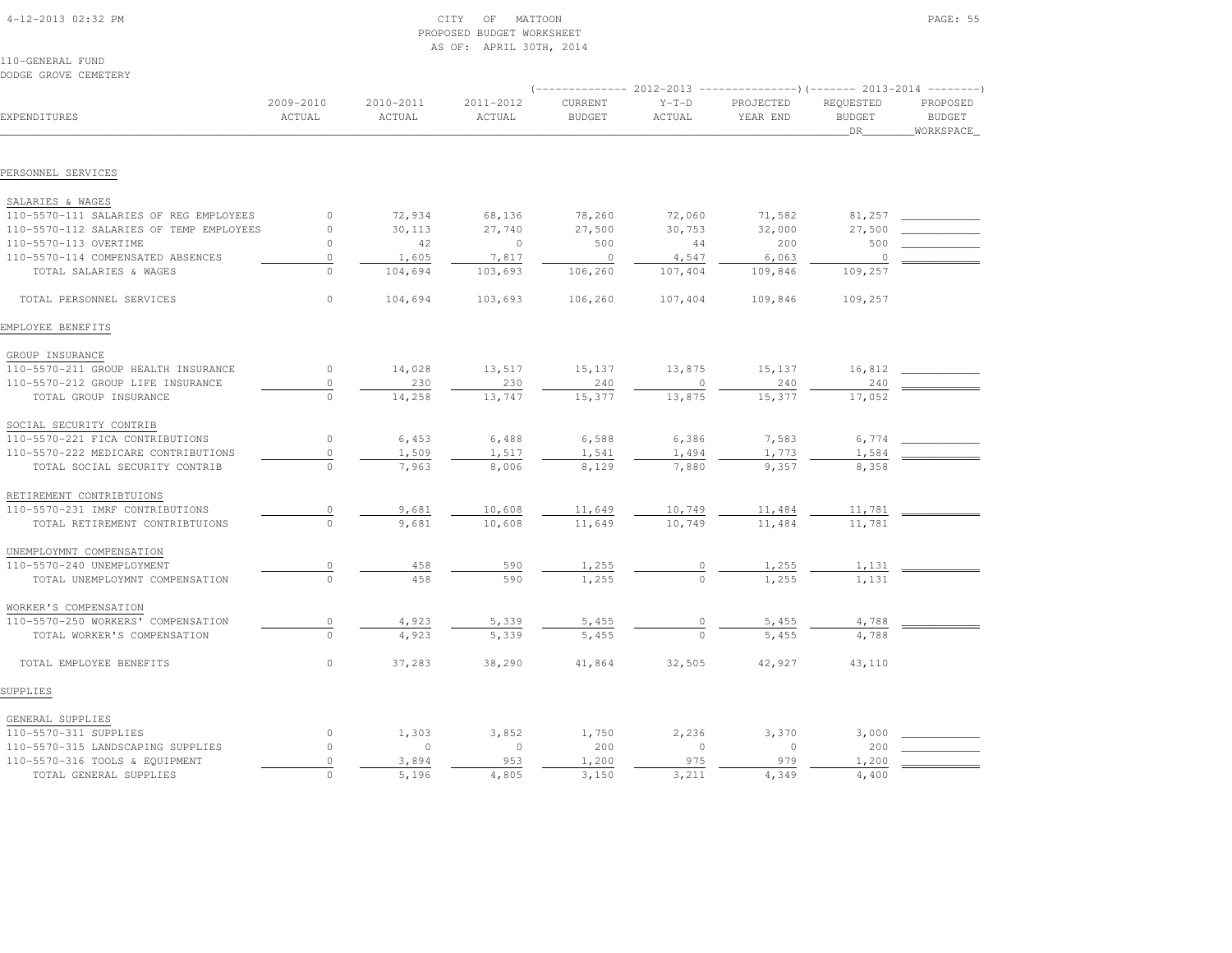CITY OF MATTOON
PROPOSED BUDGET WORKSHEET
AS OF: APRIL 30TH, 2014

110-GENERAL FUND
DODGE GROVE CEMETERY

| EXPENDITURES | 2009-2010 ACTUAL | 2010-2011 ACTUAL | 2011-2012 ACTUAL | 2012-2013 CURRENT BUDGET | 2012-2013 Y-T-D ACTUAL | 2012-2013 PROJECTED YEAR END | 2013-2014 REQUESTED BUDGET DR | 2013-2014 PROPOSED BUDGET WORKSPACE |
|---|---|---|---|---|---|---|---|---|
| **PERSONNEL SERVICES** | | | | | | | | |
| SALARIES & WAGES | | | | | | | | |
| 110-5570-111 SALARIES OF REG EMPLOYEES | 0 | 72,934 | 68,136 | 78,260 | 72,060 | 71,582 | 81,257 | |
| 110-5570-112 SALARIES OF TEMP EMPLOYEES | 0 | 30,113 | 27,740 | 27,500 | 30,753 | 32,000 | 27,500 | |
| 110-5570-113 OVERTIME | 0 | 42 | 0 | 500 | 44 | 200 | 500 | |
| 110-5570-114 COMPENSATED ABSENCES | 0 | 1,605 | 7,817 | 0 | 4,547 | 6,063 | 0 | |
| TOTAL SALARIES & WAGES | 0 | 104,694 | 103,693 | 106,260 | 107,404 | 109,846 | 109,257 | |
| TOTAL PERSONNEL SERVICES | 0 | 104,694 | 103,693 | 106,260 | 107,404 | 109,846 | 109,257 | |
| **EMPLOYEE BENEFITS** | | | | | | | | |
| GROUP INSURANCE | | | | | | | | |
| 110-5570-211 GROUP HEALTH INSURANCE | 0 | 14,028 | 13,517 | 15,137 | 13,875 | 15,137 | 16,812 | |
| 110-5570-212 GROUP LIFE INSURANCE | 0 | 230 | 230 | 240 | 0 | 240 | 240 | |
| TOTAL GROUP INSURANCE | 0 | 14,258 | 13,747 | 15,377 | 13,875 | 15,377 | 17,052 | |
| SOCIAL SECURITY CONTRIB | | | | | | | | |
| 110-5570-221 FICA CONTRIBUTIONS | 0 | 6,453 | 6,488 | 6,588 | 6,386 | 7,583 | 6,774 | |
| 110-5570-222 MEDICARE CONTRIBUTIONS | 0 | 1,509 | 1,517 | 1,541 | 1,494 | 1,773 | 1,584 | |
| TOTAL SOCIAL SECURITY CONTRIB | 0 | 7,963 | 8,006 | 8,129 | 7,880 | 9,357 | 8,358 | |
| RETIREMENT CONTRIBTUIONS | | | | | | | | |
| 110-5570-231 IMRF CONTRIBUTIONS | 0 | 9,681 | 10,608 | 11,649 | 10,749 | 11,484 | 11,781 | |
| TOTAL RETIREMENT CONTRIBTUIONS | 0 | 9,681 | 10,608 | 11,649 | 10,749 | 11,484 | 11,781 | |
| UNEMPLOYMNT COMPENSATION | | | | | | | | |
| 110-5570-240 UNEMPLOYMENT | 0 | 458 | 590 | 1,255 | 0 | 1,255 | 1,131 | |
| TOTAL UNEMPLOYMNT COMPENSATION | 0 | 458 | 590 | 1,255 | 0 | 1,255 | 1,131 | |
| WORKER'S COMPENSATION | | | | | | | | |
| 110-5570-250 WORKERS' COMPENSATION | 0 | 4,923 | 5,339 | 5,455 | 0 | 5,455 | 4,788 | |
| TOTAL WORKER'S COMPENSATION | 0 | 4,923 | 5,339 | 5,455 | 0 | 5,455 | 4,788 | |
| TOTAL EMPLOYEE BENEFITS | 0 | 37,283 | 38,290 | 41,864 | 32,505 | 42,927 | 43,110 | |
| **SUPPLIES** | | | | | | | | |
| GENERAL SUPPLIES | | | | | | | | |
| 110-5570-311 SUPPLIES | 0 | 1,303 | 3,852 | 1,750 | 2,236 | 3,370 | 3,000 | |
| 110-5570-315 LANDSCAPING SUPPLIES | 0 | 0 | 0 | 200 | 0 | 0 | 200 | |
| 110-5570-316 TOOLS & EQUIPMENT | 0 | 3,894 | 953 | 1,200 | 975 | 979 | 1,200 | |
| TOTAL GENERAL SUPPLIES | 0 | 5,196 | 4,805 | 3,150 | 3,211 | 4,349 | 4,400 | |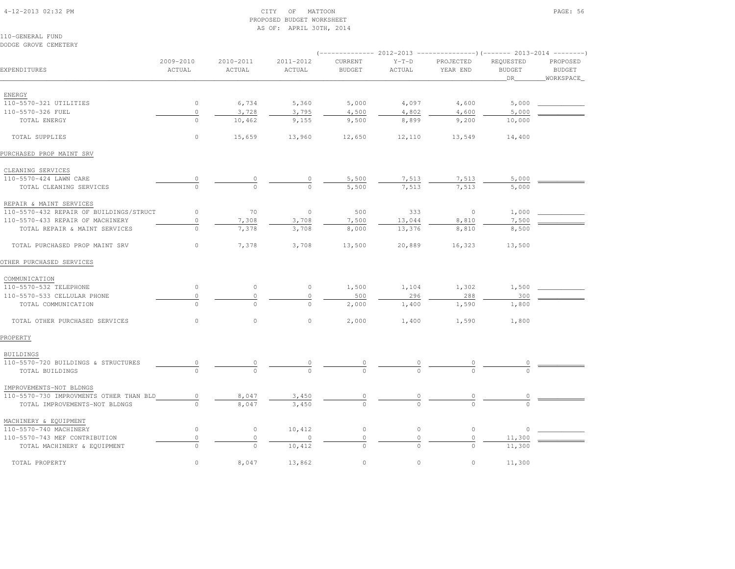CITY OF MATTOON
PROPOSED BUDGET WORKSHEET
AS OF: APRIL 30TH, 2014

110-GENERAL FUND
DODGE GROVE CEMETERY

| EXPENDITURES | 2009-2010 ACTUAL | 2010-2011 ACTUAL | 2011-2012 ACTUAL | 2012-2013 CURRENT BUDGET | 2012-2013 Y-T-D ACTUAL | 2012-2013 PROJECTED YEAR END | 2013-2014 REQUESTED BUDGET DR | 2013-2014 PROPOSED BUDGET WORKSPACE |
|---|---|---|---|---|---|---|---|---|
| ENERGY | | | | | | | | |
| 110-5570-321 UTILITIES | 0 | 6,734 | 5,360 | 5,000 | 4,097 | 4,600 | 5,000 | |
| 110-5570-326 FUEL | 0 | 3,728 | 3,795 | 4,500 | 4,802 | 4,600 | 5,000 | |
| TOTAL ENERGY | 0 | 10,462 | 9,155 | 9,500 | 8,899 | 9,200 | 10,000 | |
| TOTAL SUPPLIES | 0 | 15,659 | 13,960 | 12,650 | 12,110 | 13,549 | 14,400 | |
| PURCHASED PROP MAINT SRV | | | | | | | | |
| CLEANING SERVICES | | | | | | | | |
| 110-5570-424 LAWN CARE | 0 | 0 | 0 | 5,500 | 7,513 | 7,513 | 5,000 | |
| TOTAL CLEANING SERVICES | 0 | 0 | 0 | 5,500 | 7,513 | 7,513 | 5,000 | |
| REPAIR & MAINT SERVICES | | | | | | | | |
| 110-5570-432 REPAIR OF BUILDINGS/STRUCT | 0 | 70 | 0 | 500 | 333 | 0 | 1,000 | |
| 110-5570-433 REPAIR OF MACHINERY | 0 | 7,308 | 3,708 | 7,500 | 13,044 | 8,810 | 7,500 | |
| TOTAL REPAIR & MAINT SERVICES | 0 | 7,378 | 3,708 | 8,000 | 13,376 | 8,810 | 8,500 | |
| TOTAL PURCHASED PROP MAINT SRV | 0 | 7,378 | 3,708 | 13,500 | 20,889 | 16,323 | 13,500 | |
| OTHER PURCHASED SERVICES | | | | | | | | |
| COMMUNICATION | | | | | | | | |
| 110-5570-532 TELEPHONE | 0 | 0 | 0 | 1,500 | 1,104 | 1,302 | 1,500 | |
| 110-5570-533 CELLULAR PHONE | 0 | 0 | 0 | 500 | 296 | 288 | 300 | |
| TOTAL COMMUNICATION | 0 | 0 | 0 | 2,000 | 1,400 | 1,590 | 1,800 | |
| TOTAL OTHER PURCHASED SERVICES | 0 | 0 | 0 | 2,000 | 1,400 | 1,590 | 1,800 | |
| PROPERTY | | | | | | | | |
| BUILDINGS | | | | | | | | |
| 110-5570-720 BUILDINGS & STRUCTURES | 0 | 0 | 0 | 0 | 0 | 0 | 0 | |
| TOTAL BUILDINGS | 0 | 0 | 0 | 0 | 0 | 0 | 0 | |
| IMPROVEMENTS-NOT BLDNGS | | | | | | | | |
| 110-5570-730 IMPROVMENTS OTHER THAN BLD | 0 | 8,047 | 3,450 | 0 | 0 | 0 | 0 | |
| TOTAL IMPROVEMENTS-NOT BLDNGS | 0 | 8,047 | 3,450 | 0 | 0 | 0 | 0 | |
| MACHINERY & EQUIPMENT | | | | | | | | |
| 110-5570-740 MACHINERY | 0 | 0 | 10,412 | 0 | 0 | 0 | 0 | |
| 110-5570-743 MEF CONTRIBUTION | 0 | 0 | 0 | 0 | 0 | 0 | 11,300 | |
| TOTAL MACHINERY & EQUIPMENT | 0 | 0 | 10,412 | 0 | 0 | 0 | 11,300 | |
| TOTAL PROPERTY | 0 | 8,047 | 13,862 | 0 | 0 | 0 | 11,300 | |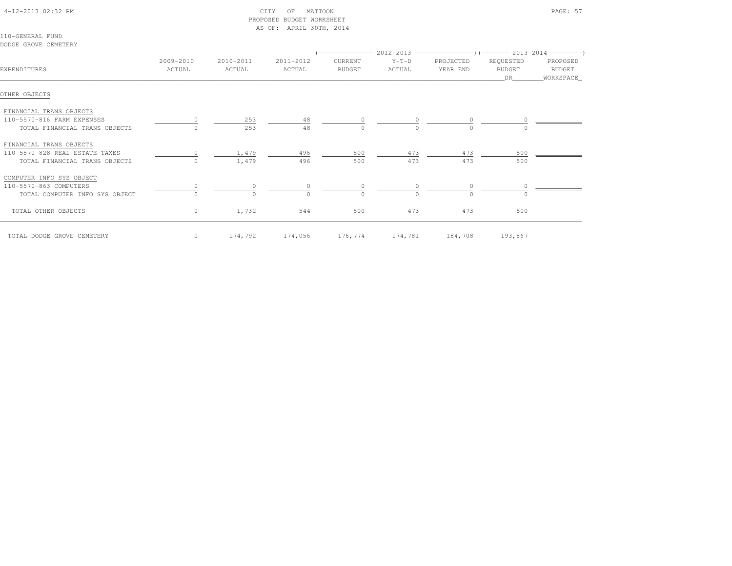CITY OF MATTOON
PROPOSED BUDGET WORKSHEET
AS OF: APRIL 30TH, 2014

110-GENERAL FUND
DODGE GROVE CEMETERY

| EXPENDITURES | 2009-2010 ACTUAL | 2010-2011 ACTUAL | 2011-2012 ACTUAL | 2012-2013 CURRENT BUDGET | 2012-2013 Y-T-D ACTUAL | 2012-2013 PROJECTED YEAR END | 2013-2014 REQUESTED BUDGET DR | 2013-2014 PROPOSED BUDGET WORKSPACE |
|---|---|---|---|---|---|---|---|---|
| OTHER OBJECTS | | | | | | | | |
| FINANCIAL TRANS OBJECTS | | | | | | | | |
| 110-5570-816 FARM EXPENSES | 0 | 253 | 48 | 0 | 0 | 0 | 0 | |
| TOTAL FINANCIAL TRANS OBJECTS | 0 | 253 | 48 | 0 | 0 | 0 | 0 | |
| FINANCIAL TRANS OBJECTS | | | | | | | | |
| 110-5570-828 REAL ESTATE TAXES | 0 | 1,479 | 496 | 500 | 473 | 473 | 500 | |
| TOTAL FINANCIAL TRANS OBJECTS | 0 | 1,479 | 496 | 500 | 473 | 473 | 500 | |
| COMPUTER INFO SYS OBJECT | | | | | | | | |
| 110-5570-863 COMPUTERS | 0 | 0 | 0 | 0 | 0 | 0 | 0 | |
| TOTAL COMPUTER INFO SYS OBJECT | 0 | 0 | 0 | 0 | 0 | 0 | 0 | |
| TOTAL OTHER OBJECTS | 0 | 1,732 | 544 | 500 | 473 | 473 | 500 | |
| TOTAL DODGE GROVE CEMETERY | 0 | 174,792 | 174,056 | 176,774 | 174,781 | 184,708 | 193,867 | |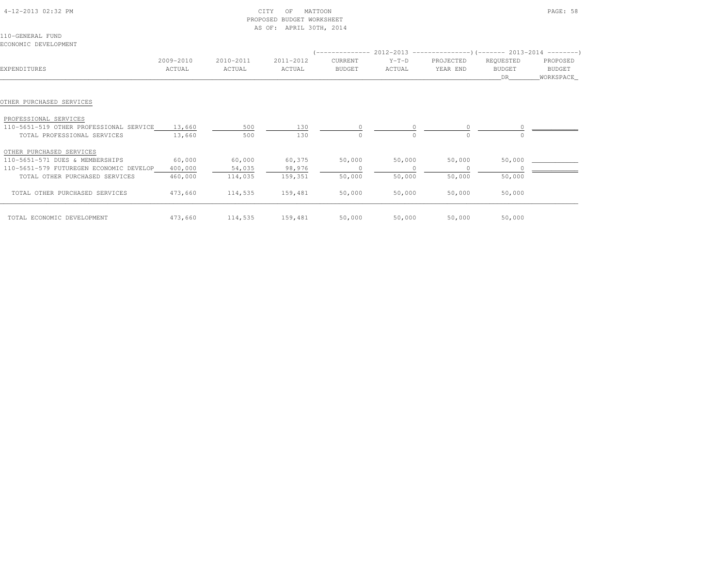CITY OF MATTOON
PROPOSED BUDGET WORKSHEET
AS OF: APRIL 30TH, 2014

4-12-2013 02:32 PM

110-GENERAL FUND
ECONOMIC DEVELOPMENT

| EXPENDITURES | 2009-2010 ACTUAL | 2010-2011 ACTUAL | 2011-2012 ACTUAL | 2012-2013 CURRENT BUDGET | 2012-2013 Y-T-D ACTUAL | 2012-2013 PROJECTED YEAR END | 2013-2014 REQUESTED BUDGET DR | 2013-2014 PROPOSED BUDGET WORKSPACE |
|---|---|---|---|---|---|---|---|---|
| **OTHER PURCHASED SERVICES** | | | | | | | | |
| PROFESSIONAL SERVICES | | | | | | | | |
| 110-5651-519 OTHER PROFESSIONAL SERVICE | 13,660 | 500 | 130 | 0 | 0 | 0 | 0 | |
| TOTAL PROFESSIONAL SERVICES | 13,660 | 500 | 130 | 0 | 0 | 0 | 0 | |
| OTHER PURCHASED SERVICES | | | | | | | | |
| 110-5651-571 DUES & MEMBERSHIPS | 60,000 | 60,000 | 60,375 | 50,000 | 50,000 | 50,000 | 50,000 | |
| 110-5651-579 FUTUREGEN ECONOMIC DEVELOP | 400,000 | 54,035 | 98,976 | 0 | 0 | 0 | 0 | |
| TOTAL OTHER PURCHASED SERVICES | 460,000 | 114,035 | 159,351 | 50,000 | 50,000 | 50,000 | 50,000 | |
| TOTAL OTHER PURCHASED SERVICES | 473,660 | 114,535 | 159,481 | 50,000 | 50,000 | 50,000 | 50,000 | |
| TOTAL ECONOMIC DEVELOPMENT | 473,660 | 114,535 | 159,481 | 50,000 | 50,000 | 50,000 | 50,000 | |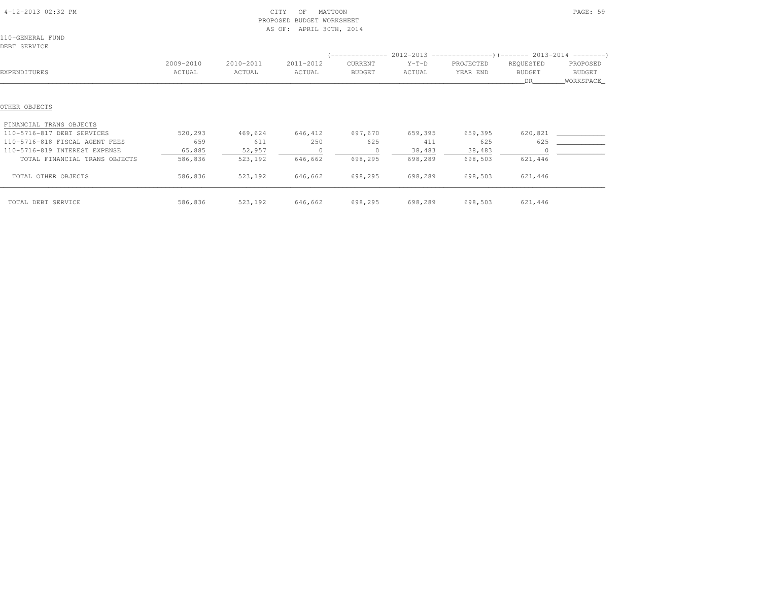CITY OF MATTOON
PROPOSED BUDGET WORKSHEET
AS OF: APRIL 30TH, 2014

110-GENERAL FUND
DEBT SERVICE

| EXPENDITURES | 2009-2010 ACTUAL | 2010-2011 ACTUAL | 2011-2012 ACTUAL | 2012-2013 CURRENT BUDGET | 2012-2013 Y-T-D ACTUAL | 2012-2013 PROJECTED YEAR END | 2013-2014 REQUESTED BUDGET DR | 2013-2014 PROPOSED BUDGET WORKSPACE |
|---|---|---|---|---|---|---|---|---|
| OTHER OBJECTS | | | | | | | | |
| FINANCIAL TRANS OBJECTS | | | | | | | | |
| 110-5716-817 DEBT SERVICES | 520,293 | 469,624 | 646,412 | 697,670 | 659,395 | 659,395 | 620,821 | ____________ |
| 110-5716-818 FISCAL AGENT FEES | 659 | 611 | 250 | 625 | 411 | 625 | 625 | ____________ |
| 110-5716-819 INTEREST EXPENSE | 65,885 | 52,957 | 0 | 0 | 38,483 | 38,483 | 0 | ____________ |
| TOTAL FINANCIAL TRANS OBJECTS | 586,836 | 523,192 | 646,662 | 698,295 | 698,289 | 698,503 | 621,446 | |
| TOTAL OTHER OBJECTS | 586,836 | 523,192 | 646,662 | 698,295 | 698,289 | 698,503 | 621,446 | |
| TOTAL DEBT SERVICE | 586,836 | 523,192 | 646,662 | 698,295 | 698,289 | 698,503 | 621,446 | |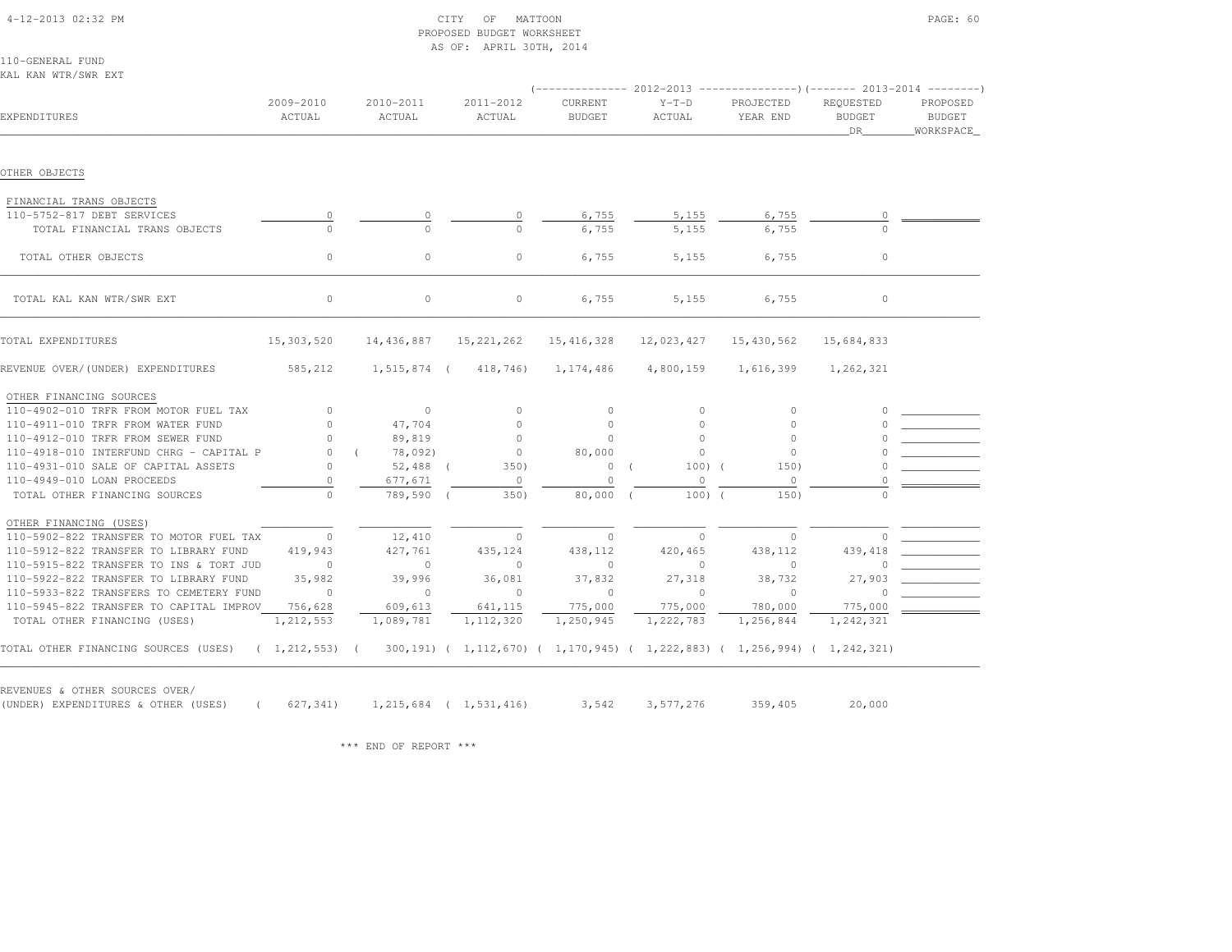CITY OF MATTOON
PROPOSED BUDGET WORKSHEET
AS OF: APRIL 30TH, 2014

4-12-2013 02:32 PM

110-GENERAL FUND
KAL KAN WTR/SWR EXT

| EXPENDITURES | 2009-2010 ACTUAL | 2010-2011 ACTUAL | 2011-2012 ACTUAL | 2012-2013 CURRENT BUDGET | 2012-2013 Y-T-D ACTUAL | 2012-2013 PROJECTED YEAR END | 2013-2014 REQUESTED BUDGET DR | 2013-2014 PROPOSED BUDGET WORKSPACE |
|---|---|---|---|---|---|---|---|---|
| OTHER OBJECTS | | | | | | | | |
| FINANCIAL TRANS OBJECTS | | | | | | | | |
| 110-5752-817 DEBT SERVICES | 0 | 0 | 0 | 6,755 | 5,155 | 6,755 | 0 | |
| TOTAL FINANCIAL TRANS OBJECTS | 0 | 0 | 0 | 6,755 | 5,155 | 6,755 | 0 | |
| TOTAL OTHER OBJECTS | 0 | 0 | 0 | 6,755 | 5,155 | 6,755 | 0 | |
| TOTAL KAL KAN WTR/SWR EXT | 0 | 0 | 0 | 6,755 | 5,155 | 6,755 | 0 | |
| TOTAL EXPENDITURES | 15,303,520 | 14,436,887 | 15,221,262 | 15,416,328 | 12,023,427 | 15,430,562 | 15,684,833 | |
| REVENUE OVER/(UNDER) EXPENDITURES | 585,212 | 1,515,874 | ( 418,746) | 1,174,486 | 4,800,159 | 1,616,399 | 1,262,321 | |
| OTHER FINANCING SOURCES | | | | | | | | |
| 110-4902-010 TRFR FROM MOTOR FUEL TAX | 0 | 0 | 0 | 0 | 0 | 0 | 0 | |
| 110-4911-010 TRFR FROM WATER FUND | 0 | 47,704 | 0 | 0 | 0 | 0 | 0 | |
| 110-4912-010 TRFR FROM SEWER FUND | 0 | 89,819 | 0 | 0 | 0 | 0 | 0 | |
| 110-4918-010 INTERFUND CHRG - CAPITAL P | 0 | ( 78,092) | 0 | 80,000 | 0 | 0 | 0 | |
| 110-4931-010 SALE OF CAPITAL ASSETS | 0 | 52,488 | ( 350) | 0 | ( 100) | ( 150) | 0 | |
| 110-4949-010 LOAN PROCEEDS | 0 | 677,671 | 0 | 0 | 0 | 0 | 0 | |
| TOTAL OTHER FINANCING SOURCES | 0 | 789,590 | ( 350) | 80,000 | ( 100) | ( 150) | 0 | |
| OTHER FINANCING (USES) | | | | | | | | |
| 110-5902-822 TRANSFER TO MOTOR FUEL TAX | 0 | 12,410 | 0 | 0 | 0 | 0 | 0 | |
| 110-5912-822 TRANSFER TO LIBRARY FUND | 419,943 | 427,761 | 435,124 | 438,112 | 420,465 | 438,112 | 439,418 | |
| 110-5915-822 TRANSFER TO INS & TORT JUD | 0 | 0 | 0 | 0 | 0 | 0 | 0 | |
| 110-5922-822 TRANSFER TO LIBRARY FUND | 35,982 | 39,996 | 36,081 | 37,832 | 27,318 | 38,732 | 27,903 | |
| 110-5933-822 TRANSFERS TO CEMETERY FUND | 0 | 0 | 0 | 0 | 0 | 0 | 0 | |
| 110-5945-822 TRANSFER TO CAPITAL IMPROV | 756,628 | 609,613 | 641,115 | 775,000 | 775,000 | 780,000 | 775,000 | |
| TOTAL OTHER FINANCING (USES) | 1,212,553 | 1,089,781 | 1,112,320 | 1,250,945 | 1,222,783 | 1,256,844 | 1,242,321 | |
| TOTAL OTHER FINANCING SOURCES (USES) | ( 1,212,553) | ( 300,191) | ( 1,112,670) | ( 1,170,945) | ( 1,222,883) | ( 1,256,994) | ( 1,242,321) | |
| REVENUES & OTHER SOURCES OVER/ (UNDER) EXPENDITURES & OTHER (USES) | ( 627,341) | 1,215,684 | ( 1,531,416) | 3,542 | 3,577,276 | 359,405 | 20,000 | |

*** END OF REPORT ***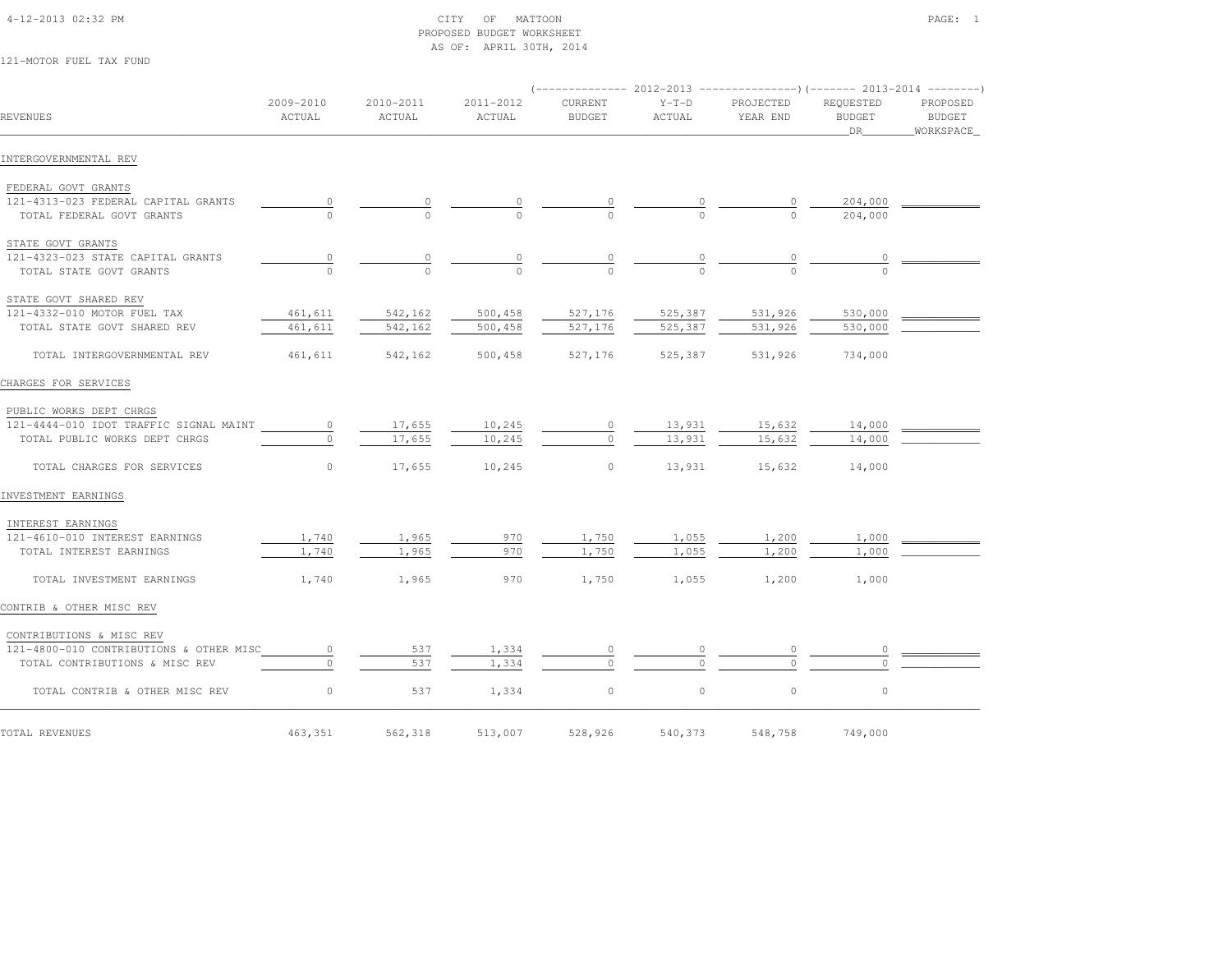CITY OF MATTOON
PROPOSED BUDGET WORKSHEET
AS OF: APRIL 30TH, 2014

121-MOTOR FUEL TAX FUND

| REVENUES | 2009-2010 ACTUAL | 2010-2011 ACTUAL | 2011-2012 ACTUAL | 2012-2013 CURRENT BUDGET | 2012-2013 Y-T-D ACTUAL | 2012-2013 PROJECTED YEAR END | 2013-2014 REQUESTED BUDGET DR | 2013-2014 PROPOSED BUDGET WORKSPACE |
|---|---|---|---|---|---|---|---|---|
| **INTERGOVERNMENTAL REV** | | | | | | | | |
| FEDERAL GOVT GRANTS | | | | | | | | |
| 121-4313-023 FEDERAL CAPITAL GRANTS | 0 | 0 | 0 | 0 | 0 | 0 | 204,000 | |
| TOTAL FEDERAL GOVT GRANTS | 0 | 0 | 0 | 0 | 0 | 0 | 204,000 | |
| STATE GOVT GRANTS | | | | | | | | |
| 121-4323-023 STATE CAPITAL GRANTS | 0 | 0 | 0 | 0 | 0 | 0 | 0 | |
| TOTAL STATE GOVT GRANTS | 0 | 0 | 0 | 0 | 0 | 0 | 0 | |
| STATE GOVT SHARED REV | | | | | | | | |
| 121-4332-010 MOTOR FUEL TAX | 461,611 | 542,162 | 500,458 | 527,176 | 525,387 | 531,926 | 530,000 | |
| TOTAL STATE GOVT SHARED REV | 461,611 | 542,162 | 500,458 | 527,176 | 525,387 | 531,926 | 530,000 | |
| TOTAL INTERGOVERNMENTAL REV | 461,611 | 542,162 | 500,458 | 527,176 | 525,387 | 531,926 | 734,000 | |
| **CHARGES FOR SERVICES** | | | | | | | | |
| PUBLIC WORKS DEPT CHRGS | | | | | | | | |
| 121-4444-010 IDOT TRAFFIC SIGNAL MAINT | 0 | 17,655 | 10,245 | 0 | 13,931 | 15,632 | 14,000 | |
| TOTAL PUBLIC WORKS DEPT CHRGS | 0 | 17,655 | 10,245 | 0 | 13,931 | 15,632 | 14,000 | |
| TOTAL CHARGES FOR SERVICES | 0 | 17,655 | 10,245 | 0 | 13,931 | 15,632 | 14,000 | |
| **INVESTMENT EARNINGS** | | | | | | | | |
| INTEREST EARNINGS | | | | | | | | |
| 121-4610-010 INTEREST EARNINGS | 1,740 | 1,965 | 970 | 1,750 | 1,055 | 1,200 | 1,000 | |
| TOTAL INTEREST EARNINGS | 1,740 | 1,965 | 970 | 1,750 | 1,055 | 1,200 | 1,000 | |
| TOTAL INVESTMENT EARNINGS | 1,740 | 1,965 | 970 | 1,750 | 1,055 | 1,200 | 1,000 | |
| **CONTRIB & OTHER MISC REV** | | | | | | | | |
| CONTRIBUTIONS & MISC REV | | | | | | | | |
| 121-4800-010 CONTRIBUTIONS & OTHER MISC | 0 | 537 | 1,334 | 0 | 0 | 0 | 0 | |
| TOTAL CONTRIBUTIONS & MISC REV | 0 | 537 | 1,334 | 0 | 0 | 0 | 0 | |
| TOTAL CONTRIB & OTHER MISC REV | 0 | 537 | 1,334 | 0 | 0 | 0 | 0 | |
| **TOTAL REVENUES** | 463,351 | 562,318 | 513,007 | 528,926 | 540,373 | 548,758 | 749,000 | |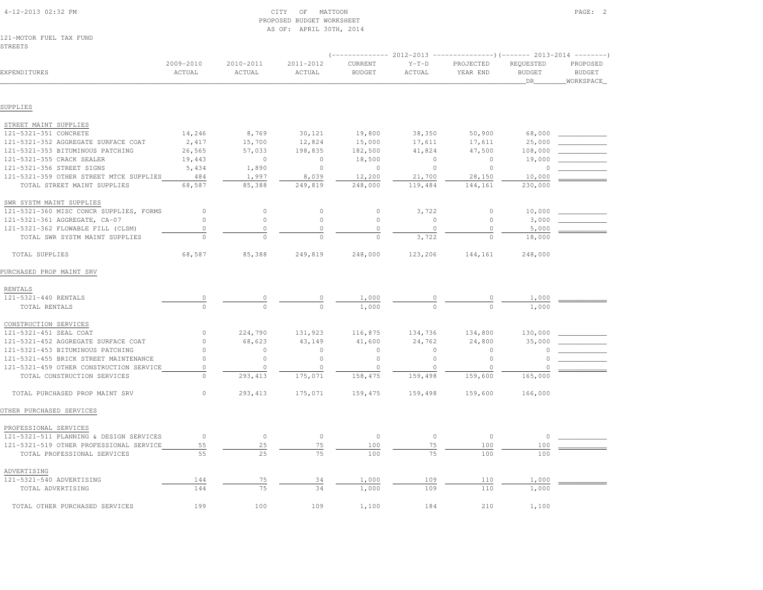CITY OF MATTOON
PROPOSED BUDGET WORKSHEET
AS OF: APRIL 30TH, 2014

121-MOTOR FUEL TAX FUND
STREETS

| EXPENDITURES | 2009-2010 ACTUAL | 2010-2011 ACTUAL | 2011-2012 ACTUAL | 2012-2013 CURRENT BUDGET | 2012-2013 Y-T-D ACTUAL | 2012-2013 PROJECTED YEAR END | 2013-2014 REQUESTED BUDGET DR | 2013-2014 PROPOSED BUDGET WORKSPACE |
|---|---|---|---|---|---|---|---|---|
| **SUPPLIES** | | | | | | | | |
| STREET MAINT SUPPLIES | | | | | | | | |
| 121-5321-351 CONCRETE | 14,246 | 8,769 | 30,121 | 19,800 | 38,350 | 50,900 | 68,000 | |
| 121-5321-352 AGGREGATE SURFACE COAT | 2,417 | 15,700 | 12,824 | 15,000 | 17,611 | 17,611 | 25,000 | |
| 121-5321-353 BITUMINOUS PATCHING | 26,565 | 57,033 | 198,835 | 182,500 | 41,824 | 47,500 | 108,000 | |
| 121-5321-355 CRACK SEALER | 19,443 | 0 | 0 | 18,500 | 0 | 0 | 19,000 | |
| 121-5321-356 STREET SIGNS | 5,434 | 1,890 | 0 | 0 | 0 | 0 | 0 | |
| 121-5321-359 OTHER STREET MTCE SUPPLIES | 484 | 1,997 | 8,039 | 12,200 | 21,700 | 28,150 | 10,000 | |
| TOTAL STREET MAINT SUPPLIES | 68,587 | 85,388 | 249,819 | 248,000 | 119,484 | 144,161 | 230,000 | |
| SWR SYSTM MAINT SUPPLIES | | | | | | | | |
| 121-5321-360 MISC CONCR SUPPLIES, FORMS | 0 | 0 | 0 | 0 | 3,722 | 0 | 10,000 | |
| 121-5321-361 AGGREGATE, CA-07 | 0 | 0 | 0 | 0 | 0 | 0 | 3,000 | |
| 121-5321-362 FLOWABLE FILL (CLSM) | 0 | 0 | 0 | 0 | 0 | 0 | 5,000 | |
| TOTAL SWR SYSTM MAINT SUPPLIES | 0 | 0 | 0 | 0 | 3,722 | 0 | 18,000 | |
| TOTAL SUPPLIES | 68,587 | 85,388 | 249,819 | 248,000 | 123,206 | 144,161 | 248,000 | |
| **PURCHASED PROP MAINT SRV** | | | | | | | | |
| RENTALS | | | | | | | | |
| 121-5321-440 RENTALS | 0 | 0 | 0 | 1,000 | 0 | 0 | 1,000 | |
| TOTAL RENTALS | 0 | 0 | 0 | 1,000 | 0 | 0 | 1,000 | |
| CONSTRUCTION SERVICES | | | | | | | | |
| 121-5321-451 SEAL COAT | 0 | 224,790 | 131,923 | 116,875 | 134,736 | 134,800 | 130,000 | |
| 121-5321-452 AGGREGATE SURFACE COAT | 0 | 68,623 | 43,149 | 41,600 | 24,762 | 24,800 | 35,000 | |
| 121-5321-453 BITUMINOUS PATCHING | 0 | 0 | 0 | 0 | 0 | 0 | 0 | |
| 121-5321-455 BRICK STREET MAINTENANCE | 0 | 0 | 0 | 0 | 0 | 0 | 0 | |
| 121-5321-459 OTHER CONSTRUCTION SERVICE | 0 | 0 | 0 | 0 | 0 | 0 | 0 | |
| TOTAL CONSTRUCTION SERVICES | 0 | 293,413 | 175,071 | 158,475 | 159,498 | 159,600 | 165,000 | |
| TOTAL PURCHASED PROP MAINT SRV | 0 | 293,413 | 175,071 | 159,475 | 159,498 | 159,600 | 166,000 | |
| **OTHER PURCHASED SERVICES** | | | | | | | | |
| PROFESSIONAL SERVICES | | | | | | | | |
| 121-5321-511 PLANNING & DESIGN SERVICES | 0 | 0 | 0 | 0 | 0 | 0 | 0 | |
| 121-5321-519 OTHER PROFESSIONAL SERVICE | 55 | 25 | 75 | 100 | 75 | 100 | 100 | |
| TOTAL PROFESSIONAL SERVICES | 55 | 25 | 75 | 100 | 75 | 100 | 100 | |
| ADVERTISING | | | | | | | | |
| 121-5321-540 ADVERTISING | 144 | 75 | 34 | 1,000 | 109 | 110 | 1,000 | |
| TOTAL ADVERTISING | 144 | 75 | 34 | 1,000 | 109 | 110 | 1,000 | |
| TOTAL OTHER PURCHASED SERVICES | 199 | 100 | 109 | 1,100 | 184 | 210 | 1,100 | |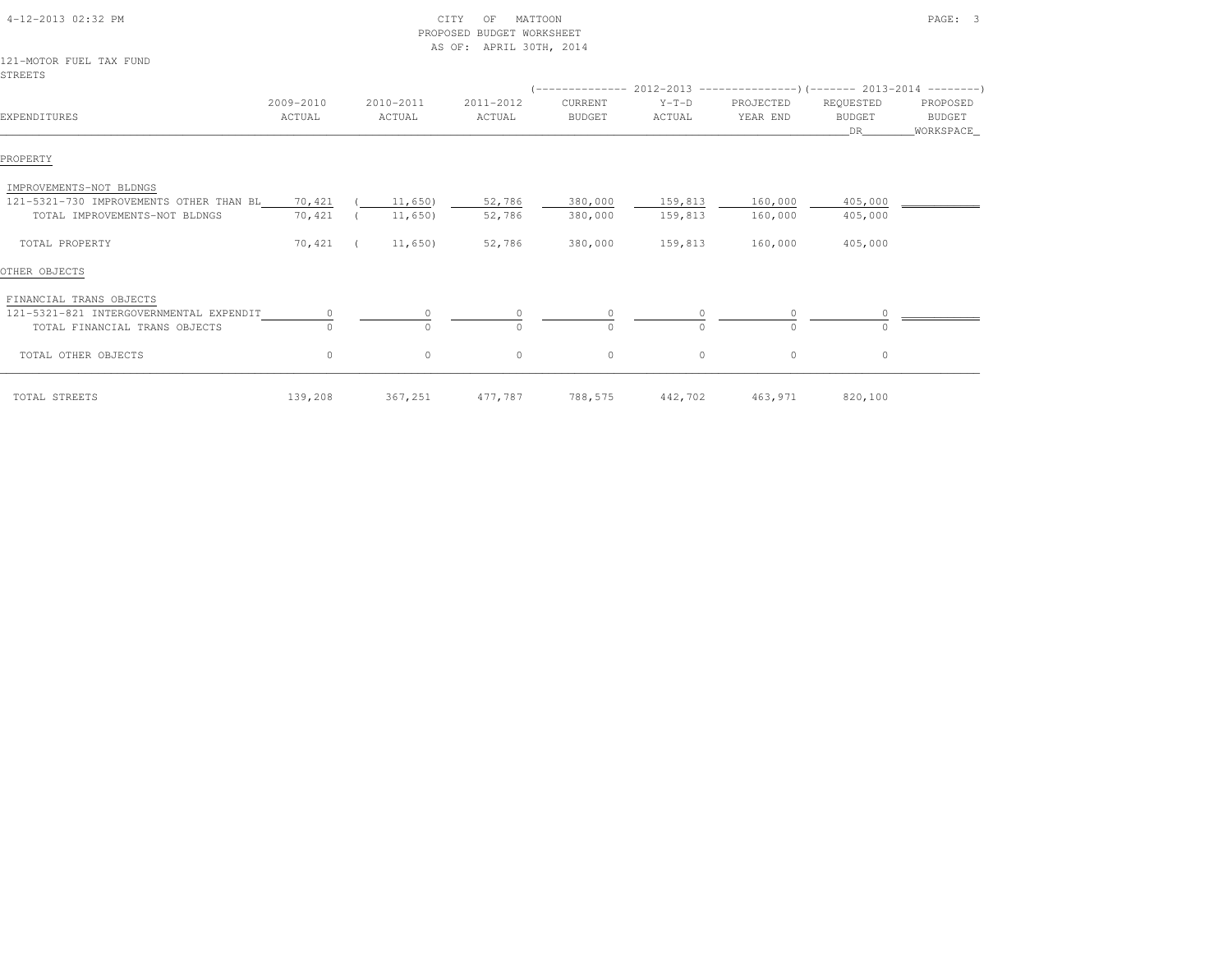CITY OF MATTOON
PROPOSED BUDGET WORKSHEET
AS OF: APRIL 30TH, 2014

121-MOTOR FUEL TAX FUND
STREETS

| EXPENDITURES | 2009-2010 ACTUAL | 2010-2011 ACTUAL | 2011-2012 ACTUAL | 2012-2013 CURRENT BUDGET | 2012-2013 Y-T-D ACTUAL | 2012-2013 PROJECTED YEAR END | 2013-2014 REQUESTED BUDGET DR | 2013-2014 PROPOSED BUDGET WORKSPACE |
|---|---|---|---|---|---|---|---|---|
| PROPERTY | | | | | | | | |
| IMPROVEMENTS-NOT BLDNGS | | | | | | | | |
| 121-5321-730 IMPROVEMENTS OTHER THAN BL | 70,421 | (11,650) | 52,786 | 380,000 | 159,813 | 160,000 | 405,000 | |
| TOTAL IMPROVEMENTS-NOT BLDNGS | 70,421 | (11,650) | 52,786 | 380,000 | 159,813 | 160,000 | 405,000 | |
| TOTAL PROPERTY | 70,421 | (11,650) | 52,786 | 380,000 | 159,813 | 160,000 | 405,000 | |
| OTHER OBJECTS | | | | | | | | |
| FINANCIAL TRANS OBJECTS | | | | | | | | |
| 121-5321-821 INTERGOVERNMENTAL EXPENDIT | 0 | 0 | 0 | 0 | 0 | 0 | 0 | |
| TOTAL FINANCIAL TRANS OBJECTS | 0 | 0 | 0 | 0 | 0 | 0 | 0 | |
| TOTAL OTHER OBJECTS | 0 | 0 | 0 | 0 | 0 | 0 | 0 | |
| TOTAL STREETS | 139,208 | 367,251 | 477,787 | 788,575 | 442,702 | 463,971 | 820,100 | |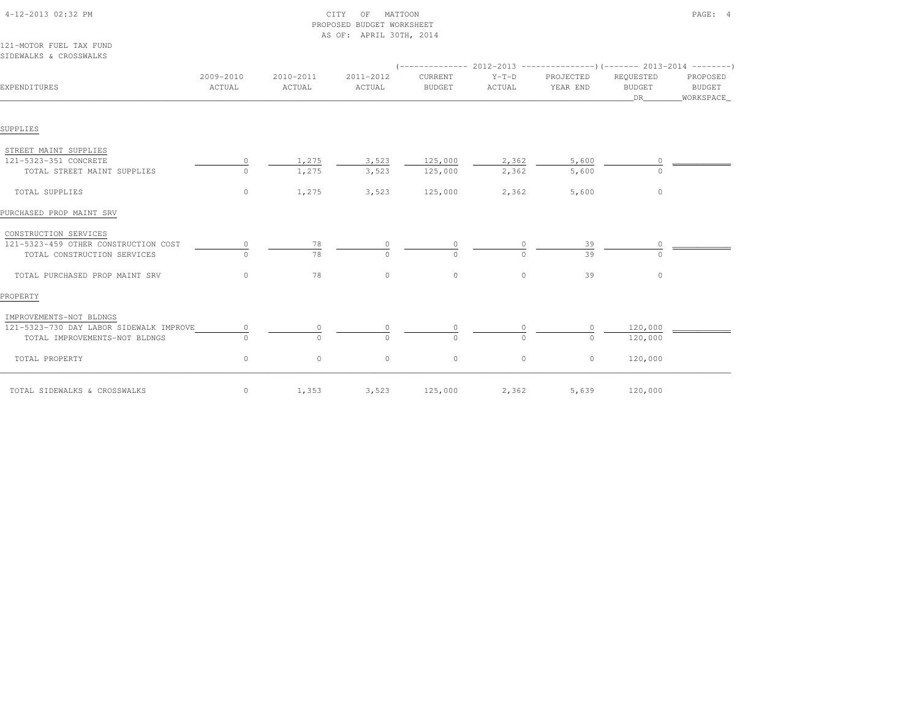CITY OF MATTOON
PROPOSED BUDGET WORKSHEET
AS OF: APRIL 30TH, 2014

121-MOTOR FUEL TAX FUND
SIDEWALKS & CROSSWALKS

| EXPENDITURES | 2009-2010 ACTUAL | 2010-2011 ACTUAL | 2011-2012 ACTUAL | 2012-2013 CURRENT BUDGET | 2012-2013 Y-T-D ACTUAL | 2012-2013 PROJECTED YEAR END | 2013-2014 REQUESTED BUDGET DR | 2013-2014 PROPOSED BUDGET WORKSPACE |
|---|---|---|---|---|---|---|---|---|
| **SUPPLIES** | | | | | | | | |
| STREET MAINT SUPPLIES | | | | | | | | |
| 121-5323-351 CONCRETE | 0 | 1,275 | 3,523 | 125,000 | 2,362 | 5,600 | 0 | |
| TOTAL STREET MAINT SUPPLIES | 0 | 1,275 | 3,523 | 125,000 | 2,362 | 5,600 | 0 | |
| TOTAL SUPPLIES | 0 | 1,275 | 3,523 | 125,000 | 2,362 | 5,600 | 0 | |
| **PURCHASED PROP MAINT SRV** | | | | | | | | |
| CONSTRUCTION SERVICES | | | | | | | | |
| 121-5323-459 OTHER CONSTRUCTION COST | 0 | 78 | 0 | 0 | 0 | 39 | 0 | |
| TOTAL CONSTRUCTION SERVICES | 0 | 78 | 0 | 0 | 0 | 39 | 0 | |
| TOTAL PURCHASED PROP MAINT SRV | 0 | 78 | 0 | 0 | 0 | 39 | 0 | |
| **PROPERTY** | | | | | | | | |
| IMPROVEMENTS-NOT BLDNGS | | | | | | | | |
| 121-5323-730 DAY LABOR SIDEWALK IMPROVE | 0 | 0 | 0 | 0 | 0 | 0 | 120,000 | |
| TOTAL IMPROVEMENTS-NOT BLDNGS | 0 | 0 | 0 | 0 | 0 | 0 | 120,000 | |
| TOTAL PROPERTY | 0 | 0 | 0 | 0 | 0 | 0 | 120,000 | |
| TOTAL SIDEWALKS & CROSSWALKS | 0 | 1,353 | 3,523 | 125,000 | 2,362 | 5,639 | 120,000 | |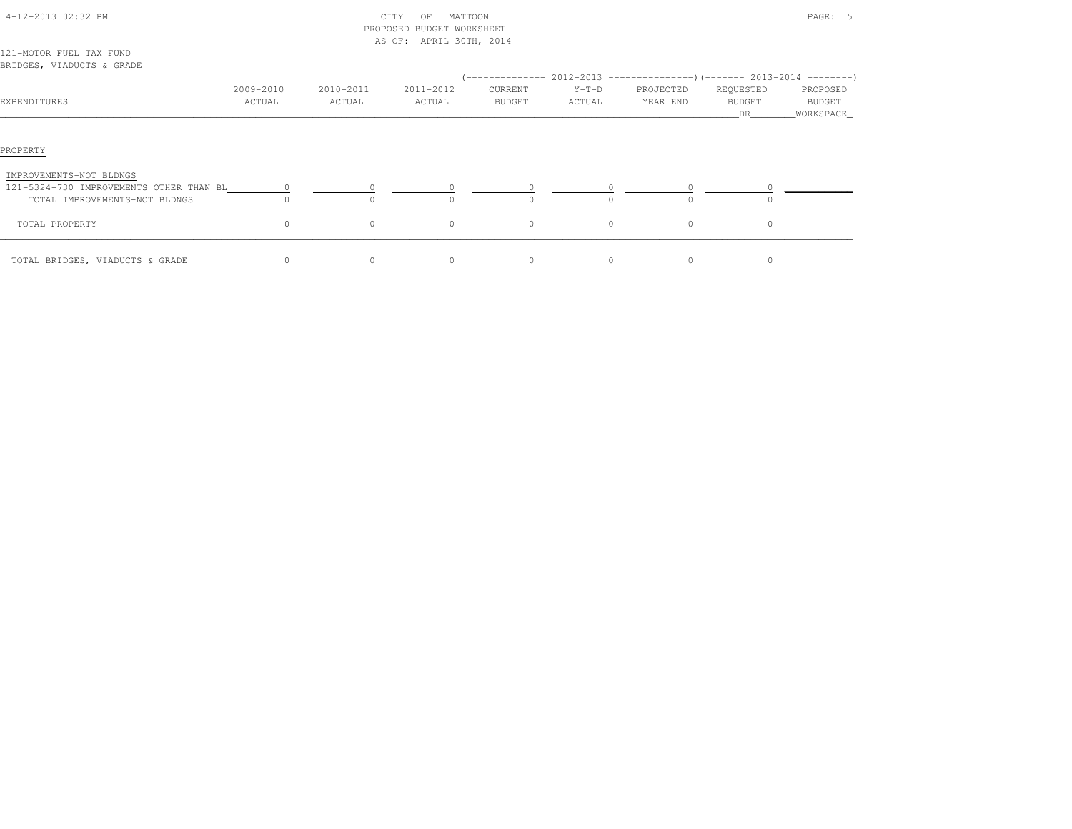CITY OF MATTOON
PROPOSED BUDGET WORKSHEET
AS OF: APRIL 30TH, 2014

121-MOTOR FUEL TAX FUND
BRIDGES, VIADUCTS & GRADE

| EXPENDITURES | 2009-2010 ACTUAL | 2010-2011 ACTUAL | 2011-2012 ACTUAL | 2012-2013 CURRENT BUDGET | 2012-2013 Y-T-D ACTUAL | 2012-2013 PROJECTED YEAR END | 2013-2014 REQUESTED BUDGET DR | 2013-2014 PROPOSED BUDGET WORKSPACE |
|---|---|---|---|---|---|---|---|---|
| **PROPERTY** | | | | | | | | |
| IMPROVEMENTS-NOT BLDNGS | | | | | | | | |
| 121-5324-730 IMPROVEMENTS OTHER THAN BL | 0 | 0 | 0 | 0 | 0 | 0 | 0 | |
| TOTAL IMPROVEMENTS-NOT BLDNGS | 0 | 0 | 0 | 0 | 0 | 0 | 0 | |
| TOTAL PROPERTY | 0 | 0 | 0 | 0 | 0 | 0 | 0 | |
| TOTAL BRIDGES, VIADUCTS & GRADE | 0 | 0 | 0 | 0 | 0 | 0 | 0 | |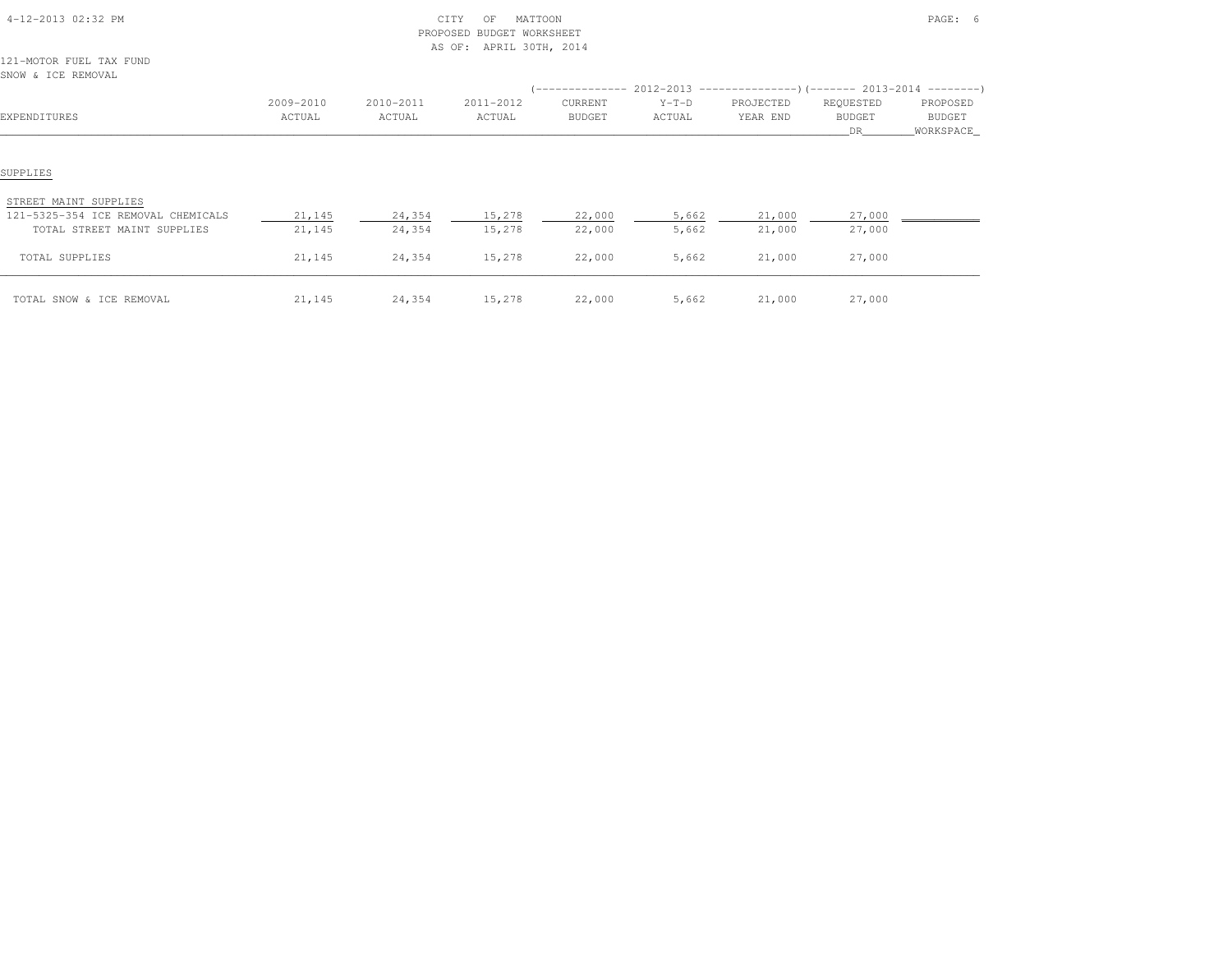CITY OF MATTOON
PROPOSED BUDGET WORKSHEET
AS OF: APRIL 30TH, 2014

121-MOTOR FUEL TAX FUND
SNOW & ICE REMOVAL

| EXPENDITURES | 2009-2010 ACTUAL | 2010-2011 ACTUAL | 2011-2012 ACTUAL | 2012-2013 CURRENT BUDGET | 2012-2013 Y-T-D ACTUAL | 2012-2013 PROJECTED YEAR END | 2013-2014 REQUESTED BUDGET DR | 2013-2014 PROPOSED BUDGET WORKSPACE |
|---|---|---|---|---|---|---|---|---|
| **SUPPLIES** | | | | | | | | |
| STREET MAINT SUPPLIES | | | | | | | | |
| 121-5325-354 ICE REMOVAL CHEMICALS | 21,145 | 24,354 | 15,278 | 22,000 | 5,662 | 21,000 | 27,000 | |
| TOTAL STREET MAINT SUPPLIES | 21,145 | 24,354 | 15,278 | 22,000 | 5,662 | 21,000 | 27,000 | |
| TOTAL SUPPLIES | 21,145 | 24,354 | 15,278 | 22,000 | 5,662 | 21,000 | 27,000 | |
| TOTAL SNOW & ICE REMOVAL | 21,145 | 24,354 | 15,278 | 22,000 | 5,662 | 21,000 | 27,000 | |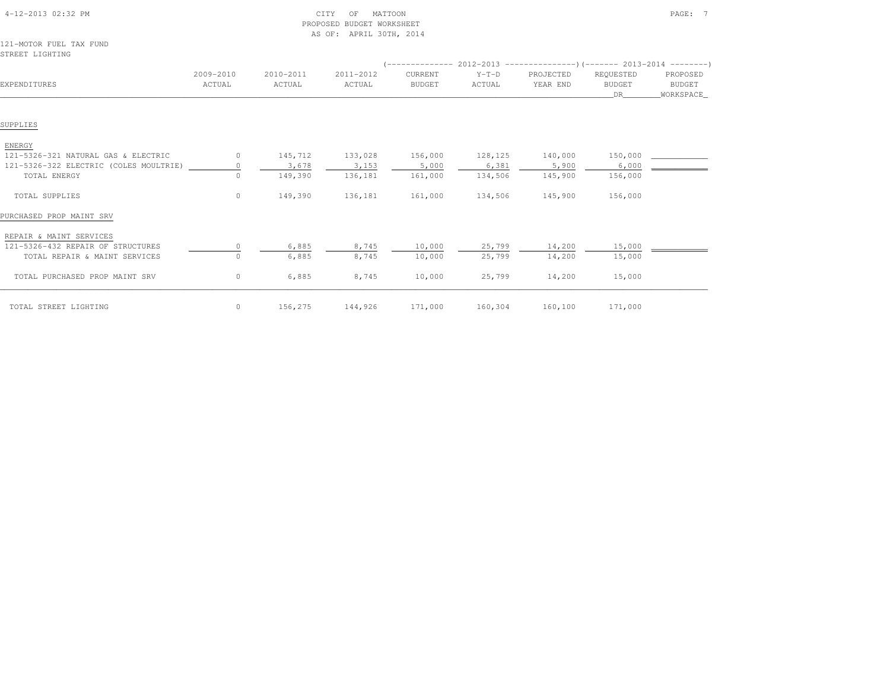CITY OF MATTOON
PROPOSED BUDGET WORKSHEET
AS OF: APRIL 30TH, 2014

121-MOTOR FUEL TAX FUND
STREET LIGHTING

| EXPENDITURES | 2009-2010 ACTUAL | 2010-2011 ACTUAL | 2011-2012 ACTUAL | 2012-2013 CURRENT BUDGET | 2012-2013 Y-T-D ACTUAL | 2012-2013 PROJECTED YEAR END | 2013-2014 REQUESTED BUDGET DR | 2013-2014 PROPOSED BUDGET WORKSPACE |
|---|---|---|---|---|---|---|---|---|
| **SUPPLIES** | | | | | | | | |
| ENERGY | | | | | | | | |
| 121-5326-321 NATURAL GAS & ELECTRIC | 0 | 145,712 | 133,028 | 156,000 | 128,125 | 140,000 | 150,000 | |
| 121-5326-322 ELECTRIC (COLES MOULTRIE) | 0 | 3,678 | 3,153 | 5,000 | 6,381 | 5,900 | 6,000 | |
| TOTAL ENERGY | 0 | 149,390 | 136,181 | 161,000 | 134,506 | 145,900 | 156,000 | |
| TOTAL SUPPLIES | 0 | 149,390 | 136,181 | 161,000 | 134,506 | 145,900 | 156,000 | |
| **PURCHASED PROP MAINT SRV** | | | | | | | | |
| REPAIR & MAINT SERVICES | | | | | | | | |
| 121-5326-432 REPAIR OF STRUCTURES | 0 | 6,885 | 8,745 | 10,000 | 25,799 | 14,200 | 15,000 | |
| TOTAL REPAIR & MAINT SERVICES | 0 | 6,885 | 8,745 | 10,000 | 25,799 | 14,200 | 15,000 | |
| TOTAL PURCHASED PROP MAINT SRV | 0 | 6,885 | 8,745 | 10,000 | 25,799 | 14,200 | 15,000 | |
| TOTAL STREET LIGHTING | 0 | 156,275 | 144,926 | 171,000 | 160,304 | 160,100 | 171,000 | |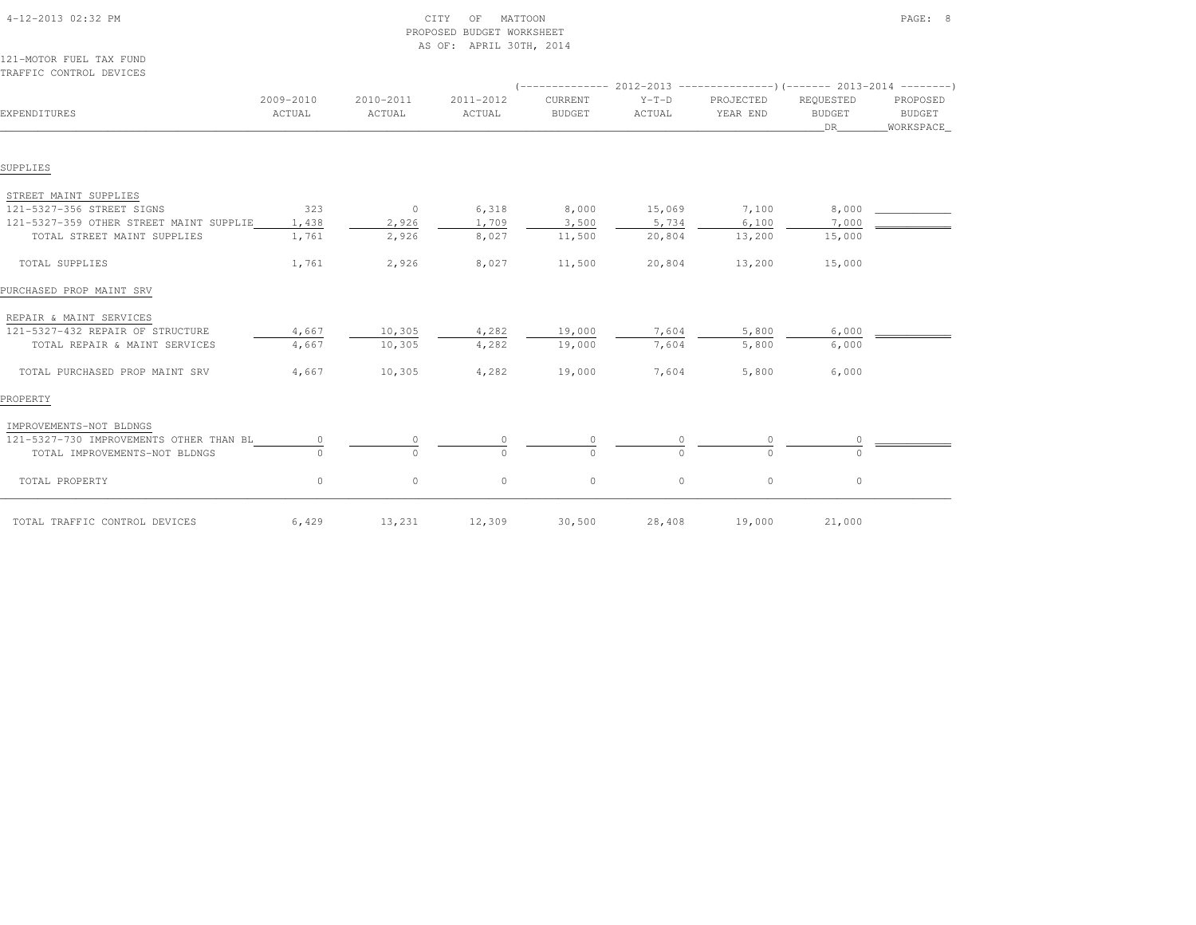CITY OF MATTOON
PROPOSED BUDGET WORKSHEET
AS OF: APRIL 30TH, 2014

4-12-2013 02:32 PM

121-MOTOR FUEL TAX FUND
TRAFFIC CONTROL DEVICES

| EXPENDITURES | 2009-2010 ACTUAL | 2010-2011 ACTUAL | 2011-2012 ACTUAL | 2012-2013 CURRENT BUDGET | 2012-2013 Y-T-D ACTUAL | 2012-2013 PROJECTED YEAR END | 2013-2014 REQUESTED BUDGET DR | 2013-2014 PROPOSED BUDGET WORKSPACE |
|---|---|---|---|---|---|---|---|---|
| **SUPPLIES** | | | | | | | | |
| STREET MAINT SUPPLIES | | | | | | | | |
| 121-5327-356 STREET SIGNS | 323 | 0 | 6,318 | 8,000 | 15,069 | 7,100 | 8,000 | |
| 121-5327-359 OTHER STREET MAINT SUPPLIE | 1,438 | 2,926 | 1,709 | 3,500 | 5,734 | 6,100 | 7,000 | |
| TOTAL STREET MAINT SUPPLIES | 1,761 | 2,926 | 8,027 | 11,500 | 20,804 | 13,200 | 15,000 | |
| TOTAL SUPPLIES | 1,761 | 2,926 | 8,027 | 11,500 | 20,804 | 13,200 | 15,000 | |
| **PURCHASED PROP MAINT SRV** | | | | | | | | |
| REPAIR & MAINT SERVICES | | | | | | | | |
| 121-5327-432 REPAIR OF STRUCTURE | 4,667 | 10,305 | 4,282 | 19,000 | 7,604 | 5,800 | 6,000 | |
| TOTAL REPAIR & MAINT SERVICES | 4,667 | 10,305 | 4,282 | 19,000 | 7,604 | 5,800 | 6,000 | |
| TOTAL PURCHASED PROP MAINT SRV | 4,667 | 10,305 | 4,282 | 19,000 | 7,604 | 5,800 | 6,000 | |
| **PROPERTY** | | | | | | | | |
| IMPROVEMENTS-NOT BLDNGS | | | | | | | | |
| 121-5327-730 IMPROVEMENTS OTHER THAN BL | 0 | 0 | 0 | 0 | 0 | 0 | 0 | |
| TOTAL IMPROVEMENTS-NOT BLDNGS | 0 | 0 | 0 | 0 | 0 | 0 | 0 | |
| TOTAL PROPERTY | 0 | 0 | 0 | 0 | 0 | 0 | 0 | |
| TOTAL TRAFFIC CONTROL DEVICES | 6,429 | 13,231 | 12,309 | 30,500 | 28,408 | 19,000 | 21,000 | |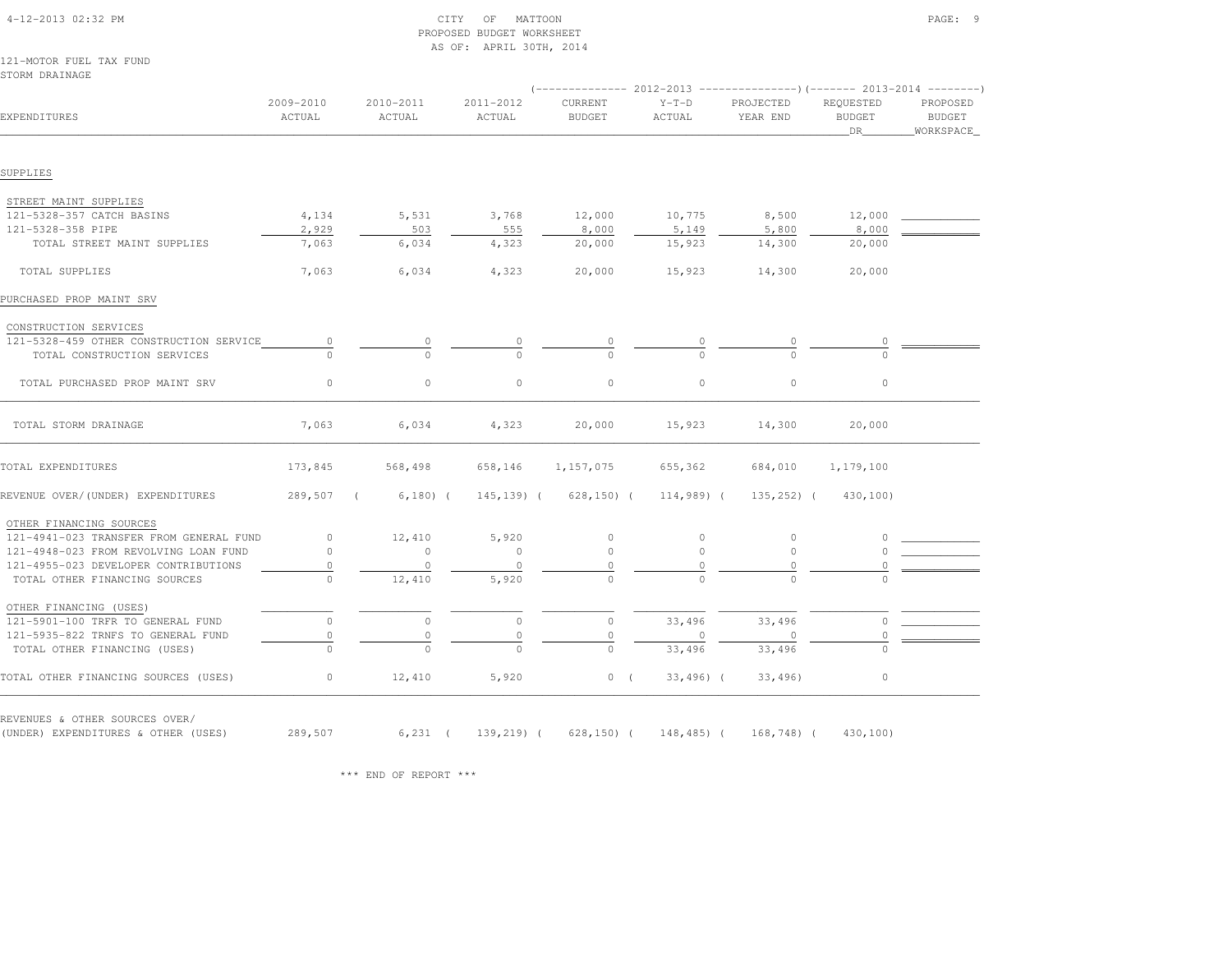CITY OF MATTOON
PROPOSED BUDGET WORKSHEET
AS OF: APRIL 30TH, 2014

121-MOTOR FUEL TAX FUND
STORM DRAINAGE

| EXPENDITURES | 2009-2010 ACTUAL | 2010-2011 ACTUAL | 2011-2012 ACTUAL | 2012-2013 CURRENT BUDGET | 2012-2013 Y-T-D ACTUAL | 2012-2013 PROJECTED YEAR END | 2013-2014 REQUESTED BUDGET DR | 2013-2014 PROPOSED BUDGET WORKSPACE |
|---|---|---|---|---|---|---|---|---|
| **SUPPLIES** | | | | | | | | |
| STREET MAINT SUPPLIES | | | | | | | | |
| 121-5328-357 CATCH BASINS | 4,134 | 5,531 | 3,768 | 12,000 | 10,775 | 8,500 | 12,000 | |
| 121-5328-358 PIPE | 2,929 | 503 | 555 | 8,000 | 5,149 | 5,800 | 8,000 | |
| TOTAL STREET MAINT SUPPLIES | 7,063 | 6,034 | 4,323 | 20,000 | 15,923 | 14,300 | 20,000 | |
| TOTAL SUPPLIES | 7,063 | 6,034 | 4,323 | 20,000 | 15,923 | 14,300 | 20,000 | |
| **PURCHASED PROP MAINT SRV** | | | | | | | | |
| CONSTRUCTION SERVICES | | | | | | | | |
| 121-5328-459 OTHER CONSTRUCTION SERVICE | 0 | 0 | 0 | 0 | 0 | 0 | 0 | |
| TOTAL CONSTRUCTION SERVICES | 0 | 0 | 0 | 0 | 0 | 0 | 0 | |
| TOTAL PURCHASED PROP MAINT SRV | 0 | 0 | 0 | 0 | 0 | 0 | 0 | |
| TOTAL STORM DRAINAGE | 7,063 | 6,034 | 4,323 | 20,000 | 15,923 | 14,300 | 20,000 | |
| TOTAL EXPENDITURES | 173,845 | 568,498 | 658,146 | 1,157,075 | 655,362 | 684,010 | 1,179,100 | |
| REVENUE OVER/(UNDER) EXPENDITURES | 289,507 | (6,180) | (145,139) | (628,150) | (114,989) | (135,252) | (430,100) | |
| OTHER FINANCING SOURCES | | | | | | | | |
| 121-4941-023 TRANSFER FROM GENERAL FUND | 0 | 12,410 | 5,920 | 0 | 0 | 0 | 0 | |
| 121-4948-023 FROM REVOLVING LOAN FUND | 0 | 0 | 0 | 0 | 0 | 0 | 0 | |
| 121-4955-023 DEVELOPER CONTRIBUTIONS | 0 | 0 | 0 | 0 | 0 | 0 | 0 | |
| TOTAL OTHER FINANCING SOURCES | 0 | 12,410 | 5,920 | 0 | 0 | 0 | 0 | |
| OTHER FINANCING (USES) | | | | | | | | |
| 121-5901-100 TRFR TO GENERAL FUND | 0 | 0 | 0 | 0 | 33,496 | 33,496 | 0 | |
| 121-5935-822 TRNFS TO GENERAL FUND | 0 | 0 | 0 | 0 | 0 | 0 | 0 | |
| TOTAL OTHER FINANCING (USES) | 0 | 0 | 0 | 0 | 33,496 | 33,496 | 0 | |
| TOTAL OTHER FINANCING SOURCES (USES) | 0 | 12,410 | 5,920 | 0 | (33,496) | (33,496) | 0 | |
| REVENUES & OTHER SOURCES OVER/ (UNDER) EXPENDITURES & OTHER (USES) | 289,507 | 6,231 | (139,219) | (628,150) | (148,485) | (168,748) | (430,100) | |

\*\*\* END OF REPORT \*\*\*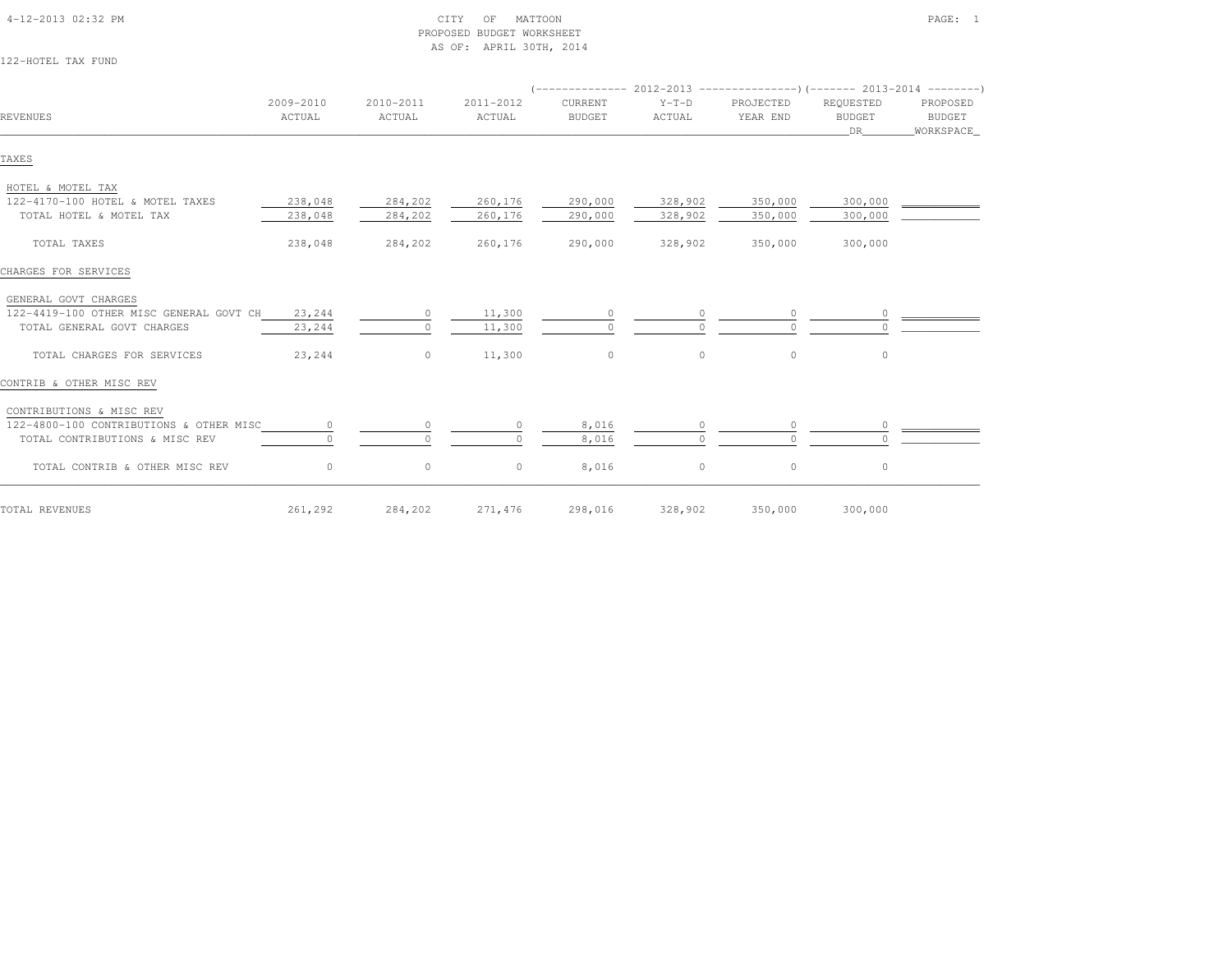4-12-2013 02:32 PM

CITY OF MATTOON
PROPOSED BUDGET WORKSHEET
AS OF: APRIL 30TH, 2014

122-HOTEL TAX FUND

| REVENUES | 2009-2010 ACTUAL | 2010-2011 ACTUAL | 2011-2012 ACTUAL | 2012-2013 CURRENT BUDGET | 2012-2013 Y-T-D ACTUAL | 2012-2013 PROJECTED YEAR END | 2013-2014 REQUESTED BUDGET DR | 2013-2014 PROPOSED BUDGET WORKSPACE |
|---|---|---|---|---|---|---|---|---|
| **TAXES** | | | | | | | | |
| HOTEL & MOTEL TAX | | | | | | | | |
| 122-4170-100 HOTEL & MOTEL TAXES | 238,048 | 284,202 | 260,176 | 290,000 | 328,902 | 350,000 | 300,000 | |
| TOTAL HOTEL & MOTEL TAX | 238,048 | 284,202 | 260,176 | 290,000 | 328,902 | 350,000 | 300,000 | |
| TOTAL TAXES | 238,048 | 284,202 | 260,176 | 290,000 | 328,902 | 350,000 | 300,000 | |
| **CHARGES FOR SERVICES** | | | | | | | | |
| GENERAL GOVT CHARGES | | | | | | | | |
| 122-4419-100 OTHER MISC GENERAL GOVT CH | 23,244 | 0 | 11,300 | 0 | 0 | 0 | 0 | |
| TOTAL GENERAL GOVT CHARGES | 23,244 | 0 | 11,300 | 0 | 0 | 0 | 0 | |
| TOTAL CHARGES FOR SERVICES | 23,244 | 0 | 11,300 | 0 | 0 | 0 | 0 | |
| **CONTRIB & OTHER MISC REV** | | | | | | | | |
| CONTRIBUTIONS & MISC REV | | | | | | | | |
| 122-4800-100 CONTRIBUTIONS & OTHER MISC | 0 | 0 | 0 | 8,016 | 0 | 0 | 0 | |
| TOTAL CONTRIBUTIONS & MISC REV | 0 | 0 | 0 | 8,016 | 0 | 0 | 0 | |
| TOTAL CONTRIB & OTHER MISC REV | 0 | 0 | 0 | 8,016 | 0 | 0 | 0 | |
| TOTAL REVENUES | 261,292 | 284,202 | 271,476 | 298,016 | 328,902 | 350,000 | 300,000 | |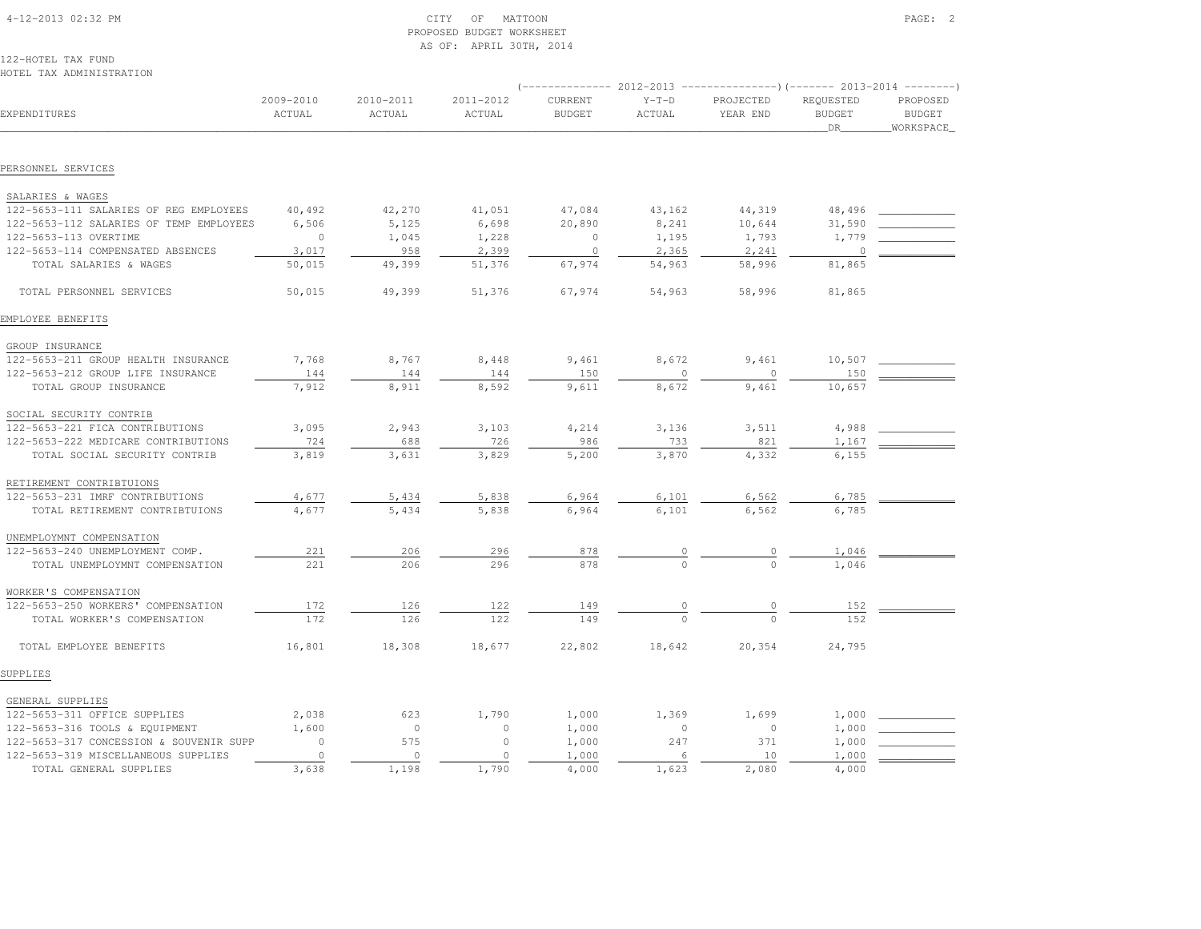CITY OF MATTOON
PROPOSED BUDGET WORKSHEET
AS OF: APRIL 30TH, 2014

122-HOTEL TAX FUND
HOTEL TAX ADMINISTRATION

| EXPENDITURES | 2009-2010 ACTUAL | 2010-2011 ACTUAL | 2011-2012 ACTUAL | 2012-2013 CURRENT BUDGET | 2012-2013 Y-T-D ACTUAL | 2012-2013 PROJECTED YEAR END | 2013-2014 REQUESTED BUDGET DR | 2013-2014 PROPOSED BUDGET WORKSPACE |
|---|---|---|---|---|---|---|---|---|
| **PERSONNEL SERVICES** | | | | | | | | |
| SALARIES & WAGES | | | | | | | | |
| 122-5653-111 SALARIES OF REG EMPLOYEES | 40,492 | 42,270 | 41,051 | 47,084 | 43,162 | 44,319 | 48,496 | |
| 122-5653-112 SALARIES OF TEMP EMPLOYEES | 6,506 | 5,125 | 6,698 | 20,890 | 8,241 | 10,644 | 31,590 | |
| 122-5653-113 OVERTIME | 0 | 1,045 | 1,228 | 0 | 1,195 | 1,793 | 1,779 | |
| 122-5653-114 COMPENSATED ABSENCES | 3,017 | 958 | 2,399 | 0 | 2,365 | 2,241 | 0 | |
| TOTAL SALARIES & WAGES | 50,015 | 49,399 | 51,376 | 67,974 | 54,963 | 58,996 | 81,865 | |
| TOTAL PERSONNEL SERVICES | 50,015 | 49,399 | 51,376 | 67,974 | 54,963 | 58,996 | 81,865 | |
| **EMPLOYEE BENEFITS** | | | | | | | | |
| GROUP INSURANCE | | | | | | | | |
| 122-5653-211 GROUP HEALTH INSURANCE | 7,768 | 8,767 | 8,448 | 9,461 | 8,672 | 9,461 | 10,507 | |
| 122-5653-212 GROUP LIFE INSURANCE | 144 | 144 | 144 | 150 | 0 | 0 | 150 | |
| TOTAL GROUP INSURANCE | 7,912 | 8,911 | 8,592 | 9,611 | 8,672 | 9,461 | 10,657 | |
| SOCIAL SECURITY CONTRIB | | | | | | | | |
| 122-5653-221 FICA CONTRIBUTIONS | 3,095 | 2,943 | 3,103 | 4,214 | 3,136 | 3,511 | 4,988 | |
| 122-5653-222 MEDICARE CONTRIBUTIONS | 724 | 688 | 726 | 986 | 733 | 821 | 1,167 | |
| TOTAL SOCIAL SECURITY CONTRIB | 3,819 | 3,631 | 3,829 | 5,200 | 3,870 | 4,332 | 6,155 | |
| RETIREMENT CONTRIBTUIONS | | | | | | | | |
| 122-5653-231 IMRF CONTRIBUTIONS | 4,677 | 5,434 | 5,838 | 6,964 | 6,101 | 6,562 | 6,785 | |
| TOTAL RETIREMENT CONTRIBTUIONS | 4,677 | 5,434 | 5,838 | 6,964 | 6,101 | 6,562 | 6,785 | |
| UNEMPLOYMNT COMPENSATION | | | | | | | | |
| 122-5653-240 UNEMPLOYMENT COMP. | 221 | 206 | 296 | 878 | 0 | 0 | 1,046 | |
| TOTAL UNEMPLOYMNT COMPENSATION | 221 | 206 | 296 | 878 | 0 | 0 | 1,046 | |
| WORKER'S COMPENSATION | | | | | | | | |
| 122-5653-250 WORKERS' COMPENSATION | 172 | 126 | 122 | 149 | 0 | 0 | 152 | |
| TOTAL WORKER'S COMPENSATION | 172 | 126 | 122 | 149 | 0 | 0 | 152 | |
| TOTAL EMPLOYEE BENEFITS | 16,801 | 18,308 | 18,677 | 22,802 | 18,642 | 20,354 | 24,795 | |
| **SUPPLIES** | | | | | | | | |
| GENERAL SUPPLIES | | | | | | | | |
| 122-5653-311 OFFICE SUPPLIES | 2,038 | 623 | 1,790 | 1,000 | 1,369 | 1,699 | 1,000 | |
| 122-5653-316 TOOLS & EQUIPMENT | 1,600 | 0 | 0 | 1,000 | 0 | 0 | 1,000 | |
| 122-5653-317 CONCESSION & SOUVENIR SUPP | 0 | 575 | 0 | 1,000 | 247 | 371 | 1,000 | |
| 122-5653-319 MISCELLANEOUS SUPPLIES | 0 | 0 | 0 | 1,000 | 6 | 10 | 1,000 | |
| TOTAL GENERAL SUPPLIES | 3,638 | 1,198 | 1,790 | 4,000 | 1,623 | 2,080 | 4,000 | |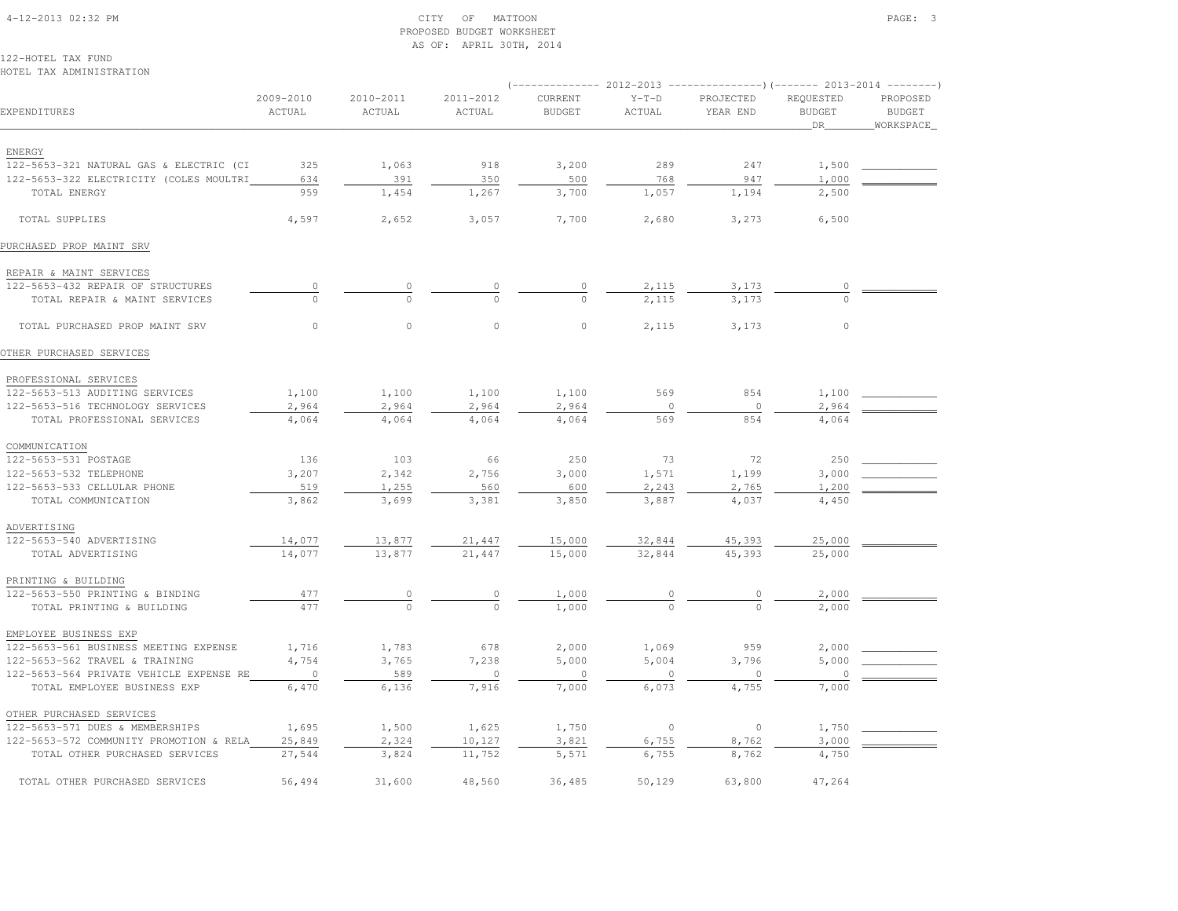CITY OF MATTOON
PROPOSED BUDGET WORKSHEET
AS OF: APRIL 30TH, 2014

122-HOTEL TAX FUND
HOTEL TAX ADMINISTRATION

| EXPENDITURES | 2009-2010 ACTUAL | 2010-2011 ACTUAL | 2011-2012 ACTUAL | 2012-2013 CURRENT BUDGET | 2012-2013 Y-T-D ACTUAL | 2012-2013 PROJECTED YEAR END | 2013-2014 REQUESTED BUDGET DR | 2013-2014 PROPOSED BUDGET WORKSPACE |
|---|---|---|---|---|---|---|---|---|
| ENERGY | | | | | | | | |
| 122-5653-321 NATURAL GAS & ELECTRIC (CI | 325 | 1,063 | 918 | 3,200 | 289 | 247 | 1,500 | |
| 122-5653-322 ELECTRICITY (COLES MOULTRI | 634 | 391 | 350 | 500 | 768 | 947 | 1,000 | |
| TOTAL ENERGY | 959 | 1,454 | 1,267 | 3,700 | 1,057 | 1,194 | 2,500 | |
| TOTAL SUPPLIES | 4,597 | 2,652 | 3,057 | 7,700 | 2,680 | 3,273 | 6,500 | |
| PURCHASED PROP MAINT SRV | | | | | | | | |
| REPAIR & MAINT SERVICES | | | | | | | | |
| 122-5653-432 REPAIR OF STRUCTURES | 0 | 0 | 0 | 0 | 2,115 | 3,173 | 0 | |
| TOTAL REPAIR & MAINT SERVICES | 0 | 0 | 0 | 0 | 2,115 | 3,173 | 0 | |
| TOTAL PURCHASED PROP MAINT SRV | 0 | 0 | 0 | 0 | 2,115 | 3,173 | 0 | |
| OTHER PURCHASED SERVICES | | | | | | | | |
| PROFESSIONAL SERVICES | | | | | | | | |
| 122-5653-513 AUDITING SERVICES | 1,100 | 1,100 | 1,100 | 1,100 | 569 | 854 | 1,100 | |
| 122-5653-516 TECHNOLOGY SERVICES | 2,964 | 2,964 | 2,964 | 2,964 | 0 | 0 | 2,964 | |
| TOTAL PROFESSIONAL SERVICES | 4,064 | 4,064 | 4,064 | 4,064 | 569 | 854 | 4,064 | |
| COMMUNICATION | | | | | | | | |
| 122-5653-531 POSTAGE | 136 | 103 | 66 | 250 | 73 | 72 | 250 | |
| 122-5653-532 TELEPHONE | 3,207 | 2,342 | 2,756 | 3,000 | 1,571 | 1,199 | 3,000 | |
| 122-5653-533 CELLULAR PHONE | 519 | 1,255 | 560 | 600 | 2,243 | 2,765 | 1,200 | |
| TOTAL COMMUNICATION | 3,862 | 3,699 | 3,381 | 3,850 | 3,887 | 4,037 | 4,450 | |
| ADVERTISING | | | | | | | | |
| 122-5653-540 ADVERTISING | 14,077 | 13,877 | 21,447 | 15,000 | 32,844 | 45,393 | 25,000 | |
| TOTAL ADVERTISING | 14,077 | 13,877 | 21,447 | 15,000 | 32,844 | 45,393 | 25,000 | |
| PRINTING & BUILDING | | | | | | | | |
| 122-5653-550 PRINTING & BINDING | 477 | 0 | 0 | 1,000 | 0 | 0 | 2,000 | |
| TOTAL PRINTING & BUILDING | 477 | 0 | 0 | 1,000 | 0 | 0 | 2,000 | |
| EMPLOYEE BUSINESS EXP | | | | | | | | |
| 122-5653-561 BUSINESS MEETING EXPENSE | 1,716 | 1,783 | 678 | 2,000 | 1,069 | 959 | 2,000 | |
| 122-5653-562 TRAVEL & TRAINING | 4,754 | 3,765 | 7,238 | 5,000 | 5,004 | 3,796 | 5,000 | |
| 122-5653-564 PRIVATE VEHICLE EXPENSE RE | 0 | 589 | 0 | 0 | 0 | 0 | 0 | |
| TOTAL EMPLOYEE BUSINESS EXP | 6,470 | 6,136 | 7,916 | 7,000 | 6,073 | 4,755 | 7,000 | |
| OTHER PURCHASED SERVICES | | | | | | | | |
| 122-5653-571 DUES & MEMBERSHIPS | 1,695 | 1,500 | 1,625 | 1,750 | 0 | 0 | 1,750 | |
| 122-5653-572 COMMUNITY PROMOTION & RELA | 25,849 | 2,324 | 10,127 | 3,821 | 6,755 | 8,762 | 3,000 | |
| TOTAL OTHER PURCHASED SERVICES | 27,544 | 3,824 | 11,752 | 5,571 | 6,755 | 8,762 | 4,750 | |
| TOTAL OTHER PURCHASED SERVICES | 56,494 | 31,600 | 48,560 | 36,485 | 50,129 | 63,800 | 47,264 | |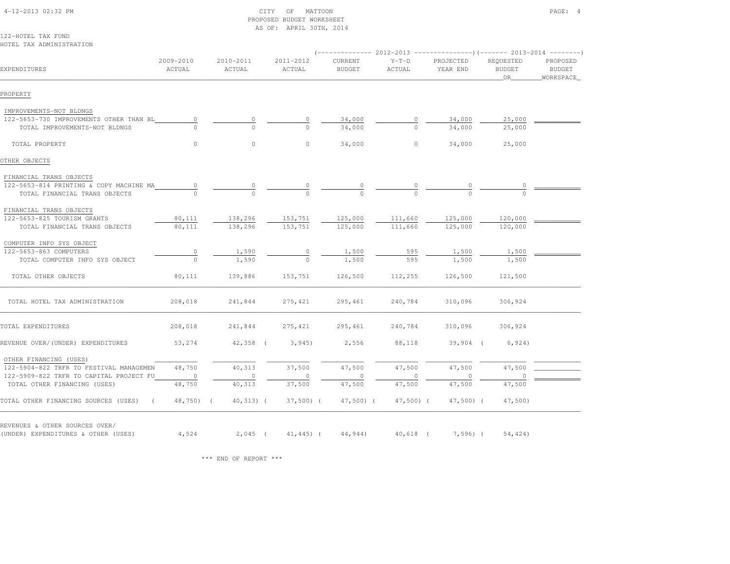CITY OF MATTOON
PROPOSED BUDGET WORKSHEET
AS OF: APRIL 30TH, 2014

122-HOTEL TAX FUND
HOTEL TAX ADMINISTRATION

| EXPENDITURES | 2009-2010 ACTUAL | 2010-2011 ACTUAL | 2011-2012 ACTUAL | 2012-2013 CURRENT BUDGET | 2012-2013 Y-T-D ACTUAL | 2012-2013 PROJECTED YEAR END | 2013-2014 REQUESTED BUDGET DR | 2013-2014 PROPOSED BUDGET WORKSPACE |
|---|---|---|---|---|---|---|---|---|
| **PROPERTY** | | | | | | | | |
| IMPROVEMENTS-NOT BLDNGS | | | | | | | | |
| 122-5653-730 IMPROVEMENTS OTHER THAN BL | 0 | 0 | 0 | 34,000 | 0 | 34,000 | 25,000 | |
| TOTAL IMPROVEMENTS-NOT BLDNGS | 0 | 0 | 0 | 34,000 | 0 | 34,000 | 25,000 | |
| TOTAL PROPERTY | 0 | 0 | 0 | 34,000 | 0 | 34,000 | 25,000 | |
| **OTHER OBJECTS** | | | | | | | | |
| FINANCIAL TRANS OBJECTS | | | | | | | | |
| 122-5653-814 PRINTING & COPY MACHINE MA | 0 | 0 | 0 | 0 | 0 | 0 | 0 | |
| TOTAL FINANCIAL TRANS OBJECTS | 0 | 0 | 0 | 0 | 0 | 0 | 0 | |
| FINANCIAL TRANS OBJECTS | | | | | | | | |
| 122-5653-825 TOURISM GRANTS | 80,111 | 138,296 | 153,751 | 125,000 | 111,660 | 125,000 | 120,000 | |
| TOTAL FINANCIAL TRANS OBJECTS | 80,111 | 138,296 | 153,751 | 125,000 | 111,660 | 125,000 | 120,000 | |
| COMPUTER INFO SYS OBJECT | | | | | | | | |
| 122-5653-863 COMPUTERS | 0 | 1,590 | 0 | 1,500 | 595 | 1,500 | 1,500 | |
| TOTAL COMPUTER INFO SYS OBJECT | 0 | 1,590 | 0 | 1,500 | 595 | 1,500 | 1,500 | |
| TOTAL OTHER OBJECTS | 80,111 | 139,886 | 153,751 | 126,500 | 112,255 | 126,500 | 121,500 | |
| TOTAL HOTEL TAX ADMINISTRATION | 208,018 | 241,844 | 275,421 | 295,461 | 240,784 | 310,096 | 306,924 | |
| TOTAL EXPENDITURES | 208,018 | 241,844 | 275,421 | 295,461 | 240,784 | 310,096 | 306,924 | |
| REVENUE OVER/(UNDER) EXPENDITURES | 53,274 | 42,358 | ( 3,945) | 2,556 | 88,118 | 39,904 | ( 6,924) | |
| OTHER FINANCING (USES) | | | | | | | | |
| 122-5904-822 TRFR TO FESTIVAL MANAGEMEN | 48,750 | 40,313 | 37,500 | 47,500 | 47,500 | 47,500 | 47,500 | |
| 122-5909-822 TRFR TO CAPITAL PROJECT FU | 0 | 0 | 0 | 0 | 0 | 0 | 0 | |
| TOTAL OTHER FINANCING (USES) | 48,750 | 40,313 | 37,500 | 47,500 | 47,500 | 47,500 | 47,500 | |
| TOTAL OTHER FINANCING SOURCES (USES) | ( 48,750) | ( 40,313) | ( 37,500) | ( 47,500) | ( 47,500) | ( 47,500) | ( 47,500) | |
| REVENUES & OTHER SOURCES OVER/ (UNDER) EXPENDITURES & OTHER (USES) | 4,524 | 2,045 | ( 41,445) | ( 44,944) | 40,618 | ( 7,596) | ( 54,424) | |

*** END OF REPORT ***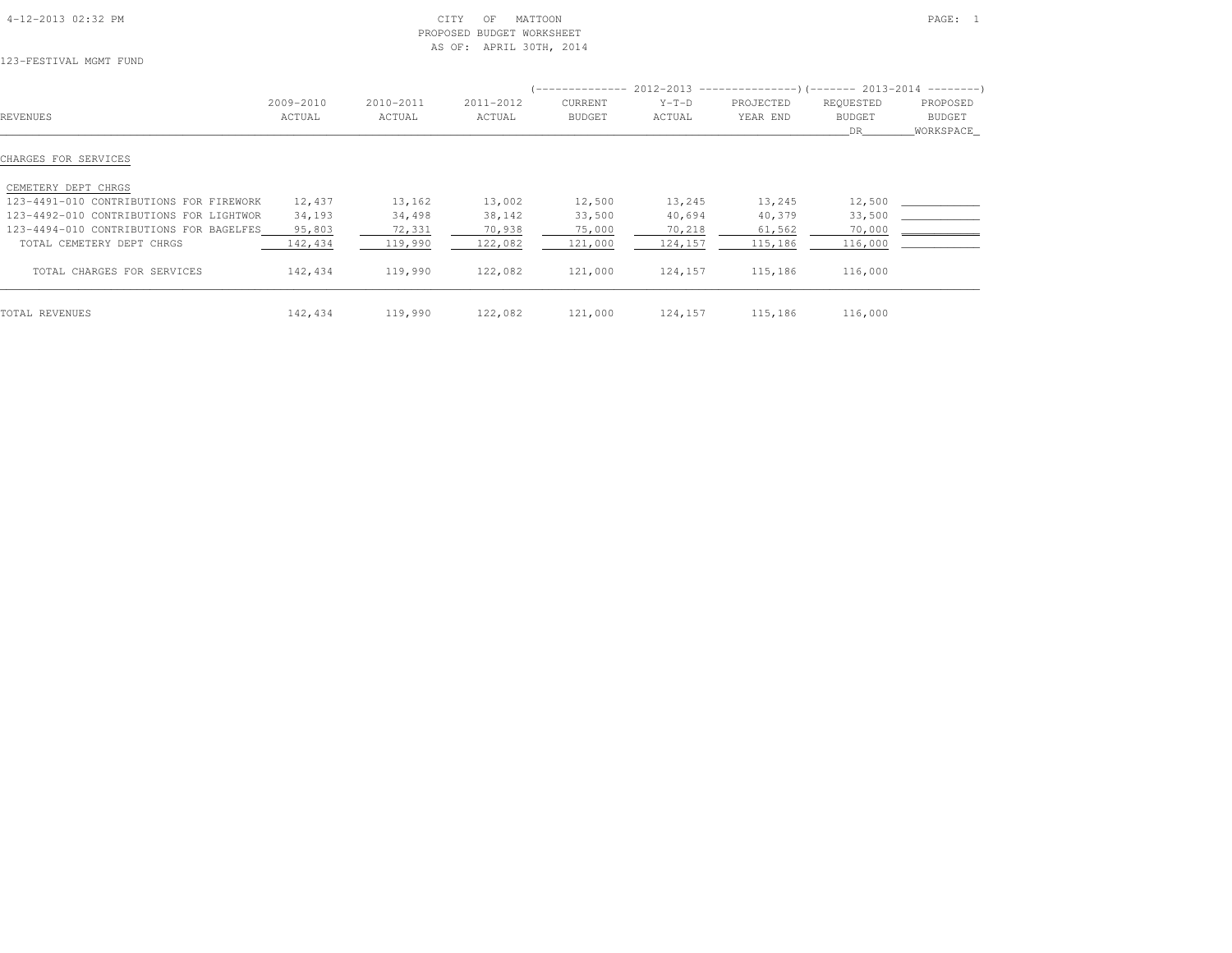CITY OF MATTOON
PROPOSED BUDGET WORKSHEET
AS OF: APRIL 30TH, 2014

123-FESTIVAL MGMT FUND

| REVENUES | 2009-2010 ACTUAL | 2010-2011 ACTUAL | 2011-2012 ACTUAL | 2012-2013 CURRENT BUDGET | 2012-2013 Y-T-D ACTUAL | 2012-2013 PROJECTED YEAR END | 2013-2014 REQUESTED BUDGET DR | 2013-2014 PROPOSED BUDGET WORKSPACE |
|---|---|---|---|---|---|---|---|---|
| **CHARGES FOR SERVICES** | | | | | | | | |
| CEMETERY DEPT CHRGS | | | | | | | | |
| 123-4491-010 CONTRIBUTIONS FOR FIREWORK | 12,437 | 13,162 | 13,002 | 12,500 | 13,245 | 13,245 | 12,500 | |
| 123-4492-010 CONTRIBUTIONS FOR LIGHTWOR | 34,193 | 34,498 | 38,142 | 33,500 | 40,694 | 40,379 | 33,500 | |
| 123-4494-010 CONTRIBUTIONS FOR BAGELFES | 95,803 | 72,331 | 70,938 | 75,000 | 70,218 | 61,562 | 70,000 | |
| TOTAL CEMETERY DEPT CHRGS | 142,434 | 119,990 | 122,082 | 121,000 | 124,157 | 115,186 | 116,000 | |
| TOTAL CHARGES FOR SERVICES | 142,434 | 119,990 | 122,082 | 121,000 | 124,157 | 115,186 | 116,000 | |
| TOTAL REVENUES | 142,434 | 119,990 | 122,082 | 121,000 | 124,157 | 115,186 | 116,000 | |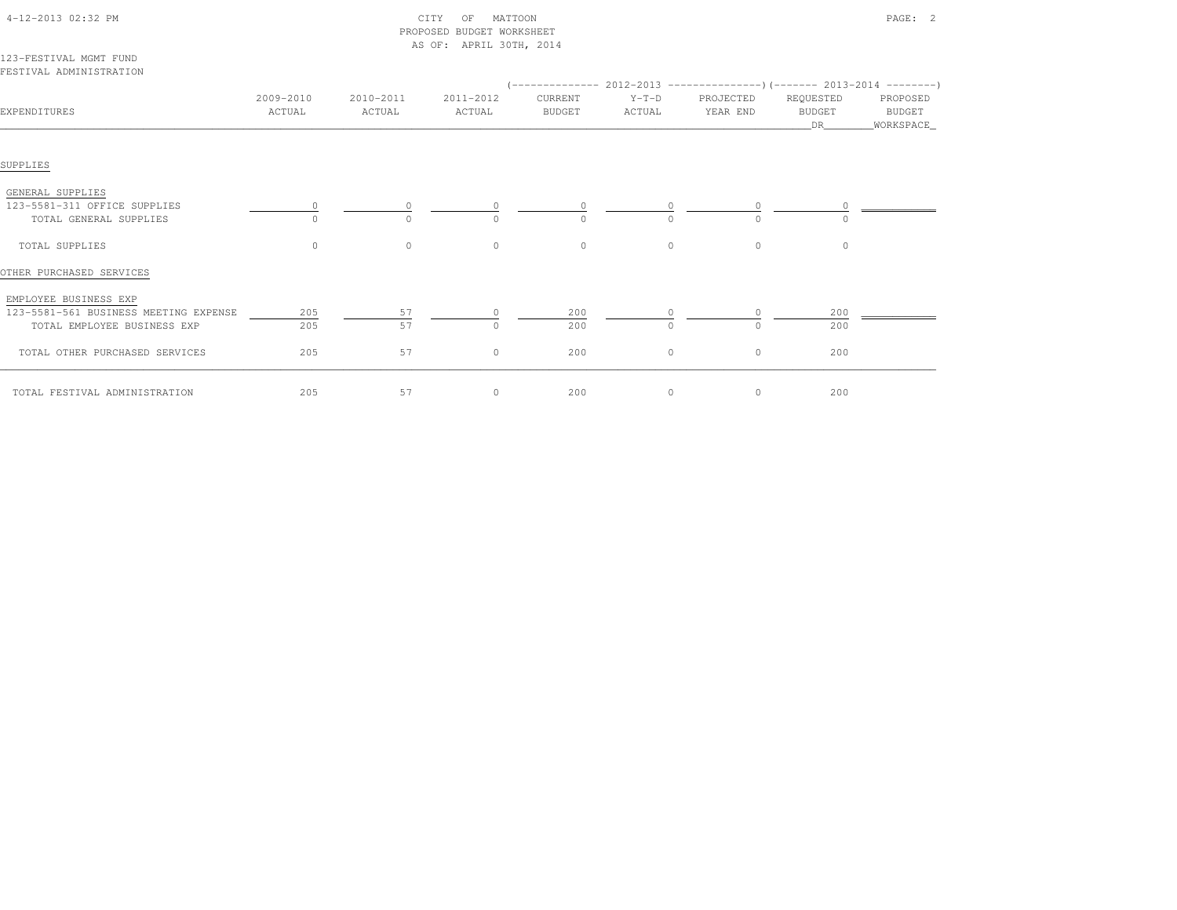CITY OF MATTOON
PROPOSED BUDGET WORKSHEET
AS OF: APRIL 30TH, 2014

123-FESTIVAL MGMT FUND
FESTIVAL ADMINISTRATION

| EXPENDITURES | 2009-2010 ACTUAL | 2010-2011 ACTUAL | 2011-2012 ACTUAL | 2012-2013 CURRENT BUDGET | 2012-2013 Y-T-D ACTUAL | 2012-2013 PROJECTED YEAR END | 2013-2014 REQUESTED BUDGET DR | 2013-2014 PROPOSED BUDGET WORKSPACE |
|---|---|---|---|---|---|---|---|---|
| **SUPPLIES** | | | | | | | | |
| GENERAL SUPPLIES | | | | | | | | |
| 123-5581-311 OFFICE SUPPLIES | 0 | 0 | 0 | 0 | 0 | 0 | 0 | |
| TOTAL GENERAL SUPPLIES | 0 | 0 | 0 | 0 | 0 | 0 | 0 | |
| TOTAL SUPPLIES | 0 | 0 | 0 | 0 | 0 | 0 | 0 | |
| **OTHER PURCHASED SERVICES** | | | | | | | | |
| EMPLOYEE BUSINESS EXP | | | | | | | | |
| 123-5581-561 BUSINESS MEETING EXPENSE | 205 | 57 | 0 | 200 | 0 | 0 | 200 | |
| TOTAL EMPLOYEE BUSINESS EXP | 205 | 57 | 0 | 200 | 0 | 0 | 200 | |
| TOTAL OTHER PURCHASED SERVICES | 205 | 57 | 0 | 200 | 0 | 0 | 200 | |
| TOTAL FESTIVAL ADMINISTRATION | 205 | 57 | 0 | 200 | 0 | 0 | 200 | |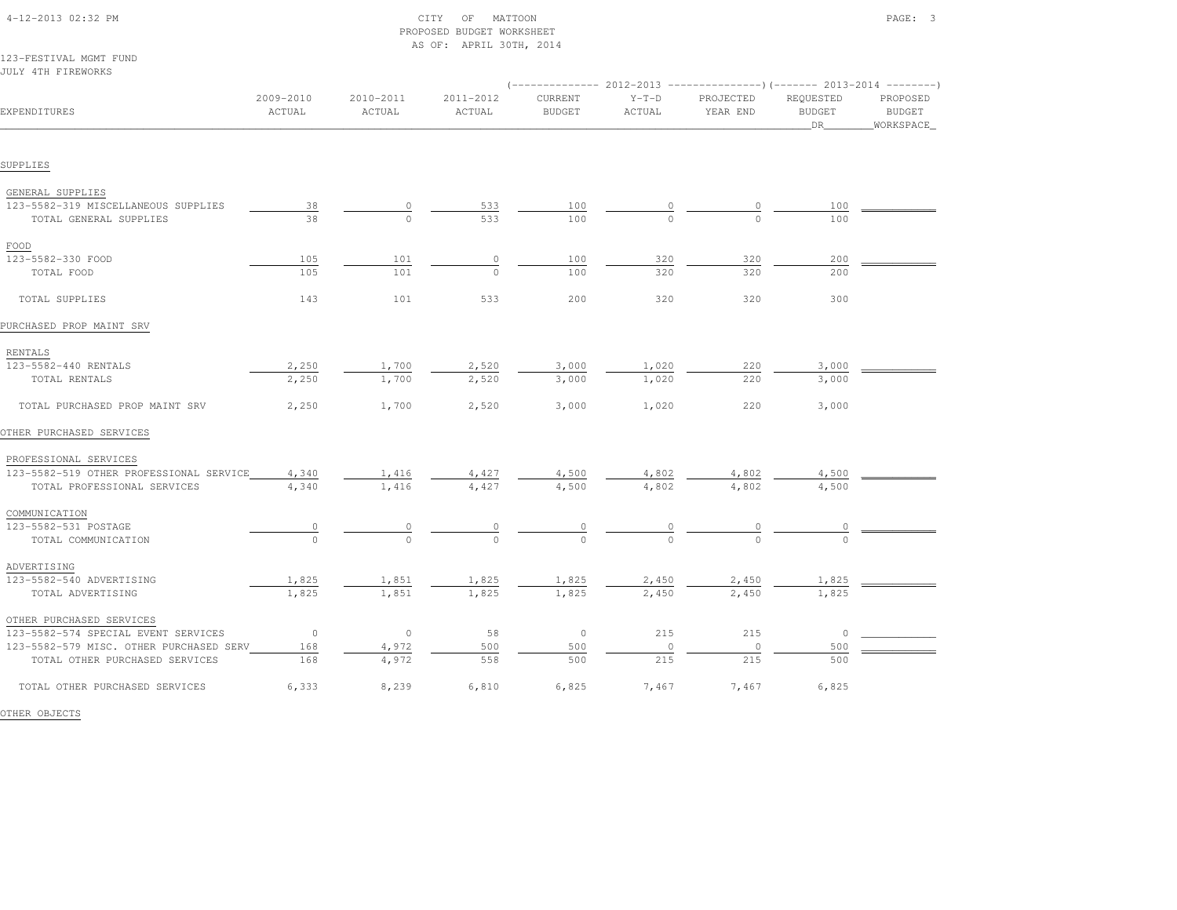CITY OF MATTOON
PROPOSED BUDGET WORKSHEET
AS OF: APRIL 30TH, 2014

123-FESTIVAL MGMT FUND
JULY 4TH FIREWORKS

| EXPENDITURES | 2009-2010 ACTUAL | 2010-2011 ACTUAL | 2011-2012 ACTUAL | 2012-2013 CURRENT BUDGET | 2012-2013 Y-T-D ACTUAL | 2012-2013 PROJECTED YEAR END | 2013-2014 REQUESTED BUDGET DR | 2013-2014 PROPOSED BUDGET WORKSPACE |
|---|---|---|---|---|---|---|---|---|
| **SUPPLIES** | | | | | | | | |
| GENERAL SUPPLIES | | | | | | | | |
| 123-5582-319 MISCELLANEOUS SUPPLIES | 38 | 0 | 533 | 100 | 0 | 0 | 100 | |
| TOTAL GENERAL SUPPLIES | 38 | 0 | 533 | 100 | 0 | 0 | 100 | |
| FOOD | | | | | | | | |
| 123-5582-330 FOOD | 105 | 101 | 0 | 100 | 320 | 320 | 200 | |
| TOTAL FOOD | 105 | 101 | 0 | 100 | 320 | 320 | 200 | |
| TOTAL SUPPLIES | 143 | 101 | 533 | 200 | 320 | 320 | 300 | |
| **PURCHASED PROP MAINT SRV** | | | | | | | | |
| RENTALS | | | | | | | | |
| 123-5582-440 RENTALS | 2,250 | 1,700 | 2,520 | 3,000 | 1,020 | 220 | 3,000 | |
| TOTAL RENTALS | 2,250 | 1,700 | 2,520 | 3,000 | 1,020 | 220 | 3,000 | |
| TOTAL PURCHASED PROP MAINT SRV | 2,250 | 1,700 | 2,520 | 3,000 | 1,020 | 220 | 3,000 | |
| **OTHER PURCHASED SERVICES** | | | | | | | | |
| PROFESSIONAL SERVICES | | | | | | | | |
| 123-5582-519 OTHER PROFESSIONAL SERVICE | 4,340 | 1,416 | 4,427 | 4,500 | 4,802 | 4,802 | 4,500 | |
| TOTAL PROFESSIONAL SERVICES | 4,340 | 1,416 | 4,427 | 4,500 | 4,802 | 4,802 | 4,500 | |
| COMMUNICATION | | | | | | | | |
| 123-5582-531 POSTAGE | 0 | 0 | 0 | 0 | 0 | 0 | 0 | |
| TOTAL COMMUNICATION | 0 | 0 | 0 | 0 | 0 | 0 | 0 | |
| ADVERTISING | | | | | | | | |
| 123-5582-540 ADVERTISING | 1,825 | 1,851 | 1,825 | 1,825 | 2,450 | 2,450 | 1,825 | |
| TOTAL ADVERTISING | 1,825 | 1,851 | 1,825 | 1,825 | 2,450 | 2,450 | 1,825 | |
| OTHER PURCHASED SERVICES | | | | | | | | |
| 123-5582-574 SPECIAL EVENT SERVICES | 0 | 0 | 58 | 0 | 215 | 215 | 0 | |
| 123-5582-579 MISC. OTHER PURCHASED SERV | 168 | 4,972 | 500 | 500 | 0 | 0 | 500 | |
| TOTAL OTHER PURCHASED SERVICES | 168 | 4,972 | 558 | 500 | 215 | 215 | 500 | |
| TOTAL OTHER PURCHASED SERVICES | 6,333 | 8,239 | 6,810 | 6,825 | 7,467 | 7,467 | 6,825 | |
| **OTHER OBJECTS** | | | | | | | | |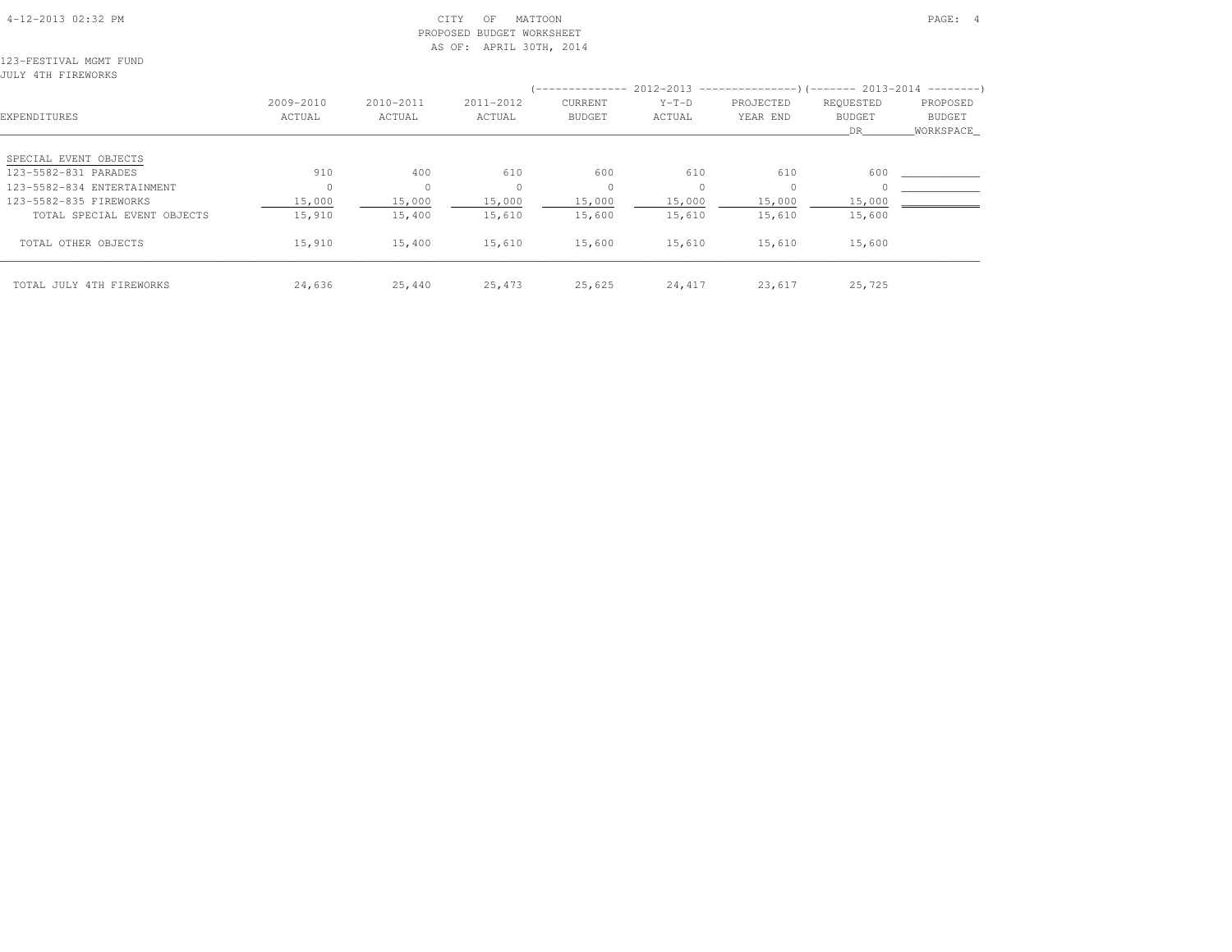CITY OF MATTOON
PROPOSED BUDGET WORKSHEET
AS OF: APRIL 30TH, 2014

123-FESTIVAL MGMT FUND
JULY 4TH FIREWORKS

| EXPENDITURES | 2009-2010 ACTUAL | 2010-2011 ACTUAL | 2011-2012 ACTUAL | 2012-2013 CURRENT BUDGET | 2012-2013 Y-T-D ACTUAL | 2012-2013 PROJECTED YEAR END | 2013-2014 REQUESTED BUDGET DR | 2013-2014 PROPOSED BUDGET WORKSPACE |
|---|---|---|---|---|---|---|---|---|
| SPECIAL EVENT OBJECTS | | | | | | | | |
| 123-5582-831 PARADES | 910 | 400 | 610 | 600 | 610 | 610 | 600 | |
| 123-5582-834 ENTERTAINMENT | 0 | 0 | 0 | 0 | 0 | 0 | 0 | |
| 123-5582-835 FIREWORKS | 15,000 | 15,000 | 15,000 | 15,000 | 15,000 | 15,000 | 15,000 | |
| TOTAL SPECIAL EVENT OBJECTS | 15,910 | 15,400 | 15,610 | 15,600 | 15,610 | 15,610 | 15,600 | |
| TOTAL OTHER OBJECTS | 15,910 | 15,400 | 15,610 | 15,600 | 15,610 | 15,610 | 15,600 | |
| TOTAL JULY 4TH FIREWORKS | 24,636 | 25,440 | 25,473 | 25,625 | 24,417 | 23,617 | 25,725 | |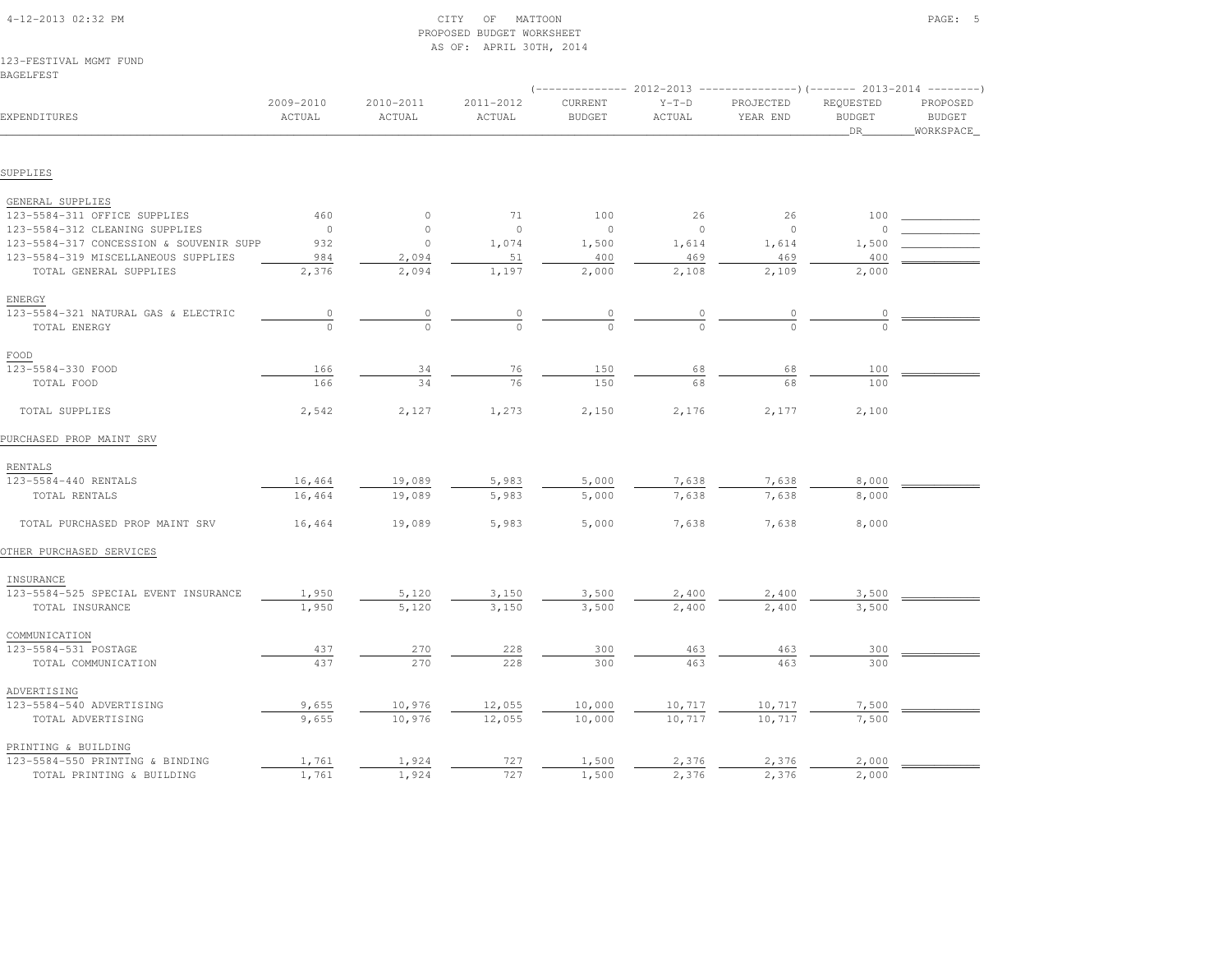CITY OF MATTOON
PROPOSED BUDGET WORKSHEET
AS OF: APRIL 30TH, 2014

123-FESTIVAL MGMT FUND
BAGELFEST

| EXPENDITURES | 2009-2010 ACTUAL | 2010-2011 ACTUAL | 2011-2012 ACTUAL | 2012-2013 CURRENT BUDGET | 2012-2013 Y-T-D ACTUAL | 2012-2013 PROJECTED YEAR END | 2013-2014 REQUESTED BUDGET DR | 2013-2014 PROPOSED BUDGET WORKSPACE |
|---|---|---|---|---|---|---|---|---|
| **SUPPLIES** | | | | | | | | |
| GENERAL SUPPLIES | | | | | | | | |
| 123-5584-311 OFFICE SUPPLIES | 460 | 0 | 71 | 100 | 26 | 26 | 100 | |
| 123-5584-312 CLEANING SUPPLIES | 0 | 0 | 0 | 0 | 0 | 0 | 0 | |
| 123-5584-317 CONCESSION & SOUVENIR SUPP | 932 | 0 | 1,074 | 1,500 | 1,614 | 1,614 | 1,500 | |
| 123-5584-319 MISCELLANEOUS SUPPLIES | 984 | 2,094 | 51 | 400 | 469 | 469 | 400 | |
| TOTAL GENERAL SUPPLIES | 2,376 | 2,094 | 1,197 | 2,000 | 2,108 | 2,109 | 2,000 | |
| ENERGY | | | | | | | | |
| 123-5584-321 NATURAL GAS & ELECTRIC | 0 | 0 | 0 | 0 | 0 | 0 | 0 | |
| TOTAL ENERGY | 0 | 0 | 0 | 0 | 0 | 0 | 0 | |
| FOOD | | | | | | | | |
| 123-5584-330 FOOD | 166 | 34 | 76 | 150 | 68 | 68 | 100 | |
| TOTAL FOOD | 166 | 34 | 76 | 150 | 68 | 68 | 100 | |
| TOTAL SUPPLIES | 2,542 | 2,127 | 1,273 | 2,150 | 2,176 | 2,177 | 2,100 | |
| **PURCHASED PROP MAINT SRV** | | | | | | | | |
| RENTALS | | | | | | | | |
| 123-5584-440 RENTALS | 16,464 | 19,089 | 5,983 | 5,000 | 7,638 | 7,638 | 8,000 | |
| TOTAL RENTALS | 16,464 | 19,089 | 5,983 | 5,000 | 7,638 | 7,638 | 8,000 | |
| TOTAL PURCHASED PROP MAINT SRV | 16,464 | 19,089 | 5,983 | 5,000 | 7,638 | 7,638 | 8,000 | |
| **OTHER PURCHASED SERVICES** | | | | | | | | |
| INSURANCE | | | | | | | | |
| 123-5584-525 SPECIAL EVENT INSURANCE | 1,950 | 5,120 | 3,150 | 3,500 | 2,400 | 2,400 | 3,500 | |
| TOTAL INSURANCE | 1,950 | 5,120 | 3,150 | 3,500 | 2,400 | 2,400 | 3,500 | |
| COMMUNICATION | | | | | | | | |
| 123-5584-531 POSTAGE | 437 | 270 | 228 | 300 | 463 | 463 | 300 | |
| TOTAL COMMUNICATION | 437 | 270 | 228 | 300 | 463 | 463 | 300 | |
| ADVERTISING | | | | | | | | |
| 123-5584-540 ADVERTISING | 9,655 | 10,976 | 12,055 | 10,000 | 10,717 | 10,717 | 7,500 | |
| TOTAL ADVERTISING | 9,655 | 10,976 | 12,055 | 10,000 | 10,717 | 10,717 | 7,500 | |
| PRINTING & BUILDING | | | | | | | | |
| 123-5584-550 PRINTING & BINDING | 1,761 | 1,924 | 727 | 1,500 | 2,376 | 2,376 | 2,000 | |
| TOTAL PRINTING & BUILDING | 1,761 | 1,924 | 727 | 1,500 | 2,376 | 2,376 | 2,000 | |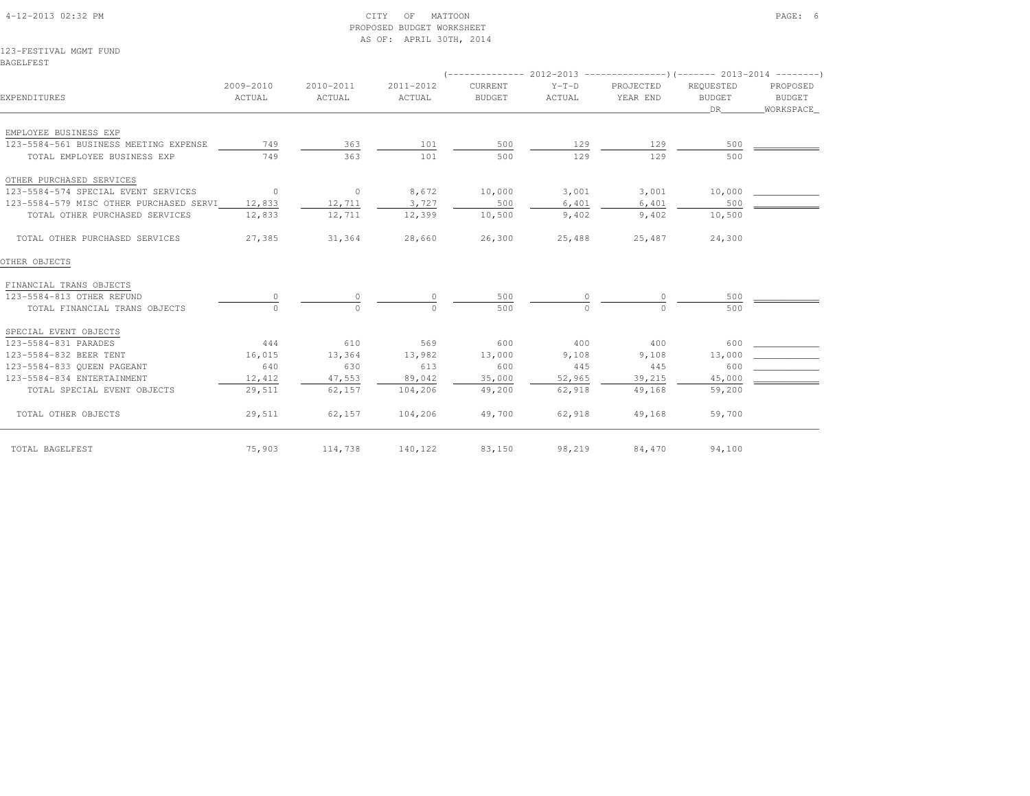CITY OF MATTOON
PROPOSED BUDGET WORKSHEET
AS OF: APRIL 30TH, 2014

123-FESTIVAL MGMT FUND
BAGELFEST

| EXPENDITURES | 2009-2010 ACTUAL | 2010-2011 ACTUAL | 2011-2012 ACTUAL | 2012-2013 CURRENT BUDGET | 2012-2013 Y-T-D ACTUAL | 2012-2013 PROJECTED YEAR END | 2013-2014 REQUESTED BUDGET DR | 2013-2014 PROPOSED BUDGET WORKSPACE |
|---|---|---|---|---|---|---|---|---|
| EMPLOYEE BUSINESS EXP | | | | | | | | |
| 123-5584-561 BUSINESS MEETING EXPENSE | 749 | 363 | 101 | 500 | 129 | 129 | 500 | |
| TOTAL EMPLOYEE BUSINESS EXP | 749 | 363 | 101 | 500 | 129 | 129 | 500 | |
| OTHER PURCHASED SERVICES | | | | | | | | |
| 123-5584-574 SPECIAL EVENT SERVICES | 0 | 0 | 8,672 | 10,000 | 3,001 | 3,001 | 10,000 | |
| 123-5584-579 MISC OTHER PURCHASED SERVI | 12,833 | 12,711 | 3,727 | 500 | 6,401 | 6,401 | 500 | |
| TOTAL OTHER PURCHASED SERVICES | 12,833 | 12,711 | 12,399 | 10,500 | 9,402 | 9,402 | 10,500 | |
| TOTAL OTHER PURCHASED SERVICES | 27,385 | 31,364 | 28,660 | 26,300 | 25,488 | 25,487 | 24,300 | |
| OTHER OBJECTS | | | | | | | | |
| FINANCIAL TRANS OBJECTS | | | | | | | | |
| 123-5584-813 OTHER REFUND | 0 | 0 | 0 | 500 | 0 | 0 | 500 | |
| TOTAL FINANCIAL TRANS OBJECTS | 0 | 0 | 0 | 500 | 0 | 0 | 500 | |
| SPECIAL EVENT OBJECTS | | | | | | | | |
| 123-5584-831 PARADES | 444 | 610 | 569 | 600 | 400 | 400 | 600 | |
| 123-5584-832 BEER TENT | 16,015 | 13,364 | 13,982 | 13,000 | 9,108 | 9,108 | 13,000 | |
| 123-5584-833 QUEEN PAGEANT | 640 | 630 | 613 | 600 | 445 | 445 | 600 | |
| 123-5584-834 ENTERTAINMENT | 12,412 | 47,553 | 89,042 | 35,000 | 52,965 | 39,215 | 45,000 | |
| TOTAL SPECIAL EVENT OBJECTS | 29,511 | 62,157 | 104,206 | 49,200 | 62,918 | 49,168 | 59,200 | |
| TOTAL OTHER OBJECTS | 29,511 | 62,157 | 104,206 | 49,700 | 62,918 | 49,168 | 59,700 | |
| TOTAL BAGELFEST | 75,903 | 114,738 | 140,122 | 83,150 | 98,219 | 84,470 | 94,100 | |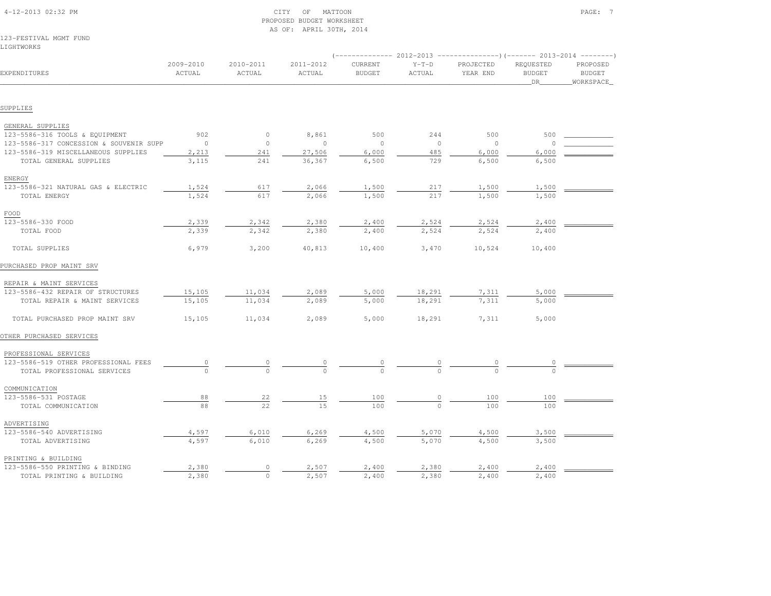CITY OF MATTOON
PROPOSED BUDGET WORKSHEET
AS OF: APRIL 30TH, 2014

123-FESTIVAL MGMT FUND
LIGHTWORKS

| EXPENDITURES | 2009-2010 ACTUAL | 2010-2011 ACTUAL | 2011-2012 ACTUAL | 2012-2013 CURRENT BUDGET | 2012-2013 Y-T-D ACTUAL | 2012-2013 PROJECTED YEAR END | 2013-2014 REQUESTED BUDGET DR | 2013-2014 PROPOSED BUDGET WORKSPACE |
|---|---|---|---|---|---|---|---|---|
| **SUPPLIES** | | | | | | | | |
| GENERAL SUPPLIES | | | | | | | | |
| 123-5586-316 TOOLS & EQUIPMENT | 902 | 0 | 8,861 | 500 | 244 | 500 | 500 | |
| 123-5586-317 CONCESSION & SOUVENIR SUPP | 0 | 0 | 0 | 0 | 0 | 0 | 0 | |
| 123-5586-319 MISCELLANEOUS SUPPLIES | 2,213 | 241 | 27,506 | 6,000 | 485 | 6,000 | 6,000 | |
| TOTAL GENERAL SUPPLIES | 3,115 | 241 | 36,367 | 6,500 | 729 | 6,500 | 6,500 | |
| ENERGY | | | | | | | | |
| 123-5586-321 NATURAL GAS & ELECTRIC | 1,524 | 617 | 2,066 | 1,500 | 217 | 1,500 | 1,500 | |
| TOTAL ENERGY | 1,524 | 617 | 2,066 | 1,500 | 217 | 1,500 | 1,500 | |
| FOOD | | | | | | | | |
| 123-5586-330 FOOD | 2,339 | 2,342 | 2,380 | 2,400 | 2,524 | 2,524 | 2,400 | |
| TOTAL FOOD | 2,339 | 2,342 | 2,380 | 2,400 | 2,524 | 2,524 | 2,400 | |
| TOTAL SUPPLIES | 6,979 | 3,200 | 40,813 | 10,400 | 3,470 | 10,524 | 10,400 | |
| **PURCHASED PROP MAINT SRV** | | | | | | | | |
| REPAIR & MAINT SERVICES | | | | | | | | |
| 123-5586-432 REPAIR OF STRUCTURES | 15,105 | 11,034 | 2,089 | 5,000 | 18,291 | 7,311 | 5,000 | |
| TOTAL REPAIR & MAINT SERVICES | 15,105 | 11,034 | 2,089 | 5,000 | 18,291 | 7,311 | 5,000 | |
| TOTAL PURCHASED PROP MAINT SRV | 15,105 | 11,034 | 2,089 | 5,000 | 18,291 | 7,311 | 5,000 | |
| **OTHER PURCHASED SERVICES** | | | | | | | | |
| PROFESSIONAL SERVICES | | | | | | | | |
| 123-5586-519 OTHER PROFESSIONAL FEES | 0 | 0 | 0 | 0 | 0 | 0 | 0 | |
| TOTAL PROFESSIONAL SERVICES | 0 | 0 | 0 | 0 | 0 | 0 | 0 | |
| COMMUNICATION | | | | | | | | |
| 123-5586-531 POSTAGE | 88 | 22 | 15 | 100 | 0 | 100 | 100 | |
| TOTAL COMMUNICATION | 88 | 22 | 15 | 100 | 0 | 100 | 100 | |
| ADVERTISING | | | | | | | | |
| 123-5586-540 ADVERTISING | 4,597 | 6,010 | 6,269 | 4,500 | 5,070 | 4,500 | 3,500 | |
| TOTAL ADVERTISING | 4,597 | 6,010 | 6,269 | 4,500 | 5,070 | 4,500 | 3,500 | |
| PRINTING & BUILDING | | | | | | | | |
| 123-5586-550 PRINTING & BINDING | 2,380 | 0 | 2,507 | 2,400 | 2,380 | 2,400 | 2,400 | |
| TOTAL PRINTING & BUILDING | 2,380 | 0 | 2,507 | 2,400 | 2,380 | 2,400 | 2,400 | |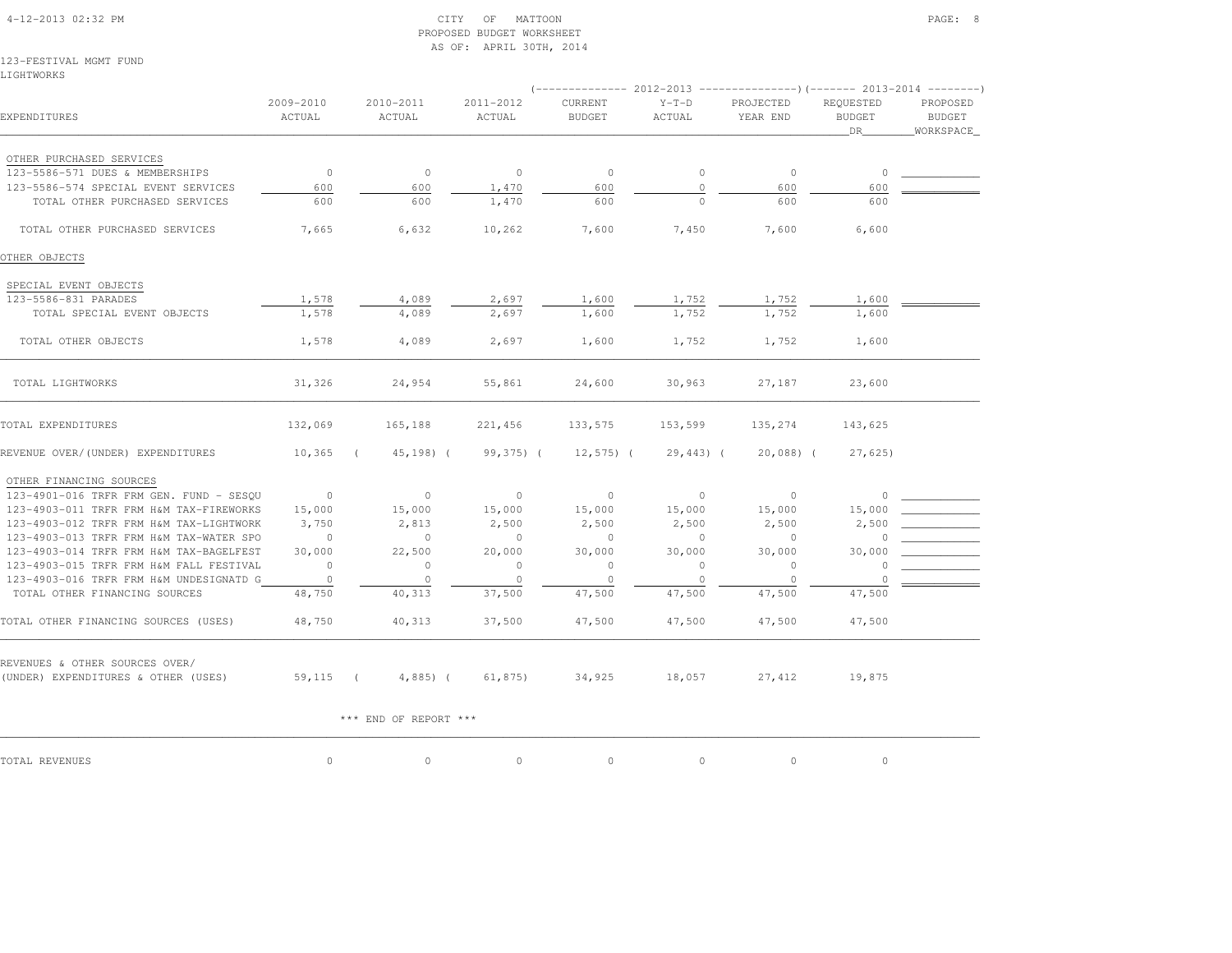CITY OF MATTOON
PROPOSED BUDGET WORKSHEET
AS OF: APRIL 30TH, 2014

4-12-2013 02:32 PM

123-FESTIVAL MGMT FUND
LIGHTWORKS

| EXPENDITURES | 2009-2010 ACTUAL | 2010-2011 ACTUAL | 2011-2012 ACTUAL | 2012-2013 CURRENT BUDGET | 2012-2013 Y-T-D ACTUAL | 2012-2013 PROJECTED YEAR END | 2013-2014 REQUESTED BUDGET DR | 2013-2014 PROPOSED BUDGET WORKSPACE |
|---|---|---|---|---|---|---|---|---|
| OTHER PURCHASED SERVICES | | | | | | | | |
| 123-5586-571 DUES & MEMBERSHIPS | 0 | 0 | 0 | 0 | 0 | 0 | 0 | |
| 123-5586-574 SPECIAL EVENT SERVICES | 600 | 600 | 1,470 | 600 | 0 | 600 | 600 | |
| TOTAL OTHER PURCHASED SERVICES | 600 | 600 | 1,470 | 600 | 0 | 600 | 600 | |
| TOTAL OTHER PURCHASED SERVICES | 7,665 | 6,632 | 10,262 | 7,600 | 7,450 | 7,600 | 6,600 | |
| OTHER OBJECTS | | | | | | | | |
| SPECIAL EVENT OBJECTS | | | | | | | | |
| 123-5586-831 PARADES | 1,578 | 4,089 | 2,697 | 1,600 | 1,752 | 1,752 | 1,600 | |
| TOTAL SPECIAL EVENT OBJECTS | 1,578 | 4,089 | 2,697 | 1,600 | 1,752 | 1,752 | 1,600 | |
| TOTAL OTHER OBJECTS | 1,578 | 4,089 | 2,697 | 1,600 | 1,752 | 1,752 | 1,600 | |
| TOTAL LIGHTWORKS | 31,326 | 24,954 | 55,861 | 24,600 | 30,963 | 27,187 | 23,600 | |
| TOTAL EXPENDITURES | 132,069 | 165,188 | 221,456 | 133,575 | 153,599 | 135,274 | 143,625 | |
| REVENUE OVER/(UNDER) EXPENDITURES | 10,365 | ( 45,198) | ( 99,375) | ( 12,575) | ( 29,443) | ( 20,088) | ( 27,625) | |
| OTHER FINANCING SOURCES | | | | | | | | |
| 123-4901-016 TRFR FRM GEN. FUND - SESQU | 0 | 0 | 0 | 0 | 0 | 0 | 0 | |
| 123-4903-011 TRFR FRM H&M TAX-FIREWORKS | 15,000 | 15,000 | 15,000 | 15,000 | 15,000 | 15,000 | 15,000 | |
| 123-4903-012 TRFR FRM H&M TAX-LIGHTWORK | 3,750 | 2,813 | 2,500 | 2,500 | 2,500 | 2,500 | 2,500 | |
| 123-4903-013 TRFR FRM H&M TAX-WATER SPO | 0 | 0 | 0 | 0 | 0 | 0 | 0 | |
| 123-4903-014 TRFR FRM H&M TAX-BAGELFEST | 30,000 | 22,500 | 20,000 | 30,000 | 30,000 | 30,000 | 30,000 | |
| 123-4903-015 TRFR FRM H&M FALL FESTIVAL | 0 | 0 | 0 | 0 | 0 | 0 | 0 | |
| 123-4903-016 TRFR FRM H&M UNDESIGNATD G | 0 | 0 | 0 | 0 | 0 | 0 | 0 | |
| TOTAL OTHER FINANCING SOURCES | 48,750 | 40,313 | 37,500 | 47,500 | 47,500 | 47,500 | 47,500 | |
| TOTAL OTHER FINANCING SOURCES (USES) | 48,750 | 40,313 | 37,500 | 47,500 | 47,500 | 47,500 | 47,500 | |
| REVENUES & OTHER SOURCES OVER/ (UNDER) EXPENDITURES & OTHER (USES) | 59,115 | ( 4,885) | ( 61,875) | 34,925 | 18,057 | 27,412 | 19,875 | |

*** END OF REPORT ***

| | | | | | | | | |
|---|---|---|---|---|---|---|---|---|
| TOTAL REVENUES | 0 | 0 | 0 | 0 | 0 | 0 | 0 | |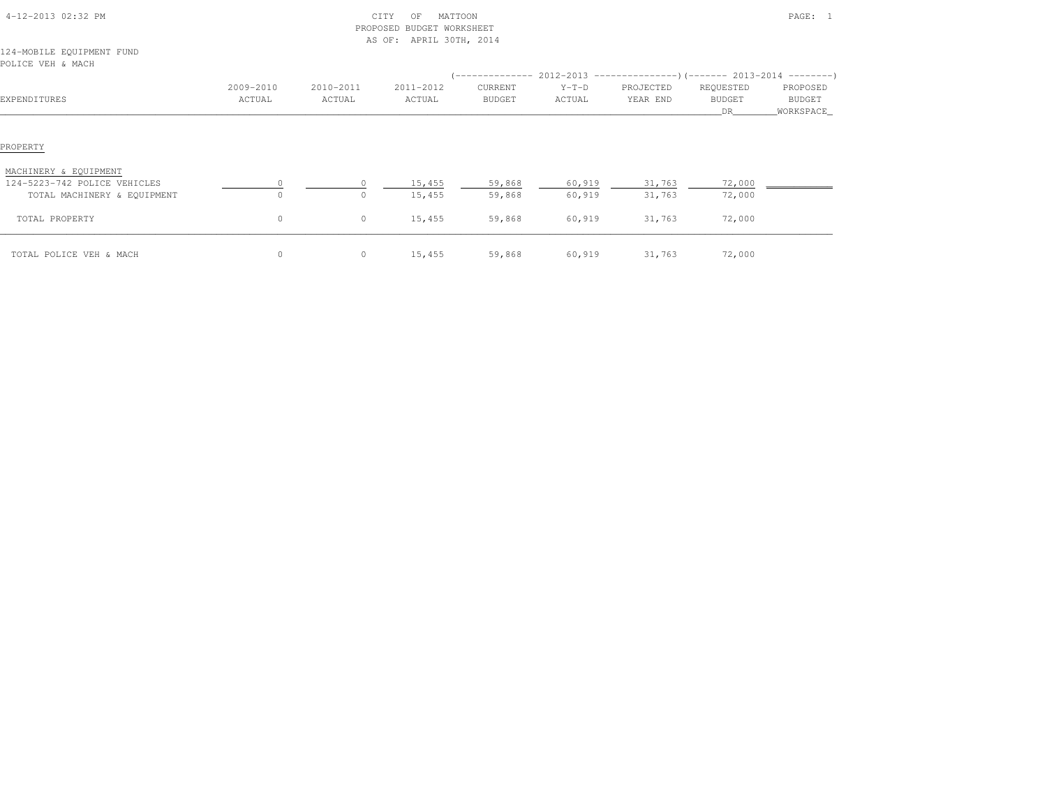4-12-2013 02:32 PM

CITY OF MATTOON
PROPOSED BUDGET WORKSHEET
AS OF: APRIL 30TH, 2014

124-MOBILE EQUIPMENT FUND
POLICE VEH & MACH

| EXPENDITURES | 2009-2010 ACTUAL | 2010-2011 ACTUAL | 2011-2012 ACTUAL | 2012-2013 CURRENT BUDGET | 2012-2013 Y-T-D ACTUAL | 2012-2013 PROJECTED YEAR END | 2013-2014 REQUESTED BUDGET DR | 2013-2014 PROPOSED BUDGET WORKSPACE |
|---|---|---|---|---|---|---|---|---|
| PROPERTY | | | | | | | | |
| MACHINERY & EQUIPMENT | | | | | | | | |
| 124-5223-742 POLICE VEHICLES | 0 | 0 | 15,455 | 59,868 | 60,919 | 31,763 | 72,000 | |
| TOTAL MACHINERY & EQUIPMENT | 0 | 0 | 15,455 | 59,868 | 60,919 | 31,763 | 72,000 | |
| TOTAL PROPERTY | 0 | 0 | 15,455 | 59,868 | 60,919 | 31,763 | 72,000 | |
| TOTAL POLICE VEH & MACH | 0 | 0 | 15,455 | 59,868 | 60,919 | 31,763 | 72,000 | |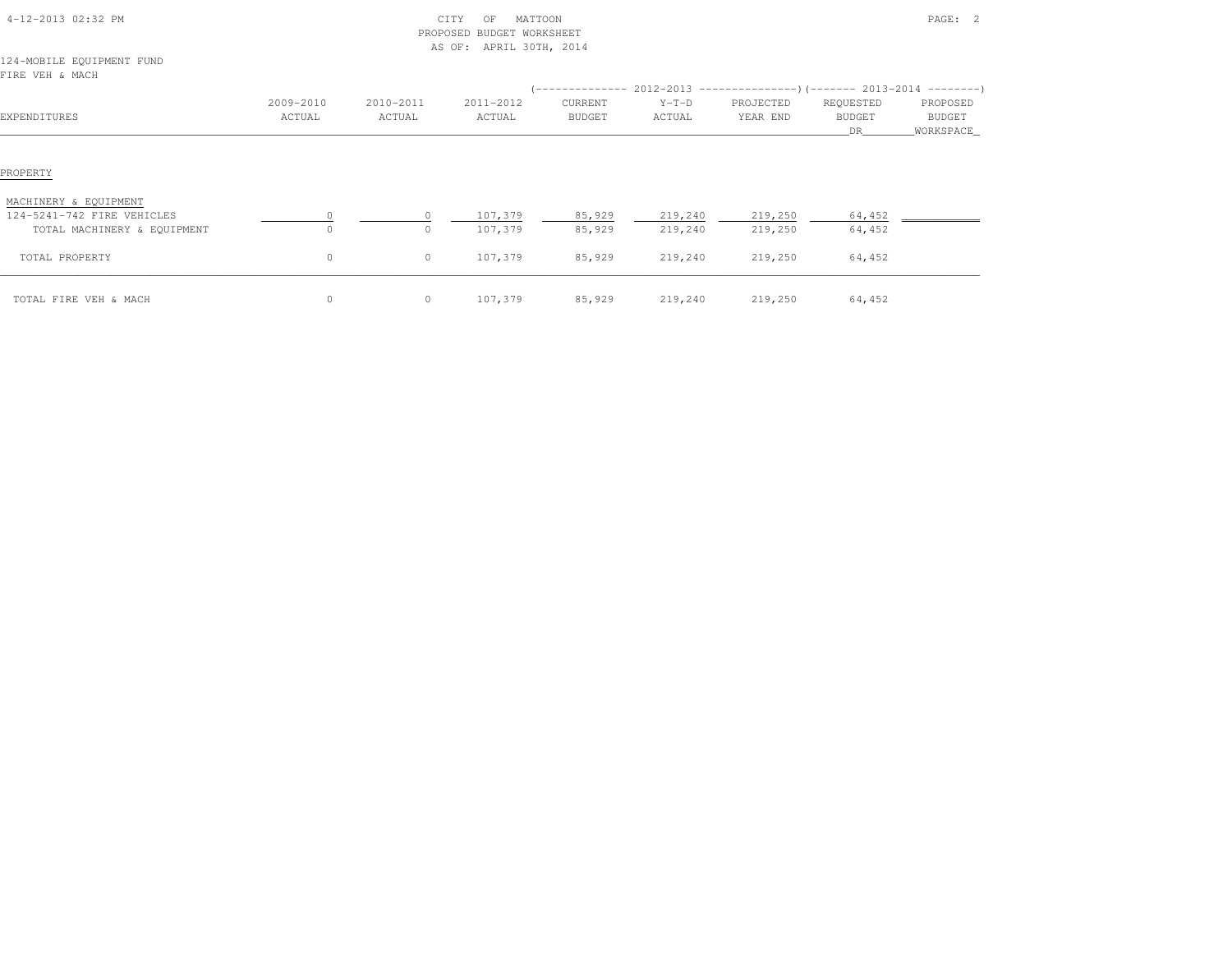CITY OF MATTOON
PROPOSED BUDGET WORKSHEET
AS OF: APRIL 30TH, 2014

124-MOBILE EQUIPMENT FUND
FIRE VEH & MACH

| EXPENDITURES | 2009-2010 ACTUAL | 2010-2011 ACTUAL | 2011-2012 ACTUAL | 2012-2013 CURRENT BUDGET | 2012-2013 Y-T-D ACTUAL | 2012-2013 PROJECTED YEAR END | 2013-2014 REQUESTED BUDGET DR | 2013-2014 PROPOSED BUDGET WORKSPACE |
|---|---|---|---|---|---|---|---|---|
| PROPERTY | | | | | | | | |
| MACHINERY & EQUIPMENT | | | | | | | | |
| 124-5241-742 FIRE VEHICLES | 0 | 0 | 107,379 | 85,929 | 219,240 | 219,250 | 64,452 | |
| TOTAL MACHINERY & EQUIPMENT | 0 | 0 | 107,379 | 85,929 | 219,240 | 219,250 | 64,452 | |
| TOTAL PROPERTY | 0 | 0 | 107,379 | 85,929 | 219,240 | 219,250 | 64,452 | |
| TOTAL FIRE VEH & MACH | 0 | 0 | 107,379 | 85,929 | 219,240 | 219,250 | 64,452 | |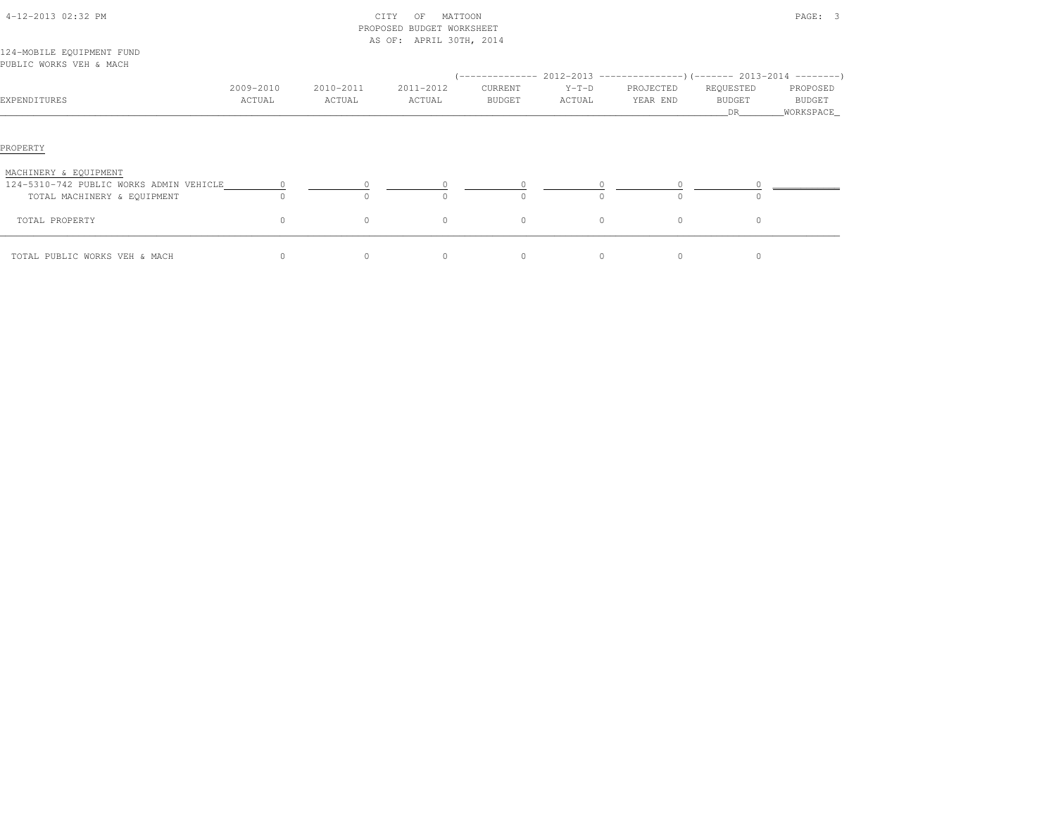CITY OF MATTOON
PROPOSED BUDGET WORKSHEET
AS OF: APRIL 30TH, 2014

124-MOBILE EQUIPMENT FUND
PUBLIC WORKS VEH & MACH

| EXPENDITURES | 2009-2010 ACTUAL | 2010-2011 ACTUAL | 2011-2012 ACTUAL | 2012-2013 CURRENT BUDGET | 2012-2013 Y-T-D ACTUAL | 2012-2013 PROJECTED YEAR END | 2013-2014 REQUESTED BUDGET DR | 2013-2014 PROPOSED BUDGET WORKSPACE |
|---|---|---|---|---|---|---|---|---|
| PROPERTY | | | | | | | | |
| MACHINERY & EQUIPMENT | | | | | | | | |
| 124-5310-742 PUBLIC WORKS ADMIN VEHICLE | 0 | 0 | 0 | 0 | 0 | 0 | 0 | |
| TOTAL MACHINERY & EQUIPMENT | 0 | 0 | 0 | 0 | 0 | 0 | 0 | |
| TOTAL PROPERTY | 0 | 0 | 0 | 0 | 0 | 0 | 0 | |
| TOTAL PUBLIC WORKS VEH & MACH | 0 | 0 | 0 | 0 | 0 | 0 | 0 | |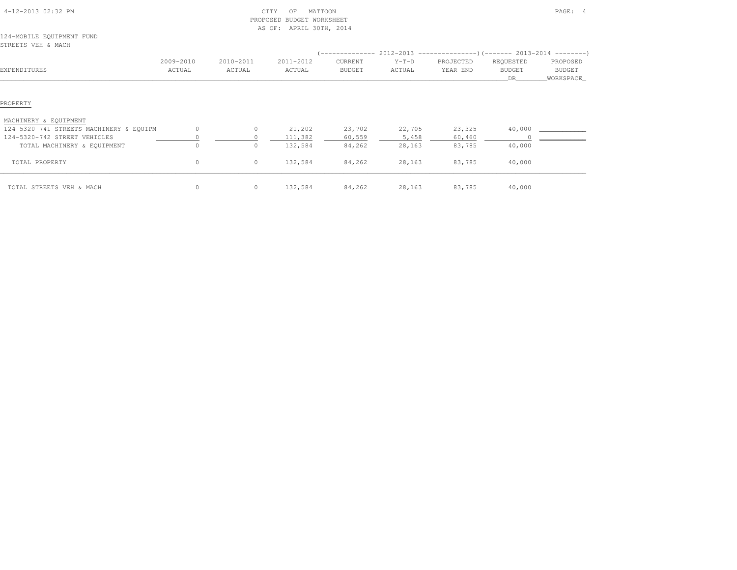4-12-2013 02:32 PM

CITY OF MATTOON
PROPOSED BUDGET WORKSHEET
AS OF: APRIL 30TH, 2014

124-MOBILE EQUIPMENT FUND
STREETS VEH & MACH

| EXPENDITURES | 2009-2010 ACTUAL | 2010-2011 ACTUAL | 2011-2012 ACTUAL | 2012-2013 CURRENT BUDGET | 2012-2013 Y-T-D ACTUAL | 2012-2013 PROJECTED YEAR END | 2013-2014 REQUESTED BUDGET DR | 2013-2014 PROPOSED BUDGET WORKSPACE |
|---|---|---|---|---|---|---|---|---|
| PROPERTY | | | | | | | | |
| MACHINERY & EQUIPMENT | | | | | | | | |
| 124-5320-741 STREETS MACHINERY & EQUIPM | 0 | 0 | 21,202 | 23,702 | 22,705 | 23,325 | 40,000 | |
| 124-5320-742 STREET VEHICLES | 0 | 0 | 111,382 | 60,559 | 5,458 | 60,460 | 0 | |
| TOTAL MACHINERY & EQUIPMENT | 0 | 0 | 132,584 | 84,262 | 28,163 | 83,785 | 40,000 | |
| TOTAL PROPERTY | 0 | 0 | 132,584 | 84,262 | 28,163 | 83,785 | 40,000 | |
| TOTAL STREETS VEH & MACH | 0 | 0 | 132,584 | 84,262 | 28,163 | 83,785 | 40,000 | |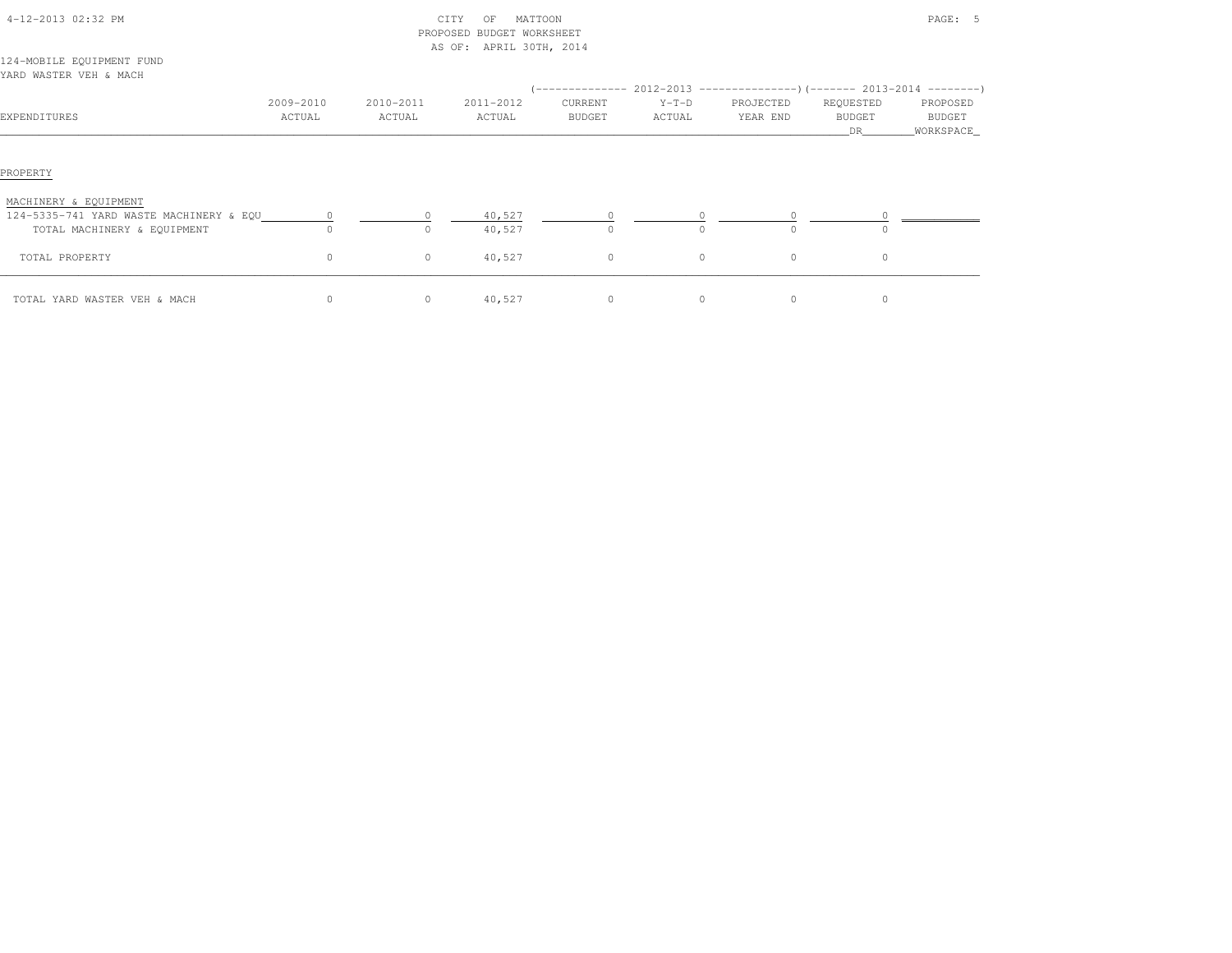4-12-2013 02:32 PM

CITY OF MATTOON
PROPOSED BUDGET WORKSHEET
AS OF: APRIL 30TH, 2014

124-MOBILE EQUIPMENT FUND
YARD WASTER VEH & MACH

| EXPENDITURES | 2009-2010 ACTUAL | 2010-2011 ACTUAL | 2011-2012 ACTUAL | 2012-2013 CURRENT BUDGET | 2012-2013 Y-T-D ACTUAL | 2012-2013 PROJECTED YEAR END | 2013-2014 REQUESTED BUDGET DR | 2013-2014 PROPOSED BUDGET WORKSPACE |
|---|---|---|---|---|---|---|---|---|
| PROPERTY | | | | | | | | |
| MACHINERY & EQUIPMENT | | | | | | | | |
| 124-5335-741 YARD WASTE MACHINERY & EQU | 0 | 0 | 40,527 | 0 | 0 | 0 | 0 | |
| TOTAL MACHINERY & EQUIPMENT | 0 | 0 | 40,527 | 0 | 0 | 0 | 0 | |
| TOTAL PROPERTY | 0 | 0 | 40,527 | 0 | 0 | 0 | 0 | |
| TOTAL YARD WASTER VEH & MACH | 0 | 0 | 40,527 | 0 | 0 | 0 | 0 | |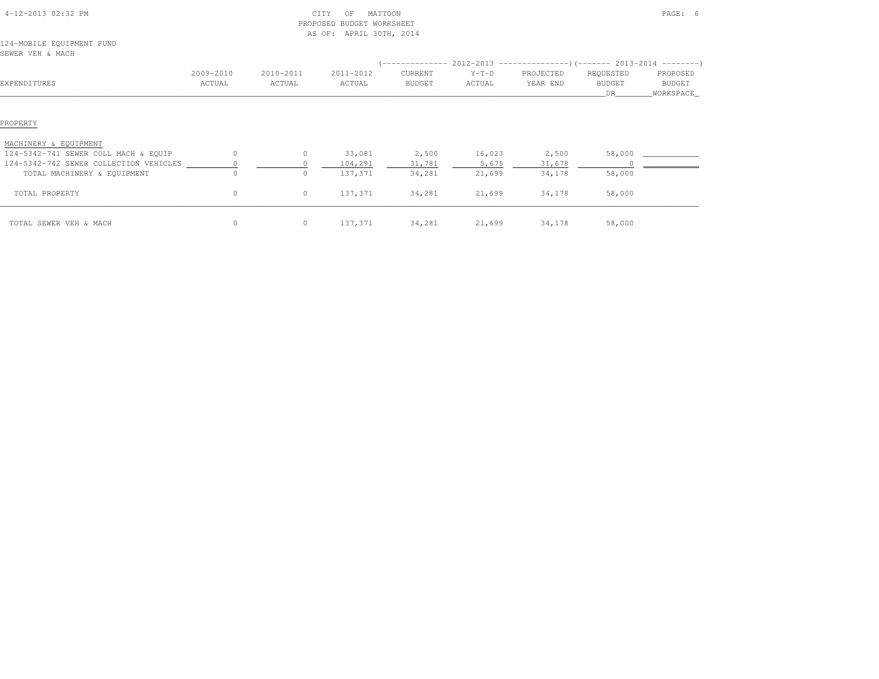CITY OF MATTOON
PROPOSED BUDGET WORKSHEET
AS OF: APRIL 30TH, 2014

124-MOBILE EQUIPMENT FUND
SEWER VEH & MACH

| EXPENDITURES | 2009-2010 ACTUAL | 2010-2011 ACTUAL | 2011-2012 ACTUAL | 2012-2013 CURRENT BUDGET | 2012-2013 Y-T-D ACTUAL | 2012-2013 PROJECTED YEAR END | 2013-2014 REQUESTED BUDGET DR | 2013-2014 PROPOSED BUDGET WORKSPACE |
|---|---|---|---|---|---|---|---|---|
| PROPERTY | | | | | | | | |
| MACHINERY & EQUIPMENT | | | | | | | | |
| 124-5342-741 SEWER COLL MACH & EQUIP | 0 | 0 | 33,081 | 2,500 | 16,023 | 2,500 | 58,000 | |
| 124-5342-742 SEWER COLLECTION VEHICLES | 0 | 0 | 104,291 | 31,781 | 5,675 | 31,678 | 0 | |
| TOTAL MACHINERY & EQUIPMENT | 0 | 0 | 137,371 | 34,281 | 21,699 | 34,178 | 58,000 | |
| TOTAL PROPERTY | 0 | 0 | 137,371 | 34,281 | 21,699 | 34,178 | 58,000 | |
| TOTAL SEWER VEH & MACH | 0 | 0 | 137,371 | 34,281 | 21,699 | 34,178 | 58,000 | |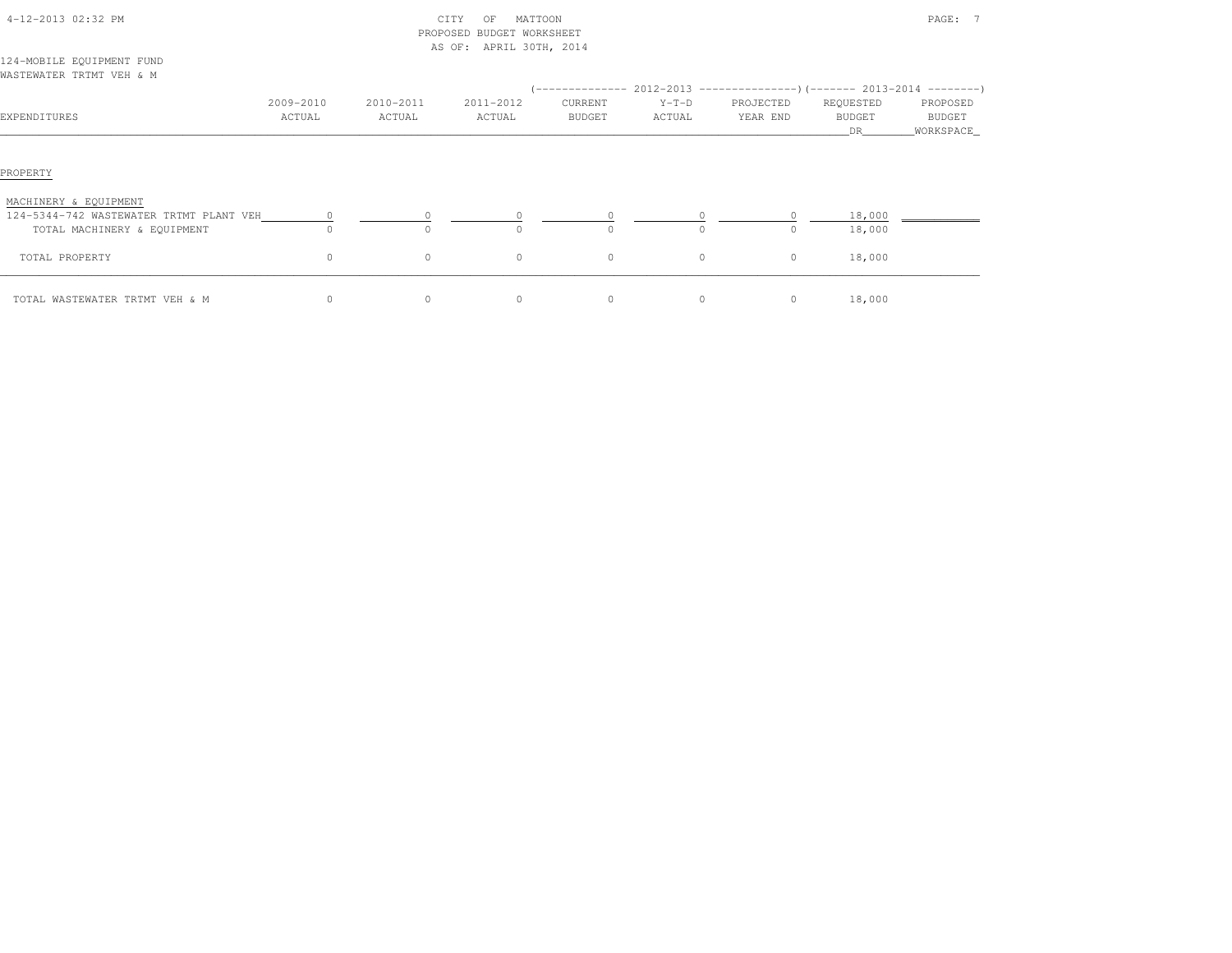CITY OF MATTOON
PROPOSED BUDGET WORKSHEET
AS OF: APRIL 30TH, 2014

124-MOBILE EQUIPMENT FUND
WASTEWATER TRTMT VEH & M

| EXPENDITURES | 2009-2010 ACTUAL | 2010-2011 ACTUAL | 2011-2012 ACTUAL | 2012-2013 CURRENT BUDGET | 2012-2013 Y-T-D ACTUAL | 2012-2013 PROJECTED YEAR END | 2013-2014 REQUESTED BUDGET DR | 2013-2014 PROPOSED BUDGET WORKSPACE |
|---|---|---|---|---|---|---|---|---|
| PROPERTY | | | | | | | | |
| MACHINERY & EQUIPMENT | | | | | | | | |
| 124-5344-742 WASTEWATER TRTMT PLANT VEH | 0 | 0 | 0 | 0 | 0 | 0 | 18,000 | |
| TOTAL MACHINERY & EQUIPMENT | 0 | 0 | 0 | 0 | 0 | 0 | 18,000 | |
| TOTAL PROPERTY | 0 | 0 | 0 | 0 | 0 | 0 | 18,000 | |
| TOTAL WASTEWATER TRTMT VEH & M | 0 | 0 | 0 | 0 | 0 | 0 | 18,000 | |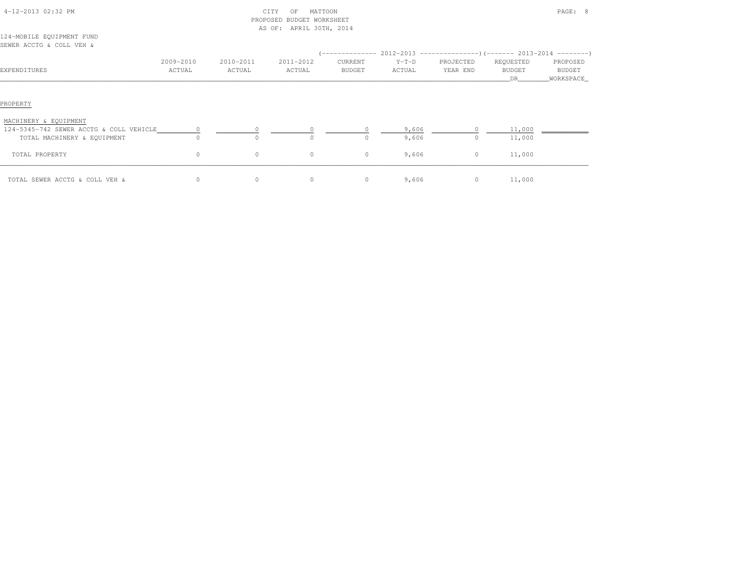CITY OF MATTOON
PROPOSED BUDGET WORKSHEET
AS OF: APRIL 30TH, 2014

124-MOBILE EQUIPMENT FUND
SEWER ACCTG & COLL VEH &

| EXPENDITURES | 2009-2010 ACTUAL | 2010-2011 ACTUAL | 2011-2012 ACTUAL | 2012-2013 CURRENT BUDGET | 2012-2013 Y-T-D ACTUAL | 2012-2013 PROJECTED YEAR END | 2013-2014 REQUESTED BUDGET DR | 2013-2014 PROPOSED BUDGET WORKSPACE |
|---|---|---|---|---|---|---|---|---|
| PROPERTY | | | | | | | | |
| MACHINERY & EQUIPMENT | | | | | | | | |
| 124-5345-742 SEWER ACCTG & COLL VEHICLE | 0 | 0 | 0 | 0 | 9,606 | 0 | 11,000 | |
| TOTAL MACHINERY & EQUIPMENT | 0 | 0 | 0 | 0 | 9,606 | 0 | 11,000 | |
| TOTAL PROPERTY | 0 | 0 | 0 | 0 | 9,606 | 0 | 11,000 | |
| TOTAL SEWER ACCTG & COLL VEH & | 0 | 0 | 0 | 0 | 9,606 | 0 | 11,000 | |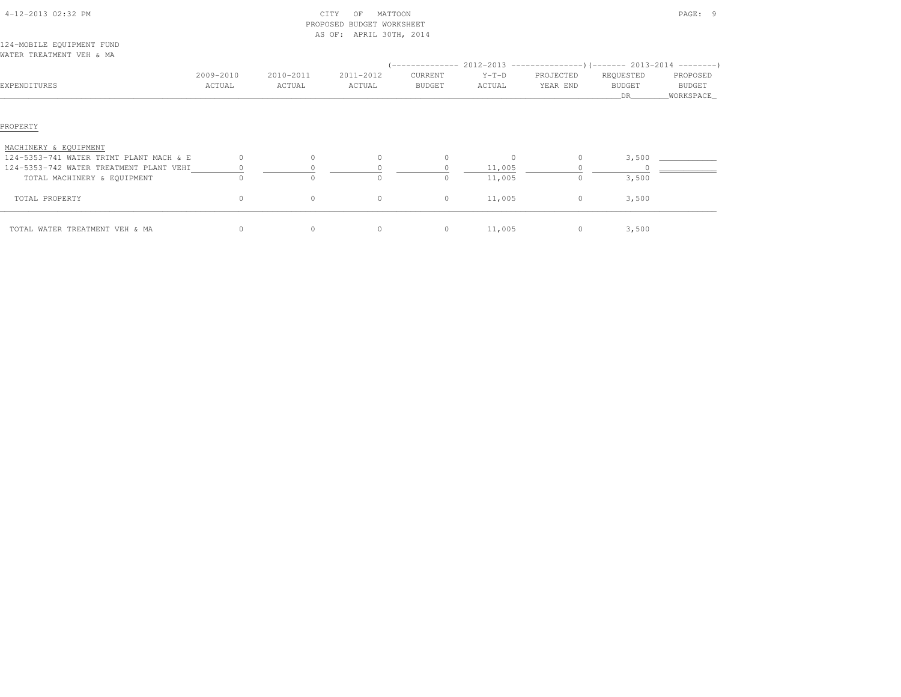CITY OF MATTOON
PROPOSED BUDGET WORKSHEET
AS OF: APRIL 30TH, 2014

124-MOBILE EQUIPMENT FUND
WATER TREATMENT VEH & MA

| EXPENDITURES | 2009-2010 ACTUAL | 2010-2011 ACTUAL | 2011-2012 ACTUAL | 2012-2013 CURRENT BUDGET | 2012-2013 Y-T-D ACTUAL | 2012-2013 PROJECTED YEAR END | 2013-2014 REQUESTED BUDGET DR | 2013-2014 PROPOSED BUDGET WORKSPACE |
|---|---|---|---|---|---|---|---|---|
| PROPERTY | | | | | | | | |
| MACHINERY & EQUIPMENT | | | | | | | | |
| 124-5353-741 WATER TRTMT PLANT MACH & E | 0 | 0 | 0 | 0 | 0 | 0 | 3,500 | |
| 124-5353-742 WATER TREATMENT PLANT VEHI | 0 | 0 | 0 | 0 | 11,005 | 0 | 0 | |
| TOTAL MACHINERY & EQUIPMENT | 0 | 0 | 0 | 0 | 11,005 | 0 | 3,500 | |
| TOTAL PROPERTY | 0 | 0 | 0 | 0 | 11,005 | 0 | 3,500 | |
| TOTAL WATER TREATMENT VEH & MA | 0 | 0 | 0 | 0 | 11,005 | 0 | 3,500 | |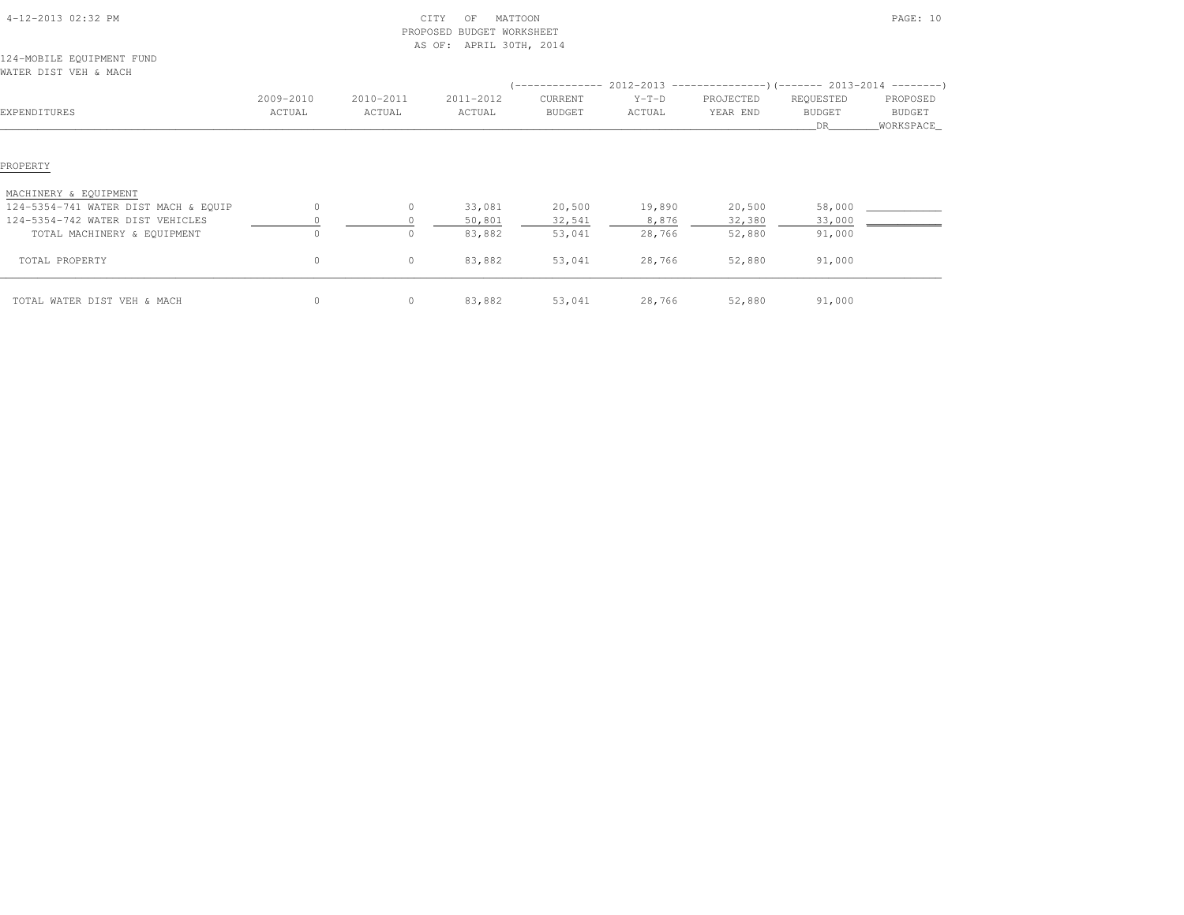CITY OF MATTOON
PROPOSED BUDGET WORKSHEET
AS OF: APRIL 30TH, 2014

124-MOBILE EQUIPMENT FUND
WATER DIST VEH & MACH

| EXPENDITURES | 2009-2010 ACTUAL | 2010-2011 ACTUAL | 2011-2012 ACTUAL | 2012-2013 CURRENT BUDGET | 2012-2013 Y-T-D ACTUAL | 2012-2013 PROJECTED YEAR END | 2013-2014 REQUESTED BUDGET DR | 2013-2014 PROPOSED BUDGET WORKSPACE |
|---|---|---|---|---|---|---|---|---|
| **PROPERTY** | | | | | | | | |
| MACHINERY & EQUIPMENT | | | | | | | | |
| 124-5354-741 WATER DIST MACH & EQUIP | 0 | 0 | 33,081 | 20,500 | 19,890 | 20,500 | 58,000 | |
| 124-5354-742 WATER DIST VEHICLES | 0 | 0 | 50,801 | 32,541 | 8,876 | 32,380 | 33,000 | |
| TOTAL MACHINERY & EQUIPMENT | 0 | 0 | 83,882 | 53,041 | 28,766 | 52,880 | 91,000 | |
| TOTAL PROPERTY | 0 | 0 | 83,882 | 53,041 | 28,766 | 52,880 | 91,000 | |
| TOTAL WATER DIST VEH & MACH | 0 | 0 | 83,882 | 53,041 | 28,766 | 52,880 | 91,000 | |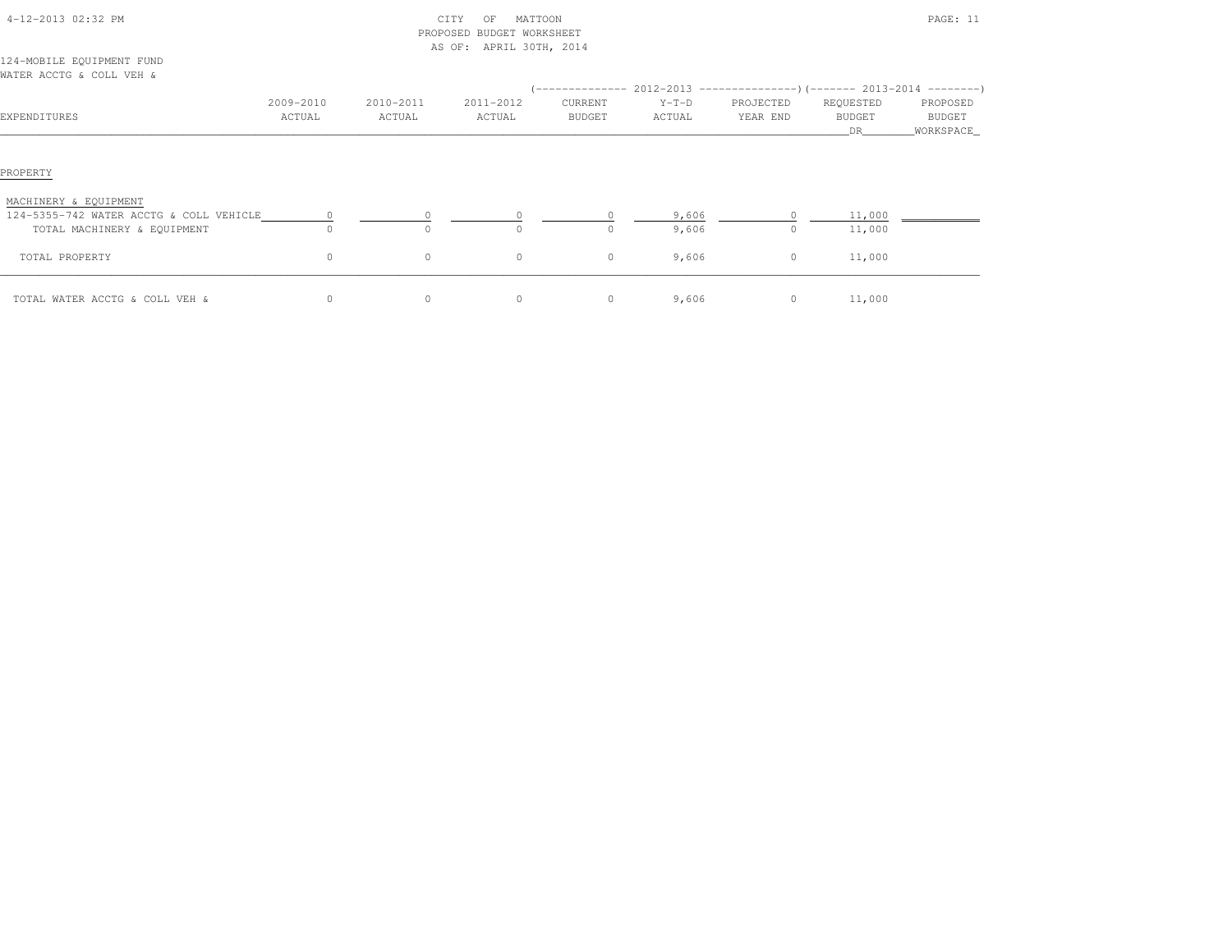CITY OF MATTOON
PROPOSED BUDGET WORKSHEET
AS OF: APRIL 30TH, 2014

124-MOBILE EQUIPMENT FUND
WATER ACCTG & COLL VEH &

| EXPENDITURES | 2009-2010 ACTUAL | 2010-2011 ACTUAL | 2011-2012 ACTUAL | 2012-2013 CURRENT BUDGET | 2012-2013 Y-T-D ACTUAL | 2012-2013 PROJECTED YEAR END | 2013-2014 REQUESTED BUDGET DR | 2013-2014 PROPOSED BUDGET WORKSPACE |
|---|---|---|---|---|---|---|---|---|
| PROPERTY | | | | | | | | |
| MACHINERY & EQUIPMENT | | | | | | | | |
| 124-5355-742 WATER ACCTG & COLL VEHICLE | 0 | 0 | 0 | 0 | 9,606 | 0 | 11,000 | |
| TOTAL MACHINERY & EQUIPMENT | 0 | 0 | 0 | 0 | 9,606 | 0 | 11,000 | |
| TOTAL PROPERTY | 0 | 0 | 0 | 0 | 9,606 | 0 | 11,000 | |
| TOTAL WATER ACCTG & COLL VEH & | 0 | 0 | 0 | 0 | 9,606 | 0 | 11,000 | |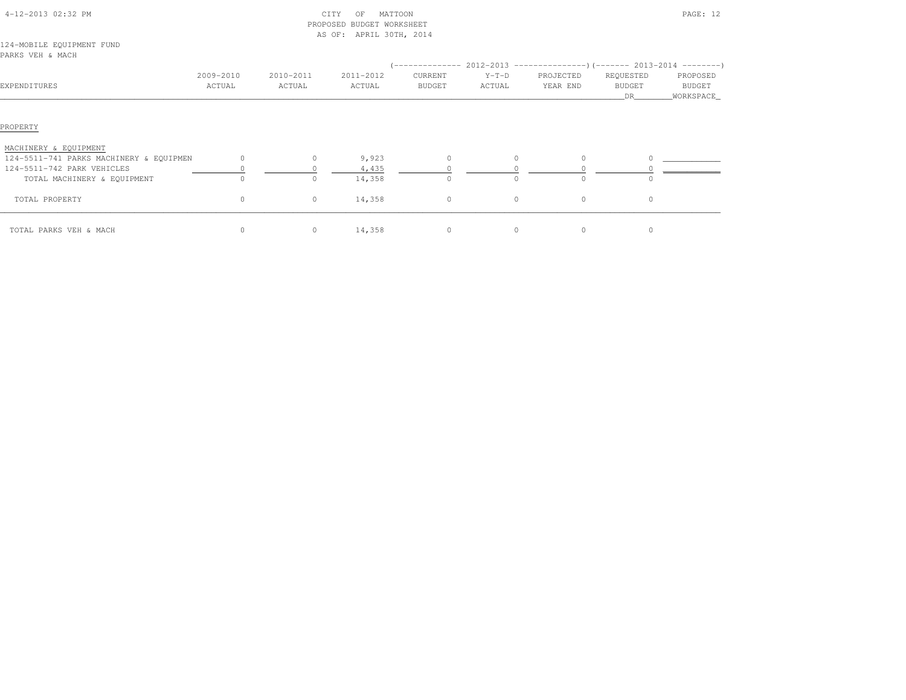CITY OF MATTOON
PROPOSED BUDGET WORKSHEET
AS OF: APRIL 30TH, 2014

124-MOBILE EQUIPMENT FUND
PARKS VEH & MACH

| EXPENDITURES | 2009-2010 ACTUAL | 2010-2011 ACTUAL | 2011-2012 ACTUAL | 2012-2013 CURRENT BUDGET | 2012-2013 Y-T-D ACTUAL | 2012-2013 PROJECTED YEAR END | 2013-2014 REQUESTED BUDGET DR | 2013-2014 PROPOSED BUDGET WORKSPACE |
|---|---|---|---|---|---|---|---|---|
| **PROPERTY** | | | | | | | | |
| MACHINERY & EQUIPMENT | | | | | | | | |
| 124-5511-741 PARKS MACHINERY & EQUIPMEN | 0 | 0 | 9,923 | 0 | 0 | 0 | 0 | |
| 124-5511-742 PARK VEHICLES | 0 | 0 | 4,435 | 0 | 0 | 0 | 0 | |
| TOTAL MACHINERY & EQUIPMENT | 0 | 0 | 14,358 | 0 | 0 | 0 | 0 | |
| TOTAL PROPERTY | 0 | 0 | 14,358 | 0 | 0 | 0 | 0 | |
| TOTAL PARKS VEH & MACH | 0 | 0 | 14,358 | 0 | 0 | 0 | 0 | |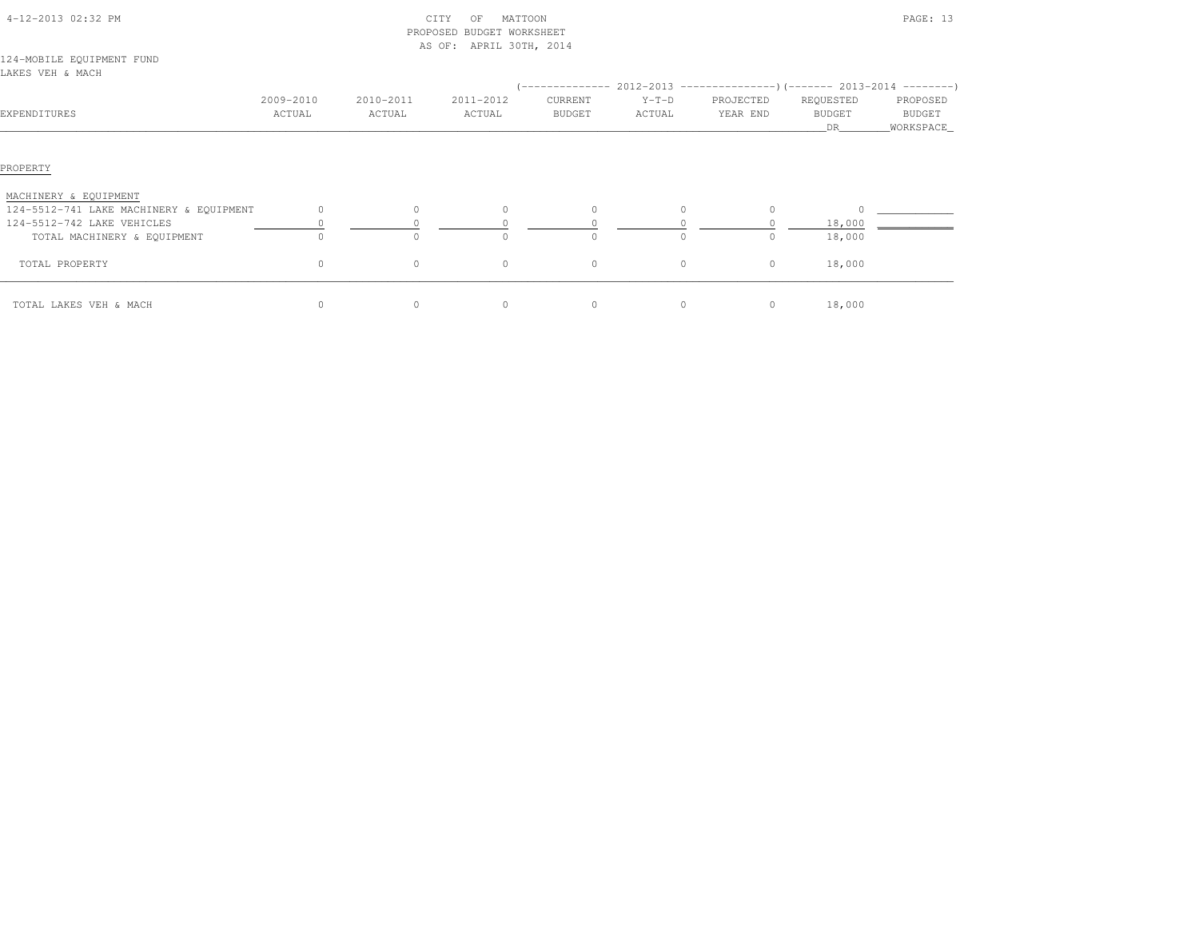CITY OF MATTOON
PROPOSED BUDGET WORKSHEET
AS OF: APRIL 30TH, 2014

124-MOBILE EQUIPMENT FUND
LAKES VEH & MACH

| EXPENDITURES | 2009-2010 ACTUAL | 2010-2011 ACTUAL | 2011-2012 ACTUAL | 2012-2013 CURRENT BUDGET | 2012-2013 Y-T-D ACTUAL | 2012-2013 PROJECTED YEAR END | 2013-2014 REQUESTED BUDGET DR | 2013-2014 PROPOSED BUDGET WORKSPACE |
|---|---|---|---|---|---|---|---|---|
| PROPERTY | | | | | | | | |
| MACHINERY & EQUIPMENT | | | | | | | | |
| 124-5512-741 LAKE MACHINERY & EQUIPMENT | 0 | 0 | 0 | 0 | 0 | 0 | 0 | |
| 124-5512-742 LAKE VEHICLES | 0 | 0 | 0 | 0 | 0 | 0 | 18,000 | |
| TOTAL MACHINERY & EQUIPMENT | 0 | 0 | 0 | 0 | 0 | 0 | 18,000 | |
| TOTAL PROPERTY | 0 | 0 | 0 | 0 | 0 | 0 | 18,000 | |
| TOTAL LAKES VEH & MACH | 0 | 0 | 0 | 0 | 0 | 0 | 18,000 | |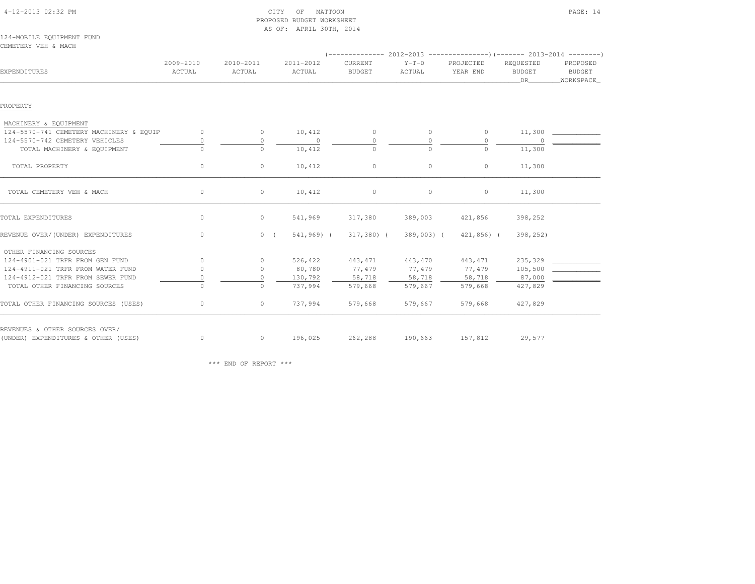CITY OF MATTOON
PROPOSED BUDGET WORKSHEET
AS OF: APRIL 30TH, 2014

124-MOBILE EQUIPMENT FUND
CEMETERY VEH & MACH

| EXPENDITURES | 2009-2010 ACTUAL | 2010-2011 ACTUAL | 2011-2012 ACTUAL | 2012-2013 CURRENT BUDGET | 2012-2013 Y-T-D ACTUAL | 2012-2013 PROJECTED YEAR END | 2013-2014 REQUESTED BUDGET DR | 2013-2014 PROPOSED BUDGET WORKSPACE |
|---|---|---|---|---|---|---|---|---|
| PROPERTY | | | | | | | | |
| MACHINERY & EQUIPMENT | | | | | | | | |
| 124-5570-741 CEMETERY MACHINERY & EQUIP | 0 | 0 | 10,412 | 0 | 0 | 0 | 11,300 | |
| 124-5570-742 CEMETERY VEHICLES | 0 | 0 | 0 | 0 | 0 | 0 | 0 | |
| TOTAL MACHINERY & EQUIPMENT | 0 | 0 | 10,412 | 0 | 0 | 0 | 11,300 | |
| TOTAL PROPERTY | 0 | 0 | 10,412 | 0 | 0 | 0 | 11,300 | |
| TOTAL CEMETERY VEH & MACH | 0 | 0 | 10,412 | 0 | 0 | 0 | 11,300 | |
| TOTAL EXPENDITURES | 0 | 0 | 541,969 | 317,380 | 389,003 | 421,856 | 398,252 | |
| REVENUE OVER/(UNDER) EXPENDITURES | 0 | 0 | ( 541,969) | ( 317,380) | ( 389,003) | ( 421,856) | ( 398,252) | |
| OTHER FINANCING SOURCES | | | | | | | | |
| 124-4901-021 TRFR FROM GEN FUND | 0 | 0 | 526,422 | 443,471 | 443,470 | 443,471 | 235,329 | |
| 124-4911-021 TRFR FROM WATER FUND | 0 | 0 | 80,780 | 77,479 | 77,479 | 77,479 | 105,500 | |
| 124-4912-021 TRFR FROM SEWER FUND | 0 | 0 | 130,792 | 58,718 | 58,718 | 58,718 | 87,000 | |
| TOTAL OTHER FINANCING SOURCES | 0 | 0 | 737,994 | 579,668 | 579,667 | 579,668 | 427,829 | |
| TOTAL OTHER FINANCING SOURCES (USES) | 0 | 0 | 737,994 | 579,668 | 579,667 | 579,668 | 427,829 | |
| REVENUES & OTHER SOURCES OVER/ (UNDER) EXPENDITURES & OTHER (USES) | 0 | 0 | 196,025 | 262,288 | 190,663 | 157,812 | 29,577 | |

*** END OF REPORT ***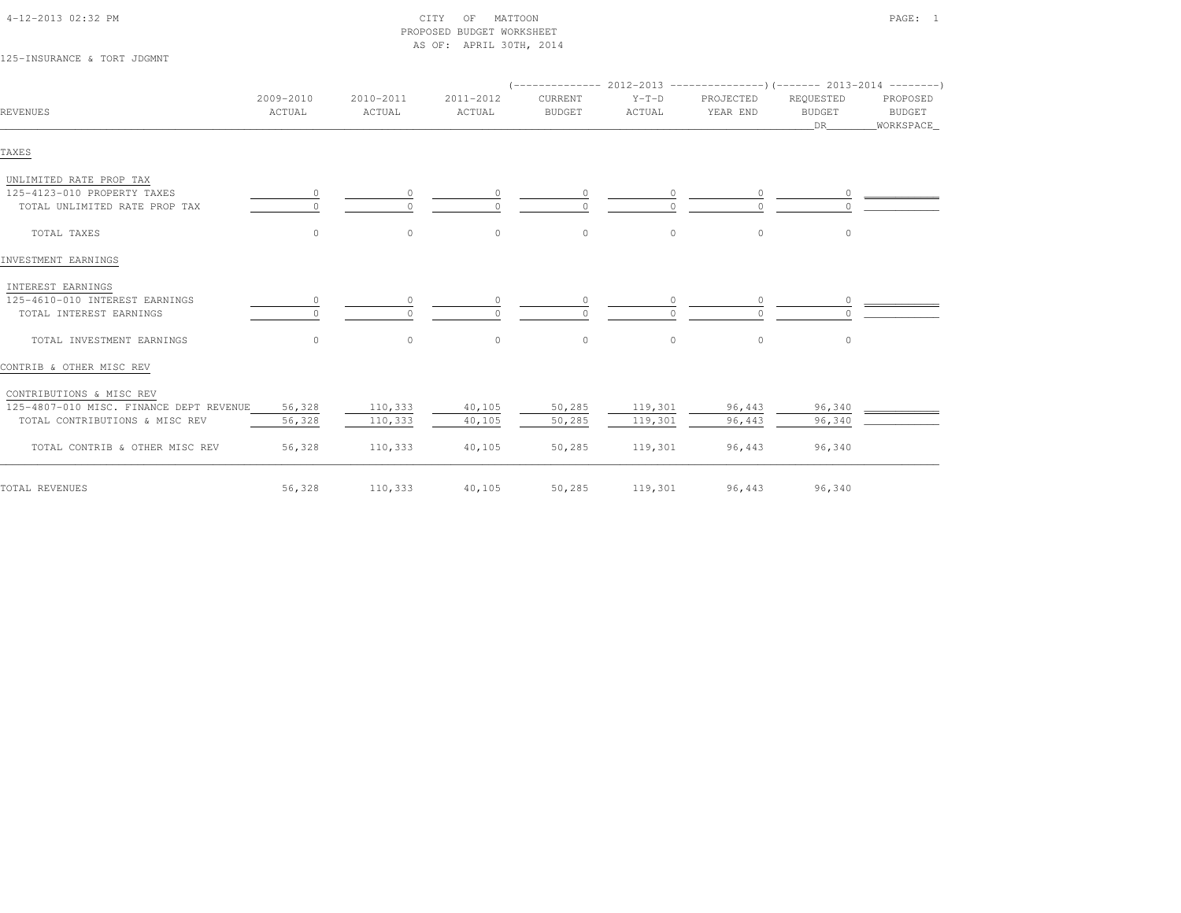CITY OF MATTOON
PROPOSED BUDGET WORKSHEET
AS OF: APRIL 30TH, 2014

125-INSURANCE & TORT JDGMNT

| REVENUES | 2009-2010 ACTUAL | 2010-2011 ACTUAL | 2011-2012 ACTUAL | 2012-2013 CURRENT BUDGET | 2012-2013 Y-T-D ACTUAL | 2012-2013 PROJECTED YEAR END | 2013-2014 REQUESTED BUDGET DR | 2013-2014 PROPOSED BUDGET WORKSPACE |
|---|---|---|---|---|---|---|---|---|
| **TAXES** | | | | | | | | |
| UNLIMITED RATE PROP TAX | | | | | | | | |
| 125-4123-010 PROPERTY TAXES | 0 | 0 | 0 | 0 | 0 | 0 | 0 | |
| TOTAL UNLIMITED RATE PROP TAX | 0 | 0 | 0 | 0 | 0 | 0 | 0 | |
| TOTAL TAXES | 0 | 0 | 0 | 0 | 0 | 0 | 0 | |
| **INVESTMENT EARNINGS** | | | | | | | | |
| INTEREST EARNINGS | | | | | | | | |
| 125-4610-010 INTEREST EARNINGS | 0 | 0 | 0 | 0 | 0 | 0 | 0 | |
| TOTAL INTEREST EARNINGS | 0 | 0 | 0 | 0 | 0 | 0 | 0 | |
| TOTAL INVESTMENT EARNINGS | 0 | 0 | 0 | 0 | 0 | 0 | 0 | |
| **CONTRIB & OTHER MISC REV** | | | | | | | | |
| CONTRIBUTIONS & MISC REV | | | | | | | | |
| 125-4807-010 MISC. FINANCE DEPT REVENUE | 56,328 | 110,333 | 40,105 | 50,285 | 119,301 | 96,443 | 96,340 | |
| TOTAL CONTRIBUTIONS & MISC REV | 56,328 | 110,333 | 40,105 | 50,285 | 119,301 | 96,443 | 96,340 | |
| TOTAL CONTRIB & OTHER MISC REV | 56,328 | 110,333 | 40,105 | 50,285 | 119,301 | 96,443 | 96,340 | |
| TOTAL REVENUES | 56,328 | 110,333 | 40,105 | 50,285 | 119,301 | 96,443 | 96,340 | |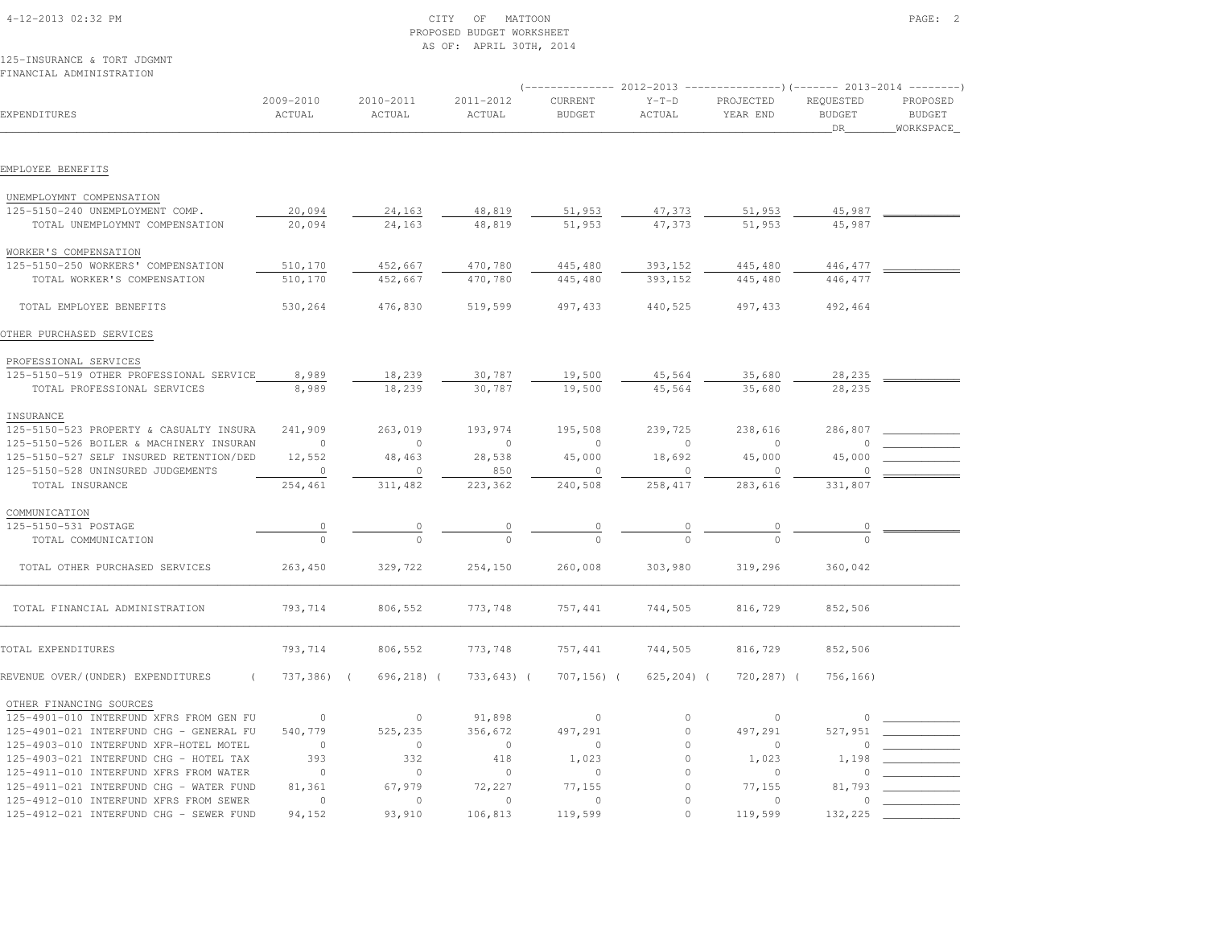CITY OF MATTOON
PROPOSED BUDGET WORKSHEET
AS OF: APRIL 30TH, 2014

125-INSURANCE & TORT JDGMNT
FINANCIAL ADMINISTRATION

| EXPENDITURES | 2009-2010 ACTUAL | 2010-2011 ACTUAL | 2011-2012 ACTUAL | 2012-2013 CURRENT BUDGET | 2012-2013 Y-T-D ACTUAL | 2012-2013 PROJECTED YEAR END | 2013-2014 REQUESTED BUDGET DR | 2013-2014 PROPOSED BUDGET WORKSPACE |
|---|---|---|---|---|---|---|---|---|
| **EMPLOYEE BENEFITS** | | | | | | | | |
| UNEMPLOYMNT COMPENSATION | | | | | | | | |
| 125-5150-240 UNEMPLOYMENT COMP. | 20,094 | 24,163 | 48,819 | 51,953 | 47,373 | 51,953 | 45,987 | |
| TOTAL UNEMPLOYMNT COMPENSATION | 20,094 | 24,163 | 48,819 | 51,953 | 47,373 | 51,953 | 45,987 | |
| WORKER'S COMPENSATION | | | | | | | | |
| 125-5150-250 WORKERS' COMPENSATION | 510,170 | 452,667 | 470,780 | 445,480 | 393,152 | 445,480 | 446,477 | |
| TOTAL WORKER'S COMPENSATION | 510,170 | 452,667 | 470,780 | 445,480 | 393,152 | 445,480 | 446,477 | |
| TOTAL EMPLOYEE BENEFITS | 530,264 | 476,830 | 519,599 | 497,433 | 440,525 | 497,433 | 492,464 | |
| **OTHER PURCHASED SERVICES** | | | | | | | | |
| PROFESSIONAL SERVICES | | | | | | | | |
| 125-5150-519 OTHER PROFESSIONAL SERVICE | 8,989 | 18,239 | 30,787 | 19,500 | 45,564 | 35,680 | 28,235 | |
| TOTAL PROFESSIONAL SERVICES | 8,989 | 18,239 | 30,787 | 19,500 | 45,564 | 35,680 | 28,235 | |
| INSURANCE | | | | | | | | |
| 125-5150-523 PROPERTY & CASUALTY INSURA | 241,909 | 263,019 | 193,974 | 195,508 | 239,725 | 238,616 | 286,807 | |
| 125-5150-526 BOILER & MACHINERY INSURAN | 0 | 0 | 0 | 0 | 0 | 0 | 0 | |
| 125-5150-527 SELF INSURED RETENTION/DED | 12,552 | 48,463 | 28,538 | 45,000 | 18,692 | 45,000 | 45,000 | |
| 125-5150-528 UNINSURED JUDGEMENTS | 0 | 0 | 850 | 0 | 0 | 0 | 0 | |
| TOTAL INSURANCE | 254,461 | 311,482 | 223,362 | 240,508 | 258,417 | 283,616 | 331,807 | |
| COMMUNICATION | | | | | | | | |
| 125-5150-531 POSTAGE | 0 | 0 | 0 | 0 | 0 | 0 | 0 | |
| TOTAL COMMUNICATION | 0 | 0 | 0 | 0 | 0 | 0 | 0 | |
| TOTAL OTHER PURCHASED SERVICES | 263,450 | 329,722 | 254,150 | 260,008 | 303,980 | 319,296 | 360,042 | |
| TOTAL FINANCIAL ADMINISTRATION | 793,714 | 806,552 | 773,748 | 757,441 | 744,505 | 816,729 | 852,506 | |
| TOTAL EXPENDITURES | 793,714 | 806,552 | 773,748 | 757,441 | 744,505 | 816,729 | 852,506 | |
| REVENUE OVER/(UNDER) EXPENDITURES | ( 737,386) | ( 696,218) | ( 733,643) | ( 707,156) | ( 625,204) | ( 720,287) | ( 756,166) | |
| OTHER FINANCING SOURCES | | | | | | | | |
| 125-4901-010 INTERFUND XFRS FROM GEN FU | 0 | 0 | 91,898 | 0 | 0 | 0 | 0 | |
| 125-4901-021 INTERFUND CHG - GENERAL FU | 540,779 | 525,235 | 356,672 | 497,291 | 0 | 497,291 | 527,951 | |
| 125-4903-010 INTERFUND XFR-HOTEL MOTEL | 0 | 0 | 0 | 0 | 0 | 0 | 0 | |
| 125-4903-021 INTERFUND CHG - HOTEL TAX | 393 | 332 | 418 | 1,023 | 0 | 1,023 | 1,198 | |
| 125-4911-010 INTERFUND XFRS FROM WATER | 0 | 0 | 0 | 0 | 0 | 0 | 0 | |
| 125-4911-021 INTERFUND CHG - WATER FUND | 81,361 | 67,979 | 72,227 | 77,155 | 0 | 77,155 | 81,793 | |
| 125-4912-010 INTERFUND XFRS FROM SEWER | 0 | 0 | 0 | 0 | 0 | 0 | 0 | |
| 125-4912-021 INTERFUND CHG - SEWER FUND | 94,152 | 93,910 | 106,813 | 119,599 | 0 | 119,599 | 132,225 | |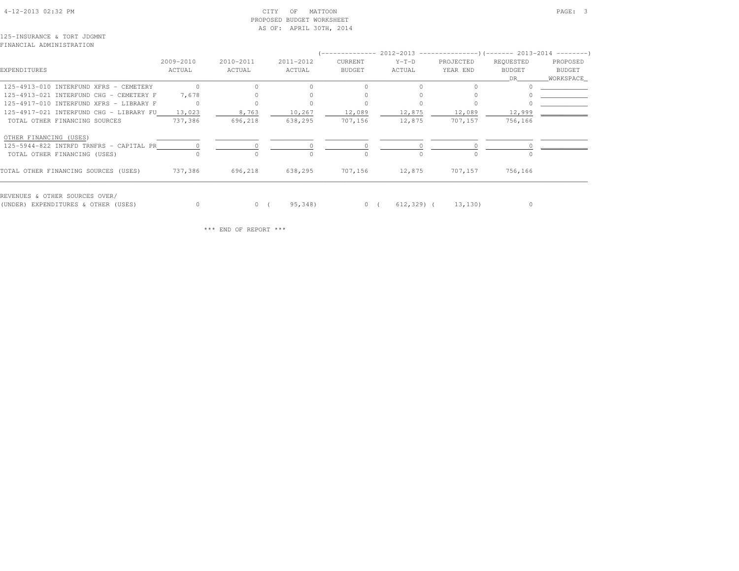CITY OF MATTOON
PROPOSED BUDGET WORKSHEET
AS OF: APRIL 30TH, 2014

125-INSURANCE & TORT JDGMNT
FINANCIAL ADMINISTRATION

| EXPENDITURES | 2009-2010 ACTUAL | 2010-2011 ACTUAL | 2011-2012 ACTUAL | 2012-2013 CURRENT BUDGET | 2012-2013 Y-T-D ACTUAL | 2012-2013 PROJECTED YEAR END | 2013-2014 REQUESTED BUDGET DR | 2013-2014 PROPOSED BUDGET WORKSPACE |
|---|---|---|---|---|---|---|---|---|
| 125-4913-010 INTERFUND XFRS - CEMETERY | 0 | 0 | 0 | 0 | 0 | 0 | 0 | |
| 125-4913-021 INTERFUND CHG - CEMETERY F | 7,678 | 0 | 0 | 0 | 0 | 0 | 0 | |
| 125-4917-010 INTERFUND XFRS - LIBRARY F | 0 | 0 | 0 | 0 | 0 | 0 | 0 | |
| 125-4917-021 INTERFUND CHG - LIBRARY FU | 13,023 | 8,763 | 10,267 | 12,089 | 12,875 | 12,089 | 12,999 | |
| TOTAL OTHER FINANCING SOURCES | 737,386 | 696,218 | 638,295 | 707,156 | 12,875 | 707,157 | 756,166 | |
| OTHER FINANCING (USES) | | | | | | | | |
| 125-5944-822 INTRFD TRNFRS - CAPITAL PR | 0 | 0 | 0 | 0 | 0 | 0 | 0 | |
| TOTAL OTHER FINANCING (USES) | 0 | 0 | 0 | 0 | 0 | 0 | 0 | |
| TOTAL OTHER FINANCING SOURCES (USES) | 737,386 | 696,218 | 638,295 | 707,156 | 12,875 | 707,157 | 756,166 | |
| REVENUES & OTHER SOURCES OVER/ (UNDER) EXPENDITURES & OTHER (USES) | 0 | 0 | (95,348) | 0 | (612,329) | (13,130) | 0 | |

*** END OF REPORT ***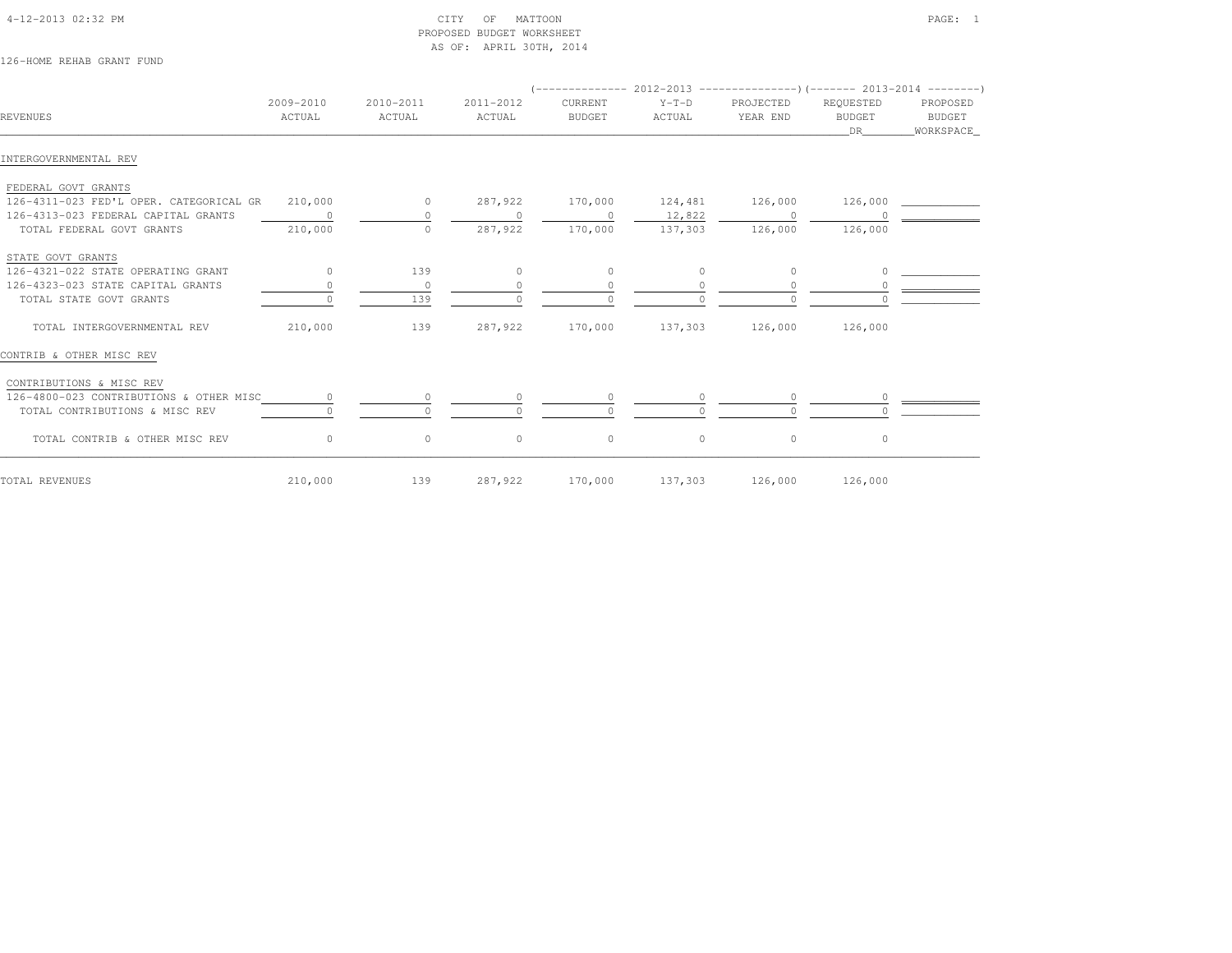CITY OF MATTOON
PROPOSED BUDGET WORKSHEET
AS OF: APRIL 30TH, 2014

126-HOME REHAB GRANT FUND

| REVENUES | 2009-2010 ACTUAL | 2010-2011 ACTUAL | 2011-2012 ACTUAL | 2012-2013 CURRENT BUDGET | 2012-2013 Y-T-D ACTUAL | 2012-2013 PROJECTED YEAR END | 2013-2014 REQUESTED BUDGET DR | 2013-2014 PROPOSED BUDGET WORKSPACE |
|---|---|---|---|---|---|---|---|---|
| **INTERGOVERNMENTAL REV** | | | | | | | | |
| FEDERAL GOVT GRANTS | | | | | | | | |
| 126-4311-023 FED'L OPER. CATEGORICAL GR | 210,000 | 0 | 287,922 | 170,000 | 124,481 | 126,000 | 126,000 | |
| 126-4313-023 FEDERAL CAPITAL GRANTS | 0 | 0 | 0 | 0 | 12,822 | 0 | 0 | |
| TOTAL FEDERAL GOVT GRANTS | 210,000 | 0 | 287,922 | 170,000 | 137,303 | 126,000 | 126,000 | |
| STATE GOVT GRANTS | | | | | | | | |
| 126-4321-022 STATE OPERATING GRANT | 0 | 139 | 0 | 0 | 0 | 0 | 0 | |
| 126-4323-023 STATE CAPITAL GRANTS | 0 | 0 | 0 | 0 | 0 | 0 | 0 | |
| TOTAL STATE GOVT GRANTS | 0 | 139 | 0 | 0 | 0 | 0 | 0 | |
| TOTAL INTERGOVERNMENTAL REV | 210,000 | 139 | 287,922 | 170,000 | 137,303 | 126,000 | 126,000 | |
| **CONTRIB & OTHER MISC REV** | | | | | | | | |
| CONTRIBUTIONS & MISC REV | | | | | | | | |
| 126-4800-023 CONTRIBUTIONS & OTHER MISC | 0 | 0 | 0 | 0 | 0 | 0 | 0 | |
| TOTAL CONTRIBUTIONS & MISC REV | 0 | 0 | 0 | 0 | 0 | 0 | 0 | |
| TOTAL CONTRIB & OTHER MISC REV | 0 | 0 | 0 | 0 | 0 | 0 | 0 | |
| TOTAL REVENUES | 210,000 | 139 | 287,922 | 170,000 | 137,303 | 126,000 | 126,000 | |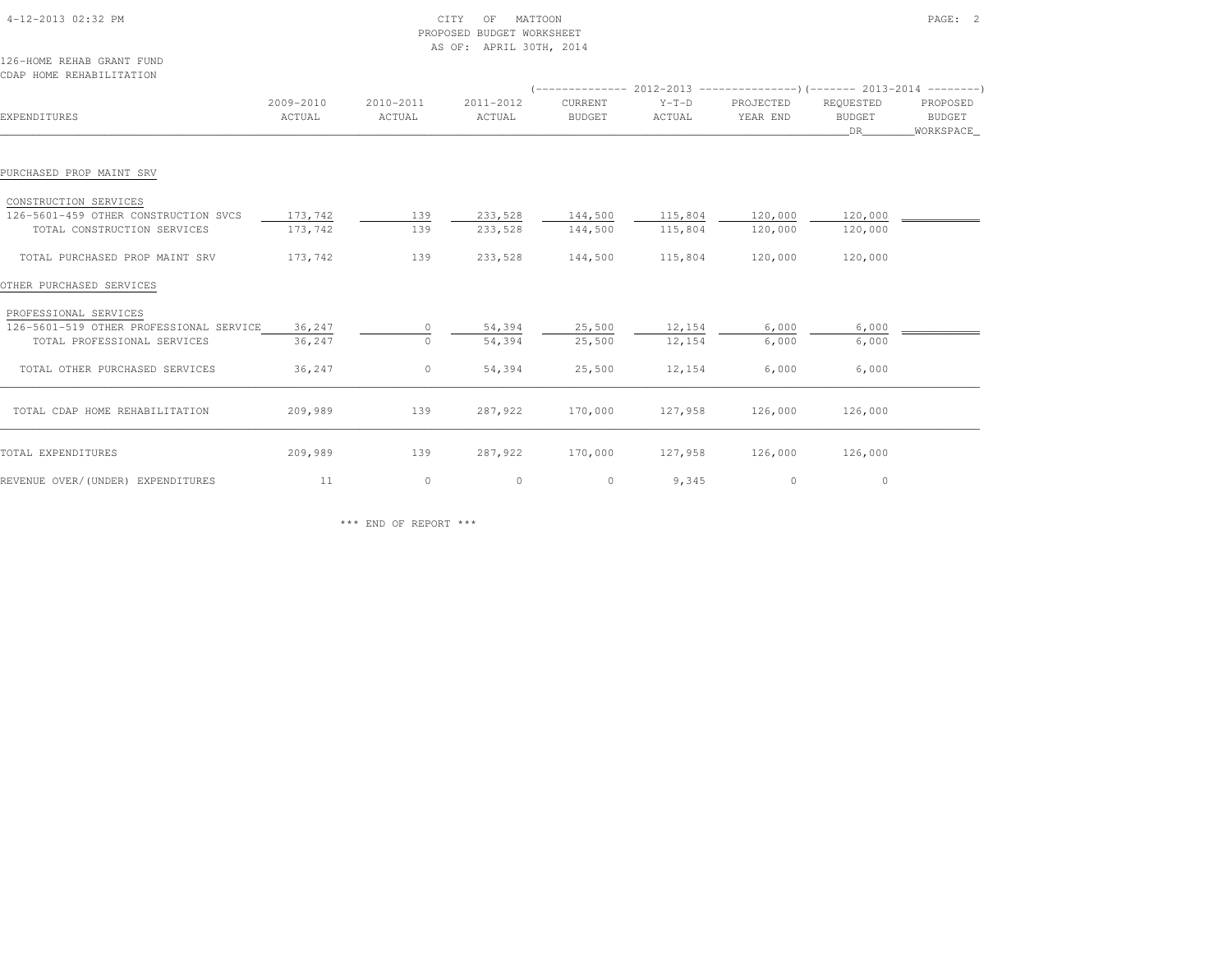CITY OF MATTOON
PROPOSED BUDGET WORKSHEET
AS OF: APRIL 30TH, 2014

126-HOME REHAB GRANT FUND
CDAP HOME REHABILITATION

| EXPENDITURES | 2009-2010 ACTUAL | 2010-2011 ACTUAL | 2011-2012 ACTUAL | 2012-2013 CURRENT BUDGET | 2012-2013 Y-T-D ACTUAL | 2012-2013 PROJECTED YEAR END | 2013-2014 REQUESTED BUDGET DR | 2013-2014 PROPOSED BUDGET WORKSPACE |
|---|---|---|---|---|---|---|---|---|
| PURCHASED PROP MAINT SRV | | | | | | | | |
| CONSTRUCTION SERVICES | | | | | | | | |
| 126-5601-459 OTHER CONSTRUCTION SVCS | 173,742 | 139 | 233,528 | 144,500 | 115,804 | 120,000 | 120,000 | |
| TOTAL CONSTRUCTION SERVICES | 173,742 | 139 | 233,528 | 144,500 | 115,804 | 120,000 | 120,000 | |
| TOTAL PURCHASED PROP MAINT SRV | 173,742 | 139 | 233,528 | 144,500 | 115,804 | 120,000 | 120,000 | |
| OTHER PURCHASED SERVICES | | | | | | | | |
| PROFESSIONAL SERVICES | | | | | | | | |
| 126-5601-519 OTHER PROFESSIONAL SERVICE | 36,247 | 0 | 54,394 | 25,500 | 12,154 | 6,000 | 6,000 | |
| TOTAL PROFESSIONAL SERVICES | 36,247 | 0 | 54,394 | 25,500 | 12,154 | 6,000 | 6,000 | |
| TOTAL OTHER PURCHASED SERVICES | 36,247 | 0 | 54,394 | 25,500 | 12,154 | 6,000 | 6,000 | |
| TOTAL CDAP HOME REHABILITATION | 209,989 | 139 | 287,922 | 170,000 | 127,958 | 126,000 | 126,000 | |
| TOTAL EXPENDITURES | 209,989 | 139 | 287,922 | 170,000 | 127,958 | 126,000 | 126,000 | |
| REVENUE OVER/(UNDER) EXPENDITURES | 11 | 0 | 0 | 0 | 9,345 | 0 | 0 | |

*** END OF REPORT ***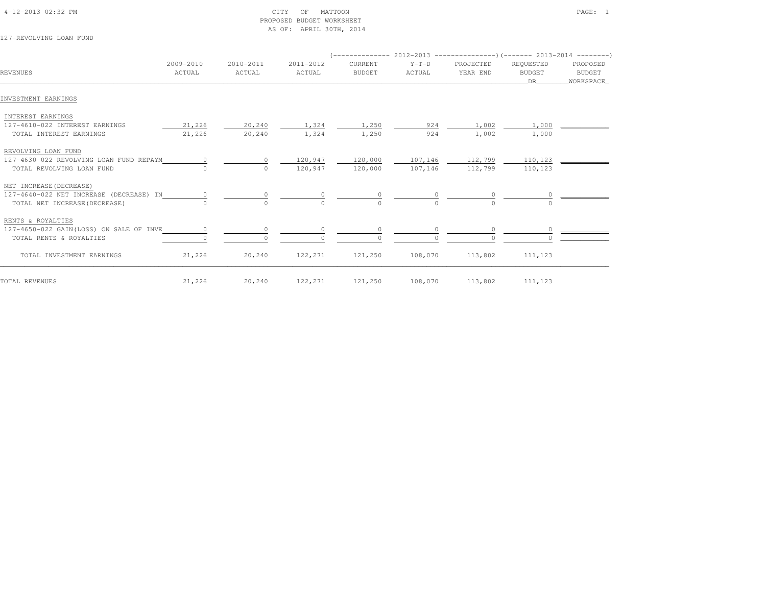CITY OF MATTOON
PROPOSED BUDGET WORKSHEET
AS OF: APRIL 30TH, 2014

127-REVOLVING LOAN FUND

| REVENUES | 2009-2010 ACTUAL | 2010-2011 ACTUAL | 2011-2012 ACTUAL | 2012-2013 CURRENT BUDGET | 2012-2013 Y-T-D ACTUAL | 2012-2013 PROJECTED YEAR END | 2013-2014 REQUESTED BUDGET DR | 2013-2014 PROPOSED BUDGET WORKSPACE |
|---|---|---|---|---|---|---|---|---|
| **INVESTMENT EARNINGS** | | | | | | | | |
| INTEREST EARNINGS | | | | | | | | |
| 127-4610-022 INTEREST EARNINGS | 21,226 | 20,240 | 1,324 | 1,250 | 924 | 1,002 | 1,000 | |
| TOTAL INTEREST EARNINGS | 21,226 | 20,240 | 1,324 | 1,250 | 924 | 1,002 | 1,000 | |
| REVOLVING LOAN FUND | | | | | | | | |
| 127-4630-022 REVOLVING LOAN FUND REPAYM | 0 | 0 | 120,947 | 120,000 | 107,146 | 112,799 | 110,123 | |
| TOTAL REVOLVING LOAN FUND | 0 | 0 | 120,947 | 120,000 | 107,146 | 112,799 | 110,123 | |
| NET INCREASE(DECREASE) | | | | | | | | |
| 127-4640-022 NET INCREASE (DECREASE) IN | 0 | 0 | 0 | 0 | 0 | 0 | 0 | |
| TOTAL NET INCREASE(DECREASE) | 0 | 0 | 0 | 0 | 0 | 0 | 0 | |
| RENTS & ROYALTIES | | | | | | | | |
| 127-4650-022 GAIN(LOSS) ON SALE OF INVE | 0 | 0 | 0 | 0 | 0 | 0 | 0 | |
| TOTAL RENTS & ROYALTIES | 0 | 0 | 0 | 0 | 0 | 0 | 0 | |
| TOTAL INVESTMENT EARNINGS | 21,226 | 20,240 | 122,271 | 121,250 | 108,070 | 113,802 | 111,123 | |
| TOTAL REVENUES | 21,226 | 20,240 | 122,271 | 121,250 | 108,070 | 113,802 | 111,123 | |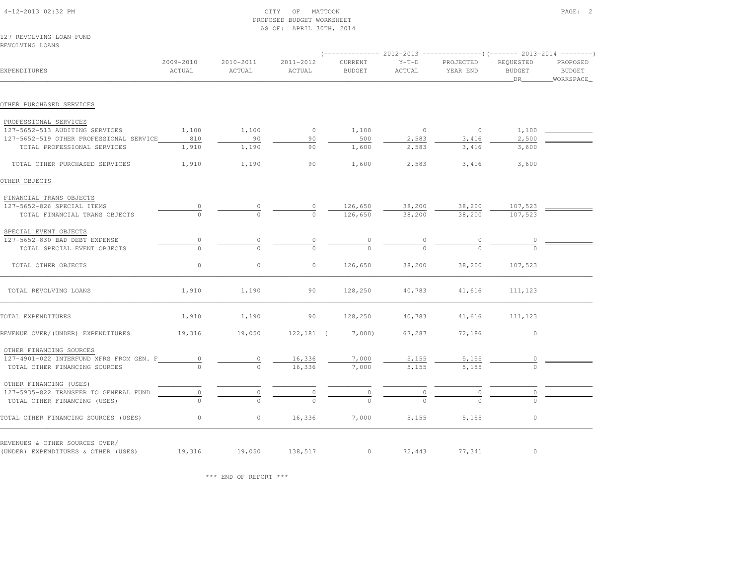CITY OF MATTOON
PROPOSED BUDGET WORKSHEET
AS OF: APRIL 30TH, 2014

127-REVOLVING LOAN FUND
REVOLVING LOANS

| EXPENDITURES | 2009-2010 ACTUAL | 2010-2011 ACTUAL | 2011-2012 ACTUAL | 2012-2013 CURRENT BUDGET | 2012-2013 Y-T-D ACTUAL | 2012-2013 PROJECTED YEAR END | 2013-2014 REQUESTED BUDGET DR | 2013-2014 PROPOSED BUDGET WORKSPACE |
|---|---|---|---|---|---|---|---|---|
| OTHER PURCHASED SERVICES | | | | | | | | |
| PROFESSIONAL SERVICES | | | | | | | | |
| 127-5652-513 AUDITING SERVICES | 1,100 | 1,100 | 0 | 1,100 | 0 | 0 | 1,100 | |
| 127-5652-519 OTHER PROFESSIONAL SERVICE | 810 | 90 | 90 | 500 | 2,583 | 3,416 | 2,500 | |
| TOTAL PROFESSIONAL SERVICES | 1,910 | 1,190 | 90 | 1,600 | 2,583 | 3,416 | 3,600 | |
| TOTAL OTHER PURCHASED SERVICES | 1,910 | 1,190 | 90 | 1,600 | 2,583 | 3,416 | 3,600 | |
| OTHER OBJECTS | | | | | | | | |
| FINANCIAL TRANS OBJECTS | | | | | | | | |
| 127-5652-826 SPECIAL ITEMS | 0 | 0 | 0 | 126,650 | 38,200 | 38,200 | 107,523 | |
| TOTAL FINANCIAL TRANS OBJECTS | 0 | 0 | 0 | 126,650 | 38,200 | 38,200 | 107,523 | |
| SPECIAL EVENT OBJECTS | | | | | | | | |
| 127-5652-830 BAD DEBT EXPENSE | 0 | 0 | 0 | 0 | 0 | 0 | 0 | |
| TOTAL SPECIAL EVENT OBJECTS | 0 | 0 | 0 | 0 | 0 | 0 | 0 | |
| TOTAL OTHER OBJECTS | 0 | 0 | 0 | 126,650 | 38,200 | 38,200 | 107,523 | |
| TOTAL REVOLVING LOANS | 1,910 | 1,190 | 90 | 128,250 | 40,783 | 41,616 | 111,123 | |
| TOTAL EXPENDITURES | 1,910 | 1,190 | 90 | 128,250 | 40,783 | 41,616 | 111,123 | |
| REVENUE OVER/(UNDER) EXPENDITURES | 19,316 | 19,050 | 122,181 | ( 7,000) | 67,287 | 72,186 | 0 | |
| OTHER FINANCING SOURCES | | | | | | | | |
| 127-4901-022 INTERFUND XFRS FROM GEN. F | 0 | 0 | 16,336 | 7,000 | 5,155 | 5,155 | 0 | |
| TOTAL OTHER FINANCING SOURCES | 0 | 0 | 16,336 | 7,000 | 5,155 | 5,155 | 0 | |
| OTHER FINANCING (USES) | | | | | | | | |
| 127-5935-822 TRANSFER TO GENERAL FUND | 0 | 0 | 0 | 0 | 0 | 0 | 0 | |
| TOTAL OTHER FINANCING (USES) | 0 | 0 | 0 | 0 | 0 | 0 | 0 | |
| TOTAL OTHER FINANCING SOURCES (USES) | 0 | 0 | 16,336 | 7,000 | 5,155 | 5,155 | 0 | |
| REVENUES & OTHER SOURCES OVER/ (UNDER) EXPENDITURES & OTHER (USES) | 19,316 | 19,050 | 138,517 | 0 | 72,443 | 77,341 | 0 | |

*** END OF REPORT ***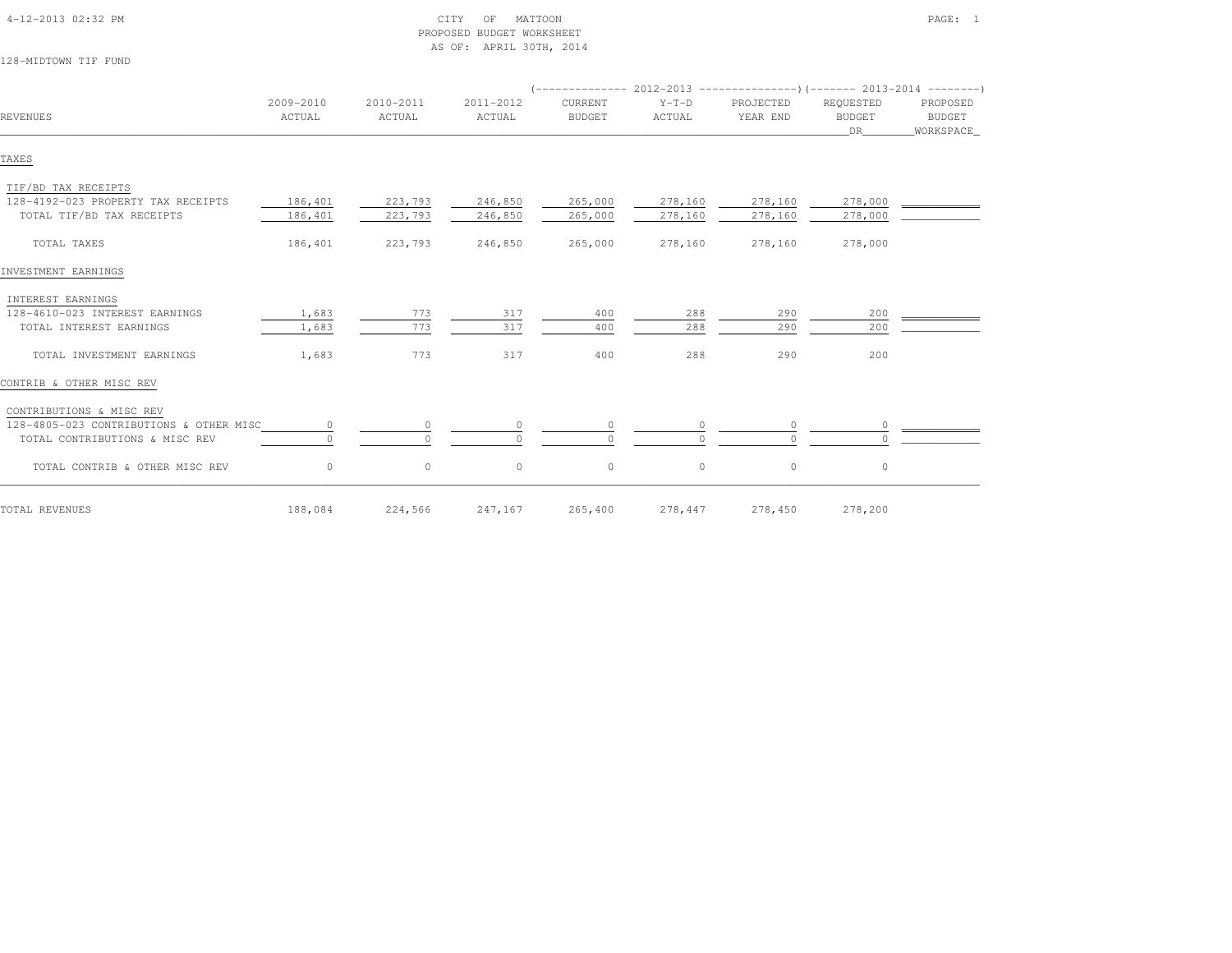CITY OF MATTOON
PROPOSED BUDGET WORKSHEET
AS OF: APRIL 30TH, 2014

128-MIDTOWN TIF FUND

| REVENUES | 2009-2010 ACTUAL | 2010-2011 ACTUAL | 2011-2012 ACTUAL | 2012-2013 CURRENT BUDGET | 2012-2013 Y-T-D ACTUAL | 2012-2013 PROJECTED YEAR END | 2013-2014 REQUESTED BUDGET DR | 2013-2014 PROPOSED BUDGET WORKSPACE |
|---|---|---|---|---|---|---|---|---|
| **TAXES** | | | | | | | | |
| TIF/BD TAX RECEIPTS | | | | | | | | |
| 128-4192-023 PROPERTY TAX RECEIPTS | 186,401 | 223,793 | 246,850 | 265,000 | 278,160 | 278,160 | 278,000 | |
| TOTAL TIF/BD TAX RECEIPTS | 186,401 | 223,793 | 246,850 | 265,000 | 278,160 | 278,160 | 278,000 | |
| TOTAL TAXES | 186,401 | 223,793 | 246,850 | 265,000 | 278,160 | 278,160 | 278,000 | |
| **INVESTMENT EARNINGS** | | | | | | | | |
| INTEREST EARNINGS | | | | | | | | |
| 128-4610-023 INTEREST EARNINGS | 1,683 | 773 | 317 | 400 | 288 | 290 | 200 | |
| TOTAL INTEREST EARNINGS | 1,683 | 773 | 317 | 400 | 288 | 290 | 200 | |
| TOTAL INVESTMENT EARNINGS | 1,683 | 773 | 317 | 400 | 288 | 290 | 200 | |
| **CONTRIB & OTHER MISC REV** | | | | | | | | |
| CONTRIBUTIONS & MISC REV | | | | | | | | |
| 128-4805-023 CONTRIBUTIONS & OTHER MISC | 0 | 0 | 0 | 0 | 0 | 0 | 0 | |
| TOTAL CONTRIBUTIONS & MISC REV | 0 | 0 | 0 | 0 | 0 | 0 | 0 | |
| TOTAL CONTRIB & OTHER MISC REV | 0 | 0 | 0 | 0 | 0 | 0 | 0 | |
| TOTAL REVENUES | 188,084 | 224,566 | 247,167 | 265,400 | 278,447 | 278,450 | 278,200 | |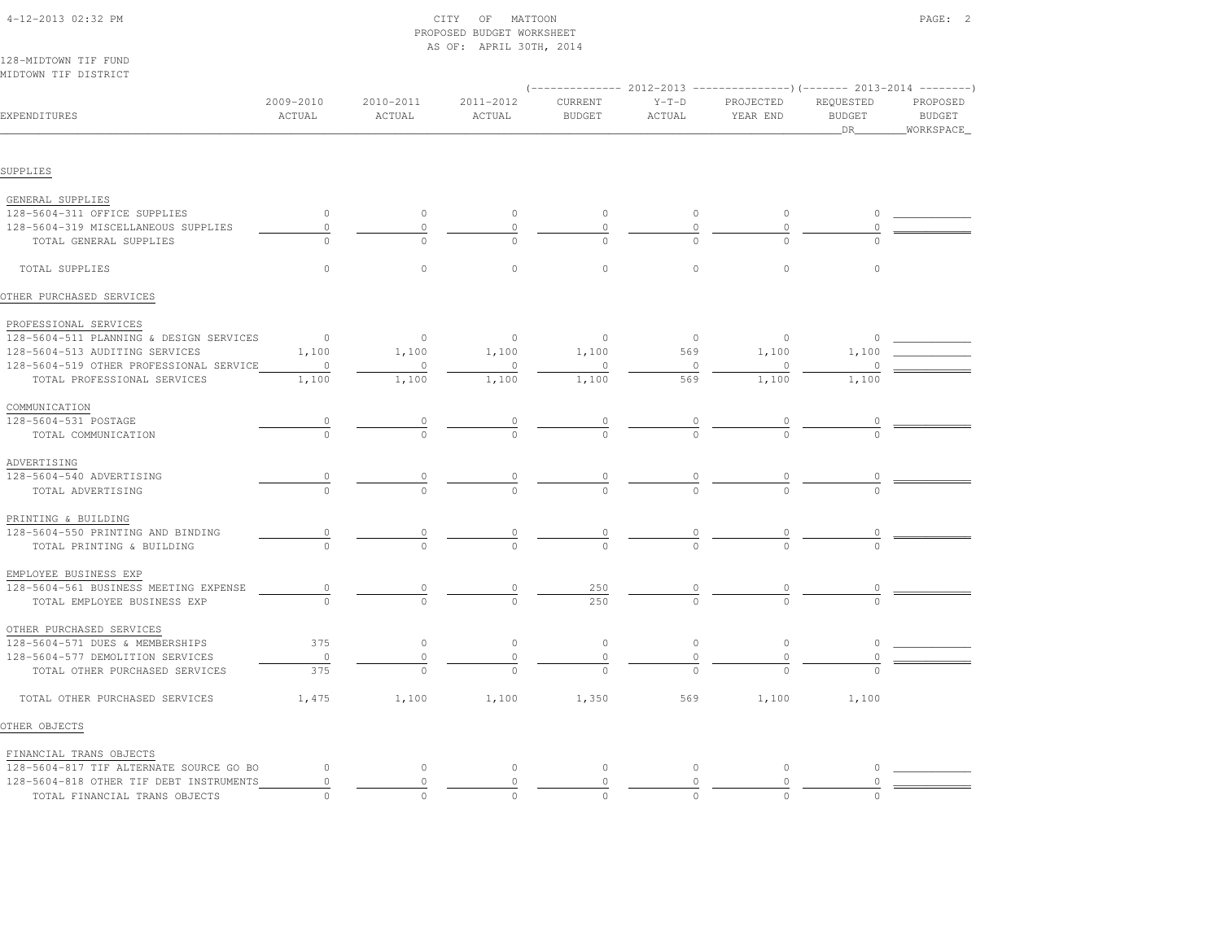CITY OF MATTOON
PROPOSED BUDGET WORKSHEET
AS OF: APRIL 30TH, 2014

4-12-2013 02:32 PM

128-MIDTOWN TIF FUND
MIDTOWN TIF DISTRICT

| EXPENDITURES | 2009-2010 ACTUAL | 2010-2011 ACTUAL | 2011-2012 ACTUAL | 2012-2013 CURRENT BUDGET | 2012-2013 Y-T-D ACTUAL | 2012-2013 PROJECTED YEAR END | 2013-2014 REQUESTED BUDGET DR | 2013-2014 PROPOSED BUDGET WORKSPACE |
|---|---|---|---|---|---|---|---|---|
| **SUPPLIES** | | | | | | | | |
| GENERAL SUPPLIES | | | | | | | | |
| 128-5604-311 OFFICE SUPPLIES | 0 | 0 | 0 | 0 | 0 | 0 | 0 | |
| 128-5604-319 MISCELLANEOUS SUPPLIES | 0 | 0 | 0 | 0 | 0 | 0 | 0 | |
| TOTAL GENERAL SUPPLIES | 0 | 0 | 0 | 0 | 0 | 0 | 0 | |
| TOTAL SUPPLIES | 0 | 0 | 0 | 0 | 0 | 0 | 0 | |
| **OTHER PURCHASED SERVICES** | | | | | | | | |
| PROFESSIONAL SERVICES | | | | | | | | |
| 128-5604-511 PLANNING & DESIGN SERVICES | 0 | 0 | 0 | 0 | 0 | 0 | 0 | |
| 128-5604-513 AUDITING SERVICES | 1,100 | 1,100 | 1,100 | 1,100 | 569 | 1,100 | 1,100 | |
| 128-5604-519 OTHER PROFESSIONAL SERVICE | 0 | 0 | 0 | 0 | 0 | 0 | 0 | |
| TOTAL PROFESSIONAL SERVICES | 1,100 | 1,100 | 1,100 | 1,100 | 569 | 1,100 | 1,100 | |
| COMMUNICATION | | | | | | | | |
| 128-5604-531 POSTAGE | 0 | 0 | 0 | 0 | 0 | 0 | 0 | |
| TOTAL COMMUNICATION | 0 | 0 | 0 | 0 | 0 | 0 | 0 | |
| ADVERTISING | | | | | | | | |
| 128-5604-540 ADVERTISING | 0 | 0 | 0 | 0 | 0 | 0 | 0 | |
| TOTAL ADVERTISING | 0 | 0 | 0 | 0 | 0 | 0 | 0 | |
| PRINTING & BUILDING | | | | | | | | |
| 128-5604-550 PRINTING AND BINDING | 0 | 0 | 0 | 0 | 0 | 0 | 0 | |
| TOTAL PRINTING & BUILDING | 0 | 0 | 0 | 0 | 0 | 0 | 0 | |
| EMPLOYEE BUSINESS EXP | | | | | | | | |
| 128-5604-561 BUSINESS MEETING EXPENSE | 0 | 0 | 0 | 250 | 0 | 0 | 0 | |
| TOTAL EMPLOYEE BUSINESS EXP | 0 | 0 | 0 | 250 | 0 | 0 | 0 | |
| OTHER PURCHASED SERVICES | | | | | | | | |
| 128-5604-571 DUES & MEMBERSHIPS | 375 | 0 | 0 | 0 | 0 | 0 | 0 | |
| 128-5604-577 DEMOLITION SERVICES | 0 | 0 | 0 | 0 | 0 | 0 | 0 | |
| TOTAL OTHER PURCHASED SERVICES | 375 | 0 | 0 | 0 | 0 | 0 | 0 | |
| TOTAL OTHER PURCHASED SERVICES | 1,475 | 1,100 | 1,100 | 1,350 | 569 | 1,100 | 1,100 | |
| **OTHER OBJECTS** | | | | | | | | |
| FINANCIAL TRANS OBJECTS | | | | | | | | |
| 128-5604-817 TIF ALTERNATE SOURCE GO BO | 0 | 0 | 0 | 0 | 0 | 0 | 0 | |
| 128-5604-818 OTHER TIF DEBT INSTRUMENTS | 0 | 0 | 0 | 0 | 0 | 0 | 0 | |
| TOTAL FINANCIAL TRANS OBJECTS | 0 | 0 | 0 | 0 | 0 | 0 | 0 | |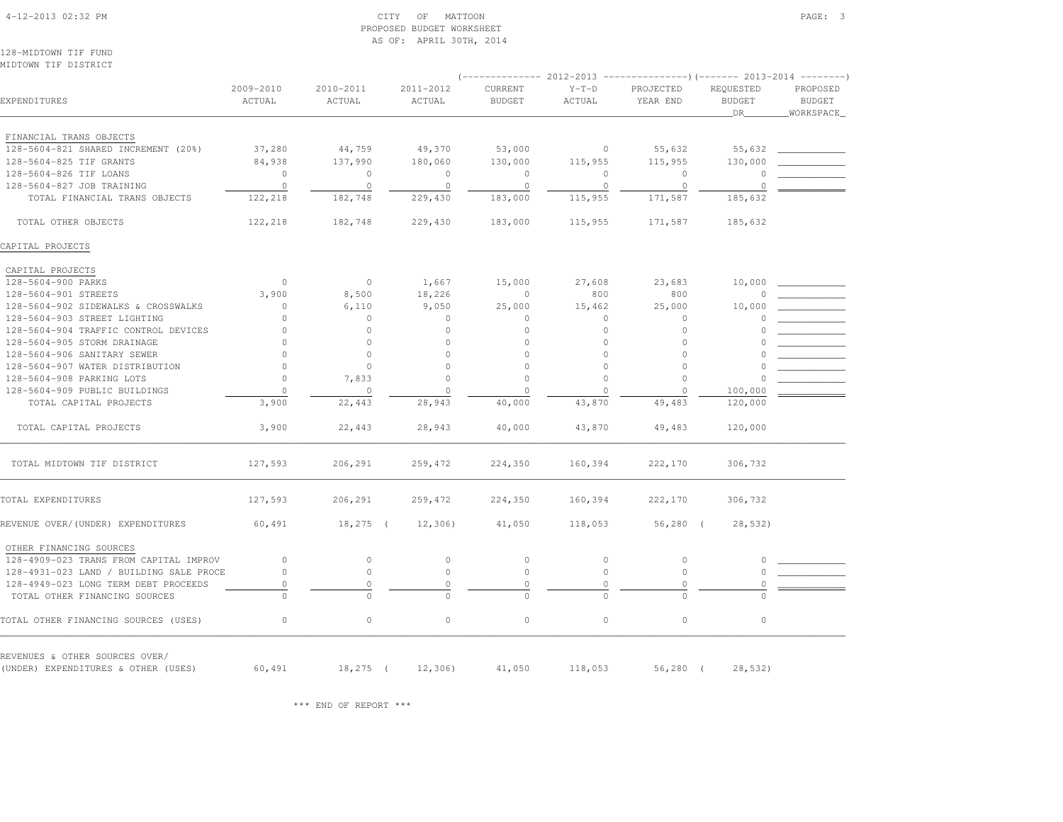CITY OF MATTOON
PROPOSED BUDGET WORKSHEET
AS OF: APRIL 30TH, 2014

128-MIDTOWN TIF FUND
MIDTOWN TIF DISTRICT

| EXPENDITURES | 2009-2010 ACTUAL | 2010-2011 ACTUAL | 2011-2012 ACTUAL | 2012-2013 CURRENT BUDGET | 2012-2013 Y-T-D ACTUAL | 2012-2013 PROJECTED YEAR END | 2013-2014 REQUESTED BUDGET DR | 2013-2014 PROPOSED BUDGET WORKSPACE |
|---|---|---|---|---|---|---|---|---|
| **FINANCIAL TRANS OBJECTS** | | | | | | | | |
| 128-5604-821 SHARED INCREMENT (20%) | 37,280 | 44,759 | 49,370 | 53,000 | 0 | 55,632 | 55,632 | ___________ |
| 128-5604-825 TIF GRANTS | 84,938 | 137,990 | 180,060 | 130,000 | 115,955 | 115,955 | 130,000 | ___________ |
| 128-5604-826 TIF LOANS | 0 | 0 | 0 | 0 | 0 | 0 | 0 | ___________ |
| 128-5604-827 JOB TRAINING | 0 | 0 | 0 | 0 | 0 | 0 | 0 | ___________ |
| TOTAL FINANCIAL TRANS OBJECTS | 122,218 | 182,748 | 229,430 | 183,000 | 115,955 | 171,587 | 185,632 | |
| TOTAL OTHER OBJECTS | 122,218 | 182,748 | 229,430 | 183,000 | 115,955 | 171,587 | 185,632 | |
| **CAPITAL PROJECTS** | | | | | | | | |
| **CAPITAL PROJECTS** | | | | | | | | |
| 128-5604-900 PARKS | 0 | 0 | 1,667 | 15,000 | 27,608 | 23,683 | 10,000 | ___________ |
| 128-5604-901 STREETS | 3,900 | 8,500 | 18,226 | 0 | 800 | 800 | 0 | ___________ |
| 128-5604-902 SIDEWALKS & CROSSWALKS | 0 | 6,110 | 9,050 | 25,000 | 15,462 | 25,000 | 10,000 | ___________ |
| 128-5604-903 STREET LIGHTING | 0 | 0 | 0 | 0 | 0 | 0 | 0 | ___________ |
| 128-5604-904 TRAFFIC CONTROL DEVICES | 0 | 0 | 0 | 0 | 0 | 0 | 0 | ___________ |
| 128-5604-905 STORM DRAINAGE | 0 | 0 | 0 | 0 | 0 | 0 | 0 | ___________ |
| 128-5604-906 SANITARY SEWER | 0 | 0 | 0 | 0 | 0 | 0 | 0 | ___________ |
| 128-5604-907 WATER DISTRIBUTION | 0 | 0 | 0 | 0 | 0 | 0 | 0 | ___________ |
| 128-5604-908 PARKING LOTS | 0 | 7,833 | 0 | 0 | 0 | 0 | 0 | ___________ |
| 128-5604-909 PUBLIC BUILDINGS | 0 | 0 | 0 | 0 | 0 | 0 | 100,000 | ___________ |
| TOTAL CAPITAL PROJECTS | 3,900 | 22,443 | 28,943 | 40,000 | 43,870 | 49,483 | 120,000 | |
| TOTAL CAPITAL PROJECTS | 3,900 | 22,443 | 28,943 | 40,000 | 43,870 | 49,483 | 120,000 | |
| TOTAL MIDTOWN TIF DISTRICT | 127,593 | 206,291 | 259,472 | 224,350 | 160,394 | 222,170 | 306,732 | |
| TOTAL EXPENDITURES | 127,593 | 206,291 | 259,472 | 224,350 | 160,394 | 222,170 | 306,732 | |
| REVENUE OVER/(UNDER) EXPENDITURES | 60,491 | 18,275 | ( 12,306) | 41,050 | 118,053 | 56,280 | ( 28,532) | |
| **OTHER FINANCING SOURCES** | | | | | | | | |
| 128-4909-023 TRANS FROM CAPITAL IMPROV | 0 | 0 | 0 | 0 | 0 | 0 | 0 | ___________ |
| 128-4931-023 LAND / BUILDING SALE PROCE | 0 | 0 | 0 | 0 | 0 | 0 | 0 | ___________ |
| 128-4949-023 LONG TERM DEBT PROCEEDS | 0 | 0 | 0 | 0 | 0 | 0 | 0 | ___________ |
| TOTAL OTHER FINANCING SOURCES | 0 | 0 | 0 | 0 | 0 | 0 | 0 | |
| TOTAL OTHER FINANCING SOURCES (USES) | 0 | 0 | 0 | 0 | 0 | 0 | 0 | |
| REVENUES & OTHER SOURCES OVER/ (UNDER) EXPENDITURES & OTHER (USES) | 60,491 | 18,275 | ( 12,306) | 41,050 | 118,053 | 56,280 | ( 28,532) | |

*** END OF REPORT ***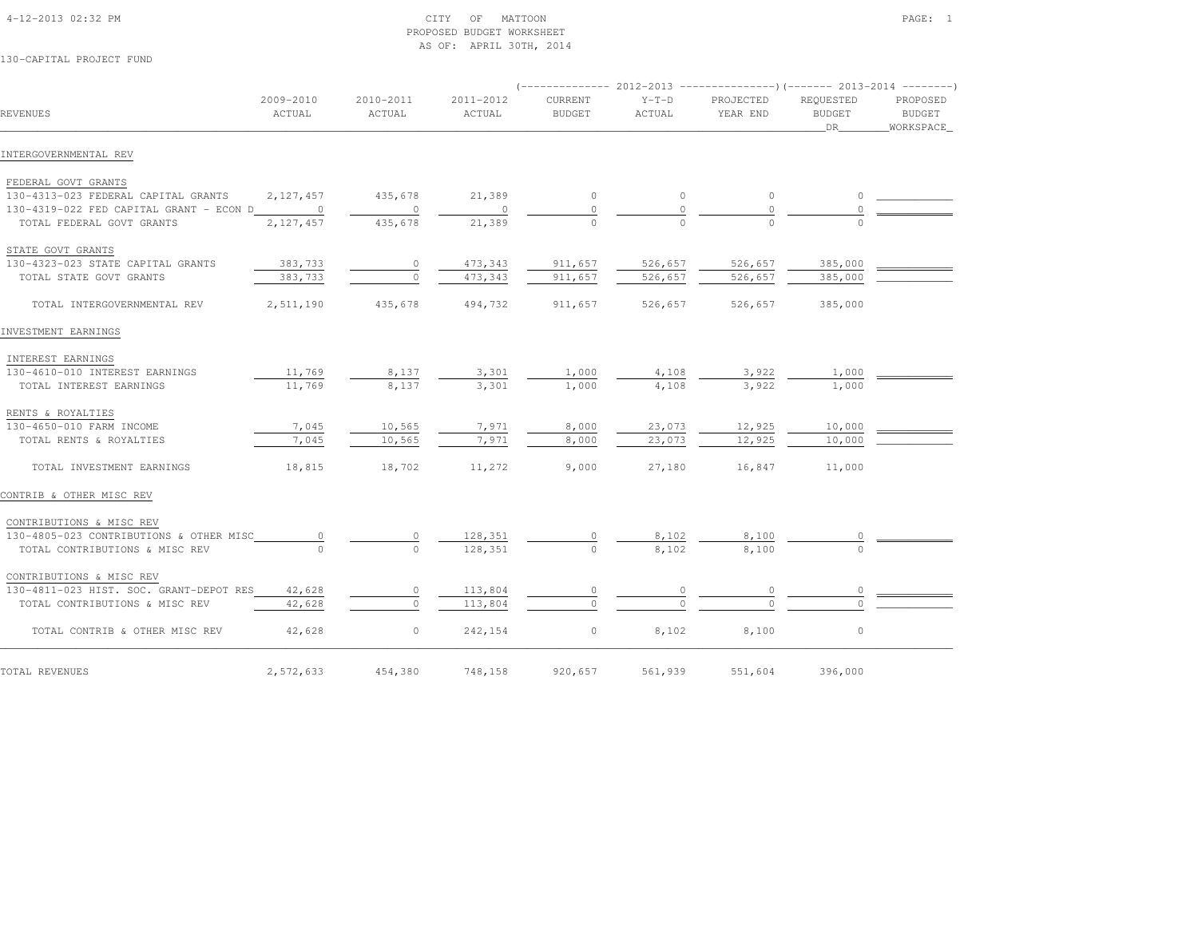CITY OF MATTOON
PROPOSED BUDGET WORKSHEET
AS OF: APRIL 30TH, 2014

130-CAPITAL PROJECT FUND

| REVENUES | 2009-2010 ACTUAL | 2010-2011 ACTUAL | 2011-2012 ACTUAL | 2012-2013 CURRENT BUDGET | 2012-2013 Y-T-D ACTUAL | 2012-2013 PROJECTED YEAR END | 2013-2014 REQUESTED BUDGET DR | 2013-2014 PROPOSED BUDGET WORKSPACE |
|---|---|---|---|---|---|---|---|---|
| **INTERGOVERNMENTAL REV** | | | | | | | | |
| FEDERAL GOVT GRANTS | | | | | | | | |
| 130-4313-023 FEDERAL CAPITAL GRANTS | 2,127,457 | 435,678 | 21,389 | 0 | 0 | 0 | 0 | |
| 130-4319-022 FED CAPITAL GRANT - ECON D | 0 | 0 | 0 | 0 | 0 | 0 | 0 | |
| TOTAL FEDERAL GOVT GRANTS | 2,127,457 | 435,678 | 21,389 | 0 | 0 | 0 | 0 | |
| STATE GOVT GRANTS | | | | | | | | |
| 130-4323-023 STATE CAPITAL GRANTS | 383,733 | 0 | 473,343 | 911,657 | 526,657 | 526,657 | 385,000 | |
| TOTAL STATE GOVT GRANTS | 383,733 | 0 | 473,343 | 911,657 | 526,657 | 526,657 | 385,000 | |
| TOTAL INTERGOVERNMENTAL REV | 2,511,190 | 435,678 | 494,732 | 911,657 | 526,657 | 526,657 | 385,000 | |
| **INVESTMENT EARNINGS** | | | | | | | | |
| INTEREST EARNINGS | | | | | | | | |
| 130-4610-010 INTEREST EARNINGS | 11,769 | 8,137 | 3,301 | 1,000 | 4,108 | 3,922 | 1,000 | |
| TOTAL INTEREST EARNINGS | 11,769 | 8,137 | 3,301 | 1,000 | 4,108 | 3,922 | 1,000 | |
| RENTS & ROYALTIES | | | | | | | | |
| 130-4650-010 FARM INCOME | 7,045 | 10,565 | 7,971 | 8,000 | 23,073 | 12,925 | 10,000 | |
| TOTAL RENTS & ROYALTIES | 7,045 | 10,565 | 7,971 | 8,000 | 23,073 | 12,925 | 10,000 | |
| TOTAL INVESTMENT EARNINGS | 18,815 | 18,702 | 11,272 | 9,000 | 27,180 | 16,847 | 11,000 | |
| **CONTRIB & OTHER MISC REV** | | | | | | | | |
| CONTRIBUTIONS & MISC REV | | | | | | | | |
| 130-4805-023 CONTRIBUTIONS & OTHER MISC | 0 | 0 | 128,351 | 0 | 8,102 | 8,100 | 0 | |
| TOTAL CONTRIBUTIONS & MISC REV | 0 | 0 | 128,351 | 0 | 8,102 | 8,100 | 0 | |
| CONTRIBUTIONS & MISC REV | | | | | | | | |
| 130-4811-023 HIST. SOC. GRANT-DEPOT RES | 42,628 | 0 | 113,804 | 0 | 0 | 0 | 0 | |
| TOTAL CONTRIBUTIONS & MISC REV | 42,628 | 0 | 113,804 | 0 | 0 | 0 | 0 | |
| TOTAL CONTRIB & OTHER MISC REV | 42,628 | 0 | 242,154 | 0 | 8,102 | 8,100 | 0 | |
| **TOTAL REVENUES** | 2,572,633 | 454,380 | 748,158 | 920,657 | 561,939 | 551,604 | 396,000 | |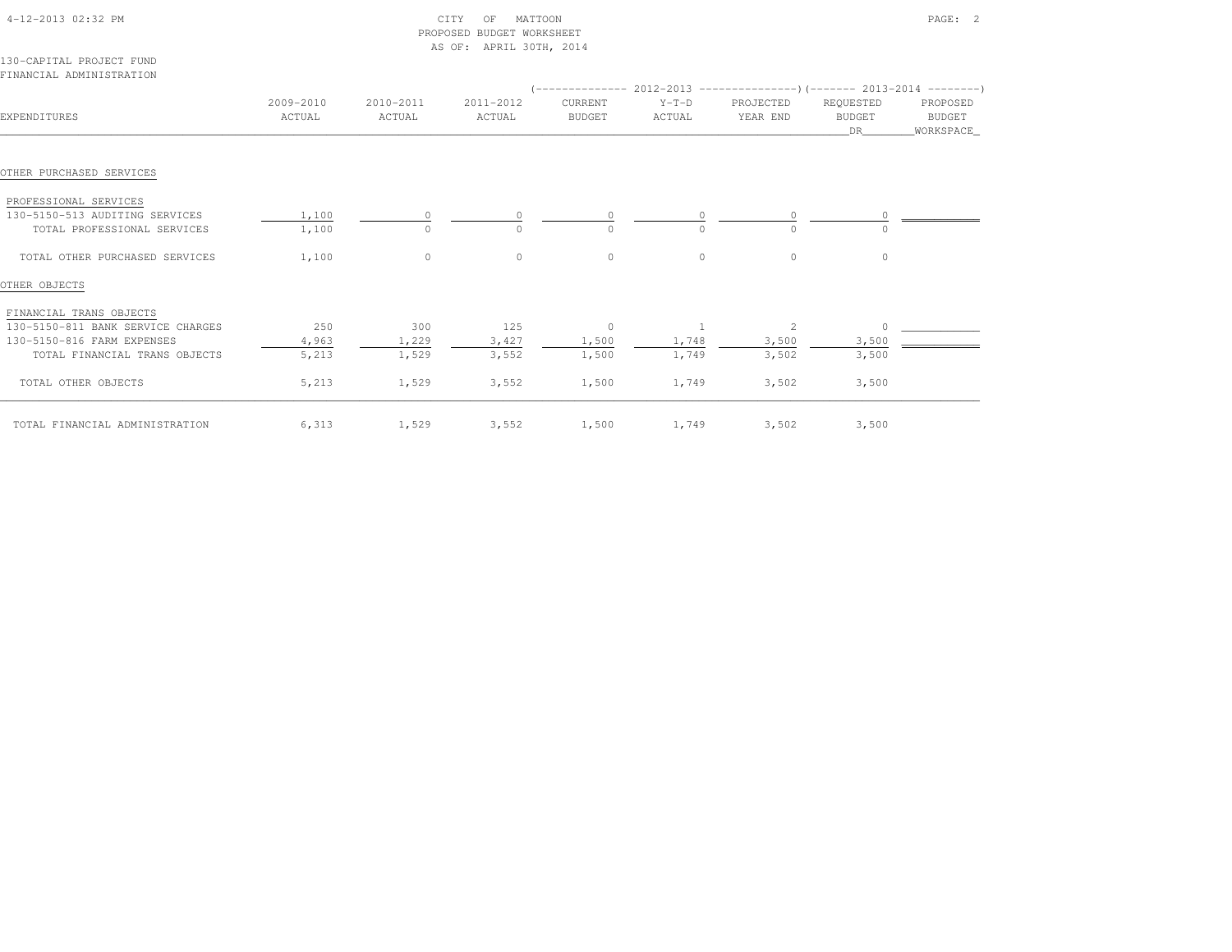CITY OF MATTOON
PROPOSED BUDGET WORKSHEET
AS OF: APRIL 30TH, 2014

130-CAPITAL PROJECT FUND
FINANCIAL ADMINISTRATION

| EXPENDITURES | 2009-2010 ACTUAL | 2010-2011 ACTUAL | 2011-2012 ACTUAL | 2012-2013 CURRENT BUDGET | 2012-2013 Y-T-D ACTUAL | 2012-2013 PROJECTED YEAR END | 2013-2014 REQUESTED BUDGET DR | 2013-2014 PROPOSED BUDGET WORKSPACE |
|---|---|---|---|---|---|---|---|---|
| **OTHER PURCHASED SERVICES** | | | | | | | | |
| PROFESSIONAL SERVICES | | | | | | | | |
| 130-5150-513 AUDITING SERVICES | 1,100 | 0 | 0 | 0 | 0 | 0 | 0 | |
| TOTAL PROFESSIONAL SERVICES | 1,100 | 0 | 0 | 0 | 0 | 0 | 0 | |
| TOTAL OTHER PURCHASED SERVICES | 1,100 | 0 | 0 | 0 | 0 | 0 | 0 | |
| **OTHER OBJECTS** | | | | | | | | |
| FINANCIAL TRANS OBJECTS | | | | | | | | |
| 130-5150-811 BANK SERVICE CHARGES | 250 | 300 | 125 | 0 | 1 | 2 | 0 | |
| 130-5150-816 FARM EXPENSES | 4,963 | 1,229 | 3,427 | 1,500 | 1,748 | 3,500 | 3,500 | |
| TOTAL FINANCIAL TRANS OBJECTS | 5,213 | 1,529 | 3,552 | 1,500 | 1,749 | 3,502 | 3,500 | |
| TOTAL OTHER OBJECTS | 5,213 | 1,529 | 3,552 | 1,500 | 1,749 | 3,502 | 3,500 | |
| TOTAL FINANCIAL ADMINISTRATION | 6,313 | 1,529 | 3,552 | 1,500 | 1,749 | 3,502 | 3,500 | |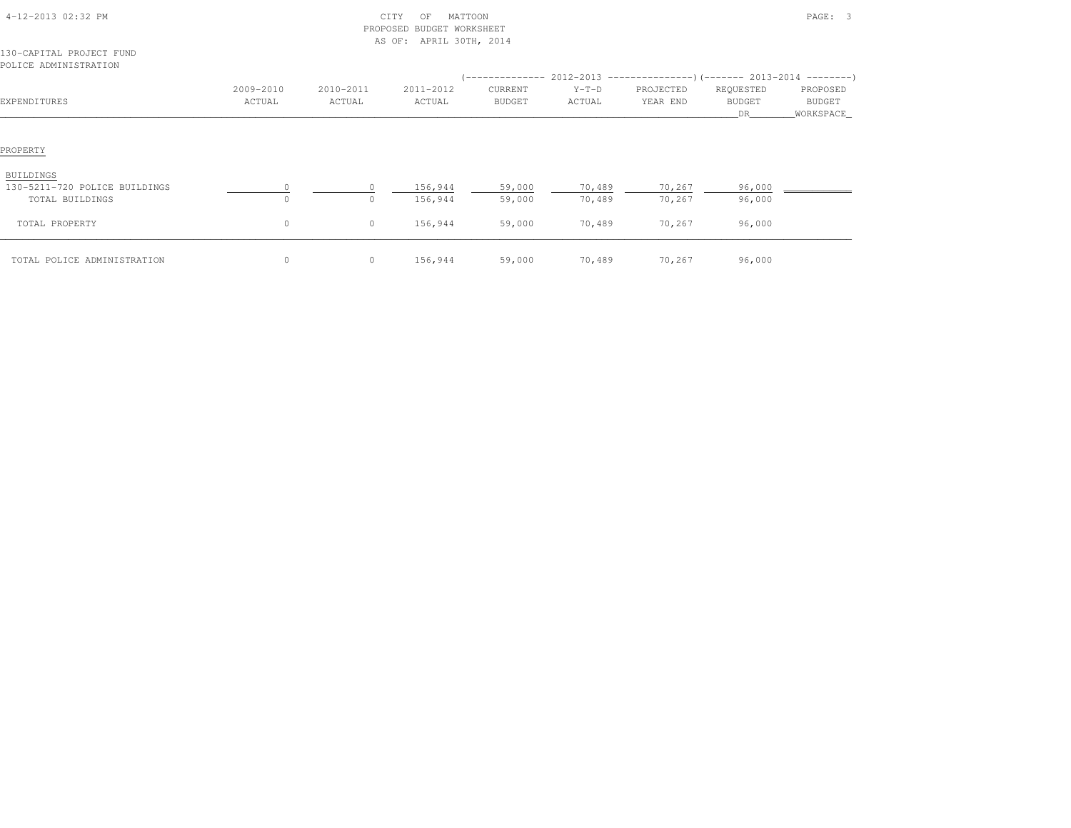CITY OF MATTOON
PROPOSED BUDGET WORKSHEET
AS OF: APRIL 30TH, 2014

130-CAPITAL PROJECT FUND
POLICE ADMINISTRATION

| EXPENDITURES | 2009-2010 ACTUAL | 2010-2011 ACTUAL | 2011-2012 ACTUAL | 2012-2013 CURRENT BUDGET | 2012-2013 Y-T-D ACTUAL | 2012-2013 PROJECTED YEAR END | 2013-2014 REQUESTED BUDGET DR | 2013-2014 PROPOSED BUDGET WORKSPACE |
|---|---|---|---|---|---|---|---|---|
| PROPERTY | | | | | | | | |
| BUILDINGS | | | | | | | | |
| 130-5211-720 POLICE BUILDINGS | 0 | 0 | 156,944 | 59,000 | 70,489 | 70,267 | 96,000 | |
| TOTAL BUILDINGS | 0 | 0 | 156,944 | 59,000 | 70,489 | 70,267 | 96,000 | |
| TOTAL PROPERTY | 0 | 0 | 156,944 | 59,000 | 70,489 | 70,267 | 96,000 | |
| TOTAL POLICE ADMINISTRATION | 0 | 0 | 156,944 | 59,000 | 70,489 | 70,267 | 96,000 | |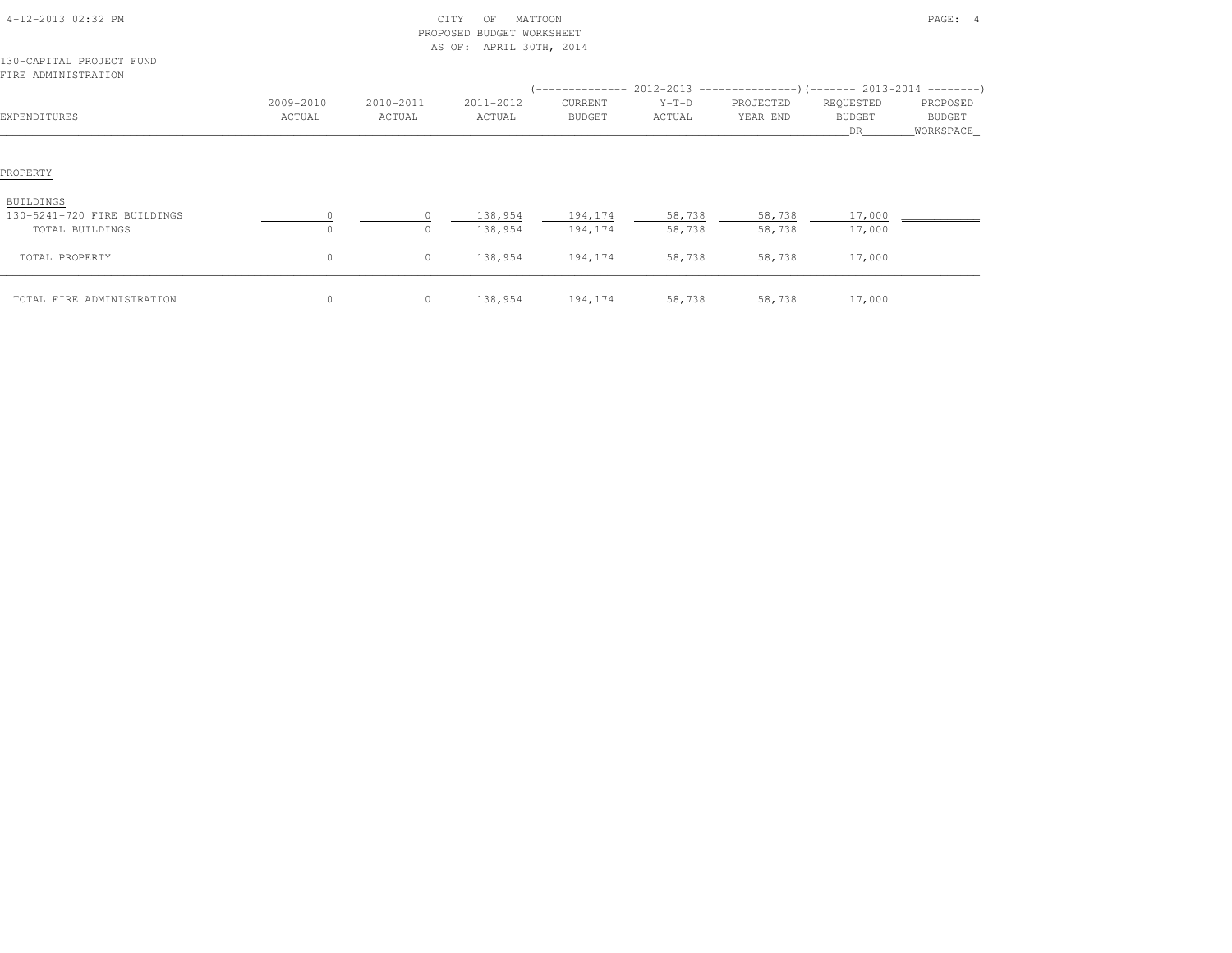CITY OF MATTOON
PROPOSED BUDGET WORKSHEET
AS OF: APRIL 30TH, 2014

130-CAPITAL PROJECT FUND
FIRE ADMINISTRATION

| EXPENDITURES | 2009-2010 ACTUAL | 2010-2011 ACTUAL | 2011-2012 ACTUAL | 2012-2013 CURRENT BUDGET | 2012-2013 Y-T-D ACTUAL | 2012-2013 PROJECTED YEAR END | 2013-2014 REQUESTED BUDGET DR | 2013-2014 PROPOSED BUDGET WORKSPACE |
|---|---|---|---|---|---|---|---|---|
| PROPERTY | | | | | | | | |
| BUILDINGS | | | | | | | | |
| 130-5241-720 FIRE BUILDINGS | 0 | 0 | 138,954 | 194,174 | 58,738 | 58,738 | 17,000 | |
| TOTAL BUILDINGS | 0 | 0 | 138,954 | 194,174 | 58,738 | 58,738 | 17,000 | |
| TOTAL PROPERTY | 0 | 0 | 138,954 | 194,174 | 58,738 | 58,738 | 17,000 | |
| TOTAL FIRE ADMINISTRATION | 0 | 0 | 138,954 | 194,174 | 58,738 | 58,738 | 17,000 | |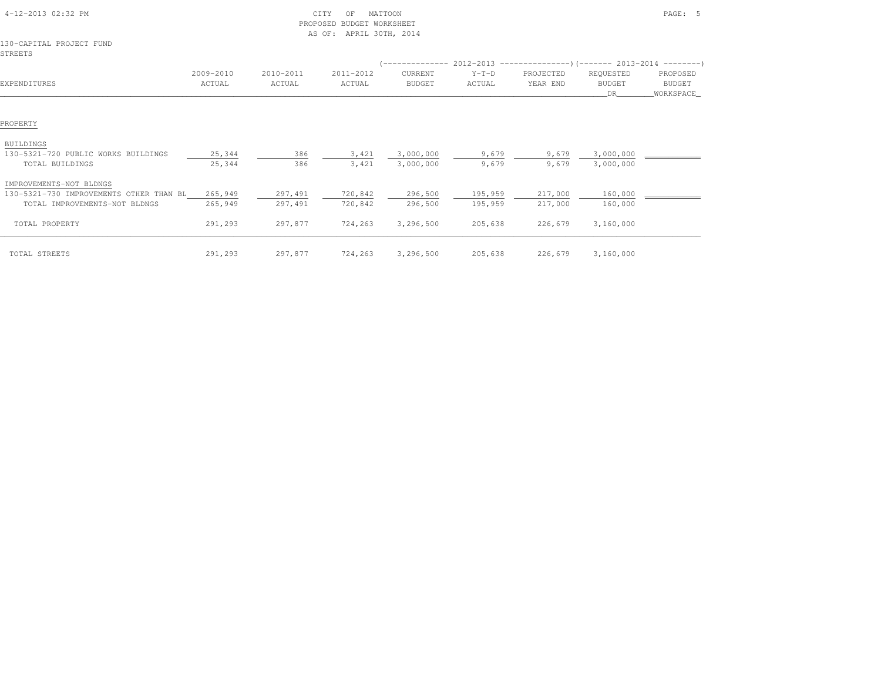CITY OF MATTOON
PROPOSED BUDGET WORKSHEET
AS OF: APRIL 30TH, 2014

130-CAPITAL PROJECT FUND
STREETS

| EXPENDITURES | 2009-2010 ACTUAL | 2010-2011 ACTUAL | 2011-2012 ACTUAL | 2012-2013 CURRENT BUDGET | 2012-2013 Y-T-D ACTUAL | 2012-2013 PROJECTED YEAR END | 2013-2014 REQUESTED BUDGET DR | 2013-2014 PROPOSED BUDGET WORKSPACE |
|---|---|---|---|---|---|---|---|---|
| PROPERTY | | | | | | | | |
| BUILDINGS | | | | | | | | |
| 130-5321-720 PUBLIC WORKS BUILDINGS | 25,344 | 386 | 3,421 | 3,000,000 | 9,679 | 9,679 | 3,000,000 | |
| TOTAL BUILDINGS | 25,344 | 386 | 3,421 | 3,000,000 | 9,679 | 9,679 | 3,000,000 | |
| IMPROVEMENTS-NOT BLDNGS | | | | | | | | |
| 130-5321-730 IMPROVEMENTS OTHER THAN BL | 265,949 | 297,491 | 720,842 | 296,500 | 195,959 | 217,000 | 160,000 | |
| TOTAL IMPROVEMENTS-NOT BLDNGS | 265,949 | 297,491 | 720,842 | 296,500 | 195,959 | 217,000 | 160,000 | |
| TOTAL PROPERTY | 291,293 | 297,877 | 724,263 | 3,296,500 | 205,638 | 226,679 | 3,160,000 | |
| TOTAL STREETS | 291,293 | 297,877 | 724,263 | 3,296,500 | 205,638 | 226,679 | 3,160,000 | |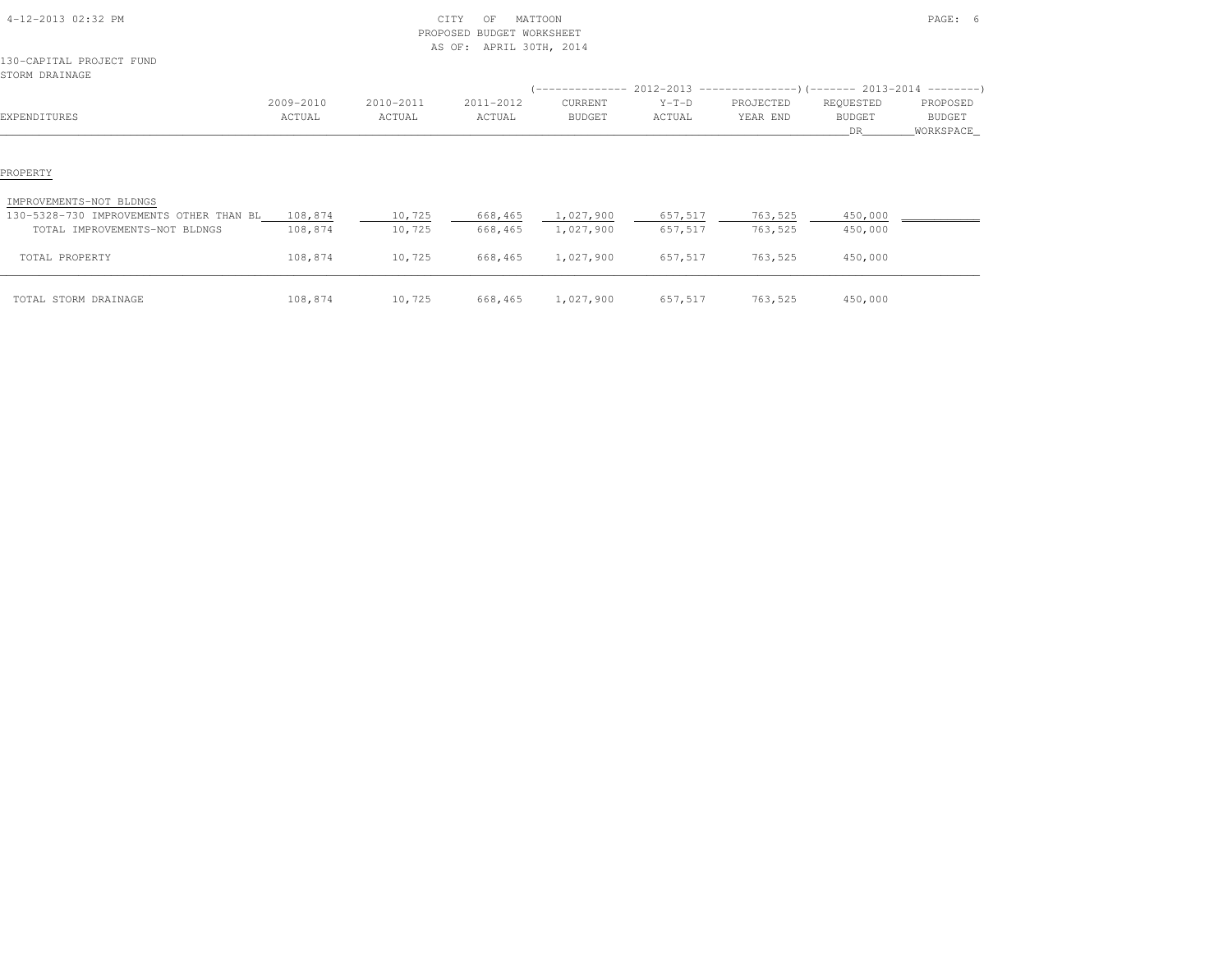CITY OF MATTOON
PROPOSED BUDGET WORKSHEET
AS OF: APRIL 30TH, 2014

130-CAPITAL PROJECT FUND
STORM DRAINAGE

| | | | | (---- 2012-2013 | ----) | | (---- 2013-2014 | ----) |
|---|---|---|---|---|---|---|---|---|
| EXPENDITURES | 2009-2010 ACTUAL | 2010-2011 ACTUAL | 2011-2012 ACTUAL | CURRENT BUDGET | Y-T-D ACTUAL | PROJECTED YEAR END | REQUESTED BUDGET DR | PROPOSED BUDGET WORKSPACE |
| PROPERTY | | | | | | | | |
| IMPROVEMENTS-NOT BLDNGS | | | | | | | | |
| 130-5328-730 IMPROVEMENTS OTHER THAN BL | 108,874 | 10,725 | 668,465 | 1,027,900 | 657,517 | 763,525 | 450,000 | |
| TOTAL IMPROVEMENTS-NOT BLDNGS | 108,874 | 10,725 | 668,465 | 1,027,900 | 657,517 | 763,525 | 450,000 | |
| TOTAL PROPERTY | 108,874 | 10,725 | 668,465 | 1,027,900 | 657,517 | 763,525 | 450,000 | |
| TOTAL STORM DRAINAGE | 108,874 | 10,725 | 668,465 | 1,027,900 | 657,517 | 763,525 | 450,000 | |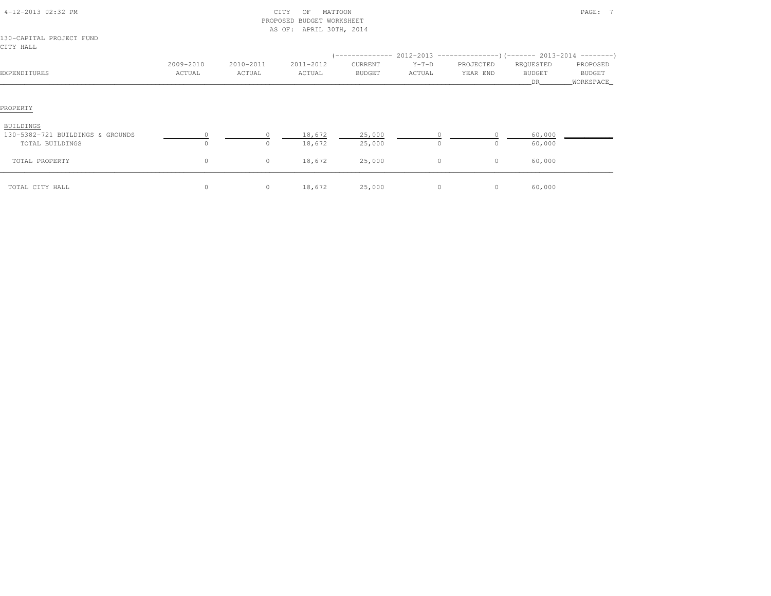CITY OF MATTOON
PROPOSED BUDGET WORKSHEET
AS OF: APRIL 30TH, 2014

130-CAPITAL PROJECT FUND
CITY HALL

| EXPENDITURES | 2009-2010 ACTUAL | 2010-2011 ACTUAL | 2011-2012 ACTUAL | 2012-2013 CURRENT BUDGET | 2012-2013 Y-T-D ACTUAL | 2012-2013 PROJECTED YEAR END | 2013-2014 REQUESTED BUDGET DR | 2013-2014 PROPOSED BUDGET WORKSPACE |
|---|---|---|---|---|---|---|---|---|
| PROPERTY | | | | | | | | |
| BUILDINGS | | | | | | | | |
| 130-5382-721 BUILDINGS & GROUNDS | 0 | 0 | 18,672 | 25,000 | 0 | 0 | 60,000 | |
| TOTAL BUILDINGS | 0 | 0 | 18,672 | 25,000 | 0 | 0 | 60,000 | |
| TOTAL PROPERTY | 0 | 0 | 18,672 | 25,000 | 0 | 0 | 60,000 | |
| TOTAL CITY HALL | 0 | 0 | 18,672 | 25,000 | 0 | 0 | 60,000 | |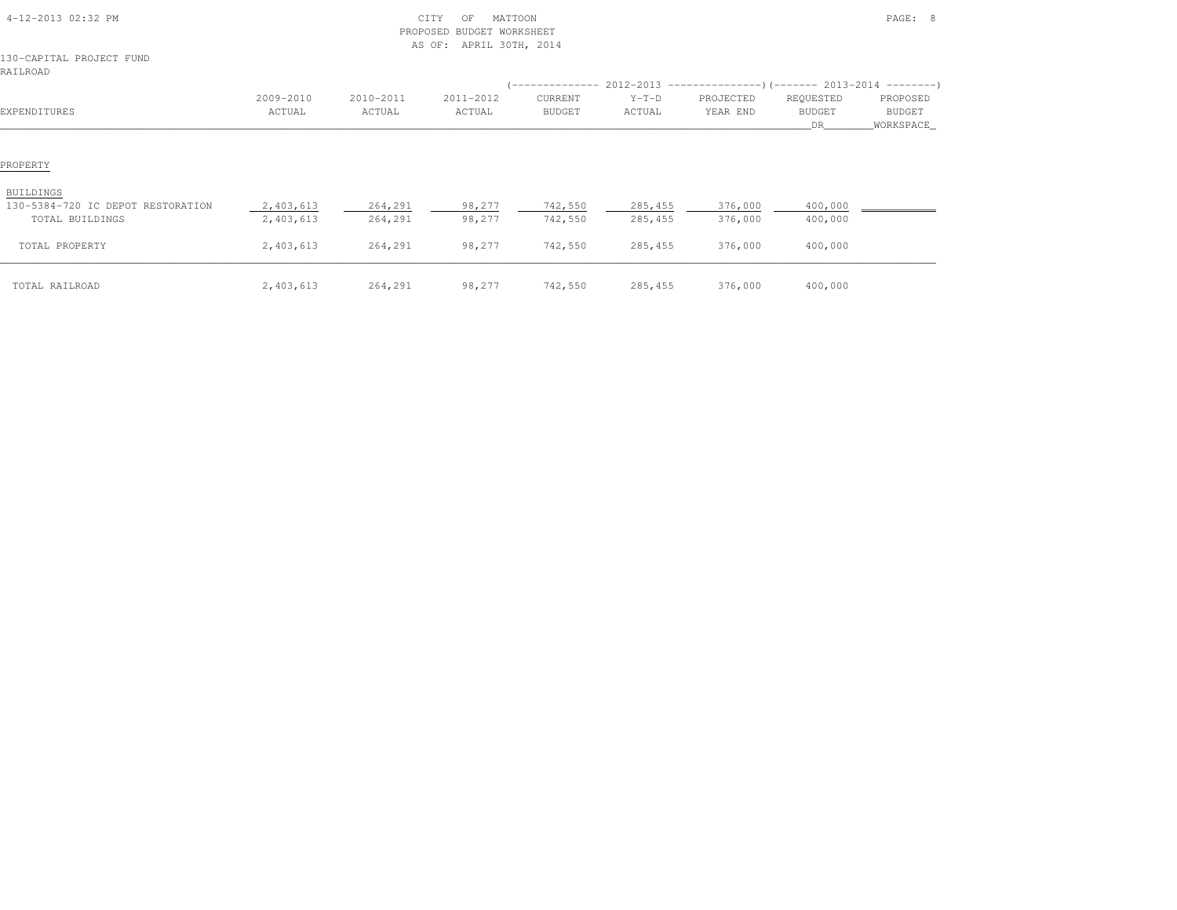CITY OF MATTOON
PROPOSED BUDGET WORKSHEET
AS OF: APRIL 30TH, 2014

130-CAPITAL PROJECT FUND
RAILROAD

| EXPENDITURES | 2009-2010 ACTUAL | 2010-2011 ACTUAL | 2011-2012 ACTUAL | 2012-2013 CURRENT BUDGET | 2012-2013 Y-T-D ACTUAL | 2012-2013 PROJECTED YEAR END | 2013-2014 REQUESTED BUDGET DR | 2013-2014 PROPOSED BUDGET WORKSPACE |
|---|---|---|---|---|---|---|---|---|
| PROPERTY | | | | | | | | |
| BUILDINGS | | | | | | | | |
| 130-5384-720 IC DEPOT RESTORATION | 2,403,613 | 264,291 | 98,277 | 742,550 | 285,455 | 376,000 | 400,000 | |
| TOTAL BUILDINGS | 2,403,613 | 264,291 | 98,277 | 742,550 | 285,455 | 376,000 | 400,000 | |
| TOTAL PROPERTY | 2,403,613 | 264,291 | 98,277 | 742,550 | 285,455 | 376,000 | 400,000 | |
| TOTAL RAILROAD | 2,403,613 | 264,291 | 98,277 | 742,550 | 285,455 | 376,000 | 400,000 | |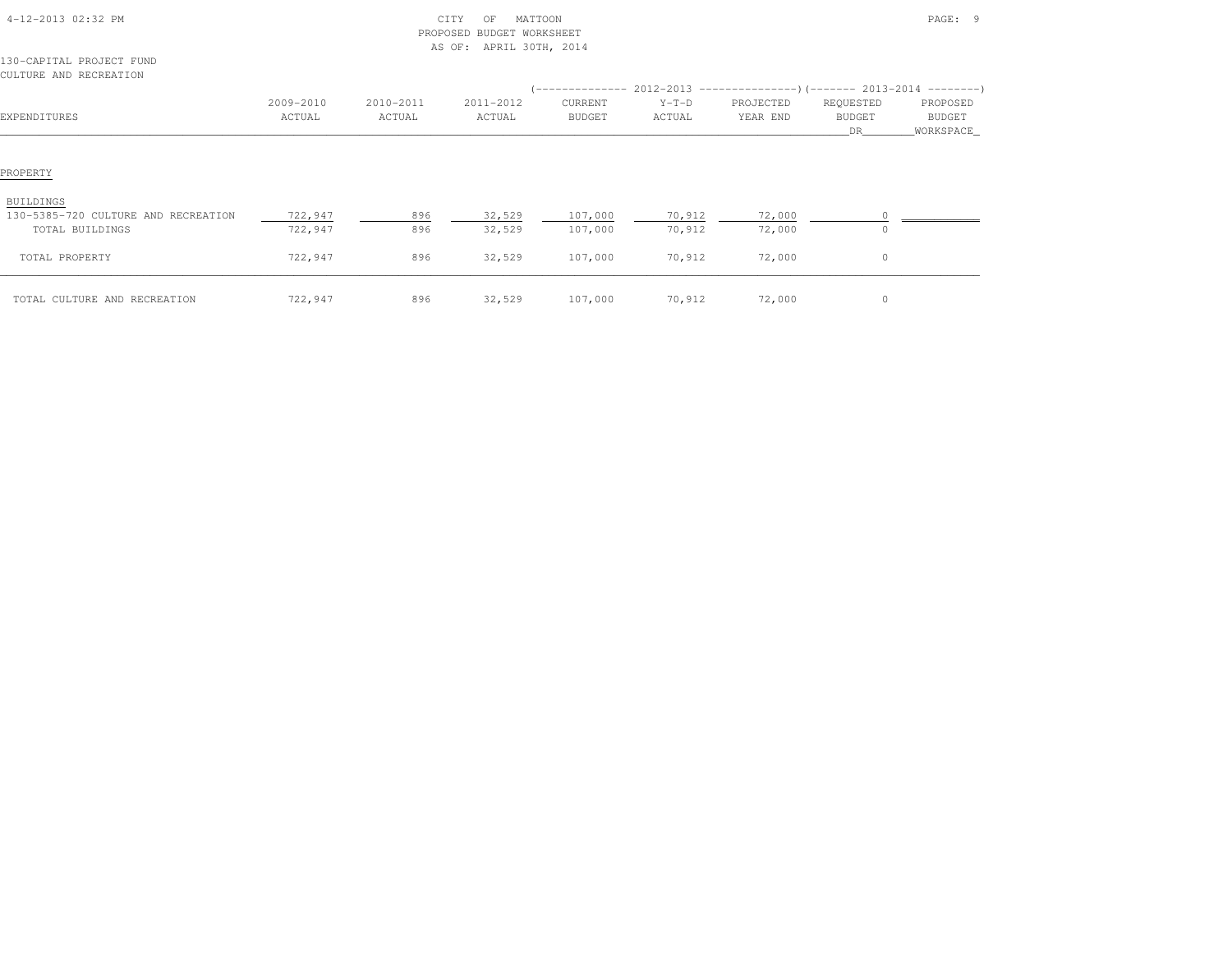CITY OF MATTOON
PROPOSED BUDGET WORKSHEET
AS OF: APRIL 30TH, 2014

130-CAPITAL PROJECT FUND
CULTURE AND RECREATION

| EXPENDITURES | 2009-2010 ACTUAL | 2010-2011 ACTUAL | 2011-2012 ACTUAL | 2012-2013 CURRENT BUDGET | 2012-2013 Y-T-D ACTUAL | 2012-2013 PROJECTED YEAR END | 2013-2014 REQUESTED BUDGET DR | 2013-2014 PROPOSED BUDGET WORKSPACE |
|---|---|---|---|---|---|---|---|---|
| PROPERTY | | | | | | | | |
| BUILDINGS | | | | | | | | |
| 130-5385-720 CULTURE AND RECREATION | 722,947 | 896 | 32,529 | 107,000 | 70,912 | 72,000 | 0 | |
| TOTAL BUILDINGS | 722,947 | 896 | 32,529 | 107,000 | 70,912 | 72,000 | 0 | |
| TOTAL PROPERTY | 722,947 | 896 | 32,529 | 107,000 | 70,912 | 72,000 | 0 | |
| TOTAL CULTURE AND RECREATION | 722,947 | 896 | 32,529 | 107,000 | 70,912 | 72,000 | 0 | |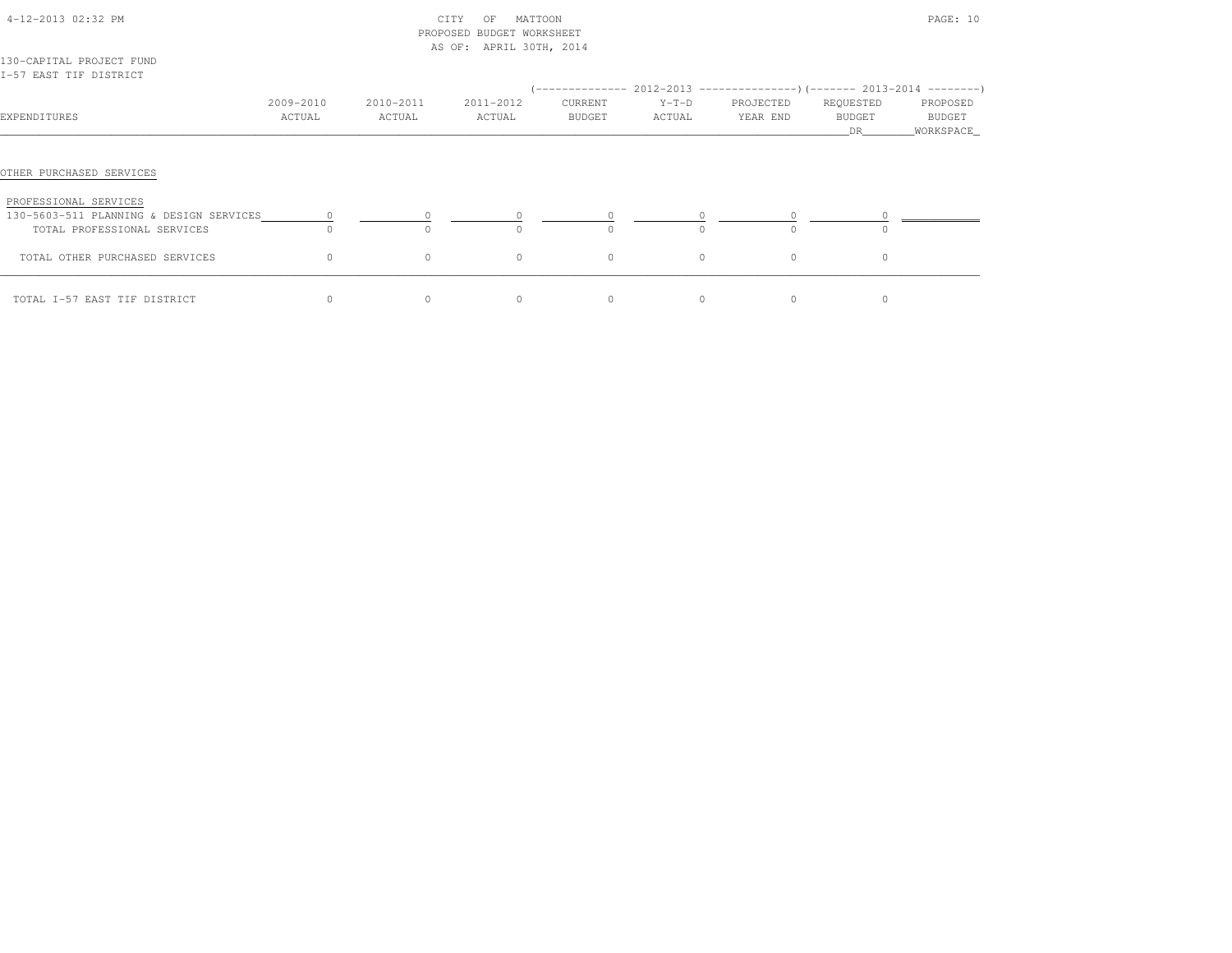CITY OF MATTOON
PROPOSED BUDGET WORKSHEET
AS OF: APRIL 30TH, 2014

130-CAPITAL PROJECT FUND
I-57 EAST TIF DISTRICT

| EXPENDITURES | 2009-2010 ACTUAL | 2010-2011 ACTUAL | 2011-2012 ACTUAL | 2012-2013 CURRENT BUDGET | 2012-2013 Y-T-D ACTUAL | 2012-2013 PROJECTED YEAR END | 2013-2014 REQUESTED BUDGET DR | 2013-2014 PROPOSED BUDGET WORKSPACE |
|---|---|---|---|---|---|---|---|---|
| OTHER PURCHASED SERVICES | | | | | | | | |
| PROFESSIONAL SERVICES | | | | | | | | |
| 130-5603-511 PLANNING & DESIGN SERVICES | 0 | 0 | 0 | 0 | 0 | 0 | 0 | |
| TOTAL PROFESSIONAL SERVICES | 0 | 0 | 0 | 0 | 0 | 0 | 0 | |
| TOTAL OTHER PURCHASED SERVICES | 0 | 0 | 0 | 0 | 0 | 0 | 0 | |
| TOTAL I-57 EAST TIF DISTRICT | 0 | 0 | 0 | 0 | 0 | 0 | 0 | |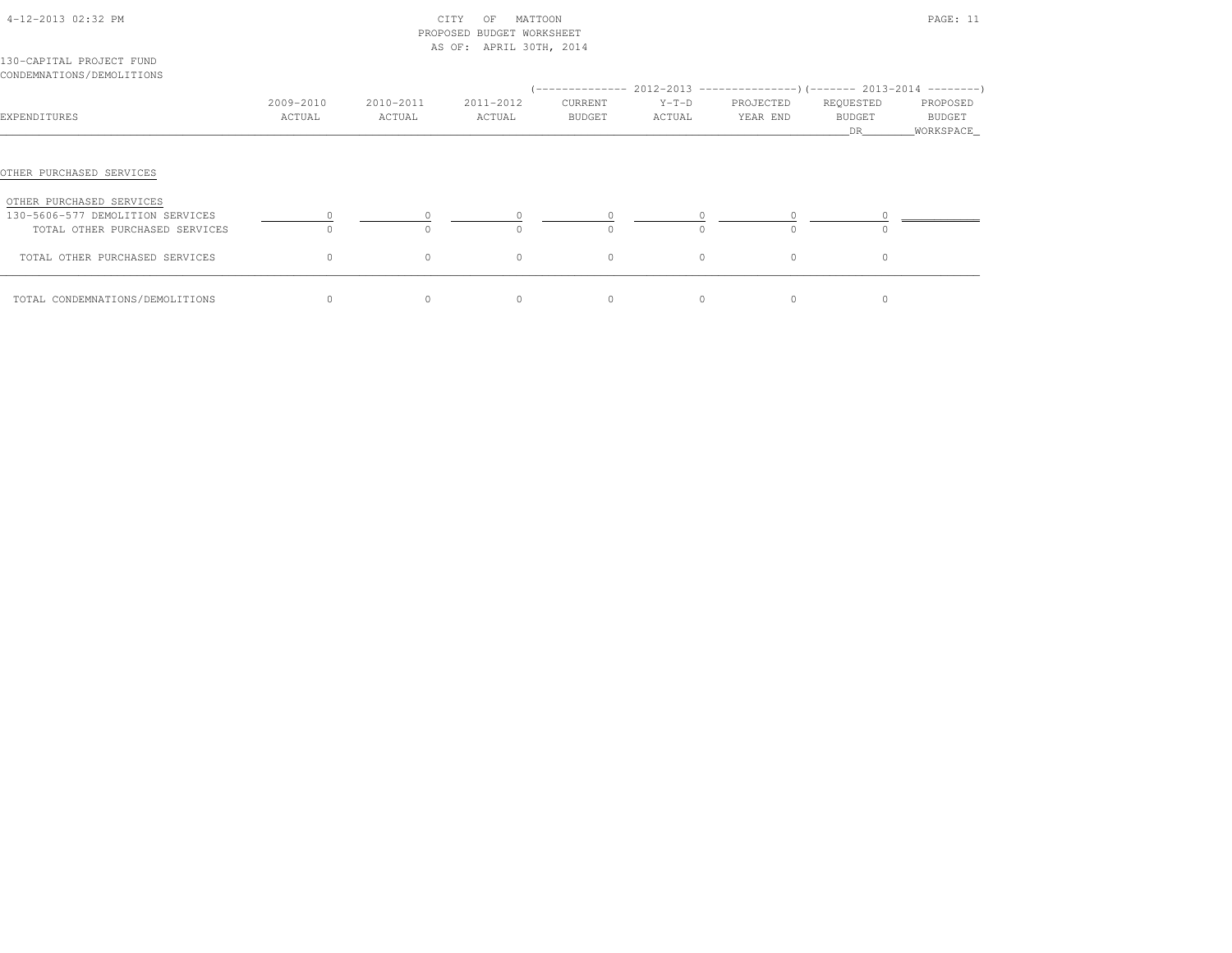CITY OF MATTOON
PROPOSED BUDGET WORKSHEET
AS OF: APRIL 30TH, 2014

130-CAPITAL PROJECT FUND
CONDEMNATIONS/DEMOLITIONS

| EXPENDITURES | 2009-2010 ACTUAL | 2010-2011 ACTUAL | 2011-2012 ACTUAL | 2012-2013 CURRENT BUDGET | 2012-2013 Y-T-D ACTUAL | 2012-2013 PROJECTED YEAR END | 2013-2014 REQUESTED BUDGET DR | 2013-2014 PROPOSED BUDGET WORKSPACE |
|---|---|---|---|---|---|---|---|---|
| OTHER PURCHASED SERVICES | | | | | | | | |
| OTHER PURCHASED SERVICES | | | | | | | | |
| 130-5606-577 DEMOLITION SERVICES | 0 | 0 | 0 | 0 | 0 | 0 | 0 | |
| TOTAL OTHER PURCHASED SERVICES | 0 | 0 | 0 | 0 | 0 | 0 | 0 | |
| TOTAL OTHER PURCHASED SERVICES | 0 | 0 | 0 | 0 | 0 | 0 | 0 | |
| TOTAL CONDEMNATIONS/DEMOLITIONS | 0 | 0 | 0 | 0 | 0 | 0 | 0 | |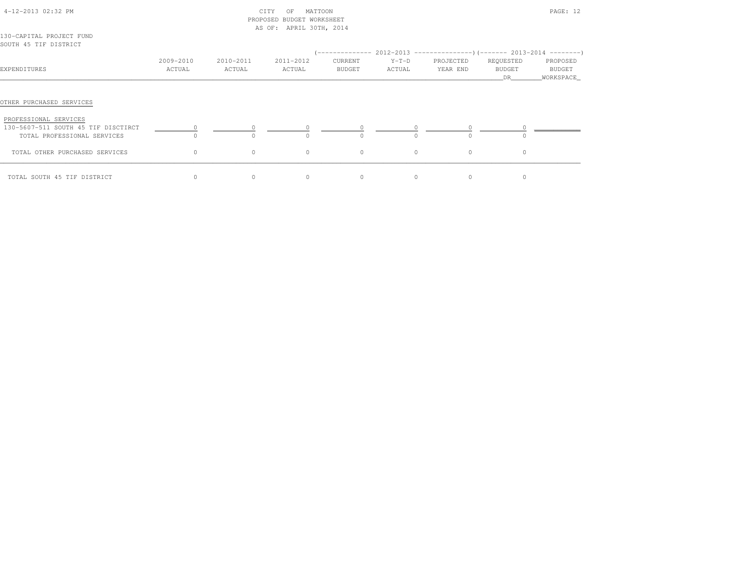CITY OF MATTOON
PROPOSED BUDGET WORKSHEET
AS OF: APRIL 30TH, 2014

130-CAPITAL PROJECT FUND
SOUTH 45 TIF DISTRICT

| | | | | (-------------- 2012-2013 | --------------- | ---------------) | (------- 2013-2014 | --------) |
|---|---|---|---|---|---|---|---|---|
| EXPENDITURES | 2009-2010 ACTUAL | 2010-2011 ACTUAL | 2011-2012 ACTUAL | CURRENT BUDGET | Y-T-D ACTUAL | PROJECTED YEAR END | REQUESTED BUDGET DR | PROPOSED BUDGET WORKSPACE |
| OTHER PURCHASED SERVICES | | | | | | | | |
| PROFESSIONAL SERVICES | | | | | | | | |
| 130-5607-511 SOUTH 45 TIF DISCTIRCT | 0 | 0 | 0 | 0 | 0 | 0 | 0 | |
| TOTAL PROFESSIONAL SERVICES | 0 | 0 | 0 | 0 | 0 | 0 | 0 | |
| TOTAL OTHER PURCHASED SERVICES | 0 | 0 | 0 | 0 | 0 | 0 | 0 | |
| TOTAL SOUTH 45 TIF DISTRICT | 0 | 0 | 0 | 0 | 0 | 0 | 0 | |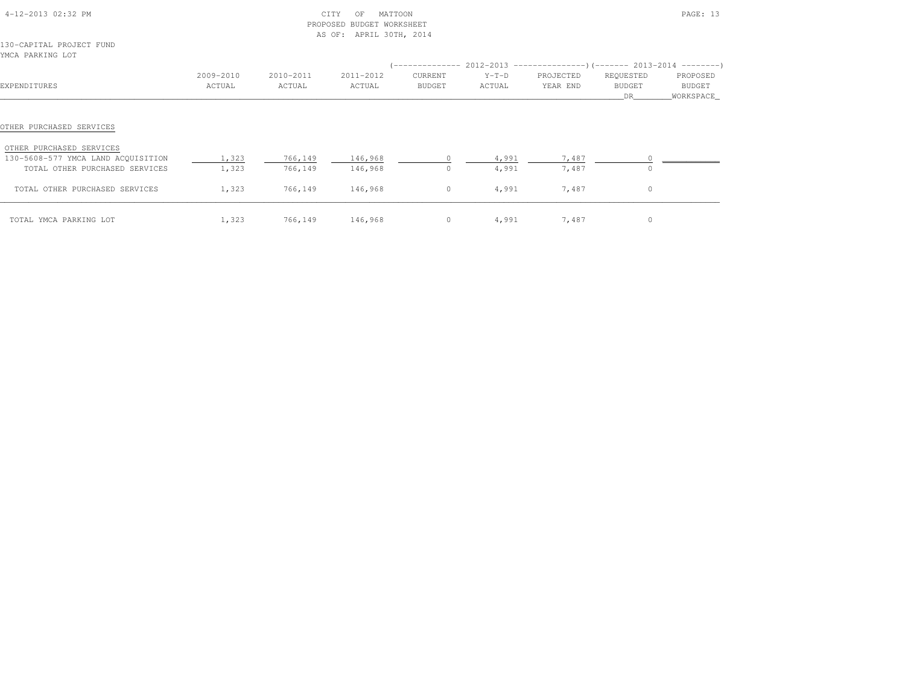CITY OF MATTOON
PROPOSED BUDGET WORKSHEET
AS OF: APRIL 30TH, 2014

130-CAPITAL PROJECT FUND
YMCA PARKING LOT

| EXPENDITURES | 2009-2010 ACTUAL | 2010-2011 ACTUAL | 2011-2012 ACTUAL | 2012-2013 CURRENT BUDGET | 2012-2013 Y-T-D ACTUAL | 2012-2013 PROJECTED YEAR END | 2013-2014 REQUESTED BUDGET DR | 2013-2014 PROPOSED BUDGET WORKSPACE |
|---|---|---|---|---|---|---|---|---|
| **OTHER PURCHASED SERVICES** | | | | | | | | |
| OTHER PURCHASED SERVICES | | | | | | | | |
| 130-5608-577 YMCA LAND ACQUISITION | 1,323 | 766,149 | 146,968 | 0 | 4,991 | 7,487 | 0 | |
| TOTAL OTHER PURCHASED SERVICES | 1,323 | 766,149 | 146,968 | 0 | 4,991 | 7,487 | 0 | |
| TOTAL OTHER PURCHASED SERVICES | 1,323 | 766,149 | 146,968 | 0 | 4,991 | 7,487 | 0 | |
| TOTAL YMCA PARKING LOT | 1,323 | 766,149 | 146,968 | 0 | 4,991 | 7,487 | 0 | |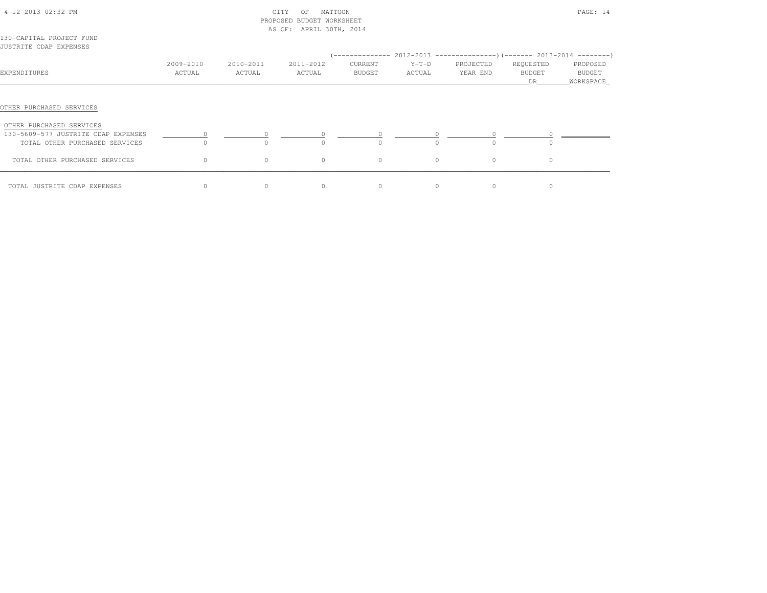CITY OF MATTOON
PROPOSED BUDGET WORKSHEET
AS OF: APRIL 30TH, 2014

130-CAPITAL PROJECT FUND
JUSTRITE CDAP EXPENSES

| EXPENDITURES | 2009-2010 ACTUAL | 2010-2011 ACTUAL | 2011-2012 ACTUAL | 2012-2013 CURRENT BUDGET | 2012-2013 Y-T-D ACTUAL | 2012-2013 PROJECTED YEAR END | 2013-2014 REQUESTED BUDGET DR | 2013-2014 PROPOSED BUDGET WORKSPACE |
|---|---|---|---|---|---|---|---|---|
| **OTHER PURCHASED SERVICES** | | | | | | | | |
| OTHER PURCHASED SERVICES | | | | | | | | |
| 130-5609-577 JUSTRITE CDAP EXPENSES | 0 | 0 | 0 | 0 | 0 | 0 | 0 | |
| TOTAL OTHER PURCHASED SERVICES | 0 | 0 | 0 | 0 | 0 | 0 | 0 | |
| TOTAL OTHER PURCHASED SERVICES | 0 | 0 | 0 | 0 | 0 | 0 | 0 | |
| TOTAL JUSTRITE CDAP EXPENSES | 0 | 0 | 0 | 0 | 0 | 0 | 0 | |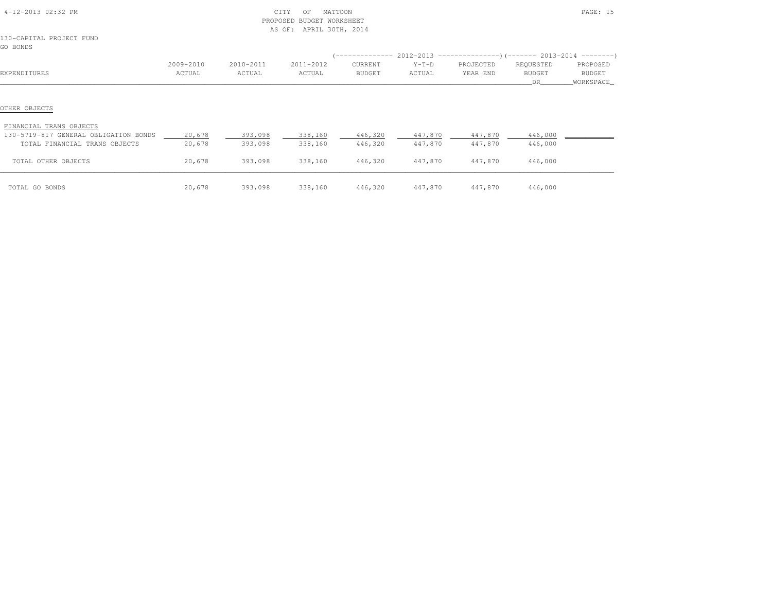CITY OF MATTOON
PROPOSED BUDGET WORKSHEET
AS OF: APRIL 30TH, 2014

130-CAPITAL PROJECT FUND
GO BONDS

| EXPENDITURES | 2009-2010 ACTUAL | 2010-2011 ACTUAL | 2011-2012 ACTUAL | 2012-2013 CURRENT BUDGET | 2012-2013 Y-T-D ACTUAL | 2012-2013 PROJECTED YEAR END | 2013-2014 REQUESTED BUDGET DR | 2013-2014 PROPOSED BUDGET WORKSPACE |
|---|---|---|---|---|---|---|---|---|
| OTHER OBJECTS | | | | | | | | |
| FINANCIAL TRANS OBJECTS | | | | | | | | |
| 130-5719-817 GENERAL OBLIGATION BONDS | 20,678 | 393,098 | 338,160 | 446,320 | 447,870 | 447,870 | 446,000 | |
| TOTAL FINANCIAL TRANS OBJECTS | 20,678 | 393,098 | 338,160 | 446,320 | 447,870 | 447,870 | 446,000 | |
| TOTAL OTHER OBJECTS | 20,678 | 393,098 | 338,160 | 446,320 | 447,870 | 447,870 | 446,000 | |
| TOTAL GO BONDS | 20,678 | 393,098 | 338,160 | 446,320 | 447,870 | 447,870 | 446,000 | |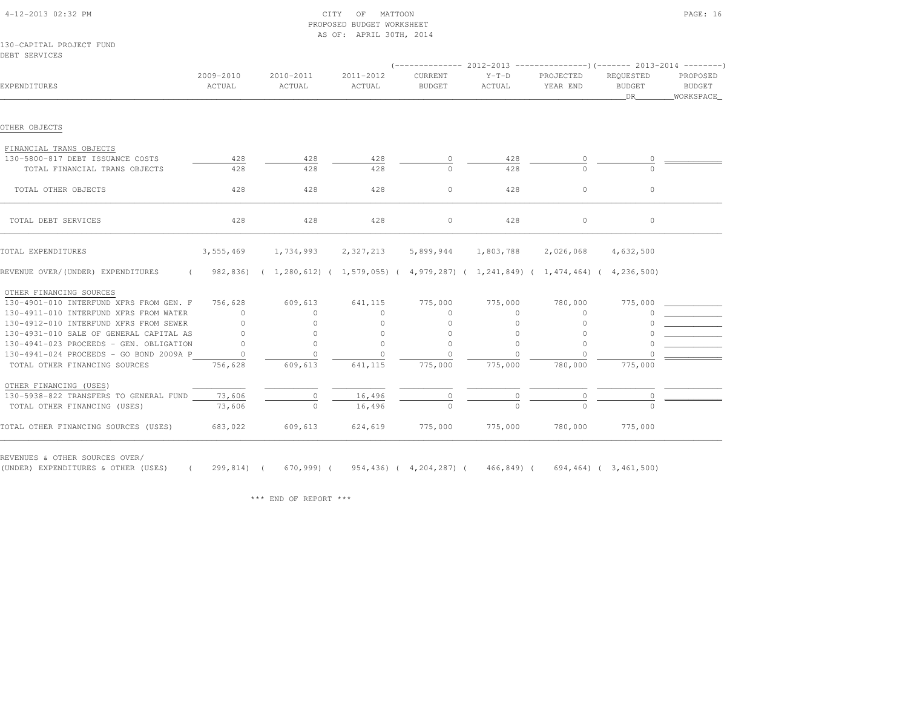CITY OF MATTOON
PROPOSED BUDGET WORKSHEET
AS OF: APRIL 30TH, 2014

130-CAPITAL PROJECT FUND
DEBT SERVICES

| EXPENDITURES | 2009-2010 ACTUAL | 2010-2011 ACTUAL | 2011-2012 ACTUAL | 2012-2013 CURRENT BUDGET | 2012-2013 Y-T-D ACTUAL | 2012-2013 PROJECTED YEAR END | 2013-2014 REQUESTED BUDGET DR | 2013-2014 PROPOSED BUDGET WORKSPACE |
|---|---|---|---|---|---|---|---|---|
| OTHER OBJECTS | | | | | | | | |
| FINANCIAL TRANS OBJECTS | | | | | | | | |
| 130-5800-817 DEBT ISSUANCE COSTS | 428 | 428 | 428 | 0 | 428 | 0 | 0 | |
| TOTAL FINANCIAL TRANS OBJECTS | 428 | 428 | 428 | 0 | 428 | 0 | 0 | |
| TOTAL OTHER OBJECTS | 428 | 428 | 428 | 0 | 428 | 0 | 0 | |
| TOTAL DEBT SERVICES | 428 | 428 | 428 | 0 | 428 | 0 | 0 | |
| TOTAL EXPENDITURES | 3,555,469 | 1,734,993 | 2,327,213 | 5,899,944 | 1,803,788 | 2,026,068 | 4,632,500 | |
| REVENUE OVER/(UNDER) EXPENDITURES | ( 982,836) | ( 1,280,612) | ( 1,579,055) | ( 4,979,287) | ( 1,241,849) | ( 1,474,464) | ( 4,236,500) | |
| OTHER FINANCING SOURCES | | | | | | | | |
| 130-4901-010 INTERFUND XFRS FROM GEN. F | 756,628 | 609,613 | 641,115 | 775,000 | 775,000 | 780,000 | 775,000 | |
| 130-4911-010 INTERFUND XFRS FROM WATER | 0 | 0 | 0 | 0 | 0 | 0 | 0 | |
| 130-4912-010 INTERFUND XFRS FROM SEWER | 0 | 0 | 0 | 0 | 0 | 0 | 0 | |
| 130-4931-010 SALE OF GENERAL CAPITAL AS | 0 | 0 | 0 | 0 | 0 | 0 | 0 | |
| 130-4941-023 PROCEEDS - GEN. OBLIGATION | 0 | 0 | 0 | 0 | 0 | 0 | 0 | |
| 130-4941-024 PROCEEDS - GO BOND 2009A P | 0 | 0 | 0 | 0 | 0 | 0 | 0 | |
| TOTAL OTHER FINANCING SOURCES | 756,628 | 609,613 | 641,115 | 775,000 | 775,000 | 780,000 | 775,000 | |
| OTHER FINANCING (USES) | | | | | | | | |
| 130-5938-822 TRANSFERS TO GENERAL FUND | 73,606 | 0 | 16,496 | 0 | 0 | 0 | 0 | |
| TOTAL OTHER FINANCING (USES) | 73,606 | 0 | 16,496 | 0 | 0 | 0 | 0 | |
| TOTAL OTHER FINANCING SOURCES (USES) | 683,022 | 609,613 | 624,619 | 775,000 | 775,000 | 780,000 | 775,000 | |
| REVENUES & OTHER SOURCES OVER/ (UNDER) EXPENDITURES & OTHER (USES) | ( 299,814) | ( 670,999) | ( 954,436) | ( 4,204,287) | ( 466,849) | ( 694,464) | ( 3,461,500) | |

*** END OF REPORT ***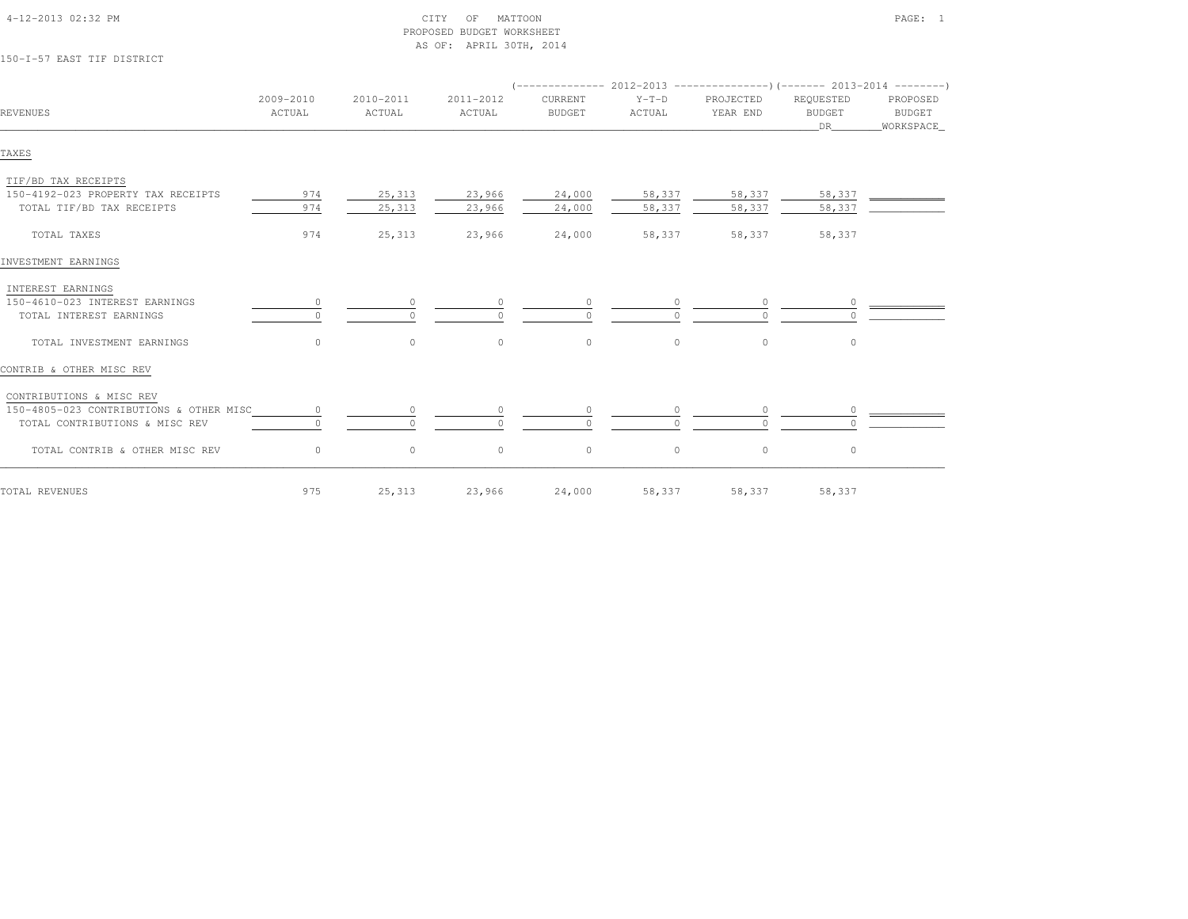CITY OF MATTOON
PROPOSED BUDGET WORKSHEET
AS OF: APRIL 30TH, 2014

150-I-57 EAST TIF DISTRICT

| REVENUES | 2009-2010 ACTUAL | 2010-2011 ACTUAL | 2011-2012 ACTUAL | 2012-2013 CURRENT BUDGET | 2012-2013 Y-T-D ACTUAL | 2012-2013 PROJECTED YEAR END | 2013-2014 REQUESTED BUDGET DR | 2013-2014 PROPOSED BUDGET WORKSPACE |
|---|---|---|---|---|---|---|---|---|
| **TAXES** | | | | | | | | |
| TIF/BD TAX RECEIPTS | | | | | | | | |
| 150-4192-023 PROPERTY TAX RECEIPTS | 974 | 25,313 | 23,966 | 24,000 | 58,337 | 58,337 | 58,337 | |
| TOTAL TIF/BD TAX RECEIPTS | 974 | 25,313 | 23,966 | 24,000 | 58,337 | 58,337 | 58,337 | |
| TOTAL TAXES | 974 | 25,313 | 23,966 | 24,000 | 58,337 | 58,337 | 58,337 | |
| **INVESTMENT EARNINGS** | | | | | | | | |
| INTEREST EARNINGS | | | | | | | | |
| 150-4610-023 INTEREST EARNINGS | 0 | 0 | 0 | 0 | 0 | 0 | 0 | |
| TOTAL INTEREST EARNINGS | 0 | 0 | 0 | 0 | 0 | 0 | 0 | |
| TOTAL INVESTMENT EARNINGS | 0 | 0 | 0 | 0 | 0 | 0 | 0 | |
| **CONTRIB & OTHER MISC REV** | | | | | | | | |
| CONTRIBUTIONS & MISC REV | | | | | | | | |
| 150-4805-023 CONTRIBUTIONS & OTHER MISC | 0 | 0 | 0 | 0 | 0 | 0 | 0 | |
| TOTAL CONTRIBUTIONS & MISC REV | 0 | 0 | 0 | 0 | 0 | 0 | 0 | |
| TOTAL CONTRIB & OTHER MISC REV | 0 | 0 | 0 | 0 | 0 | 0 | 0 | |
| TOTAL REVENUES | 975 | 25,313 | 23,966 | 24,000 | 58,337 | 58,337 | 58,337 | |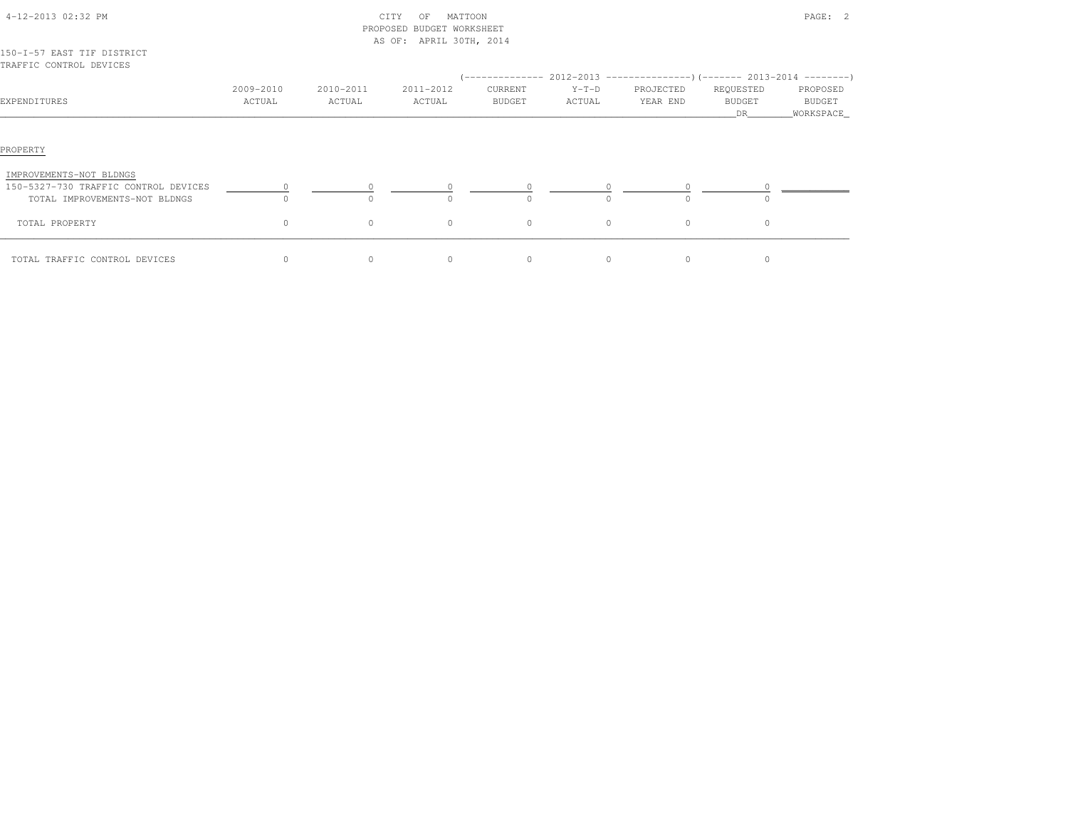CITY OF MATTOON
PROPOSED BUDGET WORKSHEET
AS OF: APRIL 30TH, 2014

150-I-57 EAST TIF DISTRICT
TRAFFIC CONTROL DEVICES

| EXPENDITURES | 2009-2010 ACTUAL | 2010-2011 ACTUAL | 2011-2012 ACTUAL | 2012-2013 CURRENT BUDGET | 2012-2013 Y-T-D ACTUAL | 2012-2013 PROJECTED YEAR END | 2013-2014 REQUESTED BUDGET DR | 2013-2014 PROPOSED BUDGET WORKSPACE |
|---|---|---|---|---|---|---|---|---|
| **PROPERTY** | | | | | | | | |
| IMPROVEMENTS-NOT BLDNGS | | | | | | | | |
| 150-5327-730 TRAFFIC CONTROL DEVICES | 0 | 0 | 0 | 0 | 0 | 0 | 0 | |
| TOTAL IMPROVEMENTS-NOT BLDNGS | 0 | 0 | 0 | 0 | 0 | 0 | 0 | |
| TOTAL PROPERTY | 0 | 0 | 0 | 0 | 0 | 0 | 0 | |
| TOTAL TRAFFIC CONTROL DEVICES | 0 | 0 | 0 | 0 | 0 | 0 | 0 | |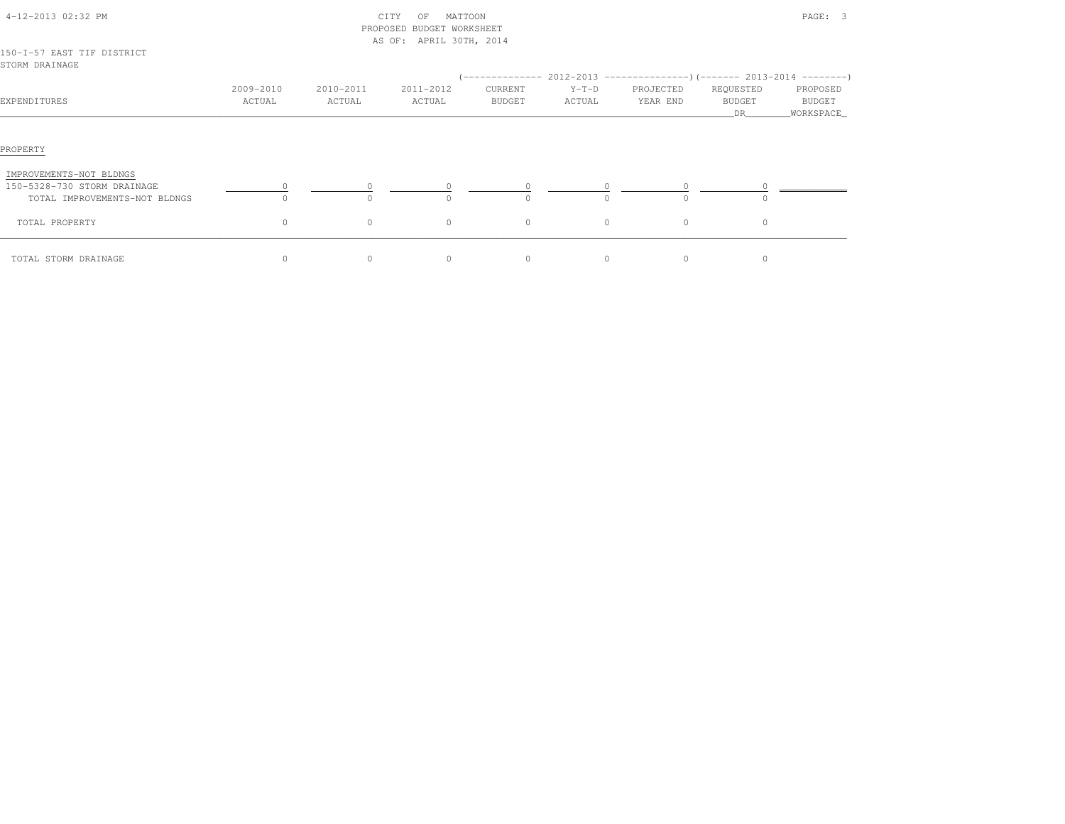CITY OF MATTOON
PROPOSED BUDGET WORKSHEET
AS OF: APRIL 30TH, 2014

150-I-57 EAST TIF DISTRICT
STORM DRAINAGE

| EXPENDITURES | 2009-2010 ACTUAL | 2010-2011 ACTUAL | 2011-2012 ACTUAL | 2012-2013 CURRENT BUDGET | 2012-2013 Y-T-D ACTUAL | 2012-2013 PROJECTED YEAR END | 2013-2014 REQUESTED BUDGET DR | 2013-2014 PROPOSED BUDGET WORKSPACE |
|---|---|---|---|---|---|---|---|---|
| PROPERTY | | | | | | | | |
| IMPROVEMENTS-NOT BLDNGS | | | | | | | | |
| 150-5328-730 STORM DRAINAGE | 0 | 0 | 0 | 0 | 0 | 0 | 0 | |
| TOTAL IMPROVEMENTS-NOT BLDNGS | 0 | 0 | 0 | 0 | 0 | 0 | 0 | |
| TOTAL PROPERTY | 0 | 0 | 0 | 0 | 0 | 0 | 0 | |
| TOTAL STORM DRAINAGE | 0 | 0 | 0 | 0 | 0 | 0 | 0 | |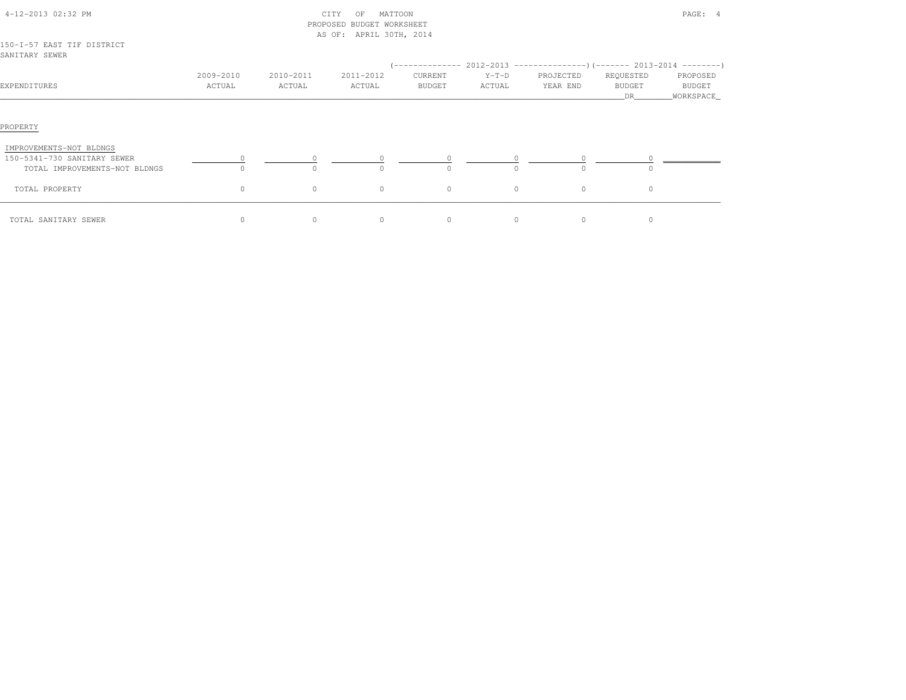CITY OF MATTOON
PROPOSED BUDGET WORKSHEET
AS OF: APRIL 30TH, 2014

150-I-57 EAST TIF DISTRICT
SANITARY SEWER

| EXPENDITURES | 2009-2010 ACTUAL | 2010-2011 ACTUAL | 2011-2012 ACTUAL | 2012-2013 CURRENT BUDGET | 2012-2013 Y-T-D ACTUAL | 2012-2013 PROJECTED YEAR END | 2013-2014 REQUESTED BUDGET DR | 2013-2014 PROPOSED BUDGET WORKSPACE |
|---|---|---|---|---|---|---|---|---|
| **PROPERTY** | | | | | | | | |
| IMPROVEMENTS-NOT BLDNGS | | | | | | | | |
| 150-5341-730 SANITARY SEWER | 0 | 0 | 0 | 0 | 0 | 0 | 0 | |
| TOTAL IMPROVEMENTS-NOT BLDNGS | 0 | 0 | 0 | 0 | 0 | 0 | 0 | |
| TOTAL PROPERTY | 0 | 0 | 0 | 0 | 0 | 0 | 0 | |
| TOTAL SANITARY SEWER | 0 | 0 | 0 | 0 | 0 | 0 | 0 | |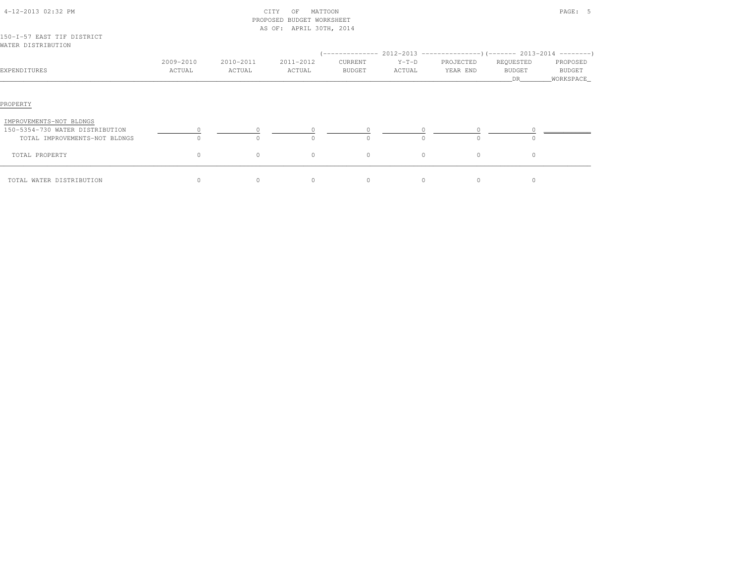CITY OF MATTOON
PROPOSED BUDGET WORKSHEET
AS OF: APRIL 30TH, 2014

150-I-57 EAST TIF DISTRICT
WATER DISTRIBUTION

| EXPENDITURES | 2009-2010 ACTUAL | 2010-2011 ACTUAL | 2011-2012 ACTUAL | 2012-2013 CURRENT BUDGET | 2012-2013 Y-T-D ACTUAL | 2012-2013 PROJECTED YEAR END | 2013-2014 REQUESTED BUDGET DR | 2013-2014 PROPOSED BUDGET WORKSPACE |
|---|---|---|---|---|---|---|---|---|
| PROPERTY | | | | | | | | |
| IMPROVEMENTS-NOT BLDNGS | | | | | | | | |
| 150-5354-730 WATER DISTRIBUTION | 0 | 0 | 0 | 0 | 0 | 0 | 0 | |
| TOTAL IMPROVEMENTS-NOT BLDNGS | 0 | 0 | 0 | 0 | 0 | 0 | 0 | |
| TOTAL PROPERTY | 0 | 0 | 0 | 0 | 0 | 0 | 0 | |
| TOTAL WATER DISTRIBUTION | 0 | 0 | 0 | 0 | 0 | 0 | 0 | |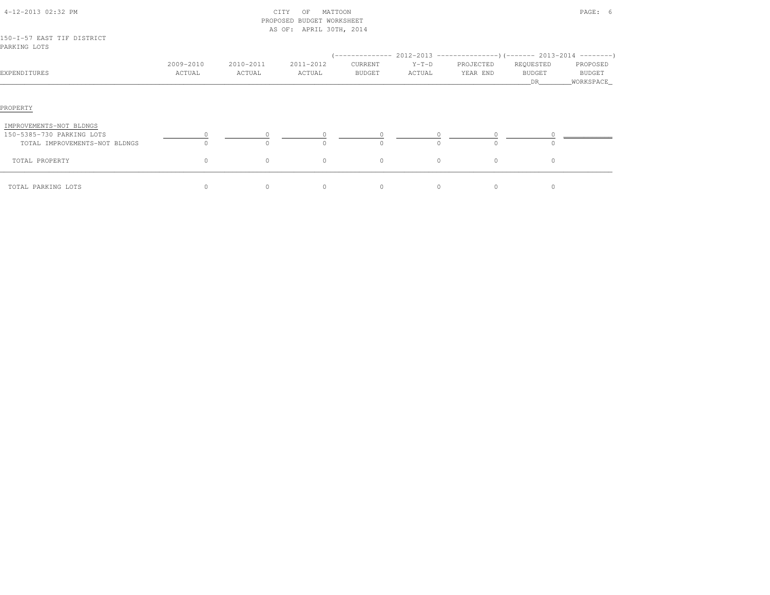# CITY OF MATTOON
## PROPOSED BUDGET WORKSHEET
### AS OF: APRIL 30TH, 2014

150-I-57 EAST TIF DISTRICT
PARKING LOTS

| EXPENDITURES | 2009-2010 ACTUAL | 2010-2011 ACTUAL | 2011-2012 ACTUAL | 2012-2013 CURRENT BUDGET | 2012-2013 Y-T-D ACTUAL | 2012-2013 PROJECTED YEAR END | 2013-2014 REQUESTED BUDGET DR | 2013-2014 PROPOSED BUDGET WORKSPACE |
|---|---|---|---|---|---|---|---|---|
| **PROPERTY** | | | | | | | | |
| IMPROVEMENTS-NOT BLDNGS | | | | | | | | |
| 150-5385-730 PARKING LOTS | 0 | 0 | 0 | 0 | 0 | 0 | 0 | |
| TOTAL IMPROVEMENTS-NOT BLDNGS | 0 | 0 | 0 | 0 | 0 | 0 | 0 | |
| TOTAL PROPERTY | 0 | 0 | 0 | 0 | 0 | 0 | 0 | |
| TOTAL PARKING LOTS | 0 | 0 | 0 | 0 | 0 | 0 | 0 | |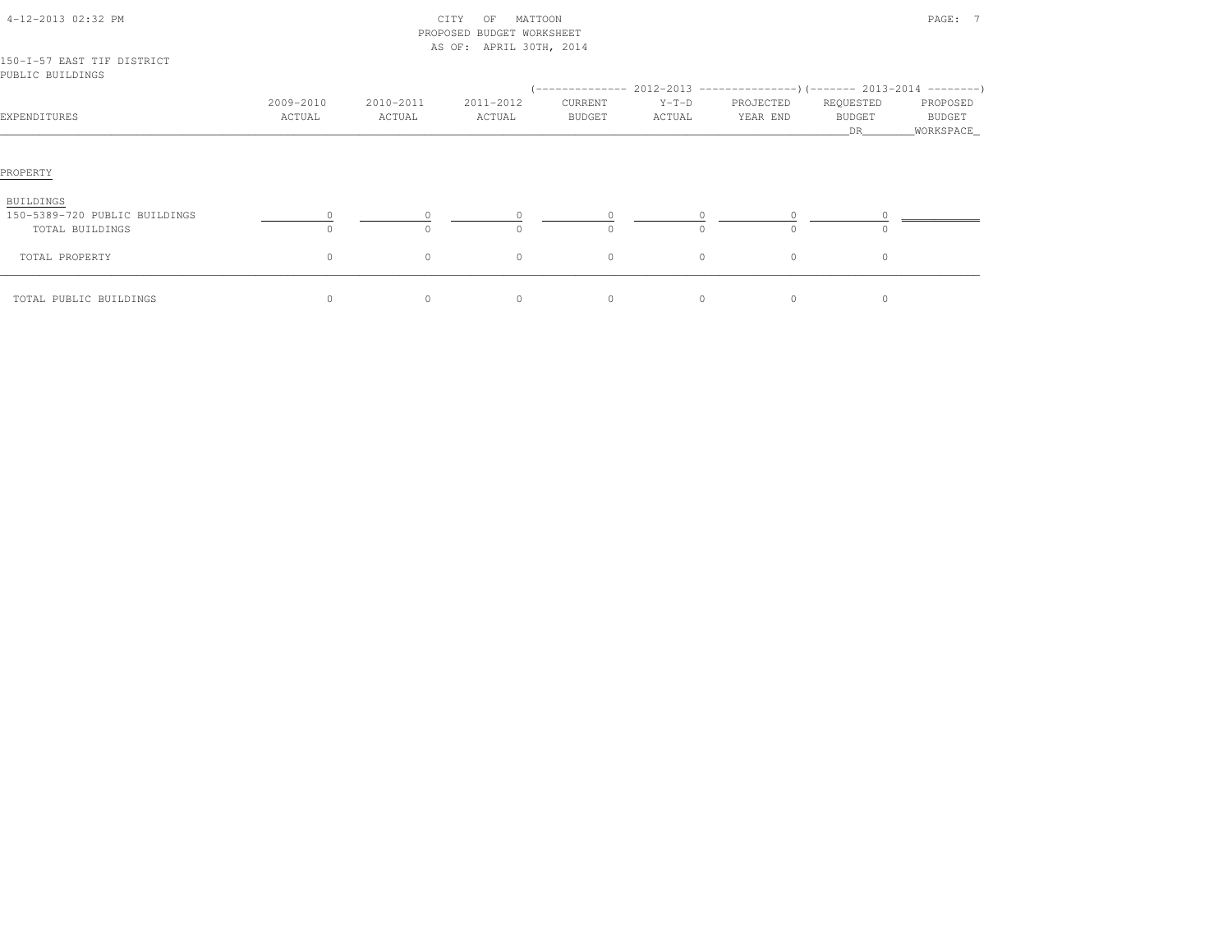CITY OF MATTOON
PROPOSED BUDGET WORKSHEET
AS OF: APRIL 30TH, 2014

150-I-57 EAST TIF DISTRICT
PUBLIC BUILDINGS

| EXPENDITURES | 2009-2010 ACTUAL | 2010-2011 ACTUAL | 2011-2012 ACTUAL | 2012-2013 CURRENT BUDGET | 2012-2013 Y-T-D ACTUAL | 2012-2013 PROJECTED YEAR END | 2013-2014 REQUESTED BUDGET DR | 2013-2014 PROPOSED BUDGET WORKSPACE |
|---|---|---|---|---|---|---|---|---|
| PROPERTY | | | | | | | | |
| BUILDINGS | | | | | | | | |
| 150-5389-720 PUBLIC BUILDINGS | 0 | 0 | 0 | 0 | 0 | 0 | 0 | |
| TOTAL BUILDINGS | 0 | 0 | 0 | 0 | 0 | 0 | 0 | |
| TOTAL PROPERTY | 0 | 0 | 0 | 0 | 0 | 0 | 0 | |
| TOTAL PUBLIC BUILDINGS | 0 | 0 | 0 | 0 | 0 | 0 | 0 | |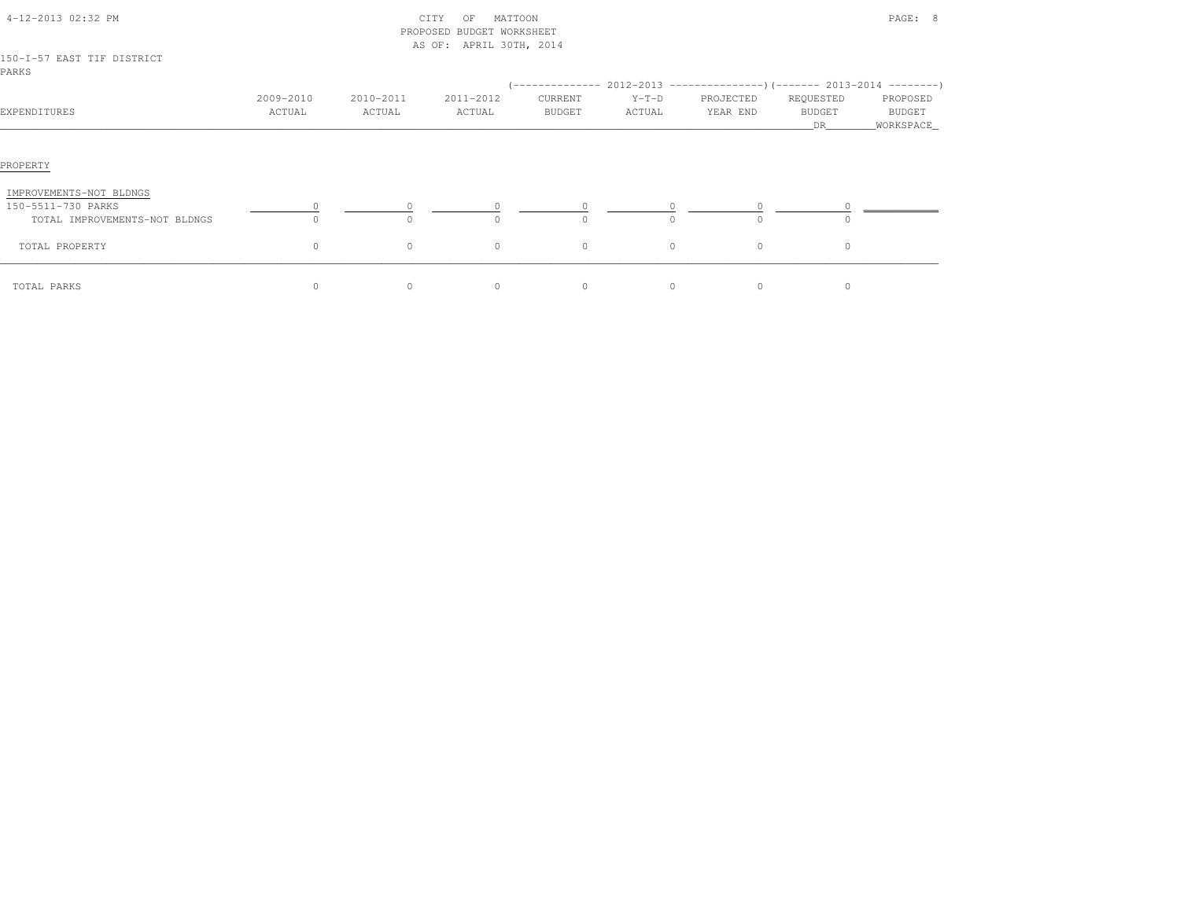CITY OF MATTOON
PROPOSED BUDGET WORKSHEET
AS OF: APRIL 30TH, 2014

4-12-2013 02:32 PM

150-I-57 EAST TIF DISTRICT
PARKS

| EXPENDITURES | 2009-2010 ACTUAL | 2010-2011 ACTUAL | 2011-2012 ACTUAL | 2012-2013 CURRENT BUDGET | 2012-2013 Y-T-D ACTUAL | 2012-2013 PROJECTED YEAR END | 2013-2014 REQUESTED BUDGET DR | 2013-2014 PROPOSED BUDGET WORKSPACE |
|---|---|---|---|---|---|---|---|---|
| **PROPERTY** | | | | | | | | |
| IMPROVEMENTS-NOT BLDNGS | | | | | | | | |
| 150-5511-730 PARKS | 0 | 0 | 0 | 0 | 0 | 0 | 0 | |
| TOTAL IMPROVEMENTS-NOT BLDNGS | 0 | 0 | 0 | 0 | 0 | 0 | 0 | |
| TOTAL PROPERTY | 0 | 0 | 0 | 0 | 0 | 0 | 0 | |
| TOTAL PARKS | 0 | 0 | 0 | 0 | 0 | 0 | 0 | |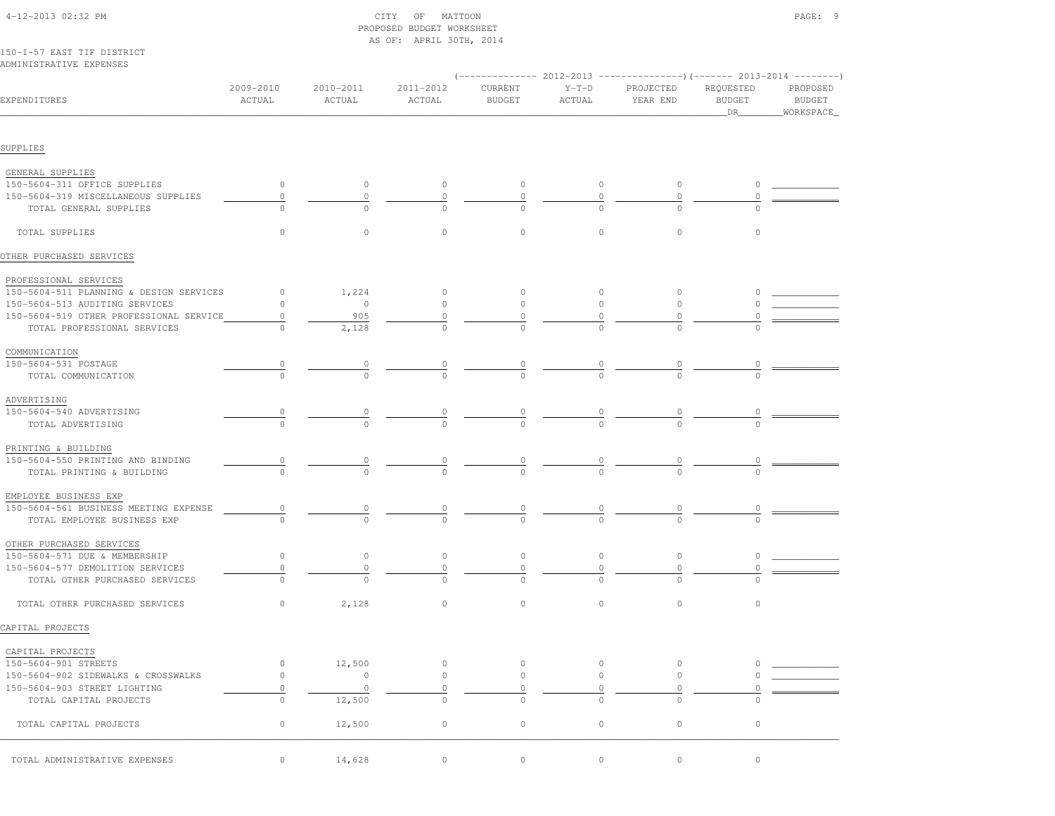CITY OF MATTOON
PROPOSED BUDGET WORKSHEET
AS OF: APRIL 30TH, 2014

150-I-57 EAST TIF DISTRICT
ADMINISTRATIVE EXPENSES

| EXPENDITURES | 2009-2010 ACTUAL | 2010-2011 ACTUAL | 2011-2012 ACTUAL | 2012-2013 CURRENT BUDGET | 2012-2013 Y-T-D ACTUAL | 2012-2013 PROJECTED YEAR END | 2013-2014 REQUESTED BUDGET DR | 2013-2014 PROPOSED BUDGET WORKSPACE |
|---|---|---|---|---|---|---|---|---|
| **SUPPLIES** | | | | | | | | |
| GENERAL SUPPLIES | | | | | | | | |
| 150-5604-311 OFFICE SUPPLIES | 0 | 0 | 0 | 0 | 0 | 0 | 0 | |
| 150-5604-319 MISCELLANEOUS SUPPLIES | 0 | 0 | 0 | 0 | 0 | 0 | 0 | |
| TOTAL GENERAL SUPPLIES | 0 | 0 | 0 | 0 | 0 | 0 | 0 | |
| TOTAL SUPPLIES | 0 | 0 | 0 | 0 | 0 | 0 | 0 | |
| **OTHER PURCHASED SERVICES** | | | | | | | | |
| PROFESSIONAL SERVICES | | | | | | | | |
| 150-5604-511 PLANNING & DESIGN SERVICES | 0 | 1,224 | 0 | 0 | 0 | 0 | 0 | |
| 150-5604-513 AUDITING SERVICES | 0 | 0 | 0 | 0 | 0 | 0 | 0 | |
| 150-5604-519 OTHER PROFESSIONAL SERVICE | 0 | 905 | 0 | 0 | 0 | 0 | 0 | |
| TOTAL PROFESSIONAL SERVICES | 0 | 2,128 | 0 | 0 | 0 | 0 | 0 | |
| COMMUNICATION | | | | | | | | |
| 150-5604-531 POSTAGE | 0 | 0 | 0 | 0 | 0 | 0 | 0 | |
| TOTAL COMMUNICATION | 0 | 0 | 0 | 0 | 0 | 0 | 0 | |
| ADVERTISING | | | | | | | | |
| 150-5604-540 ADVERTISING | 0 | 0 | 0 | 0 | 0 | 0 | 0 | |
| TOTAL ADVERTISING | 0 | 0 | 0 | 0 | 0 | 0 | 0 | |
| PRINTING & BUILDING | | | | | | | | |
| 150-5604-550 PRINTING AND BINDING | 0 | 0 | 0 | 0 | 0 | 0 | 0 | |
| TOTAL PRINTING & BUILDING | 0 | 0 | 0 | 0 | 0 | 0 | 0 | |
| EMPLOYEE BUSINESS EXP | | | | | | | | |
| 150-5604-561 BUSINESS MEETING EXPENSE | 0 | 0 | 0 | 0 | 0 | 0 | 0 | |
| TOTAL EMPLOYEE BUSINESS EXP | 0 | 0 | 0 | 0 | 0 | 0 | 0 | |
| OTHER PURCHASED SERVICES | | | | | | | | |
| 150-5604-571 DUE & MEMBERSHIP | 0 | 0 | 0 | 0 | 0 | 0 | 0 | |
| 150-5604-577 DEMOLITION SERVICES | 0 | 0 | 0 | 0 | 0 | 0 | 0 | |
| TOTAL OTHER PURCHASED SERVICES | 0 | 0 | 0 | 0 | 0 | 0 | 0 | |
| TOTAL OTHER PURCHASED SERVICES | 0 | 2,128 | 0 | 0 | 0 | 0 | 0 | |
| **CAPITAL PROJECTS** | | | | | | | | |
| CAPITAL PROJECTS | | | | | | | | |
| 150-5604-901 STREETS | 0 | 12,500 | 0 | 0 | 0 | 0 | 0 | |
| 150-5604-902 SIDEWALKS & CROSSWALKS | 0 | 0 | 0 | 0 | 0 | 0 | 0 | |
| 150-5604-903 STREET LIGHTING | 0 | 0 | 0 | 0 | 0 | 0 | 0 | |
| TOTAL CAPITAL PROJECTS | 0 | 12,500 | 0 | 0 | 0 | 0 | 0 | |
| TOTAL CAPITAL PROJECTS | 0 | 12,500 | 0 | 0 | 0 | 0 | 0 | |
| TOTAL ADMINISTRATIVE EXPENSES | 0 | 14,628 | 0 | 0 | 0 | 0 | 0 | |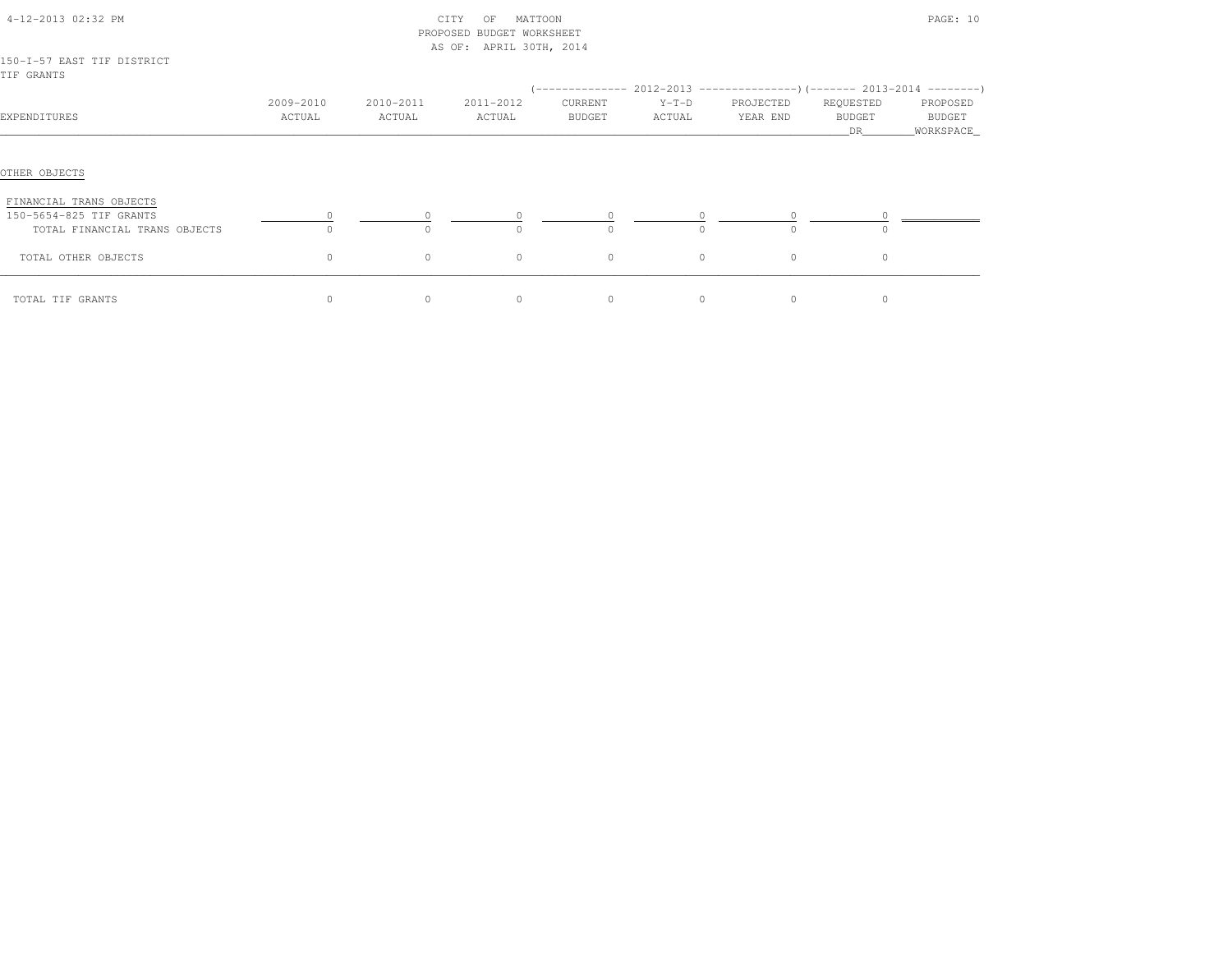CITY OF MATTOON
PROPOSED BUDGET WORKSHEET
AS OF: APRIL 30TH, 2014

150-I-57 EAST TIF DISTRICT
TIF GRANTS

| EXPENDITURES | 2009-2010 ACTUAL | 2010-2011 ACTUAL | 2011-2012 ACTUAL | 2012-2013 CURRENT BUDGET | 2012-2013 Y-T-D ACTUAL | 2012-2013 PROJECTED YEAR END | 2013-2014 REQUESTED BUDGET DR | 2013-2014 PROPOSED BUDGET WORKSPACE |
|---|---|---|---|---|---|---|---|---|
| OTHER OBJECTS | | | | | | | | |
| FINANCIAL TRANS OBJECTS | | | | | | | | |
| 150-5654-825 TIF GRANTS | 0 | 0 | 0 | 0 | 0 | 0 | 0 | |
| TOTAL FINANCIAL TRANS OBJECTS | 0 | 0 | 0 | 0 | 0 | 0 | 0 | |
| TOTAL OTHER OBJECTS | 0 | 0 | 0 | 0 | 0 | 0 | 0 | |
| TOTAL TIF GRANTS | 0 | 0 | 0 | 0 | 0 | 0 | 0 | |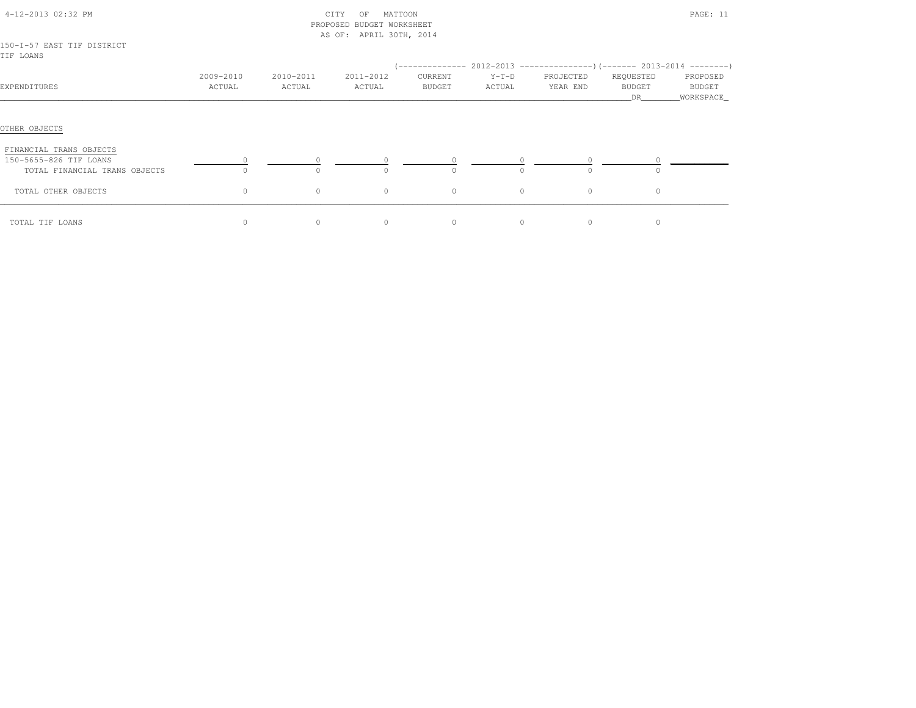CITY OF MATTOON
PROPOSED BUDGET WORKSHEET
AS OF: APRIL 30TH, 2014

150-I-57 EAST TIF DISTRICT
TIF LOANS

| EXPENDITURES | 2009-2010 ACTUAL | 2010-2011 ACTUAL | 2011-2012 ACTUAL | 2012-2013 CURRENT BUDGET | 2012-2013 Y-T-D ACTUAL | 2012-2013 PROJECTED YEAR END | 2013-2014 REQUESTED BUDGET DR | 2013-2014 PROPOSED BUDGET WORKSPACE |
|---|---|---|---|---|---|---|---|---|
| OTHER OBJECTS | | | | | | | | |
| FINANCIAL TRANS OBJECTS | | | | | | | | |
| 150-5655-826 TIF LOANS | 0 | 0 | 0 | 0 | 0 | 0 | 0 | |
| TOTAL FINANCIAL TRANS OBJECTS | 0 | 0 | 0 | 0 | 0 | 0 | 0 | |
| TOTAL OTHER OBJECTS | 0 | 0 | 0 | 0 | 0 | 0 | 0 | |
| TOTAL TIF LOANS | 0 | 0 | 0 | 0 | 0 | 0 | 0 | |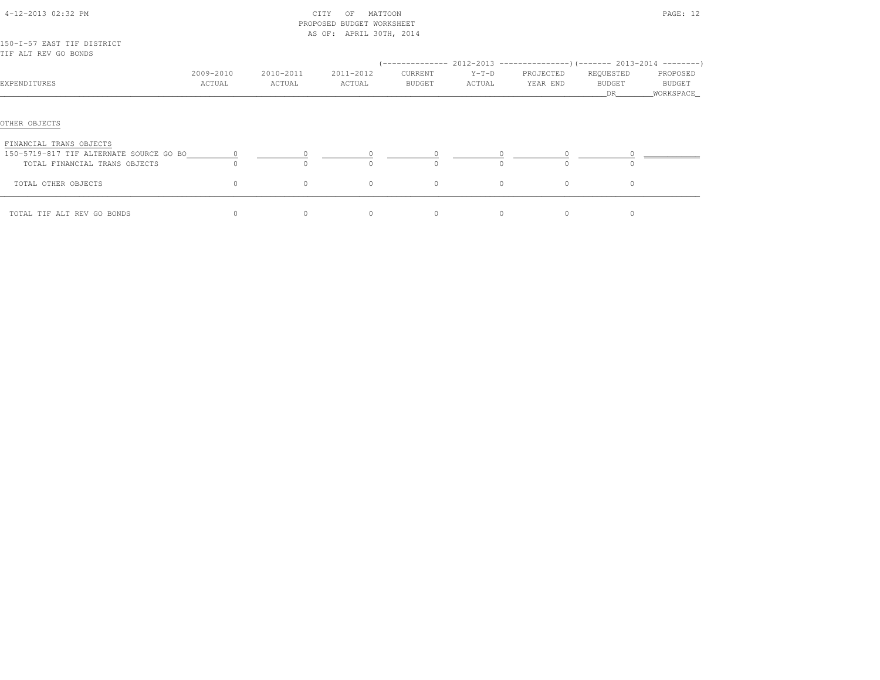CITY OF MATTOON
PROPOSED BUDGET WORKSHEET
AS OF: APRIL 30TH, 2014

150-I-57 EAST TIF DISTRICT
TIF ALT REV GO BONDS

| EXPENDITURES | 2009-2010 ACTUAL | 2010-2011 ACTUAL | 2011-2012 ACTUAL | 2012-2013 CURRENT BUDGET | 2012-2013 Y-T-D ACTUAL | 2012-2013 PROJECTED YEAR END | 2013-2014 REQUESTED BUDGET DR | 2013-2014 PROPOSED BUDGET WORKSPACE |
|---|---|---|---|---|---|---|---|---|
| OTHER OBJECTS | | | | | | | | |
| FINANCIAL TRANS OBJECTS | | | | | | | | |
| 150-5719-817 TIF ALTERNATE SOURCE GO BO | 0 | 0 | 0 | 0 | 0 | 0 | 0 | |
| TOTAL FINANCIAL TRANS OBJECTS | 0 | 0 | 0 | 0 | 0 | 0 | 0 | |
| TOTAL OTHER OBJECTS | 0 | 0 | 0 | 0 | 0 | 0 | 0 | |
| TOTAL TIF ALT REV GO BONDS | 0 | 0 | 0 | 0 | 0 | 0 | 0 | |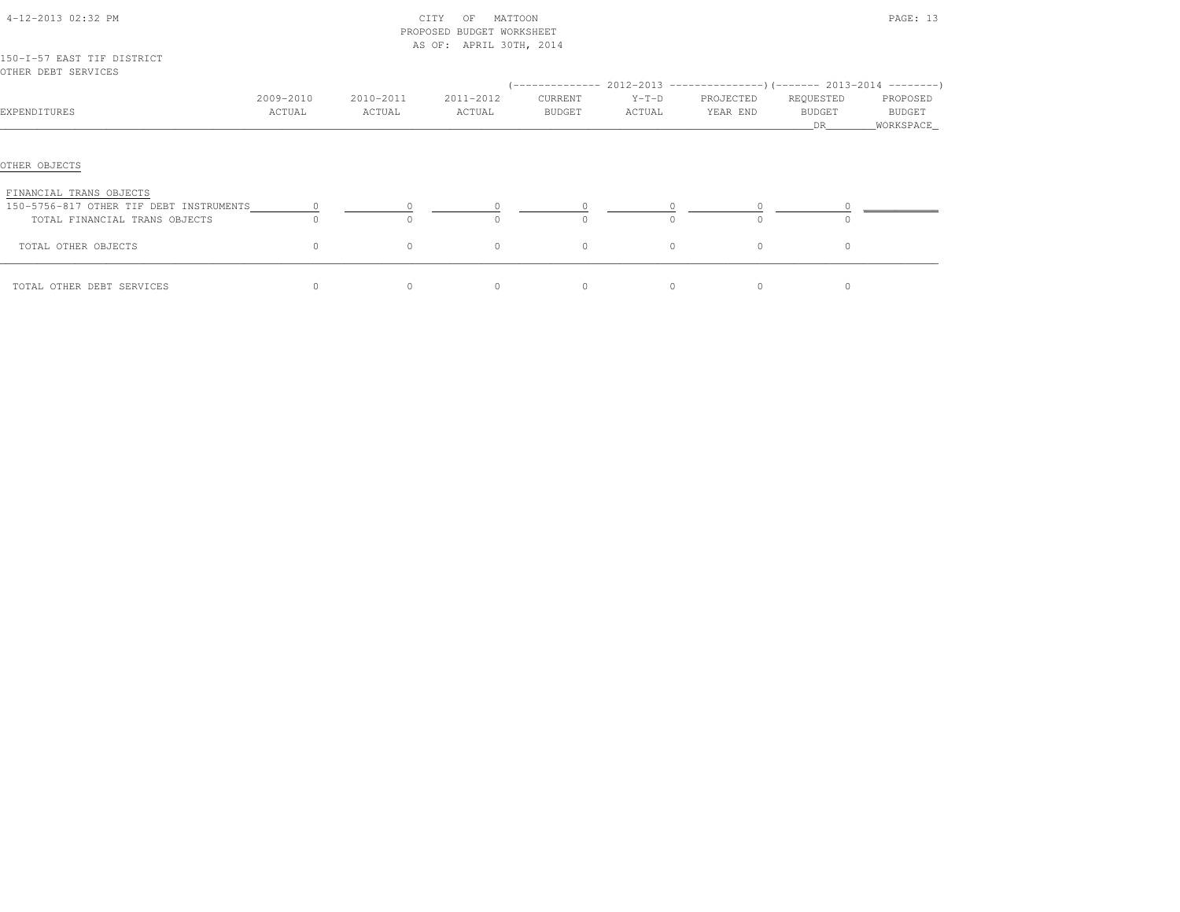CITY OF MATTOON
PROPOSED BUDGET WORKSHEET
AS OF: APRIL 30TH, 2014

150-I-57 EAST TIF DISTRICT
OTHER DEBT SERVICES

| EXPENDITURES | 2009-2010 ACTUAL | 2010-2011 ACTUAL | 2011-2012 ACTUAL | 2012-2013 CURRENT BUDGET | 2012-2013 Y-T-D ACTUAL | 2012-2013 PROJECTED YEAR END | 2013-2014 REQUESTED BUDGET DR | 2013-2014 PROPOSED BUDGET WORKSPACE |
|---|---|---|---|---|---|---|---|---|
| OTHER OBJECTS | | | | | | | | |
| FINANCIAL TRANS OBJECTS | | | | | | | | |
| 150-5756-817 OTHER TIF DEBT INSTRUMENTS | 0 | 0 | 0 | 0 | 0 | 0 | 0 | |
| TOTAL FINANCIAL TRANS OBJECTS | 0 | 0 | 0 | 0 | 0 | 0 | 0 | |
| TOTAL OTHER OBJECTS | 0 | 0 | 0 | 0 | 0 | 0 | 0 | |
| TOTAL OTHER DEBT SERVICES | 0 | 0 | 0 | 0 | 0 | 0 | 0 | |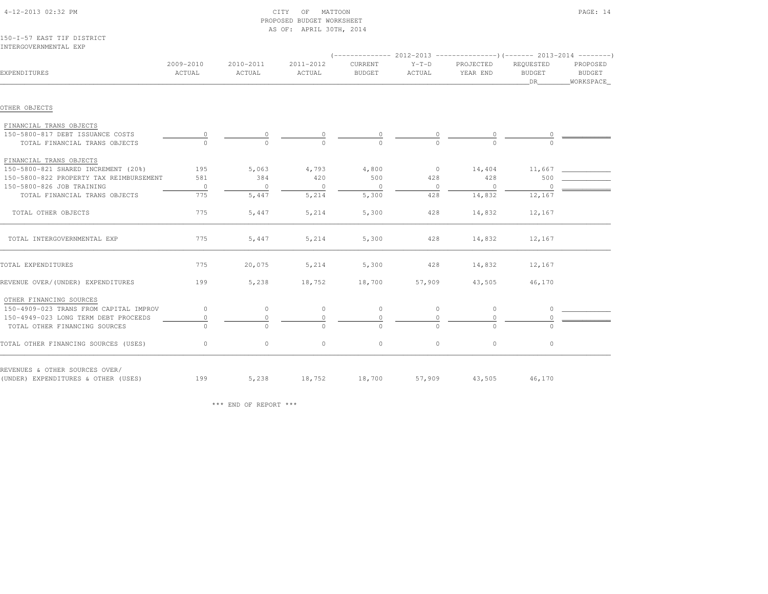CITY OF MATTOON
PROPOSED BUDGET WORKSHEET
AS OF: APRIL 30TH, 2014

150-I-57 EAST TIF DISTRICT
INTERGOVERNMENTAL EXP

| EXPENDITURES | 2009-2010 ACTUAL | 2010-2011 ACTUAL | 2011-2012 ACTUAL | 2012-2013 CURRENT BUDGET | 2012-2013 Y-T-D ACTUAL | 2012-2013 PROJECTED YEAR END | 2013-2014 REQUESTED BUDGET DR | 2013-2014 PROPOSED BUDGET WORKSPACE |
|---|---|---|---|---|---|---|---|---|
| OTHER OBJECTS | | | | | | | | |
| FINANCIAL TRANS OBJECTS | | | | | | | | |
| 150-5800-817 DEBT ISSUANCE COSTS | 0 | 0 | 0 | 0 | 0 | 0 | 0 | |
| TOTAL FINANCIAL TRANS OBJECTS | 0 | 0 | 0 | 0 | 0 | 0 | 0 | |
| FINANCIAL TRANS OBJECTS | | | | | | | | |
| 150-5800-821 SHARED INCREMENT (20%) | 195 | 5,063 | 4,793 | 4,800 | 0 | 14,404 | 11,667 | |
| 150-5800-822 PROPERTY TAX REIMBURSEMENT | 581 | 384 | 420 | 500 | 428 | 428 | 500 | |
| 150-5800-826 JOB TRAINING | 0 | 0 | 0 | 0 | 0 | 0 | 0 | |
| TOTAL FINANCIAL TRANS OBJECTS | 775 | 5,447 | 5,214 | 5,300 | 428 | 14,832 | 12,167 | |
| TOTAL OTHER OBJECTS | 775 | 5,447 | 5,214 | 5,300 | 428 | 14,832 | 12,167 | |
| TOTAL INTERGOVERNMENTAL EXP | 775 | 5,447 | 5,214 | 5,300 | 428 | 14,832 | 12,167 | |
| TOTAL EXPENDITURES | 775 | 20,075 | 5,214 | 5,300 | 428 | 14,832 | 12,167 | |
| REVENUE OVER/(UNDER) EXPENDITURES | 199 | 5,238 | 18,752 | 18,700 | 57,909 | 43,505 | 46,170 | |
| OTHER FINANCING SOURCES | | | | | | | | |
| 150-4909-023 TRANS FROM CAPITAL IMPROV | 0 | 0 | 0 | 0 | 0 | 0 | 0 | |
| 150-4949-023 LONG TERM DEBT PROCEEDS | 0 | 0 | 0 | 0 | 0 | 0 | 0 | |
| TOTAL OTHER FINANCING SOURCES | 0 | 0 | 0 | 0 | 0 | 0 | 0 | |
| TOTAL OTHER FINANCING SOURCES (USES) | 0 | 0 | 0 | 0 | 0 | 0 | 0 | |
| REVENUES & OTHER SOURCES OVER/ (UNDER) EXPENDITURES & OTHER (USES) | 199 | 5,238 | 18,752 | 18,700 | 57,909 | 43,505 | 46,170 | |

\*\*\* END OF REPORT \*\*\*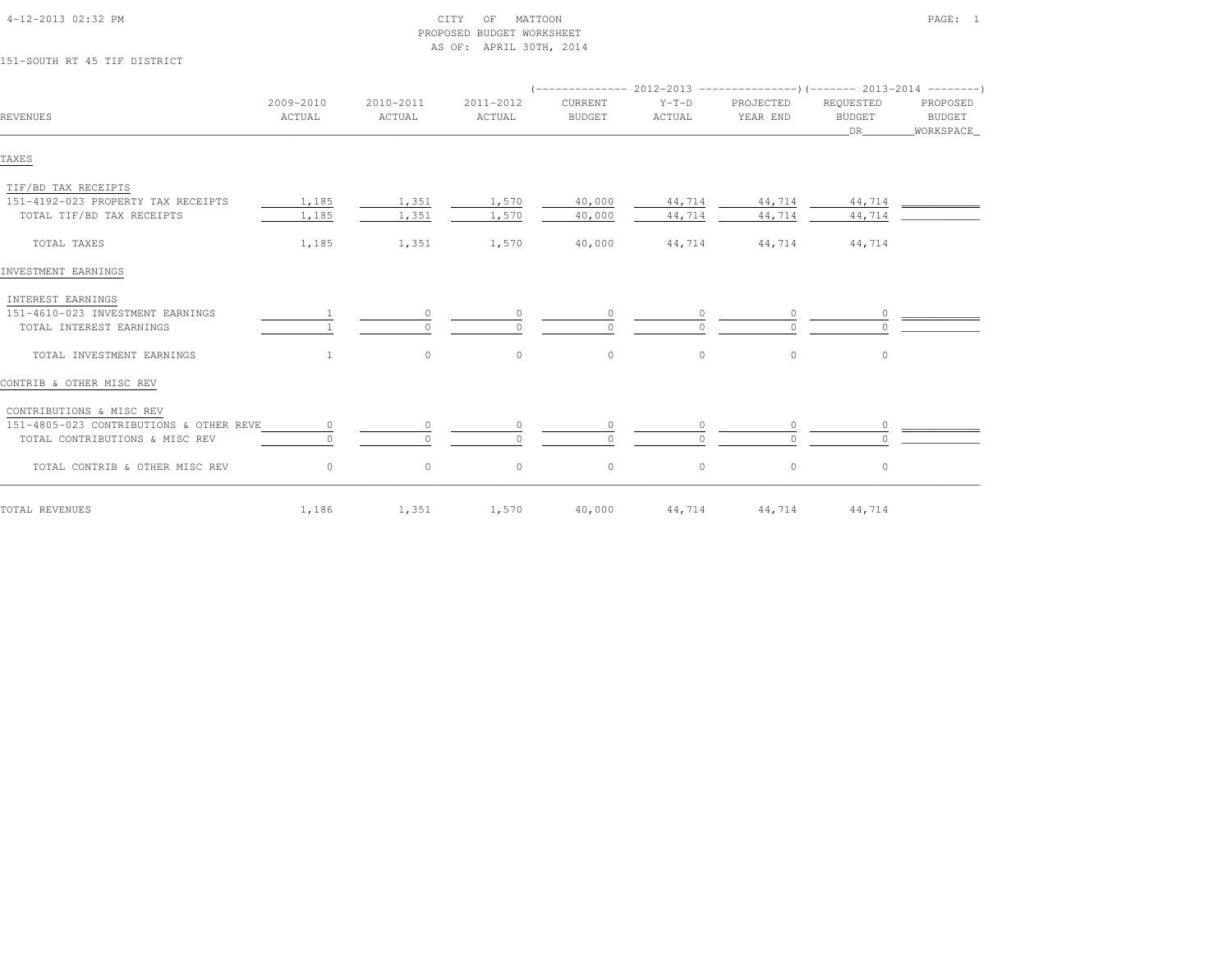4-12-2013 02:32 PM

# CITY OF MATTOON
## PROPOSED BUDGET WORKSHEET
AS OF: APRIL 30TH, 2014

151-SOUTH RT 45 TIF DISTRICT

| REVENUES | 2009-2010 ACTUAL | 2010-2011 ACTUAL | 2011-2012 ACTUAL | 2012-2013 CURRENT BUDGET | 2012-2013 Y-T-D ACTUAL | 2012-2013 PROJECTED YEAR END | 2013-2014 REQUESTED BUDGET DR | 2013-2014 PROPOSED BUDGET WORKSPACE |
|---|---|---|---|---|---|---|---|---|
| **TAXES** | | | | | | | | |
| TIF/BD TAX RECEIPTS | | | | | | | | |
| 151-4192-023 PROPERTY TAX RECEIPTS | 1,185 | 1,351 | 1,570 | 40,000 | 44,714 | 44,714 | 44,714 | |
| TOTAL TIF/BD TAX RECEIPTS | 1,185 | 1,351 | 1,570 | 40,000 | 44,714 | 44,714 | 44,714 | |
| TOTAL TAXES | 1,185 | 1,351 | 1,570 | 40,000 | 44,714 | 44,714 | 44,714 | |
| **INVESTMENT EARNINGS** | | | | | | | | |
| INTEREST EARNINGS | | | | | | | | |
| 151-4610-023 INVESTMENT EARNINGS | 1 | 0 | 0 | 0 | 0 | 0 | 0 | |
| TOTAL INTEREST EARNINGS | 1 | 0 | 0 | 0 | 0 | 0 | 0 | |
| TOTAL INVESTMENT EARNINGS | 1 | 0 | 0 | 0 | 0 | 0 | 0 | |
| **CONTRIB & OTHER MISC REV** | | | | | | | | |
| CONTRIBUTIONS & MISC REV | | | | | | | | |
| 151-4805-023 CONTRIBUTIONS & OTHER REVE | 0 | 0 | 0 | 0 | 0 | 0 | 0 | |
| TOTAL CONTRIBUTIONS & MISC REV | 0 | 0 | 0 | 0 | 0 | 0 | 0 | |
| TOTAL CONTRIB & OTHER MISC REV | 0 | 0 | 0 | 0 | 0 | 0 | 0 | |
| TOTAL REVENUES | 1,186 | 1,351 | 1,570 | 40,000 | 44,714 | 44,714 | 44,714 | |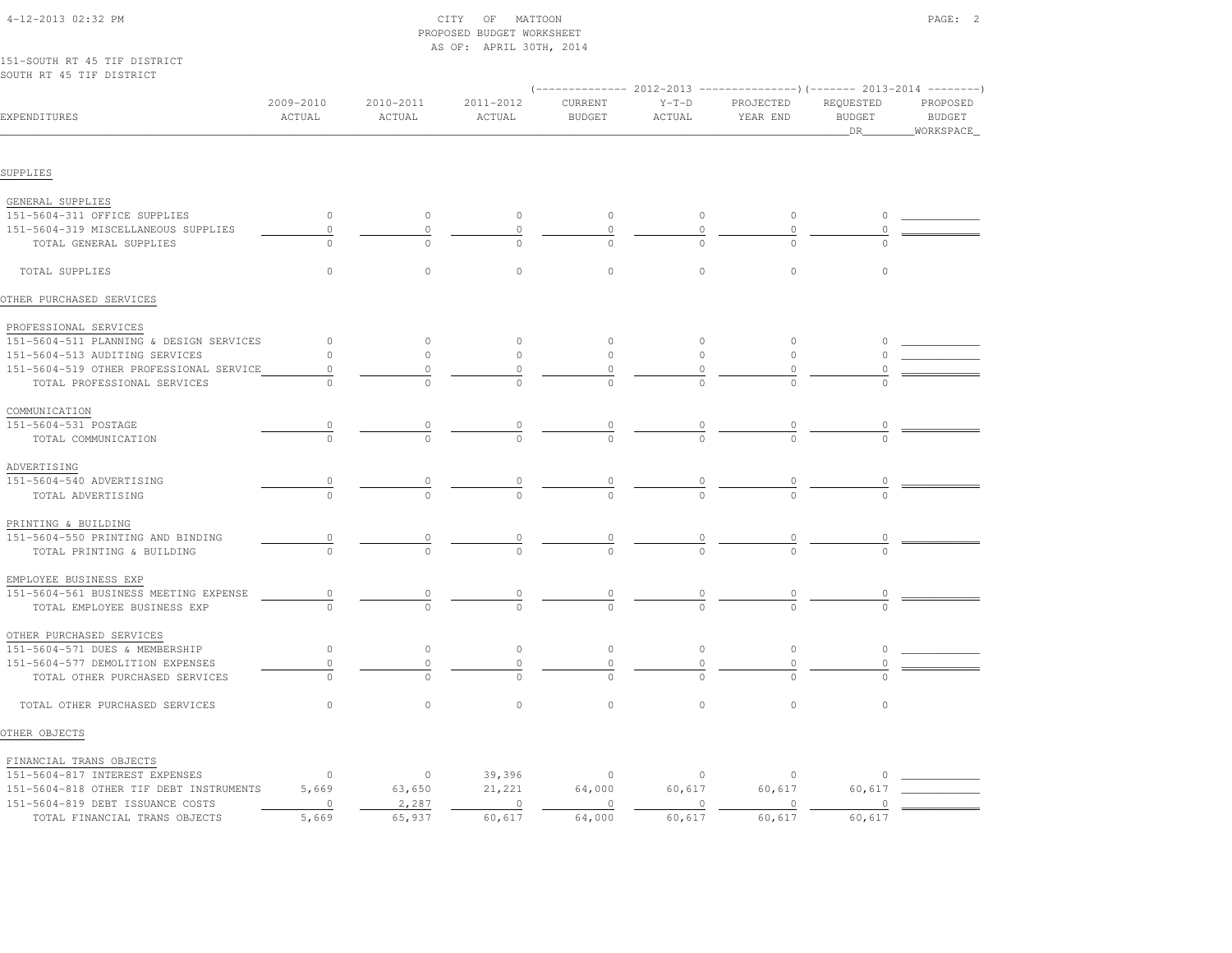CITY OF MATTOON
PROPOSED BUDGET WORKSHEET
AS OF: APRIL 30TH, 2014

151-SOUTH RT 45 TIF DISTRICT
SOUTH RT 45 TIF DISTRICT

| EXPENDITURES | 2009-2010 ACTUAL | 2010-2011 ACTUAL | 2011-2012 ACTUAL | 2012-2013 CURRENT BUDGET | 2012-2013 Y-T-D ACTUAL | 2012-2013 PROJECTED YEAR END | 2013-2014 REQUESTED BUDGET DR | 2013-2014 PROPOSED BUDGET WORKSPACE |
|---|---|---|---|---|---|---|---|---|
| **SUPPLIES** | | | | | | | | |
| GENERAL SUPPLIES | | | | | | | | |
| 151-5604-311 OFFICE SUPPLIES | 0 | 0 | 0 | 0 | 0 | 0 | 0 | |
| 151-5604-319 MISCELLANEOUS SUPPLIES | 0 | 0 | 0 | 0 | 0 | 0 | 0 | |
| TOTAL GENERAL SUPPLIES | 0 | 0 | 0 | 0 | 0 | 0 | 0 | |
| TOTAL SUPPLIES | 0 | 0 | 0 | 0 | 0 | 0 | 0 | |
| **OTHER PURCHASED SERVICES** | | | | | | | | |
| PROFESSIONAL SERVICES | | | | | | | | |
| 151-5604-511 PLANNING & DESIGN SERVICES | 0 | 0 | 0 | 0 | 0 | 0 | 0 | |
| 151-5604-513 AUDITING SERVICES | 0 | 0 | 0 | 0 | 0 | 0 | 0 | |
| 151-5604-519 OTHER PROFESSIONAL SERVICE | 0 | 0 | 0 | 0 | 0 | 0 | 0 | |
| TOTAL PROFESSIONAL SERVICES | 0 | 0 | 0 | 0 | 0 | 0 | 0 | |
| COMMUNICATION | | | | | | | | |
| 151-5604-531 POSTAGE | 0 | 0 | 0 | 0 | 0 | 0 | 0 | |
| TOTAL COMMUNICATION | 0 | 0 | 0 | 0 | 0 | 0 | 0 | |
| ADVERTISING | | | | | | | | |
| 151-5604-540 ADVERTISING | 0 | 0 | 0 | 0 | 0 | 0 | 0 | |
| TOTAL ADVERTISING | 0 | 0 | 0 | 0 | 0 | 0 | 0 | |
| PRINTING & BUILDING | | | | | | | | |
| 151-5604-550 PRINTING AND BINDING | 0 | 0 | 0 | 0 | 0 | 0 | 0 | |
| TOTAL PRINTING & BUILDING | 0 | 0 | 0 | 0 | 0 | 0 | 0 | |
| EMPLOYEE BUSINESS EXP | | | | | | | | |
| 151-5604-561 BUSINESS MEETING EXPENSE | 0 | 0 | 0 | 0 | 0 | 0 | 0 | |
| TOTAL EMPLOYEE BUSINESS EXP | 0 | 0 | 0 | 0 | 0 | 0 | 0 | |
| OTHER PURCHASED SERVICES | | | | | | | | |
| 151-5604-571 DUES & MEMBERSHIP | 0 | 0 | 0 | 0 | 0 | 0 | 0 | |
| 151-5604-577 DEMOLITION EXPENSES | 0 | 0 | 0 | 0 | 0 | 0 | 0 | |
| TOTAL OTHER PURCHASED SERVICES | 0 | 0 | 0 | 0 | 0 | 0 | 0 | |
| TOTAL OTHER PURCHASED SERVICES | 0 | 0 | 0 | 0 | 0 | 0 | 0 | |
| **OTHER OBJECTS** | | | | | | | | |
| FINANCIAL TRANS OBJECTS | | | | | | | | |
| 151-5604-817 INTEREST EXPENSES | 0 | 0 | 39,396 | 0 | 0 | 0 | 0 | |
| 151-5604-818 OTHER TIF DEBT INSTRUMENTS | 5,669 | 63,650 | 21,221 | 64,000 | 60,617 | 60,617 | 60,617 | |
| 151-5604-819 DEBT ISSUANCE COSTS | 0 | 2,287 | 0 | 0 | 0 | 0 | 0 | |
| TOTAL FINANCIAL TRANS OBJECTS | 5,669 | 65,937 | 60,617 | 64,000 | 60,617 | 60,617 | 60,617 | |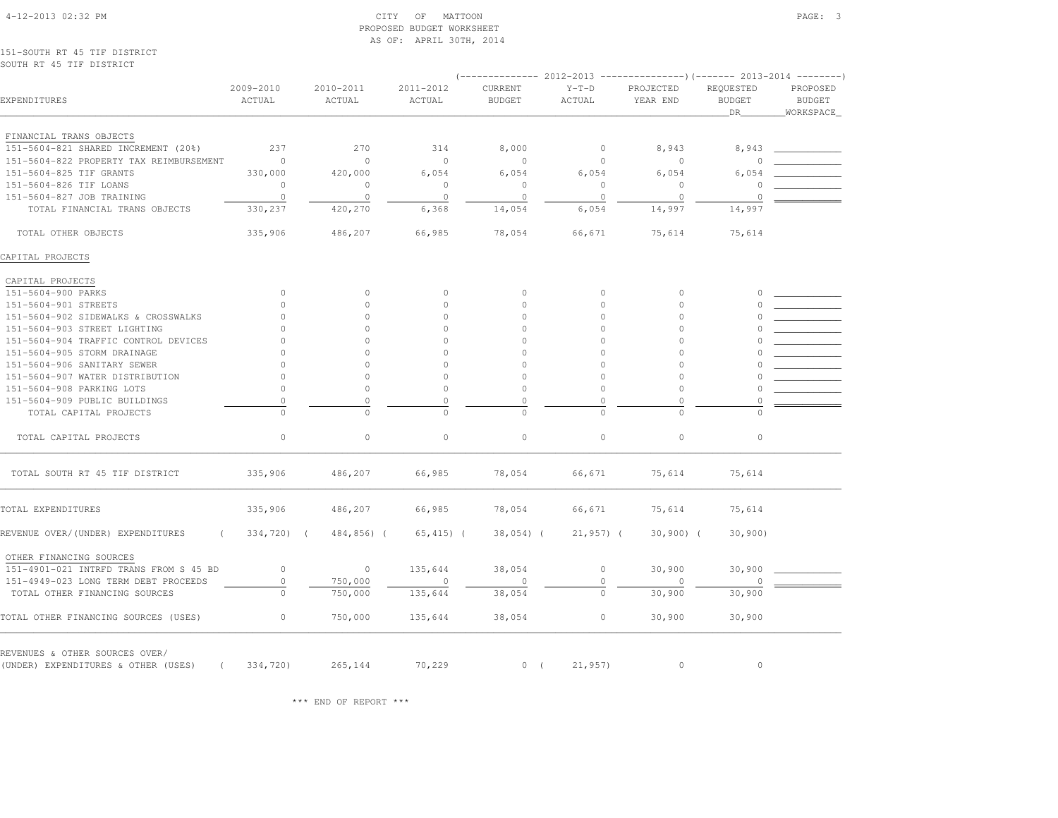CITY OF MATTOON
PROPOSED BUDGET WORKSHEET
AS OF: APRIL 30TH, 2014

151-SOUTH RT 45 TIF DISTRICT
SOUTH RT 45 TIF DISTRICT

| EXPENDITURES | 2009-2010 ACTUAL | 2010-2011 ACTUAL | 2011-2012 ACTUAL | 2012-2013 CURRENT BUDGET | 2012-2013 Y-T-D ACTUAL | 2012-2013 PROJECTED YEAR END | 2013-2014 REQUESTED BUDGET DR | 2013-2014 PROPOSED BUDGET WORKSPACE |
|---|---|---|---|---|---|---|---|---|
| FINANCIAL TRANS OBJECTS | | | | | | | | |
| 151-5604-821 SHARED INCREMENT (20%) | 237 | 270 | 314 | 8,000 | 0 | 8,943 | 8,943 | |
| 151-5604-822 PROPERTY TAX REIMBURSEMENT | 0 | 0 | 0 | 0 | 0 | 0 | 0 | |
| 151-5604-825 TIF GRANTS | 330,000 | 420,000 | 6,054 | 6,054 | 6,054 | 6,054 | 6,054 | |
| 151-5604-826 TIF LOANS | 0 | 0 | 0 | 0 | 0 | 0 | 0 | |
| 151-5604-827 JOB TRAINING | 0 | 0 | 0 | 0 | 0 | 0 | 0 | |
| TOTAL FINANCIAL TRANS OBJECTS | 330,237 | 420,270 | 6,368 | 14,054 | 6,054 | 14,997 | 14,997 | |
| TOTAL OTHER OBJECTS | 335,906 | 486,207 | 66,985 | 78,054 | 66,671 | 75,614 | 75,614 | |
| CAPITAL PROJECTS | | | | | | | | |
| CAPITAL PROJECTS | | | | | | | | |
| 151-5604-900 PARKS | 0 | 0 | 0 | 0 | 0 | 0 | 0 | |
| 151-5604-901 STREETS | 0 | 0 | 0 | 0 | 0 | 0 | 0 | |
| 151-5604-902 SIDEWALKS & CROSSWALKS | 0 | 0 | 0 | 0 | 0 | 0 | 0 | |
| 151-5604-903 STREET LIGHTING | 0 | 0 | 0 | 0 | 0 | 0 | 0 | |
| 151-5604-904 TRAFFIC CONTROL DEVICES | 0 | 0 | 0 | 0 | 0 | 0 | 0 | |
| 151-5604-905 STORM DRAINAGE | 0 | 0 | 0 | 0 | 0 | 0 | 0 | |
| 151-5604-906 SANITARY SEWER | 0 | 0 | 0 | 0 | 0 | 0 | 0 | |
| 151-5604-907 WATER DISTRIBUTION | 0 | 0 | 0 | 0 | 0 | 0 | 0 | |
| 151-5604-908 PARKING LOTS | 0 | 0 | 0 | 0 | 0 | 0 | 0 | |
| 151-5604-909 PUBLIC BUILDINGS | 0 | 0 | 0 | 0 | 0 | 0 | 0 | |
| TOTAL CAPITAL PROJECTS | 0 | 0 | 0 | 0 | 0 | 0 | 0 | |
| TOTAL CAPITAL PROJECTS | 0 | 0 | 0 | 0 | 0 | 0 | 0 | |
| TOTAL SOUTH RT 45 TIF DISTRICT | 335,906 | 486,207 | 66,985 | 78,054 | 66,671 | 75,614 | 75,614 | |
| TOTAL EXPENDITURES | 335,906 | 486,207 | 66,985 | 78,054 | 66,671 | 75,614 | 75,614 | |
| REVENUE OVER/(UNDER) EXPENDITURES | (334,720) | (484,856) | (65,415) | (38,054) | (21,957) | (30,900) | (30,900) | |
| OTHER FINANCING SOURCES | | | | | | | | |
| 151-4901-021 INTRFD TRANS FROM S 45 BD | 0 | 0 | 135,644 | 38,054 | 0 | 30,900 | 30,900 | |
| 151-4949-023 LONG TERM DEBT PROCEEDS | 0 | 750,000 | 0 | 0 | 0 | 0 | 0 | |
| TOTAL OTHER FINANCING SOURCES | 0 | 750,000 | 135,644 | 38,054 | 0 | 30,900 | 30,900 | |
| TOTAL OTHER FINANCING SOURCES (USES) | 0 | 750,000 | 135,644 | 38,054 | 0 | 30,900 | 30,900 | |
| REVENUES & OTHER SOURCES OVER/ (UNDER) EXPENDITURES & OTHER (USES) | (334,720) | 265,144 | 70,229 | 0 | (21,957) | 0 | 0 | |

*** END OF REPORT ***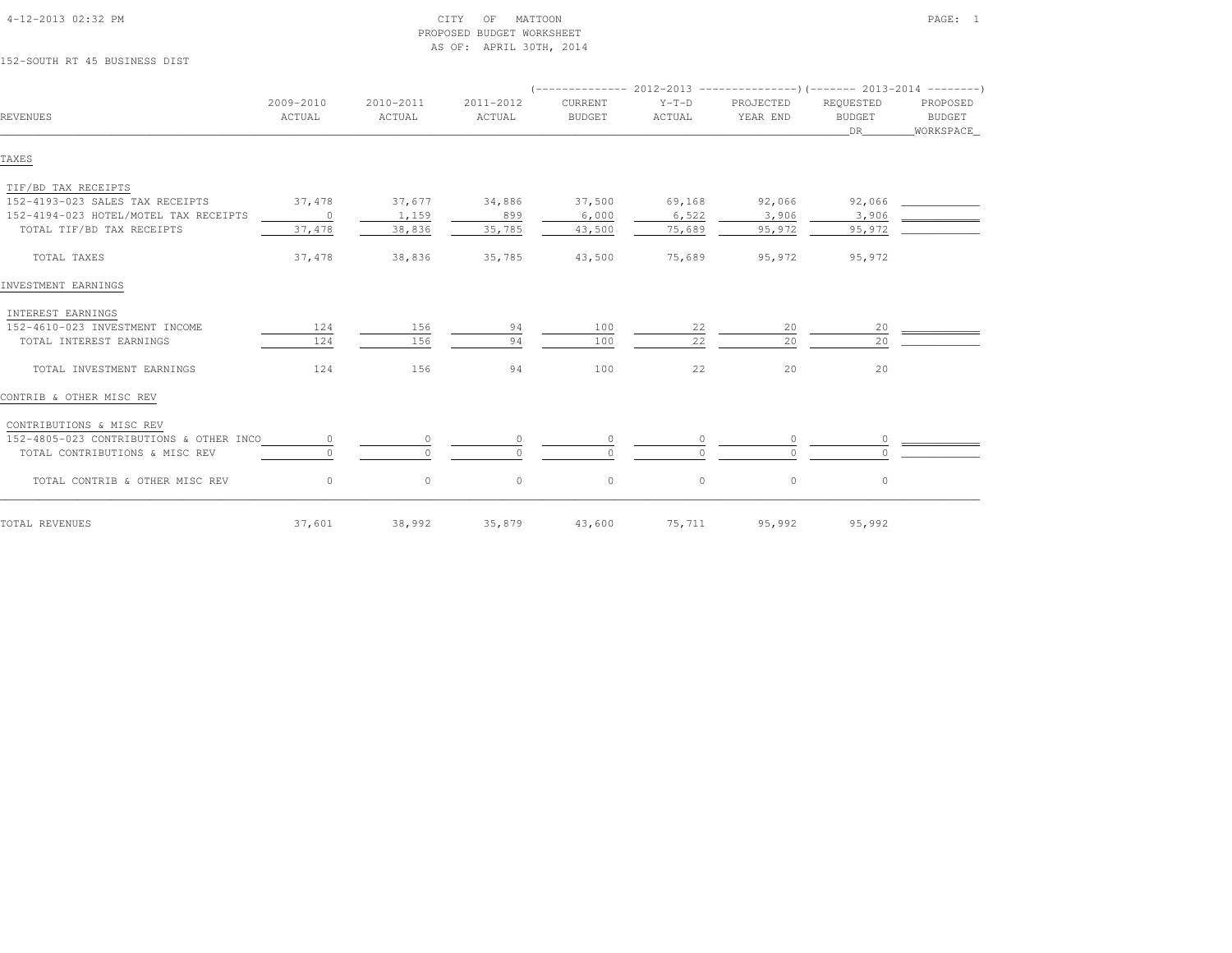CITY OF MATTOON
PROPOSED BUDGET WORKSHEET
AS OF: APRIL 30TH, 2014

152-SOUTH RT 45 BUSINESS DIST

| REVENUES | 2009-2010 ACTUAL | 2010-2011 ACTUAL | 2011-2012 ACTUAL | 2012-2013 CURRENT BUDGET | 2012-2013 Y-T-D ACTUAL | 2012-2013 PROJECTED YEAR END | 2013-2014 REQUESTED BUDGET DR | 2013-2014 PROPOSED BUDGET WORKSPACE |
|---|---|---|---|---|---|---|---|---|
| **TAXES** | | | | | | | | |
| TIF/BD TAX RECEIPTS | | | | | | | | |
| 152-4193-023 SALES TAX RECEIPTS | 37,478 | 37,677 | 34,886 | 37,500 | 69,168 | 92,066 | 92,066 | |
| 152-4194-023 HOTEL/MOTEL TAX RECEIPTS | 0 | 1,159 | 899 | 6,000 | 6,522 | 3,906 | 3,906 | |
| TOTAL TIF/BD TAX RECEIPTS | 37,478 | 38,836 | 35,785 | 43,500 | 75,689 | 95,972 | 95,972 | |
| TOTAL TAXES | 37,478 | 38,836 | 35,785 | 43,500 | 75,689 | 95,972 | 95,972 | |
| **INVESTMENT EARNINGS** | | | | | | | | |
| INTEREST EARNINGS | | | | | | | | |
| 152-4610-023 INVESTMENT INCOME | 124 | 156 | 94 | 100 | 22 | 20 | 20 | |
| TOTAL INTEREST EARNINGS | 124 | 156 | 94 | 100 | 22 | 20 | 20 | |
| TOTAL INVESTMENT EARNINGS | 124 | 156 | 94 | 100 | 22 | 20 | 20 | |
| **CONTRIB & OTHER MISC REV** | | | | | | | | |
| CONTRIBUTIONS & MISC REV | | | | | | | | |
| 152-4805-023 CONTRIBUTIONS & OTHER INCO | 0 | 0 | 0 | 0 | 0 | 0 | 0 | |
| TOTAL CONTRIBUTIONS & MISC REV | 0 | 0 | 0 | 0 | 0 | 0 | 0 | |
| TOTAL CONTRIB & OTHER MISC REV | 0 | 0 | 0 | 0 | 0 | 0 | 0 | |
| TOTAL REVENUES | 37,601 | 38,992 | 35,879 | 43,600 | 75,711 | 95,992 | 95,992 | |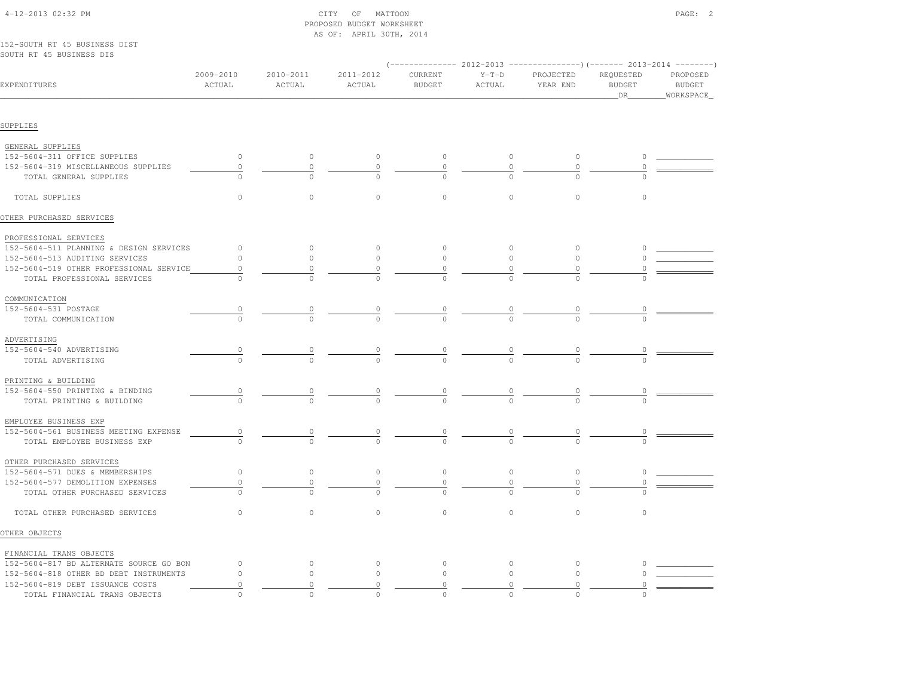# CITY OF MATTOON
## PROPOSED BUDGET WORKSHEET
### AS OF: APRIL 30TH, 2014

152-SOUTH RT 45 BUSINESS DIST
SOUTH RT 45 BUSINESS DIS

| EXPENDITURES | 2009-2010 ACTUAL | 2010-2011 ACTUAL | 2011-2012 ACTUAL | 2012-2013 CURRENT BUDGET | 2012-2013 Y-T-D ACTUAL | 2012-2013 PROJECTED YEAR END | 2013-2014 REQUESTED BUDGET DR | 2013-2014 PROPOSED BUDGET WORKSPACE |
|---|---|---|---|---|---|---|---|---|
| **SUPPLIES** | | | | | | | | |
| GENERAL SUPPLIES | | | | | | | | |
| 152-5604-311 OFFICE SUPPLIES | 0 | 0 | 0 | 0 | 0 | 0 | 0 | |
| 152-5604-319 MISCELLANEOUS SUPPLIES | 0 | 0 | 0 | 0 | 0 | 0 | 0 | |
| TOTAL GENERAL SUPPLIES | 0 | 0 | 0 | 0 | 0 | 0 | 0 | |
| TOTAL SUPPLIES | 0 | 0 | 0 | 0 | 0 | 0 | 0 | |
| **OTHER PURCHASED SERVICES** | | | | | | | | |
| PROFESSIONAL SERVICES | | | | | | | | |
| 152-5604-511 PLANNING & DESIGN SERVICES | 0 | 0 | 0 | 0 | 0 | 0 | 0 | |
| 152-5604-513 AUDITING SERVICES | 0 | 0 | 0 | 0 | 0 | 0 | 0 | |
| 152-5604-519 OTHER PROFESSIONAL SERVICE | 0 | 0 | 0 | 0 | 0 | 0 | 0 | |
| TOTAL PROFESSIONAL SERVICES | 0 | 0 | 0 | 0 | 0 | 0 | 0 | |
| COMMUNICATION | | | | | | | | |
| 152-5604-531 POSTAGE | 0 | 0 | 0 | 0 | 0 | 0 | 0 | |
| TOTAL COMMUNICATION | 0 | 0 | 0 | 0 | 0 | 0 | 0 | |
| ADVERTISING | | | | | | | | |
| 152-5604-540 ADVERTISING | 0 | 0 | 0 | 0 | 0 | 0 | 0 | |
| TOTAL ADVERTISING | 0 | 0 | 0 | 0 | 0 | 0 | 0 | |
| PRINTING & BUILDING | | | | | | | | |
| 152-5604-550 PRINTING & BINDING | 0 | 0 | 0 | 0 | 0 | 0 | 0 | |
| TOTAL PRINTING & BUILDING | 0 | 0 | 0 | 0 | 0 | 0 | 0 | |
| EMPLOYEE BUSINESS EXP | | | | | | | | |
| 152-5604-561 BUSINESS MEETING EXPENSE | 0 | 0 | 0 | 0 | 0 | 0 | 0 | |
| TOTAL EMPLOYEE BUSINESS EXP | 0 | 0 | 0 | 0 | 0 | 0 | 0 | |
| OTHER PURCHASED SERVICES | | | | | | | | |
| 152-5604-571 DUES & MEMBERSHIPS | 0 | 0 | 0 | 0 | 0 | 0 | 0 | |
| 152-5604-577 DEMOLITION EXPENSES | 0 | 0 | 0 | 0 | 0 | 0 | 0 | |
| TOTAL OTHER PURCHASED SERVICES | 0 | 0 | 0 | 0 | 0 | 0 | 0 | |
| TOTAL OTHER PURCHASED SERVICES | 0 | 0 | 0 | 0 | 0 | 0 | 0 | |
| **OTHER OBJECTS** | | | | | | | | |
| FINANCIAL TRANS OBJECTS | | | | | | | | |
| 152-5604-817 BD ALTERNATE SOURCE GO BON | 0 | 0 | 0 | 0 | 0 | 0 | 0 | |
| 152-5604-818 OTHER BD DEBT INSTRUMENTS | 0 | 0 | 0 | 0 | 0 | 0 | 0 | |
| 152-5604-819 DEBT ISSUANCE COSTS | 0 | 0 | 0 | 0 | 0 | 0 | 0 | |
| TOTAL FINANCIAL TRANS OBJECTS | 0 | 0 | 0 | 0 | 0 | 0 | 0 | |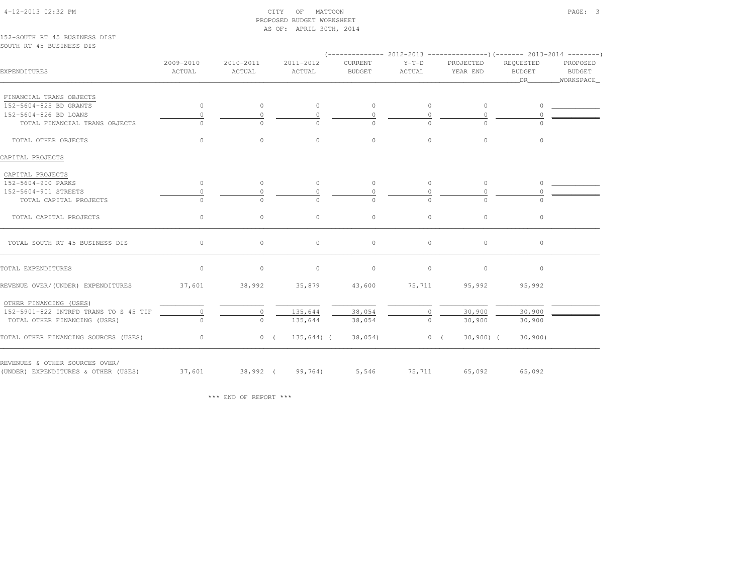CITY OF MATTOON
PROPOSED BUDGET WORKSHEET
AS OF: APRIL 30TH, 2014

152-SOUTH RT 45 BUSINESS DIST
SOUTH RT 45 BUSINESS DIS

| EXPENDITURES | 2009-2010 ACTUAL | 2010-2011 ACTUAL | 2011-2012 ACTUAL | 2012-2013 CURRENT BUDGET | 2012-2013 Y-T-D ACTUAL | 2012-2013 PROJECTED YEAR END | 2013-2014 REQUESTED BUDGET DR | 2013-2014 PROPOSED BUDGET WORKSPACE |
|---|---|---|---|---|---|---|---|---|
| FINANCIAL TRANS OBJECTS | | | | | | | | |
| 152-5604-825 BD GRANTS | 0 | 0 | 0 | 0 | 0 | 0 | 0 | |
| 152-5604-826 BD LOANS | 0 | 0 | 0 | 0 | 0 | 0 | 0 | |
| TOTAL FINANCIAL TRANS OBJECTS | 0 | 0 | 0 | 0 | 0 | 0 | 0 | |
| TOTAL OTHER OBJECTS | 0 | 0 | 0 | 0 | 0 | 0 | 0 | |
| CAPITAL PROJECTS | | | | | | | | |
| CAPITAL PROJECTS | | | | | | | | |
| 152-5604-900 PARKS | 0 | 0 | 0 | 0 | 0 | 0 | 0 | |
| 152-5604-901 STREETS | 0 | 0 | 0 | 0 | 0 | 0 | 0 | |
| TOTAL CAPITAL PROJECTS | 0 | 0 | 0 | 0 | 0 | 0 | 0 | |
| TOTAL CAPITAL PROJECTS | 0 | 0 | 0 | 0 | 0 | 0 | 0 | |
| TOTAL SOUTH RT 45 BUSINESS DIS | 0 | 0 | 0 | 0 | 0 | 0 | 0 | |
| TOTAL EXPENDITURES | 0 | 0 | 0 | 0 | 0 | 0 | 0 | |
| REVENUE OVER/(UNDER) EXPENDITURES | 37,601 | 38,992 | 35,879 | 43,600 | 75,711 | 95,992 | 95,992 | |
| OTHER FINANCING (USES) | | | | | | | | |
| 152-5901-822 INTRFD TRANS TO S 45 TIF | 0 | 0 | 135,644 | 38,054 | 0 | 30,900 | 30,900 | |
| TOTAL OTHER FINANCING (USES) | 0 | 0 | 135,644 | 38,054 | 0 | 30,900 | 30,900 | |
| TOTAL OTHER FINANCING SOURCES (USES) | 0 | 0 | (135,644) | (38,054) | 0 | (30,900) | (30,900) | |
| REVENUES & OTHER SOURCES OVER/ (UNDER) EXPENDITURES & OTHER (USES) | 37,601 | 38,992 | (99,764) | 5,546 | 75,711 | 65,092 | 65,092 | |

*** END OF REPORT ***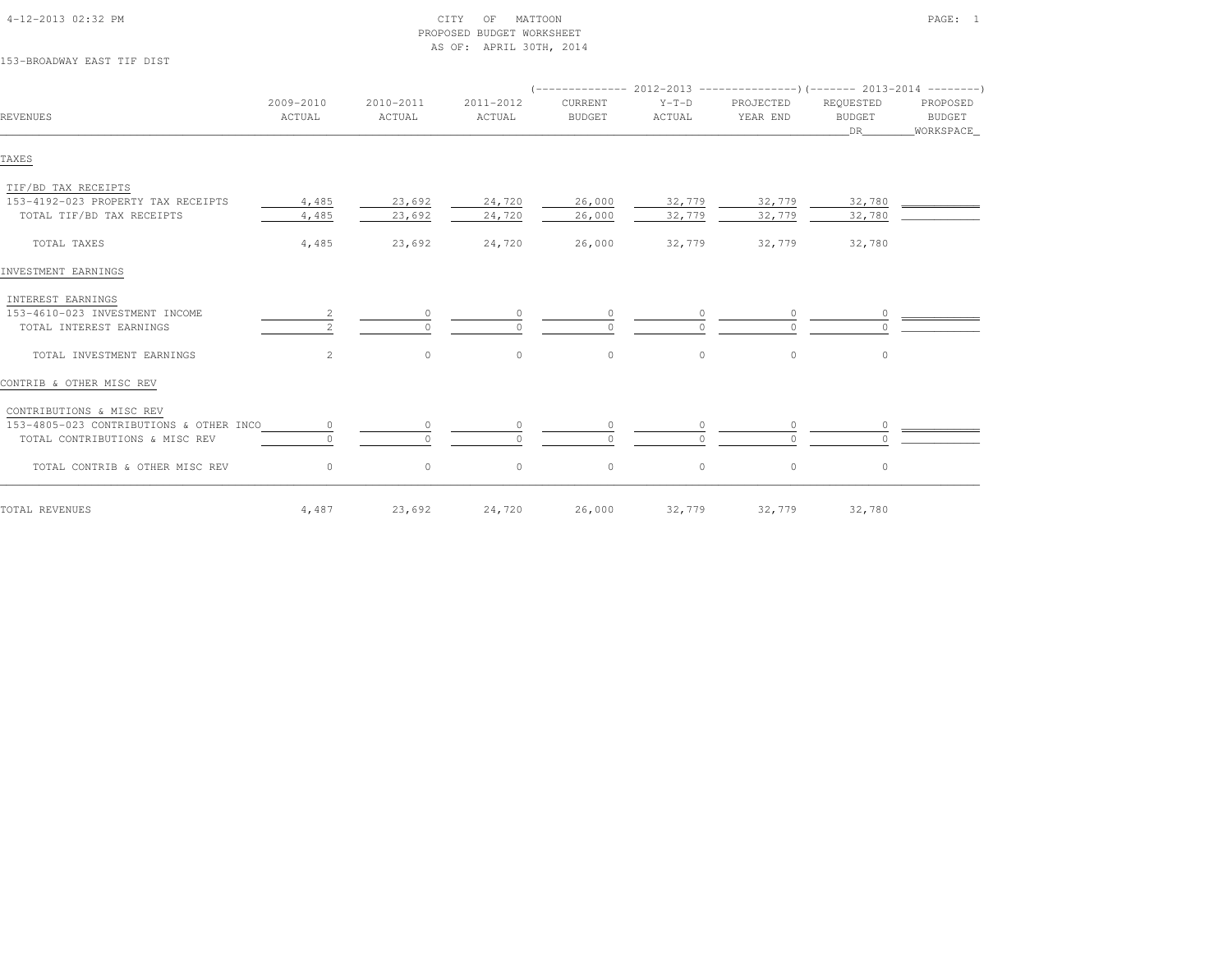CITY OF MATTOON
PROPOSED BUDGET WORKSHEET
AS OF: APRIL 30TH, 2014

153-BROADWAY EAST TIF DIST

| REVENUES | 2009-2010 ACTUAL | 2010-2011 ACTUAL | 2011-2012 ACTUAL | 2012-2013 CURRENT BUDGET | 2012-2013 Y-T-D ACTUAL | 2012-2013 PROJECTED YEAR END | 2013-2014 REQUESTED BUDGET DR | 2013-2014 PROPOSED BUDGET WORKSPACE |
|---|---|---|---|---|---|---|---|---|
| TAXES | | | | | | | | |
| TIF/BD TAX RECEIPTS | | | | | | | | |
| 153-4192-023 PROPERTY TAX RECEIPTS | 4,485 | 23,692 | 24,720 | 26,000 | 32,779 | 32,779 | 32,780 | |
| TOTAL TIF/BD TAX RECEIPTS | 4,485 | 23,692 | 24,720 | 26,000 | 32,779 | 32,779 | 32,780 | |
| TOTAL TAXES | 4,485 | 23,692 | 24,720 | 26,000 | 32,779 | 32,779 | 32,780 | |
| INVESTMENT EARNINGS | | | | | | | | |
| INTEREST EARNINGS | | | | | | | | |
| 153-4610-023 INVESTMENT INCOME | 2 | 0 | 0 | 0 | 0 | 0 | 0 | |
| TOTAL INTEREST EARNINGS | 2 | 0 | 0 | 0 | 0 | 0 | 0 | |
| TOTAL INVESTMENT EARNINGS | 2 | 0 | 0 | 0 | 0 | 0 | 0 | |
| CONTRIB & OTHER MISC REV | | | | | | | | |
| CONTRIBUTIONS & MISC REV | | | | | | | | |
| 153-4805-023 CONTRIBUTIONS & OTHER INCO | 0 | 0 | 0 | 0 | 0 | 0 | 0 | |
| TOTAL CONTRIBUTIONS & MISC REV | 0 | 0 | 0 | 0 | 0 | 0 | 0 | |
| TOTAL CONTRIB & OTHER MISC REV | 0 | 0 | 0 | 0 | 0 | 0 | 0 | |
| TOTAL REVENUES | 4,487 | 23,692 | 24,720 | 26,000 | 32,779 | 32,779 | 32,780 | |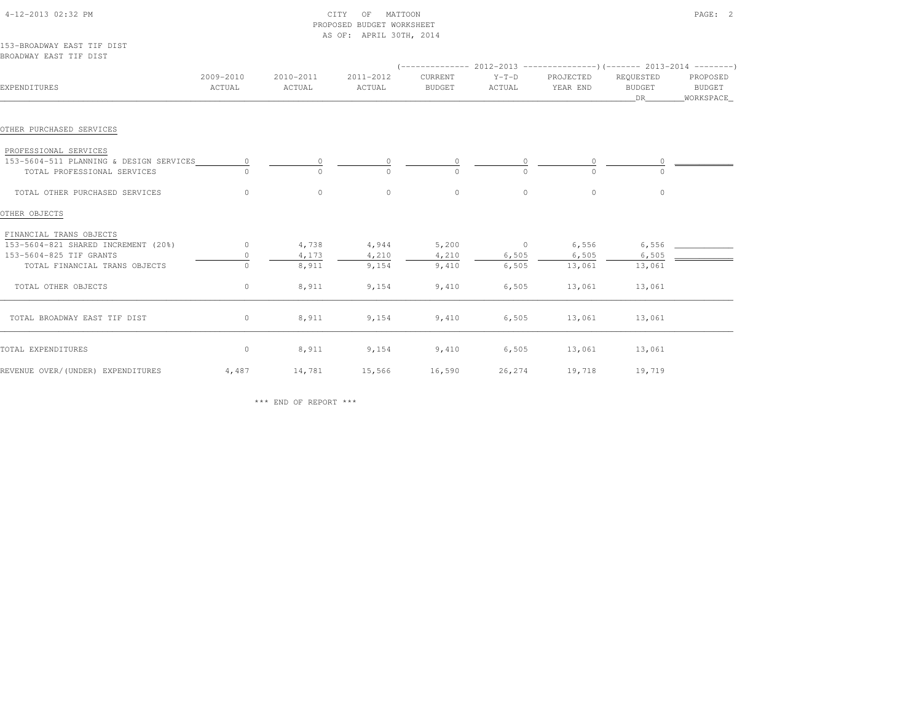CITY OF MATTOON
PROPOSED BUDGET WORKSHEET
AS OF: APRIL 30TH, 2014

153-BROADWAY EAST TIF DIST
BROADWAY EAST TIF DIST

| EXPENDITURES | 2009-2010 ACTUAL | 2010-2011 ACTUAL | 2011-2012 ACTUAL | 2012-2013 CURRENT BUDGET | 2012-2013 Y-T-D ACTUAL | 2012-2013 PROJECTED YEAR END | 2013-2014 REQUESTED BUDGET DR | 2013-2014 PROPOSED BUDGET WORKSPACE |
|---|---|---|---|---|---|---|---|---|
| **OTHER PURCHASED SERVICES** | | | | | | | | |
| PROFESSIONAL SERVICES | | | | | | | | |
| 153-5604-511 PLANNING & DESIGN SERVICES | 0 | 0 | 0 | 0 | 0 | 0 | 0 | |
| TOTAL PROFESSIONAL SERVICES | 0 | 0 | 0 | 0 | 0 | 0 | 0 | |
| TOTAL OTHER PURCHASED SERVICES | 0 | 0 | 0 | 0 | 0 | 0 | 0 | |
| **OTHER OBJECTS** | | | | | | | | |
| FINANCIAL TRANS OBJECTS | | | | | | | | |
| 153-5604-821 SHARED INCREMENT (20%) | 0 | 4,738 | 4,944 | 5,200 | 0 | 6,556 | 6,556 | |
| 153-5604-825 TIF GRANTS | 0 | 4,173 | 4,210 | 4,210 | 6,505 | 6,505 | 6,505 | |
| TOTAL FINANCIAL TRANS OBJECTS | 0 | 8,911 | 9,154 | 9,410 | 6,505 | 13,061 | 13,061 | |
| TOTAL OTHER OBJECTS | 0 | 8,911 | 9,154 | 9,410 | 6,505 | 13,061 | 13,061 | |
| TOTAL BROADWAY EAST TIF DIST | 0 | 8,911 | 9,154 | 9,410 | 6,505 | 13,061 | 13,061 | |
| TOTAL EXPENDITURES | 0 | 8,911 | 9,154 | 9,410 | 6,505 | 13,061 | 13,061 | |
| REVENUE OVER/(UNDER) EXPENDITURES | 4,487 | 14,781 | 15,566 | 16,590 | 26,274 | 19,718 | 19,719 | |

\*\*\* END OF REPORT \*\*\*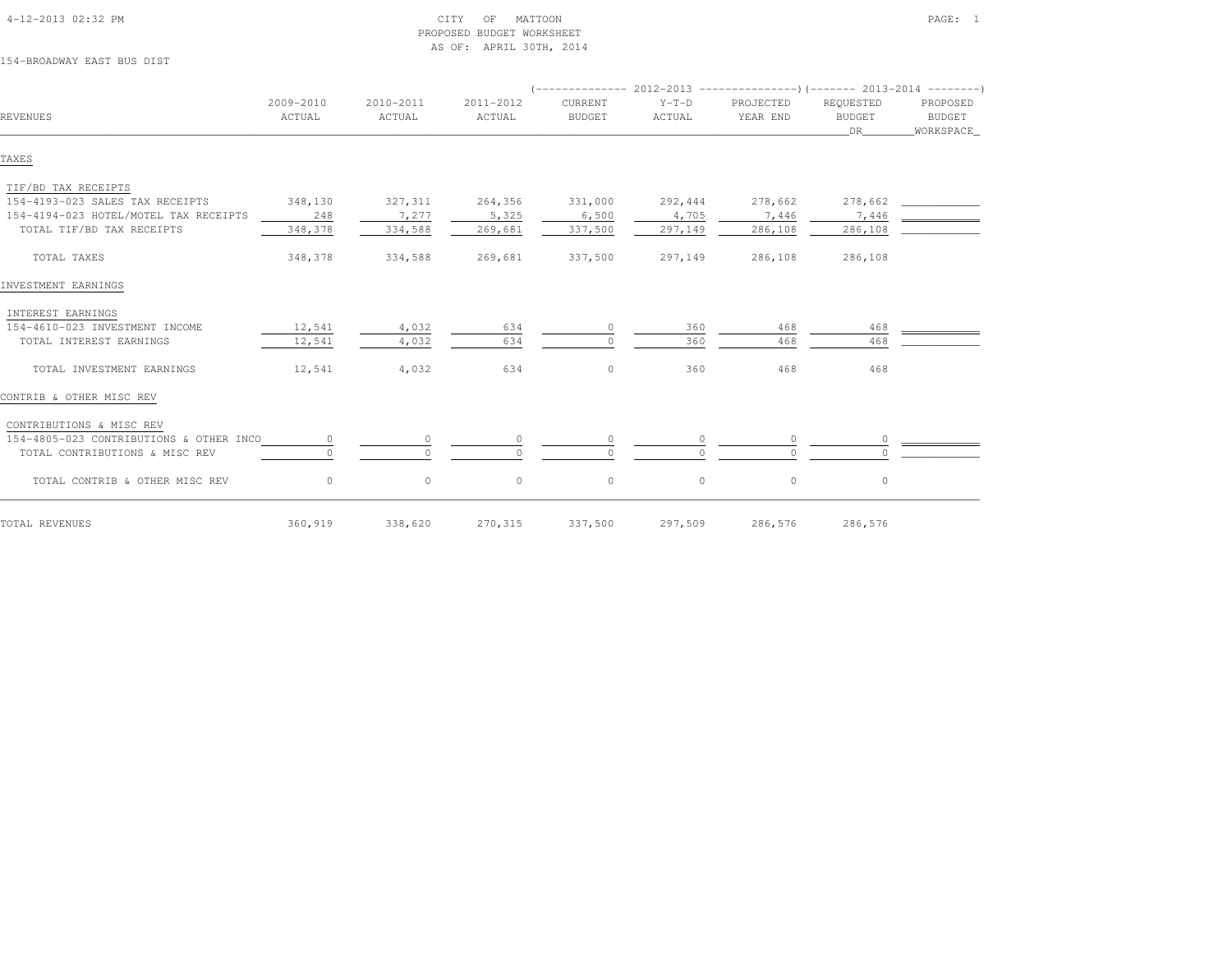CITY OF MATTOON
PROPOSED BUDGET WORKSHEET
AS OF: APRIL 30TH, 2014

154-BROADWAY EAST BUS DIST

| REVENUES | 2009-2010 ACTUAL | 2010-2011 ACTUAL | 2011-2012 ACTUAL | 2012-2013 CURRENT BUDGET | 2012-2013 Y-T-D ACTUAL | 2012-2013 PROJECTED YEAR END | 2013-2014 REQUESTED BUDGET DR | 2013-2014 PROPOSED BUDGET WORKSPACE |
|---|---|---|---|---|---|---|---|---|
| **TAXES** | | | | | | | | |
| TIF/BD TAX RECEIPTS | | | | | | | | |
| 154-4193-023 SALES TAX RECEIPTS | 348,130 | 327,311 | 264,356 | 331,000 | 292,444 | 278,662 | 278,662 | |
| 154-4194-023 HOTEL/MOTEL TAX RECEIPTS | 248 | 7,277 | 5,325 | 6,500 | 4,705 | 7,446 | 7,446 | |
| TOTAL TIF/BD TAX RECEIPTS | 348,378 | 334,588 | 269,681 | 337,500 | 297,149 | 286,108 | 286,108 | |
| TOTAL TAXES | 348,378 | 334,588 | 269,681 | 337,500 | 297,149 | 286,108 | 286,108 | |
| **INVESTMENT EARNINGS** | | | | | | | | |
| INTEREST EARNINGS | | | | | | | | |
| 154-4610-023 INVESTMENT INCOME | 12,541 | 4,032 | 634 | 0 | 360 | 468 | 468 | |
| TOTAL INTEREST EARNINGS | 12,541 | 4,032 | 634 | 0 | 360 | 468 | 468 | |
| TOTAL INVESTMENT EARNINGS | 12,541 | 4,032 | 634 | 0 | 360 | 468 | 468 | |
| **CONTRIB & OTHER MISC REV** | | | | | | | | |
| CONTRIBUTIONS & MISC REV | | | | | | | | |
| 154-4805-023 CONTRIBUTIONS & OTHER INCO | 0 | 0 | 0 | 0 | 0 | 0 | 0 | |
| TOTAL CONTRIBUTIONS & MISC REV | 0 | 0 | 0 | 0 | 0 | 0 | 0 | |
| TOTAL CONTRIB & OTHER MISC REV | 0 | 0 | 0 | 0 | 0 | 0 | 0 | |
| TOTAL REVENUES | 360,919 | 338,620 | 270,315 | 337,500 | 297,509 | 286,576 | 286,576 | |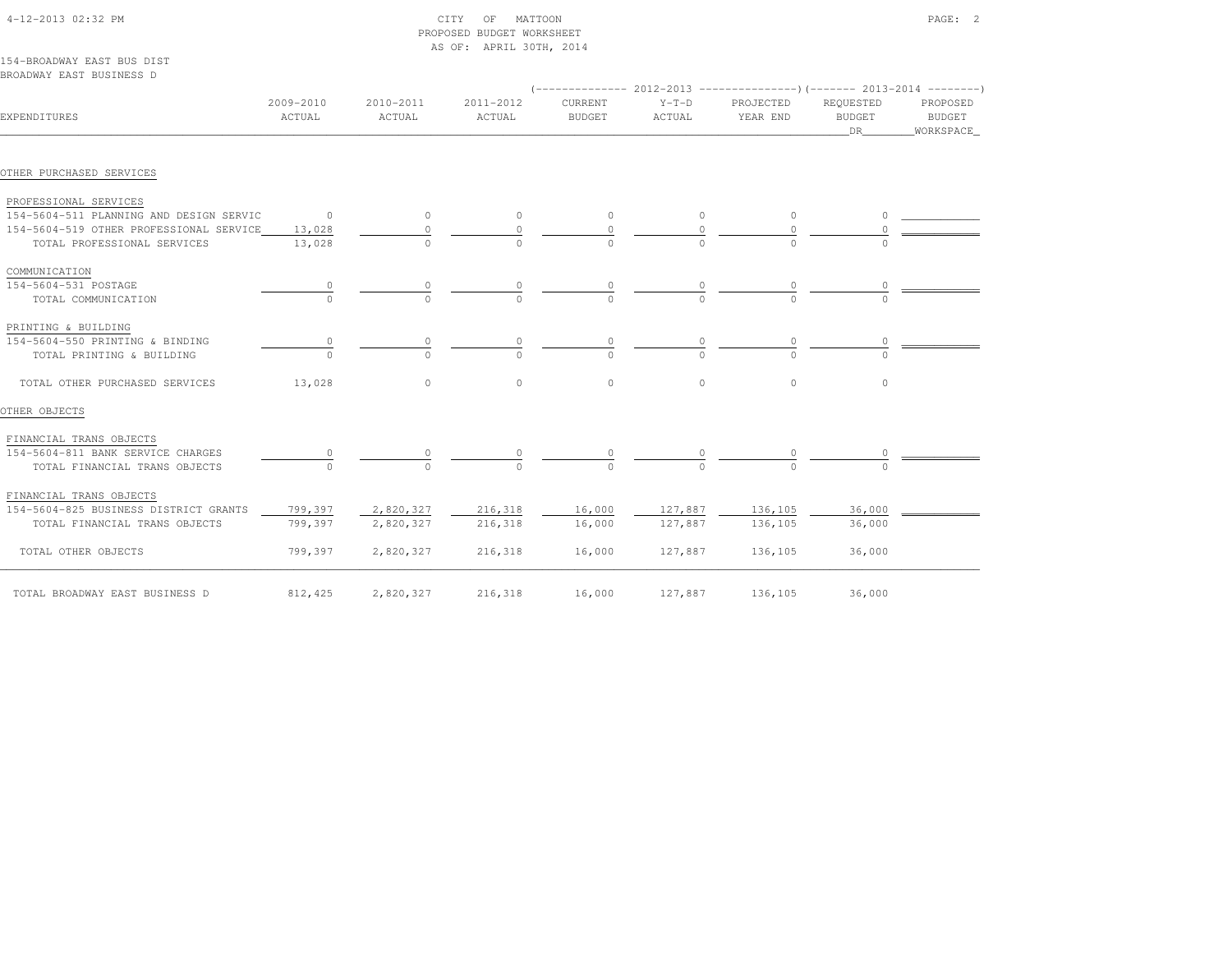CITY OF MATTOON
PROPOSED BUDGET WORKSHEET
AS OF: APRIL 30TH, 2014

154-BROADWAY EAST BUS DIST
BROADWAY EAST BUSINESS D

| EXPENDITURES | 2009-2010 ACTUAL | 2010-2011 ACTUAL | 2011-2012 ACTUAL | 2012-2013 CURRENT BUDGET | 2012-2013 Y-T-D ACTUAL | 2012-2013 PROJECTED YEAR END | 2013-2014 REQUESTED BUDGET DR | 2013-2014 PROPOSED BUDGET WORKSPACE |
|---|---|---|---|---|---|---|---|---|
| **OTHER PURCHASED SERVICES** | | | | | | | | |
| PROFESSIONAL SERVICES | | | | | | | | |
| 154-5604-511 PLANNING AND DESIGN SERVIC | 0 | 0 | 0 | 0 | 0 | 0 | 0 | |
| 154-5604-519 OTHER PROFESSIONAL SERVICE | 13,028 | 0 | 0 | 0 | 0 | 0 | 0 | |
| TOTAL PROFESSIONAL SERVICES | 13,028 | 0 | 0 | 0 | 0 | 0 | 0 | |
| COMMUNICATION | | | | | | | | |
| 154-5604-531 POSTAGE | 0 | 0 | 0 | 0 | 0 | 0 | 0 | |
| TOTAL COMMUNICATION | 0 | 0 | 0 | 0 | 0 | 0 | 0 | |
| PRINTING & BUILDING | | | | | | | | |
| 154-5604-550 PRINTING & BINDING | 0 | 0 | 0 | 0 | 0 | 0 | 0 | |
| TOTAL PRINTING & BUILDING | 0 | 0 | 0 | 0 | 0 | 0 | 0 | |
| TOTAL OTHER PURCHASED SERVICES | 13,028 | 0 | 0 | 0 | 0 | 0 | 0 | |
| **OTHER OBJECTS** | | | | | | | | |
| FINANCIAL TRANS OBJECTS | | | | | | | | |
| 154-5604-811 BANK SERVICE CHARGES | 0 | 0 | 0 | 0 | 0 | 0 | 0 | |
| TOTAL FINANCIAL TRANS OBJECTS | 0 | 0 | 0 | 0 | 0 | 0 | 0 | |
| FINANCIAL TRANS OBJECTS | | | | | | | | |
| 154-5604-825 BUSINESS DISTRICT GRANTS | 799,397 | 2,820,327 | 216,318 | 16,000 | 127,887 | 136,105 | 36,000 | |
| TOTAL FINANCIAL TRANS OBJECTS | 799,397 | 2,820,327 | 216,318 | 16,000 | 127,887 | 136,105 | 36,000 | |
| TOTAL OTHER OBJECTS | 799,397 | 2,820,327 | 216,318 | 16,000 | 127,887 | 136,105 | 36,000 | |
| TOTAL BROADWAY EAST BUSINESS D | 812,425 | 2,820,327 | 216,318 | 16,000 | 127,887 | 136,105 | 36,000 | |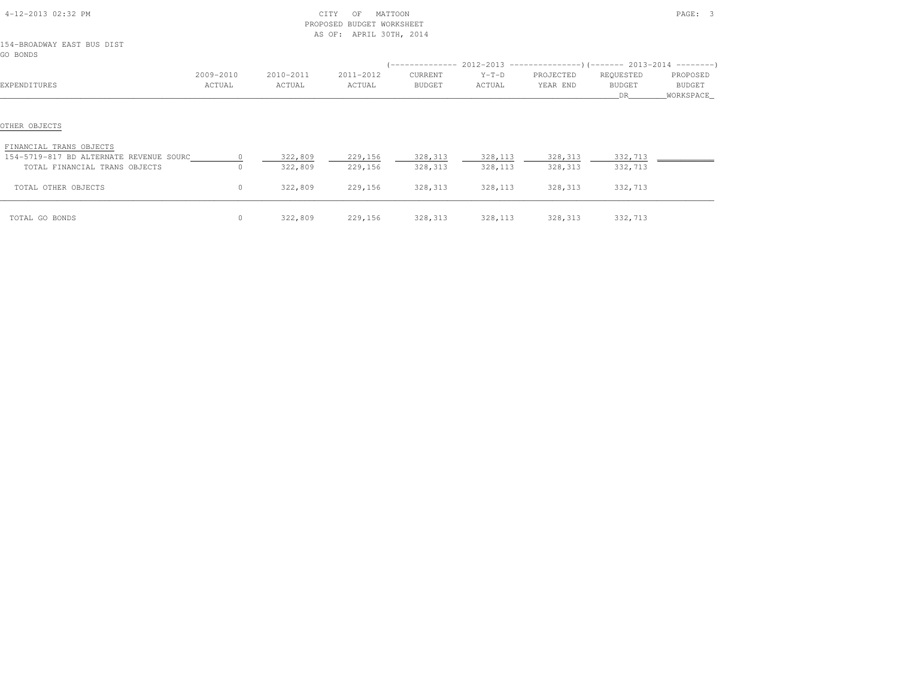CITY OF MATTOON
PROPOSED BUDGET WORKSHEET
AS OF: APRIL 30TH, 2014

154-BROADWAY EAST BUS DIST
GO BONDS

| EXPENDITURES | 2009-2010 ACTUAL | 2010-2011 ACTUAL | 2011-2012 ACTUAL | 2012-2013 CURRENT BUDGET | 2012-2013 Y-T-D ACTUAL | 2012-2013 PROJECTED YEAR END | 2013-2014 REQUESTED BUDGET DR | 2013-2014 PROPOSED BUDGET WORKSPACE |
|---|---|---|---|---|---|---|---|---|
| OTHER OBJECTS | | | | | | | | |
| FINANCIAL TRANS OBJECTS | | | | | | | | |
| 154-5719-817 BD ALTERNATE REVENUE SOURC | 0 | 322,809 | 229,156 | 328,313 | 328,113 | 328,313 | 332,713 | |
| TOTAL FINANCIAL TRANS OBJECTS | 0 | 322,809 | 229,156 | 328,313 | 328,113 | 328,313 | 332,713 | |
| TOTAL OTHER OBJECTS | 0 | 322,809 | 229,156 | 328,313 | 328,113 | 328,313 | 332,713 | |
| TOTAL GO BONDS | 0 | 322,809 | 229,156 | 328,313 | 328,113 | 328,313 | 332,713 | |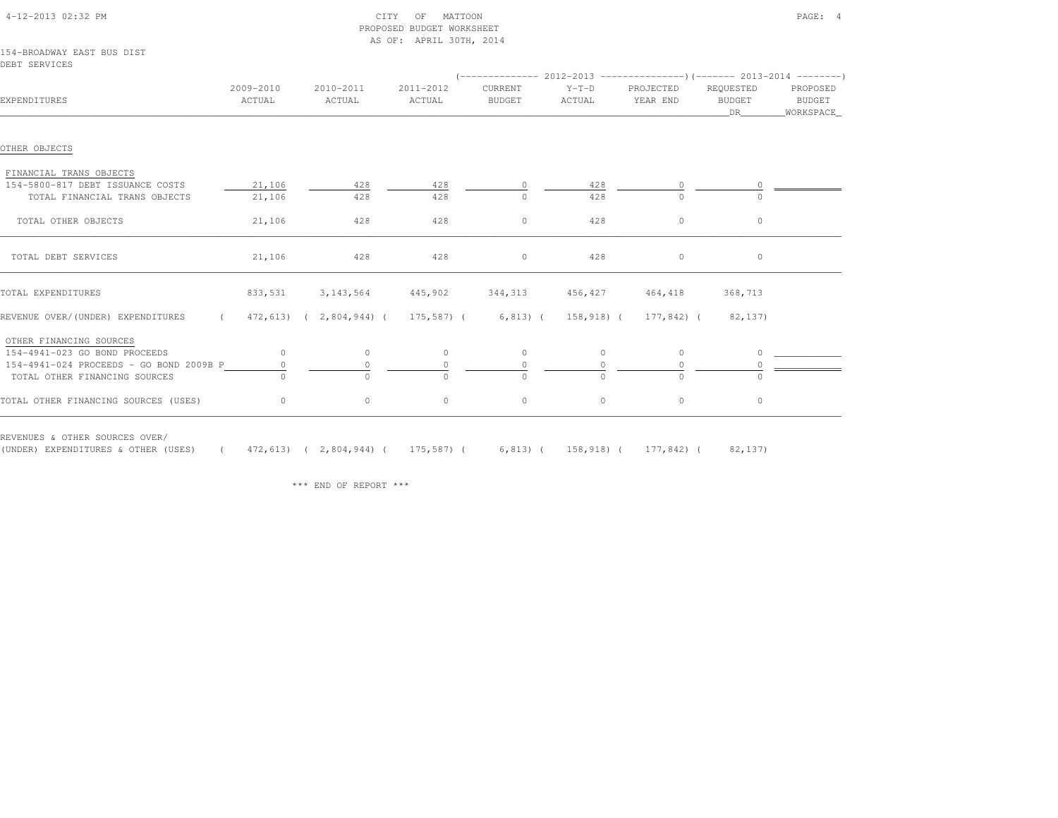CITY OF MATTOON
PROPOSED BUDGET WORKSHEET
AS OF: APRIL 30TH, 2014

154-BROADWAY EAST BUS DIST
DEBT SERVICES

| EXPENDITURES | 2009-2010 ACTUAL | 2010-2011 ACTUAL | 2011-2012 ACTUAL | 2012-2013 CURRENT BUDGET | 2012-2013 Y-T-D ACTUAL | 2012-2013 PROJECTED YEAR END | 2013-2014 REQUESTED BUDGET DR | 2013-2014 PROPOSED BUDGET WORKSPACE |
|---|---|---|---|---|---|---|---|---|
| OTHER OBJECTS | | | | | | | | |
| FINANCIAL TRANS OBJECTS | | | | | | | | |
| 154-5800-817 DEBT ISSUANCE COSTS | 21,106 | 428 | 428 | 0 | 428 | 0 | 0 | |
| TOTAL FINANCIAL TRANS OBJECTS | 21,106 | 428 | 428 | 0 | 428 | 0 | 0 | |
| TOTAL OTHER OBJECTS | 21,106 | 428 | 428 | 0 | 428 | 0 | 0 | |
| TOTAL DEBT SERVICES | 21,106 | 428 | 428 | 0 | 428 | 0 | 0 | |
| TOTAL EXPENDITURES | 833,531 | 3,143,564 | 445,902 | 344,313 | 456,427 | 464,418 | 368,713 | |
| REVENUE OVER/(UNDER) EXPENDITURES | ( 472,613) | ( 2,804,944) | ( 175,587) | ( 6,813) | ( 158,918) | ( 177,842) | ( 82,137) | |
| OTHER FINANCING SOURCES | | | | | | | | |
| 154-4941-023 GO BOND PROCEEDS | 0 | 0 | 0 | 0 | 0 | 0 | 0 | |
| 154-4941-024 PROCEEDS - GO BOND 2009B P | 0 | 0 | 0 | 0 | 0 | 0 | 0 | |
| TOTAL OTHER FINANCING SOURCES | 0 | 0 | 0 | 0 | 0 | 0 | 0 | |
| TOTAL OTHER FINANCING SOURCES (USES) | 0 | 0 | 0 | 0 | 0 | 0 | 0 | |
| REVENUES & OTHER SOURCES OVER/ (UNDER) EXPENDITURES & OTHER (USES) | ( 472,613) | ( 2,804,944) | ( 175,587) | ( 6,813) | ( 158,918) | ( 177,842) | ( 82,137) | |

*** END OF REPORT ***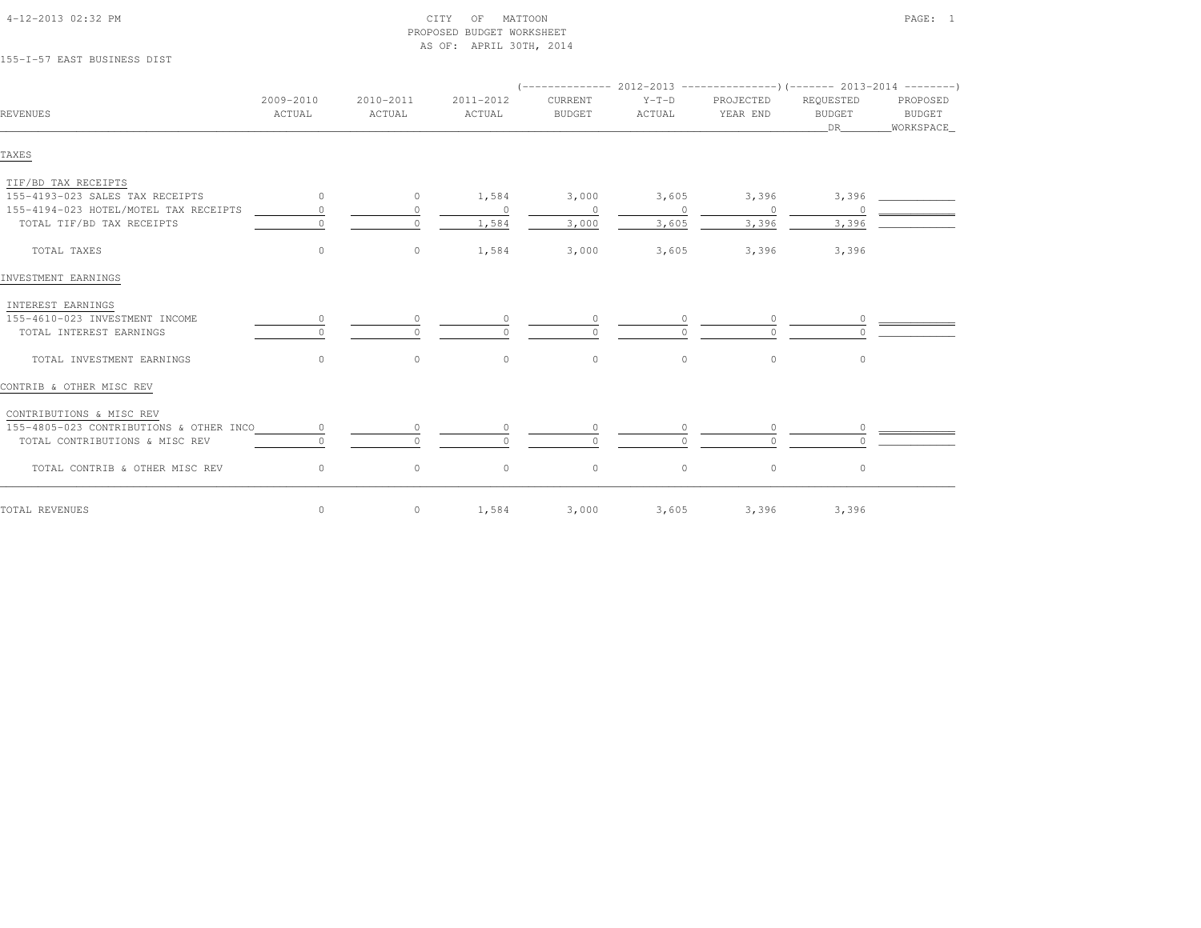4-12-2013 02:32 PM

# CITY OF MATTOON
## PROPOSED BUDGET WORKSHEET
AS OF: APRIL 30TH, 2014

155-I-57 EAST BUSINESS DIST

| REVENUES | 2009-2010 ACTUAL | 2010-2011 ACTUAL | 2011-2012 ACTUAL | 2012-2013 CURRENT BUDGET | 2012-2013 Y-T-D ACTUAL | 2012-2013 PROJECTED YEAR END | 2013-2014 REQUESTED BUDGET DR | 2013-2014 PROPOSED BUDGET WORKSPACE |
|---|---|---|---|---|---|---|---|---|
| **TAXES** | | | | | | | | |
| TIF/BD TAX RECEIPTS | | | | | | | | |
| 155-4193-023 SALES TAX RECEIPTS | 0 | 0 | 1,584 | 3,000 | 3,605 | 3,396 | 3,396 | |
| 155-4194-023 HOTEL/MOTEL TAX RECEIPTS | 0 | 0 | 0 | 0 | 0 | 0 | 0 | |
| TOTAL TIF/BD TAX RECEIPTS | 0 | 0 | 1,584 | 3,000 | 3,605 | 3,396 | 3,396 | |
| TOTAL TAXES | 0 | 0 | 1,584 | 3,000 | 3,605 | 3,396 | 3,396 | |
| **INVESTMENT EARNINGS** | | | | | | | | |
| INTEREST EARNINGS | | | | | | | | |
| 155-4610-023 INVESTMENT INCOME | 0 | 0 | 0 | 0 | 0 | 0 | 0 | |
| TOTAL INTEREST EARNINGS | 0 | 0 | 0 | 0 | 0 | 0 | 0 | |
| TOTAL INVESTMENT EARNINGS | 0 | 0 | 0 | 0 | 0 | 0 | 0 | |
| **CONTRIB & OTHER MISC REV** | | | | | | | | |
| CONTRIBUTIONS & MISC REV | | | | | | | | |
| 155-4805-023 CONTRIBUTIONS & OTHER INCO | 0 | 0 | 0 | 0 | 0 | 0 | 0 | |
| TOTAL CONTRIBUTIONS & MISC REV | 0 | 0 | 0 | 0 | 0 | 0 | 0 | |
| TOTAL CONTRIB & OTHER MISC REV | 0 | 0 | 0 | 0 | 0 | 0 | 0 | |
| TOTAL REVENUES | 0 | 0 | 1,584 | 3,000 | 3,605 | 3,396 | 3,396 | |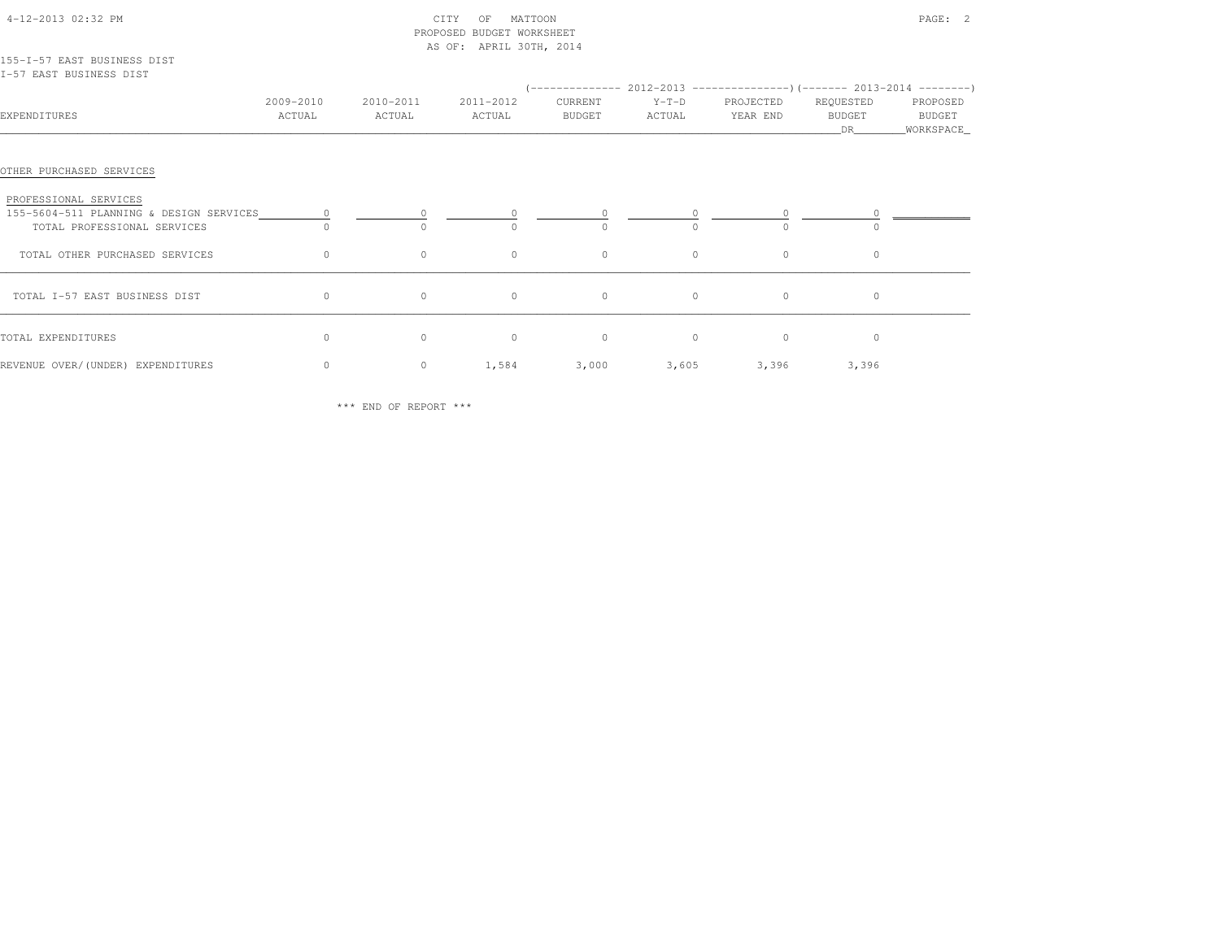CITY OF MATTOON
PROPOSED BUDGET WORKSHEET
AS OF: APRIL 30TH, 2014

155-I-57 EAST BUSINESS DIST
I-57 EAST BUSINESS DIST

| EXPENDITURES | 2009-2010 ACTUAL | 2010-2011 ACTUAL | 2011-2012 ACTUAL | 2012-2013 CURRENT BUDGET | 2012-2013 Y-T-D ACTUAL | 2012-2013 PROJECTED YEAR END | 2013-2014 REQUESTED BUDGET DR | 2013-2014 PROPOSED BUDGET WORKSPACE |
|---|---|---|---|---|---|---|---|---|
| OTHER PURCHASED SERVICES | | | | | | | | |
| PROFESSIONAL SERVICES | | | | | | | | |
| 155-5604-511 PLANNING & DESIGN SERVICES | 0 | 0 | 0 | 0 | 0 | 0 | 0 | |
| TOTAL PROFESSIONAL SERVICES | 0 | 0 | 0 | 0 | 0 | 0 | 0 | |
| TOTAL OTHER PURCHASED SERVICES | 0 | 0 | 0 | 0 | 0 | 0 | 0 | |
| TOTAL I-57 EAST BUSINESS DIST | 0 | 0 | 0 | 0 | 0 | 0 | 0 | |
| TOTAL EXPENDITURES | 0 | 0 | 0 | 0 | 0 | 0 | 0 | |
| REVENUE OVER/(UNDER) EXPENDITURES | 0 | 0 | 1,584 | 3,000 | 3,605 | 3,396 | 3,396 | |

*** END OF REPORT ***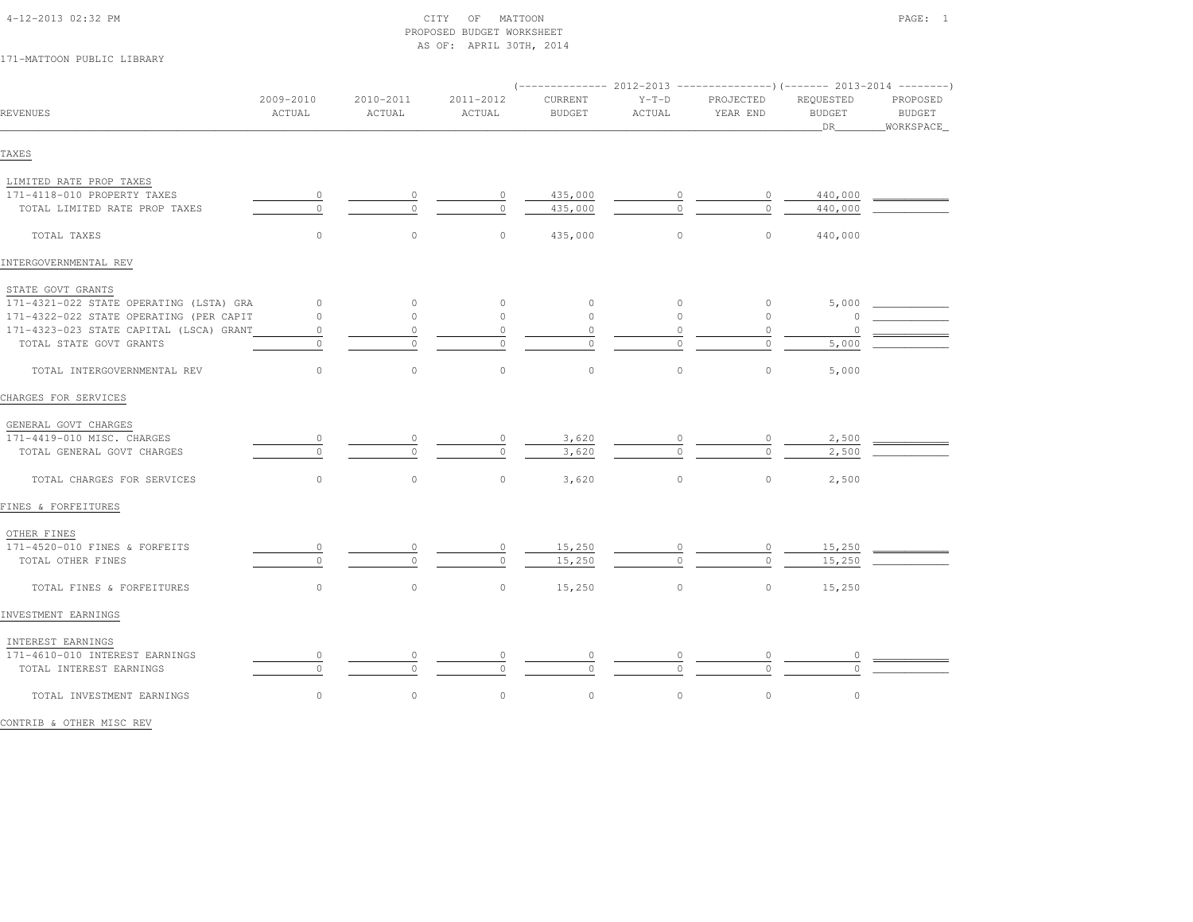CITY OF MATTOON
PROPOSED BUDGET WORKSHEET
AS OF: APRIL 30TH, 2014

171-MATTOON PUBLIC LIBRARY

| REVENUES | 2009-2010 ACTUAL | 2010-2011 ACTUAL | 2011-2012 ACTUAL | 2012-2013 CURRENT BUDGET | 2012-2013 Y-T-D ACTUAL | 2012-2013 PROJECTED YEAR END | 2013-2014 REQUESTED BUDGET DR | 2013-2014 PROPOSED BUDGET WORKSPACE |
|---|---|---|---|---|---|---|---|---|
| **TAXES** | | | | | | | | |
| LIMITED RATE PROP TAXES | | | | | | | | |
| 171-4118-010 PROPERTY TAXES | 0 | 0 | 0 | 435,000 | 0 | 0 | 440,000 | |
| TOTAL LIMITED RATE PROP TAXES | 0 | 0 | 0 | 435,000 | 0 | 0 | 440,000 | |
| TOTAL TAXES | 0 | 0 | 0 | 435,000 | 0 | 0 | 440,000 | |
| **INTERGOVERNMENTAL REV** | | | | | | | | |
| STATE GOVT GRANTS | | | | | | | | |
| 171-4321-022 STATE OPERATING (LSTA) GRA | 0 | 0 | 0 | 0 | 0 | 0 | 5,000 | |
| 171-4322-022 STATE OPERATING (PER CAPIT | 0 | 0 | 0 | 0 | 0 | 0 | 0 | |
| 171-4323-023 STATE CAPITAL (LSCA) GRANT | 0 | 0 | 0 | 0 | 0 | 0 | 0 | |
| TOTAL STATE GOVT GRANTS | 0 | 0 | 0 | 0 | 0 | 0 | 5,000 | |
| TOTAL INTERGOVERNMENTAL REV | 0 | 0 | 0 | 0 | 0 | 0 | 5,000 | |
| **CHARGES FOR SERVICES** | | | | | | | | |
| GENERAL GOVT CHARGES | | | | | | | | |
| 171-4419-010 MISC. CHARGES | 0 | 0 | 0 | 3,620 | 0 | 0 | 2,500 | |
| TOTAL GENERAL GOVT CHARGES | 0 | 0 | 0 | 3,620 | 0 | 0 | 2,500 | |
| TOTAL CHARGES FOR SERVICES | 0 | 0 | 0 | 3,620 | 0 | 0 | 2,500 | |
| **FINES & FORFEITURES** | | | | | | | | |
| OTHER FINES | | | | | | | | |
| 171-4520-010 FINES & FORFEITS | 0 | 0 | 0 | 15,250 | 0 | 0 | 15,250 | |
| TOTAL OTHER FINES | 0 | 0 | 0 | 15,250 | 0 | 0 | 15,250 | |
| TOTAL FINES & FORFEITURES | 0 | 0 | 0 | 15,250 | 0 | 0 | 15,250 | |
| **INVESTMENT EARNINGS** | | | | | | | | |
| INTEREST EARNINGS | | | | | | | | |
| 171-4610-010 INTEREST EARNINGS | 0 | 0 | 0 | 0 | 0 | 0 | 0 | |
| TOTAL INTEREST EARNINGS | 0 | 0 | 0 | 0 | 0 | 0 | 0 | |
| TOTAL INVESTMENT EARNINGS | 0 | 0 | 0 | 0 | 0 | 0 | 0 | |
| **CONTRIB & OTHER MISC REV** | | | | | | | | |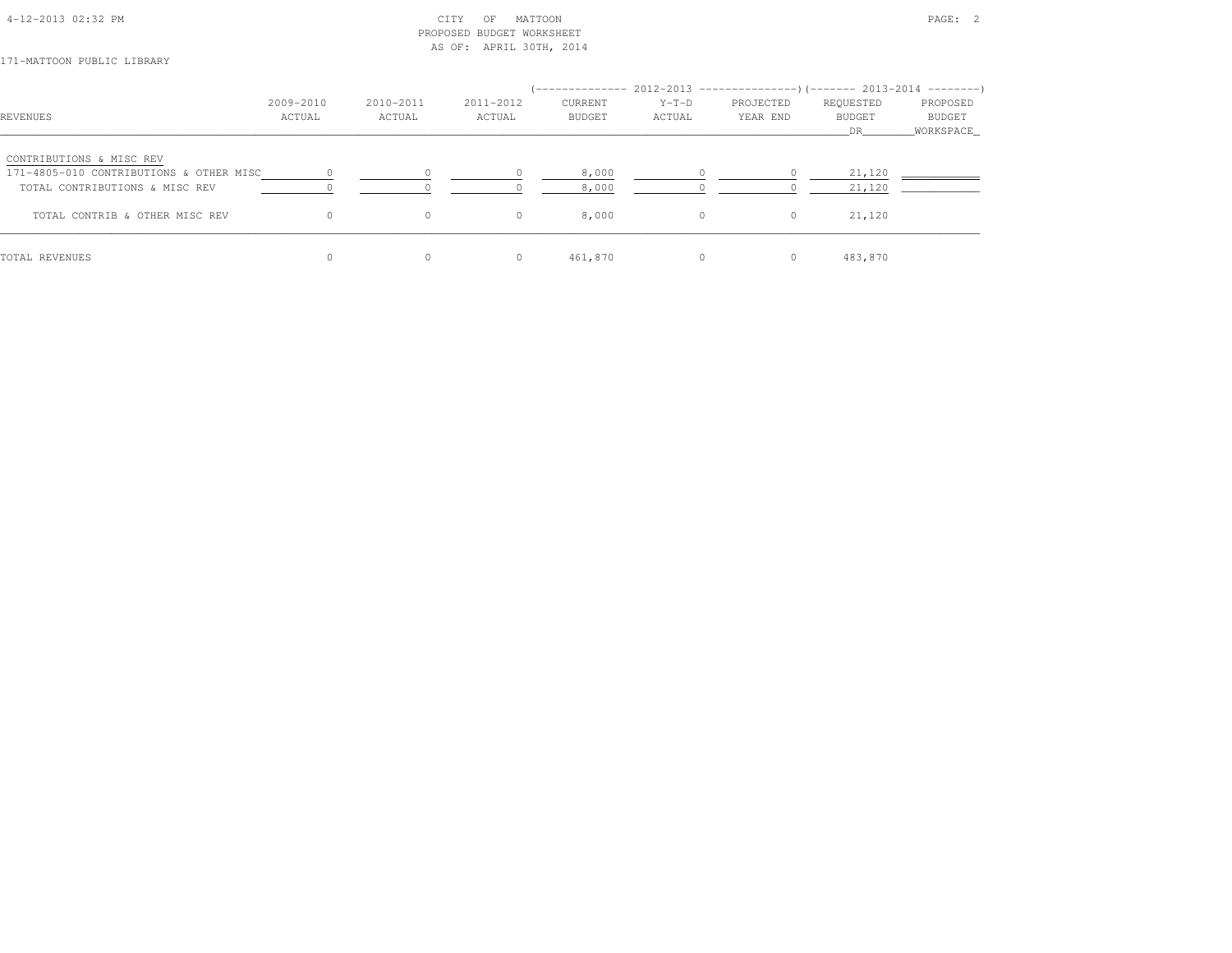CITY OF MATTOON
PROPOSED BUDGET WORKSHEET
AS OF: APRIL 30TH, 2014

171-MATTOON PUBLIC LIBRARY

| REVENUES | 2009-2010 ACTUAL | 2010-2011 ACTUAL | 2011-2012 ACTUAL | 2012-2013 CURRENT BUDGET | 2012-2013 Y-T-D ACTUAL | 2012-2013 PROJECTED YEAR END | 2013-2014 REQUESTED BUDGET DR | 2013-2014 PROPOSED BUDGET WORKSPACE |
|---|---|---|---|---|---|---|---|---|
| CONTRIBUTIONS & MISC REV | | | | | | | | |
| 171-4805-010 CONTRIBUTIONS & OTHER MISC | 0 | 0 | 0 | 8,000 | 0 | 0 | 21,120 | |
| TOTAL CONTRIBUTIONS & MISC REV | 0 | 0 | 0 | 8,000 | 0 | 0 | 21,120 | |
| TOTAL CONTRIB & OTHER MISC REV | 0 | 0 | 0 | 8,000 | 0 | 0 | 21,120 | |
| TOTAL REVENUES | 0 | 0 | 0 | 461,870 | 0 | 0 | 483,870 | |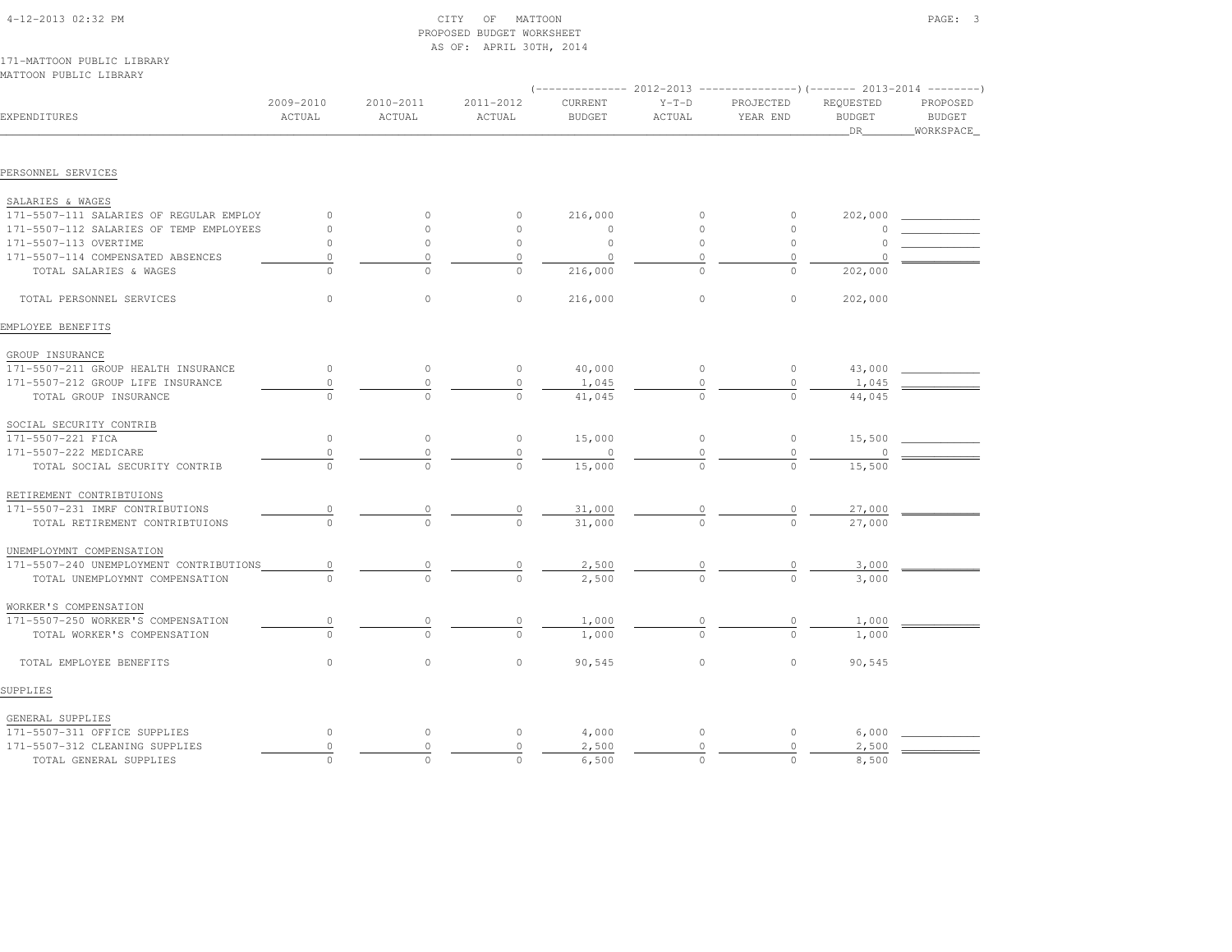CITY OF MATTOON
PROPOSED BUDGET WORKSHEET
AS OF: APRIL 30TH, 2014

171-MATTOON PUBLIC LIBRARY
MATTOON PUBLIC LIBRARY

| EXPENDITURES | 2009-2010 ACTUAL | 2010-2011 ACTUAL | 2011-2012 ACTUAL | 2012-2013 CURRENT BUDGET | 2012-2013 Y-T-D ACTUAL | 2012-2013 PROJECTED YEAR END | 2013-2014 REQUESTED BUDGET DR | 2013-2014 PROPOSED BUDGET WORKSPACE |
|---|---|---|---|---|---|---|---|---|
| **PERSONNEL SERVICES** | | | | | | | | |
| SALARIES & WAGES | | | | | | | | |
| 171-5507-111 SALARIES OF REGULAR EMPLOY | 0 | 0 | 0 | 216,000 | 0 | 0 | 202,000 | |
| 171-5507-112 SALARIES OF TEMP EMPLOYEES | 0 | 0 | 0 | 0 | 0 | 0 | 0 | |
| 171-5507-113 OVERTIME | 0 | 0 | 0 | 0 | 0 | 0 | 0 | |
| 171-5507-114 COMPENSATED ABSENCES | 0 | 0 | 0 | 0 | 0 | 0 | 0 | |
| TOTAL SALARIES & WAGES | 0 | 0 | 0 | 216,000 | 0 | 0 | 202,000 | |
| TOTAL PERSONNEL SERVICES | 0 | 0 | 0 | 216,000 | 0 | 0 | 202,000 | |
| **EMPLOYEE BENEFITS** | | | | | | | | |
| GROUP INSURANCE | | | | | | | | |
| 171-5507-211 GROUP HEALTH INSURANCE | 0 | 0 | 0 | 40,000 | 0 | 0 | 43,000 | |
| 171-5507-212 GROUP LIFE INSURANCE | 0 | 0 | 0 | 1,045 | 0 | 0 | 1,045 | |
| TOTAL GROUP INSURANCE | 0 | 0 | 0 | 41,045 | 0 | 0 | 44,045 | |
| SOCIAL SECURITY CONTRIB | | | | | | | | |
| 171-5507-221 FICA | 0 | 0 | 0 | 15,000 | 0 | 0 | 15,500 | |
| 171-5507-222 MEDICARE | 0 | 0 | 0 | 0 | 0 | 0 | 0 | |
| TOTAL SOCIAL SECURITY CONTRIB | 0 | 0 | 0 | 15,000 | 0 | 0 | 15,500 | |
| RETIREMENT CONTRIBTUIONS | | | | | | | | |
| 171-5507-231 IMRF CONTRIBUTIONS | 0 | 0 | 0 | 31,000 | 0 | 0 | 27,000 | |
| TOTAL RETIREMENT CONTRIBTUIONS | 0 | 0 | 0 | 31,000 | 0 | 0 | 27,000 | |
| UNEMPLOYMNT COMPENSATION | | | | | | | | |
| 171-5507-240 UNEMPLOYMENT CONTRIBUTIONS | 0 | 0 | 0 | 2,500 | 0 | 0 | 3,000 | |
| TOTAL UNEMPLOYMNT COMPENSATION | 0 | 0 | 0 | 2,500 | 0 | 0 | 3,000 | |
| WORKER'S COMPENSATION | | | | | | | | |
| 171-5507-250 WORKER'S COMPENSATION | 0 | 0 | 0 | 1,000 | 0 | 0 | 1,000 | |
| TOTAL WORKER'S COMPENSATION | 0 | 0 | 0 | 1,000 | 0 | 0 | 1,000 | |
| TOTAL EMPLOYEE BENEFITS | 0 | 0 | 0 | 90,545 | 0 | 0 | 90,545 | |
| **SUPPLIES** | | | | | | | | |
| GENERAL SUPPLIES | | | | | | | | |
| 171-5507-311 OFFICE SUPPLIES | 0 | 0 | 0 | 4,000 | 0 | 0 | 6,000 | |
| 171-5507-312 CLEANING SUPPLIES | 0 | 0 | 0 | 2,500 | 0 | 0 | 2,500 | |
| TOTAL GENERAL SUPPLIES | 0 | 0 | 0 | 6,500 | 0 | 0 | 8,500 | |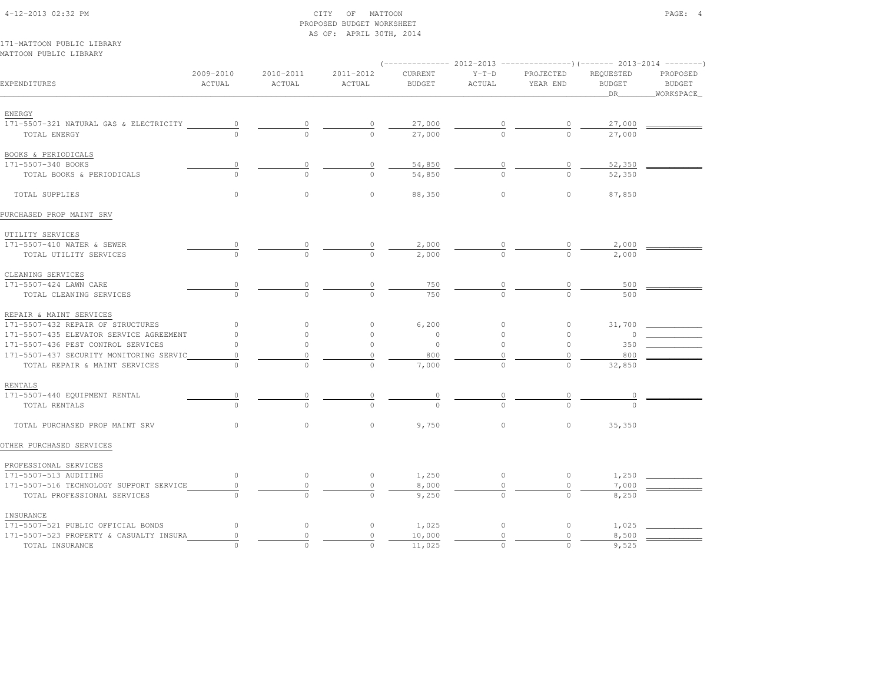CITY OF MATTOON
PROPOSED BUDGET WORKSHEET
AS OF: APRIL 30TH, 2014

171-MATTOON PUBLIC LIBRARY
MATTOON PUBLIC LIBRARY

| EXPENDITURES | 2009-2010 ACTUAL | 2010-2011 ACTUAL | 2011-2012 ACTUAL | 2012-2013 CURRENT BUDGET | 2012-2013 Y-T-D ACTUAL | 2012-2013 PROJECTED YEAR END | 2013-2014 REQUESTED BUDGET DR | 2013-2014 PROPOSED BUDGET WORKSPACE |
|---|---|---|---|---|---|---|---|---|
| ENERGY | | | | | | | | |
| 171-5507-321 NATURAL GAS & ELECTRICITY | 0 | 0 | 0 | 27,000 | 0 | 0 | 27,000 | |
| TOTAL ENERGY | 0 | 0 | 0 | 27,000 | 0 | 0 | 27,000 | |
| BOOKS & PERIODICALS | | | | | | | | |
| 171-5507-340 BOOKS | 0 | 0 | 0 | 54,850 | 0 | 0 | 52,350 | |
| TOTAL BOOKS & PERIODICALS | 0 | 0 | 0 | 54,850 | 0 | 0 | 52,350 | |
| TOTAL SUPPLIES | 0 | 0 | 0 | 88,350 | 0 | 0 | 87,850 | |
| PURCHASED PROP MAINT SRV | | | | | | | | |
| UTILITY SERVICES | | | | | | | | |
| 171-5507-410 WATER & SEWER | 0 | 0 | 0 | 2,000 | 0 | 0 | 2,000 | |
| TOTAL UTILITY SERVICES | 0 | 0 | 0 | 2,000 | 0 | 0 | 2,000 | |
| CLEANING SERVICES | | | | | | | | |
| 171-5507-424 LAWN CARE | 0 | 0 | 0 | 750 | 0 | 0 | 500 | |
| TOTAL CLEANING SERVICES | 0 | 0 | 0 | 750 | 0 | 0 | 500 | |
| REPAIR & MAINT SERVICES | | | | | | | | |
| 171-5507-432 REPAIR OF STRUCTURES | 0 | 0 | 0 | 6,200 | 0 | 0 | 31,700 | |
| 171-5507-435 ELEVATOR SERVICE AGREEMENT | 0 | 0 | 0 | 0 | 0 | 0 | 0 | |
| 171-5507-436 PEST CONTROL SERVICES | 0 | 0 | 0 | 0 | 0 | 0 | 350 | |
| 171-5507-437 SECURITY MONITORING SERVIC | 0 | 0 | 0 | 800 | 0 | 0 | 800 | |
| TOTAL REPAIR & MAINT SERVICES | 0 | 0 | 0 | 7,000 | 0 | 0 | 32,850 | |
| RENTALS | | | | | | | | |
| 171-5507-440 EQUIPMENT RENTAL | 0 | 0 | 0 | 0 | 0 | 0 | 0 | |
| TOTAL RENTALS | 0 | 0 | 0 | 0 | 0 | 0 | 0 | |
| TOTAL PURCHASED PROP MAINT SRV | 0 | 0 | 0 | 9,750 | 0 | 0 | 35,350 | |
| OTHER PURCHASED SERVICES | | | | | | | | |
| PROFESSIONAL SERVICES | | | | | | | | |
| 171-5507-513 AUDITING | 0 | 0 | 0 | 1,250 | 0 | 0 | 1,250 | |
| 171-5507-516 TECHNOLOGY SUPPORT SERVICE | 0 | 0 | 0 | 8,000 | 0 | 0 | 7,000 | |
| TOTAL PROFESSIONAL SERVICES | 0 | 0 | 0 | 9,250 | 0 | 0 | 8,250 | |
| INSURANCE | | | | | | | | |
| 171-5507-521 PUBLIC OFFICIAL BONDS | 0 | 0 | 0 | 1,025 | 0 | 0 | 1,025 | |
| 171-5507-523 PROPERTY & CASUALTY INSURA | 0 | 0 | 0 | 10,000 | 0 | 0 | 8,500 | |
| TOTAL INSURANCE | 0 | 0 | 0 | 11,025 | 0 | 0 | 9,525 | |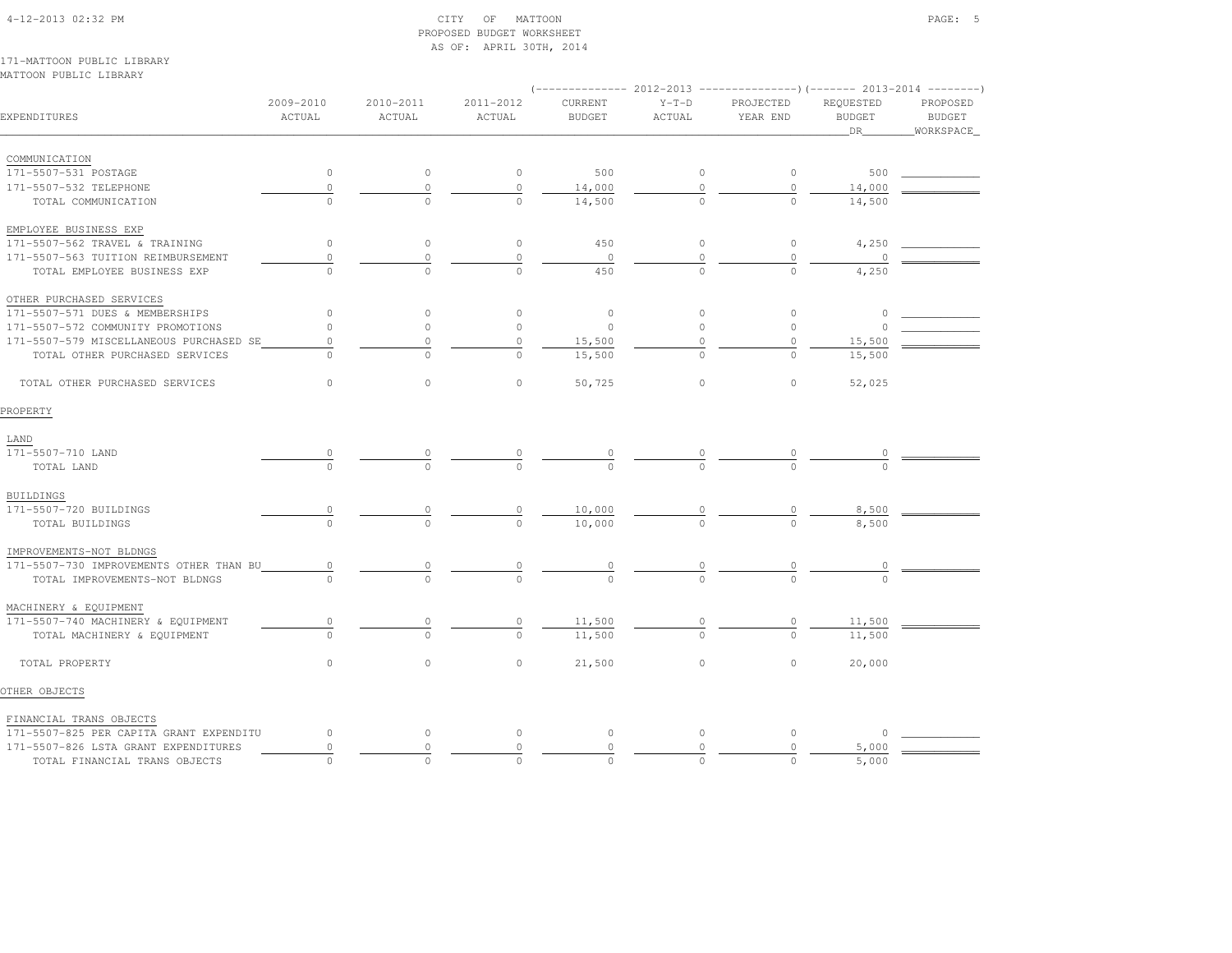CITY OF MATTOON
PROPOSED BUDGET WORKSHEET
AS OF: APRIL 30TH, 2014

171-MATTOON PUBLIC LIBRARY
MATTOON PUBLIC LIBRARY

| EXPENDITURES | 2009-2010 ACTUAL | 2010-2011 ACTUAL | 2011-2012 ACTUAL | 2012-2013 CURRENT BUDGET | 2012-2013 Y-T-D ACTUAL | 2012-2013 PROJECTED YEAR END | 2013-2014 REQUESTED BUDGET DR | 2013-2014 PROPOSED BUDGET WORKSPACE |
|---|---|---|---|---|---|---|---|---|
| COMMUNICATION | | | | | | | | |
| 171-5507-531 POSTAGE | 0 | 0 | 0 | 500 | 0 | 0 | 500 | |
| 171-5507-532 TELEPHONE | 0 | 0 | 0 | 14,000 | 0 | 0 | 14,000 | |
| TOTAL COMMUNICATION | 0 | 0 | 0 | 14,500 | 0 | 0 | 14,500 | |
| EMPLOYEE BUSINESS EXP | | | | | | | | |
| 171-5507-562 TRAVEL & TRAINING | 0 | 0 | 0 | 450 | 0 | 0 | 4,250 | |
| 171-5507-563 TUITION REIMBURSEMENT | 0 | 0 | 0 | 0 | 0 | 0 | 0 | |
| TOTAL EMPLOYEE BUSINESS EXP | 0 | 0 | 0 | 450 | 0 | 0 | 4,250 | |
| OTHER PURCHASED SERVICES | | | | | | | | |
| 171-5507-571 DUES & MEMBERSHIPS | 0 | 0 | 0 | 0 | 0 | 0 | 0 | |
| 171-5507-572 COMMUNITY PROMOTIONS | 0 | 0 | 0 | 0 | 0 | 0 | 0 | |
| 171-5507-579 MISCELLANEOUS PURCHASED SE | 0 | 0 | 0 | 15,500 | 0 | 0 | 15,500 | |
| TOTAL OTHER PURCHASED SERVICES | 0 | 0 | 0 | 15,500 | 0 | 0 | 15,500 | |
| TOTAL OTHER PURCHASED SERVICES | 0 | 0 | 0 | 50,725 | 0 | 0 | 52,025 | |
| PROPERTY | | | | | | | | |
| LAND | | | | | | | | |
| 171-5507-710 LAND | 0 | 0 | 0 | 0 | 0 | 0 | 0 | |
| TOTAL LAND | 0 | 0 | 0 | 0 | 0 | 0 | 0 | |
| BUILDINGS | | | | | | | | |
| 171-5507-720 BUILDINGS | 0 | 0 | 0 | 10,000 | 0 | 0 | 8,500 | |
| TOTAL BUILDINGS | 0 | 0 | 0 | 10,000 | 0 | 0 | 8,500 | |
| IMPROVEMENTS-NOT BLDNGS | | | | | | | | |
| 171-5507-730 IMPROVEMENTS OTHER THAN BU | 0 | 0 | 0 | 0 | 0 | 0 | 0 | |
| TOTAL IMPROVEMENTS-NOT BLDNGS | 0 | 0 | 0 | 0 | 0 | 0 | 0 | |
| MACHINERY & EQUIPMENT | | | | | | | | |
| 171-5507-740 MACHINERY & EQUIPMENT | 0 | 0 | 0 | 11,500 | 0 | 0 | 11,500 | |
| TOTAL MACHINERY & EQUIPMENT | 0 | 0 | 0 | 11,500 | 0 | 0 | 11,500 | |
| TOTAL PROPERTY | 0 | 0 | 0 | 21,500 | 0 | 0 | 20,000 | |
| OTHER OBJECTS | | | | | | | | |
| FINANCIAL TRANS OBJECTS | | | | | | | | |
| 171-5507-825 PER CAPITA GRANT EXPENDITU | 0 | 0 | 0 | 0 | 0 | 0 | 0 | |
| 171-5507-826 LSTA GRANT EXPENDITURES | 0 | 0 | 0 | 0 | 0 | 0 | 5,000 | |
| TOTAL FINANCIAL TRANS OBJECTS | 0 | 0 | 0 | 0 | 0 | 0 | 5,000 | |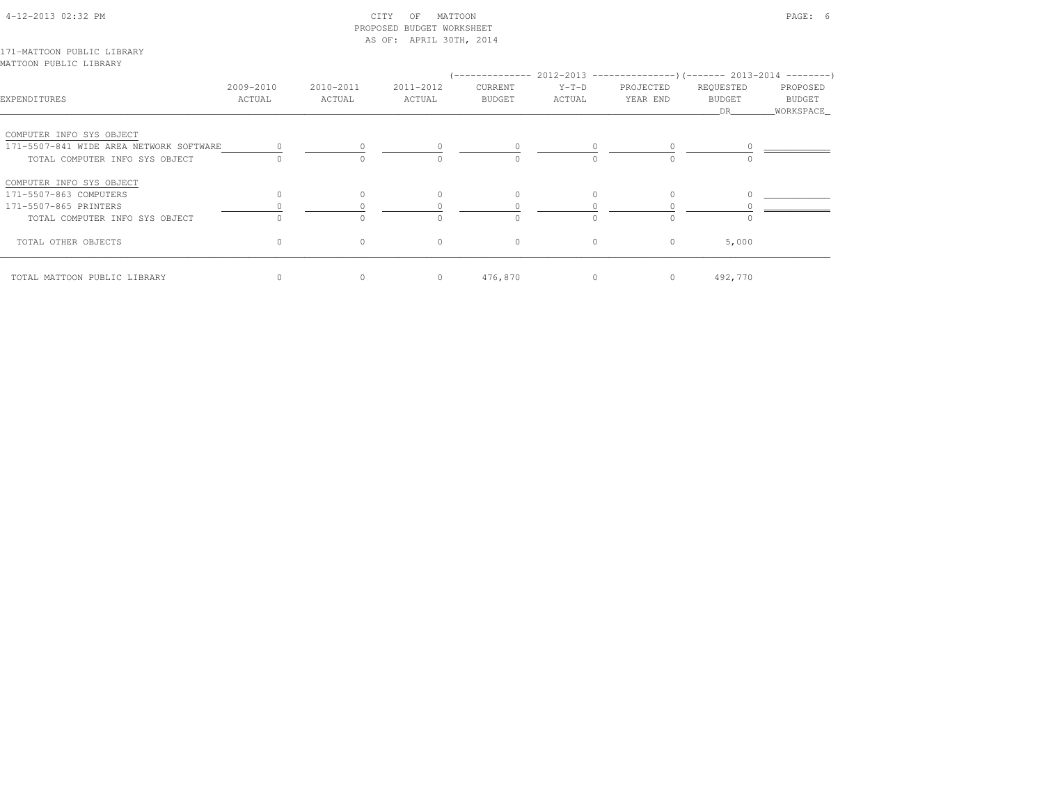CITY OF MATTOON
PROPOSED BUDGET WORKSHEET
AS OF: APRIL 30TH, 2014

171-MATTOON PUBLIC LIBRARY
MATTOON PUBLIC LIBRARY

| EXPENDITURES | 2009-2010 ACTUAL | 2010-2011 ACTUAL | 2011-2012 ACTUAL | 2012-2013 CURRENT BUDGET | 2012-2013 Y-T-D ACTUAL | 2012-2013 PROJECTED YEAR END | 2013-2014 REQUESTED BUDGET DR | 2013-2014 PROPOSED BUDGET WORKSPACE |
|---|---|---|---|---|---|---|---|---|
| COMPUTER INFO SYS OBJECT | | | | | | | | |
| 171-5507-841 WIDE AREA NETWORK SOFTWARE | 0 | 0 | 0 | 0 | 0 | 0 | 0 | |
| TOTAL COMPUTER INFO SYS OBJECT | 0 | 0 | 0 | 0 | 0 | 0 | 0 | |
| COMPUTER INFO SYS OBJECT | | | | | | | | |
| 171-5507-863 COMPUTERS | 0 | 0 | 0 | 0 | 0 | 0 | 0 | |
| 171-5507-865 PRINTERS | 0 | 0 | 0 | 0 | 0 | 0 | 0 | |
| TOTAL COMPUTER INFO SYS OBJECT | 0 | 0 | 0 | 0 | 0 | 0 | 0 | |
| TOTAL OTHER OBJECTS | 0 | 0 | 0 | 0 | 0 | 0 | 5,000 | |
| TOTAL MATTOON PUBLIC LIBRARY | 0 | 0 | 0 | 476,870 | 0 | 0 | 492,770 | |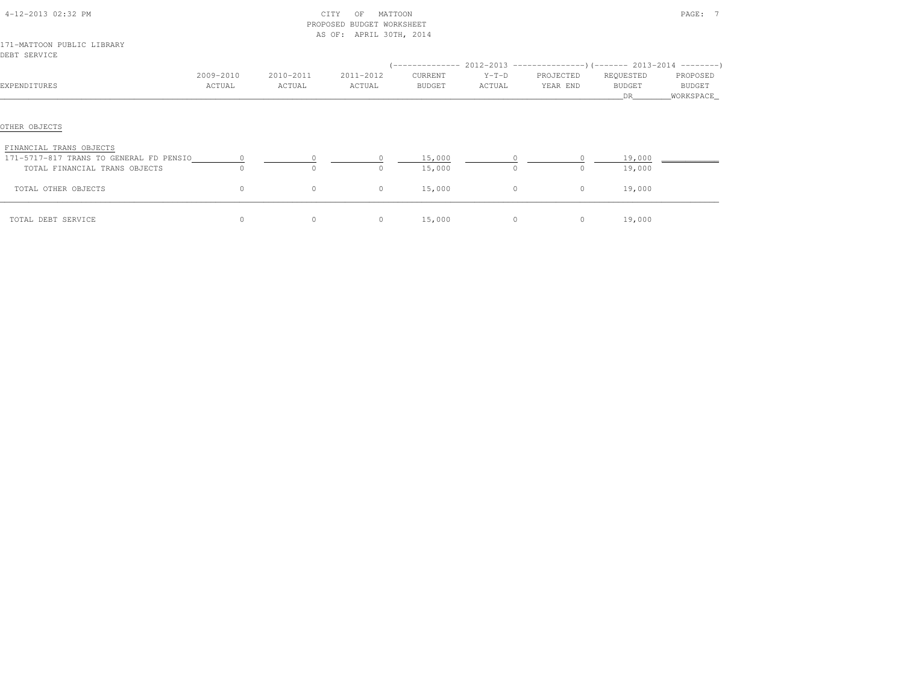CITY OF MATTOON
PROPOSED BUDGET WORKSHEET
AS OF: APRIL 30TH, 2014

171-MATTOON PUBLIC LIBRARY
DEBT SERVICE

| EXPENDITURES | 2009-2010 ACTUAL | 2010-2011 ACTUAL | 2011-2012 ACTUAL | 2012-2013 CURRENT BUDGET | 2012-2013 Y-T-D ACTUAL | 2012-2013 PROJECTED YEAR END | 2013-2014 REQUESTED BUDGET DR | 2013-2014 PROPOSED BUDGET WORKSPACE |
|---|---|---|---|---|---|---|---|---|
| OTHER OBJECTS | | | | | | | | |
| FINANCIAL TRANS OBJECTS | | | | | | | | |
| 171-5717-817 TRANS TO GENERAL FD PENSIO | 0 | 0 | 0 | 15,000 | 0 | 0 | 19,000 | |
| TOTAL FINANCIAL TRANS OBJECTS | 0 | 0 | 0 | 15,000 | 0 | 0 | 19,000 | |
| TOTAL OTHER OBJECTS | 0 | 0 | 0 | 15,000 | 0 | 0 | 19,000 | |
| TOTAL DEBT SERVICE | 0 | 0 | 0 | 15,000 | 0 | 0 | 19,000 | |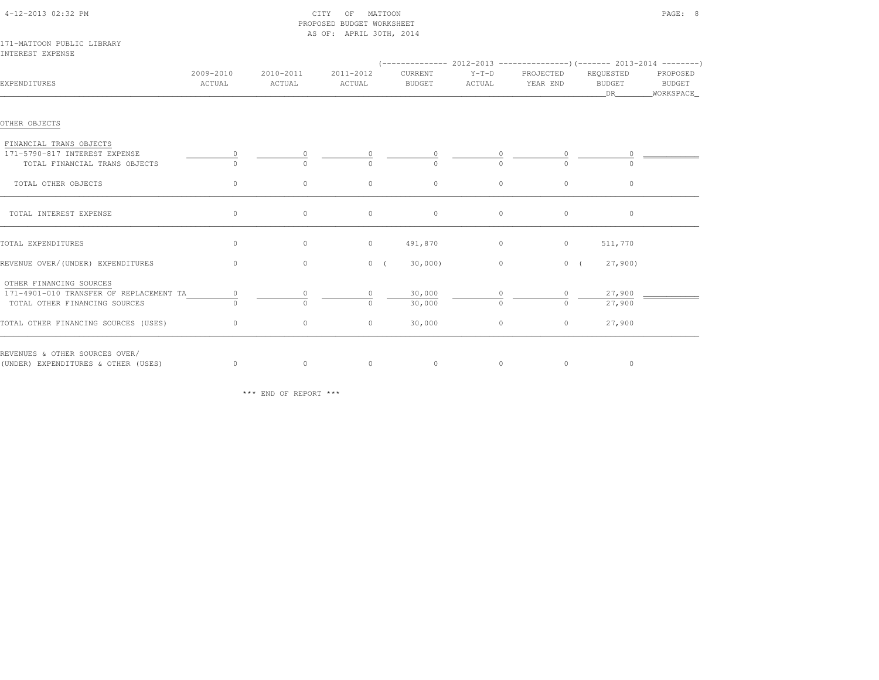CITY OF MATTOON
PROPOSED BUDGET WORKSHEET
AS OF: APRIL 30TH, 2014

171-MATTOON PUBLIC LIBRARY
INTEREST EXPENSE

| EXPENDITURES | 2009-2010 ACTUAL | 2010-2011 ACTUAL | 2011-2012 ACTUAL | 2012-2013 CURRENT BUDGET | 2012-2013 Y-T-D ACTUAL | 2012-2013 PROJECTED YEAR END | 2013-2014 REQUESTED BUDGET DR | 2013-2014 PROPOSED BUDGET WORKSPACE |
|---|---|---|---|---|---|---|---|---|
| **OTHER OBJECTS** | | | | | | | | |
| FINANCIAL TRANS OBJECTS | | | | | | | | |
| 171-5790-817 INTEREST EXPENSE | 0 | 0 | 0 | 0 | 0 | 0 | 0 | |
| TOTAL FINANCIAL TRANS OBJECTS | 0 | 0 | 0 | 0 | 0 | 0 | 0 | |
| TOTAL OTHER OBJECTS | 0 | 0 | 0 | 0 | 0 | 0 | 0 | |
| TOTAL INTEREST EXPENSE | 0 | 0 | 0 | 0 | 0 | 0 | 0 | |
| TOTAL EXPENDITURES | 0 | 0 | 0 | 491,870 | 0 | 0 | 511,770 | |
| REVENUE OVER/(UNDER) EXPENDITURES | 0 | 0 | 0 | ( 30,000) | 0 | 0 | ( 27,900) | |
| OTHER FINANCING SOURCES | | | | | | | | |
| 171-4901-010 TRANSFER OF REPLACEMENT TA | 0 | 0 | 0 | 30,000 | 0 | 0 | 27,900 | |
| TOTAL OTHER FINANCING SOURCES | 0 | 0 | 0 | 30,000 | 0 | 0 | 27,900 | |
| TOTAL OTHER FINANCING SOURCES (USES) | 0 | 0 | 0 | 30,000 | 0 | 0 | 27,900 | |
| REVENUES & OTHER SOURCES OVER/ (UNDER) EXPENDITURES & OTHER (USES) | 0 | 0 | 0 | 0 | 0 | 0 | 0 | |

*** END OF REPORT ***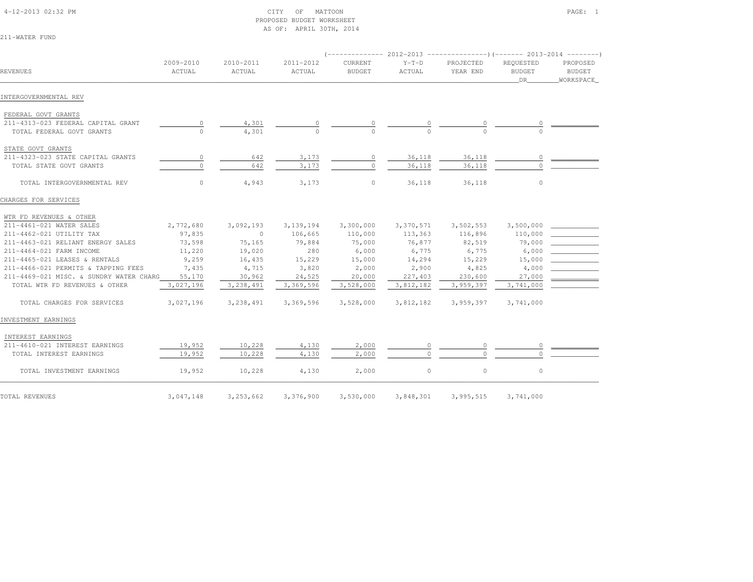CITY OF MATTOON
PROPOSED BUDGET WORKSHEET
AS OF: APRIL 30TH, 2014

4-12-2013 02:32 PM

211-WATER FUND

| REVENUES | 2009-2010 ACTUAL | 2010-2011 ACTUAL | 2011-2012 ACTUAL | 2012-2013 CURRENT BUDGET | 2012-2013 Y-T-D ACTUAL | 2012-2013 PROJECTED YEAR END | 2013-2014 REQUESTED BUDGET DR | 2013-2014 PROPOSED BUDGET WORKSPACE |
|---|---|---|---|---|---|---|---|---|
| **INTERGOVERNMENTAL REV** | | | | | | | | |
| FEDERAL GOVT GRANTS | | | | | | | | |
| 211-4313-023 FEDERAL CAPITAL GRANT | 0 | 4,301 | 0 | 0 | 0 | 0 | 0 | |
| TOTAL FEDERAL GOVT GRANTS | 0 | 4,301 | 0 | 0 | 0 | 0 | 0 | |
| STATE GOVT GRANTS | | | | | | | | |
| 211-4323-023 STATE CAPITAL GRANTS | 0 | 642 | 3,173 | 0 | 36,118 | 36,118 | 0 | |
| TOTAL STATE GOVT GRANTS | 0 | 642 | 3,173 | 0 | 36,118 | 36,118 | 0 | |
| TOTAL INTERGOVERNMENTAL REV | 0 | 4,943 | 3,173 | 0 | 36,118 | 36,118 | 0 | |
| **CHARGES FOR SERVICES** | | | | | | | | |
| WTR FD REVENUES & OTHER | | | | | | | | |
| 211-4461-021 WATER SALES | 2,772,680 | 3,092,193 | 3,139,194 | 3,300,000 | 3,370,571 | 3,502,553 | 3,500,000 | |
| 211-4462-021 UTILITY TAX | 97,835 | 0 | 106,665 | 110,000 | 113,363 | 116,896 | 110,000 | |
| 211-4463-021 RELIANT ENERGY SALES | 73,598 | 75,165 | 79,884 | 75,000 | 76,877 | 82,519 | 79,000 | |
| 211-4464-021 FARM INCOME | 11,220 | 19,020 | 280 | 6,000 | 6,775 | 6,775 | 6,000 | |
| 211-4465-021 LEASES & RENTALS | 9,259 | 16,435 | 15,229 | 15,000 | 14,294 | 15,229 | 15,000 | |
| 211-4466-021 PERMITS & TAPPING FEES | 7,435 | 4,715 | 3,820 | 2,000 | 2,900 | 4,825 | 4,000 | |
| 211-4469-021 MISC. & SUNDRY WATER CHARG | 55,170 | 30,962 | 24,525 | 20,000 | 227,403 | 230,600 | 27,000 | |
| TOTAL WTR FD REVENUES & OTHER | 3,027,196 | 3,238,491 | 3,369,596 | 3,528,000 | 3,812,182 | 3,959,397 | 3,741,000 | |
| TOTAL CHARGES FOR SERVICES | 3,027,196 | 3,238,491 | 3,369,596 | 3,528,000 | 3,812,182 | 3,959,397 | 3,741,000 | |
| **INVESTMENT EARNINGS** | | | | | | | | |
| INTEREST EARNINGS | | | | | | | | |
| 211-4610-021 INTEREST EARNINGS | 19,952 | 10,228 | 4,130 | 2,000 | 0 | 0 | 0 | |
| TOTAL INTEREST EARNINGS | 19,952 | 10,228 | 4,130 | 2,000 | 0 | 0 | 0 | |
| TOTAL INVESTMENT EARNINGS | 19,952 | 10,228 | 4,130 | 2,000 | 0 | 0 | 0 | |
| **TOTAL REVENUES** | 3,047,148 | 3,253,662 | 3,376,900 | 3,530,000 | 3,848,301 | 3,995,515 | 3,741,000 | |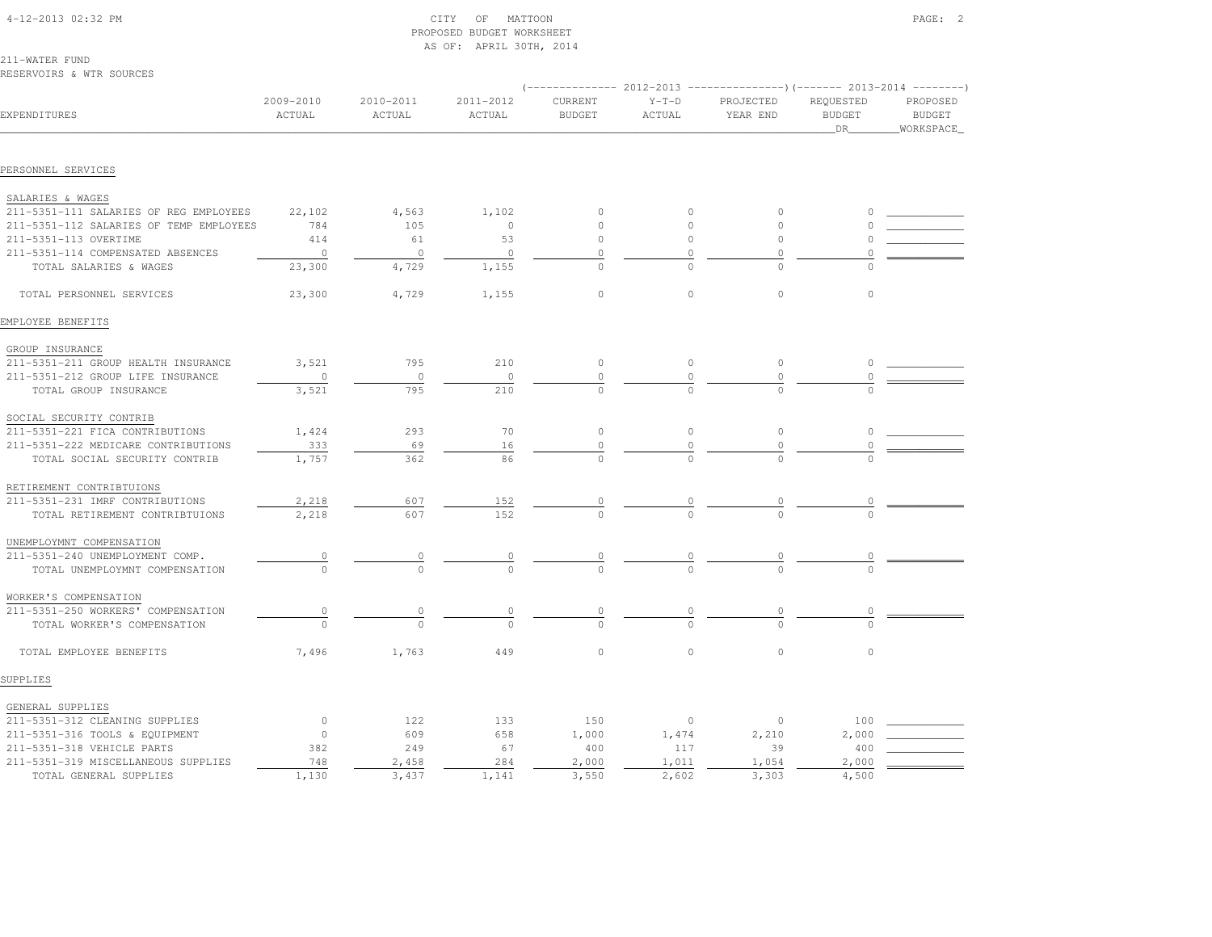CITY OF MATTOON
PROPOSED BUDGET WORKSHEET
AS OF: APRIL 30TH, 2014

211-WATER FUND
RESERVOIRS & WTR SOURCES

| EXPENDITURES | 2009-2010 ACTUAL | 2010-2011 ACTUAL | 2011-2012 ACTUAL | 2012-2013 CURRENT BUDGET | 2012-2013 Y-T-D ACTUAL | 2012-2013 PROJECTED YEAR END | 2013-2014 REQUESTED BUDGET DR | 2013-2014 PROPOSED BUDGET WORKSPACE |
|---|---|---|---|---|---|---|---|---|
| **PERSONNEL SERVICES** | | | | | | | | |
| SALARIES & WAGES | | | | | | | | |
| 211-5351-111 SALARIES OF REG EMPLOYEES | 22,102 | 4,563 | 1,102 | 0 | 0 | 0 | 0 | |
| 211-5351-112 SALARIES OF TEMP EMPLOYEES | 784 | 105 | 0 | 0 | 0 | 0 | 0 | |
| 211-5351-113 OVERTIME | 414 | 61 | 53 | 0 | 0 | 0 | 0 | |
| 211-5351-114 COMPENSATED ABSENCES | 0 | 0 | 0 | 0 | 0 | 0 | 0 | |
| TOTAL SALARIES & WAGES | 23,300 | 4,729 | 1,155 | 0 | 0 | 0 | 0 | |
| TOTAL PERSONNEL SERVICES | 23,300 | 4,729 | 1,155 | 0 | 0 | 0 | 0 | |
| **EMPLOYEE BENEFITS** | | | | | | | | |
| GROUP INSURANCE | | | | | | | | |
| 211-5351-211 GROUP HEALTH INSURANCE | 3,521 | 795 | 210 | 0 | 0 | 0 | 0 | |
| 211-5351-212 GROUP LIFE INSURANCE | 0 | 0 | 0 | 0 | 0 | 0 | 0 | |
| TOTAL GROUP INSURANCE | 3,521 | 795 | 210 | 0 | 0 | 0 | 0 | |
| SOCIAL SECURITY CONTRIB | | | | | | | | |
| 211-5351-221 FICA CONTRIBUTIONS | 1,424 | 293 | 70 | 0 | 0 | 0 | 0 | |
| 211-5351-222 MEDICARE CONTRIBUTIONS | 333 | 69 | 16 | 0 | 0 | 0 | 0 | |
| TOTAL SOCIAL SECURITY CONTRIB | 1,757 | 362 | 86 | 0 | 0 | 0 | 0 | |
| RETIREMENT CONTRIBTUIONS | | | | | | | | |
| 211-5351-231 IMRF CONTRIBUTIONS | 2,218 | 607 | 152 | 0 | 0 | 0 | 0 | |
| TOTAL RETIREMENT CONTRIBTUIONS | 2,218 | 607 | 152 | 0 | 0 | 0 | 0 | |
| UNEMPLOYMNT COMPENSATION | | | | | | | | |
| 211-5351-240 UNEMPLOYMENT COMP. | 0 | 0 | 0 | 0 | 0 | 0 | 0 | |
| TOTAL UNEMPLOYMNT COMPENSATION | 0 | 0 | 0 | 0 | 0 | 0 | 0 | |
| WORKER'S COMPENSATION | | | | | | | | |
| 211-5351-250 WORKERS' COMPENSATION | 0 | 0 | 0 | 0 | 0 | 0 | 0 | |
| TOTAL WORKER'S COMPENSATION | 0 | 0 | 0 | 0 | 0 | 0 | 0 | |
| TOTAL EMPLOYEE BENEFITS | 7,496 | 1,763 | 449 | 0 | 0 | 0 | 0 | |
| **SUPPLIES** | | | | | | | | |
| GENERAL SUPPLIES | | | | | | | | |
| 211-5351-312 CLEANING SUPPLIES | 0 | 122 | 133 | 150 | 0 | 0 | 100 | |
| 211-5351-316 TOOLS & EQUIPMENT | 0 | 609 | 658 | 1,000 | 1,474 | 2,210 | 2,000 | |
| 211-5351-318 VEHICLE PARTS | 382 | 249 | 67 | 400 | 117 | 39 | 400 | |
| 211-5351-319 MISCELLANEOUS SUPPLIES | 748 | 2,458 | 284 | 2,000 | 1,011 | 1,054 | 2,000 | |
| TOTAL GENERAL SUPPLIES | 1,130 | 3,437 | 1,141 | 3,550 | 2,602 | 3,303 | 4,500 | |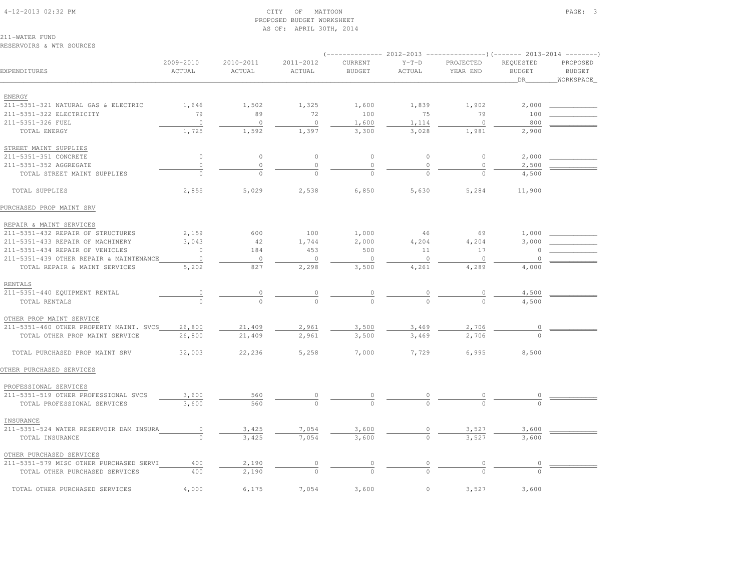CITY OF MATTOON
PROPOSED BUDGET WORKSHEET
AS OF: APRIL 30TH, 2014

211-WATER FUND
RESERVOIRS & WTR SOURCES

| EXPENDITURES | 2009-2010 ACTUAL | 2010-2011 ACTUAL | 2011-2012 ACTUAL | 2012-2013 CURRENT BUDGET | 2012-2013 Y-T-D ACTUAL | 2012-2013 PROJECTED YEAR END | 2013-2014 REQUESTED BUDGET DR | 2013-2014 PROPOSED BUDGET WORKSPACE |
|---|---|---|---|---|---|---|---|---|
| ENERGY | | | | | | | | |
| 211-5351-321 NATURAL GAS & ELECTRIC | 1,646 | 1,502 | 1,325 | 1,600 | 1,839 | 1,902 | 2,000 | |
| 211-5351-322 ELECTRICITY | 79 | 89 | 72 | 100 | 75 | 79 | 100 | |
| 211-5351-326 FUEL | 0 | 0 | 0 | 1,600 | 1,114 | 0 | 800 | |
| TOTAL ENERGY | 1,725 | 1,592 | 1,397 | 3,300 | 3,028 | 1,981 | 2,900 | |
| STREET MAINT SUPPLIES | | | | | | | | |
| 211-5351-351 CONCRETE | 0 | 0 | 0 | 0 | 0 | 0 | 2,000 | |
| 211-5351-352 AGGREGATE | 0 | 0 | 0 | 0 | 0 | 0 | 2,500 | |
| TOTAL STREET MAINT SUPPLIES | 0 | 0 | 0 | 0 | 0 | 0 | 4,500 | |
| TOTAL SUPPLIES | 2,855 | 5,029 | 2,538 | 6,850 | 5,630 | 5,284 | 11,900 | |
| PURCHASED PROP MAINT SRV | | | | | | | | |
| REPAIR & MAINT SERVICES | | | | | | | | |
| 211-5351-432 REPAIR OF STRUCTURES | 2,159 | 600 | 100 | 1,000 | 46 | 69 | 1,000 | |
| 211-5351-433 REPAIR OF MACHINERY | 3,043 | 42 | 1,744 | 2,000 | 4,204 | 4,204 | 3,000 | |
| 211-5351-434 REPAIR OF VEHICLES | 0 | 184 | 453 | 500 | 11 | 17 | 0 | |
| 211-5351-439 OTHER REPAIR & MAINTENANCE | 0 | 0 | 0 | 0 | 0 | 0 | 0 | |
| TOTAL REPAIR & MAINT SERVICES | 5,202 | 827 | 2,298 | 3,500 | 4,261 | 4,289 | 4,000 | |
| RENTALS | | | | | | | | |
| 211-5351-440 EQUIPMENT RENTAL | 0 | 0 | 0 | 0 | 0 | 0 | 4,500 | |
| TOTAL RENTALS | 0 | 0 | 0 | 0 | 0 | 0 | 4,500 | |
| OTHER PROP MAINT SERVICE | | | | | | | | |
| 211-5351-460 OTHER PROPERTY MAINT. SVCS | 26,800 | 21,409 | 2,961 | 3,500 | 3,469 | 2,706 | 0 | |
| TOTAL OTHER PROP MAINT SERVICE | 26,800 | 21,409 | 2,961 | 3,500 | 3,469 | 2,706 | 0 | |
| TOTAL PURCHASED PROP MAINT SRV | 32,003 | 22,236 | 5,258 | 7,000 | 7,729 | 6,995 | 8,500 | |
| OTHER PURCHASED SERVICES | | | | | | | | |
| PROFESSIONAL SERVICES | | | | | | | | |
| 211-5351-519 OTHER PROFESSIONAL SVCS | 3,600 | 560 | 0 | 0 | 0 | 0 | 0 | |
| TOTAL PROFESSIONAL SERVICES | 3,600 | 560 | 0 | 0 | 0 | 0 | 0 | |
| INSURANCE | | | | | | | | |
| 211-5351-524 WATER RESERVOIR DAM INSURA | 0 | 3,425 | 7,054 | 3,600 | 0 | 3,527 | 3,600 | |
| TOTAL INSURANCE | 0 | 3,425 | 7,054 | 3,600 | 0 | 3,527 | 3,600 | |
| OTHER PURCHASED SERVICES | | | | | | | | |
| 211-5351-579 MISC OTHER PURCHASED SERVI | 400 | 2,190 | 0 | 0 | 0 | 0 | 0 | |
| TOTAL OTHER PURCHASED SERVICES | 400 | 2,190 | 0 | 0 | 0 | 0 | 0 | |
| TOTAL OTHER PURCHASED SERVICES | 4,000 | 6,175 | 7,054 | 3,600 | 0 | 3,527 | 3,600 | |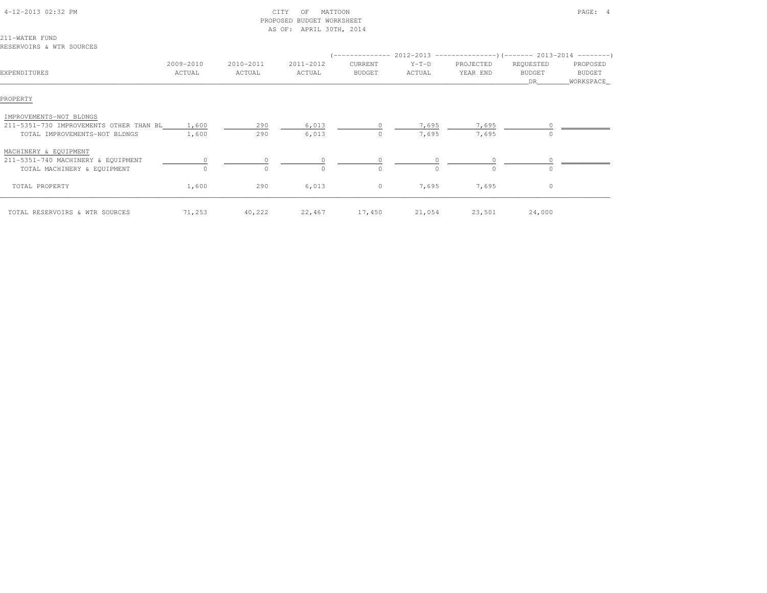CITY OF MATTOON
PROPOSED BUDGET WORKSHEET
AS OF: APRIL 30TH, 2014

211-WATER FUND
RESERVOIRS & WTR SOURCES

| EXPENDITURES | 2009-2010 ACTUAL | 2010-2011 ACTUAL | 2011-2012 ACTUAL | 2012-2013 CURRENT BUDGET | 2012-2013 Y-T-D ACTUAL | 2012-2013 PROJECTED YEAR END | 2013-2014 REQUESTED BUDGET DR | 2013-2014 PROPOSED BUDGET WORKSPACE |
|---|---|---|---|---|---|---|---|---|
| **PROPERTY** | | | | | | | | |
| IMPROVEMENTS-NOT BLDNGS | | | | | | | | |
| 211-5351-730 IMPROVEMENTS OTHER THAN BL | 1,600 | 290 | 6,013 | 0 | 7,695 | 7,695 | 0 | |
| TOTAL IMPROVEMENTS-NOT BLDNGS | 1,600 | 290 | 6,013 | 0 | 7,695 | 7,695 | 0 | |
| MACHINERY & EQUIPMENT | | | | | | | | |
| 211-5351-740 MACHINERY & EQUIPMENT | 0 | 0 | 0 | 0 | 0 | 0 | 0 | |
| TOTAL MACHINERY & EQUIPMENT | 0 | 0 | 0 | 0 | 0 | 0 | 0 | |
| TOTAL PROPERTY | 1,600 | 290 | 6,013 | 0 | 7,695 | 7,695 | 0 | |
| TOTAL RESERVOIRS & WTR SOURCES | 71,253 | 40,222 | 22,467 | 17,450 | 21,054 | 23,501 | 24,000 | |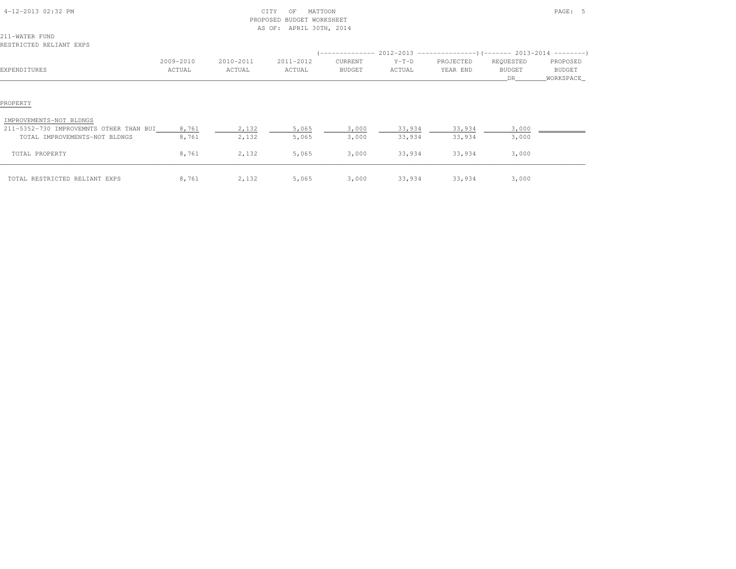CITY OF MATTOON
PROPOSED BUDGET WORKSHEET
AS OF: APRIL 30TH, 2014

211-WATER FUND
RESTRICTED RELIANT EXPS

| EXPENDITURES | 2009-2010 ACTUAL | 2010-2011 ACTUAL | 2011-2012 ACTUAL | 2012-2013 CURRENT BUDGET | 2012-2013 Y-T-D ACTUAL | 2012-2013 PROJECTED YEAR END | 2013-2014 REQUESTED BUDGET DR | 2013-2014 PROPOSED BUDGET WORKSPACE |
|---|---|---|---|---|---|---|---|---|
| PROPERTY | | | | | | | | |
| IMPROVEMENTS-NOT BLDNGS | | | | | | | | |
| 211-5352-730 IMPROVEMNTS OTHER THAN BUI | 8,761 | 2,132 | 5,065 | 3,000 | 33,934 | 33,934 | 3,000 | |
| TOTAL IMPROVEMENTS-NOT BLDNGS | 8,761 | 2,132 | 5,065 | 3,000 | 33,934 | 33,934 | 3,000 | |
| TOTAL PROPERTY | 8,761 | 2,132 | 5,065 | 3,000 | 33,934 | 33,934 | 3,000 | |
| TOTAL RESTRICTED RELIANT EXPS | 8,761 | 2,132 | 5,065 | 3,000 | 33,934 | 33,934 | 3,000 | |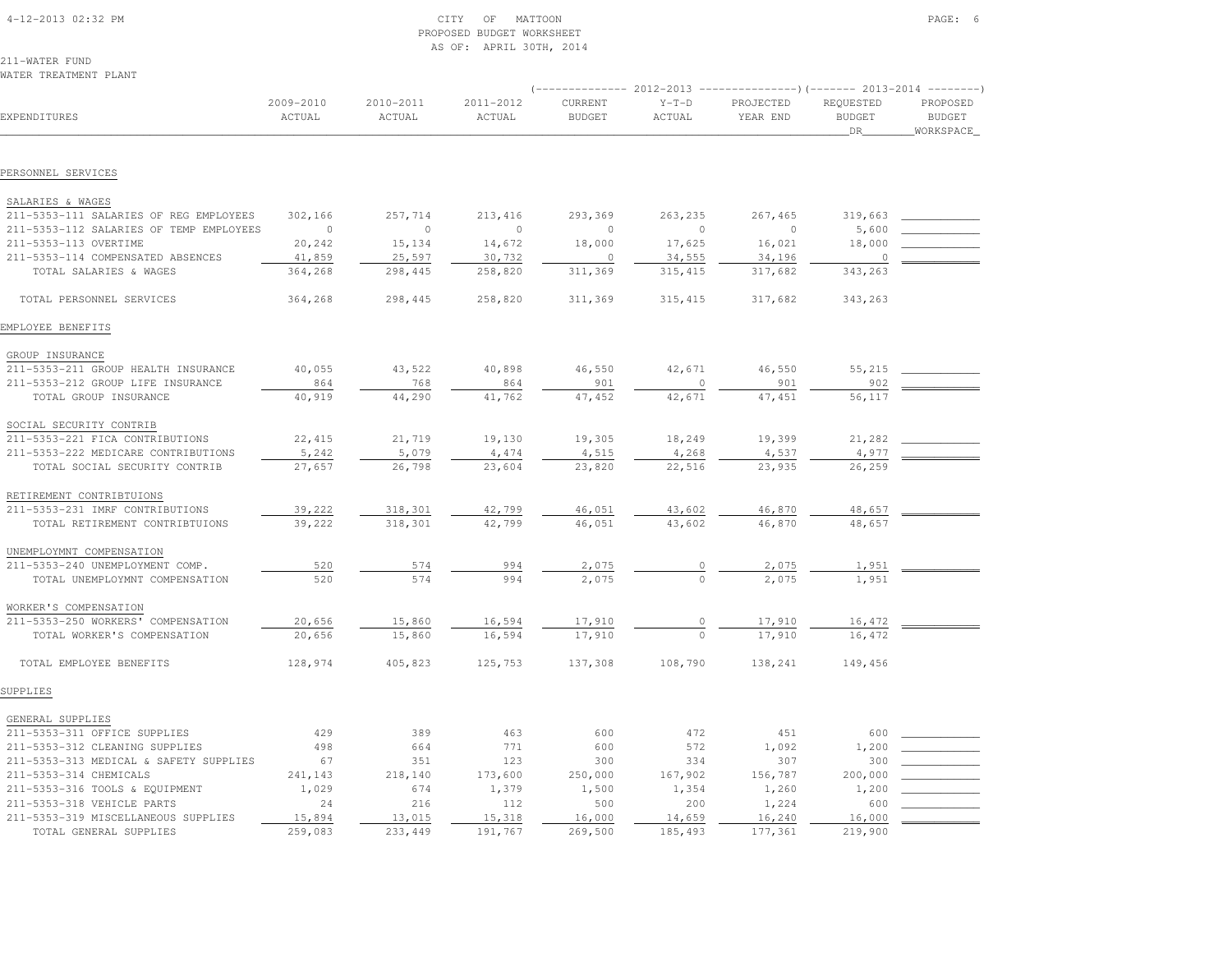CITY OF MATTOON
PROPOSED BUDGET WORKSHEET
AS OF: APRIL 30TH, 2014

211-WATER FUND
WATER TREATMENT PLANT

| EXPENDITURES | 2009-2010 ACTUAL | 2010-2011 ACTUAL | 2011-2012 ACTUAL | 2012-2013 CURRENT BUDGET | 2012-2013 Y-T-D ACTUAL | 2012-2013 PROJECTED YEAR END | 2013-2014 REQUESTED BUDGET DR | 2013-2014 PROPOSED BUDGET WORKSPACE |
|---|---|---|---|---|---|---|---|---|
| **PERSONNEL SERVICES** | | | | | | | | |
| SALARIES & WAGES | | | | | | | | |
| 211-5353-111 SALARIES OF REG EMPLOYEES | 302,166 | 257,714 | 213,416 | 293,369 | 263,235 | 267,465 | 319,663 | |
| 211-5353-112 SALARIES OF TEMP EMPLOYEES | 0 | 0 | 0 | 0 | 0 | 0 | 5,600 | |
| 211-5353-113 OVERTIME | 20,242 | 15,134 | 14,672 | 18,000 | 17,625 | 16,021 | 18,000 | |
| 211-5353-114 COMPENSATED ABSENCES | 41,859 | 25,597 | 30,732 | 0 | 34,555 | 34,196 | 0 | |
| TOTAL SALARIES & WAGES | 364,268 | 298,445 | 258,820 | 311,369 | 315,415 | 317,682 | 343,263 | |
| TOTAL PERSONNEL SERVICES | 364,268 | 298,445 | 258,820 | 311,369 | 315,415 | 317,682 | 343,263 | |
| **EMPLOYEE BENEFITS** | | | | | | | | |
| GROUP INSURANCE | | | | | | | | |
| 211-5353-211 GROUP HEALTH INSURANCE | 40,055 | 43,522 | 40,898 | 46,550 | 42,671 | 46,550 | 55,215 | |
| 211-5353-212 GROUP LIFE INSURANCE | 864 | 768 | 864 | 901 | 0 | 901 | 902 | |
| TOTAL GROUP INSURANCE | 40,919 | 44,290 | 41,762 | 47,452 | 42,671 | 47,451 | 56,117 | |
| SOCIAL SECURITY CONTRIB | | | | | | | | |
| 211-5353-221 FICA CONTRIBUTIONS | 22,415 | 21,719 | 19,130 | 19,305 | 18,249 | 19,399 | 21,282 | |
| 211-5353-222 MEDICARE CONTRIBUTIONS | 5,242 | 5,079 | 4,474 | 4,515 | 4,268 | 4,537 | 4,977 | |
| TOTAL SOCIAL SECURITY CONTRIB | 27,657 | 26,798 | 23,604 | 23,820 | 22,516 | 23,935 | 26,259 | |
| RETIREMENT CONTRIBTUIONS | | | | | | | | |
| 211-5353-231 IMRF CONTRIBUTIONS | 39,222 | 318,301 | 42,799 | 46,051 | 43,602 | 46,870 | 48,657 | |
| TOTAL RETIREMENT CONTRIBTUIONS | 39,222 | 318,301 | 42,799 | 46,051 | 43,602 | 46,870 | 48,657 | |
| UNEMPLOYMNT COMPENSATION | | | | | | | | |
| 211-5353-240 UNEMPLOYMENT COMP. | 520 | 574 | 994 | 2,075 | 0 | 2,075 | 1,951 | |
| TOTAL UNEMPLOYMNT COMPENSATION | 520 | 574 | 994 | 2,075 | 0 | 2,075 | 1,951 | |
| WORKER'S COMPENSATION | | | | | | | | |
| 211-5353-250 WORKERS' COMPENSATION | 20,656 | 15,860 | 16,594 | 17,910 | 0 | 17,910 | 16,472 | |
| TOTAL WORKER'S COMPENSATION | 20,656 | 15,860 | 16,594 | 17,910 | 0 | 17,910 | 16,472 | |
| TOTAL EMPLOYEE BENEFITS | 128,974 | 405,823 | 125,753 | 137,308 | 108,790 | 138,241 | 149,456 | |
| **SUPPLIES** | | | | | | | | |
| GENERAL SUPPLIES | | | | | | | | |
| 211-5353-311 OFFICE SUPPLIES | 429 | 389 | 463 | 600 | 472 | 451 | 600 | |
| 211-5353-312 CLEANING SUPPLIES | 498 | 664 | 771 | 600 | 572 | 1,092 | 1,200 | |
| 211-5353-313 MEDICAL & SAFETY SUPPLIES | 67 | 351 | 123 | 300 | 334 | 307 | 300 | |
| 211-5353-314 CHEMICALS | 241,143 | 218,140 | 173,600 | 250,000 | 167,902 | 156,787 | 200,000 | |
| 211-5353-316 TOOLS & EQUIPMENT | 1,029 | 674 | 1,379 | 1,500 | 1,354 | 1,260 | 1,200 | |
| 211-5353-318 VEHICLE PARTS | 24 | 216 | 112 | 500 | 200 | 1,224 | 600 | |
| 211-5353-319 MISCELLANEOUS SUPPLIES | 15,894 | 13,015 | 15,318 | 16,000 | 14,659 | 16,240 | 16,000 | |
| TOTAL GENERAL SUPPLIES | 259,083 | 233,449 | 191,767 | 269,500 | 185,493 | 177,361 | 219,900 | |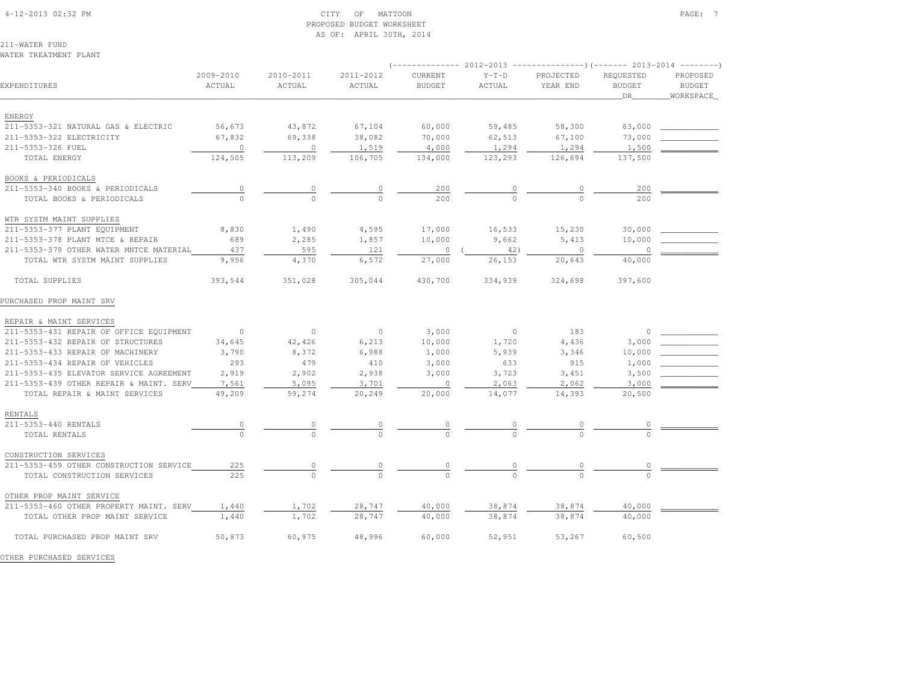CITY OF MATTOON
PROPOSED BUDGET WORKSHEET
AS OF: APRIL 30TH, 2014

211-WATER FUND
WATER TREATMENT PLANT

| EXPENDITURES | 2009-2010 ACTUAL | 2010-2011 ACTUAL | 2011-2012 ACTUAL | 2012-2013 CURRENT BUDGET | 2012-2013 Y-T-D ACTUAL | 2012-2013 PROJECTED YEAR END | 2013-2014 REQUESTED BUDGET DR | 2013-2014 PROPOSED BUDGET WORKSPACE |
|---|---|---|---|---|---|---|---|---|
| ENERGY | | | | | | | | |
| 211-5353-321 NATURAL GAS & ELECTRIC | 56,673 | 43,872 | 67,104 | 60,000 | 59,485 | 58,300 | 63,000 | |
| 211-5353-322 ELECTRICITY | 67,832 | 69,338 | 38,082 | 70,000 | 62,513 | 67,100 | 73,000 | |
| 211-5353-326 FUEL | 0 | 0 | 1,519 | 4,000 | 1,294 | 1,294 | 1,500 | |
| TOTAL ENERGY | 124,505 | 113,209 | 106,705 | 134,000 | 123,293 | 126,694 | 137,500 | |
| BOOKS & PERIODICALS | | | | | | | | |
| 211-5353-340 BOOKS & PERIODICALS | 0 | 0 | 0 | 200 | 0 | 0 | 200 | |
| TOTAL BOOKS & PERIODICALS | 0 | 0 | 0 | 200 | 0 | 0 | 200 | |
| WTR SYSTM MAINT SUPPLIES | | | | | | | | |
| 211-5353-377 PLANT EQUIPMENT | 8,830 | 1,490 | 4,595 | 17,000 | 16,533 | 15,230 | 30,000 | |
| 211-5353-378 PLANT MTCE & REPAIR | 689 | 2,285 | 1,857 | 10,000 | 9,662 | 5,413 | 10,000 | |
| 211-5353-379 OTHER WATER MNTCE MATERIAL | 437 | 595 | 121 | 0 | ( 42) | 0 | 0 | |
| TOTAL WTR SYSTM MAINT SUPPLIES | 9,956 | 4,370 | 6,572 | 27,000 | 26,153 | 20,643 | 40,000 | |
| TOTAL SUPPLIES | 393,544 | 351,028 | 305,044 | 430,700 | 334,939 | 324,698 | 397,600 | |
| PURCHASED PROP MAINT SRV | | | | | | | | |
| REPAIR & MAINT SERVICES | | | | | | | | |
| 211-5353-431 REPAIR OF OFFICE EQUIPMENT | 0 | 0 | 0 | 3,000 | 0 | 183 | 0 | |
| 211-5353-432 REPAIR OF STRUCTURES | 34,645 | 42,426 | 6,213 | 10,000 | 1,720 | 4,436 | 3,000 | |
| 211-5353-433 REPAIR OF MACHINERY | 3,790 | 8,372 | 6,988 | 1,000 | 5,939 | 3,346 | 10,000 | |
| 211-5353-434 REPAIR OF VEHICLES | 293 | 479 | 410 | 3,000 | 633 | 915 | 1,000 | |
| 211-5353-435 ELEVATOR SERVICE AGREEMENT | 2,919 | 2,902 | 2,938 | 3,000 | 3,723 | 3,451 | 3,500 | |
| 211-5353-439 OTHER REPAIR & MAINT. SERV | 7,561 | 5,095 | 3,701 | 0 | 2,063 | 2,062 | 3,000 | |
| TOTAL REPAIR & MAINT SERVICES | 49,209 | 59,274 | 20,249 | 20,000 | 14,077 | 14,393 | 20,500 | |
| RENTALS | | | | | | | | |
| 211-5353-440 RENTALS | 0 | 0 | 0 | 0 | 0 | 0 | 0 | |
| TOTAL RENTALS | 0 | 0 | 0 | 0 | 0 | 0 | 0 | |
| CONSTRUCTION SERVICES | | | | | | | | |
| 211-5353-459 OTHER CONSTRUCTION SERVICE | 225 | 0 | 0 | 0 | 0 | 0 | 0 | |
| TOTAL CONSTRUCTION SERVICES | 225 | 0 | 0 | 0 | 0 | 0 | 0 | |
| OTHER PROP MAINT SERVICE | | | | | | | | |
| 211-5353-460 OTHER PROPERTY MAINT. SERV | 1,440 | 1,702 | 28,747 | 40,000 | 38,874 | 38,874 | 40,000 | |
| TOTAL OTHER PROP MAINT SERVICE | 1,440 | 1,702 | 28,747 | 40,000 | 38,874 | 38,874 | 40,000 | |
| TOTAL PURCHASED PROP MAINT SRV | 50,873 | 60,975 | 48,996 | 60,000 | 52,951 | 53,267 | 60,500 | |

OTHER PURCHASED SERVICES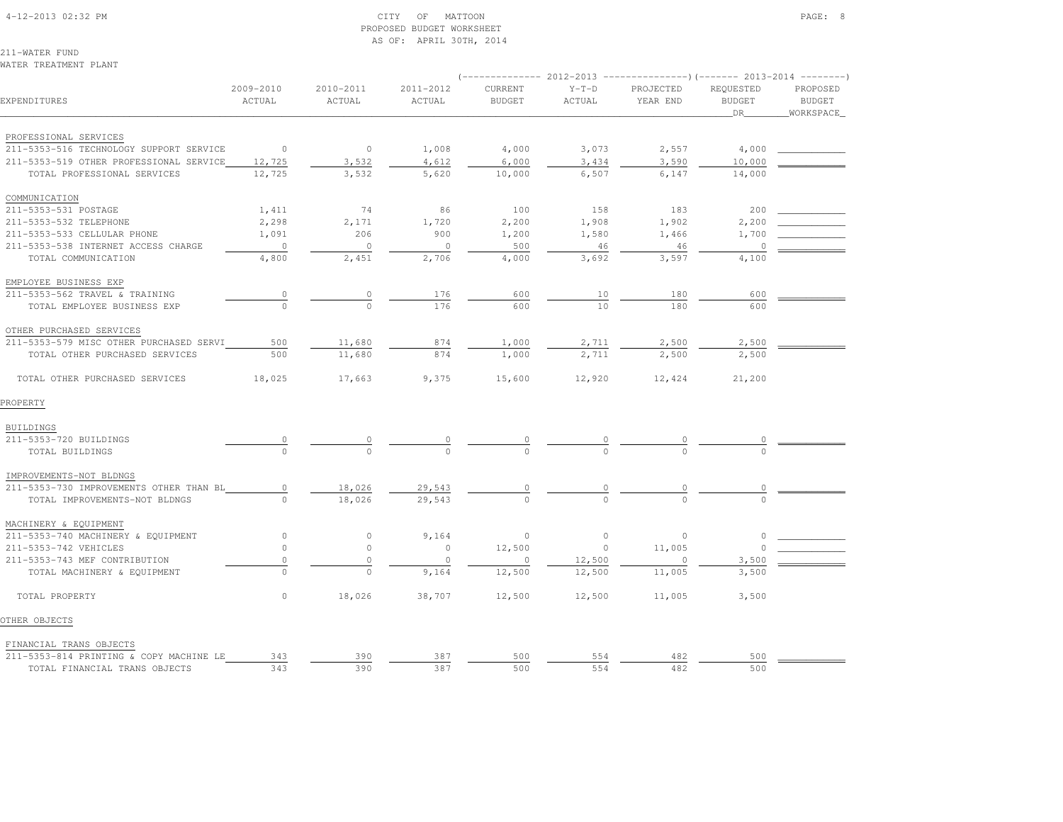CITY OF MATTOON
PROPOSED BUDGET WORKSHEET
AS OF: APRIL 30TH, 2014

211-WATER FUND
WATER TREATMENT PLANT

| EXPENDITURES | 2009-2010 ACTUAL | 2010-2011 ACTUAL | 2011-2012 ACTUAL | 2012-2013 CURRENT BUDGET | 2012-2013 Y-T-D ACTUAL | 2012-2013 PROJECTED YEAR END | 2013-2014 REQUESTED BUDGET DR | 2013-2014 PROPOSED BUDGET WORKSPACE |
|---|---|---|---|---|---|---|---|---|
| PROFESSIONAL SERVICES | | | | | | | | |
| 211-5353-516 TECHNOLOGY SUPPORT SERVICE | 0 | 0 | 1,008 | 4,000 | 3,073 | 2,557 | 4,000 | |
| 211-5353-519 OTHER PROFESSIONAL SERVICE | 12,725 | 3,532 | 4,612 | 6,000 | 3,434 | 3,590 | 10,000 | |
| TOTAL PROFESSIONAL SERVICES | 12,725 | 3,532 | 5,620 | 10,000 | 6,507 | 6,147 | 14,000 | |
| COMMUNICATION | | | | | | | | |
| 211-5353-531 POSTAGE | 1,411 | 74 | 86 | 100 | 158 | 183 | 200 | |
| 211-5353-532 TELEPHONE | 2,298 | 2,171 | 1,720 | 2,200 | 1,908 | 1,902 | 2,200 | |
| 211-5353-533 CELLULAR PHONE | 1,091 | 206 | 900 | 1,200 | 1,580 | 1,466 | 1,700 | |
| 211-5353-538 INTERNET ACCESS CHARGE | 0 | 0 | 0 | 500 | 46 | 46 | 0 | |
| TOTAL COMMUNICATION | 4,800 | 2,451 | 2,706 | 4,000 | 3,692 | 3,597 | 4,100 | |
| EMPLOYEE BUSINESS EXP | | | | | | | | |
| 211-5353-562 TRAVEL & TRAINING | 0 | 0 | 176 | 600 | 10 | 180 | 600 | |
| TOTAL EMPLOYEE BUSINESS EXP | 0 | 0 | 176 | 600 | 10 | 180 | 600 | |
| OTHER PURCHASED SERVICES | | | | | | | | |
| 211-5353-579 MISC OTHER PURCHASED SERVI | 500 | 11,680 | 874 | 1,000 | 2,711 | 2,500 | 2,500 | |
| TOTAL OTHER PURCHASED SERVICES | 500 | 11,680 | 874 | 1,000 | 2,711 | 2,500 | 2,500 | |
| TOTAL OTHER PURCHASED SERVICES | 18,025 | 17,663 | 9,375 | 15,600 | 12,920 | 12,424 | 21,200 | |
| PROPERTY | | | | | | | | |
| BUILDINGS | | | | | | | | |
| 211-5353-720 BUILDINGS | 0 | 0 | 0 | 0 | 0 | 0 | 0 | |
| TOTAL BUILDINGS | 0 | 0 | 0 | 0 | 0 | 0 | 0 | |
| IMPROVEMENTS-NOT BLDNGS | | | | | | | | |
| 211-5353-730 IMPROVEMENTS OTHER THAN BL | 0 | 18,026 | 29,543 | 0 | 0 | 0 | 0 | |
| TOTAL IMPROVEMENTS-NOT BLDNGS | 0 | 18,026 | 29,543 | 0 | 0 | 0 | 0 | |
| MACHINERY & EQUIPMENT | | | | | | | | |
| 211-5353-740 MACHINERY & EQUIPMENT | 0 | 0 | 9,164 | 0 | 0 | 0 | 0 | |
| 211-5353-742 VEHICLES | 0 | 0 | 0 | 12,500 | 0 | 11,005 | 0 | |
| 211-5353-743 MEF CONTRIBUTION | 0 | 0 | 0 | 0 | 12,500 | 0 | 3,500 | |
| TOTAL MACHINERY & EQUIPMENT | 0 | 0 | 9,164 | 12,500 | 12,500 | 11,005 | 3,500 | |
| TOTAL PROPERTY | 0 | 18,026 | 38,707 | 12,500 | 12,500 | 11,005 | 3,500 | |
| OTHER OBJECTS | | | | | | | | |
| FINANCIAL TRANS OBJECTS | | | | | | | | |
| 211-5353-814 PRINTING & COPY MACHINE LE | 343 | 390 | 387 | 500 | 554 | 482 | 500 | |
| TOTAL FINANCIAL TRANS OBJECTS | 343 | 390 | 387 | 500 | 554 | 482 | 500 | |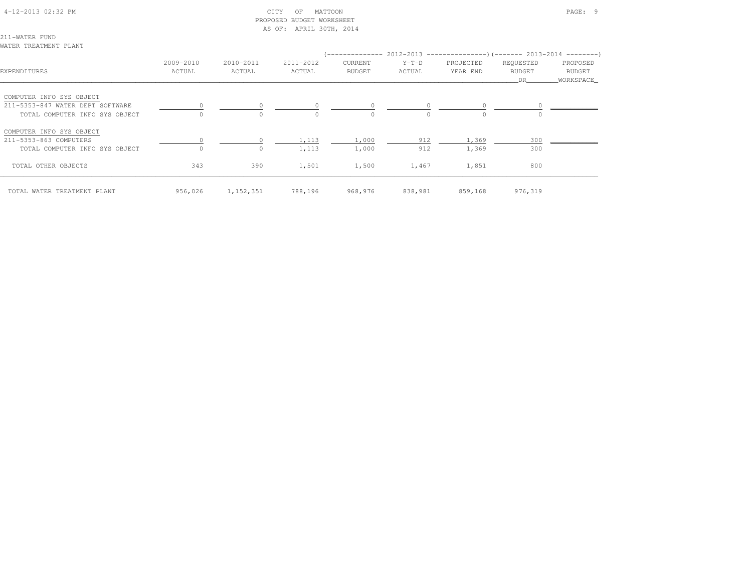CITY OF MATTOON
PROPOSED BUDGET WORKSHEET
AS OF: APRIL 30TH, 2014

211-WATER FUND
WATER TREATMENT PLANT

| EXPENDITURES | 2009-2010 ACTUAL | 2010-2011 ACTUAL | 2011-2012 ACTUAL | 2012-2013 CURRENT BUDGET | 2012-2013 Y-T-D ACTUAL | 2012-2013 PROJECTED YEAR END | 2013-2014 REQUESTED BUDGET DR | 2013-2014 PROPOSED BUDGET WORKSPACE |
|---|---|---|---|---|---|---|---|---|
| COMPUTER INFO SYS OBJECT | | | | | | | | |
| 211-5353-847 WATER DEPT SOFTWARE | 0 | 0 | 0 | 0 | 0 | 0 | 0 | |
| TOTAL COMPUTER INFO SYS OBJECT | 0 | 0 | 0 | 0 | 0 | 0 | 0 | |
| COMPUTER INFO SYS OBJECT | | | | | | | | |
| 211-5353-863 COMPUTERS | 0 | 0 | 1,113 | 1,000 | 912 | 1,369 | 300 | |
| TOTAL COMPUTER INFO SYS OBJECT | 0 | 0 | 1,113 | 1,000 | 912 | 1,369 | 300 | |
| TOTAL OTHER OBJECTS | 343 | 390 | 1,501 | 1,500 | 1,467 | 1,851 | 800 | |
| TOTAL WATER TREATMENT PLANT | 956,026 | 1,152,351 | 788,196 | 968,976 | 838,981 | 859,168 | 976,319 | |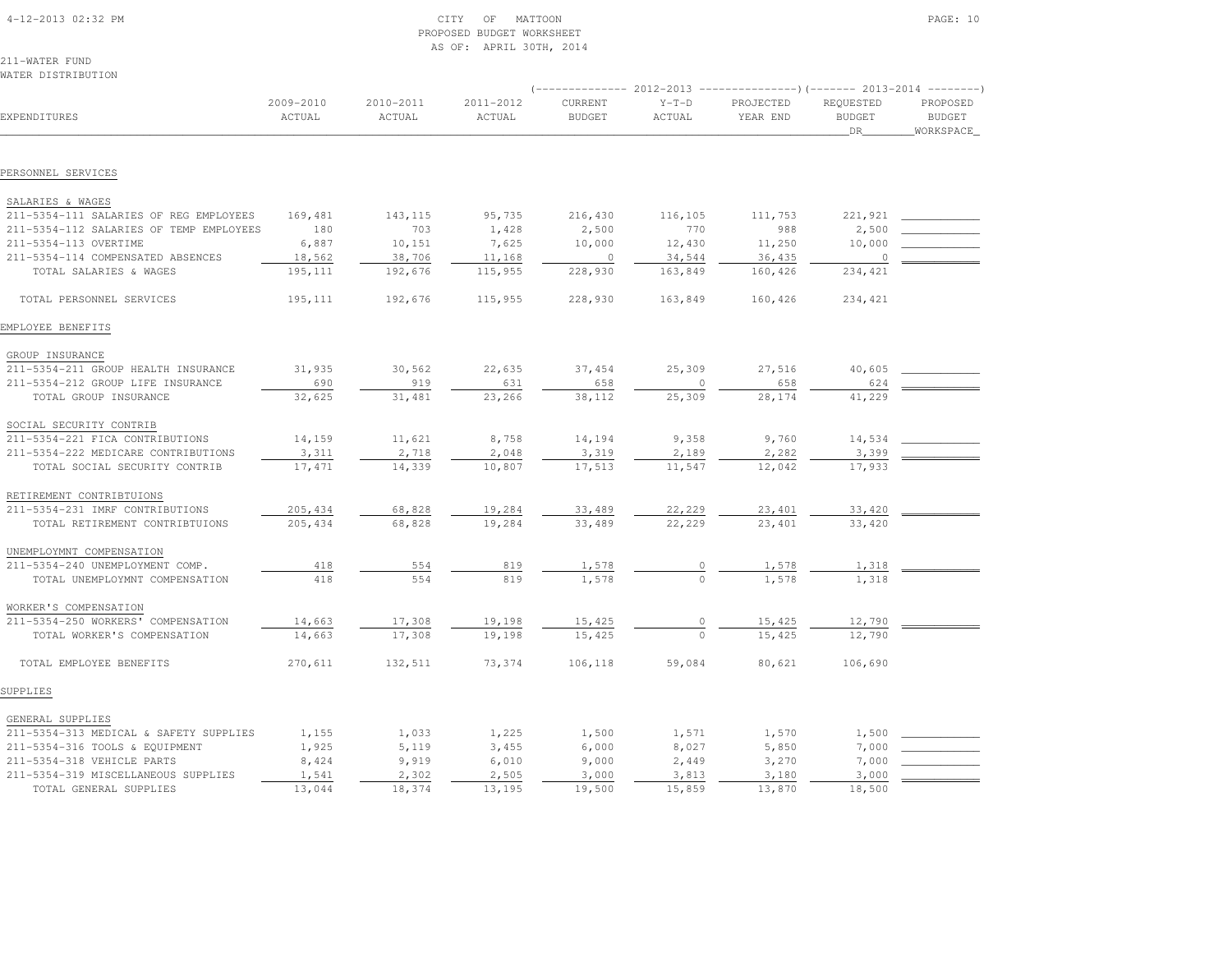CITY OF MATTOON
PROPOSED BUDGET WORKSHEET
AS OF: APRIL 30TH, 2014

211-WATER FUND
WATER DISTRIBUTION

| EXPENDITURES | 2009-2010 ACTUAL | 2010-2011 ACTUAL | 2011-2012 ACTUAL | 2012-2013 CURRENT BUDGET | 2012-2013 Y-T-D ACTUAL | 2012-2013 PROJECTED YEAR END | 2013-2014 REQUESTED BUDGET DR | 2013-2014 PROPOSED BUDGET WORKSPACE |
|---|---|---|---|---|---|---|---|---|
| **PERSONNEL SERVICES** | | | | | | | | |
| SALARIES & WAGES | | | | | | | | |
| 211-5354-111 SALARIES OF REG EMPLOYEES | 169,481 | 143,115 | 95,735 | 216,430 | 116,105 | 111,753 | 221,921 | |
| 211-5354-112 SALARIES OF TEMP EMPLOYEES | 180 | 703 | 1,428 | 2,500 | 770 | 988 | 2,500 | |
| 211-5354-113 OVERTIME | 6,887 | 10,151 | 7,625 | 10,000 | 12,430 | 11,250 | 10,000 | |
| 211-5354-114 COMPENSATED ABSENCES | 18,562 | 38,706 | 11,168 | 0 | 34,544 | 36,435 | 0 | |
| TOTAL SALARIES & WAGES | 195,111 | 192,676 | 115,955 | 228,930 | 163,849 | 160,426 | 234,421 | |
| TOTAL PERSONNEL SERVICES | 195,111 | 192,676 | 115,955 | 228,930 | 163,849 | 160,426 | 234,421 | |
| **EMPLOYEE BENEFITS** | | | | | | | | |
| GROUP INSURANCE | | | | | | | | |
| 211-5354-211 GROUP HEALTH INSURANCE | 31,935 | 30,562 | 22,635 | 37,454 | 25,309 | 27,516 | 40,605 | |
| 211-5354-212 GROUP LIFE INSURANCE | 690 | 919 | 631 | 658 | 0 | 658 | 624 | |
| TOTAL GROUP INSURANCE | 32,625 | 31,481 | 23,266 | 38,112 | 25,309 | 28,174 | 41,229 | |
| SOCIAL SECURITY CONTRIB | | | | | | | | |
| 211-5354-221 FICA CONTRIBUTIONS | 14,159 | 11,621 | 8,758 | 14,194 | 9,358 | 9,760 | 14,534 | |
| 211-5354-222 MEDICARE CONTRIBUTIONS | 3,311 | 2,718 | 2,048 | 3,319 | 2,189 | 2,282 | 3,399 | |
| TOTAL SOCIAL SECURITY CONTRIB | 17,471 | 14,339 | 10,807 | 17,513 | 11,547 | 12,042 | 17,933 | |
| RETIREMENT CONTRIBTUIONS | | | | | | | | |
| 211-5354-231 IMRF CONTRIBUTIONS | 205,434 | 68,828 | 19,284 | 33,489 | 22,229 | 23,401 | 33,420 | |
| TOTAL RETIREMENT CONTRIBTUIONS | 205,434 | 68,828 | 19,284 | 33,489 | 22,229 | 23,401 | 33,420 | |
| UNEMPLOYMNT COMPENSATION | | | | | | | | |
| 211-5354-240 UNEMPLOYMENT COMP. | 418 | 554 | 819 | 1,578 | 0 | 1,578 | 1,318 | |
| TOTAL UNEMPLOYMNT COMPENSATION | 418 | 554 | 819 | 1,578 | 0 | 1,578 | 1,318 | |
| WORKER'S COMPENSATION | | | | | | | | |
| 211-5354-250 WORKERS' COMPENSATION | 14,663 | 17,308 | 19,198 | 15,425 | 0 | 15,425 | 12,790 | |
| TOTAL WORKER'S COMPENSATION | 14,663 | 17,308 | 19,198 | 15,425 | 0 | 15,425 | 12,790 | |
| TOTAL EMPLOYEE BENEFITS | 270,611 | 132,511 | 73,374 | 106,118 | 59,084 | 80,621 | 106,690 | |
| **SUPPLIES** | | | | | | | | |
| GENERAL SUPPLIES | | | | | | | | |
| 211-5354-313 MEDICAL & SAFETY SUPPLIES | 1,155 | 1,033 | 1,225 | 1,500 | 1,571 | 1,570 | 1,500 | |
| 211-5354-316 TOOLS & EQUIPMENT | 1,925 | 5,119 | 3,455 | 6,000 | 8,027 | 5,850 | 7,000 | |
| 211-5354-318 VEHICLE PARTS | 8,424 | 9,919 | 6,010 | 9,000 | 2,449 | 3,270 | 7,000 | |
| 211-5354-319 MISCELLANEOUS SUPPLIES | 1,541 | 2,302 | 2,505 | 3,000 | 3,813 | 3,180 | 3,000 | |
| TOTAL GENERAL SUPPLIES | 13,044 | 18,374 | 13,195 | 19,500 | 15,859 | 13,870 | 18,500 | |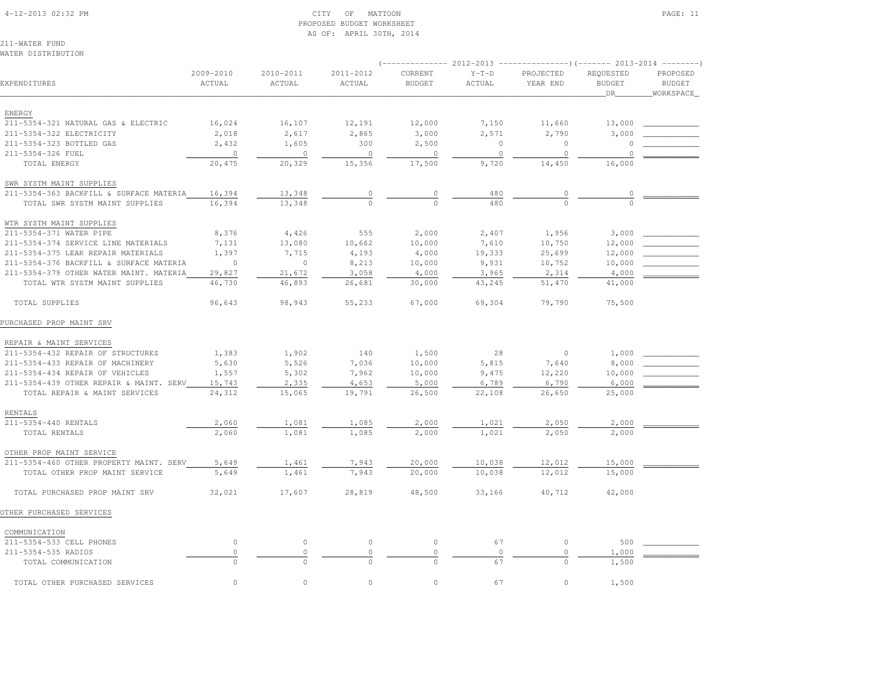CITY OF MATTOON
PROPOSED BUDGET WORKSHEET
AS OF: APRIL 30TH, 2014

211-WATER FUND
WATER DISTRIBUTION

| EXPENDITURES | 2009-2010 ACTUAL | 2010-2011 ACTUAL | 2011-2012 ACTUAL | 2012-2013 CURRENT BUDGET | 2012-2013 Y-T-D ACTUAL | 2012-2013 PROJECTED YEAR END | 2013-2014 REQUESTED BUDGET DR | 2013-2014 PROPOSED BUDGET WORKSPACE |
|---|---|---|---|---|---|---|---|---|
| ENERGY | | | | | | | | |
| 211-5354-321 NATURAL GAS & ELECTRIC | 16,024 | 16,107 | 12,191 | 12,000 | 7,150 | 11,660 | 13,000 | |
| 211-5354-322 ELECTRICITY | 2,018 | 2,617 | 2,865 | 3,000 | 2,571 | 2,790 | 3,000 | |
| 211-5354-323 BOTTLED GAS | 2,432 | 1,605 | 300 | 2,500 | 0 | 0 | 0 | |
| 211-5354-326 FUEL | 0 | 0 | 0 | 0 | 0 | 0 | 0 | |
| TOTAL ENERGY | 20,475 | 20,329 | 15,356 | 17,500 | 9,720 | 14,450 | 16,000 | |
| SWR SYSTM MAINT SUPPLIES | | | | | | | | |
| 211-5354-363 BACKFILL & SURFACE MATERIA | 16,394 | 13,348 | 0 | 0 | 480 | 0 | 0 | |
| TOTAL SWR SYSTM MAINT SUPPLIES | 16,394 | 13,348 | 0 | 0 | 480 | 0 | 0 | |
| WTR SYSTM MAINT SUPPLIES | | | | | | | | |
| 211-5354-371 WATER PIPE | 8,376 | 4,426 | 555 | 2,000 | 2,407 | 1,956 | 3,000 | |
| 211-5354-374 SERVICE LINE MATERIALS | 7,131 | 13,080 | 10,662 | 10,000 | 7,610 | 10,750 | 12,000 | |
| 211-5354-375 LEAK REPAIR MATERIALS | 1,397 | 7,715 | 4,193 | 4,000 | 19,333 | 25,699 | 12,000 | |
| 211-5354-376 BACKFILL & SURFACE MATERIA | 0 | 0 | 8,213 | 10,000 | 9,931 | 10,752 | 10,000 | |
| 211-5354-379 OTHER WATER MAINT. MATERIA | 29,827 | 21,672 | 3,058 | 4,000 | 3,965 | 2,314 | 4,000 | |
| TOTAL WTR SYSTM MAINT SUPPLIES | 46,730 | 46,893 | 26,681 | 30,000 | 43,245 | 51,470 | 41,000 | |
| TOTAL SUPPLIES | 96,643 | 98,943 | 55,233 | 67,000 | 69,304 | 79,790 | 75,500 | |
| PURCHASED PROP MAINT SRV | | | | | | | | |
| REPAIR & MAINT SERVICES | | | | | | | | |
| 211-5354-432 REPAIR OF STRUCTURES | 1,383 | 1,902 | 140 | 1,500 | 28 | 0 | 1,000 | |
| 211-5354-433 REPAIR OF MACHINERY | 5,630 | 5,526 | 7,036 | 10,000 | 5,815 | 7,640 | 8,000 | |
| 211-5354-434 REPAIR OF VEHICLES | 1,557 | 5,302 | 7,962 | 10,000 | 9,475 | 12,220 | 10,000 | |
| 211-5354-439 OTHER REPAIR & MAINT. SERV | 15,743 | 2,335 | 4,653 | 5,000 | 6,789 | 6,790 | 6,000 | |
| TOTAL REPAIR & MAINT SERVICES | 24,312 | 15,065 | 19,791 | 26,500 | 22,108 | 26,650 | 25,000 | |
| RENTALS | | | | | | | | |
| 211-5354-440 RENTALS | 2,060 | 1,081 | 1,085 | 2,000 | 1,021 | 2,050 | 2,000 | |
| TOTAL RENTALS | 2,060 | 1,081 | 1,085 | 2,000 | 1,021 | 2,050 | 2,000 | |
| OTHER PROP MAINT SERVICE | | | | | | | | |
| 211-5354-460 OTHER PROPERTY MAINT. SERV | 5,649 | 1,461 | 7,943 | 20,000 | 10,038 | 12,012 | 15,000 | |
| TOTAL OTHER PROP MAINT SERVICE | 5,649 | 1,461 | 7,943 | 20,000 | 10,038 | 12,012 | 15,000 | |
| TOTAL PURCHASED PROP MAINT SRV | 32,021 | 17,607 | 28,819 | 48,500 | 33,166 | 40,712 | 42,000 | |
| OTHER PURCHASED SERVICES | | | | | | | | |
| COMMUNICATION | | | | | | | | |
| 211-5354-533 CELL PHONES | 0 | 0 | 0 | 0 | 67 | 0 | 500 | |
| 211-5354-535 RADIOS | 0 | 0 | 0 | 0 | 0 | 0 | 1,000 | |
| TOTAL COMMUNICATION | 0 | 0 | 0 | 0 | 67 | 0 | 1,500 | |
| TOTAL OTHER PURCHASED SERVICES | 0 | 0 | 0 | 0 | 67 | 0 | 1,500 | |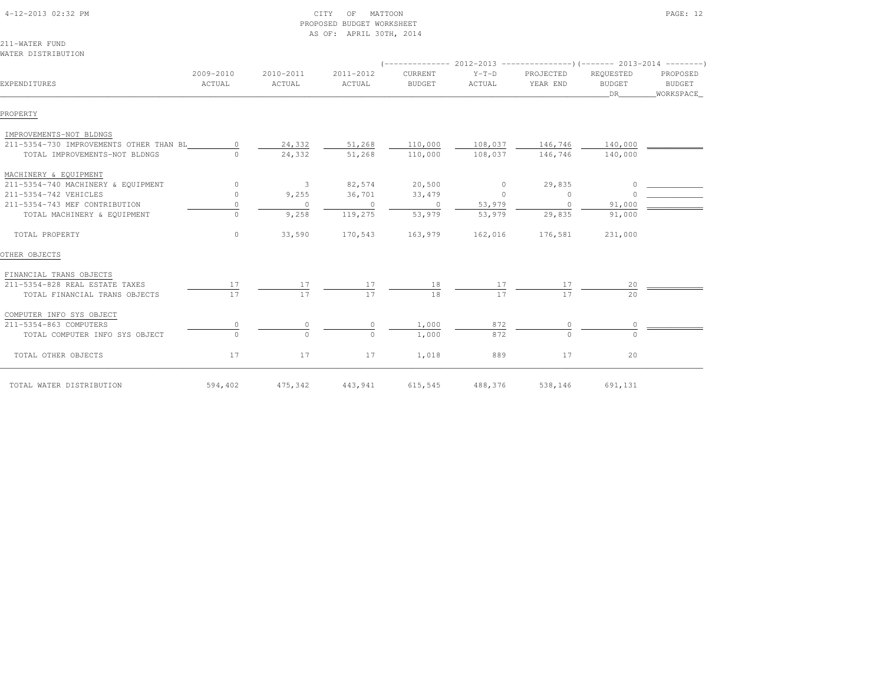CITY OF MATTOON
PROPOSED BUDGET WORKSHEET
AS OF: APRIL 30TH, 2014

211-WATER FUND
WATER DISTRIBUTION

| EXPENDITURES | 2009-2010 ACTUAL | 2010-2011 ACTUAL | 2011-2012 ACTUAL | 2012-2013 CURRENT BUDGET | 2012-2013 Y-T-D ACTUAL | 2012-2013 PROJECTED YEAR END | 2013-2014 REQUESTED BUDGET DR | 2013-2014 PROPOSED BUDGET WORKSPACE |
|---|---|---|---|---|---|---|---|---|
| **PROPERTY** | | | | | | | | |
| IMPROVEMENTS-NOT BLDNGS | | | | | | | | |
| 211-5354-730 IMPROVEMENTS OTHER THAN BL | 0 | 24,332 | 51,268 | 110,000 | 108,037 | 146,746 | 140,000 | |
| TOTAL IMPROVEMENTS-NOT BLDNGS | 0 | 24,332 | 51,268 | 110,000 | 108,037 | 146,746 | 140,000 | |
| MACHINERY & EQUIPMENT | | | | | | | | |
| 211-5354-740 MACHINERY & EQUIPMENT | 0 | 3 | 82,574 | 20,500 | 0 | 29,835 | 0 | |
| 211-5354-742 VEHICLES | 0 | 9,255 | 36,701 | 33,479 | 0 | 0 | 0 | |
| 211-5354-743 MEF CONTRIBUTION | 0 | 0 | 0 | 0 | 53,979 | 0 | 91,000 | |
| TOTAL MACHINERY & EQUIPMENT | 0 | 9,258 | 119,275 | 53,979 | 53,979 | 29,835 | 91,000 | |
| TOTAL PROPERTY | 0 | 33,590 | 170,543 | 163,979 | 162,016 | 176,581 | 231,000 | |
| **OTHER OBJECTS** | | | | | | | | |
| FINANCIAL TRANS OBJECTS | | | | | | | | |
| 211-5354-828 REAL ESTATE TAXES | 17 | 17 | 17 | 18 | 17 | 17 | 20 | |
| TOTAL FINANCIAL TRANS OBJECTS | 17 | 17 | 17 | 18 | 17 | 17 | 20 | |
| COMPUTER INFO SYS OBJECT | | | | | | | | |
| 211-5354-863 COMPUTERS | 0 | 0 | 0 | 1,000 | 872 | 0 | 0 | |
| TOTAL COMPUTER INFO SYS OBJECT | 0 | 0 | 0 | 1,000 | 872 | 0 | 0 | |
| TOTAL OTHER OBJECTS | 17 | 17 | 17 | 1,018 | 889 | 17 | 20 | |
| TOTAL WATER DISTRIBUTION | 594,402 | 475,342 | 443,941 | 615,545 | 488,376 | 538,146 | 691,131 | |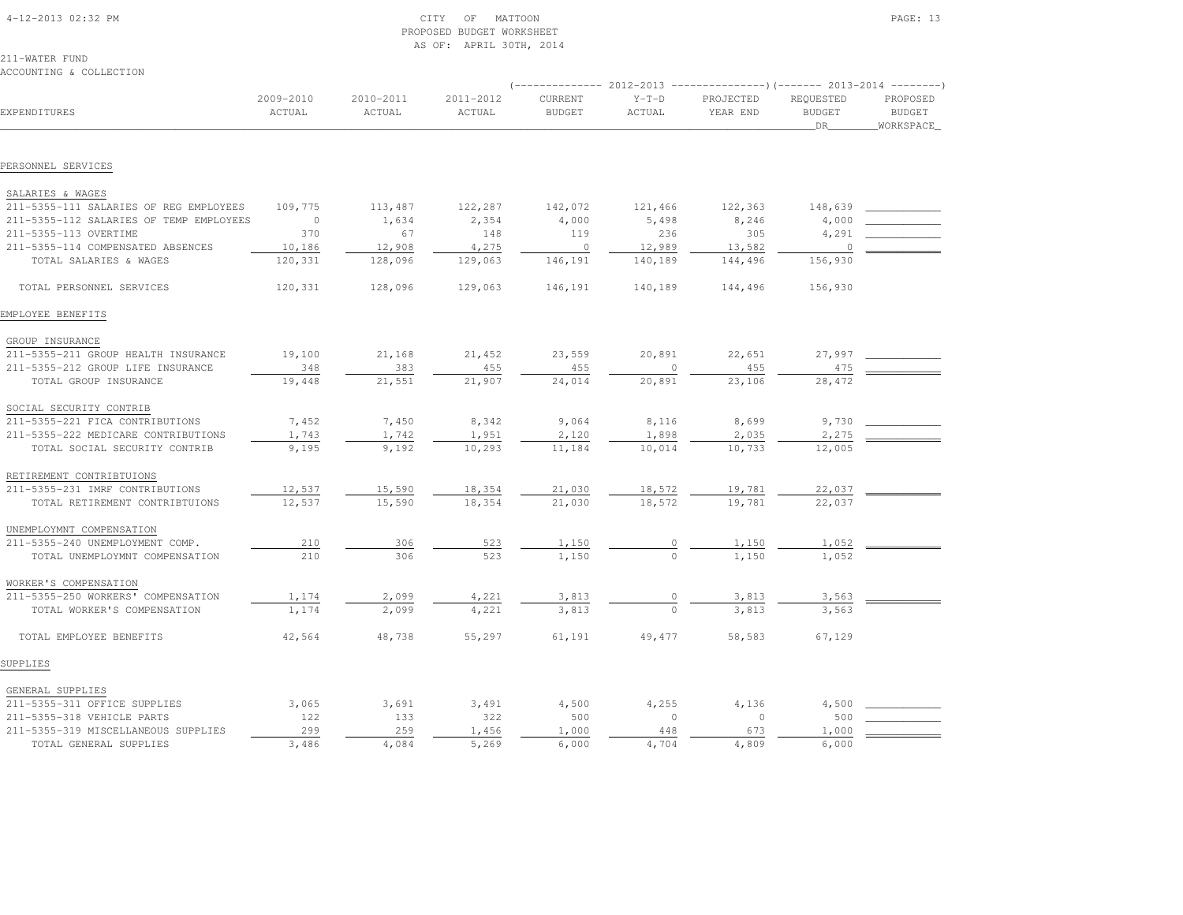CITY OF MATTOON
PROPOSED BUDGET WORKSHEET
AS OF: APRIL 30TH, 2014

211-WATER FUND
ACCOUNTING & COLLECTION

| EXPENDITURES | 2009-2010 ACTUAL | 2010-2011 ACTUAL | 2011-2012 ACTUAL | 2012-2013 CURRENT BUDGET | 2012-2013 Y-T-D ACTUAL | 2012-2013 PROJECTED YEAR END | 2013-2014 REQUESTED BUDGET DR | 2013-2014 PROPOSED BUDGET WORKSPACE |
|---|---|---|---|---|---|---|---|---|
| **PERSONNEL SERVICES** | | | | | | | | |
| SALARIES & WAGES | | | | | | | | |
| 211-5355-111 SALARIES OF REG EMPLOYEES | 109,775 | 113,487 | 122,287 | 142,072 | 121,466 | 122,363 | 148,639 | |
| 211-5355-112 SALARIES OF TEMP EMPLOYEES | 0 | 1,634 | 2,354 | 4,000 | 5,498 | 8,246 | 4,000 | |
| 211-5355-113 OVERTIME | 370 | 67 | 148 | 119 | 236 | 305 | 4,291 | |
| 211-5355-114 COMPENSATED ABSENCES | 10,186 | 12,908 | 4,275 | 0 | 12,989 | 13,582 | 0 | |
| TOTAL SALARIES & WAGES | 120,331 | 128,096 | 129,063 | 146,191 | 140,189 | 144,496 | 156,930 | |
| TOTAL PERSONNEL SERVICES | 120,331 | 128,096 | 129,063 | 146,191 | 140,189 | 144,496 | 156,930 | |
| **EMPLOYEE BENEFITS** | | | | | | | | |
| GROUP INSURANCE | | | | | | | | |
| 211-5355-211 GROUP HEALTH INSURANCE | 19,100 | 21,168 | 21,452 | 23,559 | 20,891 | 22,651 | 27,997 | |
| 211-5355-212 GROUP LIFE INSURANCE | 348 | 383 | 455 | 455 | 0 | 455 | 475 | |
| TOTAL GROUP INSURANCE | 19,448 | 21,551 | 21,907 | 24,014 | 20,891 | 23,106 | 28,472 | |
| SOCIAL SECURITY CONTRIB | | | | | | | | |
| 211-5355-221 FICA CONTRIBUTIONS | 7,452 | 7,450 | 8,342 | 9,064 | 8,116 | 8,699 | 9,730 | |
| 211-5355-222 MEDICARE CONTRIBUTIONS | 1,743 | 1,742 | 1,951 | 2,120 | 1,898 | 2,035 | 2,275 | |
| TOTAL SOCIAL SECURITY CONTRIB | 9,195 | 9,192 | 10,293 | 11,184 | 10,014 | 10,733 | 12,005 | |
| RETIREMENT CONTRIBTUIONS | | | | | | | | |
| 211-5355-231 IMRF CONTRIBUTIONS | 12,537 | 15,590 | 18,354 | 21,030 | 18,572 | 19,781 | 22,037 | |
| TOTAL RETIREMENT CONTRIBTUIONS | 12,537 | 15,590 | 18,354 | 21,030 | 18,572 | 19,781 | 22,037 | |
| UNEMPLOYMNT COMPENSATION | | | | | | | | |
| 211-5355-240 UNEMPLOYMENT COMP. | 210 | 306 | 523 | 1,150 | 0 | 1,150 | 1,052 | |
| TOTAL UNEMPLOYMNT COMPENSATION | 210 | 306 | 523 | 1,150 | 0 | 1,150 | 1,052 | |
| WORKER'S COMPENSATION | | | | | | | | |
| 211-5355-250 WORKERS' COMPENSATION | 1,174 | 2,099 | 4,221 | 3,813 | 0 | 3,813 | 3,563 | |
| TOTAL WORKER'S COMPENSATION | 1,174 | 2,099 | 4,221 | 3,813 | 0 | 3,813 | 3,563 | |
| TOTAL EMPLOYEE BENEFITS | 42,564 | 48,738 | 55,297 | 61,191 | 49,477 | 58,583 | 67,129 | |
| **SUPPLIES** | | | | | | | | |
| GENERAL SUPPLIES | | | | | | | | |
| 211-5355-311 OFFICE SUPPLIES | 3,065 | 3,691 | 3,491 | 4,500 | 4,255 | 4,136 | 4,500 | |
| 211-5355-318 VEHICLE PARTS | 122 | 133 | 322 | 500 | 0 | 0 | 500 | |
| 211-5355-319 MISCELLANEOUS SUPPLIES | 299 | 259 | 1,456 | 1,000 | 448 | 673 | 1,000 | |
| TOTAL GENERAL SUPPLIES | 3,486 | 4,084 | 5,269 | 6,000 | 4,704 | 4,809 | 6,000 | |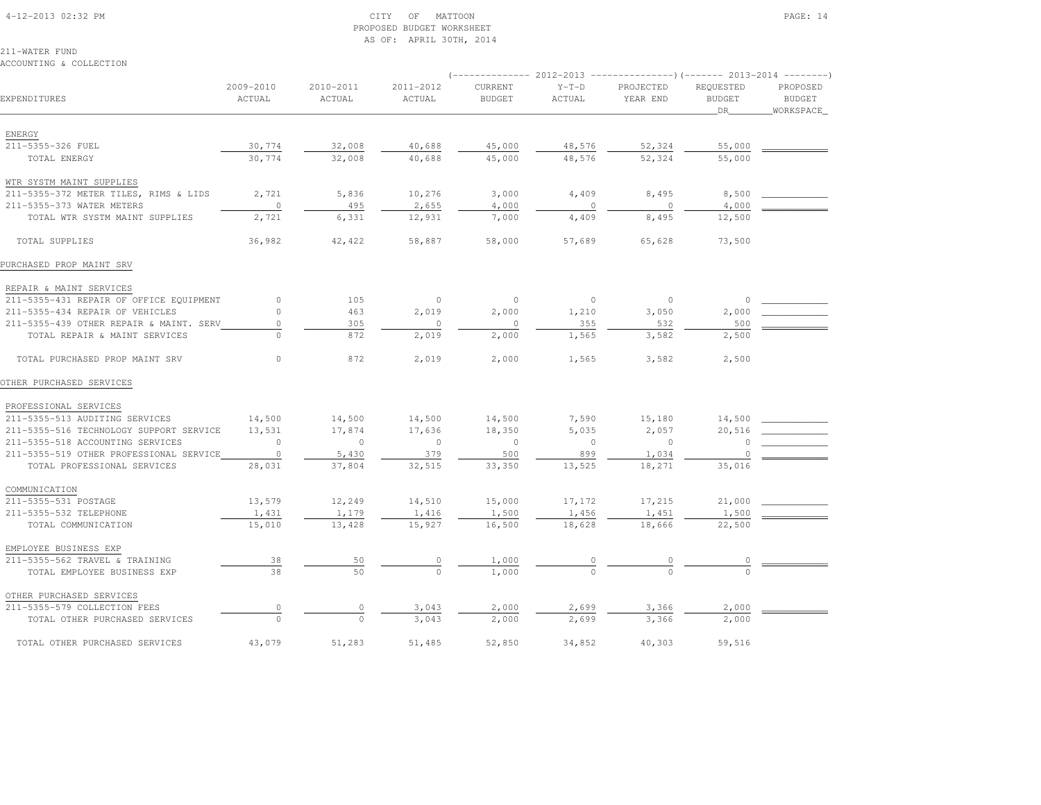CITY OF MATTOON
PROPOSED BUDGET WORKSHEET
AS OF: APRIL 30TH, 2014

211-WATER FUND
ACCOUNTING & COLLECTION

| EXPENDITURES | 2009-2010 ACTUAL | 2010-2011 ACTUAL | 2011-2012 ACTUAL | 2012-2013 CURRENT BUDGET | 2012-2013 Y-T-D ACTUAL | 2012-2013 PROJECTED YEAR END | 2013-2014 REQUESTED BUDGET DR | 2013-2014 PROPOSED BUDGET WORKSPACE |
|---|---|---|---|---|---|---|---|---|
| ENERGY | | | | | | | | |
| 211-5355-326 FUEL | 30,774 | 32,008 | 40,688 | 45,000 | 48,576 | 52,324 | 55,000 | |
| TOTAL ENERGY | 30,774 | 32,008 | 40,688 | 45,000 | 48,576 | 52,324 | 55,000 | |
| WTR SYSTM MAINT SUPPLIES | | | | | | | | |
| 211-5355-372 METER TILES, RIMS & LIDS | 2,721 | 5,836 | 10,276 | 3,000 | 4,409 | 8,495 | 8,500 | |
| 211-5355-373 WATER METERS | 0 | 495 | 2,655 | 4,000 | 0 | 0 | 4,000 | |
| TOTAL WTR SYSTM MAINT SUPPLIES | 2,721 | 6,331 | 12,931 | 7,000 | 4,409 | 8,495 | 12,500 | |
| TOTAL SUPPLIES | 36,982 | 42,422 | 58,887 | 58,000 | 57,689 | 65,628 | 73,500 | |
| PURCHASED PROP MAINT SRV | | | | | | | | |
| REPAIR & MAINT SERVICES | | | | | | | | |
| 211-5355-431 REPAIR OF OFFICE EQUIPMENT | 0 | 105 | 0 | 0 | 0 | 0 | 0 | |
| 211-5355-434 REPAIR OF VEHICLES | 0 | 463 | 2,019 | 2,000 | 1,210 | 3,050 | 2,000 | |
| 211-5355-439 OTHER REPAIR & MAINT. SERV | 0 | 305 | 0 | 0 | 355 | 532 | 500 | |
| TOTAL REPAIR & MAINT SERVICES | 0 | 872 | 2,019 | 2,000 | 1,565 | 3,582 | 2,500 | |
| TOTAL PURCHASED PROP MAINT SRV | 0 | 872 | 2,019 | 2,000 | 1,565 | 3,582 | 2,500 | |
| OTHER PURCHASED SERVICES | | | | | | | | |
| PROFESSIONAL SERVICES | | | | | | | | |
| 211-5355-513 AUDITING SERVICES | 14,500 | 14,500 | 14,500 | 14,500 | 7,590 | 15,180 | 14,500 | |
| 211-5355-516 TECHNOLOGY SUPPORT SERVICE | 13,531 | 17,874 | 17,636 | 18,350 | 5,035 | 2,057 | 20,516 | |
| 211-5355-518 ACCOUNTING SERVICES | 0 | 0 | 0 | 0 | 0 | 0 | 0 | |
| 211-5355-519 OTHER PROFESSIONAL SERVICE | 0 | 5,430 | 379 | 500 | 899 | 1,034 | 0 | |
| TOTAL PROFESSIONAL SERVICES | 28,031 | 37,804 | 32,515 | 33,350 | 13,525 | 18,271 | 35,016 | |
| COMMUNICATION | | | | | | | | |
| 211-5355-531 POSTAGE | 13,579 | 12,249 | 14,510 | 15,000 | 17,172 | 17,215 | 21,000 | |
| 211-5355-532 TELEPHONE | 1,431 | 1,179 | 1,416 | 1,500 | 1,456 | 1,451 | 1,500 | |
| TOTAL COMMUNICATION | 15,010 | 13,428 | 15,927 | 16,500 | 18,628 | 18,666 | 22,500 | |
| EMPLOYEE BUSINESS EXP | | | | | | | | |
| 211-5355-562 TRAVEL & TRAINING | 38 | 50 | 0 | 1,000 | 0 | 0 | 0 | |
| TOTAL EMPLOYEE BUSINESS EXP | 38 | 50 | 0 | 1,000 | 0 | 0 | 0 | |
| OTHER PURCHASED SERVICES | | | | | | | | |
| 211-5355-579 COLLECTION FEES | 0 | 0 | 3,043 | 2,000 | 2,699 | 3,366 | 2,000 | |
| TOTAL OTHER PURCHASED SERVICES | 0 | 0 | 3,043 | 2,000 | 2,699 | 3,366 | 2,000 | |
| TOTAL OTHER PURCHASED SERVICES | 43,079 | 51,283 | 51,485 | 52,850 | 34,852 | 40,303 | 59,516 | |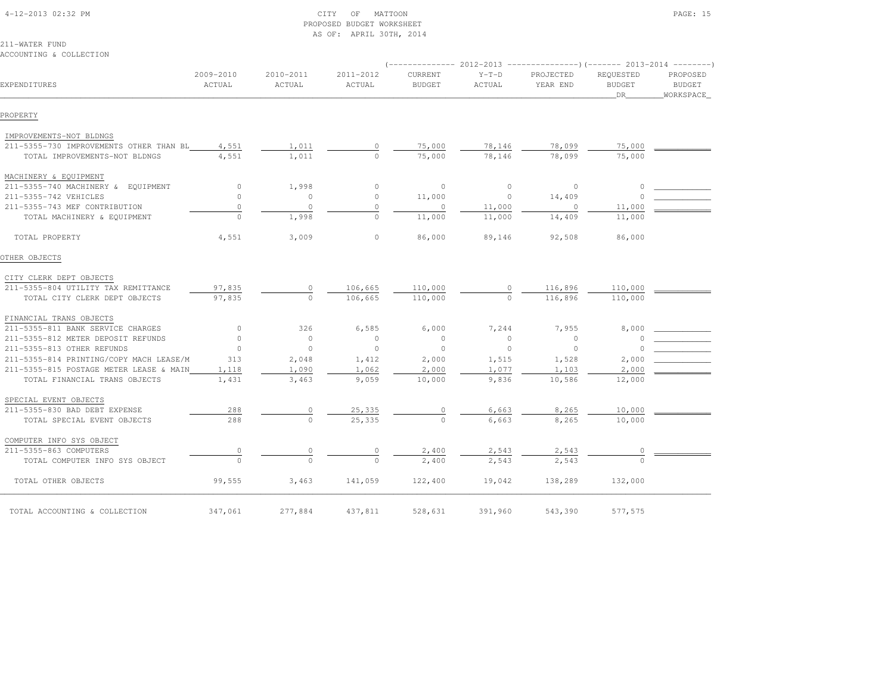CITY OF MATTOON
PROPOSED BUDGET WORKSHEET
AS OF: APRIL 30TH, 2014

211-WATER FUND
ACCOUNTING & COLLECTION

| EXPENDITURES | 2009-2010 ACTUAL | 2010-2011 ACTUAL | 2011-2012 ACTUAL | 2012-2013 CURRENT BUDGET | 2012-2013 Y-T-D ACTUAL | 2012-2013 PROJECTED YEAR END | 2013-2014 REQUESTED BUDGET DR | 2013-2014 PROPOSED BUDGET WORKSPACE |
|---|---|---|---|---|---|---|---|---|
| PROPERTY | | | | | | | | |
| IMPROVEMENTS-NOT BLDNGS | | | | | | | | |
| 211-5355-730 IMPROVEMENTS OTHER THAN BL | 4,551 | 1,011 | 0 | 75,000 | 78,146 | 78,099 | 75,000 | |
| TOTAL IMPROVEMENTS-NOT BLDNGS | 4,551 | 1,011 | 0 | 75,000 | 78,146 | 78,099 | 75,000 | |
| MACHINERY & EQUIPMENT | | | | | | | | |
| 211-5355-740 MACHINERY & EQUIPMENT | 0 | 1,998 | 0 | 0 | 0 | 0 | 0 | |
| 211-5355-742 VEHICLES | 0 | 0 | 0 | 11,000 | 0 | 14,409 | 0 | |
| 211-5355-743 MEF CONTRIBUTION | 0 | 0 | 0 | 0 | 11,000 | 0 | 11,000 | |
| TOTAL MACHINERY & EQUIPMENT | 0 | 1,998 | 0 | 11,000 | 11,000 | 14,409 | 11,000 | |
| TOTAL PROPERTY | 4,551 | 3,009 | 0 | 86,000 | 89,146 | 92,508 | 86,000 | |
| OTHER OBJECTS | | | | | | | | |
| CITY CLERK DEPT OBJECTS | | | | | | | | |
| 211-5355-804 UTILITY TAX REMITTANCE | 97,835 | 0 | 106,665 | 110,000 | 0 | 116,896 | 110,000 | |
| TOTAL CITY CLERK DEPT OBJECTS | 97,835 | 0 | 106,665 | 110,000 | 0 | 116,896 | 110,000 | |
| FINANCIAL TRANS OBJECTS | | | | | | | | |
| 211-5355-811 BANK SERVICE CHARGES | 0 | 326 | 6,585 | 6,000 | 7,244 | 7,955 | 8,000 | |
| 211-5355-812 METER DEPOSIT REFUNDS | 0 | 0 | 0 | 0 | 0 | 0 | 0 | |
| 211-5355-813 OTHER REFUNDS | 0 | 0 | 0 | 0 | 0 | 0 | 0 | |
| 211-5355-814 PRINTING/COPY MACH LEASE/M | 313 | 2,048 | 1,412 | 2,000 | 1,515 | 1,528 | 2,000 | |
| 211-5355-815 POSTAGE METER LEASE & MAIN | 1,118 | 1,090 | 1,062 | 2,000 | 1,077 | 1,103 | 2,000 | |
| TOTAL FINANCIAL TRANS OBJECTS | 1,431 | 3,463 | 9,059 | 10,000 | 9,836 | 10,586 | 12,000 | |
| SPECIAL EVENT OBJECTS | | | | | | | | |
| 211-5355-830 BAD DEBT EXPENSE | 288 | 0 | 25,335 | 0 | 6,663 | 8,265 | 10,000 | |
| TOTAL SPECIAL EVENT OBJECTS | 288 | 0 | 25,335 | 0 | 6,663 | 8,265 | 10,000 | |
| COMPUTER INFO SYS OBJECT | | | | | | | | |
| 211-5355-863 COMPUTERS | 0 | 0 | 0 | 2,400 | 2,543 | 2,543 | 0 | |
| TOTAL COMPUTER INFO SYS OBJECT | 0 | 0 | 0 | 2,400 | 2,543 | 2,543 | 0 | |
| TOTAL OTHER OBJECTS | 99,555 | 3,463 | 141,059 | 122,400 | 19,042 | 138,289 | 132,000 | |
| TOTAL ACCOUNTING & COLLECTION | 347,061 | 277,884 | 437,811 | 528,631 | 391,960 | 543,390 | 577,575 | |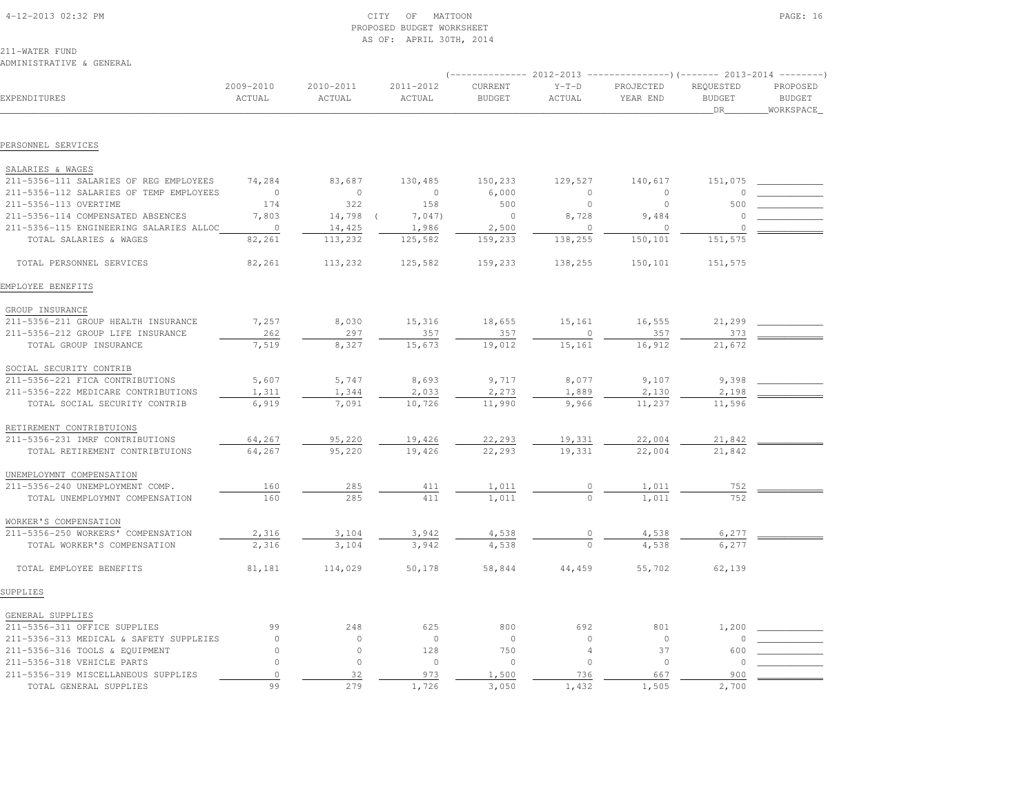CITY OF MATTOON
PROPOSED BUDGET WORKSHEET
AS OF: APRIL 30TH, 2014

211-WATER FUND
ADMINISTRATIVE & GENERAL

| EXPENDITURES | 2009-2010 ACTUAL | 2010-2011 ACTUAL | 2011-2012 ACTUAL | 2012-2013 CURRENT BUDGET | 2012-2013 Y-T-D ACTUAL | 2012-2013 PROJECTED YEAR END | 2013-2014 REQUESTED BUDGET DR | 2013-2014 PROPOSED BUDGET WORKSPACE |
|---|---|---|---|---|---|---|---|---|
| **PERSONNEL SERVICES** | | | | | | | | |
| SALARIES & WAGES | | | | | | | | |
| 211-5356-111 SALARIES OF REG EMPLOYEES | 74,284 | 83,687 | 130,485 | 150,233 | 129,527 | 140,617 | 151,075 | |
| 211-5356-112 SALARIES OF TEMP EMPLOYEES | 0 | 0 | 0 | 6,000 | 0 | 0 | 0 | |
| 211-5356-113 OVERTIME | 174 | 322 | 158 | 500 | 0 | 0 | 500 | |
| 211-5356-114 COMPENSATED ABSENCES | 7,803 | 14,798 | ( 7,047) | 0 | 8,728 | 9,484 | 0 | |
| 211-5356-115 ENGINEERING SALARIES ALLOC | 0 | 14,425 | 1,986 | 2,500 | 0 | 0 | 0 | |
| TOTAL SALARIES & WAGES | 82,261 | 113,232 | 125,582 | 159,233 | 138,255 | 150,101 | 151,575 | |
| TOTAL PERSONNEL SERVICES | 82,261 | 113,232 | 125,582 | 159,233 | 138,255 | 150,101 | 151,575 | |
| **EMPLOYEE BENEFITS** | | | | | | | | |
| GROUP INSURANCE | | | | | | | | |
| 211-5356-211 GROUP HEALTH INSURANCE | 7,257 | 8,030 | 15,316 | 18,655 | 15,161 | 16,555 | 21,299 | |
| 211-5356-212 GROUP LIFE INSURANCE | 262 | 297 | 357 | 357 | 0 | 357 | 373 | |
| TOTAL GROUP INSURANCE | 7,519 | 8,327 | 15,673 | 19,012 | 15,161 | 16,912 | 21,672 | |
| SOCIAL SECURITY CONTRIB | | | | | | | | |
| 211-5356-221 FICA CONTRIBUTIONS | 5,607 | 5,747 | 8,693 | 9,717 | 8,077 | 9,107 | 9,398 | |
| 211-5356-222 MEDICARE CONTRIBUTIONS | 1,311 | 1,344 | 2,033 | 2,273 | 1,889 | 2,130 | 2,198 | |
| TOTAL SOCIAL SECURITY CONTRIB | 6,919 | 7,091 | 10,726 | 11,990 | 9,966 | 11,237 | 11,596 | |
| RETIREMENT CONTRIBTUIONS | | | | | | | | |
| 211-5356-231 IMRF CONTRIBUTIONS | 64,267 | 95,220 | 19,426 | 22,293 | 19,331 | 22,004 | 21,842 | |
| TOTAL RETIREMENT CONTRIBTUIONS | 64,267 | 95,220 | 19,426 | 22,293 | 19,331 | 22,004 | 21,842 | |
| UNEMPLOYMNT COMPENSATION | | | | | | | | |
| 211-5356-240 UNEMPLOYMENT COMP. | 160 | 285 | 411 | 1,011 | 0 | 1,011 | 752 | |
| TOTAL UNEMPLOYMNT COMPENSATION | 160 | 285 | 411 | 1,011 | 0 | 1,011 | 752 | |
| WORKER'S COMPENSATION | | | | | | | | |
| 211-5356-250 WORKERS' COMPENSATION | 2,316 | 3,104 | 3,942 | 4,538 | 0 | 4,538 | 6,277 | |
| TOTAL WORKER'S COMPENSATION | 2,316 | 3,104 | 3,942 | 4,538 | 0 | 4,538 | 6,277 | |
| TOTAL EMPLOYEE BENEFITS | 81,181 | 114,029 | 50,178 | 58,844 | 44,459 | 55,702 | 62,139 | |
| **SUPPLIES** | | | | | | | | |
| GENERAL SUPPLIES | | | | | | | | |
| 211-5356-311 OFFICE SUPPLIES | 99 | 248 | 625 | 800 | 692 | 801 | 1,200 | |
| 211-5356-313 MEDICAL & SAFETY SUPPLEIES | 0 | 0 | 0 | 0 | 0 | 0 | 0 | |
| 211-5356-316 TOOLS & EQUIPMENT | 0 | 0 | 128 | 750 | 4 | 37 | 600 | |
| 211-5356-318 VEHICLE PARTS | 0 | 0 | 0 | 0 | 0 | 0 | 0 | |
| 211-5356-319 MISCELLANEOUS SUPPLIES | 0 | 32 | 973 | 1,500 | 736 | 667 | 900 | |
| TOTAL GENERAL SUPPLIES | 99 | 279 | 1,726 | 3,050 | 1,432 | 1,505 | 2,700 | |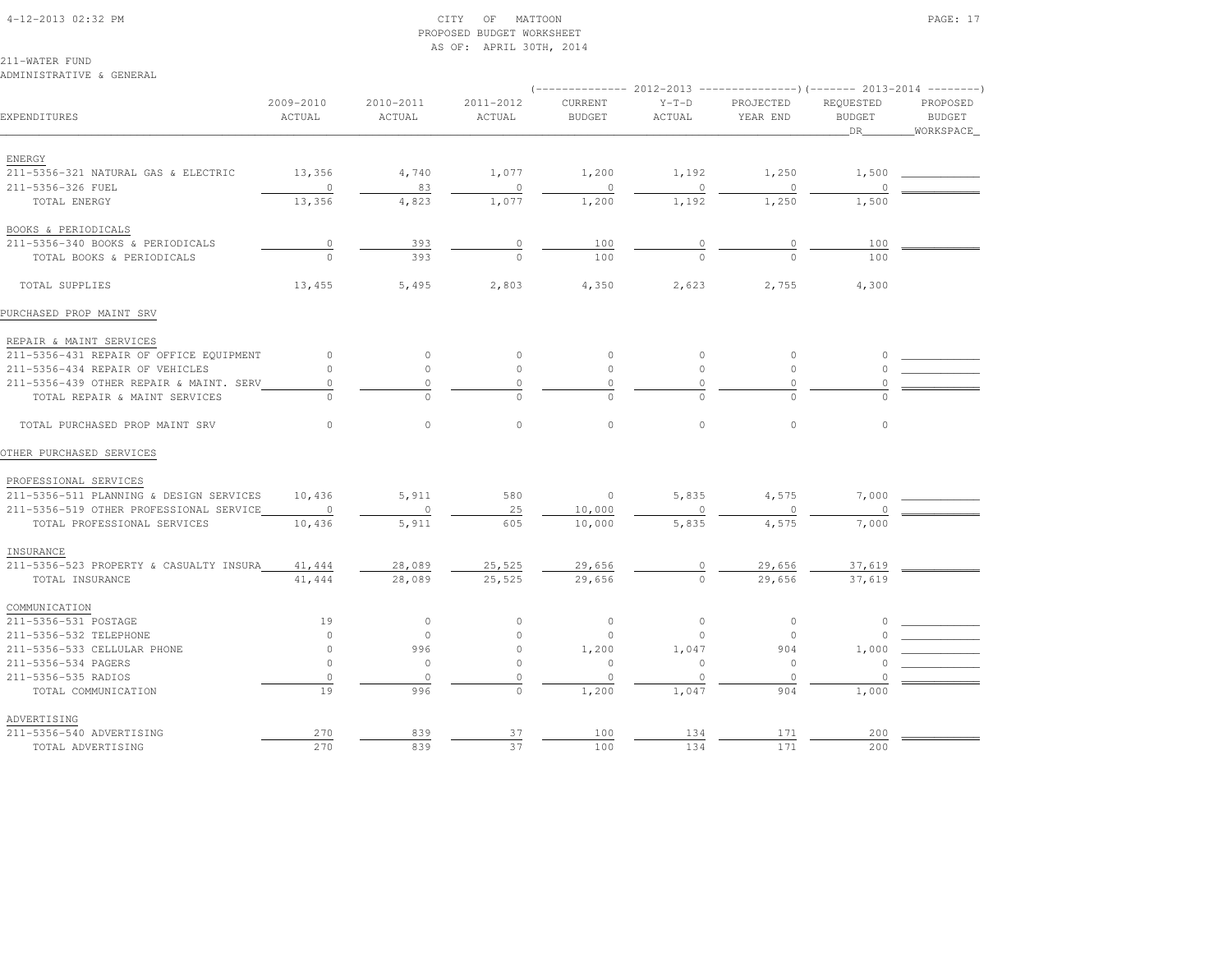CITY OF MATTOON
PROPOSED BUDGET WORKSHEET
AS OF: APRIL 30TH, 2014

211-WATER FUND
ADMINISTRATIVE & GENERAL

| EXPENDITURES | 2009-2010 ACTUAL | 2010-2011 ACTUAL | 2011-2012 ACTUAL | 2012-2013 CURRENT BUDGET | 2012-2013 Y-T-D ACTUAL | 2012-2013 PROJECTED YEAR END | 2013-2014 REQUESTED BUDGET DR | 2013-2014 PROPOSED BUDGET WORKSPACE |
|---|---|---|---|---|---|---|---|---|
| ENERGY | | | | | | | | |
| 211-5356-321 NATURAL GAS & ELECTRIC | 13,356 | 4,740 | 1,077 | 1,200 | 1,192 | 1,250 | 1,500 | |
| 211-5356-326 FUEL | 0 | 83 | 0 | 0 | 0 | 0 | 0 | |
| TOTAL ENERGY | 13,356 | 4,823 | 1,077 | 1,200 | 1,192 | 1,250 | 1,500 | |
| BOOKS & PERIODICALS | | | | | | | | |
| 211-5356-340 BOOKS & PERIODICALS | 0 | 393 | 0 | 100 | 0 | 0 | 100 | |
| TOTAL BOOKS & PERIODICALS | 0 | 393 | 0 | 100 | 0 | 0 | 100 | |
| TOTAL SUPPLIES | 13,455 | 5,495 | 2,803 | 4,350 | 2,623 | 2,755 | 4,300 | |
| PURCHASED PROP MAINT SRV | | | | | | | | |
| REPAIR & MAINT SERVICES | | | | | | | | |
| 211-5356-431 REPAIR OF OFFICE EQUIPMENT | 0 | 0 | 0 | 0 | 0 | 0 | 0 | |
| 211-5356-434 REPAIR OF VEHICLES | 0 | 0 | 0 | 0 | 0 | 0 | 0 | |
| 211-5356-439 OTHER REPAIR & MAINT. SERV | 0 | 0 | 0 | 0 | 0 | 0 | 0 | |
| TOTAL REPAIR & MAINT SERVICES | 0 | 0 | 0 | 0 | 0 | 0 | 0 | |
| TOTAL PURCHASED PROP MAINT SRV | 0 | 0 | 0 | 0 | 0 | 0 | 0 | |
| OTHER PURCHASED SERVICES | | | | | | | | |
| PROFESSIONAL SERVICES | | | | | | | | |
| 211-5356-511 PLANNING & DESIGN SERVICES | 10,436 | 5,911 | 580 | 0 | 5,835 | 4,575 | 7,000 | |
| 211-5356-519 OTHER PROFESSIONAL SERVICE | 0 | 0 | 25 | 10,000 | 0 | 0 | 0 | |
| TOTAL PROFESSIONAL SERVICES | 10,436 | 5,911 | 605 | 10,000 | 5,835 | 4,575 | 7,000 | |
| INSURANCE | | | | | | | | |
| 211-5356-523 PROPERTY & CASUALTY INSURA | 41,444 | 28,089 | 25,525 | 29,656 | 0 | 29,656 | 37,619 | |
| TOTAL INSURANCE | 41,444 | 28,089 | 25,525 | 29,656 | 0 | 29,656 | 37,619 | |
| COMMUNICATION | | | | | | | | |
| 211-5356-531 POSTAGE | 19 | 0 | 0 | 0 | 0 | 0 | 0 | |
| 211-5356-532 TELEPHONE | 0 | 0 | 0 | 0 | 0 | 0 | 0 | |
| 211-5356-533 CELLULAR PHONE | 0 | 996 | 0 | 1,200 | 1,047 | 904 | 1,000 | |
| 211-5356-534 PAGERS | 0 | 0 | 0 | 0 | 0 | 0 | 0 | |
| 211-5356-535 RADIOS | 0 | 0 | 0 | 0 | 0 | 0 | 0 | |
| TOTAL COMMUNICATION | 19 | 996 | 0 | 1,200 | 1,047 | 904 | 1,000 | |
| ADVERTISING | | | | | | | | |
| 211-5356-540 ADVERTISING | 270 | 839 | 37 | 100 | 134 | 171 | 200 | |
| TOTAL ADVERTISING | 270 | 839 | 37 | 100 | 134 | 171 | 200 | |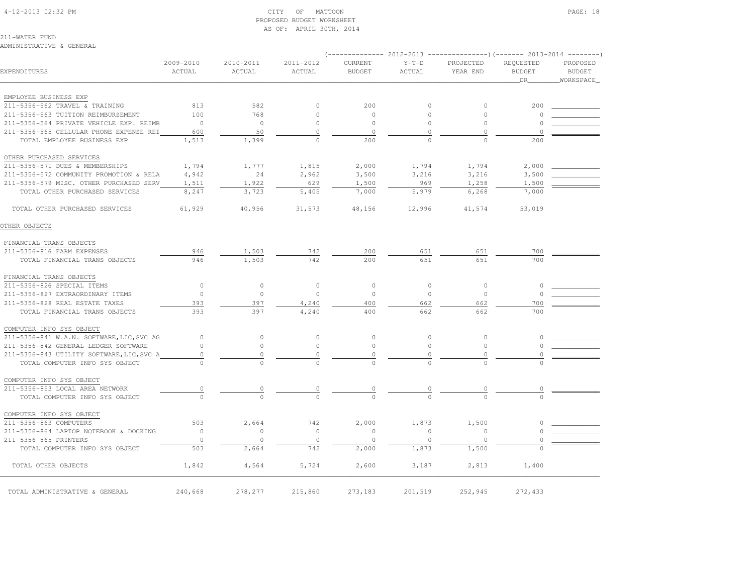CITY OF MATTOON
PROPOSED BUDGET WORKSHEET
AS OF: APRIL 30TH, 2014

211-WATER FUND
ADMINISTRATIVE & GENERAL

| EXPENDITURES | 2009-2010 ACTUAL | 2010-2011 ACTUAL | 2011-2012 ACTUAL | 2012-2013 CURRENT BUDGET | 2012-2013 Y-T-D ACTUAL | 2012-2013 PROJECTED YEAR END | 2013-2014 REQUESTED BUDGET DR | 2013-2014 PROPOSED BUDGET WORKSPACE |
|---|---|---|---|---|---|---|---|---|
| EMPLOYEE BUSINESS EXP | | | | | | | | |
| 211-5356-562 TRAVEL & TRAINING | 813 | 582 | 0 | 200 | 0 | 0 | 200 | |
| 211-5356-563 TUITION REIMBURSEMENT | 100 | 768 | 0 | 0 | 0 | 0 | 0 | |
| 211-5356-564 PRIVATE VEHICLE EXP. REIMB | 0 | 0 | 0 | 0 | 0 | 0 | 0 | |
| 211-5356-565 CELLULAR PHONE EXPENSE REI | 600 | 50 | 0 | 0 | 0 | 0 | 0 | |
| TOTAL EMPLOYEE BUSINESS EXP | 1,513 | 1,399 | 0 | 200 | 0 | 0 | 200 | |
| OTHER PURCHASED SERVICES | | | | | | | | |
| 211-5356-571 DUES & MEMBERSHIPS | 1,794 | 1,777 | 1,815 | 2,000 | 1,794 | 1,794 | 2,000 | |
| 211-5356-572 COMMUNITY PROMOTION & RELA | 4,942 | 24 | 2,962 | 3,500 | 3,216 | 3,216 | 3,500 | |
| 211-5356-579 MISC. OTHER PURCHASED SERV | 1,511 | 1,922 | 629 | 1,500 | 969 | 1,258 | 1,500 | |
| TOTAL OTHER PURCHASED SERVICES | 8,247 | 3,723 | 5,405 | 7,000 | 5,979 | 6,268 | 7,000 | |
| TOTAL OTHER PURCHASED SERVICES | 61,929 | 40,956 | 31,573 | 48,156 | 12,996 | 41,574 | 53,019 | |
| OTHER OBJECTS | | | | | | | | |
| FINANCIAL TRANS OBJECTS | | | | | | | | |
| 211-5356-816 FARM EXPENSES | 946 | 1,503 | 742 | 200 | 651 | 651 | 700 | |
| TOTAL FINANCIAL TRANS OBJECTS | 946 | 1,503 | 742 | 200 | 651 | 651 | 700 | |
| FINANCIAL TRANS OBJECTS | | | | | | | | |
| 211-5356-826 SPECIAL ITEMS | 0 | 0 | 0 | 0 | 0 | 0 | 0 | |
| 211-5356-827 EXTRAORDINARY ITEMS | 0 | 0 | 0 | 0 | 0 | 0 | 0 | |
| 211-5356-828 REAL ESTATE TAXES | 393 | 397 | 4,240 | 400 | 662 | 662 | 700 | |
| TOTAL FINANCIAL TRANS OBJECTS | 393 | 397 | 4,240 | 400 | 662 | 662 | 700 | |
| COMPUTER INFO SYS OBJECT | | | | | | | | |
| 211-5356-841 W.A.N. SOFTWARE,LIC,SVC AG | 0 | 0 | 0 | 0 | 0 | 0 | 0 | |
| 211-5356-842 GENERAL LEDGER SOFTWARE | 0 | 0 | 0 | 0 | 0 | 0 | 0 | |
| 211-5356-843 UTILITY SOFTWARE,LIC,SVC A | 0 | 0 | 0 | 0 | 0 | 0 | 0 | |
| TOTAL COMPUTER INFO SYS OBJECT | 0 | 0 | 0 | 0 | 0 | 0 | 0 | |
| COMPUTER INFO SYS OBJECT | | | | | | | | |
| 211-5356-853 LOCAL AREA NETWORK | 0 | 0 | 0 | 0 | 0 | 0 | 0 | |
| TOTAL COMPUTER INFO SYS OBJECT | 0 | 0 | 0 | 0 | 0 | 0 | 0 | |
| COMPUTER INFO SYS OBJECT | | | | | | | | |
| 211-5356-863 COMPUTERS | 503 | 2,664 | 742 | 2,000 | 1,873 | 1,500 | 0 | |
| 211-5356-864 LAPTOP NOTEBOOK & DOCKING | 0 | 0 | 0 | 0 | 0 | 0 | 0 | |
| 211-5356-865 PRINTERS | 0 | 0 | 0 | 0 | 0 | 0 | 0 | |
| TOTAL COMPUTER INFO SYS OBJECT | 503 | 2,664 | 742 | 2,000 | 1,873 | 1,500 | 0 | |
| TOTAL OTHER OBJECTS | 1,842 | 4,564 | 5,724 | 2,600 | 3,187 | 2,813 | 1,400 | |
| TOTAL ADMINISTRATIVE & GENERAL | 240,668 | 278,277 | 215,860 | 273,183 | 201,519 | 252,945 | 272,433 | |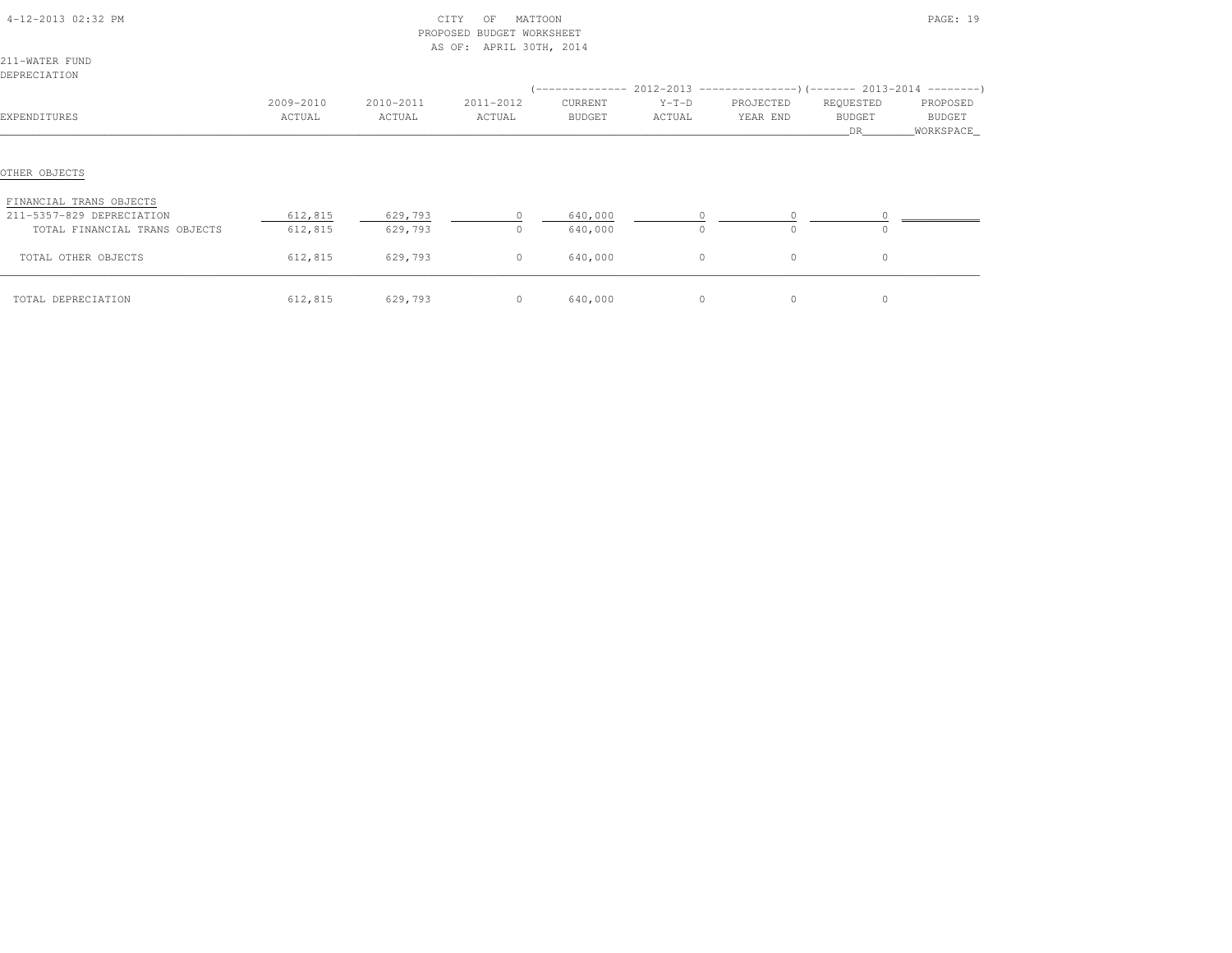CITY OF MATTOON
PROPOSED BUDGET WORKSHEET
AS OF: APRIL 30TH, 2014

211-WATER FUND
DEPRECIATION

| EXPENDITURES | 2009-2010 ACTUAL | 2010-2011 ACTUAL | 2011-2012 ACTUAL | 2012-2013 CURRENT BUDGET | 2012-2013 Y-T-D ACTUAL | 2012-2013 PROJECTED YEAR END | 2013-2014 REQUESTED BUDGET DR | 2013-2014 PROPOSED BUDGET WORKSPACE |
|---|---|---|---|---|---|---|---|---|
| OTHER OBJECTS | | | | | | | | |
| FINANCIAL TRANS OBJECTS | | | | | | | | |
| 211-5357-829 DEPRECIATION | 612,815 | 629,793 | 0 | 640,000 | 0 | 0 | 0 | |
| TOTAL FINANCIAL TRANS OBJECTS | 612,815 | 629,793 | 0 | 640,000 | 0 | 0 | 0 | |
| TOTAL OTHER OBJECTS | 612,815 | 629,793 | 0 | 640,000 | 0 | 0 | 0 | |
| TOTAL DEPRECIATION | 612,815 | 629,793 | 0 | 640,000 | 0 | 0 | 0 | |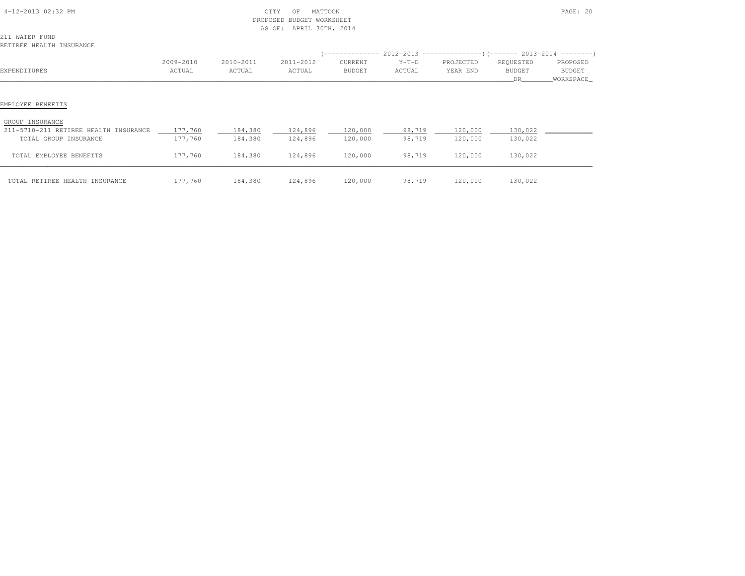CITY OF MATTOON
PROPOSED BUDGET WORKSHEET
AS OF: APRIL 30TH, 2014

211-WATER FUND
RETIREE HEALTH INSURANCE

| EXPENDITURES | 2009-2010 ACTUAL | 2010-2011 ACTUAL | 2011-2012 ACTUAL | 2012-2013 CURRENT BUDGET | 2012-2013 Y-T-D ACTUAL | 2012-2013 PROJECTED YEAR END | 2013-2014 REQUESTED BUDGET DR | 2013-2014 PROPOSED BUDGET WORKSPACE |
|---|---|---|---|---|---|---|---|---|
| EMPLOYEE BENEFITS | | | | | | | | |
| GROUP INSURANCE | | | | | | | | |
| 211-5710-211 RETIREE HEALTH INSURANCE | 177,760 | 184,380 | 124,896 | 120,000 | 98,719 | 120,000 | 130,022 | |
| TOTAL GROUP INSURANCE | 177,760 | 184,380 | 124,896 | 120,000 | 98,719 | 120,000 | 130,022 | |
| TOTAL EMPLOYEE BENEFITS | 177,760 | 184,380 | 124,896 | 120,000 | 98,719 | 120,000 | 130,022 | |
| TOTAL RETIREE HEALTH INSURANCE | 177,760 | 184,380 | 124,896 | 120,000 | 98,719 | 120,000 | 130,022 | |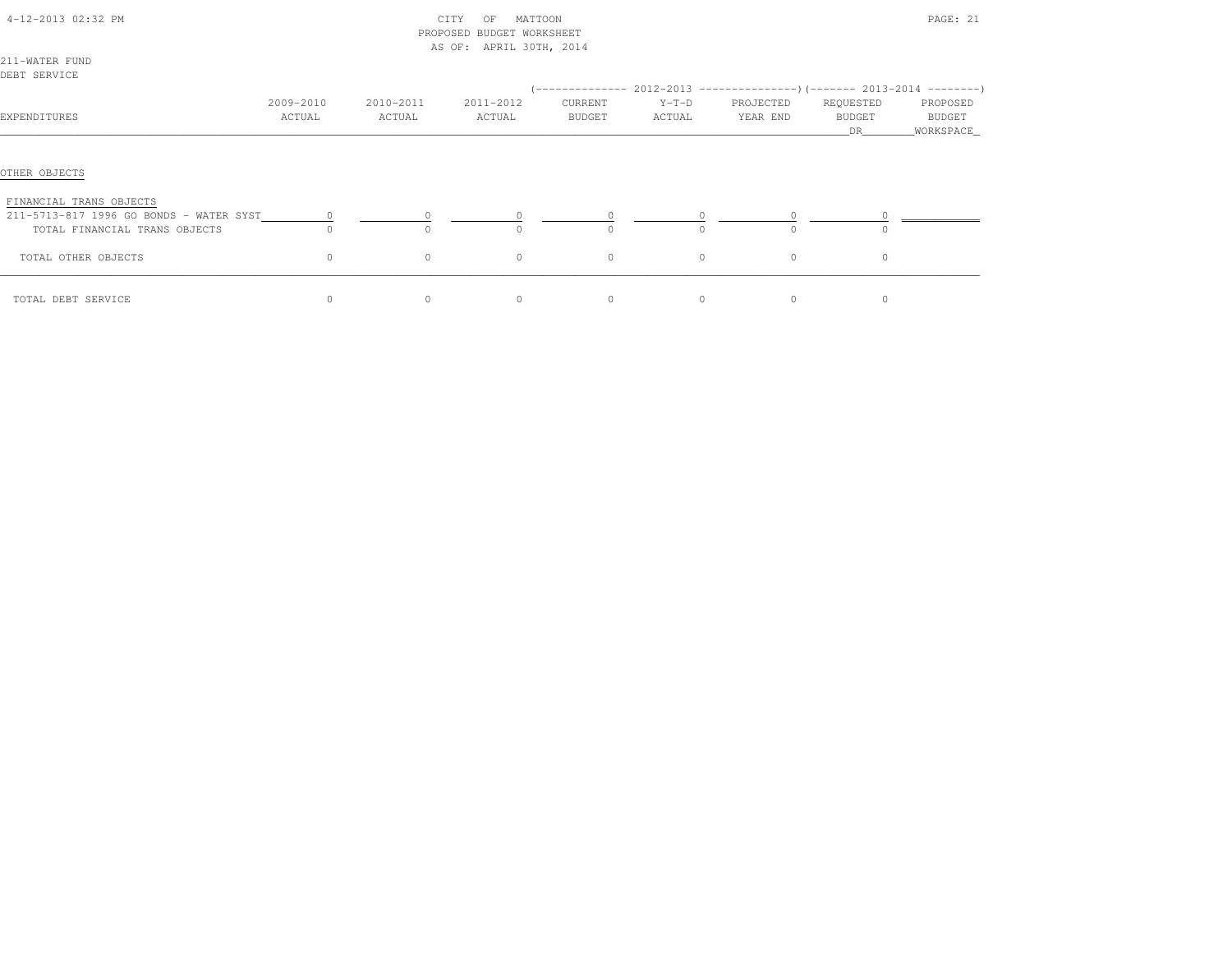CITY OF MATTOON
PROPOSED BUDGET WORKSHEET
AS OF: APRIL 30TH, 2014

211-WATER FUND
DEBT SERVICE

| EXPENDITURES | 2009-2010 ACTUAL | 2010-2011 ACTUAL | 2011-2012 ACTUAL | 2012-2013 CURRENT BUDGET | 2012-2013 Y-T-D ACTUAL | 2012-2013 PROJECTED YEAR END | 2013-2014 REQUESTED BUDGET DR | 2013-2014 PROPOSED BUDGET WORKSPACE |
|---|---|---|---|---|---|---|---|---|
| OTHER OBJECTS | | | | | | | | |
| FINANCIAL TRANS OBJECTS | | | | | | | | |
| 211-5713-817 1996 GO BONDS - WATER SYST | 0 | 0 | 0 | 0 | 0 | 0 | 0 | |
| TOTAL FINANCIAL TRANS OBJECTS | 0 | 0 | 0 | 0 | 0 | 0 | 0 | |
| TOTAL OTHER OBJECTS | 0 | 0 | 0 | 0 | 0 | 0 | 0 | |
| TOTAL DEBT SERVICE | 0 | 0 | 0 | 0 | 0 | 0 | 0 | |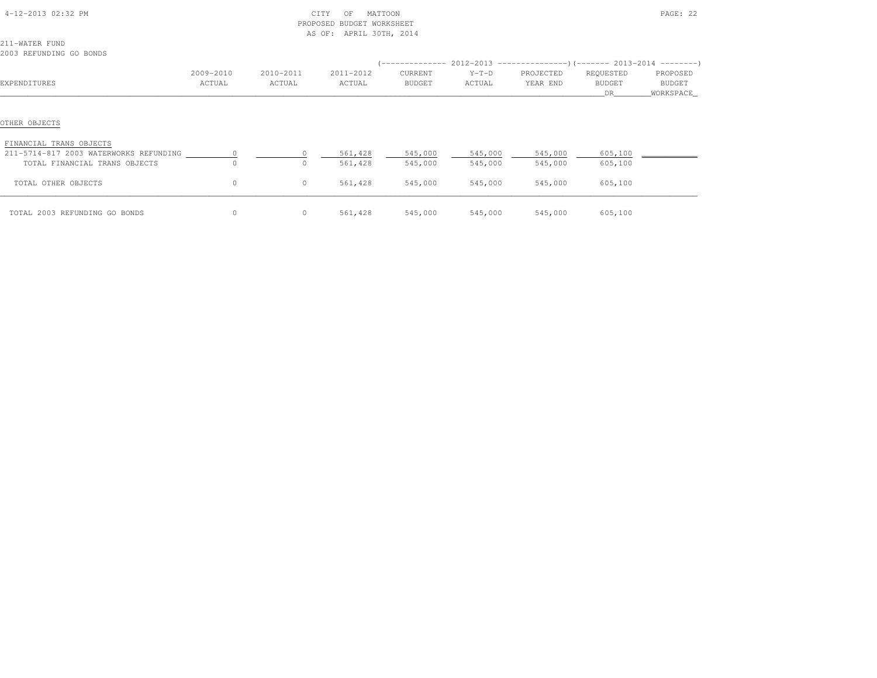CITY OF MATTOON
PROPOSED BUDGET WORKSHEET
AS OF: APRIL 30TH, 2014

211-WATER FUND
2003 REFUNDING GO BONDS

| EXPENDITURES | 2009-2010 ACTUAL | 2010-2011 ACTUAL | 2011-2012 ACTUAL | 2012-2013 CURRENT BUDGET | 2012-2013 Y-T-D ACTUAL | 2012-2013 PROJECTED YEAR END | 2013-2014 REQUESTED BUDGET DR | 2013-2014 PROPOSED BUDGET WORKSPACE |
|---|---|---|---|---|---|---|---|---|
| OTHER OBJECTS | | | | | | | | |
| FINANCIAL TRANS OBJECTS | | | | | | | | |
| 211-5714-817 2003 WATERWORKS REFUNDING | 0 | 0 | 561,428 | 545,000 | 545,000 | 545,000 | 605,100 | |
| TOTAL FINANCIAL TRANS OBJECTS | 0 | 0 | 561,428 | 545,000 | 545,000 | 545,000 | 605,100 | |
| TOTAL OTHER OBJECTS | 0 | 0 | 561,428 | 545,000 | 545,000 | 545,000 | 605,100 | |
| TOTAL 2003 REFUNDING GO BONDS | 0 | 0 | 561,428 | 545,000 | 545,000 | 545,000 | 605,100 | |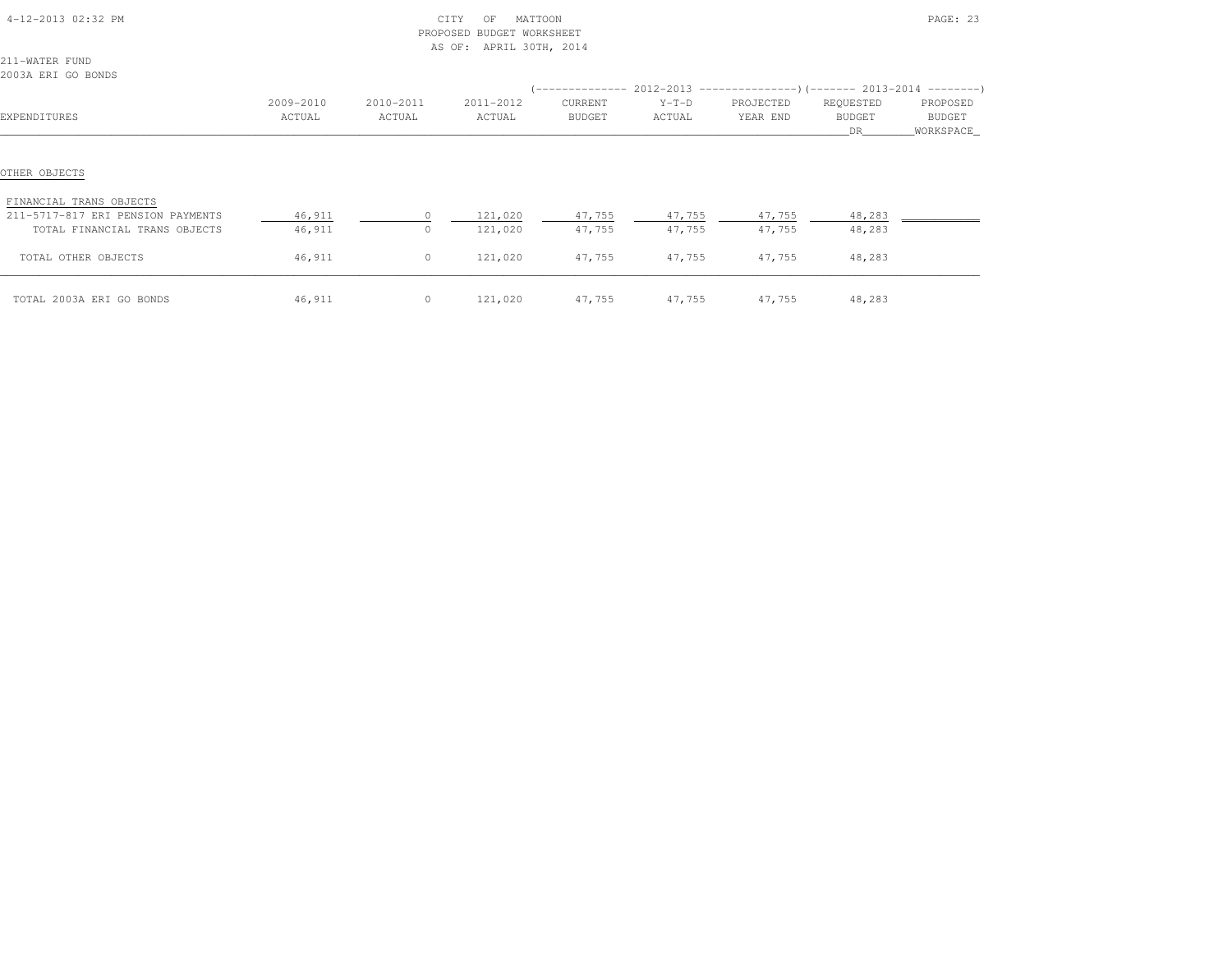CITY OF MATTOON
PROPOSED BUDGET WORKSHEET
AS OF: APRIL 30TH, 2014

211-WATER FUND
2003A ERI GO BONDS

| EXPENDITURES | 2009-2010 ACTUAL | 2010-2011 ACTUAL | 2011-2012 ACTUAL | 2012-2013 CURRENT BUDGET | 2012-2013 Y-T-D ACTUAL | 2012-2013 PROJECTED YEAR END | 2013-2014 REQUESTED BUDGET DR | 2013-2014 PROPOSED BUDGET WORKSPACE |
|---|---|---|---|---|---|---|---|---|
| OTHER OBJECTS | | | | | | | | |
| FINANCIAL TRANS OBJECTS | | | | | | | | |
| 211-5717-817 ERI PENSION PAYMENTS | 46,911 | 0 | 121,020 | 47,755 | 47,755 | 47,755 | 48,283 | |
| TOTAL FINANCIAL TRANS OBJECTS | 46,911 | 0 | 121,020 | 47,755 | 47,755 | 47,755 | 48,283 | |
| TOTAL OTHER OBJECTS | 46,911 | 0 | 121,020 | 47,755 | 47,755 | 47,755 | 48,283 | |
| TOTAL 2003A ERI GO BONDS | 46,911 | 0 | 121,020 | 47,755 | 47,755 | 47,755 | 48,283 | |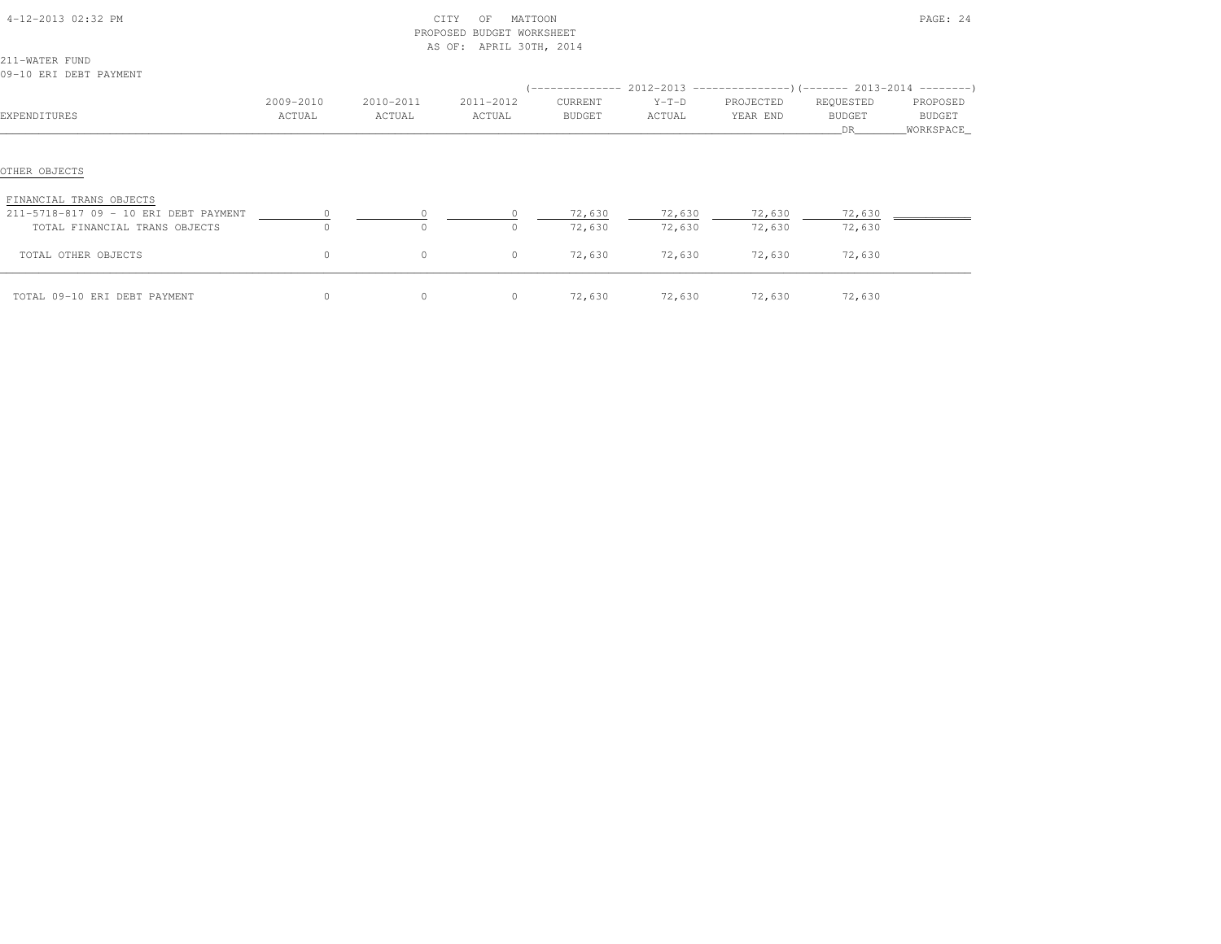CITY OF MATTOON
PROPOSED BUDGET WORKSHEET
AS OF: APRIL 30TH, 2014

211-WATER FUND
09-10 ERI DEBT PAYMENT

| EXPENDITURES | 2009-2010 ACTUAL | 2010-2011 ACTUAL | 2011-2012 ACTUAL | 2012-2013 CURRENT BUDGET | 2012-2013 Y-T-D ACTUAL | 2012-2013 PROJECTED YEAR END | 2013-2014 REQUESTED BUDGET DR | 2013-2014 PROPOSED BUDGET WORKSPACE |
|---|---|---|---|---|---|---|---|---|
| OTHER OBJECTS | | | | | | | | |
| FINANCIAL TRANS OBJECTS | | | | | | | | |
| 211-5718-817 09 - 10 ERI DEBT PAYMENT | 0 | 0 | 0 | 72,630 | 72,630 | 72,630 | 72,630 | |
| TOTAL FINANCIAL TRANS OBJECTS | 0 | 0 | 0 | 72,630 | 72,630 | 72,630 | 72,630 | |
| TOTAL OTHER OBJECTS | 0 | 0 | 0 | 72,630 | 72,630 | 72,630 | 72,630 | |
| TOTAL 09-10 ERI DEBT PAYMENT | 0 | 0 | 0 | 72,630 | 72,630 | 72,630 | 72,630 | |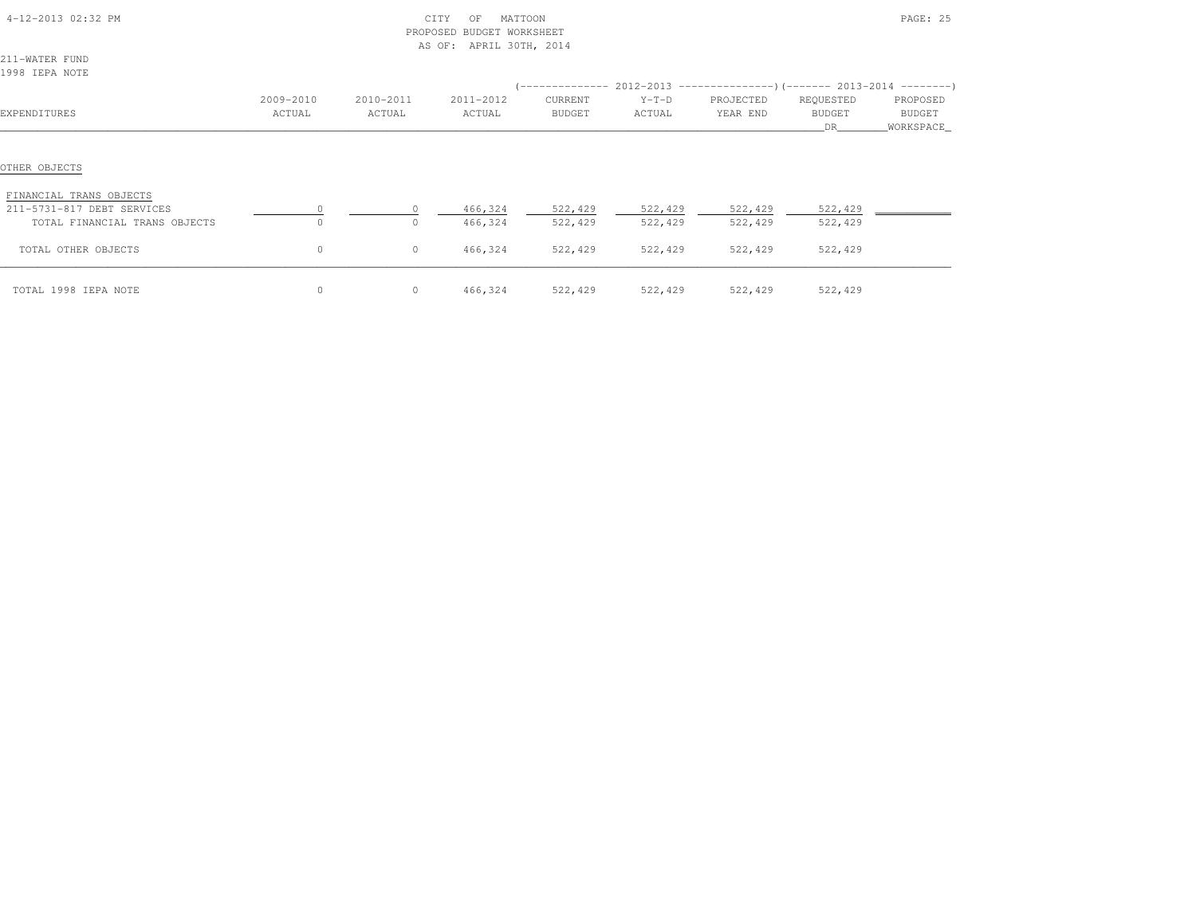CITY OF MATTOON
PROPOSED BUDGET WORKSHEET
AS OF: APRIL 30TH, 2014

211-WATER FUND
1998 IEPA NOTE

| EXPENDITURES | 2009-2010 ACTUAL | 2010-2011 ACTUAL | 2011-2012 ACTUAL | 2012-2013 CURRENT BUDGET | 2012-2013 Y-T-D ACTUAL | 2012-2013 PROJECTED YEAR END | 2013-2014 REQUESTED BUDGET DR | 2013-2014 PROPOSED BUDGET WORKSPACE |
|---|---|---|---|---|---|---|---|---|
| OTHER OBJECTS | | | | | | | | |
| FINANCIAL TRANS OBJECTS | | | | | | | | |
| 211-5731-817 DEBT SERVICES | 0 | 0 | 466,324 | 522,429 | 522,429 | 522,429 | 522,429 | |
| TOTAL FINANCIAL TRANS OBJECTS | 0 | 0 | 466,324 | 522,429 | 522,429 | 522,429 | 522,429 | |
| TOTAL OTHER OBJECTS | 0 | 0 | 466,324 | 522,429 | 522,429 | 522,429 | 522,429 | |
| TOTAL 1998 IEPA NOTE | 0 | 0 | 466,324 | 522,429 | 522,429 | 522,429 | 522,429 | |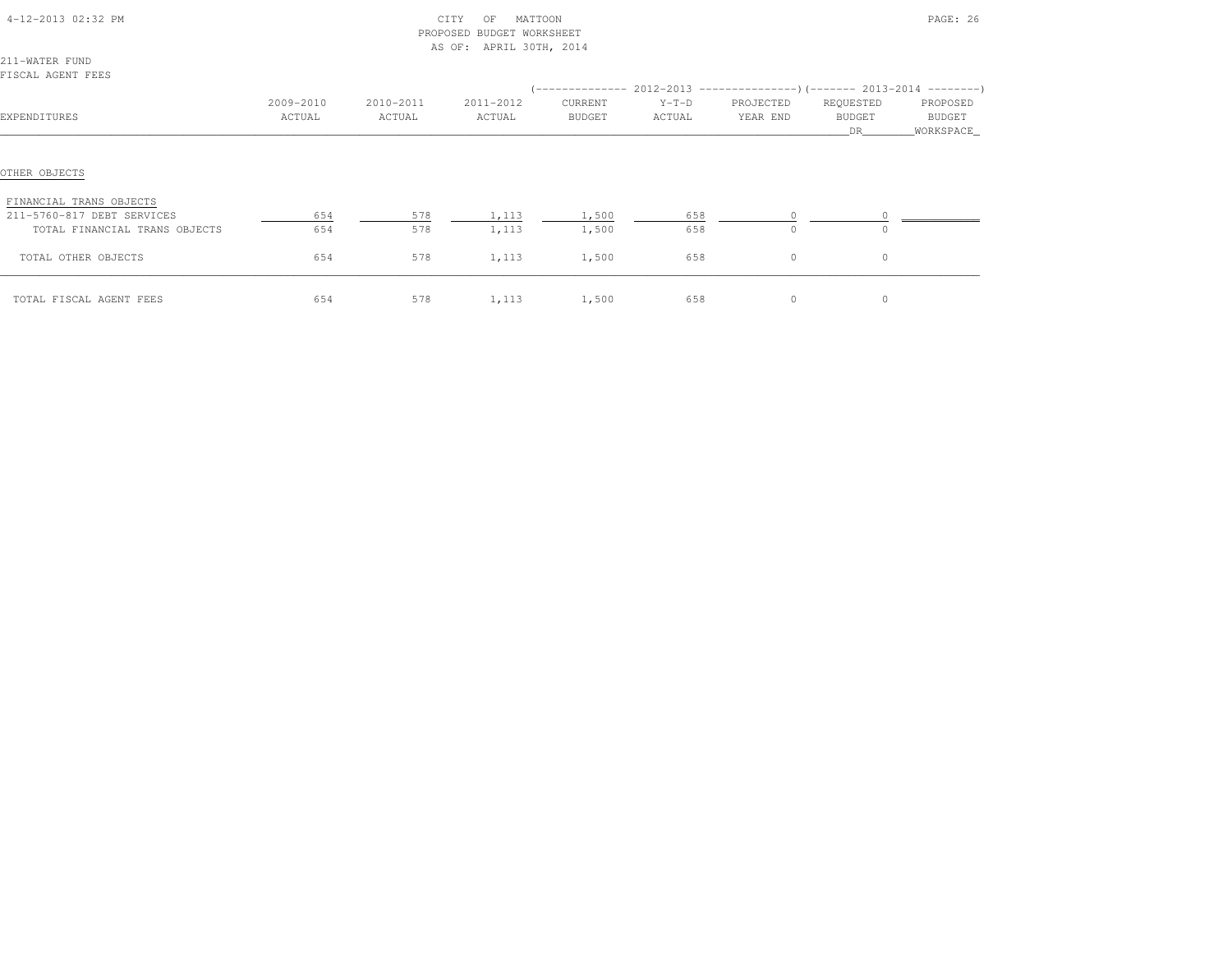CITY OF MATTOON
PROPOSED BUDGET WORKSHEET
AS OF: APRIL 30TH, 2014

211-WATER FUND
FISCAL AGENT FEES

| EXPENDITURES | 2009-2010 ACTUAL | 2010-2011 ACTUAL | 2011-2012 ACTUAL | 2012-2013 CURRENT BUDGET | 2012-2013 Y-T-D ACTUAL | 2012-2013 PROJECTED YEAR END | 2013-2014 REQUESTED BUDGET DR | 2013-2014 PROPOSED BUDGET WORKSPACE |
|---|---|---|---|---|---|---|---|---|
| OTHER OBJECTS | | | | | | | | |
| FINANCIAL TRANS OBJECTS | | | | | | | | |
| 211-5760-817 DEBT SERVICES | 654 | 578 | 1,113 | 1,500 | 658 | 0 | 0 | |
| TOTAL FINANCIAL TRANS OBJECTS | 654 | 578 | 1,113 | 1,500 | 658 | 0 | 0 | |
| TOTAL OTHER OBJECTS | 654 | 578 | 1,113 | 1,500 | 658 | 0 | 0 | |
| TOTAL FISCAL AGENT FEES | 654 | 578 | 1,113 | 1,500 | 658 | 0 | 0 | |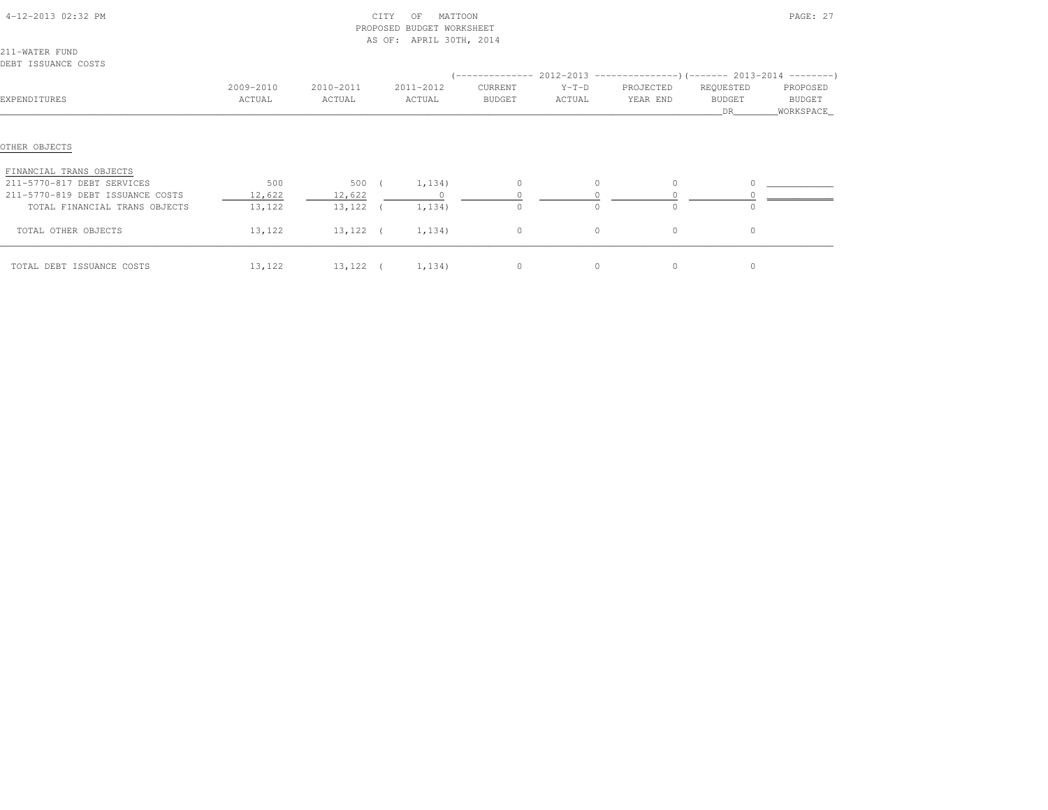CITY OF MATTOON
PROPOSED BUDGET WORKSHEET
AS OF: APRIL 30TH, 2014

211-WATER FUND
DEBT ISSUANCE COSTS

| EXPENDITURES | 2009-2010 ACTUAL | 2010-2011 ACTUAL | 2011-2012 ACTUAL | 2012-2013 CURRENT BUDGET | 2012-2013 Y-T-D ACTUAL | 2012-2013 PROJECTED YEAR END | 2013-2014 REQUESTED BUDGET DR | 2013-2014 PROPOSED BUDGET WORKSPACE |
|---|---|---|---|---|---|---|---|---|
| **OTHER OBJECTS** | | | | | | | | |
| FINANCIAL TRANS OBJECTS | | | | | | | | |
| 211-5770-817 DEBT SERVICES | 500 | 500 | (1,134) | 0 | 0 | 0 | 0 | |
| 211-5770-819 DEBT ISSUANCE COSTS | 12,622 | 12,622 | 0 | 0 | 0 | 0 | 0 | |
| TOTAL FINANCIAL TRANS OBJECTS | 13,122 | 13,122 | (1,134) | 0 | 0 | 0 | 0 | |
| TOTAL OTHER OBJECTS | 13,122 | 13,122 | (1,134) | 0 | 0 | 0 | 0 | |
| TOTAL DEBT ISSUANCE COSTS | 13,122 | 13,122 | (1,134) | 0 | 0 | 0 | 0 | |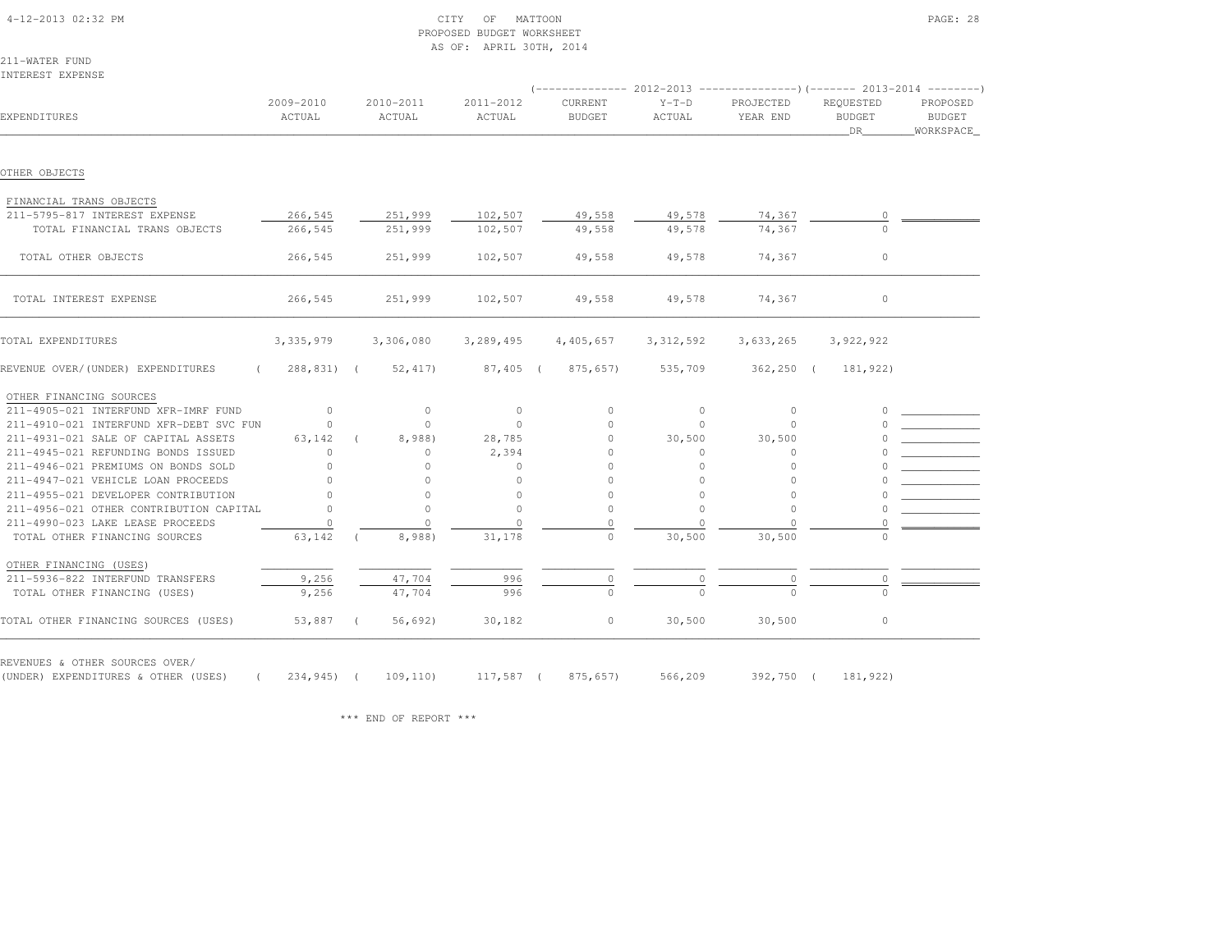CITY OF MATTOON
PROPOSED BUDGET WORKSHEET
AS OF: APRIL 30TH, 2014

211-WATER FUND
INTEREST EXPENSE

| EXPENDITURES | 2009-2010 ACTUAL | 2010-2011 ACTUAL | 2011-2012 ACTUAL | 2012-2013 CURRENT BUDGET | 2012-2013 Y-T-D ACTUAL | 2012-2013 PROJECTED YEAR END | 2013-2014 REQUESTED BUDGET DR | 2013-2014 PROPOSED BUDGET WORKSPACE |
|---|---|---|---|---|---|---|---|---|
| OTHER OBJECTS | | | | | | | | |
| FINANCIAL TRANS OBJECTS | | | | | | | | |
| 211-5795-817 INTEREST EXPENSE | 266,545 | 251,999 | 102,507 | 49,558 | 49,578 | 74,367 | 0 | |
| TOTAL FINANCIAL TRANS OBJECTS | 266,545 | 251,999 | 102,507 | 49,558 | 49,578 | 74,367 | 0 | |
| TOTAL OTHER OBJECTS | 266,545 | 251,999 | 102,507 | 49,558 | 49,578 | 74,367 | 0 | |
| TOTAL INTEREST EXPENSE | 266,545 | 251,999 | 102,507 | 49,558 | 49,578 | 74,367 | 0 | |
| TOTAL EXPENDITURES | 3,335,979 | 3,306,080 | 3,289,495 | 4,405,657 | 3,312,592 | 3,633,265 | 3,922,922 | |
| REVENUE OVER/(UNDER) EXPENDITURES | (288,831) | (52,417) | 87,405 | (875,657) | 535,709 | 362,250 | (181,922) | |
| OTHER FINANCING SOURCES | | | | | | | | |
| 211-4905-021 INTERFUND XFR-IMRF FUND | 0 | 0 | 0 | 0 | 0 | 0 | 0 | |
| 211-4910-021 INTERFUND XFR-DEBT SVC FUN | 0 | 0 | 0 | 0 | 0 | 0 | 0 | |
| 211-4931-021 SALE OF CAPITAL ASSETS | 63,142 | (8,988) | 28,785 | 0 | 30,500 | 30,500 | 0 | |
| 211-4945-021 REFUNDING BONDS ISSUED | 0 | 0 | 2,394 | 0 | 0 | 0 | 0 | |
| 211-4946-021 PREMIUMS ON BONDS SOLD | 0 | 0 | 0 | 0 | 0 | 0 | 0 | |
| 211-4947-021 VEHICLE LOAN PROCEEDS | 0 | 0 | 0 | 0 | 0 | 0 | 0 | |
| 211-4955-021 DEVELOPER CONTRIBUTION | 0 | 0 | 0 | 0 | 0 | 0 | 0 | |
| 211-4956-021 OTHER CONTRIBUTION CAPITAL | 0 | 0 | 0 | 0 | 0 | 0 | 0 | |
| 211-4990-023 LAKE LEASE PROCEEDS | 0 | 0 | 0 | 0 | 0 | 0 | 0 | |
| TOTAL OTHER FINANCING SOURCES | 63,142 | (8,988) | 31,178 | 0 | 30,500 | 30,500 | 0 | |
| OTHER FINANCING (USES) | | | | | | | | |
| 211-5936-822 INTERFUND TRANSFERS | 9,256 | 47,704 | 996 | 0 | 0 | 0 | 0 | |
| TOTAL OTHER FINANCING (USES) | 9,256 | 47,704 | 996 | 0 | 0 | 0 | 0 | |
| TOTAL OTHER FINANCING SOURCES (USES) | 53,887 | (56,692) | 30,182 | 0 | 30,500 | 30,500 | 0 | |
| REVENUES & OTHER SOURCES OVER/ (UNDER) EXPENDITURES & OTHER (USES) | (234,945) | (109,110) | 117,587 | (875,657) | 566,209 | 392,750 | (181,922) | |

*** END OF REPORT ***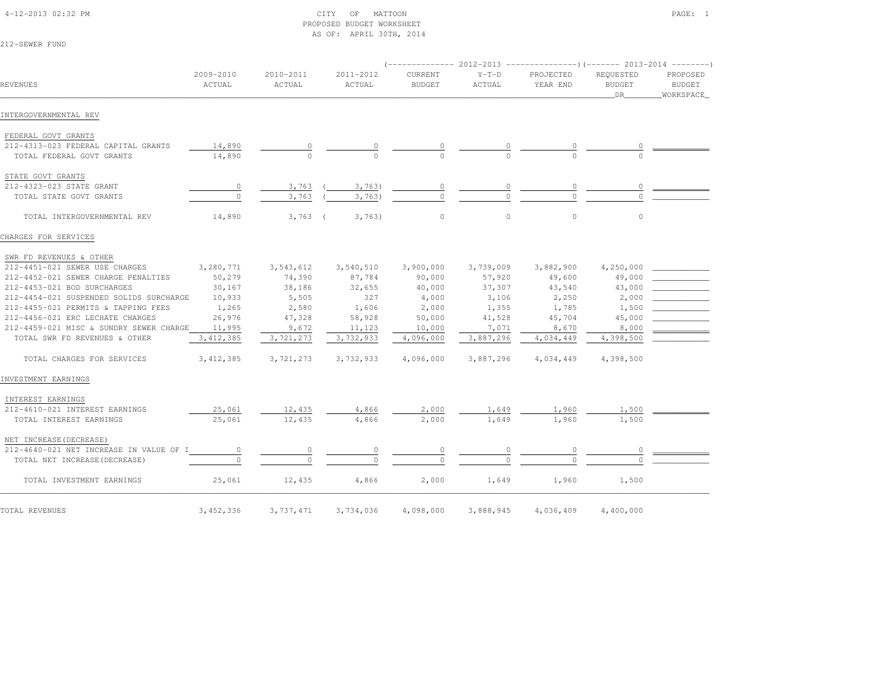CITY OF MATTOON
PROPOSED BUDGET WORKSHEET
AS OF: APRIL 30TH, 2014

212-SEWER FUND

| REVENUES | 2009-2010 ACTUAL | 2010-2011 ACTUAL | 2011-2012 ACTUAL | 2012-2013 CURRENT BUDGET | 2012-2013 Y-T-D ACTUAL | 2012-2013 PROJECTED YEAR END | 2013-2014 REQUESTED BUDGET DR | 2013-2014 PROPOSED BUDGET WORKSPACE |
|---|---|---|---|---|---|---|---|---|
| INTERGOVERNMENTAL REV | | | | | | | | |
| FEDERAL GOVT GRANTS | | | | | | | | |
| 212-4313-023 FEDERAL CAPITAL GRANTS | 14,890 | 0 | 0 | 0 | 0 | 0 | 0 | |
| TOTAL FEDERAL GOVT GRANTS | 14,890 | 0 | 0 | 0 | 0 | 0 | 0 | |
| STATE GOVT GRANTS | | | | | | | | |
| 212-4323-023 STATE GRANT | 0 | 3,763 | ( 3,763) | 0 | 0 | 0 | 0 | |
| TOTAL STATE GOVT GRANTS | 0 | 3,763 | ( 3,763) | 0 | 0 | 0 | 0 | |
| TOTAL INTERGOVERNMENTAL REV | 14,890 | 3,763 | ( 3,763) | 0 | 0 | 0 | 0 | |
| CHARGES FOR SERVICES | | | | | | | | |
| SWR FD REVENUES & OTHER | | | | | | | | |
| 212-4451-021 SEWER USE CHARGES | 3,280,771 | 3,543,612 | 3,540,510 | 3,900,000 | 3,739,009 | 3,882,900 | 4,250,000 | |
| 212-4452-021 SEWER CHARGE PENALTIES | 50,279 | 74,390 | 87,784 | 90,000 | 57,920 | 49,600 | 49,000 | |
| 212-4453-021 BOD SURCHARGES | 30,167 | 38,186 | 32,655 | 40,000 | 37,307 | 43,540 | 43,000 | |
| 212-4454-021 SUSPENDED SOLIDS SURCHARGE | 10,933 | 5,505 | 327 | 4,000 | 3,106 | 2,250 | 2,000 | |
| 212-4455-021 PERMITS & TAPPING FEES | 1,265 | 2,580 | 1,606 | 2,000 | 1,355 | 1,785 | 1,500 | |
| 212-4456-021 ERC LECHATE CHARGES | 26,976 | 47,328 | 58,928 | 50,000 | 41,528 | 45,704 | 45,000 | |
| 212-4459-021 MISC & SUNDRY SEWER CHARGE | 11,995 | 9,672 | 11,123 | 10,000 | 7,071 | 8,670 | 8,000 | |
| TOTAL SWR FD REVENUES & OTHER | 3,412,385 | 3,721,273 | 3,732,933 | 4,096,000 | 3,887,296 | 4,034,449 | 4,398,500 | |
| TOTAL CHARGES FOR SERVICES | 3,412,385 | 3,721,273 | 3,732,933 | 4,096,000 | 3,887,296 | 4,034,449 | 4,398,500 | |
| INVESTMENT EARNINGS | | | | | | | | |
| INTEREST EARNINGS | | | | | | | | |
| 212-4610-021 INTEREST EARNINGS | 25,061 | 12,435 | 4,866 | 2,000 | 1,649 | 1,960 | 1,500 | |
| TOTAL INTEREST EARNINGS | 25,061 | 12,435 | 4,866 | 2,000 | 1,649 | 1,960 | 1,500 | |
| NET INCREASE(DECREASE) | | | | | | | | |
| 212-4640-021 NET INCREASE IN VALUE OF I | 0 | 0 | 0 | 0 | 0 | 0 | 0 | |
| TOTAL NET INCREASE(DECREASE) | 0 | 0 | 0 | 0 | 0 | 0 | 0 | |
| TOTAL INVESTMENT EARNINGS | 25,061 | 12,435 | 4,866 | 2,000 | 1,649 | 1,960 | 1,500 | |
| TOTAL REVENUES | 3,452,336 | 3,737,471 | 3,734,036 | 4,098,000 | 3,888,945 | 4,036,409 | 4,400,000 | |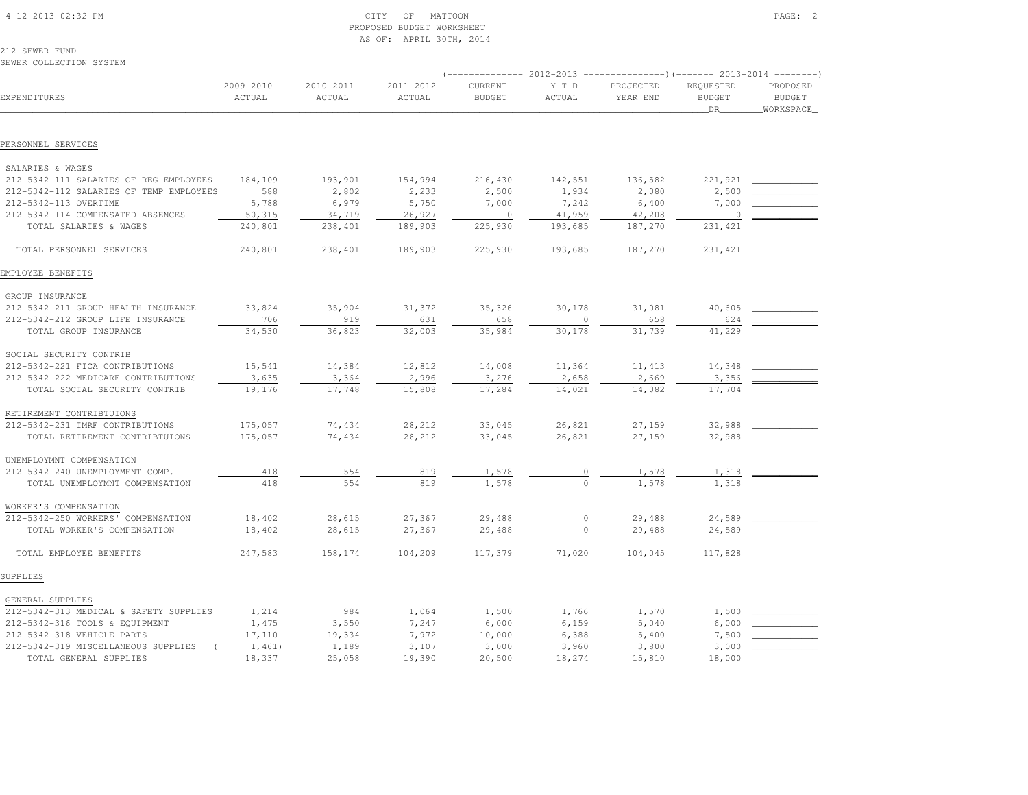CITY OF MATTOON
PROPOSED BUDGET WORKSHEET
AS OF: APRIL 30TH, 2014

212-SEWER FUND
SEWER COLLECTION SYSTEM

| EXPENDITURES | 2009-2010 ACTUAL | 2010-2011 ACTUAL | 2011-2012 ACTUAL | 2012-2013 CURRENT BUDGET | 2012-2013 Y-T-D ACTUAL | 2012-2013 PROJECTED YEAR END | 2013-2014 REQUESTED BUDGET DR | 2013-2014 PROPOSED BUDGET WORKSPACE |
|---|---|---|---|---|---|---|---|---|
| **PERSONNEL SERVICES** | | | | | | | | |
| SALARIES & WAGES | | | | | | | | |
| 212-5342-111 SALARIES OF REG EMPLOYEES | 184,109 | 193,901 | 154,994 | 216,430 | 142,551 | 136,582 | 221,921 | |
| 212-5342-112 SALARIES OF TEMP EMPLOYEES | 588 | 2,802 | 2,233 | 2,500 | 1,934 | 2,080 | 2,500 | |
| 212-5342-113 OVERTIME | 5,788 | 6,979 | 5,750 | 7,000 | 7,242 | 6,400 | 7,000 | |
| 212-5342-114 COMPENSATED ABSENCES | 50,315 | 34,719 | 26,927 | 0 | 41,959 | 42,208 | 0 | |
| TOTAL SALARIES & WAGES | 240,801 | 238,401 | 189,903 | 225,930 | 193,685 | 187,270 | 231,421 | |
| TOTAL PERSONNEL SERVICES | 240,801 | 238,401 | 189,903 | 225,930 | 193,685 | 187,270 | 231,421 | |
| **EMPLOYEE BENEFITS** | | | | | | | | |
| GROUP INSURANCE | | | | | | | | |
| 212-5342-211 GROUP HEALTH INSURANCE | 33,824 | 35,904 | 31,372 | 35,326 | 30,178 | 31,081 | 40,605 | |
| 212-5342-212 GROUP LIFE INSURANCE | 706 | 919 | 631 | 658 | 0 | 658 | 624 | |
| TOTAL GROUP INSURANCE | 34,530 | 36,823 | 32,003 | 35,984 | 30,178 | 31,739 | 41,229 | |
| SOCIAL SECURITY CONTRIB | | | | | | | | |
| 212-5342-221 FICA CONTRIBUTIONS | 15,541 | 14,384 | 12,812 | 14,008 | 11,364 | 11,413 | 14,348 | |
| 212-5342-222 MEDICARE CONTRIBUTIONS | 3,635 | 3,364 | 2,996 | 3,276 | 2,658 | 2,669 | 3,356 | |
| TOTAL SOCIAL SECURITY CONTRIB | 19,176 | 17,748 | 15,808 | 17,284 | 14,021 | 14,082 | 17,704 | |
| RETIREMENT CONTRIBTUIONS | | | | | | | | |
| 212-5342-231 IMRF CONTRIBUTIONS | 175,057 | 74,434 | 28,212 | 33,045 | 26,821 | 27,159 | 32,988 | |
| TOTAL RETIREMENT CONTRIBTUIONS | 175,057 | 74,434 | 28,212 | 33,045 | 26,821 | 27,159 | 32,988 | |
| UNEMPLOYMNT COMPENSATION | | | | | | | | |
| 212-5342-240 UNEMPLOYMENT COMP. | 418 | 554 | 819 | 1,578 | 0 | 1,578 | 1,318 | |
| TOTAL UNEMPLOYMNT COMPENSATION | 418 | 554 | 819 | 1,578 | 0 | 1,578 | 1,318 | |
| WORKER'S COMPENSATION | | | | | | | | |
| 212-5342-250 WORKERS' COMPENSATION | 18,402 | 28,615 | 27,367 | 29,488 | 0 | 29,488 | 24,589 | |
| TOTAL WORKER'S COMPENSATION | 18,402 | 28,615 | 27,367 | 29,488 | 0 | 29,488 | 24,589 | |
| TOTAL EMPLOYEE BENEFITS | 247,583 | 158,174 | 104,209 | 117,379 | 71,020 | 104,045 | 117,828 | |
| **SUPPLIES** | | | | | | | | |
| GENERAL SUPPLIES | | | | | | | | |
| 212-5342-313 MEDICAL & SAFETY SUPPLIES | 1,214 | 984 | 1,064 | 1,500 | 1,766 | 1,570 | 1,500 | |
| 212-5342-316 TOOLS & EQUIPMENT | 1,475 | 3,550 | 7,247 | 6,000 | 6,159 | 5,040 | 6,000 | |
| 212-5342-318 VEHICLE PARTS | 17,110 | 19,334 | 7,972 | 10,000 | 6,388 | 5,400 | 7,500 | |
| 212-5342-319 MISCELLANEOUS SUPPLIES | (1,461) | 1,189 | 3,107 | 3,000 | 3,960 | 3,800 | 3,000 | |
| TOTAL GENERAL SUPPLIES | 18,337 | 25,058 | 19,390 | 20,500 | 18,274 | 15,810 | 18,000 | |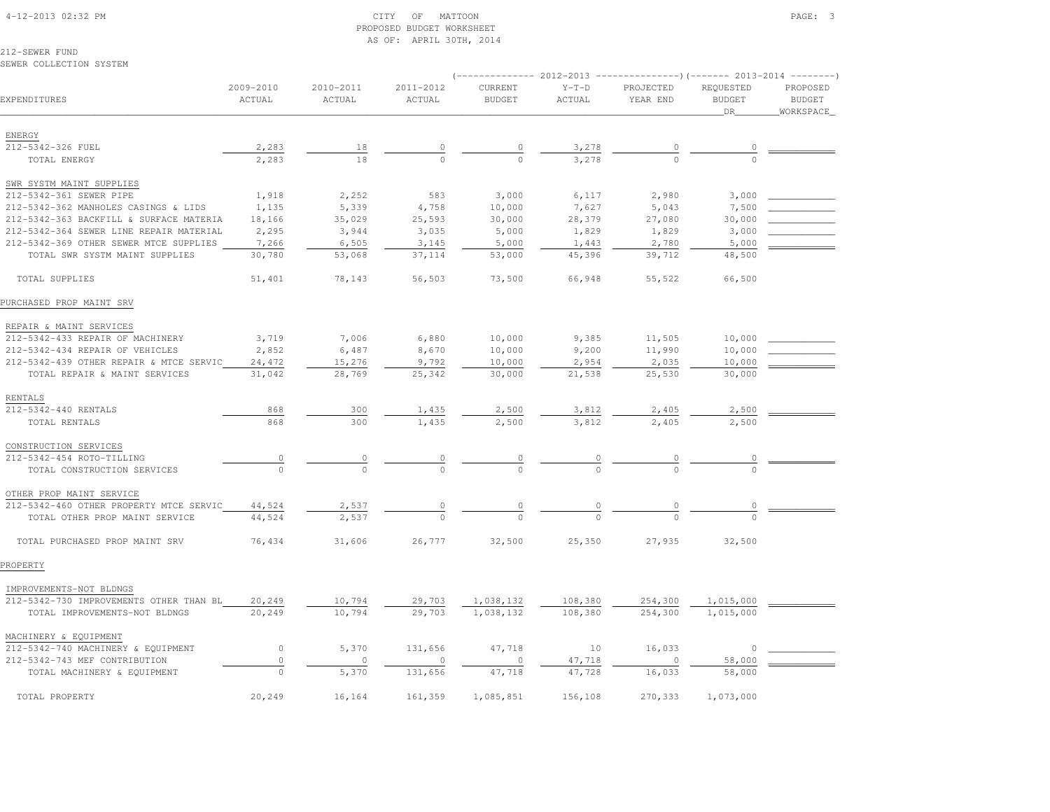CITY OF MATTOON
PROPOSED BUDGET WORKSHEET
AS OF: APRIL 30TH, 2014

212-SEWER FUND
SEWER COLLECTION SYSTEM

| EXPENDITURES | 2009-2010 ACTUAL | 2010-2011 ACTUAL | 2011-2012 ACTUAL | 2012-2013 CURRENT BUDGET | 2012-2013 Y-T-D ACTUAL | 2012-2013 PROJECTED YEAR END | 2013-2014 REQUESTED BUDGET DR | 2013-2014 PROPOSED BUDGET WORKSPACE |
|---|---|---|---|---|---|---|---|---|
| ENERGY | | | | | | | | |
| 212-5342-326 FUEL | 2,283 | 18 | 0 | 0 | 3,278 | 0 | 0 | |
| TOTAL ENERGY | 2,283 | 18 | 0 | 0 | 3,278 | 0 | 0 | |
| SWR SYSTM MAINT SUPPLIES | | | | | | | | |
| 212-5342-361 SEWER PIPE | 1,918 | 2,252 | 583 | 3,000 | 6,117 | 2,980 | 3,000 | |
| 212-5342-362 MANHOLES CASINGS & LIDS | 1,135 | 5,339 | 4,758 | 10,000 | 7,627 | 5,043 | 7,500 | |
| 212-5342-363 BACKFILL & SURFACE MATERIA | 18,166 | 35,029 | 25,593 | 30,000 | 28,379 | 27,080 | 30,000 | |
| 212-5342-364 SEWER LINE REPAIR MATERIAL | 2,295 | 3,944 | 3,035 | 5,000 | 1,829 | 1,829 | 3,000 | |
| 212-5342-369 OTHER SEWER MTCE SUPPLIES | 7,266 | 6,505 | 3,145 | 5,000 | 1,443 | 2,780 | 5,000 | |
| TOTAL SWR SYSTM MAINT SUPPLIES | 30,780 | 53,068 | 37,114 | 53,000 | 45,396 | 39,712 | 48,500 | |
| TOTAL SUPPLIES | 51,401 | 78,143 | 56,503 | 73,500 | 66,948 | 55,522 | 66,500 | |
| PURCHASED PROP MAINT SRV | | | | | | | | |
| REPAIR & MAINT SERVICES | | | | | | | | |
| 212-5342-433 REPAIR OF MACHINERY | 3,719 | 7,006 | 6,880 | 10,000 | 9,385 | 11,505 | 10,000 | |
| 212-5342-434 REPAIR OF VEHICLES | 2,852 | 6,487 | 8,670 | 10,000 | 9,200 | 11,990 | 10,000 | |
| 212-5342-439 OTHER REPAIR & MTCE SERVIC | 24,472 | 15,276 | 9,792 | 10,000 | 2,954 | 2,035 | 10,000 | |
| TOTAL REPAIR & MAINT SERVICES | 31,042 | 28,769 | 25,342 | 30,000 | 21,538 | 25,530 | 30,000 | |
| RENTALS | | | | | | | | |
| 212-5342-440 RENTALS | 868 | 300 | 1,435 | 2,500 | 3,812 | 2,405 | 2,500 | |
| TOTAL RENTALS | 868 | 300 | 1,435 | 2,500 | 3,812 | 2,405 | 2,500 | |
| CONSTRUCTION SERVICES | | | | | | | | |
| 212-5342-454 ROTO-TILLING | 0 | 0 | 0 | 0 | 0 | 0 | 0 | |
| TOTAL CONSTRUCTION SERVICES | 0 | 0 | 0 | 0 | 0 | 0 | 0 | |
| OTHER PROP MAINT SERVICE | | | | | | | | |
| 212-5342-460 OTHER PROPERTY MTCE SERVIC | 44,524 | 2,537 | 0 | 0 | 0 | 0 | 0 | |
| TOTAL OTHER PROP MAINT SERVICE | 44,524 | 2,537 | 0 | 0 | 0 | 0 | 0 | |
| TOTAL PURCHASED PROP MAINT SRV | 76,434 | 31,606 | 26,777 | 32,500 | 25,350 | 27,935 | 32,500 | |
| PROPERTY | | | | | | | | |
| IMPROVEMENTS-NOT BLDNGS | | | | | | | | |
| 212-5342-730 IMPROVEMENTS OTHER THAN BL | 20,249 | 10,794 | 29,703 | 1,038,132 | 108,380 | 254,300 | 1,015,000 | |
| TOTAL IMPROVEMENTS-NOT BLDNGS | 20,249 | 10,794 | 29,703 | 1,038,132 | 108,380 | 254,300 | 1,015,000 | |
| MACHINERY & EQUIPMENT | | | | | | | | |
| 212-5342-740 MACHINERY & EQUIPMENT | 0 | 5,370 | 131,656 | 47,718 | 10 | 16,033 | 0 | |
| 212-5342-743 MEF CONTRIBUTION | 0 | 0 | 0 | 0 | 47,718 | 0 | 58,000 | |
| TOTAL MACHINERY & EQUIPMENT | 0 | 5,370 | 131,656 | 47,718 | 47,728 | 16,033 | 58,000 | |
| TOTAL PROPERTY | 20,249 | 16,164 | 161,359 | 1,085,851 | 156,108 | 270,333 | 1,073,000 | |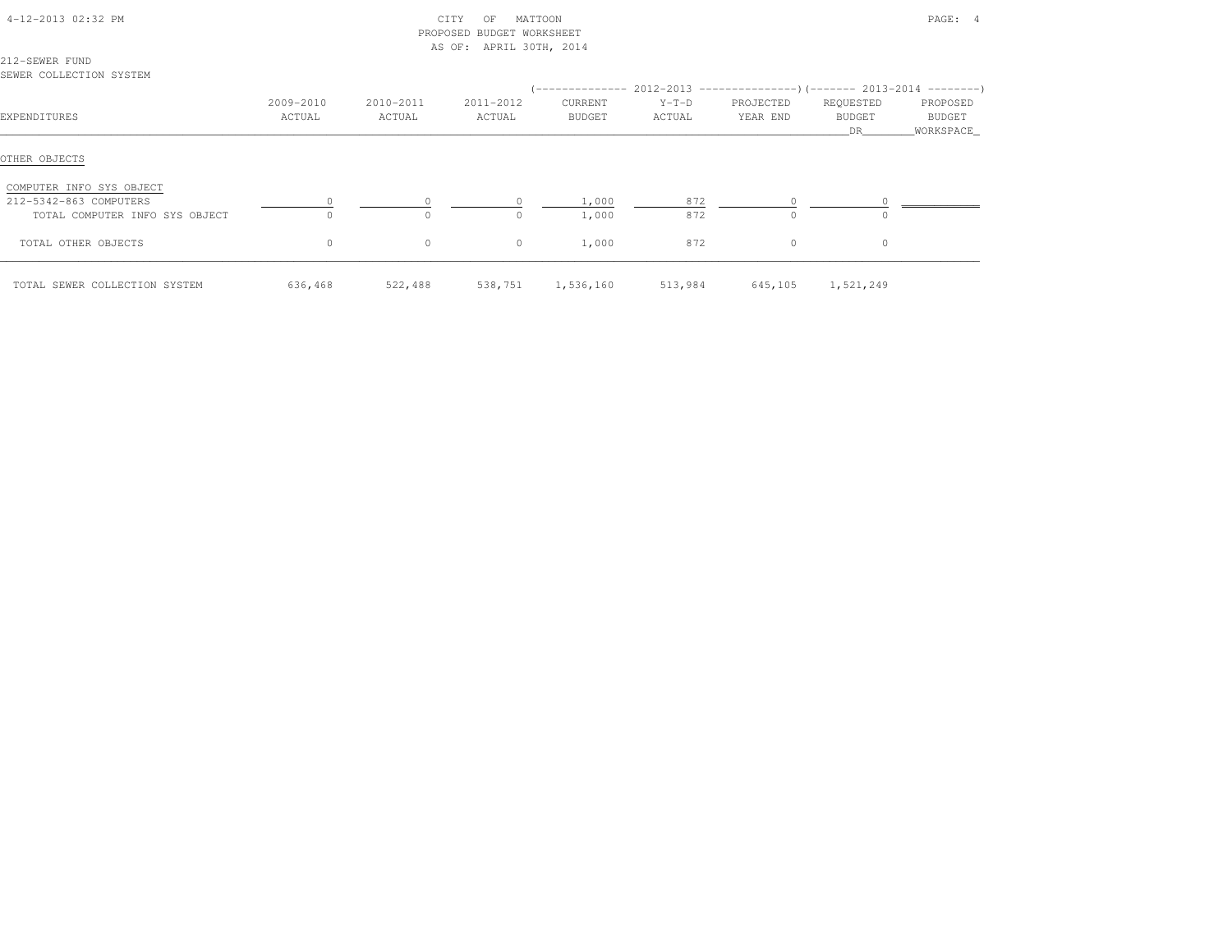CITY OF MATTOON
PROPOSED BUDGET WORKSHEET
AS OF: APRIL 30TH, 2014

212-SEWER FUND
SEWER COLLECTION SYSTEM

| EXPENDITURES | 2009-2010 ACTUAL | 2010-2011 ACTUAL | 2011-2012 ACTUAL | 2012-2013 CURRENT BUDGET | 2012-2013 Y-T-D ACTUAL | 2012-2013 PROJECTED YEAR END | 2013-2014 REQUESTED BUDGET DR | 2013-2014 PROPOSED BUDGET WORKSPACE |
|---|---|---|---|---|---|---|---|---|
| **OTHER OBJECTS** | | | | | | | | |
| COMPUTER INFO SYS OBJECT | | | | | | | | |
| 212-5342-863 COMPUTERS | 0 | 0 | 0 | 1,000 | 872 | 0 | 0 | |
| TOTAL COMPUTER INFO SYS OBJECT | 0 | 0 | 0 | 1,000 | 872 | 0 | 0 | |
| TOTAL OTHER OBJECTS | 0 | 0 | 0 | 1,000 | 872 | 0 | 0 | |
| TOTAL SEWER COLLECTION SYSTEM | 636,468 | 522,488 | 538,751 | 1,536,160 | 513,984 | 645,105 | 1,521,249 | |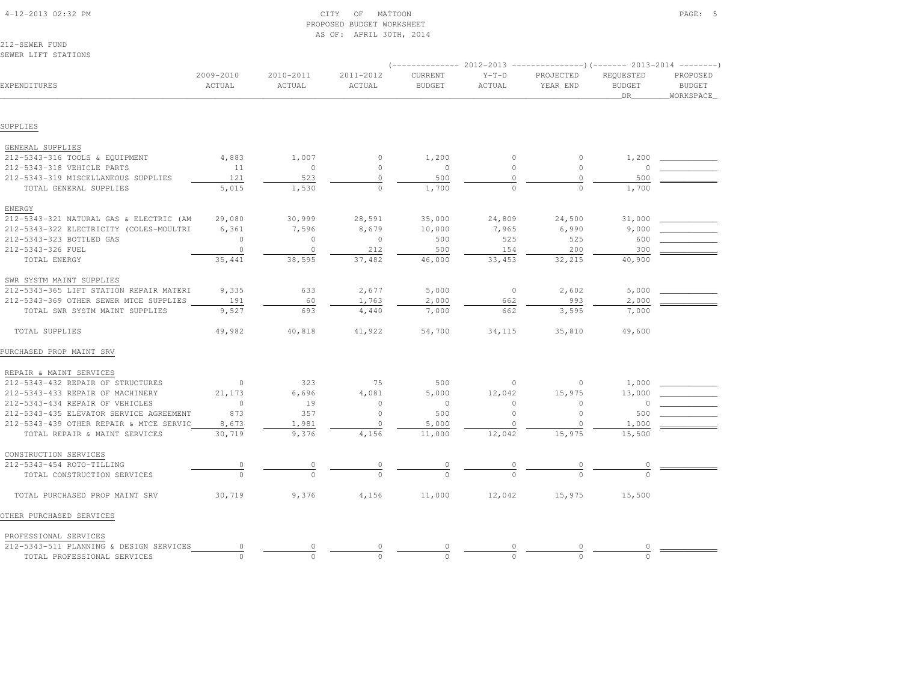CITY OF MATTOON
PROPOSED BUDGET WORKSHEET
AS OF: APRIL 30TH, 2014

212-SEWER FUND
SEWER LIFT STATIONS

| EXPENDITURES | 2009-2010 ACTUAL | 2010-2011 ACTUAL | 2011-2012 ACTUAL | 2012-2013 CURRENT BUDGET | 2012-2013 Y-T-D ACTUAL | 2012-2013 PROJECTED YEAR END | 2013-2014 REQUESTED BUDGET DR | 2013-2014 PROPOSED BUDGET WORKSPACE |
|---|---|---|---|---|---|---|---|---|
| **SUPPLIES** | | | | | | | | |
| GENERAL SUPPLIES | | | | | | | | |
| 212-5343-316 TOOLS & EQUIPMENT | 4,883 | 1,007 | 0 | 1,200 | 0 | 0 | 1,200 | |
| 212-5343-318 VEHICLE PARTS | 11 | 0 | 0 | 0 | 0 | 0 | 0 | |
| 212-5343-319 MISCELLANEOUS SUPPLIES | 121 | 523 | 0 | 500 | 0 | 0 | 500 | |
| TOTAL GENERAL SUPPLIES | 5,015 | 1,530 | 0 | 1,700 | 0 | 0 | 1,700 | |
| ENERGY | | | | | | | | |
| 212-5343-321 NATURAL GAS & ELECTRIC (AM | 29,080 | 30,999 | 28,591 | 35,000 | 24,809 | 24,500 | 31,000 | |
| 212-5343-322 ELECTRICITY (COLES-MOULTRI | 6,361 | 7,596 | 8,679 | 10,000 | 7,965 | 6,990 | 9,000 | |
| 212-5343-323 BOTTLED GAS | 0 | 0 | 0 | 500 | 525 | 525 | 600 | |
| 212-5343-326 FUEL | 0 | 0 | 212 | 500 | 154 | 200 | 300 | |
| TOTAL ENERGY | 35,441 | 38,595 | 37,482 | 46,000 | 33,453 | 32,215 | 40,900 | |
| SWR SYSTM MAINT SUPPLIES | | | | | | | | |
| 212-5343-365 LIFT STATION REPAIR MATERI | 9,335 | 633 | 2,677 | 5,000 | 0 | 2,602 | 5,000 | |
| 212-5343-369 OTHER SEWER MTCE SUPPLIES | 191 | 60 | 1,763 | 2,000 | 662 | 993 | 2,000 | |
| TOTAL SWR SYSTM MAINT SUPPLIES | 9,527 | 693 | 4,440 | 7,000 | 662 | 3,595 | 7,000 | |
| TOTAL SUPPLIES | 49,982 | 40,818 | 41,922 | 54,700 | 34,115 | 35,810 | 49,600 | |
| **PURCHASED PROP MAINT SRV** | | | | | | | | |
| REPAIR & MAINT SERVICES | | | | | | | | |
| 212-5343-432 REPAIR OF STRUCTURES | 0 | 323 | 75 | 500 | 0 | 0 | 1,000 | |
| 212-5343-433 REPAIR OF MACHINERY | 21,173 | 6,696 | 4,081 | 5,000 | 12,042 | 15,975 | 13,000 | |
| 212-5343-434 REPAIR OF VEHICLES | 0 | 19 | 0 | 0 | 0 | 0 | 0 | |
| 212-5343-435 ELEVATOR SERVICE AGREEMENT | 873 | 357 | 0 | 500 | 0 | 0 | 500 | |
| 212-5343-439 OTHER REPAIR & MTCE SERVIC | 8,673 | 1,981 | 0 | 5,000 | 0 | 0 | 1,000 | |
| TOTAL REPAIR & MAINT SERVICES | 30,719 | 9,376 | 4,156 | 11,000 | 12,042 | 15,975 | 15,500 | |
| CONSTRUCTION SERVICES | | | | | | | | |
| 212-5343-454 ROTO-TILLING | 0 | 0 | 0 | 0 | 0 | 0 | 0 | |
| TOTAL CONSTRUCTION SERVICES | 0 | 0 | 0 | 0 | 0 | 0 | 0 | |
| TOTAL PURCHASED PROP MAINT SRV | 30,719 | 9,376 | 4,156 | 11,000 | 12,042 | 15,975 | 15,500 | |
| **OTHER PURCHASED SERVICES** | | | | | | | | |
| PROFESSIONAL SERVICES | | | | | | | | |
| 212-5343-511 PLANNING & DESIGN SERVICES | 0 | 0 | 0 | 0 | 0 | 0 | 0 | |
| TOTAL PROFESSIONAL SERVICES | 0 | 0 | 0 | 0 | 0 | 0 | 0 | |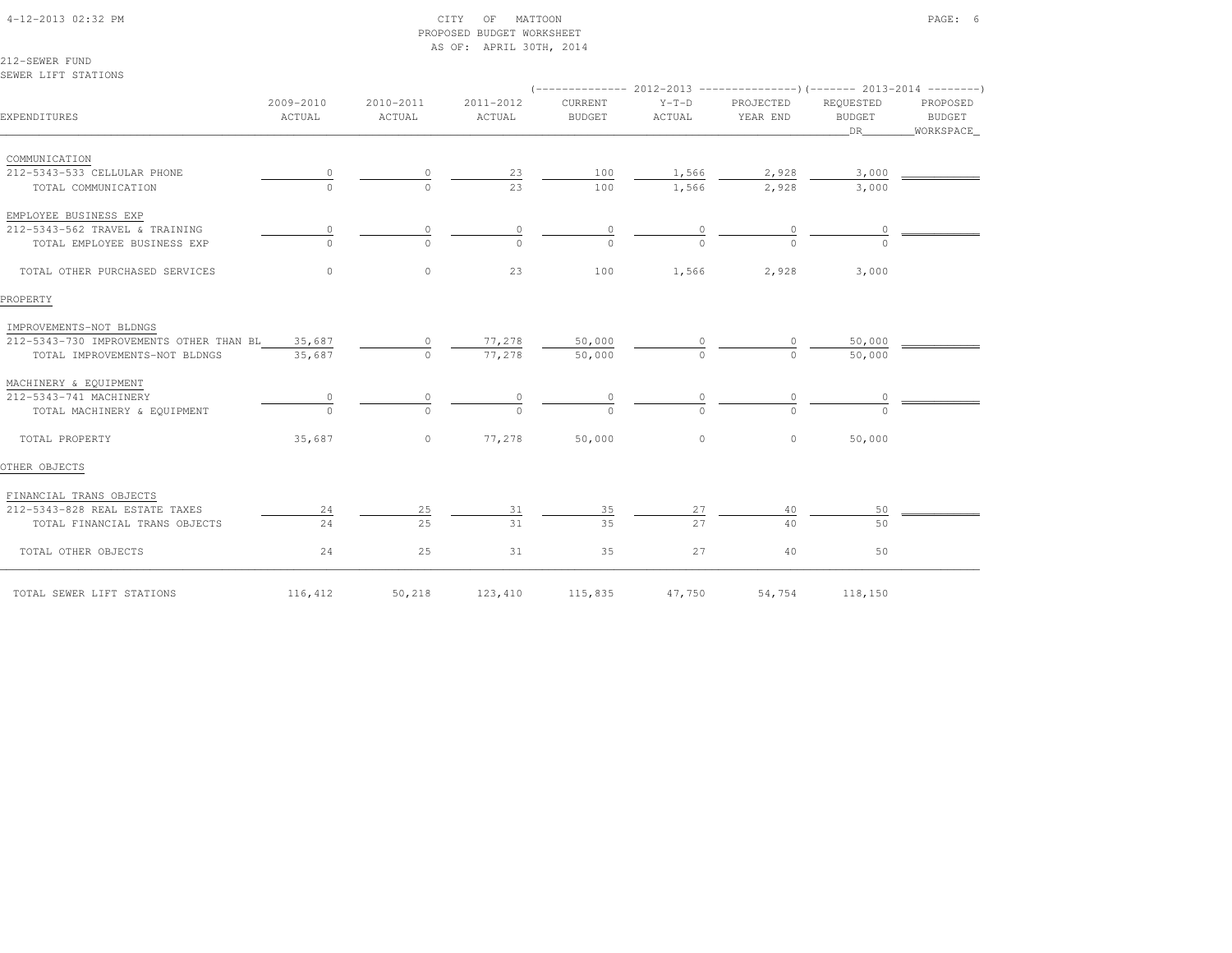CITY OF MATTOON
PROPOSED BUDGET WORKSHEET
AS OF: APRIL 30TH, 2014

212-SEWER FUND
SEWER LIFT STATIONS

| EXPENDITURES | 2009-2010 ACTUAL | 2010-2011 ACTUAL | 2011-2012 ACTUAL | 2012-2013 CURRENT BUDGET | 2012-2013 Y-T-D ACTUAL | 2012-2013 PROJECTED YEAR END | 2013-2014 REQUESTED BUDGET DR | 2013-2014 PROPOSED BUDGET WORKSPACE |
|---|---|---|---|---|---|---|---|---|
| COMMUNICATION | | | | | | | | |
| 212-5343-533 CELLULAR PHONE | 0 | 0 | 23 | 100 | 1,566 | 2,928 | 3,000 | |
| TOTAL COMMUNICATION | 0 | 0 | 23 | 100 | 1,566 | 2,928 | 3,000 | |
| EMPLOYEE BUSINESS EXP | | | | | | | | |
| 212-5343-562 TRAVEL & TRAINING | 0 | 0 | 0 | 0 | 0 | 0 | 0 | |
| TOTAL EMPLOYEE BUSINESS EXP | 0 | 0 | 0 | 0 | 0 | 0 | 0 | |
| TOTAL OTHER PURCHASED SERVICES | 0 | 0 | 23 | 100 | 1,566 | 2,928 | 3,000 | |
| PROPERTY | | | | | | | | |
| IMPROVEMENTS-NOT BLDNGS | | | | | | | | |
| 212-5343-730 IMPROVEMENTS OTHER THAN BL | 35,687 | 0 | 77,278 | 50,000 | 0 | 0 | 50,000 | |
| TOTAL IMPROVEMENTS-NOT BLDNGS | 35,687 | 0 | 77,278 | 50,000 | 0 | 0 | 50,000 | |
| MACHINERY & EQUIPMENT | | | | | | | | |
| 212-5343-741 MACHINERY | 0 | 0 | 0 | 0 | 0 | 0 | 0 | |
| TOTAL MACHINERY & EQUIPMENT | 0 | 0 | 0 | 0 | 0 | 0 | 0 | |
| TOTAL PROPERTY | 35,687 | 0 | 77,278 | 50,000 | 0 | 0 | 50,000 | |
| OTHER OBJECTS | | | | | | | | |
| FINANCIAL TRANS OBJECTS | | | | | | | | |
| 212-5343-828 REAL ESTATE TAXES | 24 | 25 | 31 | 35 | 27 | 40 | 50 | |
| TOTAL FINANCIAL TRANS OBJECTS | 24 | 25 | 31 | 35 | 27 | 40 | 50 | |
| TOTAL OTHER OBJECTS | 24 | 25 | 31 | 35 | 27 | 40 | 50 | |
| TOTAL SEWER LIFT STATIONS | 116,412 | 50,218 | 123,410 | 115,835 | 47,750 | 54,754 | 118,150 | |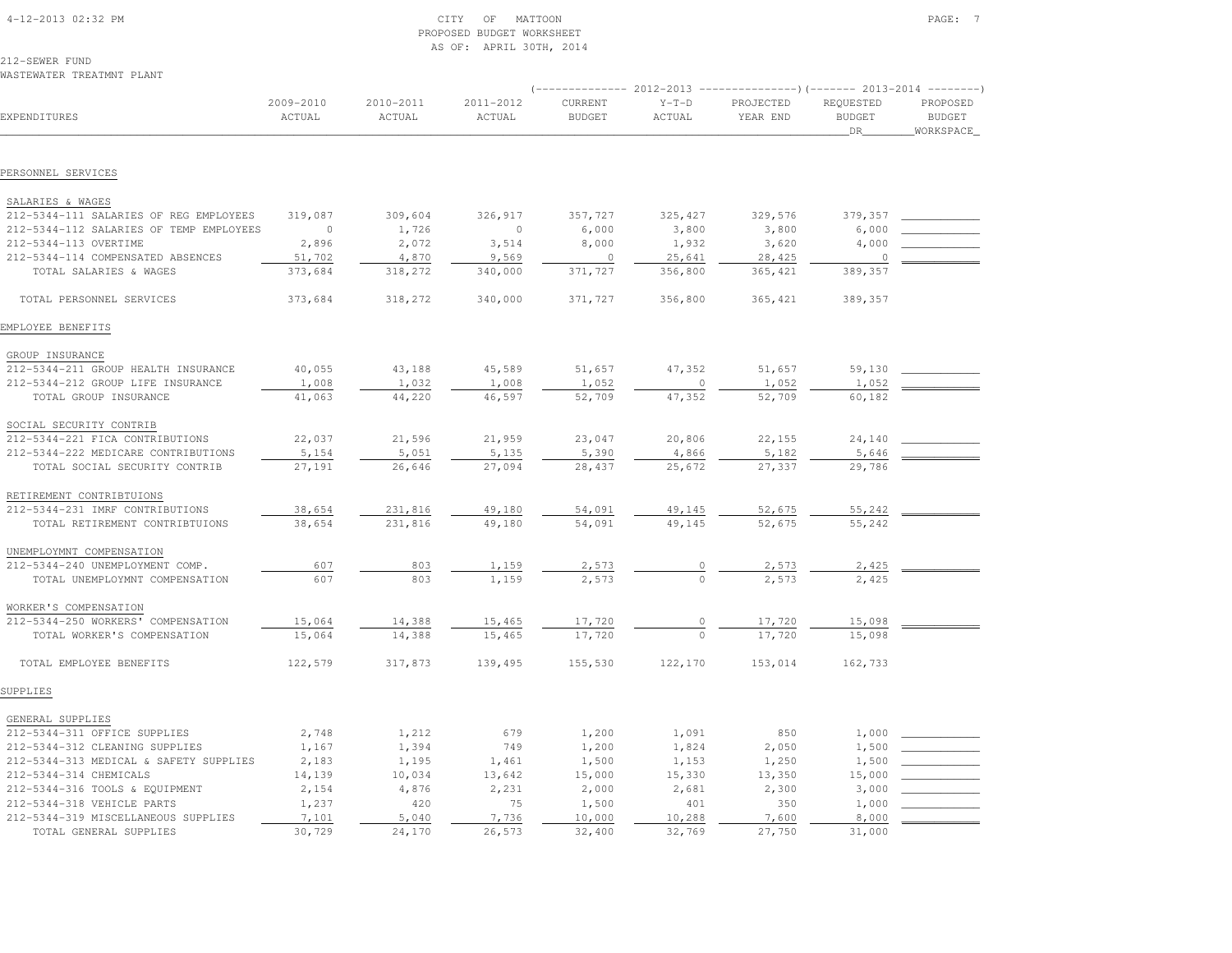CITY OF MATTOON
PROPOSED BUDGET WORKSHEET
AS OF: APRIL 30TH, 2014

212-SEWER FUND
WASTEWATER TREATMNT PLANT

| EXPENDITURES | 2009-2010 ACTUAL | 2010-2011 ACTUAL | 2011-2012 ACTUAL | 2012-2013 CURRENT BUDGET | 2012-2013 Y-T-D ACTUAL | 2012-2013 PROJECTED YEAR END | 2013-2014 REQUESTED BUDGET DR | 2013-2014 PROPOSED BUDGET WORKSPACE |
|---|---|---|---|---|---|---|---|---|
| **PERSONNEL SERVICES** | | | | | | | | |
| SALARIES & WAGES | | | | | | | | |
| 212-5344-111 SALARIES OF REG EMPLOYEES | 319,087 | 309,604 | 326,917 | 357,727 | 325,427 | 329,576 | 379,357 | |
| 212-5344-112 SALARIES OF TEMP EMPLOYEES | 0 | 1,726 | 0 | 6,000 | 3,800 | 3,800 | 6,000 | |
| 212-5344-113 OVERTIME | 2,896 | 2,072 | 3,514 | 8,000 | 1,932 | 3,620 | 4,000 | |
| 212-5344-114 COMPENSATED ABSENCES | 51,702 | 4,870 | 9,569 | 0 | 25,641 | 28,425 | 0 | |
| TOTAL SALARIES & WAGES | 373,684 | 318,272 | 340,000 | 371,727 | 356,800 | 365,421 | 389,357 | |
| TOTAL PERSONNEL SERVICES | 373,684 | 318,272 | 340,000 | 371,727 | 356,800 | 365,421 | 389,357 | |
| **EMPLOYEE BENEFITS** | | | | | | | | |
| GROUP INSURANCE | | | | | | | | |
| 212-5344-211 GROUP HEALTH INSURANCE | 40,055 | 43,188 | 45,589 | 51,657 | 47,352 | 51,657 | 59,130 | |
| 212-5344-212 GROUP LIFE INSURANCE | 1,008 | 1,032 | 1,008 | 1,052 | 0 | 1,052 | 1,052 | |
| TOTAL GROUP INSURANCE | 41,063 | 44,220 | 46,597 | 52,709 | 47,352 | 52,709 | 60,182 | |
| SOCIAL SECURITY CONTRIB | | | | | | | | |
| 212-5344-221 FICA CONTRIBUTIONS | 22,037 | 21,596 | 21,959 | 23,047 | 20,806 | 22,155 | 24,140 | |
| 212-5344-222 MEDICARE CONTRIBUTIONS | 5,154 | 5,051 | 5,135 | 5,390 | 4,866 | 5,182 | 5,646 | |
| TOTAL SOCIAL SECURITY CONTRIB | 27,191 | 26,646 | 27,094 | 28,437 | 25,672 | 27,337 | 29,786 | |
| RETIREMENT CONTRIBTUIONS | | | | | | | | |
| 212-5344-231 IMRF CONTRIBUTIONS | 38,654 | 231,816 | 49,180 | 54,091 | 49,145 | 52,675 | 55,242 | |
| TOTAL RETIREMENT CONTRIBTUIONS | 38,654 | 231,816 | 49,180 | 54,091 | 49,145 | 52,675 | 55,242 | |
| UNEMPLOYMNT COMPENSATION | | | | | | | | |
| 212-5344-240 UNEMPLOYMENT COMP. | 607 | 803 | 1,159 | 2,573 | 0 | 2,573 | 2,425 | |
| TOTAL UNEMPLOYMNT COMPENSATION | 607 | 803 | 1,159 | 2,573 | 0 | 2,573 | 2,425 | |
| WORKER'S COMPENSATION | | | | | | | | |
| 212-5344-250 WORKERS' COMPENSATION | 15,064 | 14,388 | 15,465 | 17,720 | 0 | 17,720 | 15,098 | |
| TOTAL WORKER'S COMPENSATION | 15,064 | 14,388 | 15,465 | 17,720 | 0 | 17,720 | 15,098 | |
| TOTAL EMPLOYEE BENEFITS | 122,579 | 317,873 | 139,495 | 155,530 | 122,170 | 153,014 | 162,733 | |
| **SUPPLIES** | | | | | | | | |
| GENERAL SUPPLIES | | | | | | | | |
| 212-5344-311 OFFICE SUPPLIES | 2,748 | 1,212 | 679 | 1,200 | 1,091 | 850 | 1,000 | |
| 212-5344-312 CLEANING SUPPLIES | 1,167 | 1,394 | 749 | 1,200 | 1,824 | 2,050 | 1,500 | |
| 212-5344-313 MEDICAL & SAFETY SUPPLIES | 2,183 | 1,195 | 1,461 | 1,500 | 1,153 | 1,250 | 1,500 | |
| 212-5344-314 CHEMICALS | 14,139 | 10,034 | 13,642 | 15,000 | 15,330 | 13,350 | 15,000 | |
| 212-5344-316 TOOLS & EQUIPMENT | 2,154 | 4,876 | 2,231 | 2,000 | 2,681 | 2,300 | 3,000 | |
| 212-5344-318 VEHICLE PARTS | 1,237 | 420 | 75 | 1,500 | 401 | 350 | 1,000 | |
| 212-5344-319 MISCELLANEOUS SUPPLIES | 7,101 | 5,040 | 7,736 | 10,000 | 10,288 | 7,600 | 8,000 | |
| TOTAL GENERAL SUPPLIES | 30,729 | 24,170 | 26,573 | 32,400 | 32,769 | 27,750 | 31,000 | |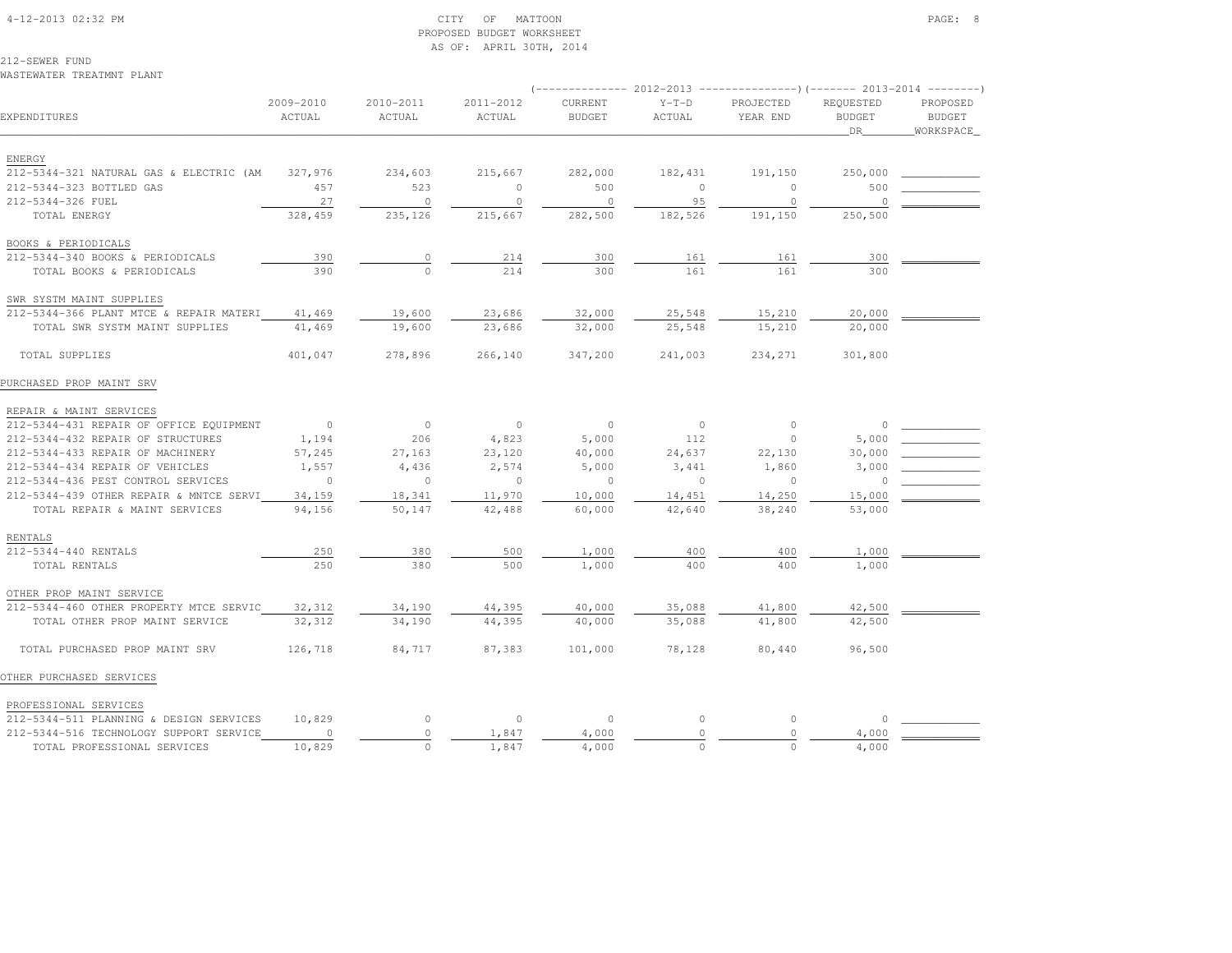CITY OF MATTOON
PROPOSED BUDGET WORKSHEET
AS OF: APRIL 30TH, 2014

212-SEWER FUND
WASTEWATER TREATMNT PLANT

| EXPENDITURES | 2009-2010 ACTUAL | 2010-2011 ACTUAL | 2011-2012 ACTUAL | 2012-2013 CURRENT BUDGET | 2012-2013 Y-T-D ACTUAL | 2012-2013 PROJECTED YEAR END | 2013-2014 REQUESTED BUDGET DR | 2013-2014 PROPOSED BUDGET WORKSPACE |
|---|---|---|---|---|---|---|---|---|
| **ENERGY** | | | | | | | | |
| 212-5344-321 NATURAL GAS & ELECTRIC (AM | 327,976 | 234,603 | 215,667 | 282,000 | 182,431 | 191,150 | 250,000 | |
| 212-5344-323 BOTTLED GAS | 457 | 523 | 0 | 500 | 0 | 0 | 500 | |
| 212-5344-326 FUEL | 27 | 0 | 0 | 0 | 95 | 0 | 0 | |
| TOTAL ENERGY | 328,459 | 235,126 | 215,667 | 282,500 | 182,526 | 191,150 | 250,500 | |
| **BOOKS & PERIODICALS** | | | | | | | | |
| 212-5344-340 BOOKS & PERIODICALS | 390 | 0 | 214 | 300 | 161 | 161 | 300 | |
| TOTAL BOOKS & PERIODICALS | 390 | 0 | 214 | 300 | 161 | 161 | 300 | |
| **SWR SYSTM MAINT SUPPLIES** | | | | | | | | |
| 212-5344-366 PLANT MTCE & REPAIR MATERI | 41,469 | 19,600 | 23,686 | 32,000 | 25,548 | 15,210 | 20,000 | |
| TOTAL SWR SYSTM MAINT SUPPLIES | 41,469 | 19,600 | 23,686 | 32,000 | 25,548 | 15,210 | 20,000 | |
| TOTAL SUPPLIES | 401,047 | 278,896 | 266,140 | 347,200 | 241,003 | 234,271 | 301,800 | |
| **PURCHASED PROP MAINT SRV** | | | | | | | | |
| **REPAIR & MAINT SERVICES** | | | | | | | | |
| 212-5344-431 REPAIR OF OFFICE EQUIPMENT | 0 | 0 | 0 | 0 | 0 | 0 | 0 | |
| 212-5344-432 REPAIR OF STRUCTURES | 1,194 | 206 | 4,823 | 5,000 | 112 | 0 | 5,000 | |
| 212-5344-433 REPAIR OF MACHINERY | 57,245 | 27,163 | 23,120 | 40,000 | 24,637 | 22,130 | 30,000 | |
| 212-5344-434 REPAIR OF VEHICLES | 1,557 | 4,436 | 2,574 | 5,000 | 3,441 | 1,860 | 3,000 | |
| 212-5344-436 PEST CONTROL SERVICES | 0 | 0 | 0 | 0 | 0 | 0 | 0 | |
| 212-5344-439 OTHER REPAIR & MNTCE SERVI | 34,159 | 18,341 | 11,970 | 10,000 | 14,451 | 14,250 | 15,000 | |
| TOTAL REPAIR & MAINT SERVICES | 94,156 | 50,147 | 42,488 | 60,000 | 42,640 | 38,240 | 53,000 | |
| **RENTALS** | | | | | | | | |
| 212-5344-440 RENTALS | 250 | 380 | 500 | 1,000 | 400 | 400 | 1,000 | |
| TOTAL RENTALS | 250 | 380 | 500 | 1,000 | 400 | 400 | 1,000 | |
| **OTHER PROP MAINT SERVICE** | | | | | | | | |
| 212-5344-460 OTHER PROPERTY MTCE SERVIC | 32,312 | 34,190 | 44,395 | 40,000 | 35,088 | 41,800 | 42,500 | |
| TOTAL OTHER PROP MAINT SERVICE | 32,312 | 34,190 | 44,395 | 40,000 | 35,088 | 41,800 | 42,500 | |
| TOTAL PURCHASED PROP MAINT SRV | 126,718 | 84,717 | 87,383 | 101,000 | 78,128 | 80,440 | 96,500 | |
| **OTHER PURCHASED SERVICES** | | | | | | | | |
| **PROFESSIONAL SERVICES** | | | | | | | | |
| 212-5344-511 PLANNING & DESIGN SERVICES | 10,829 | 0 | 0 | 0 | 0 | 0 | 0 | |
| 212-5344-516 TECHNOLOGY SUPPORT SERVICE | 0 | 0 | 1,847 | 4,000 | 0 | 0 | 4,000 | |
| TOTAL PROFESSIONAL SERVICES | 10,829 | 0 | 1,847 | 4,000 | 0 | 0 | 4,000 | |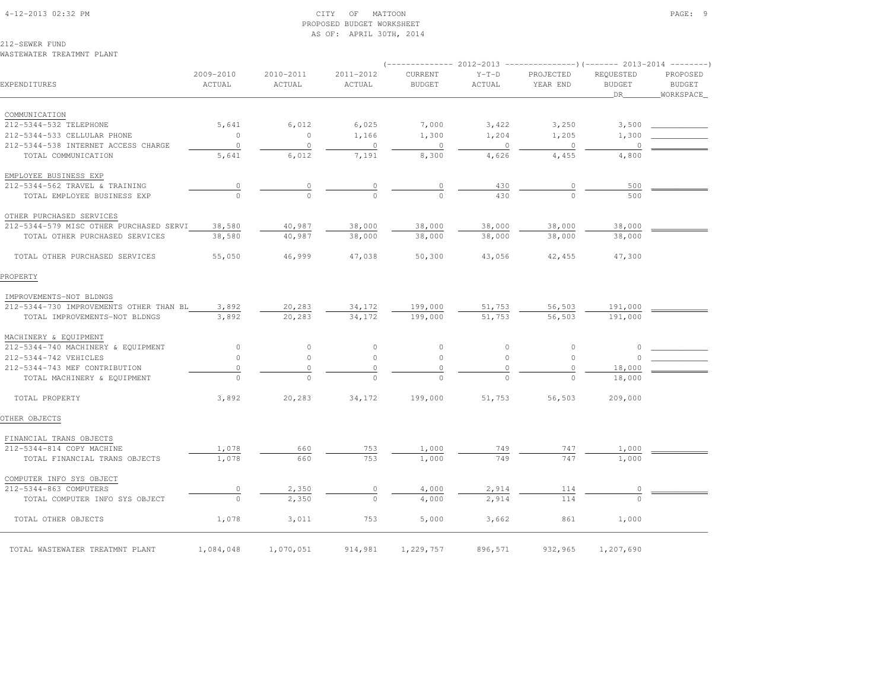CITY OF MATTOON
PROPOSED BUDGET WORKSHEET
AS OF: APRIL 30TH, 2014

212-SEWER FUND
WASTEWATER TREATMNT PLANT

| EXPENDITURES | 2009-2010 ACTUAL | 2010-2011 ACTUAL | 2011-2012 ACTUAL | 2012-2013 CURRENT BUDGET | 2012-2013 Y-T-D ACTUAL | 2012-2013 PROJECTED YEAR END | 2013-2014 REQUESTED BUDGET DR | 2013-2014 PROPOSED BUDGET WORKSPACE |
|---|---|---|---|---|---|---|---|---|
| COMMUNICATION | | | | | | | | |
| 212-5344-532 TELEPHONE | 5,641 | 6,012 | 6,025 | 7,000 | 3,422 | 3,250 | 3,500 | |
| 212-5344-533 CELLULAR PHONE | 0 | 0 | 1,166 | 1,300 | 1,204 | 1,205 | 1,300 | |
| 212-5344-538 INTERNET ACCESS CHARGE | 0 | 0 | 0 | 0 | 0 | 0 | 0 | |
| TOTAL COMMUNICATION | 5,641 | 6,012 | 7,191 | 8,300 | 4,626 | 4,455 | 4,800 | |
| EMPLOYEE BUSINESS EXP | | | | | | | | |
| 212-5344-562 TRAVEL & TRAINING | 0 | 0 | 0 | 0 | 430 | 0 | 500 | |
| TOTAL EMPLOYEE BUSINESS EXP | 0 | 0 | 0 | 0 | 430 | 0 | 500 | |
| OTHER PURCHASED SERVICES | | | | | | | | |
| 212-5344-579 MISC OTHER PURCHASED SERVI | 38,580 | 40,987 | 38,000 | 38,000 | 38,000 | 38,000 | 38,000 | |
| TOTAL OTHER PURCHASED SERVICES | 38,580 | 40,987 | 38,000 | 38,000 | 38,000 | 38,000 | 38,000 | |
| TOTAL OTHER PURCHASED SERVICES | 55,050 | 46,999 | 47,038 | 50,300 | 43,056 | 42,455 | 47,300 | |
| PROPERTY | | | | | | | | |
| IMPROVEMENTS-NOT BLDNGS | | | | | | | | |
| 212-5344-730 IMPROVEMENTS OTHER THAN BL | 3,892 | 20,283 | 34,172 | 199,000 | 51,753 | 56,503 | 191,000 | |
| TOTAL IMPROVEMENTS-NOT BLDNGS | 3,892 | 20,283 | 34,172 | 199,000 | 51,753 | 56,503 | 191,000 | |
| MACHINERY & EQUIPMENT | | | | | | | | |
| 212-5344-740 MACHINERY & EQUIPMENT | 0 | 0 | 0 | 0 | 0 | 0 | 0 | |
| 212-5344-742 VEHICLES | 0 | 0 | 0 | 0 | 0 | 0 | 0 | |
| 212-5344-743 MEF CONTRIBUTION | 0 | 0 | 0 | 0 | 0 | 0 | 18,000 | |
| TOTAL MACHINERY & EQUIPMENT | 0 | 0 | 0 | 0 | 0 | 0 | 18,000 | |
| TOTAL PROPERTY | 3,892 | 20,283 | 34,172 | 199,000 | 51,753 | 56,503 | 209,000 | |
| OTHER OBJECTS | | | | | | | | |
| FINANCIAL TRANS OBJECTS | | | | | | | | |
| 212-5344-814 COPY MACHINE | 1,078 | 660 | 753 | 1,000 | 749 | 747 | 1,000 | |
| TOTAL FINANCIAL TRANS OBJECTS | 1,078 | 660 | 753 | 1,000 | 749 | 747 | 1,000 | |
| COMPUTER INFO SYS OBJECT | | | | | | | | |
| 212-5344-863 COMPUTERS | 0 | 2,350 | 0 | 4,000 | 2,914 | 114 | 0 | |
| TOTAL COMPUTER INFO SYS OBJECT | 0 | 2,350 | 0 | 4,000 | 2,914 | 114 | 0 | |
| TOTAL OTHER OBJECTS | 1,078 | 3,011 | 753 | 5,000 | 3,662 | 861 | 1,000 | |
| TOTAL WASTEWATER TREATMNT PLANT | 1,084,048 | 1,070,051 | 914,981 | 1,229,757 | 896,571 | 932,965 | 1,207,690 | |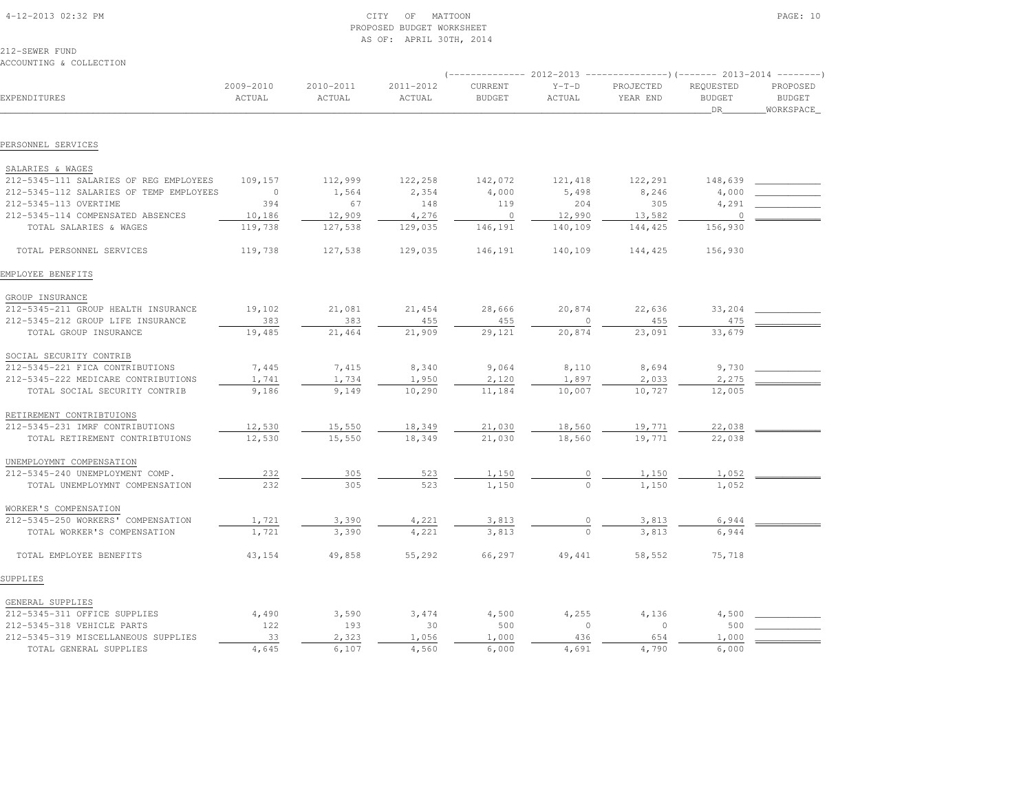CITY OF MATTOON
PROPOSED BUDGET WORKSHEET
AS OF: APRIL 30TH, 2014

212-SEWER FUND
ACCOUNTING & COLLECTION

| EXPENDITURES | 2009-2010 ACTUAL | 2010-2011 ACTUAL | 2011-2012 ACTUAL | 2012-2013 CURRENT BUDGET | 2012-2013 Y-T-D ACTUAL | 2012-2013 PROJECTED YEAR END | 2013-2014 REQUESTED BUDGET DR | 2013-2014 PROPOSED BUDGET WORKSPACE |
|---|---|---|---|---|---|---|---|---|
| **PERSONNEL SERVICES** | | | | | | | | |
| SALARIES & WAGES | | | | | | | | |
| 212-5345-111 SALARIES OF REG EMPLOYEES | 109,157 | 112,999 | 122,258 | 142,072 | 121,418 | 122,291 | 148,639 | |
| 212-5345-112 SALARIES OF TEMP EMPLOYEES | 0 | 1,564 | 2,354 | 4,000 | 5,498 | 8,246 | 4,000 | |
| 212-5345-113 OVERTIME | 394 | 67 | 148 | 119 | 204 | 305 | 4,291 | |
| 212-5345-114 COMPENSATED ABSENCES | 10,186 | 12,909 | 4,276 | 0 | 12,990 | 13,582 | 0 | |
| TOTAL SALARIES & WAGES | 119,738 | 127,538 | 129,035 | 146,191 | 140,109 | 144,425 | 156,930 | |
| TOTAL PERSONNEL SERVICES | 119,738 | 127,538 | 129,035 | 146,191 | 140,109 | 144,425 | 156,930 | |
| **EMPLOYEE BENEFITS** | | | | | | | | |
| GROUP INSURANCE | | | | | | | | |
| 212-5345-211 GROUP HEALTH INSURANCE | 19,102 | 21,081 | 21,454 | 28,666 | 20,874 | 22,636 | 33,204 | |
| 212-5345-212 GROUP LIFE INSURANCE | 383 | 383 | 455 | 455 | 0 | 455 | 475 | |
| TOTAL GROUP INSURANCE | 19,485 | 21,464 | 21,909 | 29,121 | 20,874 | 23,091 | 33,679 | |
| SOCIAL SECURITY CONTRIB | | | | | | | | |
| 212-5345-221 FICA CONTRIBUTIONS | 7,445 | 7,415 | 8,340 | 9,064 | 8,110 | 8,694 | 9,730 | |
| 212-5345-222 MEDICARE CONTRIBUTIONS | 1,741 | 1,734 | 1,950 | 2,120 | 1,897 | 2,033 | 2,275 | |
| TOTAL SOCIAL SECURITY CONTRIB | 9,186 | 9,149 | 10,290 | 11,184 | 10,007 | 10,727 | 12,005 | |
| RETIREMENT CONTRIBTUIONS | | | | | | | | |
| 212-5345-231 IMRF CONTRIBUTIONS | 12,530 | 15,550 | 18,349 | 21,030 | 18,560 | 19,771 | 22,038 | |
| TOTAL RETIREMENT CONTRIBTUIONS | 12,530 | 15,550 | 18,349 | 21,030 | 18,560 | 19,771 | 22,038 | |
| UNEMPLOYMNT COMPENSATION | | | | | | | | |
| 212-5345-240 UNEMPLOYMENT COMP. | 232 | 305 | 523 | 1,150 | 0 | 1,150 | 1,052 | |
| TOTAL UNEMPLOYMNT COMPENSATION | 232 | 305 | 523 | 1,150 | 0 | 1,150 | 1,052 | |
| WORKER'S COMPENSATION | | | | | | | | |
| 212-5345-250 WORKERS' COMPENSATION | 1,721 | 3,390 | 4,221 | 3,813 | 0 | 3,813 | 6,944 | |
| TOTAL WORKER'S COMPENSATION | 1,721 | 3,390 | 4,221 | 3,813 | 0 | 3,813 | 6,944 | |
| TOTAL EMPLOYEE BENEFITS | 43,154 | 49,858 | 55,292 | 66,297 | 49,441 | 58,552 | 75,718 | |
| **SUPPLIES** | | | | | | | | |
| GENERAL SUPPLIES | | | | | | | | |
| 212-5345-311 OFFICE SUPPLIES | 4,490 | 3,590 | 3,474 | 4,500 | 4,255 | 4,136 | 4,500 | |
| 212-5345-318 VEHICLE PARTS | 122 | 193 | 30 | 500 | 0 | 0 | 500 | |
| 212-5345-319 MISCELLANEOUS SUPPLIES | 33 | 2,323 | 1,056 | 1,000 | 436 | 654 | 1,000 | |
| TOTAL GENERAL SUPPLIES | 4,645 | 6,107 | 4,560 | 6,000 | 4,691 | 4,790 | 6,000 | |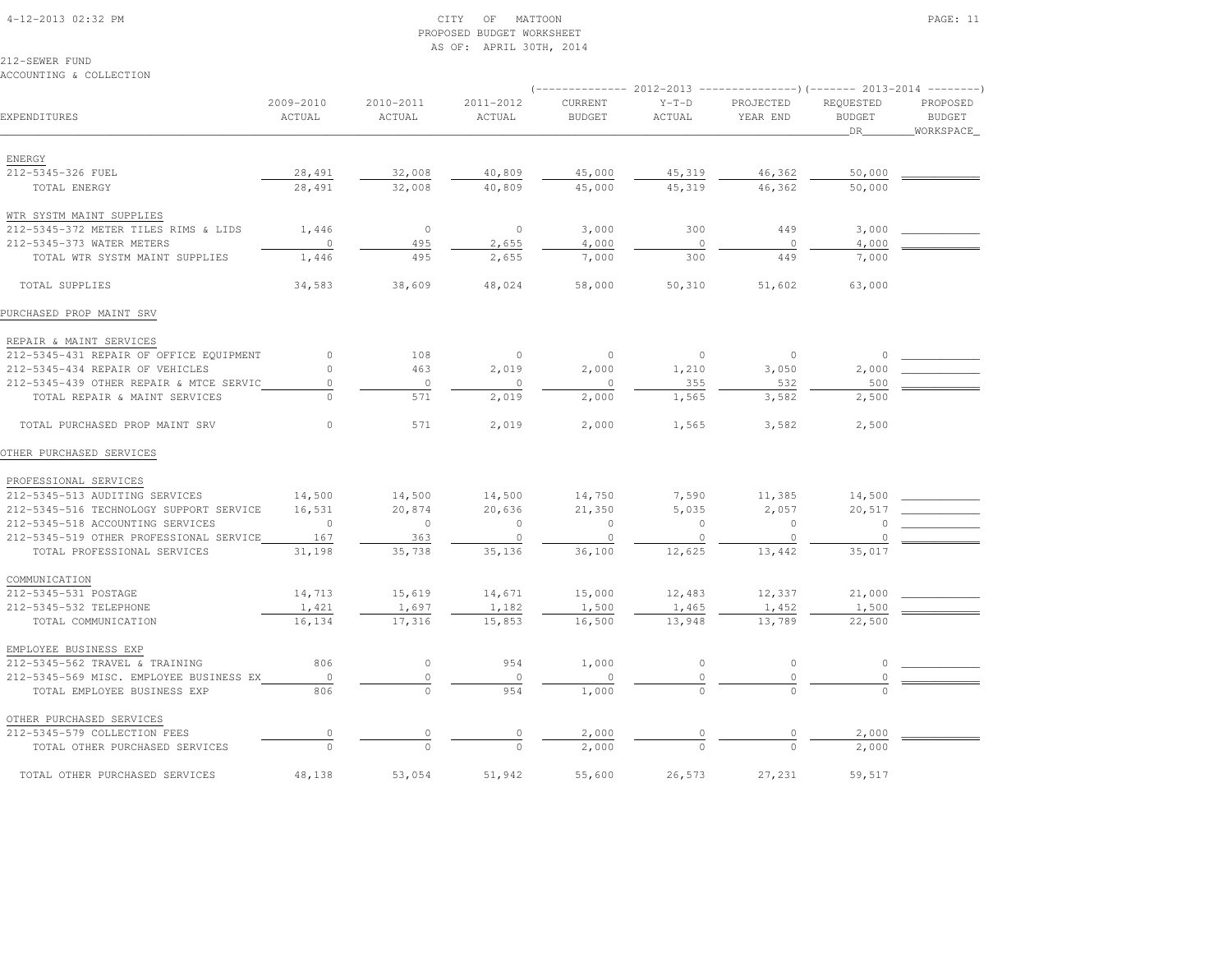CITY OF MATTOON
PROPOSED BUDGET WORKSHEET
AS OF: APRIL 30TH, 2014

212-SEWER FUND
ACCOUNTING & COLLECTION

| EXPENDITURES | 2009-2010 ACTUAL | 2010-2011 ACTUAL | 2011-2012 ACTUAL | 2012-2013 CURRENT BUDGET | 2012-2013 Y-T-D ACTUAL | 2012-2013 PROJECTED YEAR END | 2013-2014 REQUESTED BUDGET DR | 2013-2014 PROPOSED BUDGET WORKSPACE |
|---|---|---|---|---|---|---|---|---|
| ENERGY | | | | | | | | |
| 212-5345-326 FUEL | 28,491 | 32,008 | 40,809 | 45,000 | 45,319 | 46,362 | 50,000 | |
| TOTAL ENERGY | 28,491 | 32,008 | 40,809 | 45,000 | 45,319 | 46,362 | 50,000 | |
| WTR SYSTM MAINT SUPPLIES | | | | | | | | |
| 212-5345-372 METER TILES RIMS & LIDS | 1,446 | 0 | 0 | 3,000 | 300 | 449 | 3,000 | |
| 212-5345-373 WATER METERS | 0 | 495 | 2,655 | 4,000 | 0 | 0 | 4,000 | |
| TOTAL WTR SYSTM MAINT SUPPLIES | 1,446 | 495 | 2,655 | 7,000 | 300 | 449 | 7,000 | |
| TOTAL SUPPLIES | 34,583 | 38,609 | 48,024 | 58,000 | 50,310 | 51,602 | 63,000 | |
| PURCHASED PROP MAINT SRV | | | | | | | | |
| REPAIR & MAINT SERVICES | | | | | | | | |
| 212-5345-431 REPAIR OF OFFICE EQUIPMENT | 0 | 108 | 0 | 0 | 0 | 0 | 0 | |
| 212-5345-434 REPAIR OF VEHICLES | 0 | 463 | 2,019 | 2,000 | 1,210 | 3,050 | 2,000 | |
| 212-5345-439 OTHER REPAIR & MTCE SERVIC | 0 | 0 | 0 | 0 | 355 | 532 | 500 | |
| TOTAL REPAIR & MAINT SERVICES | 0 | 571 | 2,019 | 2,000 | 1,565 | 3,582 | 2,500 | |
| TOTAL PURCHASED PROP MAINT SRV | 0 | 571 | 2,019 | 2,000 | 1,565 | 3,582 | 2,500 | |
| OTHER PURCHASED SERVICES | | | | | | | | |
| PROFESSIONAL SERVICES | | | | | | | | |
| 212-5345-513 AUDITING SERVICES | 14,500 | 14,500 | 14,500 | 14,750 | 7,590 | 11,385 | 14,500 | |
| 212-5345-516 TECHNOLOGY SUPPORT SERVICE | 16,531 | 20,874 | 20,636 | 21,350 | 5,035 | 2,057 | 20,517 | |
| 212-5345-518 ACCOUNTING SERVICES | 0 | 0 | 0 | 0 | 0 | 0 | 0 | |
| 212-5345-519 OTHER PROFESSIONAL SERVICE | 167 | 363 | 0 | 0 | 0 | 0 | 0 | |
| TOTAL PROFESSIONAL SERVICES | 31,198 | 35,738 | 35,136 | 36,100 | 12,625 | 13,442 | 35,017 | |
| COMMUNICATION | | | | | | | | |
| 212-5345-531 POSTAGE | 14,713 | 15,619 | 14,671 | 15,000 | 12,483 | 12,337 | 21,000 | |
| 212-5345-532 TELEPHONE | 1,421 | 1,697 | 1,182 | 1,500 | 1,465 | 1,452 | 1,500 | |
| TOTAL COMMUNICATION | 16,134 | 17,316 | 15,853 | 16,500 | 13,948 | 13,789 | 22,500 | |
| EMPLOYEE BUSINESS EXP | | | | | | | | |
| 212-5345-562 TRAVEL & TRAINING | 806 | 0 | 954 | 1,000 | 0 | 0 | 0 | |
| 212-5345-569 MISC. EMPLOYEE BUSINESS EX | 0 | 0 | 0 | 0 | 0 | 0 | 0 | |
| TOTAL EMPLOYEE BUSINESS EXP | 806 | 0 | 954 | 1,000 | 0 | 0 | 0 | |
| OTHER PURCHASED SERVICES | | | | | | | | |
| 212-5345-579 COLLECTION FEES | 0 | 0 | 0 | 2,000 | 0 | 0 | 2,000 | |
| TOTAL OTHER PURCHASED SERVICES | 0 | 0 | 0 | 2,000 | 0 | 0 | 2,000 | |
| TOTAL OTHER PURCHASED SERVICES | 48,138 | 53,054 | 51,942 | 55,600 | 26,573 | 27,231 | 59,517 | |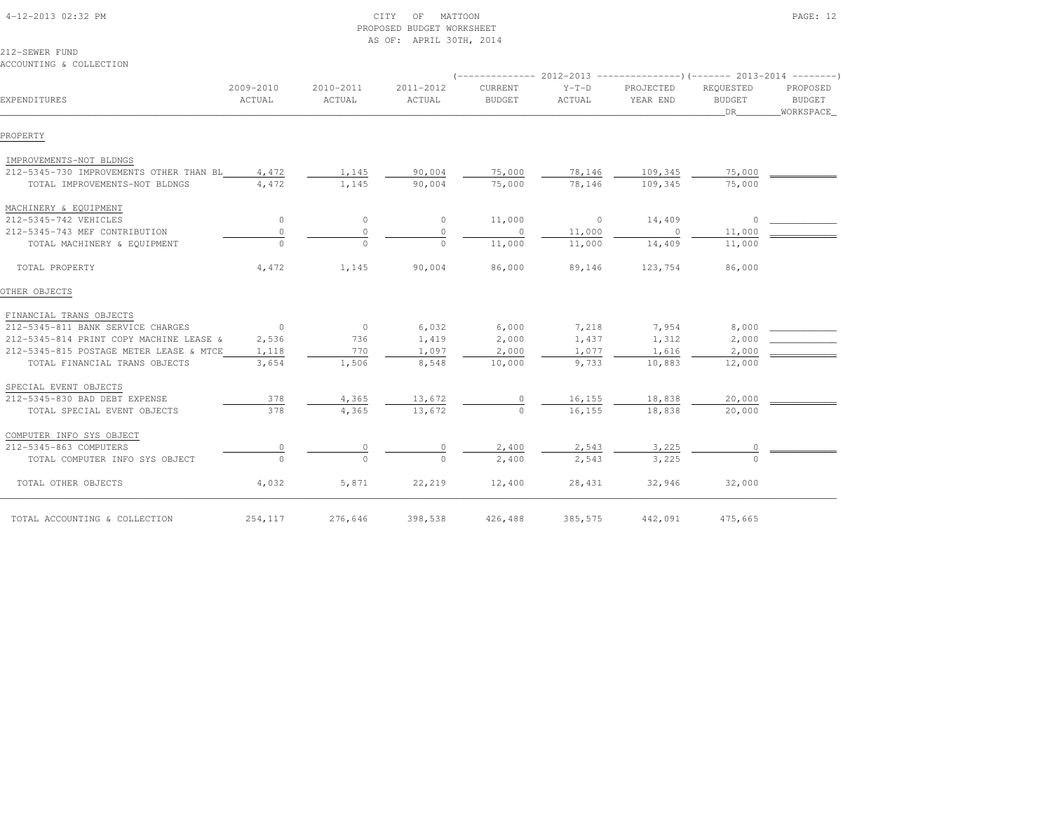CITY OF MATTOON
PROPOSED BUDGET WORKSHEET
AS OF: APRIL 30TH, 2014

212-SEWER FUND
ACCOUNTING & COLLECTION

| EXPENDITURES | 2009-2010 ACTUAL | 2010-2011 ACTUAL | 2011-2012 ACTUAL | 2012-2013 CURRENT BUDGET | 2012-2013 Y-T-D ACTUAL | 2012-2013 PROJECTED YEAR END | 2013-2014 REQUESTED BUDGET DR | 2013-2014 PROPOSED BUDGET WORKSPACE |
|---|---|---|---|---|---|---|---|---|
| PROPERTY | | | | | | | | |
| IMPROVEMENTS-NOT BLDNGS | | | | | | | | |
| 212-5345-730 IMPROVEMENTS OTHER THAN BL | 4,472 | 1,145 | 90,004 | 75,000 | 78,146 | 109,345 | 75,000 | |
| TOTAL IMPROVEMENTS-NOT BLDNGS | 4,472 | 1,145 | 90,004 | 75,000 | 78,146 | 109,345 | 75,000 | |
| MACHINERY & EQUIPMENT | | | | | | | | |
| 212-5345-742 VEHICLES | 0 | 0 | 0 | 11,000 | 0 | 14,409 | 0 | |
| 212-5345-743 MEF CONTRIBUTION | 0 | 0 | 0 | 0 | 11,000 | 0 | 11,000 | |
| TOTAL MACHINERY & EQUIPMENT | 0 | 0 | 0 | 11,000 | 11,000 | 14,409 | 11,000 | |
| TOTAL PROPERTY | 4,472 | 1,145 | 90,004 | 86,000 | 89,146 | 123,754 | 86,000 | |
| OTHER OBJECTS | | | | | | | | |
| FINANCIAL TRANS OBJECTS | | | | | | | | |
| 212-5345-811 BANK SERVICE CHARGES | 0 | 0 | 6,032 | 6,000 | 7,218 | 7,954 | 8,000 | |
| 212-5345-814 PRINT COPY MACHINE LEASE & | 2,536 | 736 | 1,419 | 2,000 | 1,437 | 1,312 | 2,000 | |
| 212-5345-815 POSTAGE METER LEASE & MTCE | 1,118 | 770 | 1,097 | 2,000 | 1,077 | 1,616 | 2,000 | |
| TOTAL FINANCIAL TRANS OBJECTS | 3,654 | 1,506 | 8,548 | 10,000 | 9,733 | 10,883 | 12,000 | |
| SPECIAL EVENT OBJECTS | | | | | | | | |
| 212-5345-830 BAD DEBT EXPENSE | 378 | 4,365 | 13,672 | 0 | 16,155 | 18,838 | 20,000 | |
| TOTAL SPECIAL EVENT OBJECTS | 378 | 4,365 | 13,672 | 0 | 16,155 | 18,838 | 20,000 | |
| COMPUTER INFO SYS OBJECT | | | | | | | | |
| 212-5345-863 COMPUTERS | 0 | 0 | 0 | 2,400 | 2,543 | 3,225 | 0 | |
| TOTAL COMPUTER INFO SYS OBJECT | 0 | 0 | 0 | 2,400 | 2,543 | 3,225 | 0 | |
| TOTAL OTHER OBJECTS | 4,032 | 5,871 | 22,219 | 12,400 | 28,431 | 32,946 | 32,000 | |
| TOTAL ACCOUNTING & COLLECTION | 254,117 | 276,646 | 398,538 | 426,488 | 385,575 | 442,091 | 475,665 | |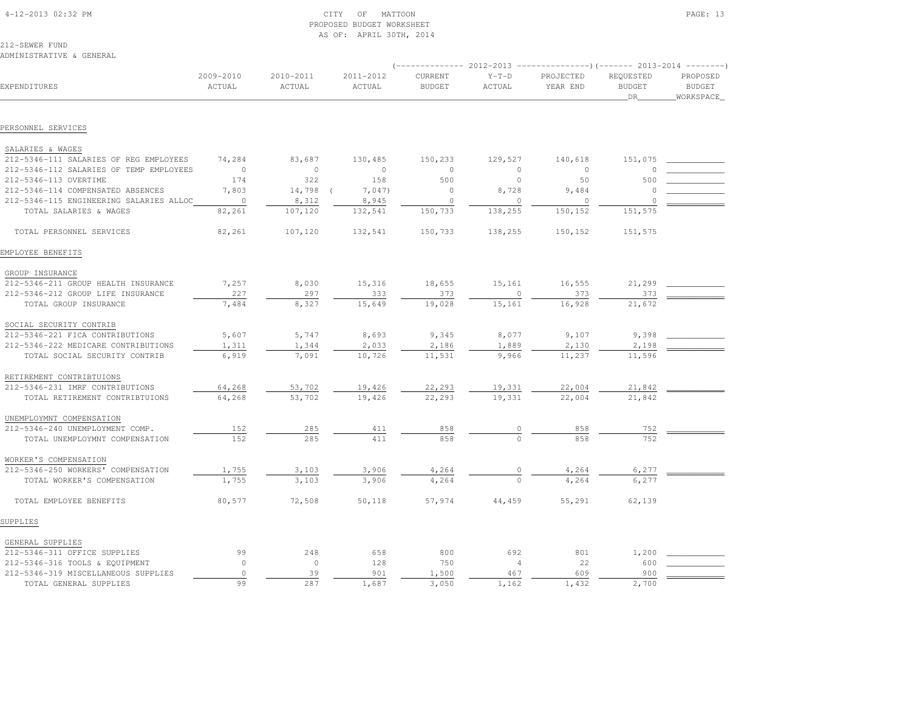CITY OF MATTOON
PROPOSED BUDGET WORKSHEET
AS OF: APRIL 30TH, 2014

212-SEWER FUND
ADMINISTRATIVE & GENERAL

| EXPENDITURES | 2009-2010 ACTUAL | 2010-2011 ACTUAL | 2011-2012 ACTUAL | 2012-2013 CURRENT BUDGET | 2012-2013 Y-T-D ACTUAL | 2012-2013 PROJECTED YEAR END | 2013-2014 REQUESTED BUDGET DR | 2013-2014 PROPOSED BUDGET WORKSPACE |
|---|---|---|---|---|---|---|---|---|
| **PERSONNEL SERVICES** | | | | | | | | |
| SALARIES & WAGES | | | | | | | | |
| 212-5346-111 SALARIES OF REG EMPLOYEES | 74,284 | 83,687 | 130,485 | 150,233 | 129,527 | 140,618 | 151,075 | |
| 212-5346-112 SALARIES OF TEMP EMPLOYEES | 0 | 0 | 0 | 0 | 0 | 0 | 0 | |
| 212-5346-113 OVERTIME | 174 | 322 | 158 | 500 | 0 | 50 | 500 | |
| 212-5346-114 COMPENSATED ABSENCES | 7,803 | 14,798 | ( 7,047) | 0 | 8,728 | 9,484 | 0 | |
| 212-5346-115 ENGINEERING SALARIES ALLOC | 0 | 8,312 | 8,945 | 0 | 0 | 0 | 0 | |
| TOTAL SALARIES & WAGES | 82,261 | 107,120 | 132,541 | 150,733 | 138,255 | 150,152 | 151,575 | |
| TOTAL PERSONNEL SERVICES | 82,261 | 107,120 | 132,541 | 150,733 | 138,255 | 150,152 | 151,575 | |
| **EMPLOYEE BENEFITS** | | | | | | | | |
| GROUP INSURANCE | | | | | | | | |
| 212-5346-211 GROUP HEALTH INSURANCE | 7,257 | 8,030 | 15,316 | 18,655 | 15,161 | 16,555 | 21,299 | |
| 212-5346-212 GROUP LIFE INSURANCE | 227 | 297 | 333 | 373 | 0 | 373 | 373 | |
| TOTAL GROUP INSURANCE | 7,484 | 8,327 | 15,649 | 19,028 | 15,161 | 16,928 | 21,672 | |
| SOCIAL SECURITY CONTRIB | | | | | | | | |
| 212-5346-221 FICA CONTRIBUTIONS | 5,607 | 5,747 | 8,693 | 9,345 | 8,077 | 9,107 | 9,398 | |
| 212-5346-222 MEDICARE CONTRIBUTIONS | 1,311 | 1,344 | 2,033 | 2,186 | 1,889 | 2,130 | 2,198 | |
| TOTAL SOCIAL SECURITY CONTRIB | 6,919 | 7,091 | 10,726 | 11,531 | 9,966 | 11,237 | 11,596 | |
| RETIREMENT CONTRIBTUIONS | | | | | | | | |
| 212-5346-231 IMRF CONTRIBUTIONS | 64,268 | 53,702 | 19,426 | 22,293 | 19,331 | 22,004 | 21,842 | |
| TOTAL RETIREMENT CONTRIBTUIONS | 64,268 | 53,702 | 19,426 | 22,293 | 19,331 | 22,004 | 21,842 | |
| UNEMPLOYMNT COMPENSATION | | | | | | | | |
| 212-5346-240 UNEMPLOYMENT COMP. | 152 | 285 | 411 | 858 | 0 | 858 | 752 | |
| TOTAL UNEMPLOYMNT COMPENSATION | 152 | 285 | 411 | 858 | 0 | 858 | 752 | |
| WORKER'S COMPENSATION | | | | | | | | |
| 212-5346-250 WORKERS' COMPENSATION | 1,755 | 3,103 | 3,906 | 4,264 | 0 | 4,264 | 6,277 | |
| TOTAL WORKER'S COMPENSATION | 1,755 | 3,103 | 3,906 | 4,264 | 0 | 4,264 | 6,277 | |
| TOTAL EMPLOYEE BENEFITS | 80,577 | 72,508 | 50,118 | 57,974 | 44,459 | 55,291 | 62,139 | |
| **SUPPLIES** | | | | | | | | |
| GENERAL SUPPLIES | | | | | | | | |
| 212-5346-311 OFFICE SUPPLIES | 99 | 248 | 658 | 800 | 692 | 801 | 1,200 | |
| 212-5346-316 TOOLS & EQUIPMENT | 0 | 0 | 128 | 750 | 4 | 22 | 600 | |
| 212-5346-319 MISCELLANEOUS SUPPLIES | 0 | 39 | 901 | 1,500 | 467 | 609 | 900 | |
| TOTAL GENERAL SUPPLIES | 99 | 287 | 1,687 | 3,050 | 1,162 | 1,432 | 2,700 | |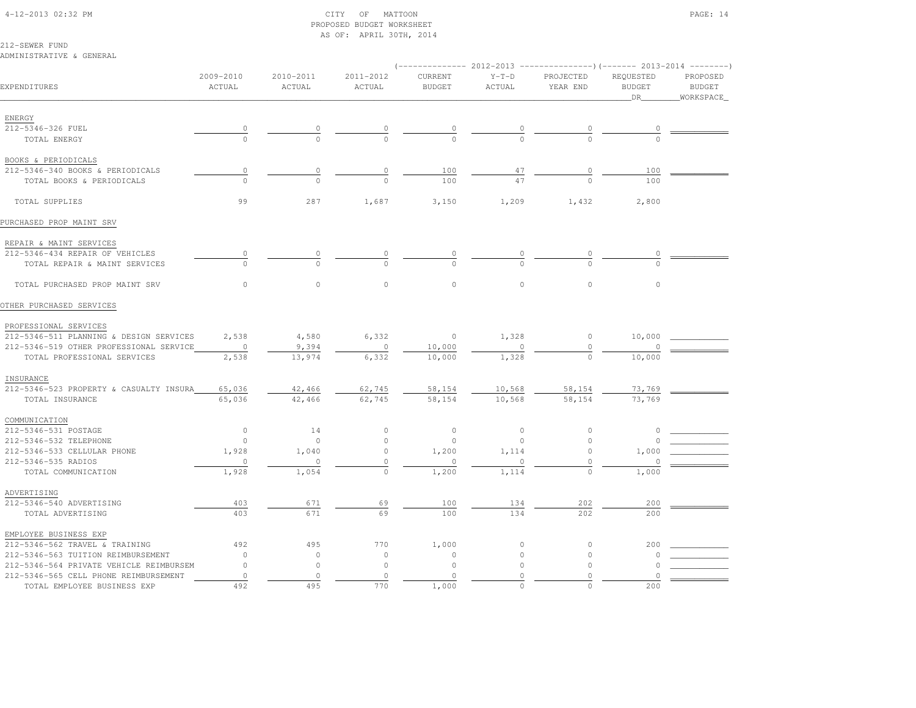CITY OF MATTOON
PROPOSED BUDGET WORKSHEET
AS OF: APRIL 30TH, 2014

212-SEWER FUND
ADMINISTRATIVE & GENERAL

| EXPENDITURES | 2009-2010 ACTUAL | 2010-2011 ACTUAL | 2011-2012 ACTUAL | 2012-2013 CURRENT BUDGET | 2012-2013 Y-T-D ACTUAL | 2012-2013 PROJECTED YEAR END | 2013-2014 REQUESTED BUDGET DR | 2013-2014 PROPOSED BUDGET WORKSPACE |
|---|---|---|---|---|---|---|---|---|
| ENERGY | | | | | | | | |
| 212-5346-326 FUEL | 0 | 0 | 0 | 0 | 0 | 0 | 0 | |
| TOTAL ENERGY | 0 | 0 | 0 | 0 | 0 | 0 | 0 | |
| BOOKS & PERIODICALS | | | | | | | | |
| 212-5346-340 BOOKS & PERIODICALS | 0 | 0 | 0 | 100 | 47 | 0 | 100 | |
| TOTAL BOOKS & PERIODICALS | 0 | 0 | 0 | 100 | 47 | 0 | 100 | |
| TOTAL SUPPLIES | 99 | 287 | 1,687 | 3,150 | 1,209 | 1,432 | 2,800 | |
| PURCHASED PROP MAINT SRV | | | | | | | | |
| REPAIR & MAINT SERVICES | | | | | | | | |
| 212-5346-434 REPAIR OF VEHICLES | 0 | 0 | 0 | 0 | 0 | 0 | 0 | |
| TOTAL REPAIR & MAINT SERVICES | 0 | 0 | 0 | 0 | 0 | 0 | 0 | |
| TOTAL PURCHASED PROP MAINT SRV | 0 | 0 | 0 | 0 | 0 | 0 | 0 | |
| OTHER PURCHASED SERVICES | | | | | | | | |
| PROFESSIONAL SERVICES | | | | | | | | |
| 212-5346-511 PLANNING & DESIGN SERVICES | 2,538 | 4,580 | 6,332 | 0 | 1,328 | 0 | 10,000 | |
| 212-5346-519 OTHER PROFESSIONAL SERVICE | 0 | 9,394 | 0 | 10,000 | 0 | 0 | 0 | |
| TOTAL PROFESSIONAL SERVICES | 2,538 | 13,974 | 6,332 | 10,000 | 1,328 | 0 | 10,000 | |
| INSURANCE | | | | | | | | |
| 212-5346-523 PROPERTY & CASUALTY INSURA | 65,036 | 42,466 | 62,745 | 58,154 | 10,568 | 58,154 | 73,769 | |
| TOTAL INSURANCE | 65,036 | 42,466 | 62,745 | 58,154 | 10,568 | 58,154 | 73,769 | |
| COMMUNICATION | | | | | | | | |
| 212-5346-531 POSTAGE | 0 | 14 | 0 | 0 | 0 | 0 | 0 | |
| 212-5346-532 TELEPHONE | 0 | 0 | 0 | 0 | 0 | 0 | 0 | |
| 212-5346-533 CELLULAR PHONE | 1,928 | 1,040 | 0 | 1,200 | 1,114 | 0 | 1,000 | |
| 212-5346-535 RADIOS | 0 | 0 | 0 | 0 | 0 | 0 | 0 | |
| TOTAL COMMUNICATION | 1,928 | 1,054 | 0 | 1,200 | 1,114 | 0 | 1,000 | |
| ADVERTISING | | | | | | | | |
| 212-5346-540 ADVERTISING | 403 | 671 | 69 | 100 | 134 | 202 | 200 | |
| TOTAL ADVERTISING | 403 | 671 | 69 | 100 | 134 | 202 | 200 | |
| EMPLOYEE BUSINESS EXP | | | | | | | | |
| 212-5346-562 TRAVEL & TRAINING | 492 | 495 | 770 | 1,000 | 0 | 0 | 200 | |
| 212-5346-563 TUITION REIMBURSEMENT | 0 | 0 | 0 | 0 | 0 | 0 | 0 | |
| 212-5346-564 PRIVATE VEHICLE REIMBURSEM | 0 | 0 | 0 | 0 | 0 | 0 | 0 | |
| 212-5346-565 CELL PHONE REIMBURSEMENT | 0 | 0 | 0 | 0 | 0 | 0 | 0 | |
| TOTAL EMPLOYEE BUSINESS EXP | 492 | 495 | 770 | 1,000 | 0 | 0 | 200 | |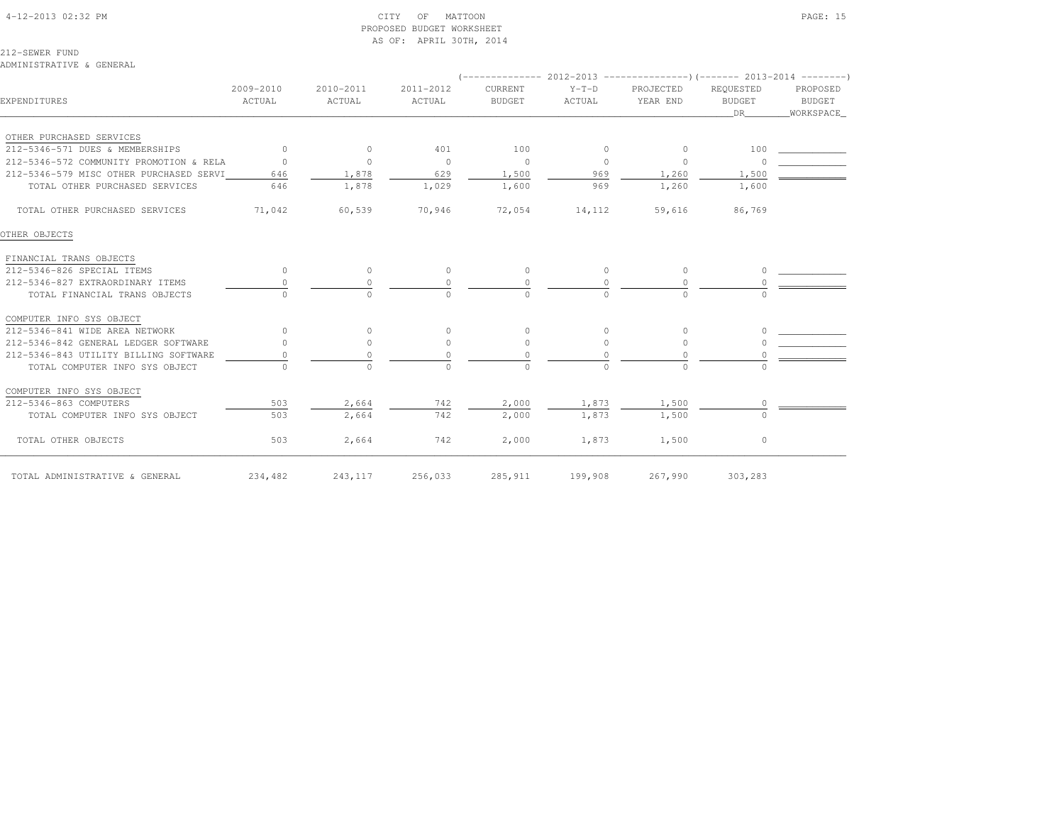CITY OF MATTOON
PROPOSED BUDGET WORKSHEET
AS OF: APRIL 30TH, 2014

212-SEWER FUND
ADMINISTRATIVE & GENERAL

| EXPENDITURES | 2009-2010 ACTUAL | 2010-2011 ACTUAL | 2011-2012 ACTUAL | 2012-2013 CURRENT BUDGET | 2012-2013 Y-T-D ACTUAL | 2012-2013 PROJECTED YEAR END | 2013-2014 REQUESTED BUDGET DR | 2013-2014 PROPOSED BUDGET WORKSPACE |
|---|---|---|---|---|---|---|---|---|
| OTHER PURCHASED SERVICES | | | | | | | | |
| 212-5346-571 DUES & MEMBERSHIPS | 0 | 0 | 401 | 100 | 0 | 0 | 100 | |
| 212-5346-572 COMMUNITY PROMOTION & RELA | 0 | 0 | 0 | 0 | 0 | 0 | 0 | |
| 212-5346-579 MISC OTHER PURCHASED SERVI | 646 | 1,878 | 629 | 1,500 | 969 | 1,260 | 1,500 | |
| TOTAL OTHER PURCHASED SERVICES | 646 | 1,878 | 1,029 | 1,600 | 969 | 1,260 | 1,600 | |
| TOTAL OTHER PURCHASED SERVICES | 71,042 | 60,539 | 70,946 | 72,054 | 14,112 | 59,616 | 86,769 | |
| OTHER OBJECTS | | | | | | | | |
| FINANCIAL TRANS OBJECTS | | | | | | | | |
| 212-5346-826 SPECIAL ITEMS | 0 | 0 | 0 | 0 | 0 | 0 | 0 | |
| 212-5346-827 EXTRAORDINARY ITEMS | 0 | 0 | 0 | 0 | 0 | 0 | 0 | |
| TOTAL FINANCIAL TRANS OBJECTS | 0 | 0 | 0 | 0 | 0 | 0 | 0 | |
| COMPUTER INFO SYS OBJECT | | | | | | | | |
| 212-5346-841 WIDE AREA NETWORK | 0 | 0 | 0 | 0 | 0 | 0 | 0 | |
| 212-5346-842 GENERAL LEDGER SOFTWARE | 0 | 0 | 0 | 0 | 0 | 0 | 0 | |
| 212-5346-843 UTILITY BILLING SOFTWARE | 0 | 0 | 0 | 0 | 0 | 0 | 0 | |
| TOTAL COMPUTER INFO SYS OBJECT | 0 | 0 | 0 | 0 | 0 | 0 | 0 | |
| COMPUTER INFO SYS OBJECT | | | | | | | | |
| 212-5346-863 COMPUTERS | 503 | 2,664 | 742 | 2,000 | 1,873 | 1,500 | 0 | |
| TOTAL COMPUTER INFO SYS OBJECT | 503 | 2,664 | 742 | 2,000 | 1,873 | 1,500 | 0 | |
| TOTAL OTHER OBJECTS | 503 | 2,664 | 742 | 2,000 | 1,873 | 1,500 | 0 | |
| TOTAL ADMINISTRATIVE & GENERAL | 234,482 | 243,117 | 256,033 | 285,911 | 199,908 | 267,990 | 303,283 | |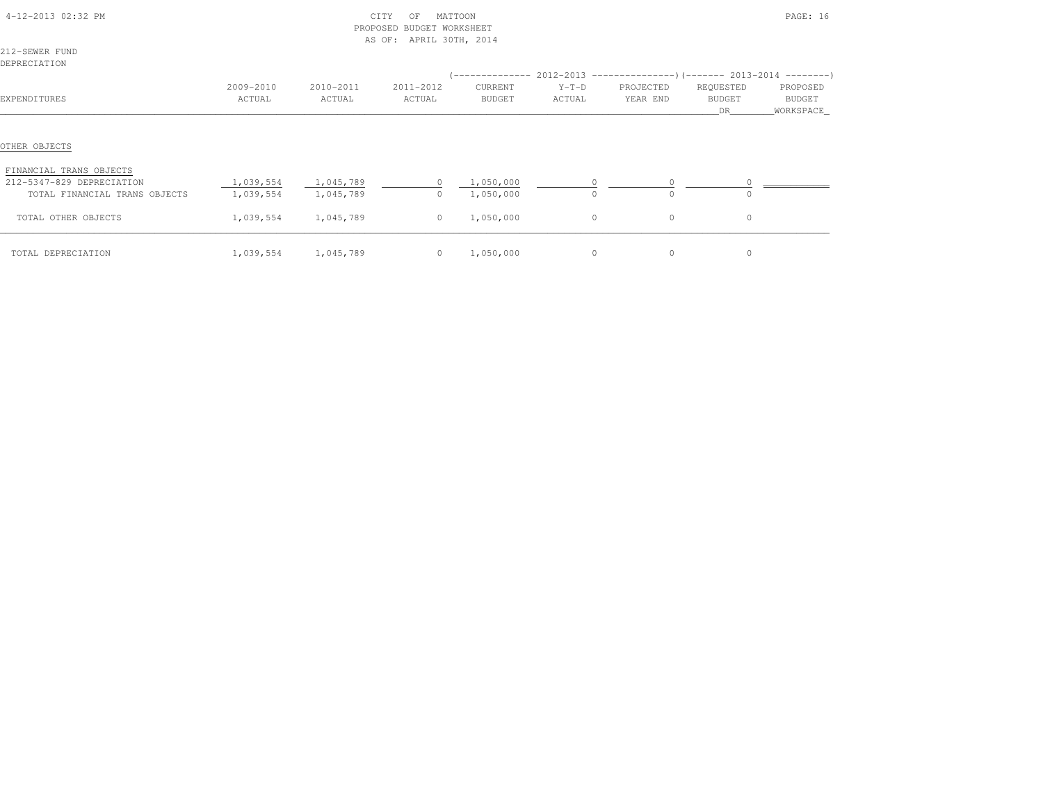CITY OF MATTOON
PROPOSED BUDGET WORKSHEET
AS OF: APRIL 30TH, 2014

212-SEWER FUND
DEPRECIATION

| EXPENDITURES | 2009-2010 ACTUAL | 2010-2011 ACTUAL | 2011-2012 ACTUAL | 2012-2013 CURRENT BUDGET | 2012-2013 Y-T-D ACTUAL | 2012-2013 PROJECTED YEAR END | 2013-2014 REQUESTED BUDGET DR | 2013-2014 PROPOSED BUDGET WORKSPACE |
|---|---|---|---|---|---|---|---|---|
| OTHER OBJECTS | | | | | | | | |
| FINANCIAL TRANS OBJECTS | | | | | | | | |
| 212-5347-829 DEPRECIATION | 1,039,554 | 1,045,789 | 0 | 1,050,000 | 0 | 0 | 0 | |
| TOTAL FINANCIAL TRANS OBJECTS | 1,039,554 | 1,045,789 | 0 | 1,050,000 | 0 | 0 | 0 | |
| TOTAL OTHER OBJECTS | 1,039,554 | 1,045,789 | 0 | 1,050,000 | 0 | 0 | 0 | |
| TOTAL DEPRECIATION | 1,039,554 | 1,045,789 | 0 | 1,050,000 | 0 | 0 | 0 | |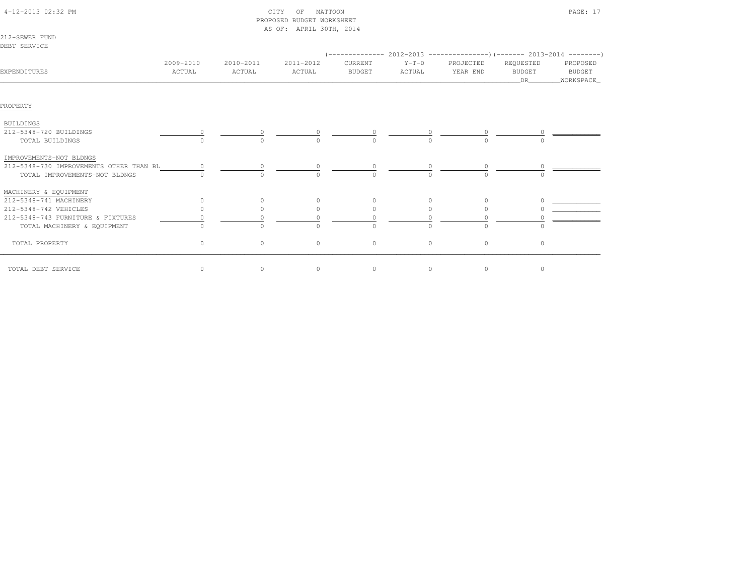CITY OF MATTOON
PROPOSED BUDGET WORKSHEET
AS OF: APRIL 30TH, 2014

212-SEWER FUND
DEBT SERVICE

| EXPENDITURES | 2009-2010 ACTUAL | 2010-2011 ACTUAL | 2011-2012 ACTUAL | 2012-2013 CURRENT BUDGET | 2012-2013 Y-T-D ACTUAL | 2012-2013 PROJECTED YEAR END | 2013-2014 REQUESTED BUDGET DR | 2013-2014 PROPOSED BUDGET WORKSPACE |
|---|---|---|---|---|---|---|---|---|
| PROPERTY | | | | | | | | |
| BUILDINGS | | | | | | | | |
| 212-5348-720 BUILDINGS | 0 | 0 | 0 | 0 | 0 | 0 | 0 | |
| TOTAL BUILDINGS | 0 | 0 | 0 | 0 | 0 | 0 | 0 | |
| IMPROVEMENTS-NOT BLDNGS | | | | | | | | |
| 212-5348-730 IMPROVEMENTS OTHER THAN BL | 0 | 0 | 0 | 0 | 0 | 0 | 0 | |
| TOTAL IMPROVEMENTS-NOT BLDNGS | 0 | 0 | 0 | 0 | 0 | 0 | 0 | |
| MACHINERY & EQUIPMENT | | | | | | | | |
| 212-5348-741 MACHINERY | 0 | 0 | 0 | 0 | 0 | 0 | 0 | |
| 212-5348-742 VEHICLES | 0 | 0 | 0 | 0 | 0 | 0 | 0 | |
| 212-5348-743 FURNITURE & FIXTURES | 0 | 0 | 0 | 0 | 0 | 0 | 0 | |
| TOTAL MACHINERY & EQUIPMENT | 0 | 0 | 0 | 0 | 0 | 0 | 0 | |
| TOTAL PROPERTY | 0 | 0 | 0 | 0 | 0 | 0 | 0 | |
| TOTAL DEBT SERVICE | 0 | 0 | 0 | 0 | 0 | 0 | 0 | |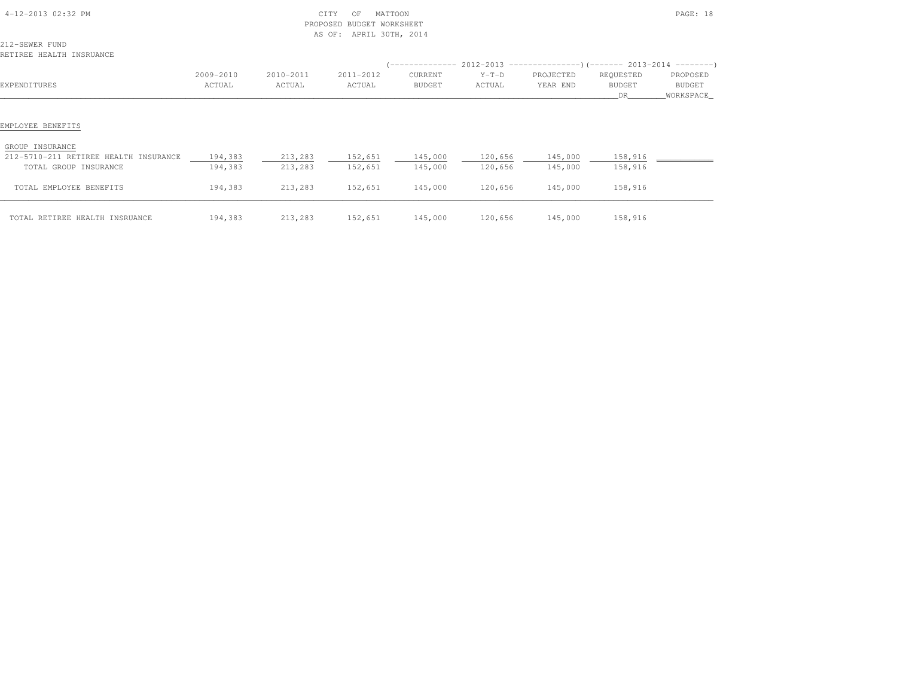CITY OF MATTOON
PROPOSED BUDGET WORKSHEET
AS OF: APRIL 30TH, 2014

212-SEWER FUND
RETIREE HEALTH INSRUANCE

| EXPENDITURES | 2009-2010 ACTUAL | 2010-2011 ACTUAL | 2011-2012 ACTUAL | 2012-2013 CURRENT BUDGET | 2012-2013 Y-T-D ACTUAL | 2012-2013 PROJECTED YEAR END | 2013-2014 REQUESTED BUDGET DR | 2013-2014 PROPOSED BUDGET WORKSPACE |
|---|---|---|---|---|---|---|---|---|
| EMPLOYEE BENEFITS | | | | | | | | |
| GROUP INSURANCE | | | | | | | | |
| 212-5710-211 RETIREE HEALTH INSURANCE | 194,383 | 213,283 | 152,651 | 145,000 | 120,656 | 145,000 | 158,916 | |
| TOTAL GROUP INSURANCE | 194,383 | 213,283 | 152,651 | 145,000 | 120,656 | 145,000 | 158,916 | |
| TOTAL EMPLOYEE BENEFITS | 194,383 | 213,283 | 152,651 | 145,000 | 120,656 | 145,000 | 158,916 | |
| TOTAL RETIREE HEALTH INSRUANCE | 194,383 | 213,283 | 152,651 | 145,000 | 120,656 | 145,000 | 158,916 | |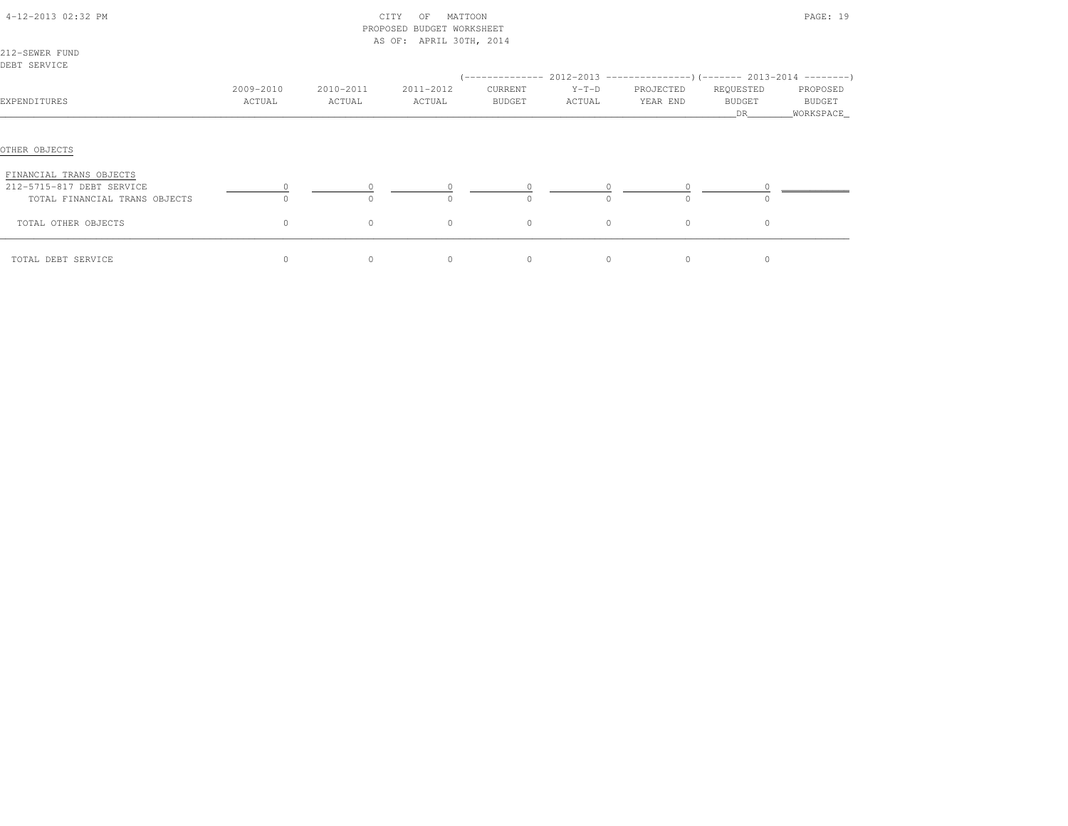CITY OF MATTOON
PROPOSED BUDGET WORKSHEET
AS OF: APRIL 30TH, 2014

212-SEWER FUND
DEBT SERVICE

| EXPENDITURES | 2009-2010 ACTUAL | 2010-2011 ACTUAL | 2011-2012 ACTUAL | 2012-2013 CURRENT BUDGET | 2012-2013 Y-T-D ACTUAL | 2012-2013 PROJECTED YEAR END | 2013-2014 REQUESTED BUDGET DR | 2013-2014 PROPOSED BUDGET WORKSPACE |
|---|---|---|---|---|---|---|---|---|
| OTHER OBJECTS | | | | | | | | |
| FINANCIAL TRANS OBJECTS | | | | | | | | |
| 212-5715-817 DEBT SERVICE | 0 | 0 | 0 | 0 | 0 | 0 | 0 | |
| TOTAL FINANCIAL TRANS OBJECTS | 0 | 0 | 0 | 0 | 0 | 0 | 0 | |
| TOTAL OTHER OBJECTS | 0 | 0 | 0 | 0 | 0 | 0 | 0 | |
| TOTAL DEBT SERVICE | 0 | 0 | 0 | 0 | 0 | 0 | 0 | |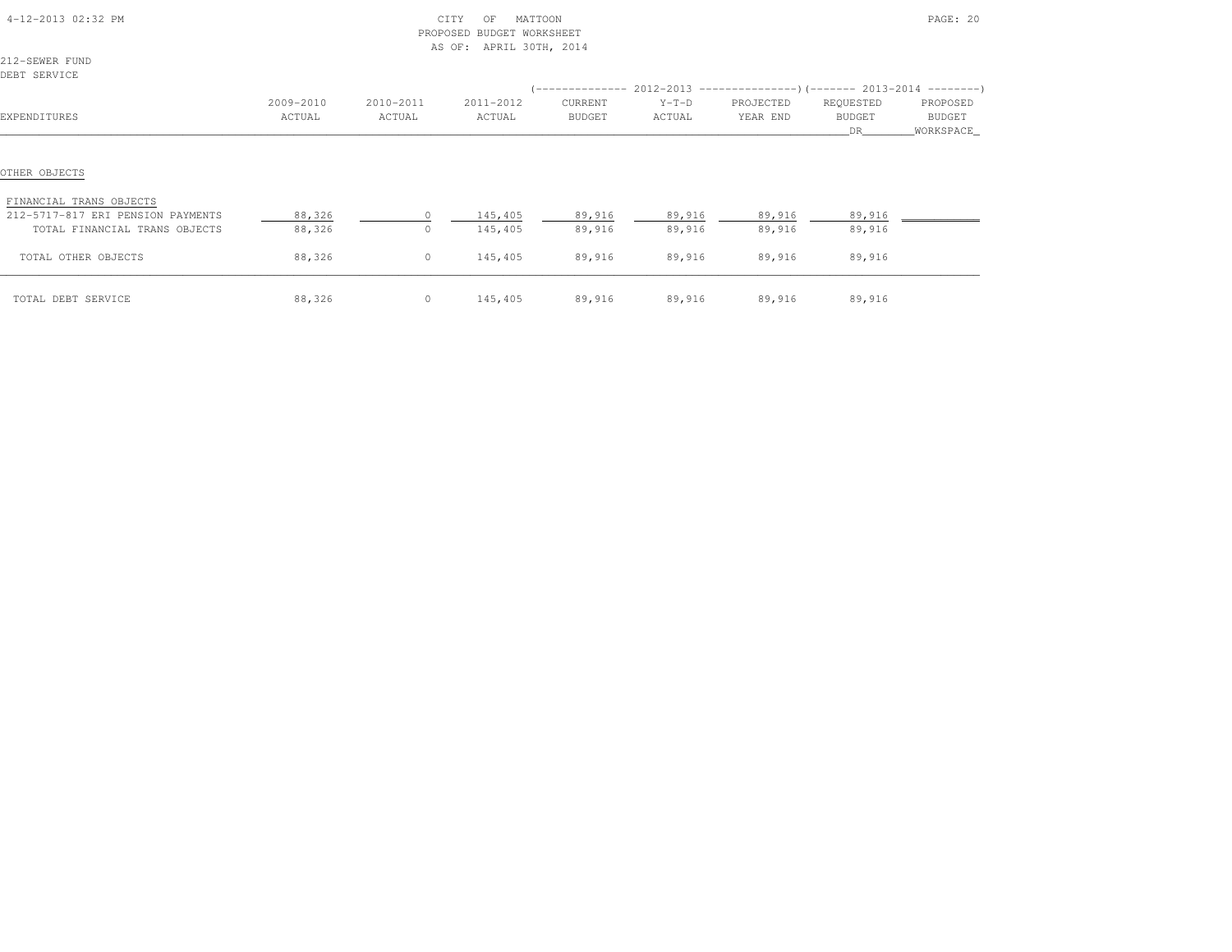CITY OF MATTOON
PROPOSED BUDGET WORKSHEET
AS OF: APRIL 30TH, 2014

212-SEWER FUND
DEBT SERVICE

| EXPENDITURES | 2009-2010 ACTUAL | 2010-2011 ACTUAL | 2011-2012 ACTUAL | 2012-2013 CURRENT BUDGET | 2012-2013 Y-T-D ACTUAL | 2012-2013 PROJECTED YEAR END | 2013-2014 REQUESTED BUDGET DR | 2013-2014 PROPOSED BUDGET WORKSPACE |
|---|---|---|---|---|---|---|---|---|
| OTHER OBJECTS | | | | | | | | |
| FINANCIAL TRANS OBJECTS | | | | | | | | |
| 212-5717-817 ERI PENSION PAYMENTS | 88,326 | 0 | 145,405 | 89,916 | 89,916 | 89,916 | 89,916 | |
| TOTAL FINANCIAL TRANS OBJECTS | 88,326 | 0 | 145,405 | 89,916 | 89,916 | 89,916 | 89,916 | |
| TOTAL OTHER OBJECTS | 88,326 | 0 | 145,405 | 89,916 | 89,916 | 89,916 | 89,916 | |
| TOTAL DEBT SERVICE | 88,326 | 0 | 145,405 | 89,916 | 89,916 | 89,916 | 89,916 | |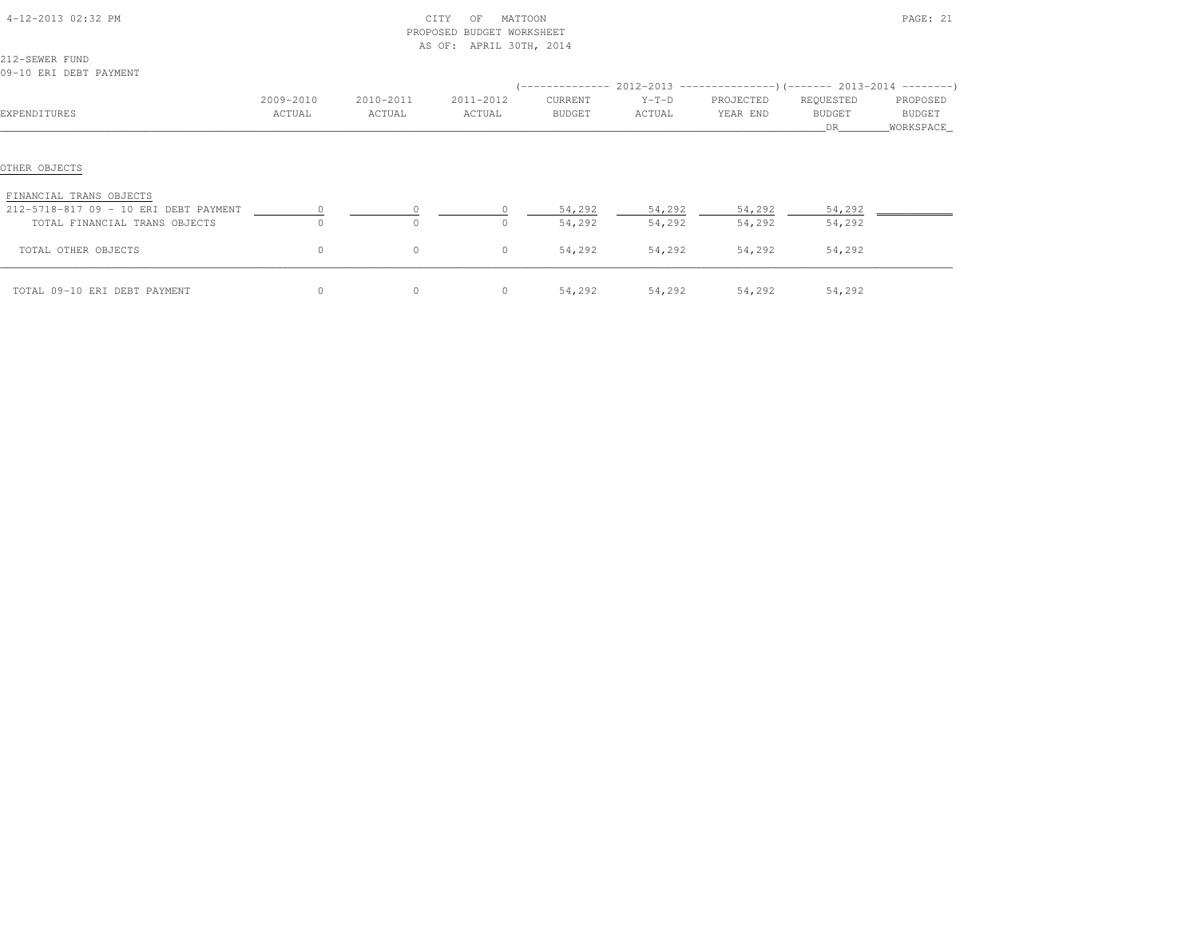CITY OF MATTOON
PROPOSED BUDGET WORKSHEET
AS OF: APRIL 30TH, 2014

212-SEWER FUND
09-10 ERI DEBT PAYMENT

| EXPENDITURES | 2009-2010 ACTUAL | 2010-2011 ACTUAL | 2011-2012 ACTUAL | 2012-2013 CURRENT BUDGET | 2012-2013 Y-T-D ACTUAL | 2012-2013 PROJECTED YEAR END | 2013-2014 REQUESTED BUDGET DR | 2013-2014 PROPOSED BUDGET WORKSPACE |
|---|---|---|---|---|---|---|---|---|
| **OTHER OBJECTS** | | | | | | | | |
| FINANCIAL TRANS OBJECTS | | | | | | | | |
| 212-5718-817 09 - 10 ERI DEBT PAYMENT | 0 | 0 | 0 | 54,292 | 54,292 | 54,292 | 54,292 | |
| TOTAL FINANCIAL TRANS OBJECTS | 0 | 0 | 0 | 54,292 | 54,292 | 54,292 | 54,292 | |
| TOTAL OTHER OBJECTS | 0 | 0 | 0 | 54,292 | 54,292 | 54,292 | 54,292 | |
| TOTAL 09-10 ERI DEBT PAYMENT | 0 | 0 | 0 | 54,292 | 54,292 | 54,292 | 54,292 | |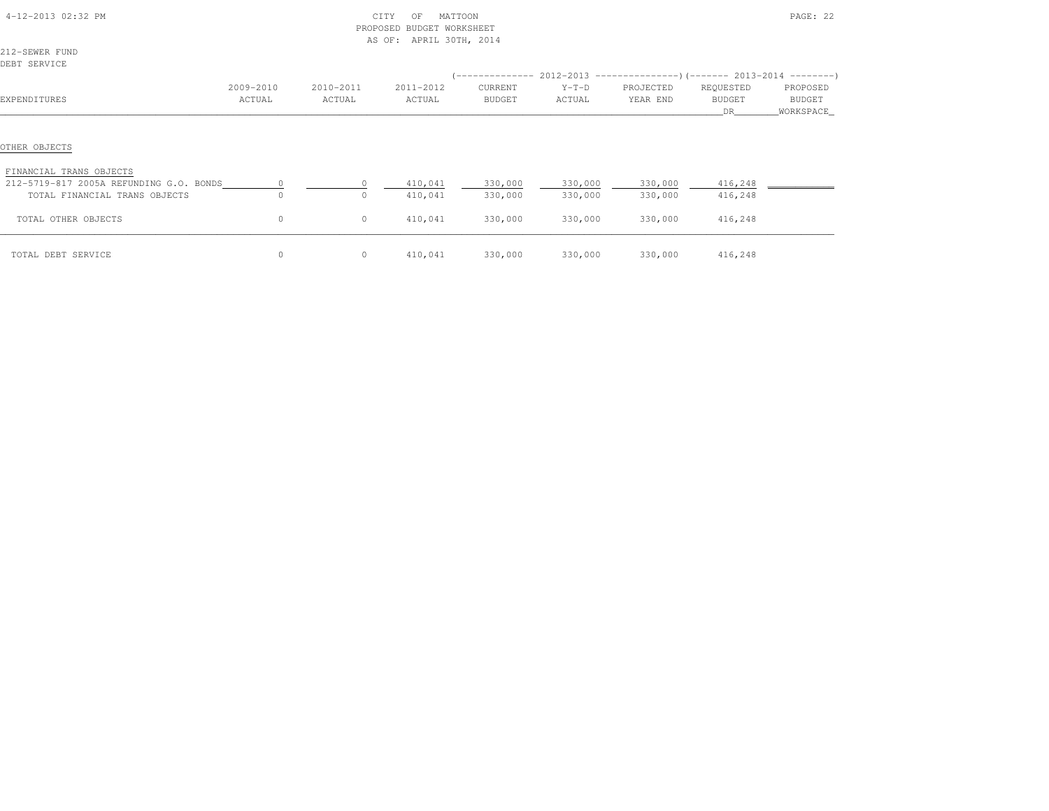CITY OF MATTOON
PROPOSED BUDGET WORKSHEET
AS OF: APRIL 30TH, 2014

212-SEWER FUND
DEBT SERVICE

| EXPENDITURES | 2009-2010 ACTUAL | 2010-2011 ACTUAL | 2011-2012 ACTUAL | 2012-2013 CURRENT BUDGET | 2012-2013 Y-T-D ACTUAL | 2012-2013 PROJECTED YEAR END | 2013-2014 REQUESTED BUDGET DR | 2013-2014 PROPOSED BUDGET WORKSPACE |
|---|---|---|---|---|---|---|---|---|
| OTHER OBJECTS | | | | | | | | |
| FINANCIAL TRANS OBJECTS | | | | | | | | |
| 212-5719-817 2005A REFUNDING G.O. BONDS | 0 | 0 | 410,041 | 330,000 | 330,000 | 330,000 | 416,248 | |
| TOTAL FINANCIAL TRANS OBJECTS | 0 | 0 | 410,041 | 330,000 | 330,000 | 330,000 | 416,248 | |
| TOTAL OTHER OBJECTS | 0 | 0 | 410,041 | 330,000 | 330,000 | 330,000 | 416,248 | |
| TOTAL DEBT SERVICE | 0 | 0 | 410,041 | 330,000 | 330,000 | 330,000 | 416,248 | |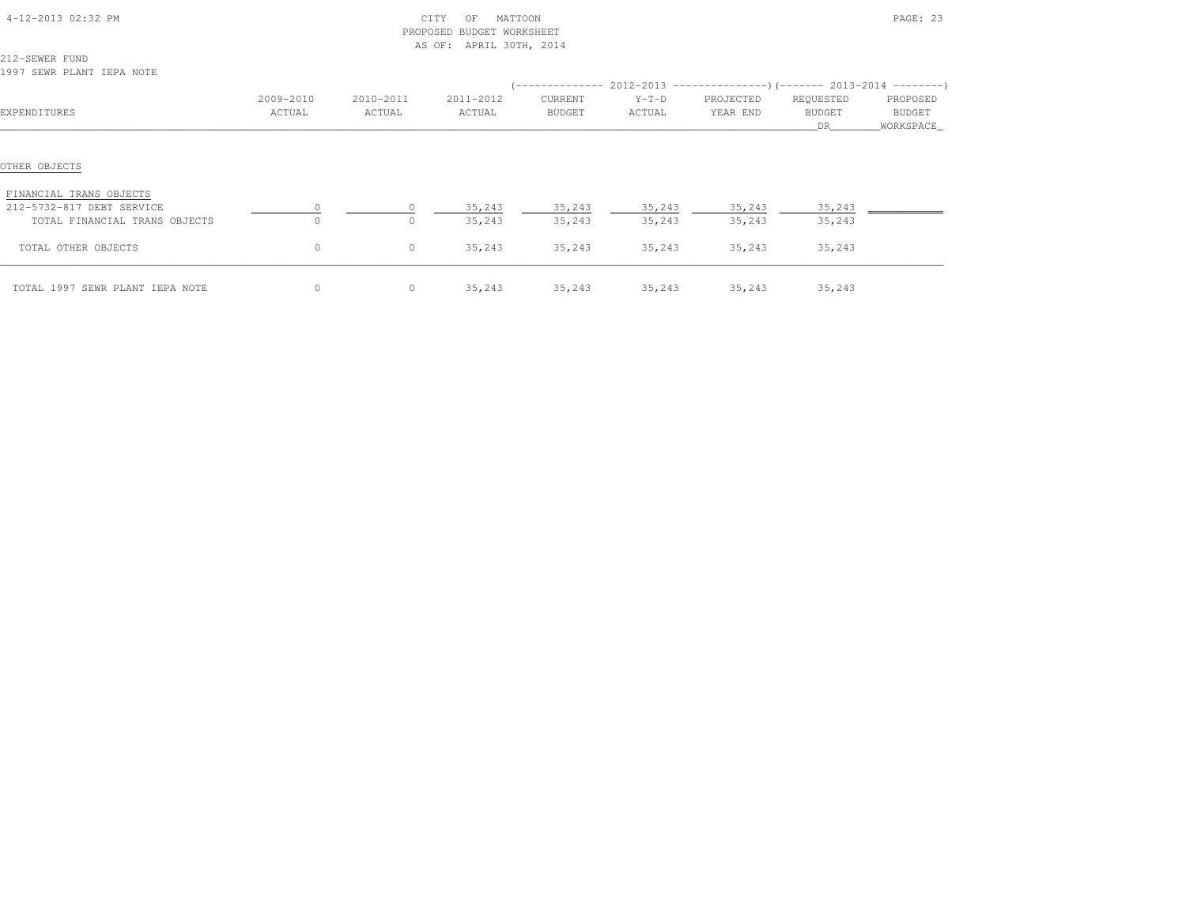CITY OF MATTOON
PROPOSED BUDGET WORKSHEET
AS OF: APRIL 30TH, 2014

212-SEWER FUND
1997 SEWR PLANT IEPA NOTE

| EXPENDITURES | 2009-2010 ACTUAL | 2010-2011 ACTUAL | 2011-2012 ACTUAL | 2012-2013 CURRENT BUDGET | 2012-2013 Y-T-D ACTUAL | 2012-2013 PROJECTED YEAR END | 2013-2014 REQUESTED BUDGET DR | 2013-2014 PROPOSED BUDGET WORKSPACE |
|---|---|---|---|---|---|---|---|---|
| OTHER OBJECTS | | | | | | | | |
| FINANCIAL TRANS OBJECTS | | | | | | | | |
| 212-5732-817 DEBT SERVICE | 0 | 0 | 35,243 | 35,243 | 35,243 | 35,243 | 35,243 | |
| TOTAL FINANCIAL TRANS OBJECTS | 0 | 0 | 35,243 | 35,243 | 35,243 | 35,243 | 35,243 | |
| TOTAL OTHER OBJECTS | 0 | 0 | 35,243 | 35,243 | 35,243 | 35,243 | 35,243 | |
| TOTAL 1997 SEWR PLANT IEPA NOTE | 0 | 0 | 35,243 | 35,243 | 35,243 | 35,243 | 35,243 | |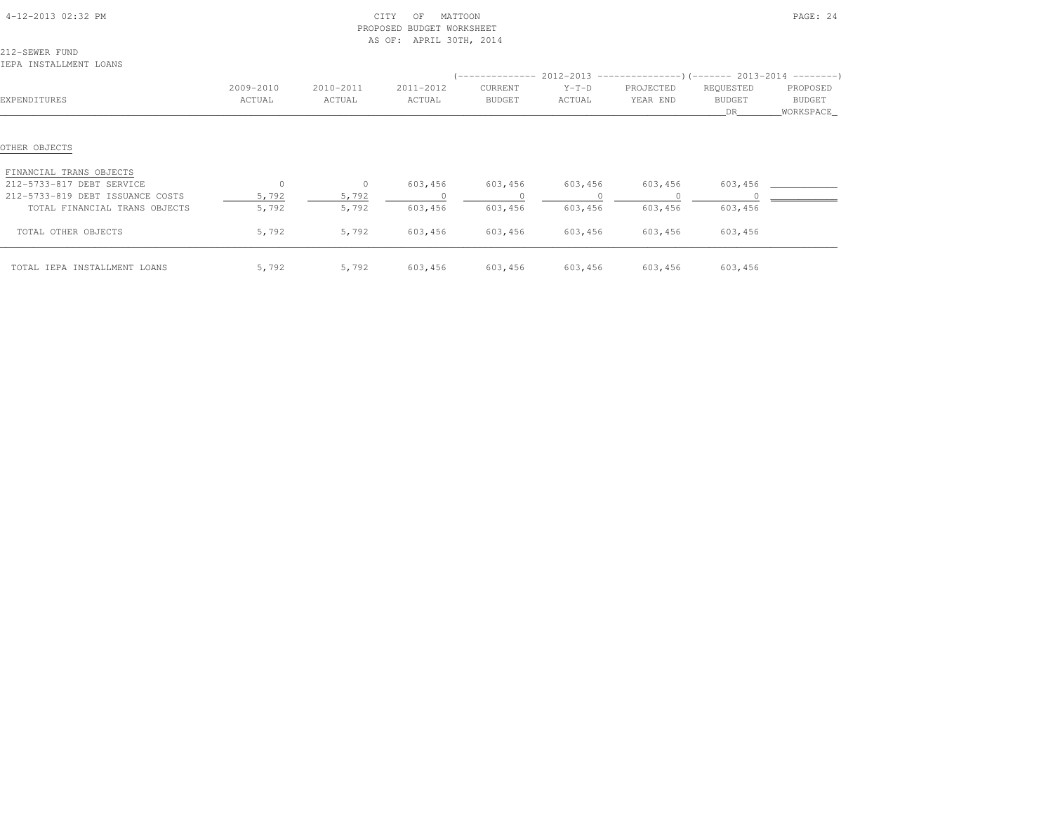CITY OF MATTOON
PROPOSED BUDGET WORKSHEET
AS OF: APRIL 30TH, 2014

212-SEWER FUND
IEPA INSTALLMENT LOANS

| EXPENDITURES | 2009-2010 ACTUAL | 2010-2011 ACTUAL | 2011-2012 ACTUAL | 2012-2013 CURRENT BUDGET | 2012-2013 Y-T-D ACTUAL | 2012-2013 PROJECTED YEAR END | 2013-2014 REQUESTED BUDGET DR | 2013-2014 PROPOSED BUDGET WORKSPACE |
|---|---|---|---|---|---|---|---|---|
| OTHER OBJECTS | | | | | | | | |
| FINANCIAL TRANS OBJECTS | | | | | | | | |
| 212-5733-817 DEBT SERVICE | 0 | 0 | 603,456 | 603,456 | 603,456 | 603,456 | 603,456 | |
| 212-5733-819 DEBT ISSUANCE COSTS | 5,792 | 5,792 | 0 | 0 | 0 | 0 | 0 | |
| TOTAL FINANCIAL TRANS OBJECTS | 5,792 | 5,792 | 603,456 | 603,456 | 603,456 | 603,456 | 603,456 | |
| TOTAL OTHER OBJECTS | 5,792 | 5,792 | 603,456 | 603,456 | 603,456 | 603,456 | 603,456 | |
| TOTAL IEPA INSTALLMENT LOANS | 5,792 | 5,792 | 603,456 | 603,456 | 603,456 | 603,456 | 603,456 | |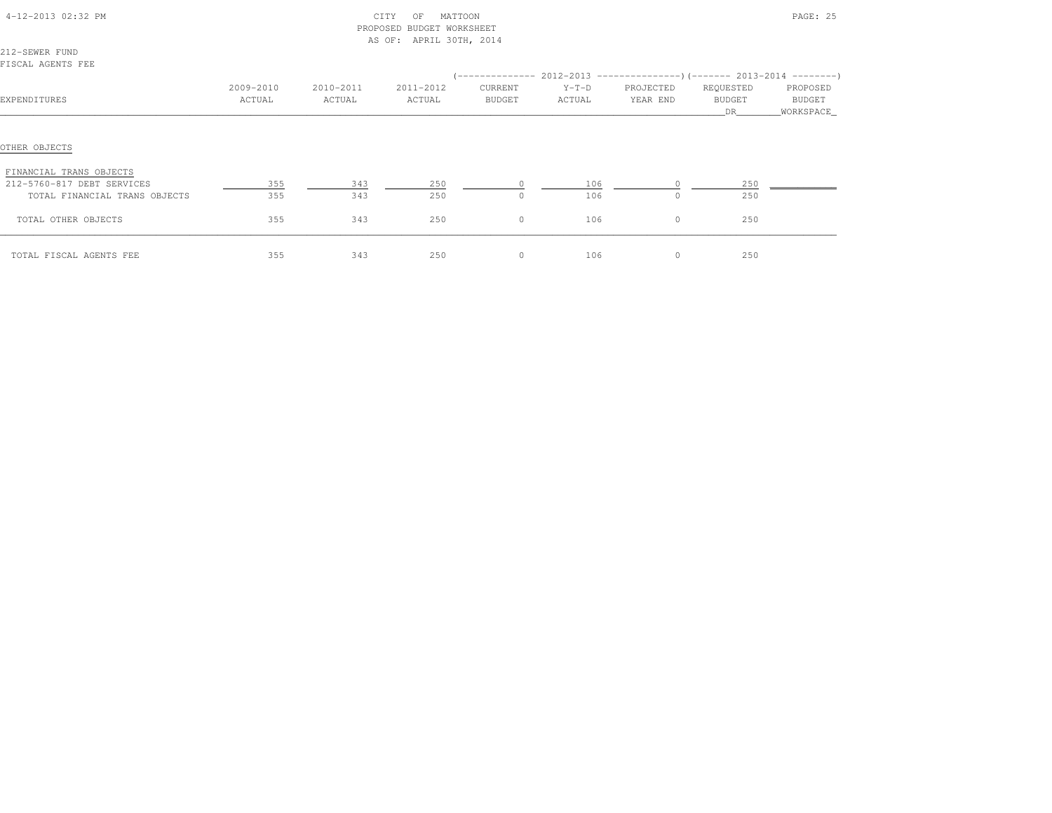CITY OF MATTOON
PROPOSED BUDGET WORKSHEET
AS OF: APRIL 30TH, 2014

212-SEWER FUND
FISCAL AGENTS FEE

| EXPENDITURES | 2009-2010 ACTUAL | 2010-2011 ACTUAL | 2011-2012 ACTUAL | 2012-2013 CURRENT BUDGET | 2012-2013 Y-T-D ACTUAL | 2012-2013 PROJECTED YEAR END | 2013-2014 REQUESTED BUDGET DR | 2013-2014 PROPOSED BUDGET WORKSPACE |
|---|---|---|---|---|---|---|---|---|
| OTHER OBJECTS | | | | | | | | |
| FINANCIAL TRANS OBJECTS | | | | | | | | |
| 212-5760-817 DEBT SERVICES | 355 | 343 | 250 | 0 | 106 | 0 | 250 | |
| TOTAL FINANCIAL TRANS OBJECTS | 355 | 343 | 250 | 0 | 106 | 0 | 250 | |
| TOTAL OTHER OBJECTS | 355 | 343 | 250 | 0 | 106 | 0 | 250 | |
| TOTAL FISCAL AGENTS FEE | 355 | 343 | 250 | 0 | 106 | 0 | 250 | |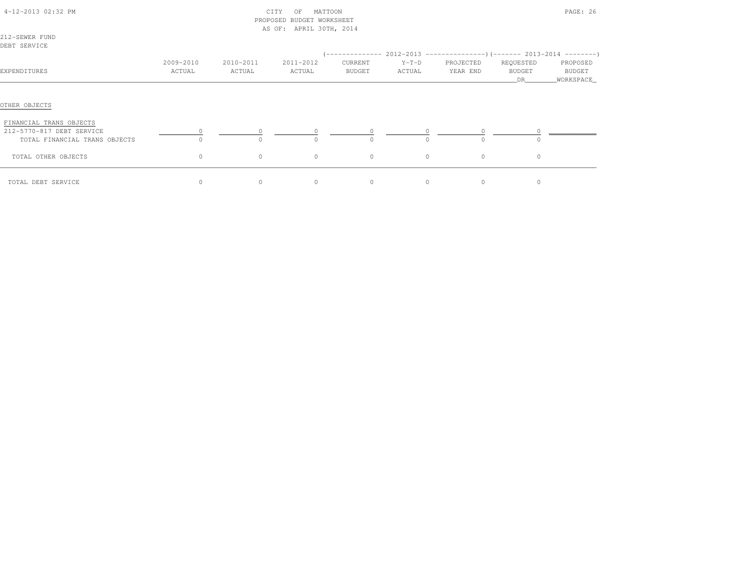CITY OF MATTOON
PROPOSED BUDGET WORKSHEET
AS OF: APRIL 30TH, 2014

212-SEWER FUND
DEBT SERVICE

| EXPENDITURES | 2009-2010 ACTUAL | 2010-2011 ACTUAL | 2011-2012 ACTUAL | 2012-2013 CURRENT BUDGET | 2012-2013 Y-T-D ACTUAL | 2012-2013 PROJECTED YEAR END | 2013-2014 REQUESTED BUDGET DR | 2013-2014 PROPOSED BUDGET WORKSPACE |
|---|---|---|---|---|---|---|---|---|
| OTHER OBJECTS | | | | | | | | |
| FINANCIAL TRANS OBJECTS | | | | | | | | |
| 212-5770-817 DEBT SERVICE | 0 | 0 | 0 | 0 | 0 | 0 | 0 | |
| TOTAL FINANCIAL TRANS OBJECTS | 0 | 0 | 0 | 0 | 0 | 0 | 0 | |
| TOTAL OTHER OBJECTS | 0 | 0 | 0 | 0 | 0 | 0 | 0 | |
| TOTAL DEBT SERVICE | 0 | 0 | 0 | 0 | 0 | 0 | 0 | |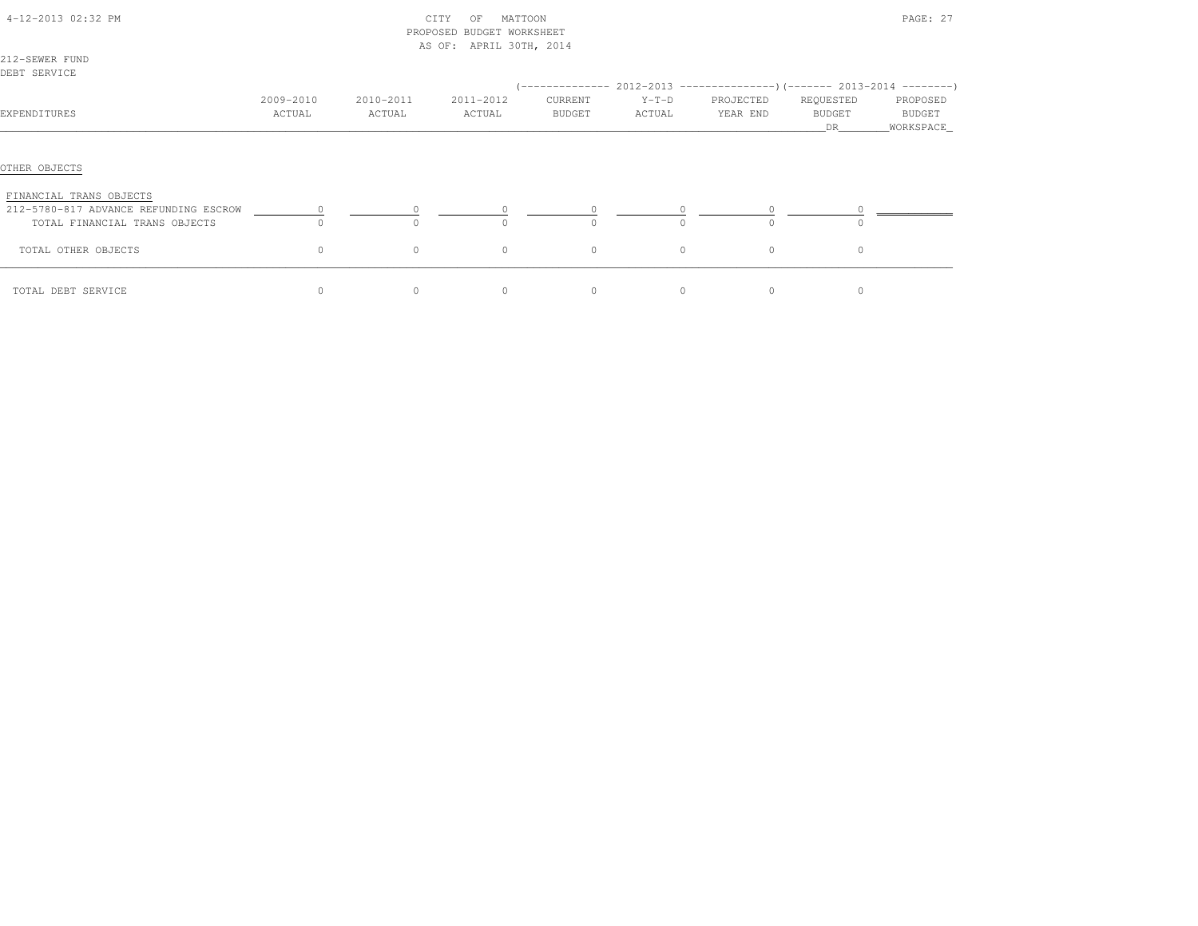CITY OF MATTOON
PROPOSED BUDGET WORKSHEET
AS OF: APRIL 30TH, 2014

212-SEWER FUND
DEBT SERVICE

| EXPENDITURES | 2009-2010 ACTUAL | 2010-2011 ACTUAL | 2011-2012 ACTUAL | 2012-2013 CURRENT BUDGET | 2012-2013 Y-T-D ACTUAL | 2012-2013 PROJECTED YEAR END | 2013-2014 REQUESTED BUDGET DR | 2013-2014 PROPOSED BUDGET WORKSPACE |
|---|---|---|---|---|---|---|---|---|
| OTHER OBJECTS | | | | | | | | |
| FINANCIAL TRANS OBJECTS | | | | | | | | |
| 212-5780-817 ADVANCE REFUNDING ESCROW | 0 | 0 | 0 | 0 | 0 | 0 | 0 | |
| TOTAL FINANCIAL TRANS OBJECTS | 0 | 0 | 0 | 0 | 0 | 0 | 0 | |
| TOTAL OTHER OBJECTS | 0 | 0 | 0 | 0 | 0 | 0 | 0 | |
| TOTAL DEBT SERVICE | 0 | 0 | 0 | 0 | 0 | 0 | 0 | |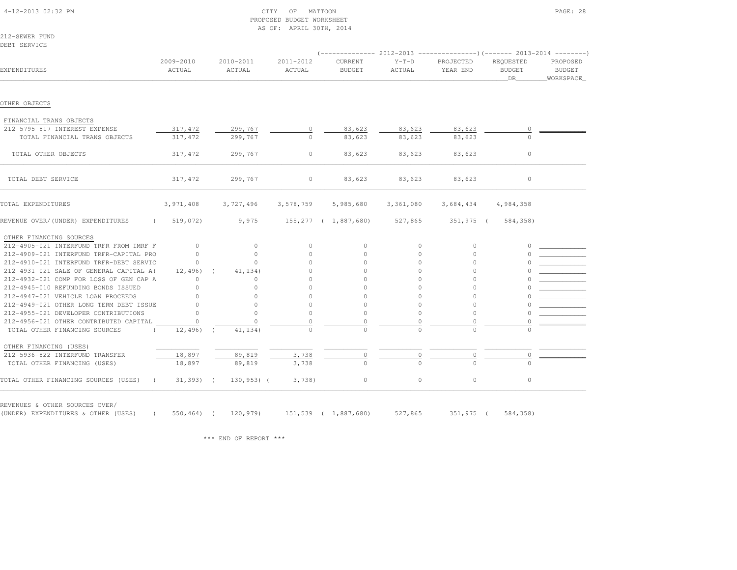CITY OF MATTOON
PROPOSED BUDGET WORKSHEET
AS OF: APRIL 30TH, 2014

212-SEWER FUND
DEBT SERVICE

| EXPENDITURES | 2009-2010 ACTUAL | 2010-2011 ACTUAL | 2011-2012 ACTUAL | 2012-2013 CURRENT BUDGET | 2012-2013 Y-T-D ACTUAL | 2012-2013 PROJECTED YEAR END | 2013-2014 REQUESTED BUDGET DR | 2013-2014 PROPOSED BUDGET WORKSPACE |
|---|---|---|---|---|---|---|---|---|
| OTHER OBJECTS | | | | | | | | |
| FINANCIAL TRANS OBJECTS | | | | | | | | |
| 212-5795-817 INTEREST EXPENSE | 317,472 | 299,767 | 0 | 83,623 | 83,623 | 83,623 | 0 | |
| TOTAL FINANCIAL TRANS OBJECTS | 317,472 | 299,767 | 0 | 83,623 | 83,623 | 83,623 | 0 | |
| TOTAL OTHER OBJECTS | 317,472 | 299,767 | 0 | 83,623 | 83,623 | 83,623 | 0 | |
| TOTAL DEBT SERVICE | 317,472 | 299,767 | 0 | 83,623 | 83,623 | 83,623 | 0 | |
| TOTAL EXPENDITURES | 3,971,408 | 3,727,496 | 3,578,759 | 5,985,680 | 3,361,080 | 3,684,434 | 4,984,358 | |
| REVENUE OVER/(UNDER) EXPENDITURES | ( 519,072) | 9,975 | 155,277 | ( 1,887,680) | 527,865 | 351,975 | ( 584,358) | |
| OTHER FINANCING SOURCES | | | | | | | | |
| 212-4905-021 INTERFUND TRFR FROM IMRF F | 0 | 0 | 0 | 0 | 0 | 0 | 0 | |
| 212-4909-021 INTERFUND TRFR-CAPITAL PRO | 0 | 0 | 0 | 0 | 0 | 0 | 0 | |
| 212-4910-021 INTERFUND TRFR-DEBT SERVIC | 0 | 0 | 0 | 0 | 0 | 0 | 0 | |
| 212-4931-021 SALE OF GENERAL CAPITAL A( | 12,496) | ( 41,134) | 0 | 0 | 0 | 0 | 0 | |
| 212-4932-021 COMP FOR LOSS OF GEN CAP A | 0 | 0 | 0 | 0 | 0 | 0 | 0 | |
| 212-4945-010 REFUNDING BONDS ISSUED | 0 | 0 | 0 | 0 | 0 | 0 | 0 | |
| 212-4947-021 VEHICLE LOAN PROCEEDS | 0 | 0 | 0 | 0 | 0 | 0 | 0 | |
| 212-4949-021 OTHER LONG TERM DEBT ISSUE | 0 | 0 | 0 | 0 | 0 | 0 | 0 | |
| 212-4955-021 DEVELOPER CONTRIBUTIONS | 0 | 0 | 0 | 0 | 0 | 0 | 0 | |
| 212-4956-021 OTHER CONTRIBUTED CAPITAL | 0 | 0 | 0 | 0 | 0 | 0 | 0 | |
| TOTAL OTHER FINANCING SOURCES | ( 12,496) | ( 41,134) | 0 | 0 | 0 | 0 | 0 | |
| OTHER FINANCING (USES) | | | | | | | | |
| 212-5936-822 INTERFUND TRANSFER | 18,897 | 89,819 | 3,738 | 0 | 0 | 0 | 0 | |
| TOTAL OTHER FINANCING (USES) | 18,897 | 89,819 | 3,738 | 0 | 0 | 0 | 0 | |
| TOTAL OTHER FINANCING SOURCES (USES) | ( 31,393) | ( 130,953) | ( 3,738) | 0 | 0 | 0 | 0 | |
| REVENUES & OTHER SOURCES OVER/ (UNDER) EXPENDITURES & OTHER (USES) | ( 550,464) | ( 120,979) | 151,539 | ( 1,887,680) | 527,865 | 351,975 | ( 584,358) | |

*** END OF REPORT ***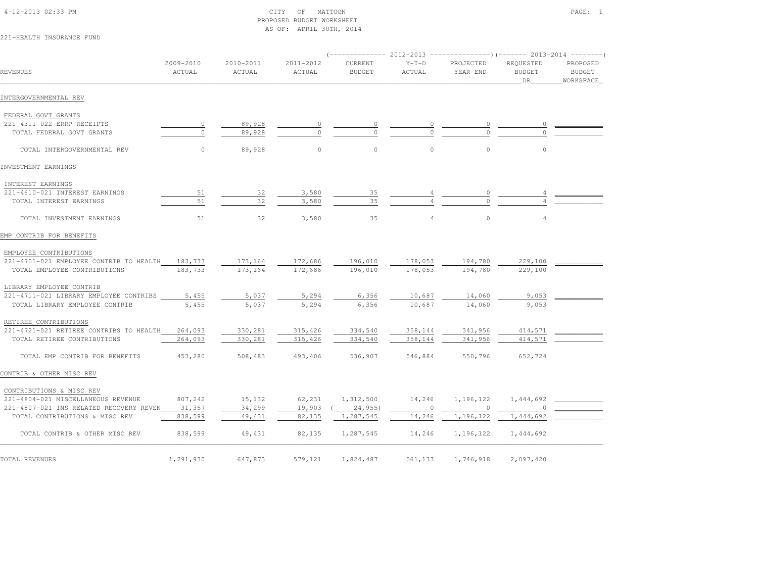4-12-2013 02:33 PM

# CITY OF MATTOON
## PROPOSED BUDGET WORKSHEET
AS OF: APRIL 30TH, 2014

221-HEALTH INSURANCE FUND

| REVENUES | 2009-2010 ACTUAL | 2010-2011 ACTUAL | 2011-2012 ACTUAL | 2012-2013 CURRENT BUDGET | 2012-2013 Y-T-D ACTUAL | 2012-2013 PROJECTED YEAR END | 2013-2014 REQUESTED BUDGET DR | 2013-2014 PROPOSED BUDGET WORKSPACE |
|---|---|---|---|---|---|---|---|---|
| **INTERGOVERNMENTAL REV** | | | | | | | | |
| FEDERAL GOVT GRANTS | | | | | | | | |
| 221-4311-022 ERRP RECEIPTS | 0 | 89,928 | 0 | 0 | 0 | 0 | 0 | |
| TOTAL FEDERAL GOVT GRANTS | 0 | 89,928 | 0 | 0 | 0 | 0 | 0 | |
| TOTAL INTERGOVERNMENTAL REV | 0 | 89,928 | 0 | 0 | 0 | 0 | 0 | |
| **INVESTMENT EARNINGS** | | | | | | | | |
| INTEREST EARNINGS | | | | | | | | |
| 221-4610-021 INTEREST EARNINGS | 51 | 32 | 3,580 | 35 | 4 | 0 | 4 | |
| TOTAL INTEREST EARNINGS | 51 | 32 | 3,580 | 35 | 4 | 0 | 4 | |
| TOTAL INVESTMENT EARNINGS | 51 | 32 | 3,580 | 35 | 4 | 0 | 4 | |
| **EMP CONTRIB FOR BENEFITS** | | | | | | | | |
| EMPLOYEE CONTRIBUTIONS | | | | | | | | |
| 221-4701-021 EMPLOYEE CONTRIB TO HEALTH | 183,733 | 173,164 | 172,686 | 196,010 | 178,053 | 194,780 | 229,100 | |
| TOTAL EMPLOYEE CONTRIBUTIONS | 183,733 | 173,164 | 172,686 | 196,010 | 178,053 | 194,780 | 229,100 | |
| LIBRARY EMPLOYEE CONTRIB | | | | | | | | |
| 221-4711-021 LIBRARY EMPLOYEE CONTRIBS | 5,455 | 5,037 | 5,294 | 6,356 | 10,687 | 14,060 | 9,053 | |
| TOTAL LIBRARY EMPLOYEE CONTRIB | 5,455 | 5,037 | 5,294 | 6,356 | 10,687 | 14,060 | 9,053 | |
| RETIREE CONTRIBUTIONS | | | | | | | | |
| 221-4721-021 RETIREE CONTRIBS TO HEALTH | 264,093 | 330,281 | 315,426 | 334,540 | 358,144 | 341,956 | 414,571 | |
| TOTAL RETIREE CONTRIBUTIONS | 264,093 | 330,281 | 315,426 | 334,540 | 358,144 | 341,956 | 414,571 | |
| TOTAL EMP CONTRIB FOR BENEFITS | 453,280 | 508,483 | 493,406 | 536,907 | 546,884 | 550,796 | 652,724 | |
| **CONTRIB & OTHER MISC REV** | | | | | | | | |
| CONTRIBUTIONS & MISC REV | | | | | | | | |
| 221-4804-021 MISCELLANEOUS REVENUE | 807,242 | 15,132 | 62,231 | 1,312,500 | 14,246 | 1,196,122 | 1,444,692 | |
| 221-4807-021 INS RELATED RECOVERY REVEN | 31,357 | 34,299 | 19,903 | ( 24,955) | 0 | 0 | 0 | |
| TOTAL CONTRIBUTIONS & MISC REV | 838,599 | 49,431 | 82,135 | 1,287,545 | 14,246 | 1,196,122 | 1,444,692 | |
| TOTAL CONTRIB & OTHER MISC REV | 838,599 | 49,431 | 82,135 | 1,287,545 | 14,246 | 1,196,122 | 1,444,692 | |
| **TOTAL REVENUES** | 1,291,930 | 647,873 | 579,121 | 1,824,487 | 561,133 | 1,746,918 | 2,097,420 | |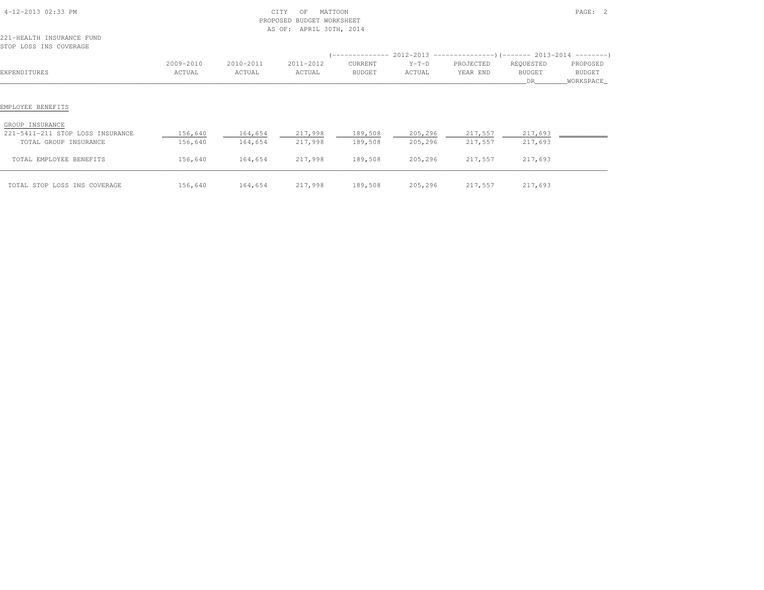CITY OF MATTOON
PROPOSED BUDGET WORKSHEET
AS OF: APRIL 30TH, 2014

221-HEALTH INSURANCE FUND
STOP LOSS INS COVERAGE

| EXPENDITURES | 2009-2010 ACTUAL | 2010-2011 ACTUAL | 2011-2012 ACTUAL | 2012-2013 CURRENT BUDGET | 2012-2013 Y-T-D ACTUAL | 2012-2013 PROJECTED YEAR END | 2013-2014 REQUESTED BUDGET DR | 2013-2014 PROPOSED BUDGET WORKSPACE |
|---|---|---|---|---|---|---|---|---|
| EMPLOYEE BENEFITS | | | | | | | | |
| GROUP INSURANCE | | | | | | | | |
| 221-5411-211 STOP LOSS INSURANCE | 156,640 | 164,654 | 217,998 | 189,508 | 205,296 | 217,557 | 217,693 | |
| TOTAL GROUP INSURANCE | 156,640 | 164,654 | 217,998 | 189,508 | 205,296 | 217,557 | 217,693 | |
| TOTAL EMPLOYEE BENEFITS | 156,640 | 164,654 | 217,998 | 189,508 | 205,296 | 217,557 | 217,693 | |
| TOTAL STOP LOSS INS COVERAGE | 156,640 | 164,654 | 217,998 | 189,508 | 205,296 | 217,557 | 217,693 | |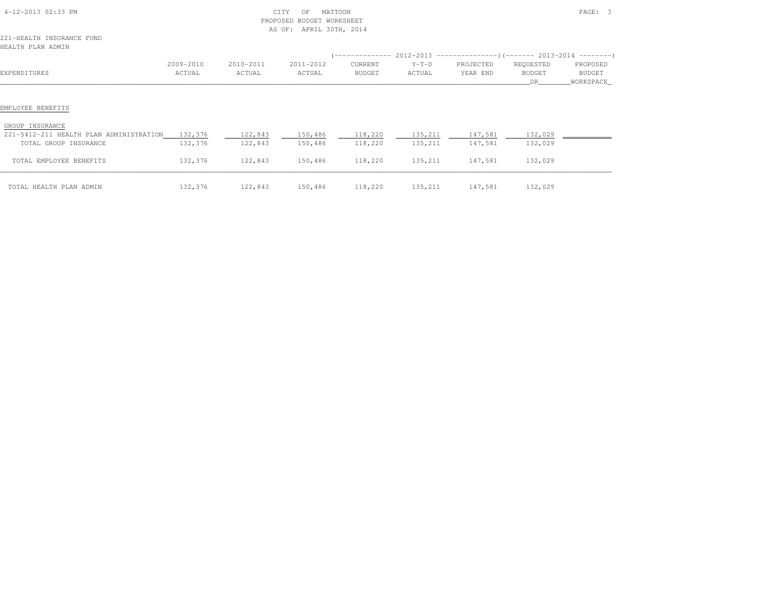CITY OF MATTOON
PROPOSED BUDGET WORKSHEET
AS OF: APRIL 30TH, 2014

221-HEALTH INSURANCE FUND
HEALTH PLAN ADMIN

| EXPENDITURES | 2009-2010 ACTUAL | 2010-2011 ACTUAL | 2011-2012 ACTUAL | 2012-2013 CURRENT BUDGET | 2012-2013 Y-T-D ACTUAL | 2012-2013 PROJECTED YEAR END | 2013-2014 REQUESTED BUDGET DR | 2013-2014 PROPOSED BUDGET WORKSPACE |
|---|---|---|---|---|---|---|---|---|
| **EMPLOYEE BENEFITS** | | | | | | | | |
| GROUP INSURANCE | | | | | | | | |
| 221-5412-211 HEALTH PLAN ADMINISTRATION | 132,376 | 122,843 | 150,486 | 118,220 | 135,211 | 147,581 | 132,029 | |
| TOTAL GROUP INSURANCE | 132,376 | 122,843 | 150,486 | 118,220 | 135,211 | 147,581 | 132,029 | |
| TOTAL EMPLOYEE BENEFITS | 132,376 | 122,843 | 150,486 | 118,220 | 135,211 | 147,581 | 132,029 | |
| TOTAL HEALTH PLAN ADMIN | 132,376 | 122,843 | 150,486 | 118,220 | 135,211 | 147,581 | 132,029 | |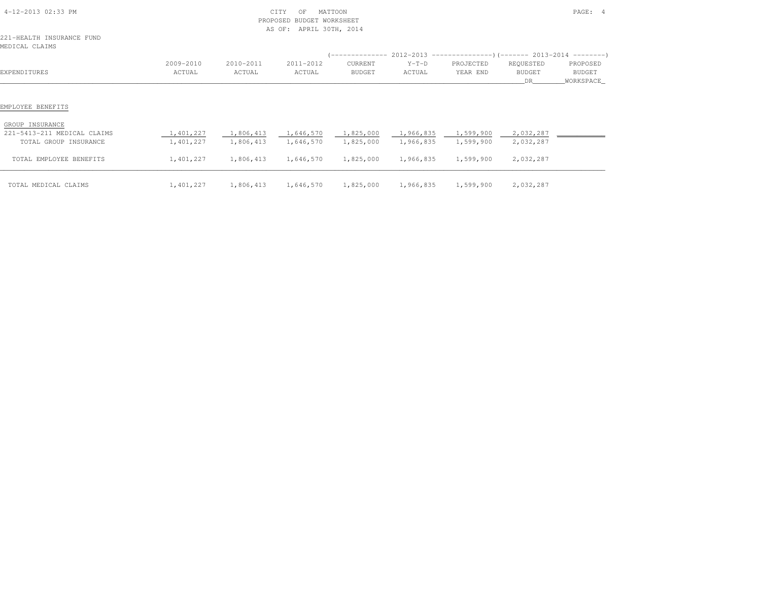CITY OF MATTOON
PROPOSED BUDGET WORKSHEET
AS OF: APRIL 30TH, 2014

221-HEALTH INSURANCE FUND
MEDICAL CLAIMS

| EXPENDITURES | 2009-2010 ACTUAL | 2010-2011 ACTUAL | 2011-2012 ACTUAL | 2012-2013 CURRENT BUDGET | 2012-2013 Y-T-D ACTUAL | 2012-2013 PROJECTED YEAR END | 2013-2014 REQUESTED BUDGET DR | 2013-2014 PROPOSED BUDGET WORKSPACE |
|---|---|---|---|---|---|---|---|---|
| **EMPLOYEE BENEFITS** | | | | | | | | |
| GROUP INSURANCE | | | | | | | | |
| 221-5413-211 MEDICAL CLAIMS | 1,401,227 | 1,806,413 | 1,646,570 | 1,825,000 | 1,966,835 | 1,599,900 | 2,032,287 | |
| TOTAL GROUP INSURANCE | 1,401,227 | 1,806,413 | 1,646,570 | 1,825,000 | 1,966,835 | 1,599,900 | 2,032,287 | |
| TOTAL EMPLOYEE BENEFITS | 1,401,227 | 1,806,413 | 1,646,570 | 1,825,000 | 1,966,835 | 1,599,900 | 2,032,287 | |
| TOTAL MEDICAL CLAIMS | 1,401,227 | 1,806,413 | 1,646,570 | 1,825,000 | 1,966,835 | 1,599,900 | 2,032,287 | |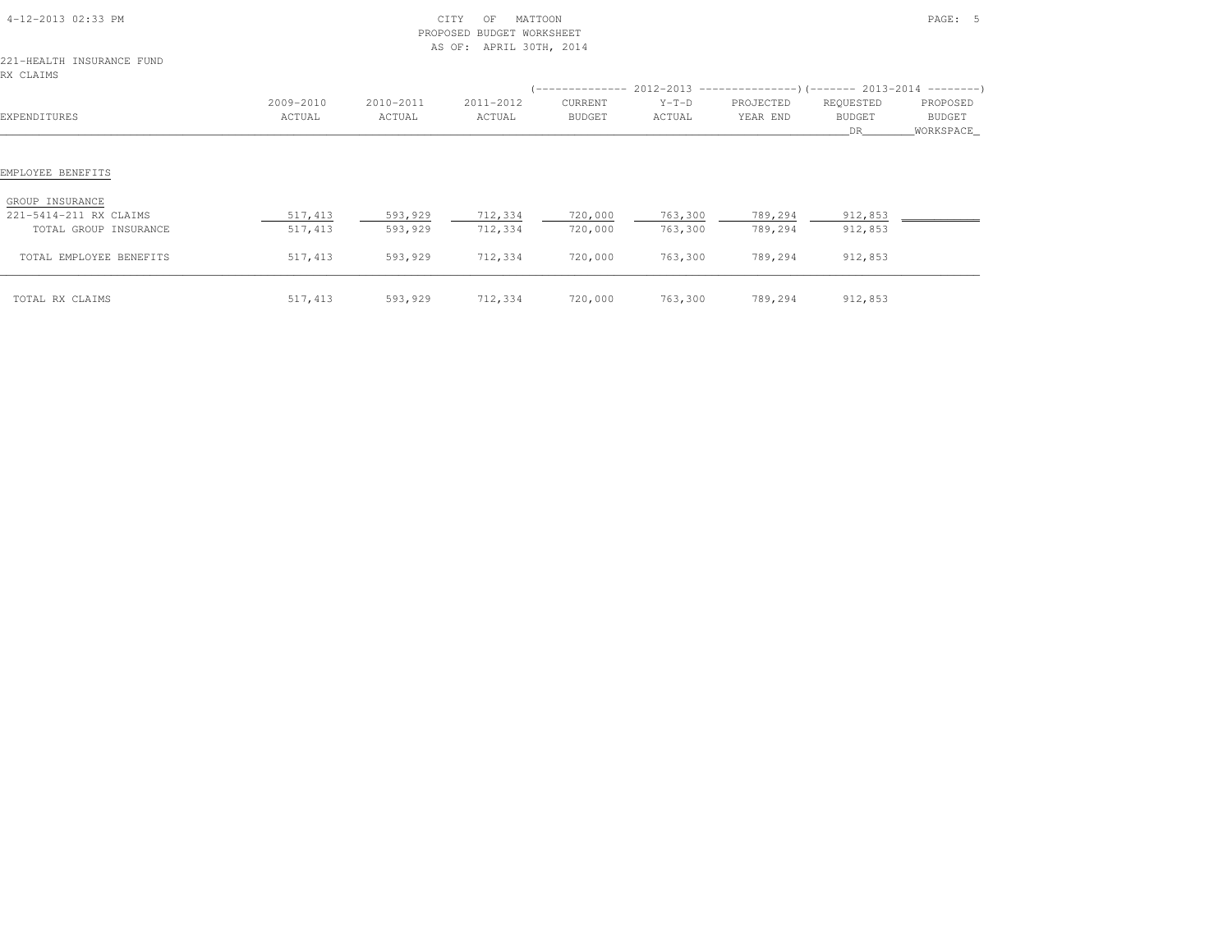CITY OF MATTOON
PROPOSED BUDGET WORKSHEET
AS OF: APRIL 30TH, 2014

221-HEALTH INSURANCE FUND
RX CLAIMS

| EXPENDITURES | 2009-2010 ACTUAL | 2010-2011 ACTUAL | 2011-2012 ACTUAL | 2012-2013 CURRENT BUDGET | 2012-2013 Y-T-D ACTUAL | 2012-2013 PROJECTED YEAR END | 2013-2014 REQUESTED BUDGET DR | 2013-2014 PROPOSED BUDGET WORKSPACE |
|---|---|---|---|---|---|---|---|---|
| EMPLOYEE BENEFITS | | | | | | | | |
| GROUP INSURANCE | | | | | | | | |
| 221-5414-211 RX CLAIMS | 517,413 | 593,929 | 712,334 | 720,000 | 763,300 | 789,294 | 912,853 | |
| TOTAL GROUP INSURANCE | 517,413 | 593,929 | 712,334 | 720,000 | 763,300 | 789,294 | 912,853 | |
| TOTAL EMPLOYEE BENEFITS | 517,413 | 593,929 | 712,334 | 720,000 | 763,300 | 789,294 | 912,853 | |
| TOTAL RX CLAIMS | 517,413 | 593,929 | 712,334 | 720,000 | 763,300 | 789,294 | 912,853 | |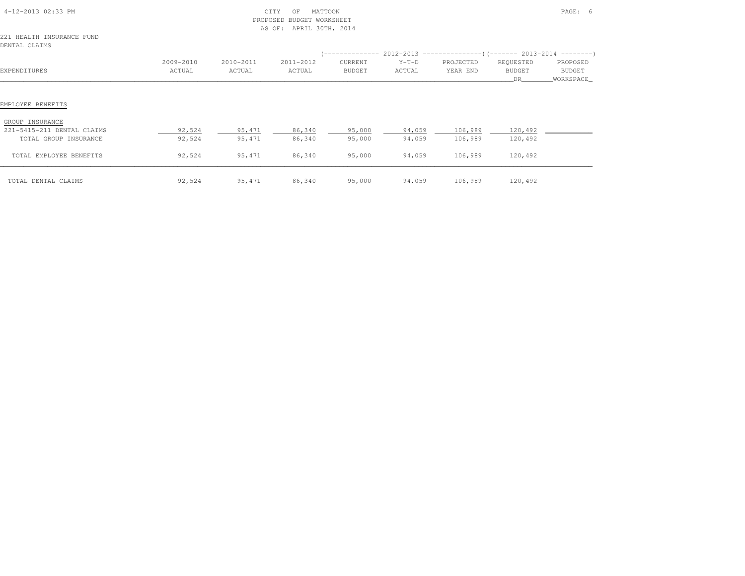CITY OF MATTOON
PROPOSED BUDGET WORKSHEET
AS OF: APRIL 30TH, 2014

221-HEALTH INSURANCE FUND
DENTAL CLAIMS

| EXPENDITURES | 2009-2010 ACTUAL | 2010-2011 ACTUAL | 2011-2012 ACTUAL | 2012-2013 CURRENT BUDGET | 2012-2013 Y-T-D ACTUAL | 2012-2013 PROJECTED YEAR END | 2013-2014 REQUESTED BUDGET DR | 2013-2014 PROPOSED BUDGET WORKSPACE |
|---|---|---|---|---|---|---|---|---|
| **EMPLOYEE BENEFITS** | | | | | | | | |
| GROUP INSURANCE | | | | | | | | |
| 221-5415-211 DENTAL CLAIMS | 92,524 | 95,471 | 86,340 | 95,000 | 94,059 | 106,989 | 120,492 | |
| TOTAL GROUP INSURANCE | 92,524 | 95,471 | 86,340 | 95,000 | 94,059 | 106,989 | 120,492 | |
| TOTAL EMPLOYEE BENEFITS | 92,524 | 95,471 | 86,340 | 95,000 | 94,059 | 106,989 | 120,492 | |
| TOTAL DENTAL CLAIMS | 92,524 | 95,471 | 86,340 | 95,000 | 94,059 | 106,989 | 120,492 | |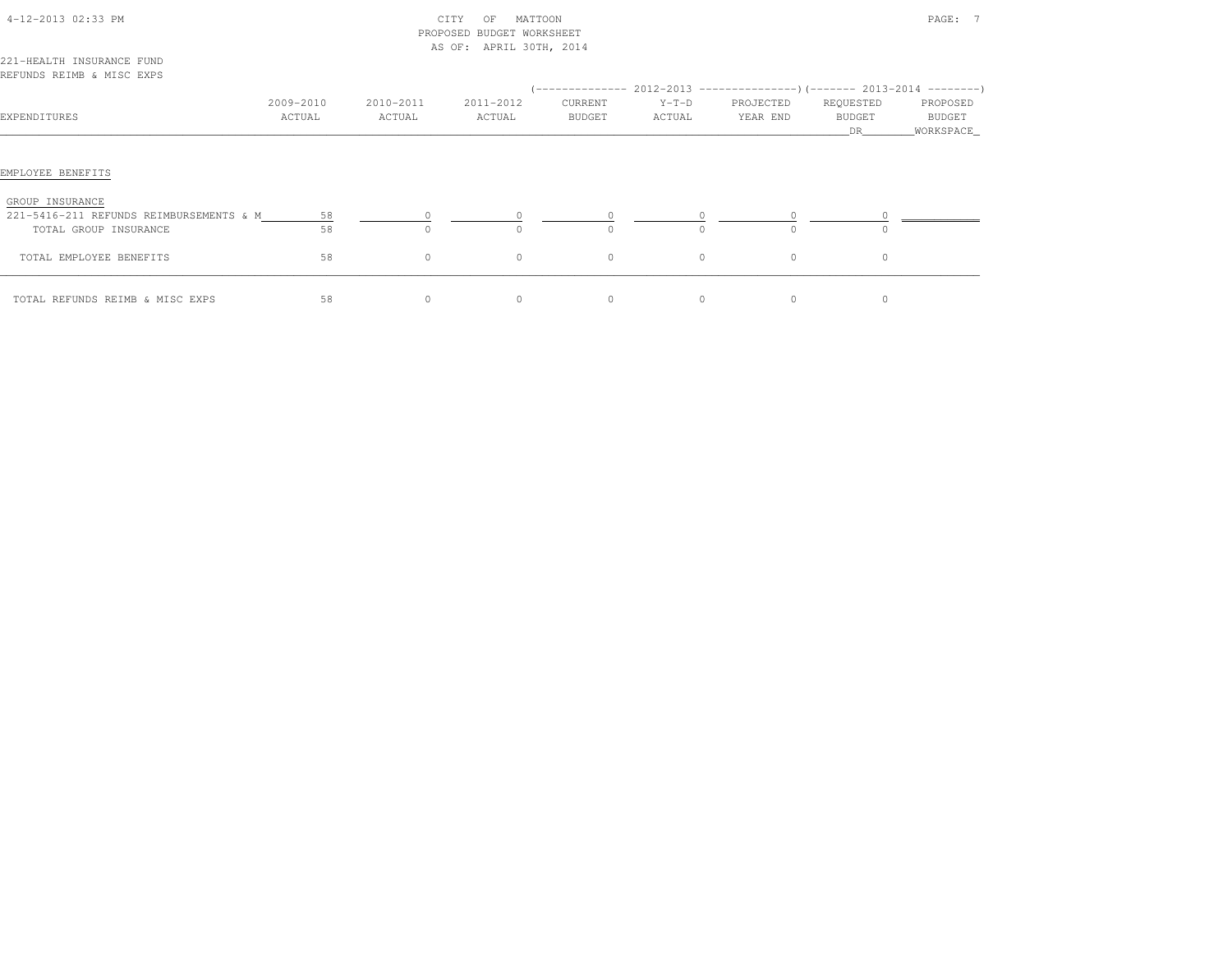CITY OF MATTOON
PROPOSED BUDGET WORKSHEET
AS OF: APRIL 30TH, 2014

221-HEALTH INSURANCE FUND
REFUNDS REIMB & MISC EXPS

| EXPENDITURES | 2009-2010 ACTUAL | 2010-2011 ACTUAL | 2011-2012 ACTUAL | 2012-2013 CURRENT BUDGET | 2012-2013 Y-T-D ACTUAL | 2012-2013 PROJECTED YEAR END | 2013-2014 REQUESTED BUDGET DR | 2013-2014 PROPOSED BUDGET WORKSPACE |
|---|---|---|---|---|---|---|---|---|
| **EMPLOYEE BENEFITS** | | | | | | | | |
| GROUP INSURANCE | | | | | | | | |
| 221-5416-211 REFUNDS REIMBURSEMENTS & M | 58 | 0 | 0 | 0 | 0 | 0 | 0 | |
| TOTAL GROUP INSURANCE | 58 | 0 | 0 | 0 | 0 | 0 | 0 | |
| TOTAL EMPLOYEE BENEFITS | 58 | 0 | 0 | 0 | 0 | 0 | 0 | |
| TOTAL REFUNDS REIMB & MISC EXPS | 58 | 0 | 0 | 0 | 0 | 0 | 0 | |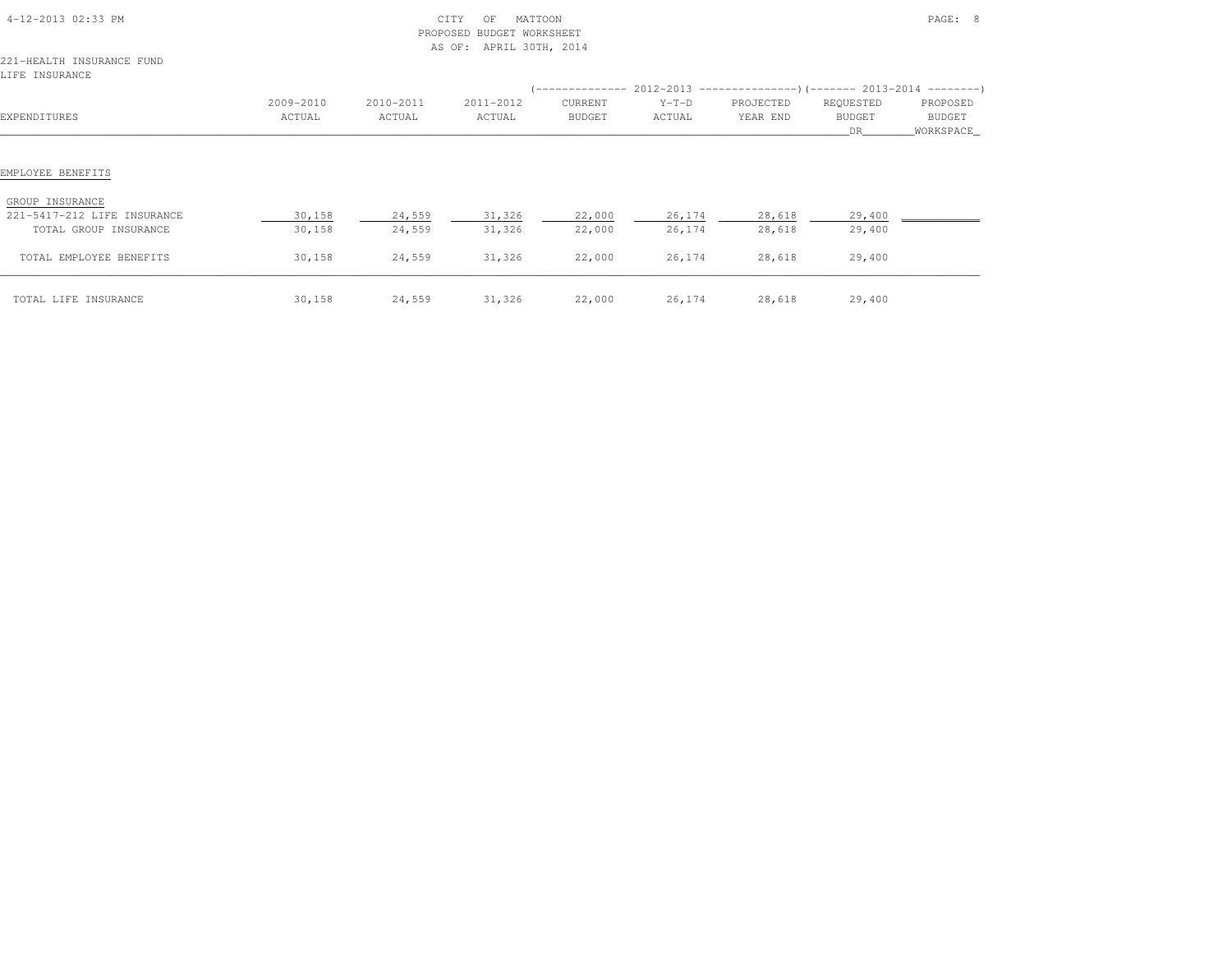CITY OF MATTOON
PROPOSED BUDGET WORKSHEET
AS OF: APRIL 30TH, 2014

221-HEALTH INSURANCE FUND
LIFE INSURANCE

| EXPENDITURES | 2009-2010 ACTUAL | 2010-2011 ACTUAL | 2011-2012 ACTUAL | 2012-2013 CURRENT BUDGET | 2012-2013 Y-T-D ACTUAL | 2012-2013 PROJECTED YEAR END | 2013-2014 REQUESTED BUDGET DR | 2013-2014 PROPOSED BUDGET WORKSPACE |
|---|---|---|---|---|---|---|---|---|
| EMPLOYEE BENEFITS | | | | | | | | |
| GROUP INSURANCE | | | | | | | | |
| 221-5417-212 LIFE INSURANCE | 30,158 | 24,559 | 31,326 | 22,000 | 26,174 | 28,618 | 29,400 | |
| TOTAL GROUP INSURANCE | 30,158 | 24,559 | 31,326 | 22,000 | 26,174 | 28,618 | 29,400 | |
| TOTAL EMPLOYEE BENEFITS | 30,158 | 24,559 | 31,326 | 22,000 | 26,174 | 28,618 | 29,400 | |
| TOTAL LIFE INSURANCE | 30,158 | 24,559 | 31,326 | 22,000 | 26,174 | 28,618 | 29,400 | |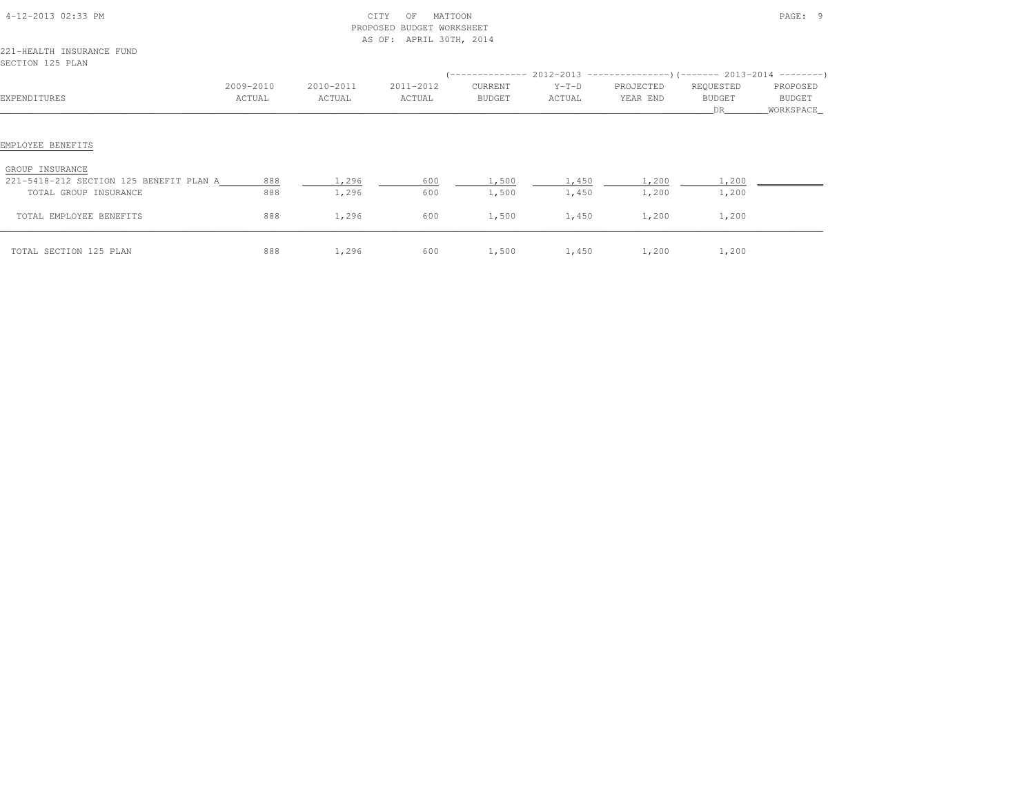CITY OF MATTOON
PROPOSED BUDGET WORKSHEET
AS OF: APRIL 30TH, 2014

221-HEALTH INSURANCE FUND
SECTION 125 PLAN

| EXPENDITURES | 2009-2010 ACTUAL | 2010-2011 ACTUAL | 2011-2012 ACTUAL | 2012-2013 CURRENT BUDGET | 2012-2013 Y-T-D ACTUAL | 2012-2013 PROJECTED YEAR END | 2013-2014 REQUESTED BUDGET DR | 2013-2014 PROPOSED BUDGET WORKSPACE |
|---|---|---|---|---|---|---|---|---|
| EMPLOYEE BENEFITS | | | | | | | | |
| GROUP INSURANCE | | | | | | | | |
| 221-5418-212 SECTION 125 BENEFIT PLAN A | 888 | 1,296 | 600 | 1,500 | 1,450 | 1,200 | 1,200 | |
| TOTAL GROUP INSURANCE | 888 | 1,296 | 600 | 1,500 | 1,450 | 1,200 | 1,200 | |
| TOTAL EMPLOYEE BENEFITS | 888 | 1,296 | 600 | 1,500 | 1,450 | 1,200 | 1,200 | |
| TOTAL SECTION 125 PLAN | 888 | 1,296 | 600 | 1,500 | 1,450 | 1,200 | 1,200 | |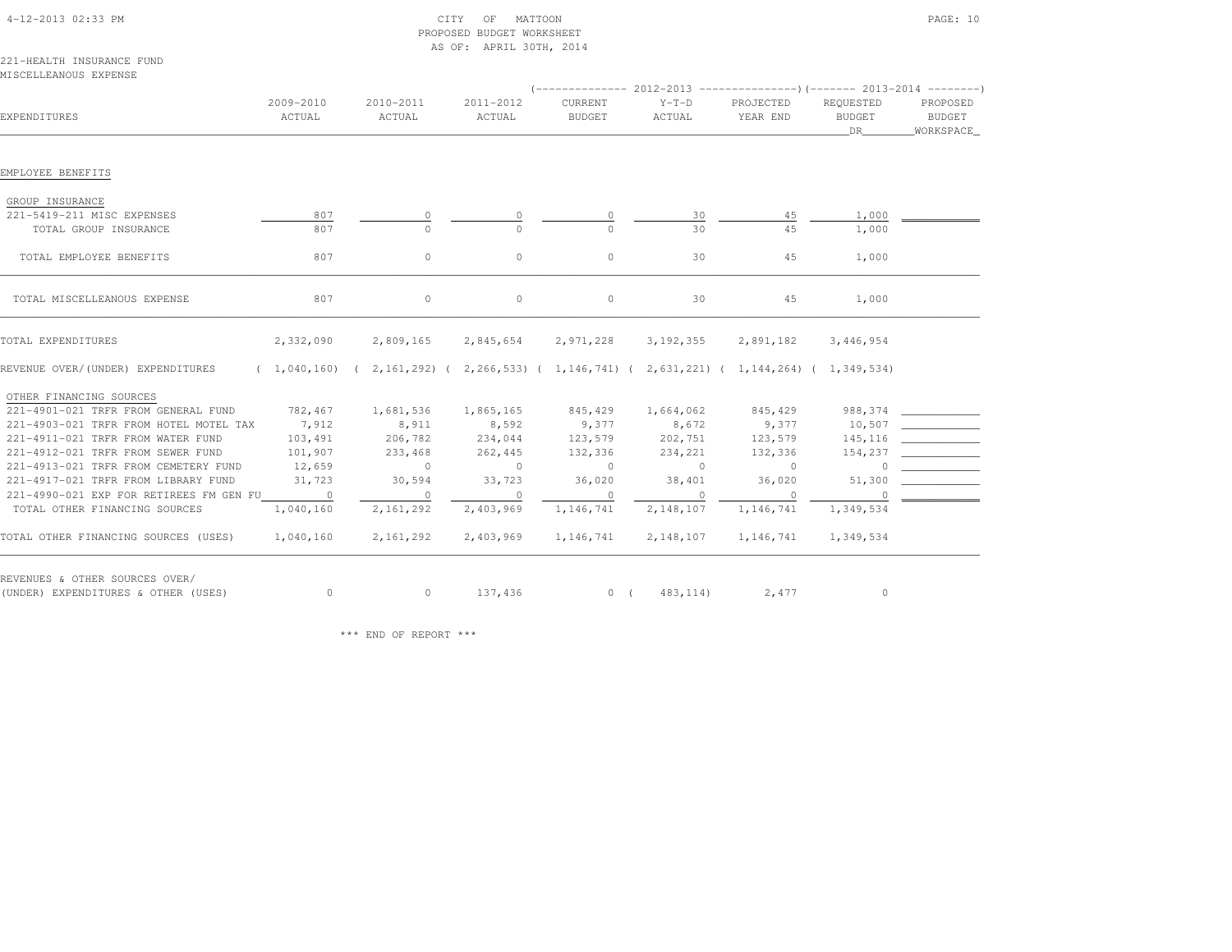CITY OF MATTOON
PROPOSED BUDGET WORKSHEET
AS OF: APRIL 30TH, 2014

221-HEALTH INSURANCE FUND
MISCELLANEOUS EXPENSE

| EXPENDITURES | 2009-2010 ACTUAL | 2010-2011 ACTUAL | 2011-2012 ACTUAL | 2012-2013 CURRENT BUDGET | 2012-2013 Y-T-D ACTUAL | 2012-2013 PROJECTED YEAR END | 2013-2014 REQUESTED BUDGET DR | 2013-2014 PROPOSED BUDGET WORKSPACE |
|---|---|---|---|---|---|---|---|---|
| EMPLOYEE BENEFITS | | | | | | | | |
| GROUP INSURANCE | | | | | | | | |
| 221-5419-211 MISC EXPENSES | 807 | 0 | 0 | 0 | 30 | 45 | 1,000 | |
| TOTAL GROUP INSURANCE | 807 | 0 | 0 | 0 | 30 | 45 | 1,000 | |
| TOTAL EMPLOYEE BENEFITS | 807 | 0 | 0 | 0 | 30 | 45 | 1,000 | |
| TOTAL MISCELLANEOUS EXPENSE | 807 | 0 | 0 | 0 | 30 | 45 | 1,000 | |
| TOTAL EXPENDITURES | 2,332,090 | 2,809,165 | 2,845,654 | 2,971,228 | 3,192,355 | 2,891,182 | 3,446,954 | |
| REVENUE OVER/(UNDER) EXPENDITURES | ( 1,040,160) | ( 2,161,292) | ( 2,266,533) | ( 1,146,741) | ( 2,631,221) | ( 1,144,264) | ( 1,349,534) | |
| OTHER FINANCING SOURCES | | | | | | | | |
| 221-4901-021 TRFR FROM GENERAL FUND | 782,467 | 1,681,536 | 1,865,165 | 845,429 | 1,664,062 | 845,429 | 988,374 | |
| 221-4903-021 TRFR FROM HOTEL MOTEL TAX | 7,912 | 8,911 | 8,592 | 9,377 | 8,672 | 9,377 | 10,507 | |
| 221-4911-021 TRFR FROM WATER FUND | 103,491 | 206,782 | 234,044 | 123,579 | 202,751 | 123,579 | 145,116 | |
| 221-4912-021 TRFR FROM SEWER FUND | 101,907 | 233,468 | 262,445 | 132,336 | 234,221 | 132,336 | 154,237 | |
| 221-4913-021 TRFR FROM CEMETERY FUND | 12,659 | 0 | 0 | 0 | 0 | 0 | 0 | |
| 221-4917-021 TRFR FROM LIBRARY FUND | 31,723 | 30,594 | 33,723 | 36,020 | 38,401 | 36,020 | 51,300 | |
| 221-4990-021 EXP FOR RETIREES FM GEN FU | 0 | 0 | 0 | 0 | 0 | 0 | 0 | |
| TOTAL OTHER FINANCING SOURCES | 1,040,160 | 2,161,292 | 2,403,969 | 1,146,741 | 2,148,107 | 1,146,741 | 1,349,534 | |
| TOTAL OTHER FINANCING SOURCES (USES) | 1,040,160 | 2,161,292 | 2,403,969 | 1,146,741 | 2,148,107 | 1,146,741 | 1,349,534 | |
| REVENUES & OTHER SOURCES OVER/ (UNDER) EXPENDITURES & OTHER (USES) | 0 | 0 | 137,436 | 0 | ( 483,114) | 2,477 | 0 | |

\*\*\* END OF REPORT \*\*\*